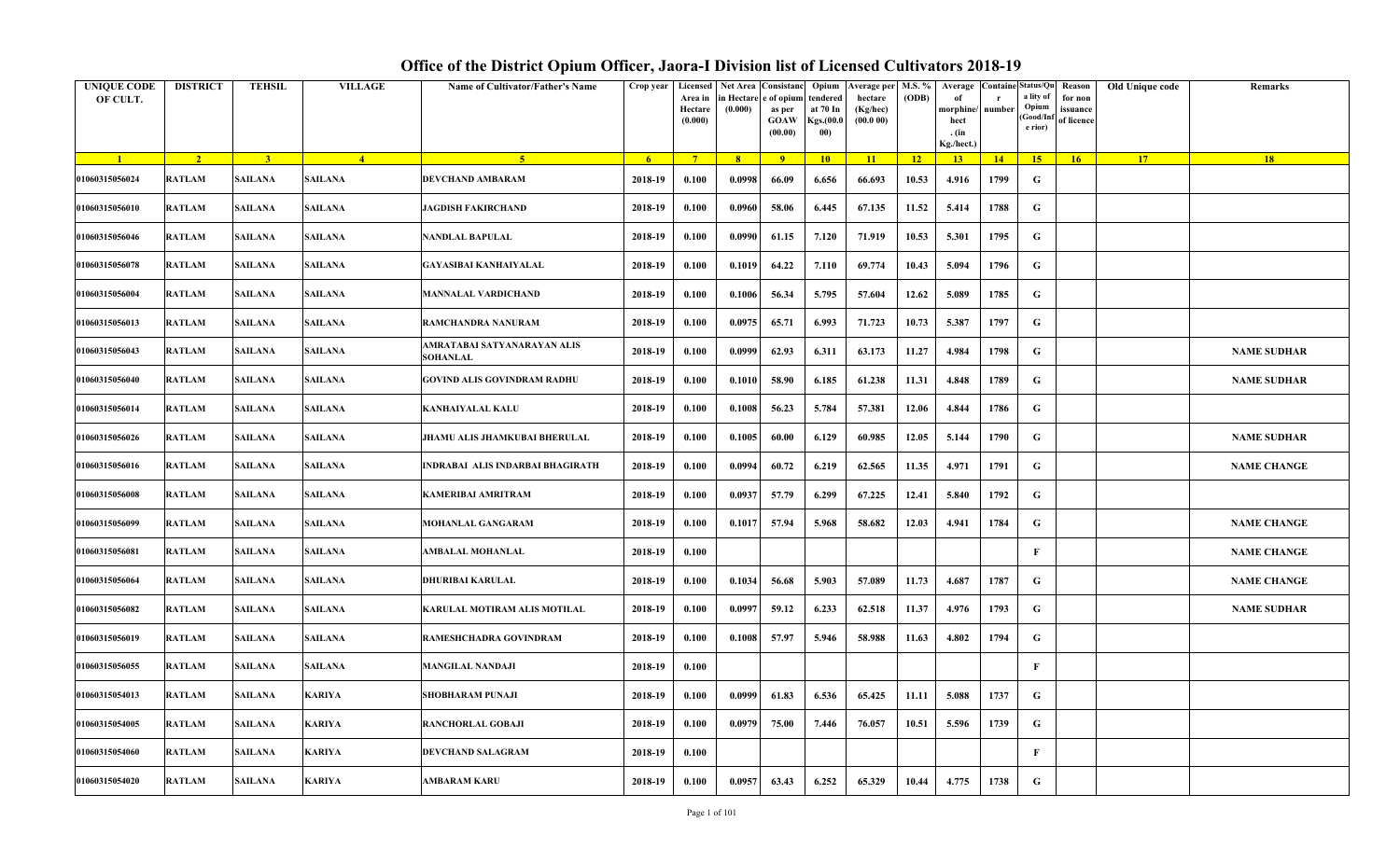# Office of the District Opium Officer, Jaora-I Division list of Licensed Cultivators 2018-19

| UNIQUE CODE OF CULT. | DISTRICT | TEHSIL | VILLAGE | Name of Cultivator/Father's Name | Crop year | Licensed Area in Hectare (0.000) | Net Area in Hectare (0.000) | Consistance of opium as per GOAW (00.00) | Opium tendered at 70 In Kgs.(00.000) | Average per hectare (Kg/hec) (00.0 00) | M.S. % (ODB) | Average of morphine/hect. (in Kg./hect.) | Container number | Status/Quality of Opium (Good/Inferior) | Reason for non issuance of licence | Old Unique code | Remarks |
|---|---|---|---|---|---|---|---|---|---|---|---|---|---|---|---|---|---|
| 1 | 2 | 3 | 4 | 5 | 6 | 7 | 8 | 9 | 10 | 11 | 12 | 13 | 14 | 15 | 16 | 17 | 18 |
| 01060315056024 | RATLAM | SAILANA | SAILANA | DEVCHAND AMBARAM | 2018-19 | 0.100 | 0.0998 | 66.09 | 6.656 | 66.693 | 10.53 | 4.916 | 1799 | G | | | |
| 01060315056010 | RATLAM | SAILANA | SAILANA | JAGDISH FAKIRCHAND | 2018-19 | 0.100 | 0.0960 | 58.06 | 6.445 | 67.135 | 11.52 | 5.414 | 1788 | G | | | |
| 01060315056046 | RATLAM | SAILANA | SAILANA | NANDLAL BAPULAL | 2018-19 | 0.100 | 0.0990 | 61.15 | 7.120 | 71.919 | 10.53 | 5.301 | 1795 | G | | | |
| 01060315056078 | RATLAM | SAILANA | SAILANA | GAYASIBAI KANHAIYALAL | 2018-19 | 0.100 | 0.1019 | 64.22 | 7.110 | 69.774 | 10.43 | 5.094 | 1796 | G | | | |
| 01060315056004 | RATLAM | SAILANA | SAILANA | MANNALAL VARDICHAND | 2018-19 | 0.100 | 0.1006 | 56.34 | 5.795 | 57.604 | 12.62 | 5.089 | 1785 | G | | | |
| 01060315056013 | RATLAM | SAILANA | SAILANA | RAMCHANDRA NANURAM | 2018-19 | 0.100 | 0.0975 | 65.71 | 6.993 | 71.723 | 10.73 | 5.387 | 1797 | G | | | |
| 01060315056043 | RATLAM | SAILANA | SAILANA | AMRATABAI SATYANARAYAN ALIS SOHANLAL | 2018-19 | 0.100 | 0.0999 | 62.93 | 6.311 | 63.173 | 11.27 | 4.984 | 1798 | G | | | NAME SUDHAR |
| 01060315056040 | RATLAM | SAILANA | SAILANA | GOVIND ALIS GOVINDRAM RADHU | 2018-19 | 0.100 | 0.1010 | 58.90 | 6.185 | 61.238 | 11.31 | 4.848 | 1789 | G | | | NAME SUDHAR |
| 01060315056014 | RATLAM | SAILANA | SAILANA | KANHAIYALAL KALU | 2018-19 | 0.100 | 0.1008 | 56.23 | 5.784 | 57.381 | 12.06 | 4.844 | 1786 | G | | | |
| 01060315056026 | RATLAM | SAILANA | SAILANA | JHAMU ALIS JHAMKUBAI BHERULAL | 2018-19 | 0.100 | 0.1005 | 60.00 | 6.129 | 60.985 | 12.05 | 5.144 | 1790 | G | | | NAME SUDHAR |
| 01060315056016 | RATLAM | SAILANA | SAILANA | INDRABAI ALIS INDARBAI BHAGIRATH | 2018-19 | 0.100 | 0.0994 | 60.72 | 6.219 | 62.565 | 11.35 | 4.971 | 1791 | G | | | NAME CHANGE |
| 01060315056008 | RATLAM | SAILANA | SAILANA | KAMERIBAI AMRITRAM | 2018-19 | 0.100 | 0.0937 | 57.79 | 6.299 | 67.225 | 12.41 | 5.840 | 1792 | G | | | |
| 01060315056099 | RATLAM | SAILANA | SAILANA | MOHANLAL GANGARAM | 2018-19 | 0.100 | 0.1017 | 57.94 | 5.968 | 58.682 | 12.03 | 4.941 | 1784 | G | | | NAME CHANGE |
| 01060315056081 | RATLAM | SAILANA | SAILANA | AMBALAL MOHANLAL | 2018-19 | 0.100 | | | | | | | | F | | | NAME CHANGE |
| 01060315056064 | RATLAM | SAILANA | SAILANA | DHURIBAI KARULAL | 2018-19 | 0.100 | 0.1034 | 56.68 | 5.903 | 57.089 | 11.73 | 4.687 | 1787 | G | | | NAME CHANGE |
| 01060315056082 | RATLAM | SAILANA | SAILANA | KARULAL MOTIRAM ALIS MOTILAL | 2018-19 | 0.100 | 0.0997 | 59.12 | 6.233 | 62.518 | 11.37 | 4.976 | 1793 | G | | | NAME SUDHAR |
| 01060315056019 | RATLAM | SAILANA | SAILANA | RAMESHCHADRA GOVINDRAM | 2018-19 | 0.100 | 0.1008 | 57.97 | 5.946 | 58.988 | 11.63 | 4.802 | 1794 | G | | | |
| 01060315056055 | RATLAM | SAILANA | SAILANA | MANGILAL NANDAJI | 2018-19 | 0.100 | | | | | | | | F | | | |
| 01060315054013 | RATLAM | SAILANA | KARIYA | SHOBHARAM PUNAJI | 2018-19 | 0.100 | 0.0999 | 61.83 | 6.536 | 65.425 | 11.11 | 5.088 | 1737 | G | | | |
| 01060315054005 | RATLAM | SAILANA | KARIYA | RANCHORLAL GOBAJI | 2018-19 | 0.100 | 0.0979 | 75.00 | 7.446 | 76.057 | 10.51 | 5.596 | 1739 | G | | | |
| 01060315054060 | RATLAM | SAILANA | KARIYA | DEVCHAND SALAGRAM | 2018-19 | 0.100 | | | | | | | | F | | | |
| 01060315054020 | RATLAM | SAILANA | KARIYA | AMBARAM KARU | 2018-19 | 0.100 | 0.0957 | 63.43 | 6.252 | 65.329 | 10.44 | 4.775 | 1738 | G | | | |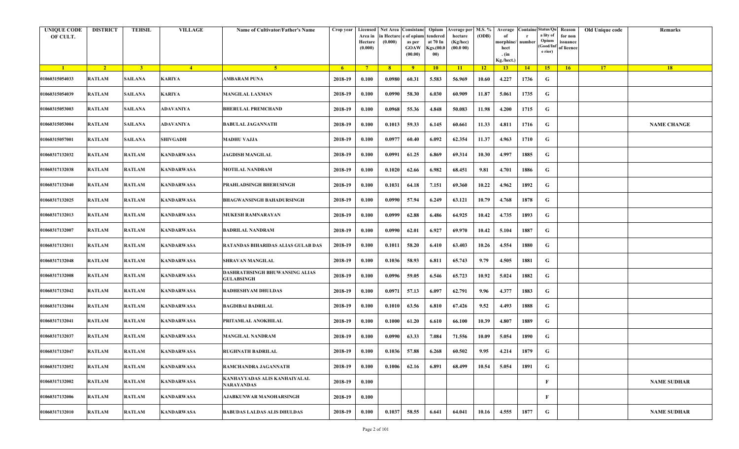| UNIQUE CODE OF CULT. | DISTRICT | TEHSIL | VILLAGE | Name of Cultivator/Father's Name | Crop year | Licensed Area in Hectare (0.000) | Net Area in Hectare (0.000) | Consistance of opium as per GOAW (00.00) | Opium tendered at 70 In Kgs.(00.000) | Average per hectare (Kg/hec) (00.0 00) | M.S. % (ODB) | Average of morphine/hect. (in Kg./hect.) | Container number | Status/Quality of Opium (Good/Inferior) | Reason for non issuance of licence | Old Unique code | Remarks |
|---|---|---|---|---|---|---|---|---|---|---|---|---|---|---|---|---|---|
| 1 | 2 | 3 | 4 | 5 | 6 | 7 | 8 | 9 | 10 | 11 | 12 | 13 | 14 | 15 | 16 | 17 | 18 |
| 01060315054033 | RATLAM | SAILANA | KARIYA | AMBARAM PUNA | 2018-19 | 0.100 | 0.0980 | 60.31 | 5.583 | 56.969 | 10.60 | 4.227 | 1736 | G | | | |
| 01060315054039 | RATLAM | SAILANA | KARIYA | MANGILAL LAXMAN | 2018-19 | 0.100 | 0.0990 | 58.30 | 6.030 | 60.909 | 11.87 | 5.061 | 1735 | G | | | |
| 01060315053003 | RATLAM | SAILANA | ADAVANIYA | BHERULAL PREMCHAND | 2018-19 | 0.100 | 0.0968 | 55.36 | 4.848 | 50.083 | 11.98 | 4.200 | 1715 | G | | | |
| 01060315053004 | RATLAM | SAILANA | ADAVANIYA | BABULAL JAGANNATH | 2018-19 | 0.100 | 0.1013 | 59.33 | 6.145 | 60.661 | 11.33 | 4.811 | 1716 | G | | | NAME CHANGE |
| 01060315057001 | RATLAM | SAILANA | SHIVGADH | MADHU VAJJA | 2018-19 | 0.100 | 0.0977 | 60.40 | 6.092 | 62.354 | 11.37 | 4.963 | 1710 | G | | | |
| 01060317132032 | RATLAM | RATLAM | KANDARWASA | JAGDISH MANGILAL | 2018-19 | 0.100 | 0.0991 | 61.25 | 6.869 | 69.314 | 10.30 | 4.997 | 1885 | G | | | |
| 01060317132038 | RATLAM | RATLAM | KANDARWASA | MOTILAL NANDRAM | 2018-19 | 0.100 | 0.1020 | 62.66 | 6.982 | 68.451 | 9.81 | 4.701 | 1886 | G | | | |
| 01060317132040 | RATLAM | RATLAM | KANDARWASA | PRAHLADSINGH BHERUSINGH | 2018-19 | 0.100 | 0.1031 | 64.18 | 7.151 | 69.360 | 10.22 | 4.962 | 1892 | G | | | |
| 01060317132025 | RATLAM | RATLAM | KANDARWASA | BHAGWANSINGH BAHADURSINGH | 2018-19 | 0.100 | 0.0990 | 57.94 | 6.249 | 63.121 | 10.79 | 4.768 | 1878 | G | | | |
| 01060317132013 | RATLAM | RATLAM | KANDARWASA | MUKESH RAMNARAYAN | 2018-19 | 0.100 | 0.0999 | 62.88 | 6.486 | 64.925 | 10.42 | 4.735 | 1893 | G | | | |
| 01060317132007 | RATLAM | RATLAM | KANDARWASA | BADRILAL NANDRAM | 2018-19 | 0.100 | 0.0990 | 62.01 | 6.927 | 69.970 | 10.42 | 5.104 | 1887 | G | | | |
| 01060317132011 | RATLAM | RATLAM | KANDARWASA | RATANDAS BIHARIDAS ALIAS GULAB DAS | 2018-19 | 0.100 | 0.1011 | 58.20 | 6.410 | 63.403 | 10.26 | 4.554 | 1880 | G | | | |
| 01060317132048 | RATLAM | RATLAM | KANDARWASA | SHRAVAN MANGILAL | 2018-19 | 0.100 | 0.1036 | 58.93 | 6.811 | 65.743 | 9.79 | 4.505 | 1881 | G | | | |
| 01060317132008 | RATLAM | RATLAM | KANDARWASA | DASHRATHSINGH BHUWANSING ALIAS GULABSINGH | 2018-19 | 0.100 | 0.0996 | 59.05 | 6.546 | 65.723 | 10.92 | 5.024 | 1882 | G | | | |
| 01060317132042 | RATLAM | RATLAM | KANDARWASA | RADHESHYAM DHULDAS | 2018-19 | 0.100 | 0.0971 | 57.13 | 6.097 | 62.791 | 9.96 | 4.377 | 1883 | G | | | |
| 01060317132004 | RATLAM | RATLAM | KANDARWASA | BAGDIBAI BADRILAL | 2018-19 | 0.100 | 0.1010 | 63.56 | 6.810 | 67.426 | 9.52 | 4.493 | 1888 | G | | | |
| 01060317132041 | RATLAM | RATLAM | KANDARWASA | PRITAMLAL ANOKHILAL | 2018-19 | 0.100 | 0.1000 | 61.20 | 6.610 | 66.100 | 10.39 | 4.807 | 1889 | G | | | |
| 01060317132037 | RATLAM | RATLAM | KANDARWASA | MANGILAL NANDRAM | 2018-19 | 0.100 | 0.0990 | 63.33 | 7.084 | 71.556 | 10.09 | 5.054 | 1890 | G | | | |
| 01060317132047 | RATLAM | RATLAM | KANDARWASA | RUGHNATH BADRILAL | 2018-19 | 0.100 | 0.1036 | 57.88 | 6.268 | 60.502 | 9.95 | 4.214 | 1879 | G | | | |
| 01060317132052 | RATLAM | RATLAM | KANDARWASA | RAMCHANDRA JAGANNATH | 2018-19 | 0.100 | 0.1006 | 62.16 | 6.891 | 68.499 | 10.54 | 5.054 | 1891 | G | | | |
| 01060317132002 | RATLAM | RATLAM | KANDARWASA | KANHAYYADAS ALIS KANHAIYALAL NARAYANDAS | 2018-19 | 0.100 | | | | | | | | F | | | NAME SUDHAR |
| 01060317132006 | RATLAM | RATLAM | KANDARWASA | AJABKUNWAR MANOHARSINGH | 2018-19 | 0.100 | | | | | | | | F | | | |
| 01060317132010 | RATLAM | RATLAM | KANDARWASA | BABUDAS LALDAS ALIS DHULDAS | 2018-19 | 0.100 | 0.1037 | 58.55 | 6.641 | 64.041 | 10.16 | 4.555 | 1877 | G | | | NAME SUDHAR |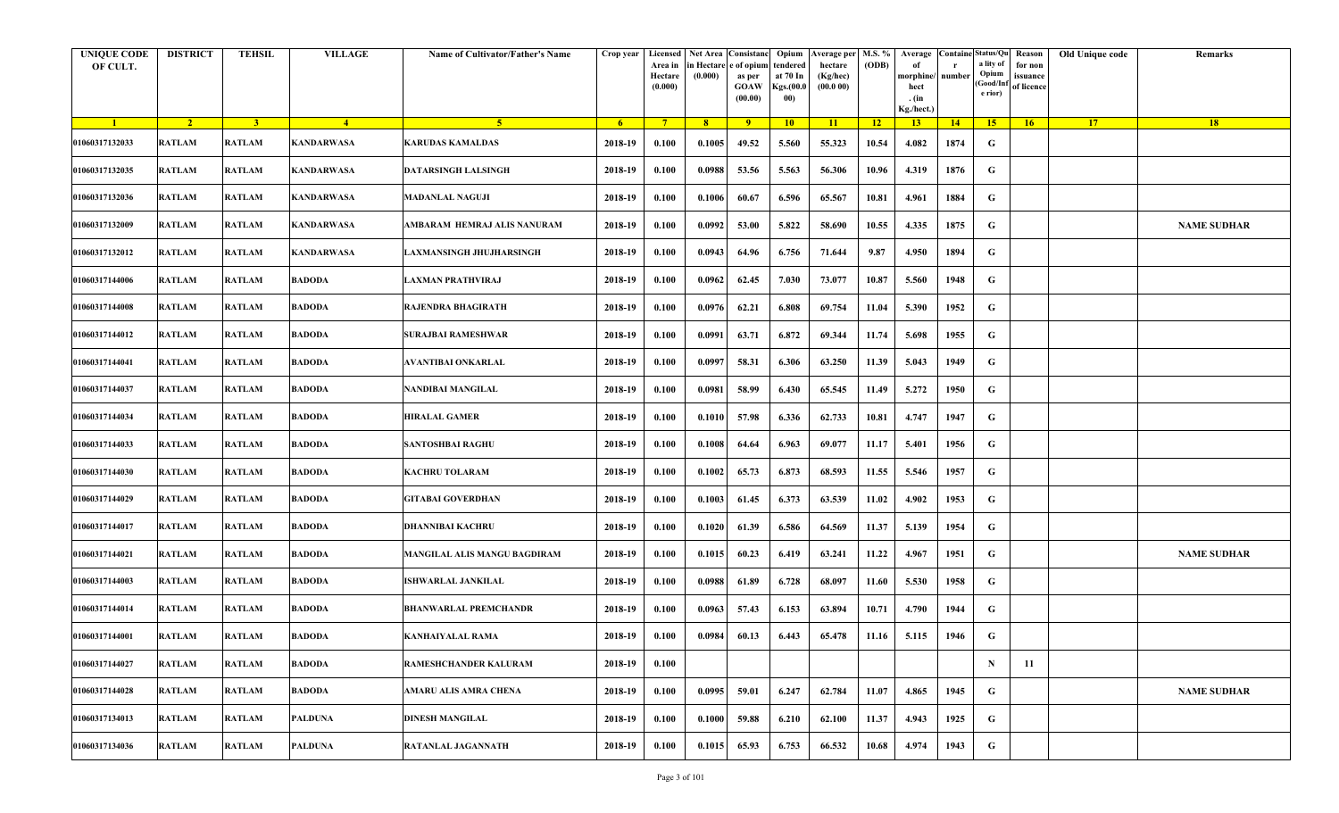| UNIQUE CODE OF CULT. | DISTRICT | TEHSIL | VILLAGE | Name of Cultivator/Father's Name | Crop year | Licensed Area in Hectare (0.000) | Net Area in Hectare (0.000) | Consistance of opium as per GOAW (00.00) | Opium tendered at 70 In Kgs.(00.000) | Average per hectare (Kg/hec) (00.0 00) | M.S. % (ODB) | Average of morphine/ hect . (in Kg./hect.) | Container number | Status/Quality of Opium (Good/Inferior) | Reason for non issuance of licence | Old Unique code | Remarks |
|---|---|---|---|---|---|---|---|---|---|---|---|---|---|---|---|---|---|
| 1 | 2 | 3 | 4 | 5 | 6 | 7 | 8 | 9 | 10 | 11 | 12 | 13 | 14 | 15 | 16 | 17 | 18 |
| 01060317132033 | RATLAM | RATLAM | KANDARWASA | KARUDAS KAMALDAS | 2018-19 | 0.100 | 0.1005 | 49.52 | 5.560 | 55.323 | 10.54 | 4.082 | 1874 | G | | | |
| 01060317132035 | RATLAM | RATLAM | KANDARWASA | DATARSINGH LALSINGH | 2018-19 | 0.100 | 0.0988 | 53.56 | 5.563 | 56.306 | 10.96 | 4.319 | 1876 | G | | | |
| 01060317132036 | RATLAM | RATLAM | KANDARWASA | MADANLAL NAGUJI | 2018-19 | 0.100 | 0.1006 | 60.67 | 6.596 | 65.567 | 10.81 | 4.961 | 1884 | G | | | |
| 01060317132009 | RATLAM | RATLAM | KANDARWASA | AMBARAM HEMRAJ ALIS NANURAM | 2018-19 | 0.100 | 0.0992 | 53.00 | 5.822 | 58.690 | 10.55 | 4.335 | 1875 | G | | | NAME SUDHAR |
| 01060317132012 | RATLAM | RATLAM | KANDARWASA | LAXMANSINGH JHUJHARSINGH | 2018-19 | 0.100 | 0.0943 | 64.96 | 6.756 | 71.644 | 9.87 | 4.950 | 1894 | G | | | |
| 01060317144006 | RATLAM | RATLAM | BADODA | LAXMAN PRATHVIRAJ | 2018-19 | 0.100 | 0.0962 | 62.45 | 7.030 | 73.077 | 10.87 | 5.560 | 1948 | G | | | |
| 01060317144008 | RATLAM | RATLAM | BADODA | RAJENDRA BHAGIRATH | 2018-19 | 0.100 | 0.0976 | 62.21 | 6.808 | 69.754 | 11.04 | 5.390 | 1952 | G | | | |
| 01060317144012 | RATLAM | RATLAM | BADODA | SURAJBAI RAMESHWAR | 2018-19 | 0.100 | 0.0991 | 63.71 | 6.872 | 69.344 | 11.74 | 5.698 | 1955 | G | | | |
| 01060317144041 | RATLAM | RATLAM | BADODA | AVANTIBAI ONKARLAL | 2018-19 | 0.100 | 0.0997 | 58.31 | 6.306 | 63.250 | 11.39 | 5.043 | 1949 | G | | | |
| 01060317144037 | RATLAM | RATLAM | BADODA | NANDIBAI MANGILAL | 2018-19 | 0.100 | 0.0981 | 58.99 | 6.430 | 65.545 | 11.49 | 5.272 | 1950 | G | | | |
| 01060317144034 | RATLAM | RATLAM | BADODA | HIRALAL GAMER | 2018-19 | 0.100 | 0.1010 | 57.98 | 6.336 | 62.733 | 10.81 | 4.747 | 1947 | G | | | |
| 01060317144033 | RATLAM | RATLAM | BADODA | SANTOSHBAI RAGHU | 2018-19 | 0.100 | 0.1008 | 64.64 | 6.963 | 69.077 | 11.17 | 5.401 | 1956 | G | | | |
| 01060317144030 | RATLAM | RATLAM | BADODA | KACHRU TOLARAM | 2018-19 | 0.100 | 0.1002 | 65.73 | 6.873 | 68.593 | 11.55 | 5.546 | 1957 | G | | | |
| 01060317144029 | RATLAM | RATLAM | BADODA | GITABAI GOVERDHAN | 2018-19 | 0.100 | 0.1003 | 61.45 | 6.373 | 63.539 | 11.02 | 4.902 | 1953 | G | | | |
| 01060317144017 | RATLAM | RATLAM | BADODA | DHANNIBAI KACHRU | 2018-19 | 0.100 | 0.1020 | 61.39 | 6.586 | 64.569 | 11.37 | 5.139 | 1954 | G | | | |
| 01060317144021 | RATLAM | RATLAM | BADODA | MANGILAL ALIS MANGU BAGDIRAM | 2018-19 | 0.100 | 0.1015 | 60.23 | 6.419 | 63.241 | 11.22 | 4.967 | 1951 | G | | | NAME SUDHAR |
| 01060317144003 | RATLAM | RATLAM | BADODA | ISHWARLAL JANKILAL | 2018-19 | 0.100 | 0.0988 | 61.89 | 6.728 | 68.097 | 11.60 | 5.530 | 1958 | G | | | |
| 01060317144014 | RATLAM | RATLAM | BADODA | BHANWARLAL PREMCHANDR | 2018-19 | 0.100 | 0.0963 | 57.43 | 6.153 | 63.894 | 10.71 | 4.790 | 1944 | G | | | |
| 01060317144001 | RATLAM | RATLAM | BADODA | KANHAIYALAL RAMA | 2018-19 | 0.100 | 0.0984 | 60.13 | 6.443 | 65.478 | 11.16 | 5.115 | 1946 | G | | | |
| 01060317144027 | RATLAM | RATLAM | BADODA | RAMESHCHANDER KALURAM | 2018-19 | 0.100 | | | | | | | | N | 11 | | |
| 01060317144028 | RATLAM | RATLAM | BADODA | AMARU ALIS AMRA CHENA | 2018-19 | 0.100 | 0.0995 | 59.01 | 6.247 | 62.784 | 11.07 | 4.865 | 1945 | G | | | NAME SUDHAR |
| 01060317134013 | RATLAM | RATLAM | PALDUNA | DINESH MANGILAL | 2018-19 | 0.100 | 0.1000 | 59.88 | 6.210 | 62.100 | 11.37 | 4.943 | 1925 | G | | | |
| 01060317134036 | RATLAM | RATLAM | PALDUNA | RATANLAL JAGANNATH | 2018-19 | 0.100 | 0.1015 | 65.93 | 6.753 | 66.532 | 10.68 | 4.974 | 1943 | G | | | |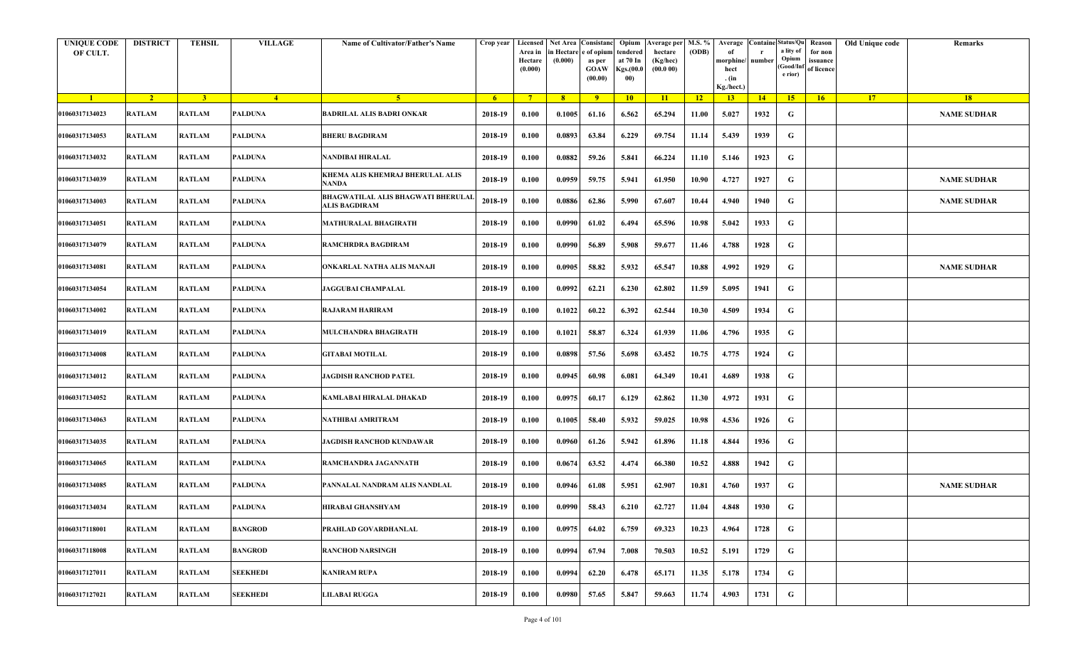| UNIQUE CODE OF CULT. | DISTRICT | TEHSIL | VILLAGE | Name of Cultivator/Father's Name | Crop year | Licensed Area in Hectare (0.000) | Net Area in Hectare (0.000) | Consistance of opium as per GOAW (00.00) | Opium tendered at 70 In Kgs.(00.000) | Average per hectare (Kg/hec) (00.0 00) | M.S. % (ODB) | Average of morphine/ hect . (in Kg./hect.) | Container number | Status/Quality of Opium (Good/Inferior) | Reason for non issuance of licence | Old Unique code | Remarks |
|---|---|---|---|---|---|---|---|---|---|---|---|---|---|---|---|---|---|
| 1 | 2 | 3 | 4 | 5 | 6 | 7 | 8 | 9 | 10 | 11 | 12 | 13 | 14 | 15 | 16 | 17 | 18 |
| 01060317134023 | RATLAM | RATLAM | PALDUNA | BADRILAL ALIS BADRI ONKAR | 2018-19 | 0.100 | 0.1005 | 61.16 | 6.562 | 65.294 | 11.00 | 5.027 | 1932 | G | | | NAME SUDHAR |
| 01060317134053 | RATLAM | RATLAM | PALDUNA | BHERU BAGDIRAM | 2018-19 | 0.100 | 0.0893 | 63.84 | 6.229 | 69.754 | 11.14 | 5.439 | 1939 | G | | | |
| 01060317134032 | RATLAM | RATLAM | PALDUNA | NANDIBAI HIRALAL | 2018-19 | 0.100 | 0.0882 | 59.26 | 5.841 | 66.224 | 11.10 | 5.146 | 1923 | G | | | |
| 01060317134039 | RATLAM | RATLAM | PALDUNA | KHEMA ALIS KHEMRAJ BHERULAL ALIS NANDA | 2018-19 | 0.100 | 0.0959 | 59.75 | 5.941 | 61.950 | 10.90 | 4.727 | 1927 | G | | | NAME SUDHAR |
| 01060317134003 | RATLAM | RATLAM | PALDUNA | BHAGWATILAL ALIS BHAGWATI BHERULAL ALIS BAGDIRAM | 2018-19 | 0.100 | 0.0886 | 62.86 | 5.990 | 67.607 | 10.44 | 4.940 | 1940 | G | | | NAME SUDHAR |
| 01060317134051 | RATLAM | RATLAM | PALDUNA | MATHURALAL BHAGIRATH | 2018-19 | 0.100 | 0.0990 | 61.02 | 6.494 | 65.596 | 10.98 | 5.042 | 1933 | G | | | |
| 01060317134079 | RATLAM | RATLAM | PALDUNA | RAMCHRDRA BAGDIRAM | 2018-19 | 0.100 | 0.0990 | 56.89 | 5.908 | 59.677 | 11.46 | 4.788 | 1928 | G | | | |
| 01060317134081 | RATLAM | RATLAM | PALDUNA | ONKARLAL NATHA ALIS MANAJI | 2018-19 | 0.100 | 0.0905 | 58.82 | 5.932 | 65.547 | 10.88 | 4.992 | 1929 | G | | | NAME SUDHAR |
| 01060317134054 | RATLAM | RATLAM | PALDUNA | JAGGUBAI CHAMPALAL | 2018-19 | 0.100 | 0.0992 | 62.21 | 6.230 | 62.802 | 11.59 | 5.095 | 1941 | G | | | |
| 01060317134002 | RATLAM | RATLAM | PALDUNA | RAJARAM HARIRAM | 2018-19 | 0.100 | 0.1022 | 60.22 | 6.392 | 62.544 | 10.30 | 4.509 | 1934 | G | | | |
| 01060317134019 | RATLAM | RATLAM | PALDUNA | MULCHANDRA BHAGIRATH | 2018-19 | 0.100 | 0.1021 | 58.87 | 6.324 | 61.939 | 11.06 | 4.796 | 1935 | G | | | |
| 01060317134008 | RATLAM | RATLAM | PALDUNA | GITABAI MOTILAL | 2018-19 | 0.100 | 0.0898 | 57.56 | 5.698 | 63.452 | 10.75 | 4.775 | 1924 | G | | | |
| 01060317134012 | RATLAM | RATLAM | PALDUNA | JAGDISH RANCHOD PATEL | 2018-19 | 0.100 | 0.0945 | 60.98 | 6.081 | 64.349 | 10.41 | 4.689 | 1938 | G | | | |
| 01060317134052 | RATLAM | RATLAM | PALDUNA | KAMLABAI HIRALAL DHAKAD | 2018-19 | 0.100 | 0.0975 | 60.17 | 6.129 | 62.862 | 11.30 | 4.972 | 1931 | G | | | |
| 01060317134063 | RATLAM | RATLAM | PALDUNA | NATHIBAI AMRITRAM | 2018-19 | 0.100 | 0.1005 | 58.40 | 5.932 | 59.025 | 10.98 | 4.536 | 1926 | G | | | |
| 01060317134035 | RATLAM | RATLAM | PALDUNA | JAGDISH RANCHOD KUNDAWAR | 2018-19 | 0.100 | 0.0960 | 61.26 | 5.942 | 61.896 | 11.18 | 4.844 | 1936 | G | | | |
| 01060317134065 | RATLAM | RATLAM | PALDUNA | RAMCHANDRA JAGANNATH | 2018-19 | 0.100 | 0.0674 | 63.52 | 4.474 | 66.380 | 10.52 | 4.888 | 1942 | G | | | |
| 01060317134085 | RATLAM | RATLAM | PALDUNA | PANNALAL NANDRAM ALIS NANDLAL | 2018-19 | 0.100 | 0.0946 | 61.08 | 5.951 | 62.907 | 10.81 | 4.760 | 1937 | G | | | NAME SUDHAR |
| 01060317134034 | RATLAM | RATLAM | PALDUNA | HIRABAI GHANSHYAM | 2018-19 | 0.100 | 0.0990 | 58.43 | 6.210 | 62.727 | 11.04 | 4.848 | 1930 | G | | | |
| 01060317118001 | RATLAM | RATLAM | BANGROD | PRAHLAD GOVARDHANLAL | 2018-19 | 0.100 | 0.0975 | 64.02 | 6.759 | 69.323 | 10.23 | 4.964 | 1728 | G | | | |
| 01060317118008 | RATLAM | RATLAM | BANGROD | RANCHOD NARSINGH | 2018-19 | 0.100 | 0.0994 | 67.94 | 7.008 | 70.503 | 10.52 | 5.191 | 1729 | G | | | |
| 01060317127011 | RATLAM | RATLAM | SEEKHEDI | KANIRAM RUPA | 2018-19 | 0.100 | 0.0994 | 62.20 | 6.478 | 65.171 | 11.35 | 5.178 | 1734 | G | | | |
| 01060317127021 | RATLAM | RATLAM | SEEKHEDI | LILABAI RUGGA | 2018-19 | 0.100 | 0.0980 | 57.65 | 5.847 | 59.663 | 11.74 | 4.903 | 1731 | G | | | |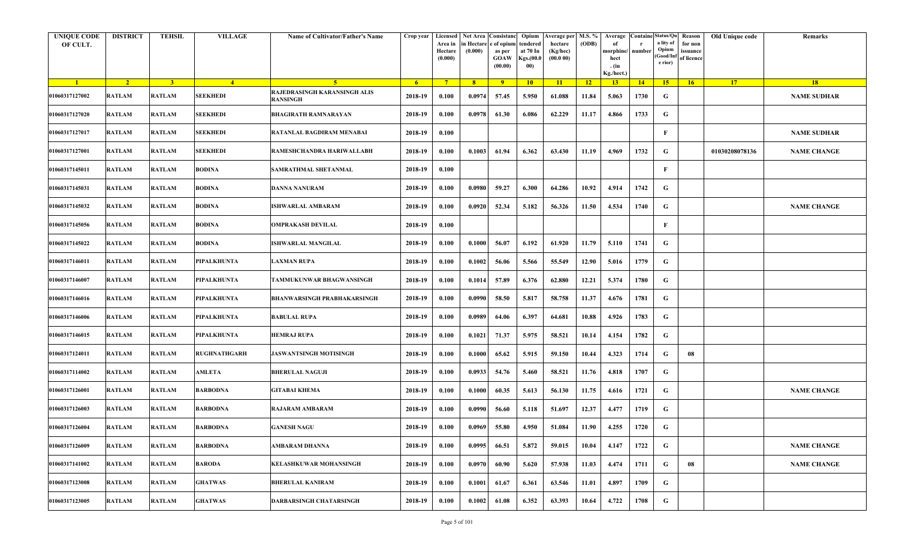| UNIQUE CODE OF CULT. | DISTRICT | TEHSIL | VILLAGE | Name of Cultivator/Father's Name | Crop year | Licensed Area in Hectare (0.000) | Net Area in Hectare (0.000) | Consistance of opium as per GOAW (00.00) | Opium tendered at 70 In Kgs.(00.000) | Average per hectare (Kg/hec) (00.000) | M.S. % (ODB) | Average of morphine/hect. (in Kg./hect.) | Container number | Status/Quality of Opium (Good/Inferior) | Reason for non issuance of licence | Old Unique code | Remarks |
|---|---|---|---|---|---|---|---|---|---|---|---|---|---|---|---|---|---|
| 1 | 2 | 3 | 4 | 5 | 6 | 7 | 8 | 9 | 10 | 11 | 12 | 13 | 14 | 15 | 16 | 17 | 18 |
| 01060317127002 | RATLAM | RATLAM | SEEKHEDI | RAJEDRASINGH KARANSINGH ALIS RANSINGH | 2018-19 | 0.100 | 0.0974 | 57.45 | 5.950 | 61.088 | 11.84 | 5.063 | 1730 | G | | | NAME SUDHAR |
| 01060317127020 | RATLAM | RATLAM | SEEKHEDI | BHAGIRATH RAMNARAYAN | 2018-19 | 0.100 | 0.0978 | 61.30 | 6.086 | 62.229 | 11.17 | 4.866 | 1733 | G | | | |
| 01060317127017 | RATLAM | RATLAM | SEEKHEDI | RATANLAL BAGDIRAM MENABAI | 2018-19 | 0.100 | | | | | | | | F | | | NAME SUDHAR |
| 01060317127001 | RATLAM | RATLAM | SEEKHEDI | RAMESHCHANDRA HARIWALLABH | 2018-19 | 0.100 | 0.1003 | 61.94 | 6.362 | 63.430 | 11.19 | 4.969 | 1732 | G | | 01030208078136 | NAME CHANGE |
| 01060317145011 | RATLAM | RATLAM | BODINA | SAMRATHMAL SHETANMAL | 2018-19 | 0.100 | | | | | | | | F | | | |
| 01060317145031 | RATLAM | RATLAM | BODINA | DANNA NANURAM | 2018-19 | 0.100 | 0.0980 | 59.27 | 6.300 | 64.286 | 10.92 | 4.914 | 1742 | G | | | |
| 01060317145032 | RATLAM | RATLAM | BODINA | ISHWARLAL AMBARAM | 2018-19 | 0.100 | 0.0920 | 52.34 | 5.182 | 56.326 | 11.50 | 4.534 | 1740 | G | | | NAME CHANGE |
| 01060317145056 | RATLAM | RATLAM | BODINA | OMPRAKASH DEVILAL | 2018-19 | 0.100 | | | | | | | | F | | | |
| 01060317145022 | RATLAM | RATLAM | BODINA | ISHWARLAL MANGILAL | 2018-19 | 0.100 | 0.1000 | 56.07 | 6.192 | 61.920 | 11.79 | 5.110 | 1741 | G | | | |
| 01060317146011 | RATLAM | RATLAM | PIPALKHUNTA | LAXMAN RUPA | 2018-19 | 0.100 | 0.1002 | 56.06 | 5.566 | 55.549 | 12.90 | 5.016 | 1779 | G | | | |
| 01060317146007 | RATLAM | RATLAM | PIPALKHUNTA | TAMMUKUNWAR BHAGWANSINGH | 2018-19 | 0.100 | 0.1014 | 57.89 | 6.376 | 62.880 | 12.21 | 5.374 | 1780 | G | | | |
| 01060317146016 | RATLAM | RATLAM | PIPALKHUNTA | BHANWARSINGH PRABHAKARSINGH | 2018-19 | 0.100 | 0.0990 | 58.50 | 5.817 | 58.758 | 11.37 | 4.676 | 1781 | G | | | |
| 01060317146006 | RATLAM | RATLAM | PIPALKHUNTA | BABULAL RUPA | 2018-19 | 0.100 | 0.0989 | 64.06 | 6.397 | 64.681 | 10.88 | 4.926 | 1783 | G | | | |
| 01060317146015 | RATLAM | RATLAM | PIPALKHUNTA | HEMRAJ RUPA | 2018-19 | 0.100 | 0.1021 | 71.37 | 5.975 | 58.521 | 10.14 | 4.154 | 1782 | G | | | |
| 01060317124011 | RATLAM | RATLAM | RUGHNATHGARH | JASWANTSINGH MOTISINGH | 2018-19 | 0.100 | 0.1000 | 65.62 | 5.915 | 59.150 | 10.44 | 4.323 | 1714 | G | 08 | | |
| 01060317114002 | RATLAM | RATLAM | AMLETA | BHERULAL NAGUJI | 2018-19 | 0.100 | 0.0933 | 54.76 | 5.460 | 58.521 | 11.76 | 4.818 | 1707 | G | | | |
| 01060317126001 | RATLAM | RATLAM | BARBODNA | GITABAI KHEMA | 2018-19 | 0.100 | 0.1000 | 60.35 | 5.613 | 56.130 | 11.75 | 4.616 | 1721 | G | | | NAME CHANGE |
| 01060317126003 | RATLAM | RATLAM | BARBODNA | RAJARAM AMBARAM | 2018-19 | 0.100 | 0.0990 | 56.60 | 5.118 | 51.697 | 12.37 | 4.477 | 1719 | G | | | |
| 01060317126004 | RATLAM | RATLAM | BARBODNA | GANESH NAGU | 2018-19 | 0.100 | 0.0969 | 55.80 | 4.950 | 51.084 | 11.90 | 4.255 | 1720 | G | | | |
| 01060317126009 | RATLAM | RATLAM | BARBODNA | AMBARAM DHANNA | 2018-19 | 0.100 | 0.0995 | 66.51 | 5.872 | 59.015 | 10.04 | 4.147 | 1722 | G | | | NAME CHANGE |
| 01060317141002 | RATLAM | RATLAM | BARODA | KELASHKUWAR MOHANSINGH | 2018-19 | 0.100 | 0.0970 | 60.90 | 5.620 | 57.938 | 11.03 | 4.474 | 1711 | G | 08 | | NAME CHANGE |
| 01060317123008 | RATLAM | RATLAM | GHATWAS | BHERULAL KANIRAM | 2018-19 | 0.100 | 0.1001 | 61.67 | 6.361 | 63.546 | 11.01 | 4.897 | 1709 | G | | | |
| 01060317123005 | RATLAM | RATLAM | GHATWAS | DARBARSINGH CHATARSINGH | 2018-19 | 0.100 | 0.1002 | 61.08 | 6.352 | 63.393 | 10.64 | 4.722 | 1708 | G | | | |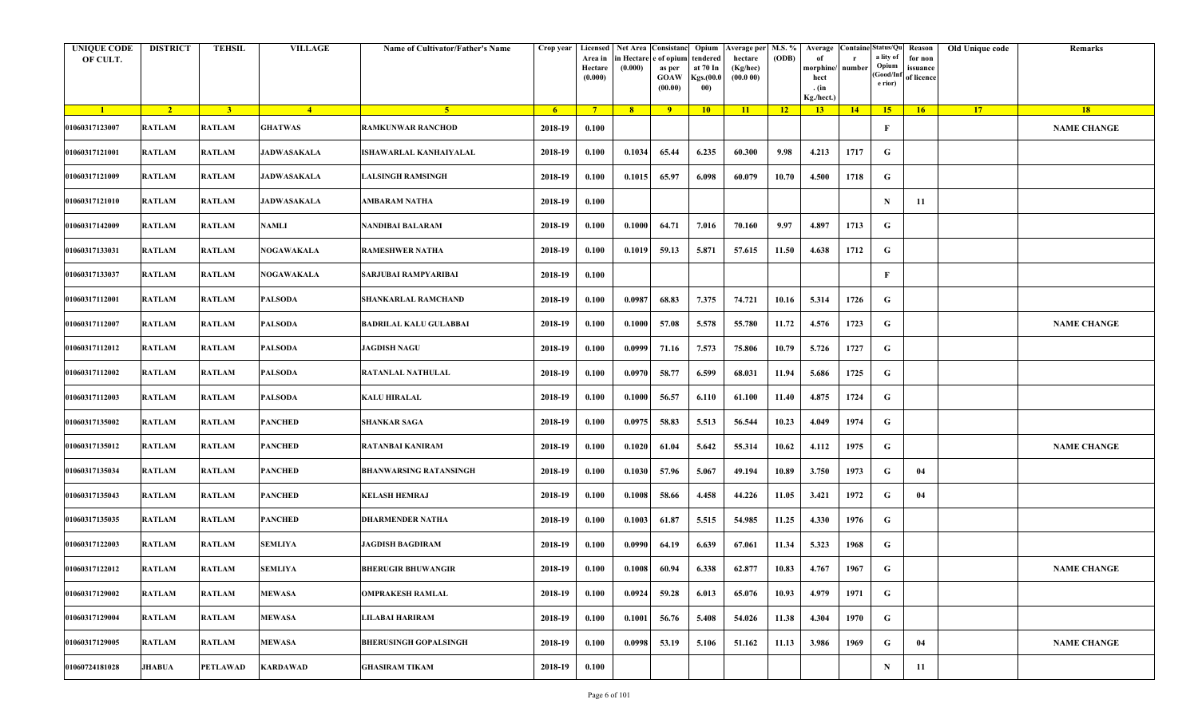| UNIQUE CODE OF CULT. | DISTRICT | TEHSIL | VILLAGE | Name of Cultivator/Father's Name | Crop year | Licensed Area in Hectare (0.000) | Net Area in Hectare (0.000) | Consistance of opium as per GOAW (00.00) | Opium tendered at 70 In Kgs.(00.000) | Average per hectare (Kg/hec) (00.00) | M.S. % (ODB) | Average of morphine/hect . (in Kg./hect.) | Container number | Status/Quality of Opium (Good/Inferior) | Reason for non issuance of licence | Old Unique code | Remarks |
|---|---|---|---|---|---|---|---|---|---|---|---|---|---|---|---|---|---|
| 1 | 2 | 3 | 4 | 5 | 6 | 7 | 8 | 9 | 10 | 11 | 12 | 13 | 14 | 15 | 16 | 17 | 18 |
| 01060317123007 | RATLAM | RATLAM | GHATWAS | RAMKUNWAR RANCHOD | 2018-19 | 0.100 | | | | | | | | F | | | NAME CHANGE |
| 01060317121001 | RATLAM | RATLAM | JADWASAKALA | ISHAWARLAL KANHAIYALAL | 2018-19 | 0.100 | 0.1034 | 65.44 | 6.235 | 60.300 | 9.98 | 4.213 | 1717 | G | | | |
| 01060317121009 | RATLAM | RATLAM | JADWASAKALA | LALSINGH RAMSINGH | 2018-19 | 0.100 | 0.1015 | 65.97 | 6.098 | 60.079 | 10.70 | 4.500 | 1718 | G | | | |
| 01060317121010 | RATLAM | RATLAM | JADWASAKALA | AMBARAM NATHA | 2018-19 | 0.100 | | | | | | | | N | 11 | | |
| 01060317142009 | RATLAM | RATLAM | NAMLI | NANDIBAI BALARAM | 2018-19 | 0.100 | 0.1000 | 64.71 | 7.016 | 70.160 | 9.97 | 4.897 | 1713 | G | | | |
| 01060317133031 | RATLAM | RATLAM | NOGAWAKALA | RAMESHWER NATHA | 2018-19 | 0.100 | 0.1019 | 59.13 | 5.871 | 57.615 | 11.50 | 4.638 | 1712 | G | | | |
| 01060317133037 | RATLAM | RATLAM | NOGAWAKALA | SARJUBAI RAMPYARIBAI | 2018-19 | 0.100 | | | | | | | | F | | | |
| 01060317112001 | RATLAM | RATLAM | PALSODA | SHANKARLAL RAMCHAND | 2018-19 | 0.100 | 0.0987 | 68.83 | 7.375 | 74.721 | 10.16 | 5.314 | 1726 | G | | | |
| 01060317112007 | RATLAM | RATLAM | PALSODA | BADRILAL KALU GULABBAI | 2018-19 | 0.100 | 0.1000 | 57.08 | 5.578 | 55.780 | 11.72 | 4.576 | 1723 | G | | | NAME CHANGE |
| 01060317112012 | RATLAM | RATLAM | PALSODA | JAGDISH NAGU | 2018-19 | 0.100 | 0.0999 | 71.16 | 7.573 | 75.806 | 10.79 | 5.726 | 1727 | G | | | |
| 01060317112002 | RATLAM | RATLAM | PALSODA | RATANLAL NATHULAL | 2018-19 | 0.100 | 0.0970 | 58.77 | 6.599 | 68.031 | 11.94 | 5.686 | 1725 | G | | | |
| 01060317112003 | RATLAM | RATLAM | PALSODA | KALU HIRALAL | 2018-19 | 0.100 | 0.1000 | 56.57 | 6.110 | 61.100 | 11.40 | 4.875 | 1724 | G | | | |
| 01060317135002 | RATLAM | RATLAM | PANCHED | SHANKAR SAGA | 2018-19 | 0.100 | 0.0975 | 58.83 | 5.513 | 56.544 | 10.23 | 4.049 | 1974 | G | | | |
| 01060317135012 | RATLAM | RATLAM | PANCHED | RATANBAI KANIRAM | 2018-19 | 0.100 | 0.1020 | 61.04 | 5.642 | 55.314 | 10.62 | 4.112 | 1975 | G | | | NAME CHANGE |
| 01060317135034 | RATLAM | RATLAM | PANCHED | BHANWARSING RATANSINGH | 2018-19 | 0.100 | 0.1030 | 57.96 | 5.067 | 49.194 | 10.89 | 3.750 | 1973 | G | 04 | | |
| 01060317135043 | RATLAM | RATLAM | PANCHED | KELASH HEMRAJ | 2018-19 | 0.100 | 0.1008 | 58.66 | 4.458 | 44.226 | 11.05 | 3.421 | 1972 | G | 04 | | |
| 01060317135035 | RATLAM | RATLAM | PANCHED | DHARMENDER NATHA | 2018-19 | 0.100 | 0.1003 | 61.87 | 5.515 | 54.985 | 11.25 | 4.330 | 1976 | G | | | |
| 01060317122003 | RATLAM | RATLAM | SEMLIYA | JAGDISH BAGDIRAM | 2018-19 | 0.100 | 0.0990 | 64.19 | 6.639 | 67.061 | 11.34 | 5.323 | 1968 | G | | | |
| 01060317122012 | RATLAM | RATLAM | SEMLIYA | BHERUGIR BHUWANGIR | 2018-19 | 0.100 | 0.1008 | 60.94 | 6.338 | 62.877 | 10.83 | 4.767 | 1967 | G | | | NAME CHANGE |
| 01060317129002 | RATLAM | RATLAM | MEWASA | OMPRAKESH RAMLAL | 2018-19 | 0.100 | 0.0924 | 59.28 | 6.013 | 65.076 | 10.93 | 4.979 | 1971 | G | | | |
| 01060317129004 | RATLAM | RATLAM | MEWASA | LILABAI HARIRAM | 2018-19 | 0.100 | 0.1001 | 56.76 | 5.408 | 54.026 | 11.38 | 4.304 | 1970 | G | | | |
| 01060317129005 | RATLAM | RATLAM | MEWASA | BHERUSINGH GOPALSINGH | 2018-19 | 0.100 | 0.0998 | 53.19 | 5.106 | 51.162 | 11.13 | 3.986 | 1969 | G | 04 | | NAME CHANGE |
| 01060724181028 | JHABUA | PETLAWAD | KARDAWAD | GHASIRAM TIKAM | 2018-19 | 0.100 | | | | | | | | N | 11 | | |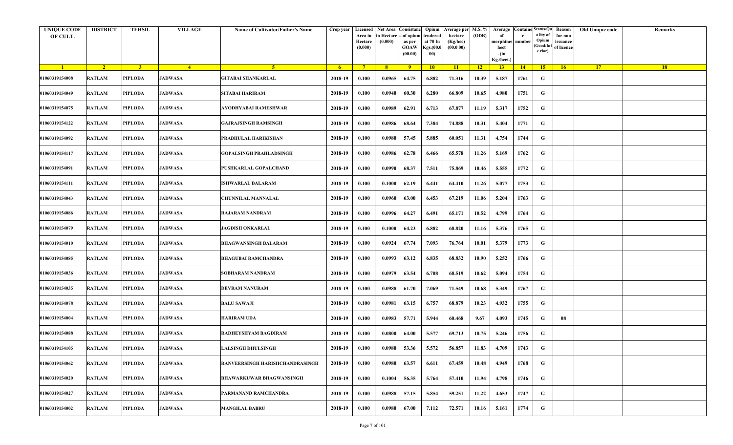| UNIQUE CODE OF CULT. | DISTRICT | TEHSIL | VILLAGE | Name of Cultivator/Father's Name | Crop year | Licensed Area in Hectare (0.000) | Net Area in Hectare (0.000) | Consistance of opium as per GOAW (00.00) | Opium tendered at 70 In Kgs.(00.000) | Average per hectare (Kg/hec) (00.00) | M.S. % (ODB) | Average of morphine/hect. (in Kg./hect.) | Container number | Status/Quality of Opium (Good/Inferior) | Reason for non issuance of licence | Old Unique code | Remarks |
|---|---|---|---|---|---|---|---|---|---|---|---|---|---|---|---|---|---|
| 1 | 2 | 3 | 4 | 5 | 6 | 7 | 8 | 9 | 10 | 11 | 12 | 13 | 14 | 15 | 16 | 17 | 18 |
| 01060319154008 | RATLAM | PIPLODA | JADWASA | GITABAI SHANKARLAL | 2018-19 | 0.100 | 0.0965 | 64.75 | 6.882 | 71.316 | 10.39 | 5.187 | 1761 | G | | | |
| 01060319154049 | RATLAM | PIPLODA | JADWASA | SITABAI HARIRAM | 2018-19 | 0.100 | 0.0940 | 60.30 | 6.280 | 66.809 | 10.65 | 4.980 | 1751 | G | | | |
| 01060319154075 | RATLAM | PIPLODA | JADWASA | AYODHYABAI RAMESHWAR | 2018-19 | 0.100 | 0.0989 | 62.91 | 6.713 | 67.877 | 11.19 | 5.317 | 1752 | G | | | |
| 01060319154122 | RATLAM | PIPLODA | JADWASA | GAJRAJSINGH RAMSINGH | 2018-19 | 0.100 | 0.0986 | 68.64 | 7.384 | 74.888 | 10.31 | 5.404 | 1771 | G | | | |
| 01060319154092 | RATLAM | PIPLODA | JADWASA | PRABHULAL HARIKISHAN | 2018-19 | 0.100 | 0.0980 | 57.45 | 5.885 | 60.051 | 11.31 | 4.754 | 1744 | G | | | |
| 01060319154117 | RATLAM | PIPLODA | JADWASA | GOPALSINGH PRAHLADSINGH | 2018-19 | 0.100 | 0.0986 | 62.78 | 6.466 | 65.578 | 11.26 | 5.169 | 1762 | G | | | |
| 01060319154091 | RATLAM | PIPLODA | JADWASA | PUSHKARLAL GOPALCHAND | 2018-19 | 0.100 | 0.0990 | 68.37 | 7.511 | 75.869 | 10.46 | 5.555 | 1772 | G | | | |
| 01060319154111 | RATLAM | PIPLODA | JADWASA | ISHWARLAL BALARAM | 2018-19 | 0.100 | 0.1000 | 62.19 | 6.441 | 64.410 | 11.26 | 5.077 | 1753 | G | | | |
| 01060319154043 | RATLAM | PIPLODA | JADWASA | CHUNNILAL MANNALAL | 2018-19 | 0.100 | 0.0960 | 63.00 | 6.453 | 67.219 | 11.06 | 5.204 | 1763 | G | | | |
| 01060319154086 | RATLAM | PIPLODA | JADWASA | RAJARAM NANDRAM | 2018-19 | 0.100 | 0.0996 | 64.27 | 6.491 | 65.171 | 10.52 | 4.799 | 1764 | G | | | |
| 01060319154079 | RATLAM | PIPLODA | JADWASA | JAGDISH ONKARLAL | 2018-19 | 0.100 | 0.1000 | 64.23 | 6.882 | 68.820 | 11.16 | 5.376 | 1765 | G | | | |
| 01060319154010 | RATLAM | PIPLODA | JADWASA | BHAGWANSINGH BALARAM | 2018-19 | 0.100 | 0.0924 | 67.74 | 7.093 | 76.764 | 10.01 | 5.379 | 1773 | G | | | |
| 01060319154085 | RATLAM | PIPLODA | JADWASA | BHAGUBAI RAMCHANDRA | 2018-19 | 0.100 | 0.0993 | 63.12 | 6.835 | 68.832 | 10.90 | 5.252 | 1766 | G | | | |
| 01060319154036 | RATLAM | PIPLODA | JADWASA | SOBHARAM NANDRAM | 2018-19 | 0.100 | 0.0979 | 63.54 | 6.708 | 68.519 | 10.62 | 5.094 | 1754 | G | | | |
| 01060319154035 | RATLAM | PIPLODA | JADWASA | DEVRAM NANURAM | 2018-19 | 0.100 | 0.0988 | 61.70 | 7.069 | 71.549 | 10.68 | 5.349 | 1767 | G | | | |
| 01060319154078 | RATLAM | PIPLODA | JADWASA | BALU SAWAJI | 2018-19 | 0.100 | 0.0981 | 63.15 | 6.757 | 68.879 | 10.23 | 4.932 | 1755 | G | | | |
| 01060319154004 | RATLAM | PIPLODA | JADWASA | HARIRAM UDA | 2018-19 | 0.100 | 0.0983 | 57.71 | 5.944 | 60.468 | 9.67 | 4.093 | 1745 | G | 08 | | |
| 01060319154088 | RATLAM | PIPLODA | JADWASA | RADHEYSHYAM BAGDIRAM | 2018-19 | 0.100 | 0.0800 | 64.00 | 5.577 | 69.713 | 10.75 | 5.246 | 1756 | G | | | |
| 01060319154105 | RATLAM | PIPLODA | JADWASA | LALSINGH DHULSINGH | 2018-19 | 0.100 | 0.0980 | 53.36 | 5.572 | 56.857 | 11.83 | 4.709 | 1743 | G | | | |
| 01060319154062 | RATLAM | PIPLODA | JADWASA | RANVEERSINGH HARISHCHANDRASINGH | 2018-19 | 0.100 | 0.0980 | 63.57 | 6.611 | 67.459 | 10.48 | 4.949 | 1768 | G | | | |
| 01060319154020 | RATLAM | PIPLODA | JADWASA | BHAWARKUWAR BHAGWANSINGH | 2018-19 | 0.100 | 0.1004 | 56.35 | 5.764 | 57.410 | 11.94 | 4.798 | 1746 | G | | | |
| 01060319154027 | RATLAM | PIPLODA | JADWASA | PARMANAND RAMCHANDRA | 2018-19 | 0.100 | 0.0988 | 57.15 | 5.854 | 59.251 | 11.22 | 4.653 | 1747 | G | | | |
| 01060319154002 | RATLAM | PIPLODA | JADWASA | MANGILAL BABRU | 2018-19 | 0.100 | 0.0980 | 67.00 | 7.112 | 72.571 | 10.16 | 5.161 | 1774 | G | | | |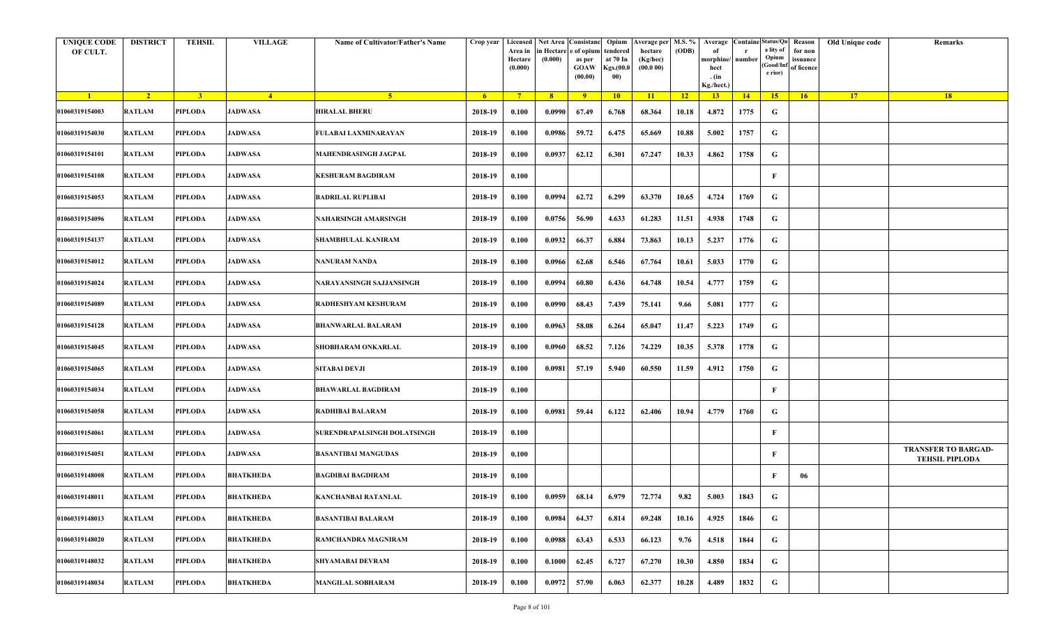| UNIQUE CODE OF CULT. | DISTRICT | TEHSIL | VILLAGE | Name of Cultivator/Father's Name | Crop year | Licensed Area in Hectare (0.000) | Net Area in Hectare (0.000) | Consistance of opium as per GOAW (00.00) | Opium tendered at 70 In Kgs.(00.000) | Average per hectare (Kg/hec) (00.0 00) | M.S. % (ODB) | Average of morphine/ hect . (in Kg./hect.) | Container number | Status/Quality of Opium (Good/Inferior) | Reason for non issuance of licence | Old Unique code | Remarks |
|---|---|---|---|---|---|---|---|---|---|---|---|---|---|---|---|---|---|
| 1 | 2 | 3 | 4 | 5 | 6 | 7 | 8 | 9 | 10 | 11 | 12 | 13 | 14 | 15 | 16 | 17 | 18 |
| 01060319154003 | RATLAM | PIPLODA | JADWASA | HIRALAL BHERU | 2018-19 | 0.100 | 0.0990 | 67.49 | 6.768 | 68.364 | 10.18 | 4.872 | 1775 | G | | | |
| 01060319154030 | RATLAM | PIPLODA | JADWASA | FULABAI LAXMINARAYAN | 2018-19 | 0.100 | 0.0986 | 59.72 | 6.475 | 65.669 | 10.88 | 5.002 | 1757 | G | | | |
| 01060319154101 | RATLAM | PIPLODA | JADWASA | MAHENDRASINGH JAGPAL | 2018-19 | 0.100 | 0.0937 | 62.12 | 6.301 | 67.247 | 10.33 | 4.862 | 1758 | G | | | |
| 01060319154108 | RATLAM | PIPLODA | JADWASA | KESHURAM BAGDIRAM | 2018-19 | 0.100 | | | | | | | | F | | | |
| 01060319154053 | RATLAM | PIPLODA | JADWASA | BADRILAL RUPLIBAI | 2018-19 | 0.100 | 0.0994 | 62.72 | 6.299 | 63.370 | 10.65 | 4.724 | 1769 | G | | | |
| 01060319154096 | RATLAM | PIPLODA | JADWASA | NAHARSINGH AMARSINGH | 2018-19 | 0.100 | 0.0756 | 56.90 | 4.633 | 61.283 | 11.51 | 4.938 | 1748 | G | | | |
| 01060319154137 | RATLAM | PIPLODA | JADWASA | SHAMBHULAL KANIRAM | 2018-19 | 0.100 | 0.0932 | 66.37 | 6.884 | 73.863 | 10.13 | 5.237 | 1776 | G | | | |
| 01060319154012 | RATLAM | PIPLODA | JADWASA | NANURAM NANDA | 2018-19 | 0.100 | 0.0966 | 62.68 | 6.546 | 67.764 | 10.61 | 5.033 | 1770 | G | | | |
| 01060319154024 | RATLAM | PIPLODA | JADWASA | NARAYANSINGH SAJJANSINGH | 2018-19 | 0.100 | 0.0994 | 60.80 | 6.436 | 64.748 | 10.54 | 4.777 | 1759 | G | | | |
| 01060319154089 | RATLAM | PIPLODA | JADWASA | RADHESHYAM KESHURAM | 2018-19 | 0.100 | 0.0990 | 68.43 | 7.439 | 75.141 | 9.66 | 5.081 | 1777 | G | | | |
| 01060319154128 | RATLAM | PIPLODA | JADWASA | BHANWARLAL BALARAM | 2018-19 | 0.100 | 0.0963 | 58.08 | 6.264 | 65.047 | 11.47 | 5.223 | 1749 | G | | | |
| 01060319154045 | RATLAM | PIPLODA | JADWASA | SHOBHARAM ONKARLAL | 2018-19 | 0.100 | 0.0960 | 68.52 | 7.126 | 74.229 | 10.35 | 5.378 | 1778 | G | | | |
| 01060319154065 | RATLAM | PIPLODA | JADWASA | SITABAI DEVJI | 2018-19 | 0.100 | 0.0981 | 57.19 | 5.940 | 60.550 | 11.59 | 4.912 | 1750 | G | | | |
| 01060319154034 | RATLAM | PIPLODA | JADWASA | BHAWARLAL BAGDIRAM | 2018-19 | 0.100 | | | | | | | | F | | | |
| 01060319154058 | RATLAM | PIPLODA | JADWASA | RADHIBAI BALARAM | 2018-19 | 0.100 | 0.0981 | 59.44 | 6.122 | 62.406 | 10.94 | 4.779 | 1760 | G | | | |
| 01060319154061 | RATLAM | PIPLODA | JADWASA | SURENDRAPALSINGH DOLATSINGH | 2018-19 | 0.100 | | | | | | | | F | | | |
| 01060319154051 | RATLAM | PIPLODA | JADWASA | BASANTIBAI MANGUDAS | 2018-19 | 0.100 | | | | | | | | F | | | TRANSFER TO BARGAD-TEHSIL PIPLODA |
| 01060319148008 | RATLAM | PIPLODA | BHATKHEDA | BAGDIBAI BAGDIRAM | 2018-19 | 0.100 | | | | | | | | F | 06 | | |
| 01060319148011 | RATLAM | PIPLODA | BHATKHEDA | KANCHANBAI RATANLAL | 2018-19 | 0.100 | 0.0959 | 68.14 | 6.979 | 72.774 | 9.82 | 5.003 | 1843 | G | | | |
| 01060319148013 | RATLAM | PIPLODA | BHATKHEDA | BASANTIBAI BALARAM | 2018-19 | 0.100 | 0.0984 | 64.37 | 6.814 | 69.248 | 10.16 | 4.925 | 1846 | G | | | |
| 01060319148020 | RATLAM | PIPLODA | BHATKHEDA | RAMCHANDRA MAGNIRAM | 2018-19 | 0.100 | 0.0988 | 63.43 | 6.533 | 66.123 | 9.76 | 4.518 | 1844 | G | | | |
| 01060319148032 | RATLAM | PIPLODA | BHATKHEDA | SHYAMABAI DEVRAM | 2018-19 | 0.100 | 0.1000 | 62.45 | 6.727 | 67.270 | 10.30 | 4.850 | 1834 | G | | | |
| 01060319148034 | RATLAM | PIPLODA | BHATKHEDA | MANGILAL SOBHARAM | 2018-19 | 0.100 | 0.0972 | 57.90 | 6.063 | 62.377 | 10.28 | 4.489 | 1832 | G | | | |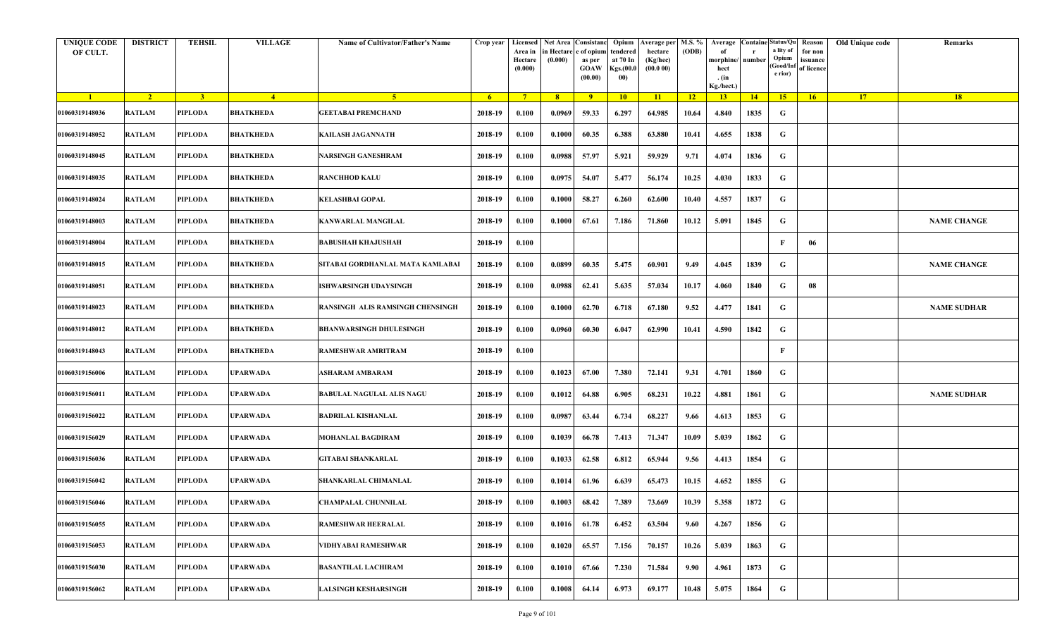| UNIQUE CODE OF CULT. | DISTRICT | TEHSIL | VILLAGE | Name of Cultivator/Father's Name | Crop year | Licensed Area in Hectare (0.000) | Net Area in Hectare (0.000) | Consistance of opium as per GOAW (00.00) | Opium tendered at 70 In Kgs.(00.000) | Average per hectare (Kg/hec) (00.0 00) | M.S. % (ODB) | Average of morphine/hect. (in Kg./hect.) | Container number | Status/Quality of Opium (Good/Inferior) | Reason for non issuance of licence | Old Unique code | Remarks |
|---|---|---|---|---|---|---|---|---|---|---|---|---|---|---|---|---|---|
| 1 | 2 | 3 | 4 | 5 | 6 | 7 | 8 | 9 | 10 | 11 | 12 | 13 | 14 | 15 | 16 | 17 | 18 |
| 01060319148036 | RATLAM | PIPLODA | BHATKHEDA | GEETABAI PREMCHAND | 2018-19 | 0.100 | 0.0969 | 59.33 | 6.297 | 64.985 | 10.64 | 4.840 | 1835 | G | | | |
| 01060319148052 | RATLAM | PIPLODA | BHATKHEDA | KAILASH JAGANNATH | 2018-19 | 0.100 | 0.1000 | 60.35 | 6.388 | 63.880 | 10.41 | 4.655 | 1838 | G | | | |
| 01060319148045 | RATLAM | PIPLODA | BHATKHEDA | NARSINGH GANESHRAM | 2018-19 | 0.100 | 0.0988 | 57.97 | 5.921 | 59.929 | 9.71 | 4.074 | 1836 | G | | | |
| 01060319148035 | RATLAM | PIPLODA | BHATKHEDA | RANCHHOD KALU | 2018-19 | 0.100 | 0.0975 | 54.07 | 5.477 | 56.174 | 10.25 | 4.030 | 1833 | G | | | |
| 01060319148024 | RATLAM | PIPLODA | BHATKHEDA | KELASHBAI GOPAL | 2018-19 | 0.100 | 0.1000 | 58.27 | 6.260 | 62.600 | 10.40 | 4.557 | 1837 | G | | | |
| 01060319148003 | RATLAM | PIPLODA | BHATKHEDA | KANWARLAL MANGILAL | 2018-19 | 0.100 | 0.1000 | 67.61 | 7.186 | 71.860 | 10.12 | 5.091 | 1845 | G | | | NAME CHANGE |
| 01060319148004 | RATLAM | PIPLODA | BHATKHEDA | BABUSHAH KHAJUSHAH | 2018-19 | 0.100 | | | | | | | | F | 06 | | |
| 01060319148015 | RATLAM | PIPLODA | BHATKHEDA | SITABAI GORDHANLAL MATA KAMLABAI | 2018-19 | 0.100 | 0.0899 | 60.35 | 5.475 | 60.901 | 9.49 | 4.045 | 1839 | G | | | NAME CHANGE |
| 01060319148051 | RATLAM | PIPLODA | BHATKHEDA | ISHWARSINGH UDAYSINGH | 2018-19 | 0.100 | 0.0988 | 62.41 | 5.635 | 57.034 | 10.17 | 4.060 | 1840 | G | 08 | | |
| 01060319148023 | RATLAM | PIPLODA | BHATKHEDA | RANSINGH ALIS RAMSINGH CHENSINGH | 2018-19 | 0.100 | 0.1000 | 62.70 | 6.718 | 67.180 | 9.52 | 4.477 | 1841 | G | | | NAME SUDHAR |
| 01060319148012 | RATLAM | PIPLODA | BHATKHEDA | BHANWARSINGH DHULESINGH | 2018-19 | 0.100 | 0.0960 | 60.30 | 6.047 | 62.990 | 10.41 | 4.590 | 1842 | G | | | |
| 01060319148043 | RATLAM | PIPLODA | BHATKHEDA | RAMESHWAR AMRITRAM | 2018-19 | 0.100 | | | | | | | | F | | | |
| 01060319156006 | RATLAM | PIPLODA | UPARWADA | ASHARAM AMBARAM | 2018-19 | 0.100 | 0.1023 | 67.00 | 7.380 | 72.141 | 9.31 | 4.701 | 1860 | G | | | |
| 01060319156011 | RATLAM | PIPLODA | UPARWADA | BABULAL NAGULAL ALIS NAGU | 2018-19 | 0.100 | 0.1012 | 64.88 | 6.905 | 68.231 | 10.22 | 4.881 | 1861 | G | | | NAME SUDHAR |
| 01060319156022 | RATLAM | PIPLODA | UPARWADA | BADRILAL KISHANLAL | 2018-19 | 0.100 | 0.0987 | 63.44 | 6.734 | 68.227 | 9.66 | 4.613 | 1853 | G | | | |
| 01060319156029 | RATLAM | PIPLODA | UPARWADA | MOHANLAL BAGDIRAM | 2018-19 | 0.100 | 0.1039 | 66.78 | 7.413 | 71.347 | 10.09 | 5.039 | 1862 | G | | | |
| 01060319156036 | RATLAM | PIPLODA | UPARWADA | GITABAI SHANKARLAL | 2018-19 | 0.100 | 0.1033 | 62.58 | 6.812 | 65.944 | 9.56 | 4.413 | 1854 | G | | | |
| 01060319156042 | RATLAM | PIPLODA | UPARWADA | SHANKARLAL CHIMANLAL | 2018-19 | 0.100 | 0.1014 | 61.96 | 6.639 | 65.473 | 10.15 | 4.652 | 1855 | G | | | |
| 01060319156046 | RATLAM | PIPLODA | UPARWADA | CHAMPALAL CHUNNILAL | 2018-19 | 0.100 | 0.1003 | 68.42 | 7.389 | 73.669 | 10.39 | 5.358 | 1872 | G | | | |
| 01060319156055 | RATLAM | PIPLODA | UPARWADA | RAMESHWAR HEERALAL | 2018-19 | 0.100 | 0.1016 | 61.78 | 6.452 | 63.504 | 9.60 | 4.267 | 1856 | G | | | |
| 01060319156053 | RATLAM | PIPLODA | UPARWADA | VIDHYABAI RAMESHWAR | 2018-19 | 0.100 | 0.1020 | 65.57 | 7.156 | 70.157 | 10.26 | 5.039 | 1863 | G | | | |
| 01060319156030 | RATLAM | PIPLODA | UPARWADA | BASANTILAL LACHIRAM | 2018-19 | 0.100 | 0.1010 | 67.66 | 7.230 | 71.584 | 9.90 | 4.961 | 1873 | G | | | |
| 01060319156062 | RATLAM | PIPLODA | UPARWADA | LALSINGH KESHARSINGH | 2018-19 | 0.100 | 0.1008 | 64.14 | 6.973 | 69.177 | 10.48 | 5.075 | 1864 | G | | | |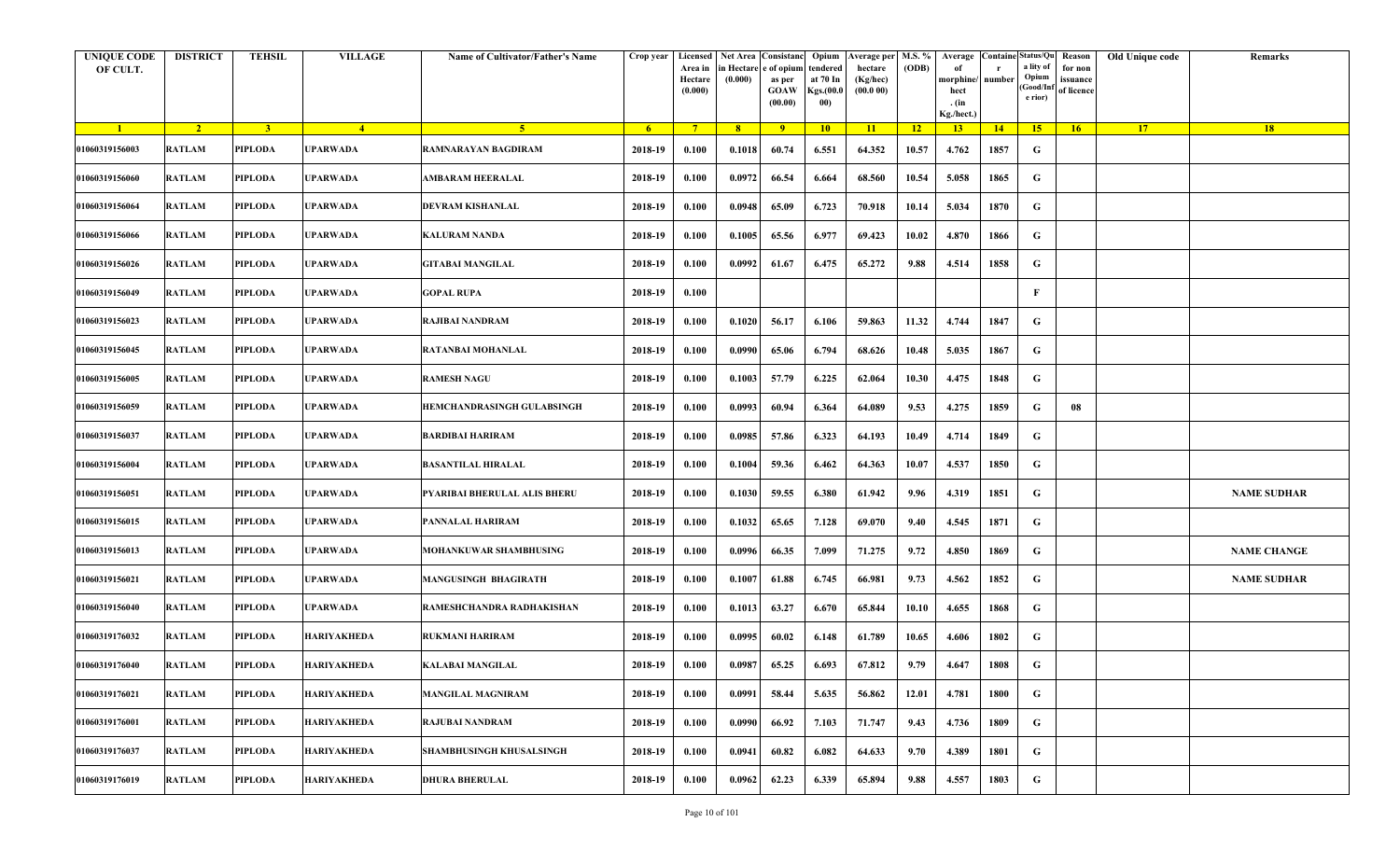| UNIQUE CODE OF CULT. | DISTRICT | TEHSIL | VILLAGE | Name of Cultivator/Father's Name | Crop year | Licensed Area in Hectare (0.000) | Net Area in Hectare (0.000) | Consistance of opium as per GOAW (00.00) | Opium tendered at 70 In Kgs.(00.000) | Average per hectare (Kg/hec) (00.000) | M.S. % (ODB) | Average of morphine/hect. (in Kg./hect.) | Container number | Status/Quality of Opium (Good/Inferior) | Reason for non issuance of licence | Old Unique code | Remarks |
|---|---|---|---|---|---|---|---|---|---|---|---|---|---|---|---|---|---|
| 1 | 2 | 3 | 4 | 5 | 6 | 7 | 8 | 9 | 10 | 11 | 12 | 13 | 14 | 15 | 16 | 17 | 18 |
| 01060319156003 | RATLAM | PIPLODA | UPARWADA | RAMNARAYAN BAGDIRAM | 2018-19 | 0.100 | 0.1018 | 60.74 | 6.551 | 64.352 | 10.57 | 4.762 | 1857 | G | | | |
| 01060319156060 | RATLAM | PIPLODA | UPARWADA | AMBARAM HEERALAL | 2018-19 | 0.100 | 0.0972 | 66.54 | 6.664 | 68.560 | 10.54 | 5.058 | 1865 | G | | | |
| 01060319156064 | RATLAM | PIPLODA | UPARWADA | DEVRAM KISHANLAL | 2018-19 | 0.100 | 0.0948 | 65.09 | 6.723 | 70.918 | 10.14 | 5.034 | 1870 | G | | | |
| 01060319156066 | RATLAM | PIPLODA | UPARWADA | KALURAM NANDA | 2018-19 | 0.100 | 0.1005 | 65.56 | 6.977 | 69.423 | 10.02 | 4.870 | 1866 | G | | | |
| 01060319156026 | RATLAM | PIPLODA | UPARWADA | GITABAI MANGILAL | 2018-19 | 0.100 | 0.0992 | 61.67 | 6.475 | 65.272 | 9.88 | 4.514 | 1858 | G | | | |
| 01060319156049 | RATLAM | PIPLODA | UPARWADA | GOPAL RUPA | 2018-19 | 0.100 | | | | | | | | F | | | |
| 01060319156023 | RATLAM | PIPLODA | UPARWADA | RAJIBAI NANDRAM | 2018-19 | 0.100 | 0.1020 | 56.17 | 6.106 | 59.863 | 11.32 | 4.744 | 1847 | G | | | |
| 01060319156045 | RATLAM | PIPLODA | UPARWADA | RATANBAI MOHANLAL | 2018-19 | 0.100 | 0.0990 | 65.06 | 6.794 | 68.626 | 10.48 | 5.035 | 1867 | G | | | |
| 01060319156005 | RATLAM | PIPLODA | UPARWADA | RAMESH NAGU | 2018-19 | 0.100 | 0.1003 | 57.79 | 6.225 | 62.064 | 10.30 | 4.475 | 1848 | G | | | |
| 01060319156059 | RATLAM | PIPLODA | UPARWADA | HEMCHANDRASINGH GULABSINGH | 2018-19 | 0.100 | 0.0993 | 60.94 | 6.364 | 64.089 | 9.53 | 4.275 | 1859 | G | 08 | | |
| 01060319156037 | RATLAM | PIPLODA | UPARWADA | BARDIBAI HARIRAM | 2018-19 | 0.100 | 0.0985 | 57.86 | 6.323 | 64.193 | 10.49 | 4.714 | 1849 | G | | | |
| 01060319156004 | RATLAM | PIPLODA | UPARWADA | BASANTILAL HIRALAL | 2018-19 | 0.100 | 0.1004 | 59.36 | 6.462 | 64.363 | 10.07 | 4.537 | 1850 | G | | | |
| 01060319156051 | RATLAM | PIPLODA | UPARWADA | PYARIBAI BHERULAL ALIS BHERU | 2018-19 | 0.100 | 0.1030 | 59.55 | 6.380 | 61.942 | 9.96 | 4.319 | 1851 | G | | | NAME SUDHAR |
| 01060319156015 | RATLAM | PIPLODA | UPARWADA | PANNALAL HARIRAM | 2018-19 | 0.100 | 0.1032 | 65.65 | 7.128 | 69.070 | 9.40 | 4.545 | 1871 | G | | | |
| 01060319156013 | RATLAM | PIPLODA | UPARWADA | MOHANKUWAR SHAMBHUSING | 2018-19 | 0.100 | 0.0996 | 66.35 | 7.099 | 71.275 | 9.72 | 4.850 | 1869 | G | | | NAME CHANGE |
| 01060319156021 | RATLAM | PIPLODA | UPARWADA | MANGUSINGH BHAGIRATH | 2018-19 | 0.100 | 0.1007 | 61.88 | 6.745 | 66.981 | 9.73 | 4.562 | 1852 | G | | | NAME SUDHAR |
| 01060319156040 | RATLAM | PIPLODA | UPARWADA | RAMESHCHANDRA RADHAKISHAN | 2018-19 | 0.100 | 0.1013 | 63.27 | 6.670 | 65.844 | 10.10 | 4.655 | 1868 | G | | | |
| 01060319176032 | RATLAM | PIPLODA | HARIYAKHEDA | RUKMANI HARIRAM | 2018-19 | 0.100 | 0.0995 | 60.02 | 6.148 | 61.789 | 10.65 | 4.606 | 1802 | G | | | |
| 01060319176040 | RATLAM | PIPLODA | HARIYAKHEDA | KALABAI MANGILAL | 2018-19 | 0.100 | 0.0987 | 65.25 | 6.693 | 67.812 | 9.79 | 4.647 | 1808 | G | | | |
| 01060319176021 | RATLAM | PIPLODA | HARIYAKHEDA | MANGILAL MAGNIRAM | 2018-19 | 0.100 | 0.0991 | 58.44 | 5.635 | 56.862 | 12.01 | 4.781 | 1800 | G | | | |
| 01060319176001 | RATLAM | PIPLODA | HARIYAKHEDA | RAJUBAI NANDRAM | 2018-19 | 0.100 | 0.0990 | 66.92 | 7.103 | 71.747 | 9.43 | 4.736 | 1809 | G | | | |
| 01060319176037 | RATLAM | PIPLODA | HARIYAKHEDA | SHAMBHUSINGH KHUSALSINGH | 2018-19 | 0.100 | 0.0941 | 60.82 | 6.082 | 64.633 | 9.70 | 4.389 | 1801 | G | | | |
| 01060319176019 | RATLAM | PIPLODA | HARIYAKHEDA | DHURA BHERULAL | 2018-19 | 0.100 | 0.0962 | 62.23 | 6.339 | 65.894 | 9.88 | 4.557 | 1803 | G | | | |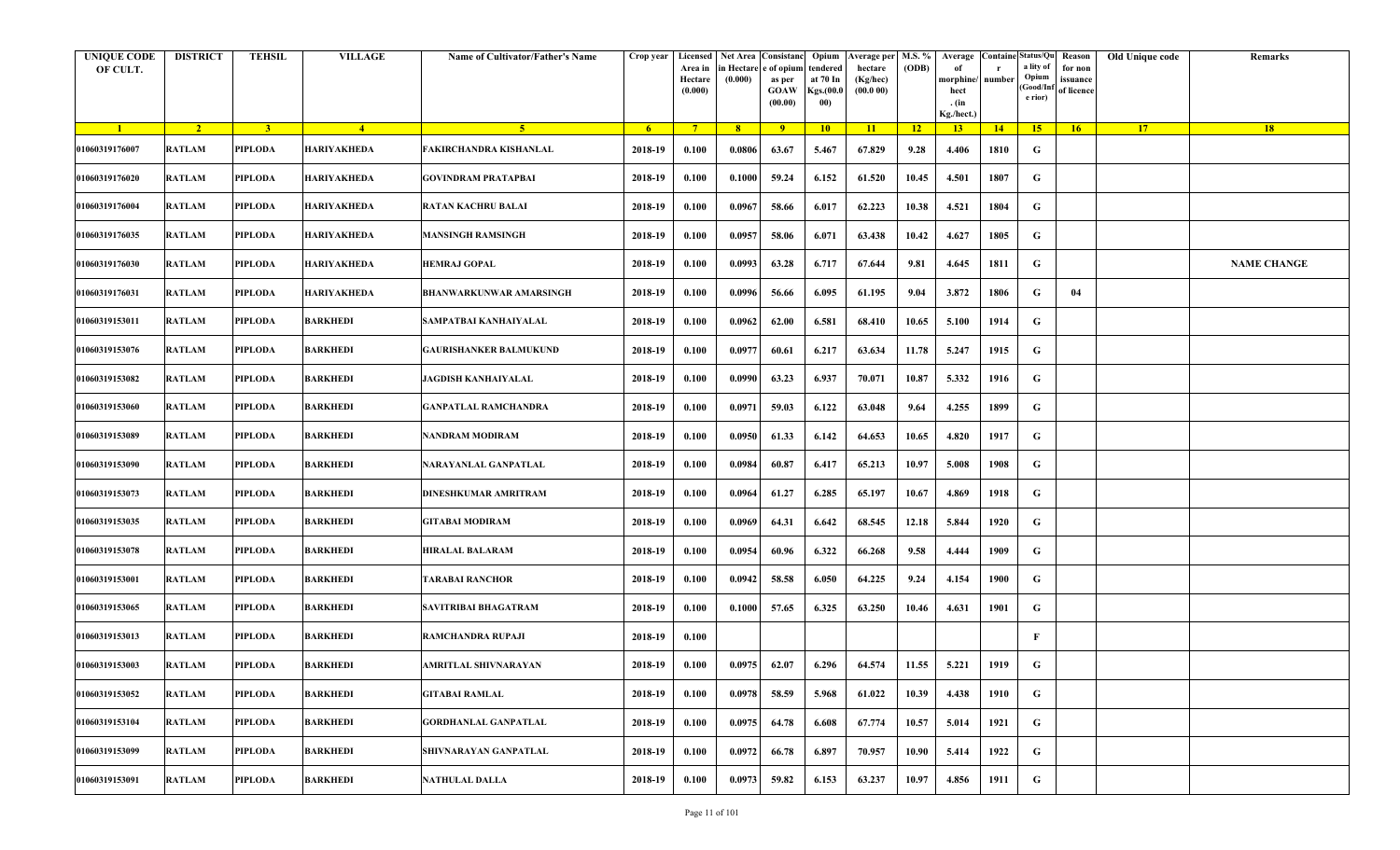| UNIQUE CODE OF CULT. | DISTRICT | TEHSIL | VILLAGE | Name of Cultivator/Father's Name | Crop year | Licensed Area in Hectare (0.000) | Net Area in Hectare (0.000) | Consistance of opium as per GOAW (00.00) | Opium tendered at 70 In Kgs.(00.000) | Average per hectare (Kg/hec) (00.0 00) | M.S. % (ODB) | Average of morphine/ hect . (in Kg./hect.) | Container number | Status/Quality of Opium (Good/Inferior) | Reason for non issuance of licence | Old Unique code | Remarks |
|---|---|---|---|---|---|---|---|---|---|---|---|---|---|---|---|---|---|
| 1 | 2 | 3 | 4 | 5 | 6 | 7 | 8 | 9 | 10 | 11 | 12 | 13 | 14 | 15 | 16 | 17 | 18 |
| 01060319176007 | RATLAM | PIPLODA | HARIYAKHEDA | FAKIRCHANDRA KISHANLAL | 2018-19 | 0.100 | 0.0806 | 63.67 | 5.467 | 67.829 | 9.28 | 4.406 | 1810 | G | | | |
| 01060319176020 | RATLAM | PIPLODA | HARIYAKHEDA | GOVINDRAM PRATAPBAI | 2018-19 | 0.100 | 0.1000 | 59.24 | 6.152 | 61.520 | 10.45 | 4.501 | 1807 | G | | | |
| 01060319176004 | RATLAM | PIPLODA | HARIYAKHEDA | RATAN KACHRU BALAI | 2018-19 | 0.100 | 0.0967 | 58.66 | 6.017 | 62.223 | 10.38 | 4.521 | 1804 | G | | | |
| 01060319176035 | RATLAM | PIPLODA | HARIYAKHEDA | MANSINGH RAMSINGH | 2018-19 | 0.100 | 0.0957 | 58.06 | 6.071 | 63.438 | 10.42 | 4.627 | 1805 | G | | | |
| 01060319176030 | RATLAM | PIPLODA | HARIYAKHEDA | HEMRAJ GOPAL | 2018-19 | 0.100 | 0.0993 | 63.28 | 6.717 | 67.644 | 9.81 | 4.645 | 1811 | G | | | NAME CHANGE |
| 01060319176031 | RATLAM | PIPLODA | HARIYAKHEDA | BHANWARKUNWAR AMARSINGH | 2018-19 | 0.100 | 0.0996 | 56.66 | 6.095 | 61.195 | 9.04 | 3.872 | 1806 | G | 04 | | |
| 01060319153011 | RATLAM | PIPLODA | BARKHEDI | SAMPATBAI KANHAIYALAL | 2018-19 | 0.100 | 0.0962 | 62.00 | 6.581 | 68.410 | 10.65 | 5.100 | 1914 | G | | | |
| 01060319153076 | RATLAM | PIPLODA | BARKHEDI | GAURISHANKER BALMUKUND | 2018-19 | 0.100 | 0.0977 | 60.61 | 6.217 | 63.634 | 11.78 | 5.247 | 1915 | G | | | |
| 01060319153082 | RATLAM | PIPLODA | BARKHEDI | JAGDISH KANHAIYALAL | 2018-19 | 0.100 | 0.0990 | 63.23 | 6.937 | 70.071 | 10.87 | 5.332 | 1916 | G | | | |
| 01060319153060 | RATLAM | PIPLODA | BARKHEDI | GANPATLAL RAMCHANDRA | 2018-19 | 0.100 | 0.0971 | 59.03 | 6.122 | 63.048 | 9.64 | 4.255 | 1899 | G | | | |
| 01060319153089 | RATLAM | PIPLODA | BARKHEDI | NANDRAM MODIRAM | 2018-19 | 0.100 | 0.0950 | 61.33 | 6.142 | 64.653 | 10.65 | 4.820 | 1917 | G | | | |
| 01060319153090 | RATLAM | PIPLODA | BARKHEDI | NARAYANLAL GANPATLAL | 2018-19 | 0.100 | 0.0984 | 60.87 | 6.417 | 65.213 | 10.97 | 5.008 | 1908 | G | | | |
| 01060319153073 | RATLAM | PIPLODA | BARKHEDI | DINESHKUMAR AMRITRAM | 2018-19 | 0.100 | 0.0964 | 61.27 | 6.285 | 65.197 | 10.67 | 4.869 | 1918 | G | | | |
| 01060319153035 | RATLAM | PIPLODA | BARKHEDI | GITABAI MODIRAM | 2018-19 | 0.100 | 0.0969 | 64.31 | 6.642 | 68.545 | 12.18 | 5.844 | 1920 | G | | | |
| 01060319153078 | RATLAM | PIPLODA | BARKHEDI | HIRALAL BALARAM | 2018-19 | 0.100 | 0.0954 | 60.96 | 6.322 | 66.268 | 9.58 | 4.444 | 1909 | G | | | |
| 01060319153001 | RATLAM | PIPLODA | BARKHEDI | TARABAI RANCHOR | 2018-19 | 0.100 | 0.0942 | 58.58 | 6.050 | 64.225 | 9.24 | 4.154 | 1900 | G | | | |
| 01060319153065 | RATLAM | PIPLODA | BARKHEDI | SAVITRIBAI BHAGATRAM | 2018-19 | 0.100 | 0.1000 | 57.65 | 6.325 | 63.250 | 10.46 | 4.631 | 1901 | G | | | |
| 01060319153013 | RATLAM | PIPLODA | BARKHEDI | RAMCHANDRA RUPAJI | 2018-19 | 0.100 | | | | | | | | F | | | |
| 01060319153003 | RATLAM | PIPLODA | BARKHEDI | AMRITLAL SHIVNARAYAN | 2018-19 | 0.100 | 0.0975 | 62.07 | 6.296 | 64.574 | 11.55 | 5.221 | 1919 | G | | | |
| 01060319153052 | RATLAM | PIPLODA | BARKHEDI | GITABAI RAMLAL | 2018-19 | 0.100 | 0.0978 | 58.59 | 5.968 | 61.022 | 10.39 | 4.438 | 1910 | G | | | |
| 01060319153104 | RATLAM | PIPLODA | BARKHEDI | GORDHANLAL GANPATLAL | 2018-19 | 0.100 | 0.0975 | 64.78 | 6.608 | 67.774 | 10.57 | 5.014 | 1921 | G | | | |
| 01060319153099 | RATLAM | PIPLODA | BARKHEDI | SHIVNARAYAN GANPATLAL | 2018-19 | 0.100 | 0.0972 | 66.78 | 6.897 | 70.957 | 10.90 | 5.414 | 1922 | G | | | |
| 01060319153091 | RATLAM | PIPLODA | BARKHEDI | NATHULAL DALLA | 2018-19 | 0.100 | 0.0973 | 59.82 | 6.153 | 63.237 | 10.97 | 4.856 | 1911 | G | | | |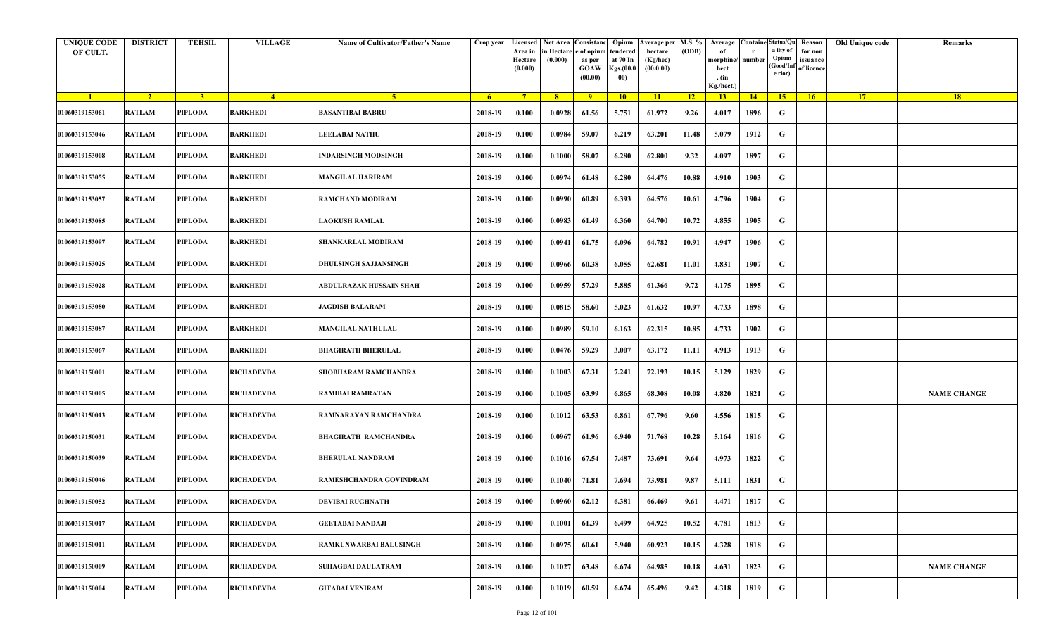| UNIQUE CODE OF CULT. | DISTRICT | TEHSIL | VILLAGE | Name of Cultivator/Father's Name | Crop year | Licensed Area in Hectare (0.000) | Net Area in Hectare (0.000) | Consistance of opium as per GOAW (00.00) | Opium tendered at 70 In Kgs.(00.000) | Average per hectare (Kg/hec) (00.0 00) | M.S. % (ODB) | Average of morphine/ hect . (in Kg./hect.) | Container number | Status/Quality of Opium (Good/Inferior) | Reason for non issuance of licence | Old Unique code | Remarks |
|---|---|---|---|---|---|---|---|---|---|---|---|---|---|---|---|---|---|
| 1 | 2 | 3 | 4 | 5 | 6 | 7 | 8 | 9 | 10 | 11 | 12 | 13 | 14 | 15 | 16 | 17 | 18 |
| 01060319153061 | RATLAM | PIPLODA | BARKHEDI | BASANTIBAI BABRU | 2018-19 | 0.100 | 0.0928 | 61.56 | 5.751 | 61.972 | 9.26 | 4.017 | 1896 | G | | | |
| 01060319153046 | RATLAM | PIPLODA | BARKHEDI | LEELABAI NATHU | 2018-19 | 0.100 | 0.0984 | 59.07 | 6.219 | 63.201 | 11.48 | 5.079 | 1912 | G | | | |
| 01060319153008 | RATLAM | PIPLODA | BARKHEDI | INDARSINGH MODSINGH | 2018-19 | 0.100 | 0.1000 | 58.07 | 6.280 | 62.800 | 9.32 | 4.097 | 1897 | G | | | |
| 01060319153055 | RATLAM | PIPLODA | BARKHEDI | MANGILAL HARIRAM | 2018-19 | 0.100 | 0.0974 | 61.48 | 6.280 | 64.476 | 10.88 | 4.910 | 1903 | G | | | |
| 01060319153057 | RATLAM | PIPLODA | BARKHEDI | RAMCHAND MODIRAM | 2018-19 | 0.100 | 0.0990 | 60.89 | 6.393 | 64.576 | 10.61 | 4.796 | 1904 | G | | | |
| 01060319153085 | RATLAM | PIPLODA | BARKHEDI | LAOKUSH RAMLAL | 2018-19 | 0.100 | 0.0983 | 61.49 | 6.360 | 64.700 | 10.72 | 4.855 | 1905 | G | | | |
| 01060319153097 | RATLAM | PIPLODA | BARKHEDI | SHANKARLAL MODIRAM | 2018-19 | 0.100 | 0.0941 | 61.75 | 6.096 | 64.782 | 10.91 | 4.947 | 1906 | G | | | |
| 01060319153025 | RATLAM | PIPLODA | BARKHEDI | DHULSINGH SAJJANSINGH | 2018-19 | 0.100 | 0.0966 | 60.38 | 6.055 | 62.681 | 11.01 | 4.831 | 1907 | G | | | |
| 01060319153028 | RATLAM | PIPLODA | BARKHEDI | ABDULRAZAK HUSSAIN SHAH | 2018-19 | 0.100 | 0.0959 | 57.29 | 5.885 | 61.366 | 9.72 | 4.175 | 1895 | G | | | |
| 01060319153080 | RATLAM | PIPLODA | BARKHEDI | JAGDISH BALARAM | 2018-19 | 0.100 | 0.0815 | 58.60 | 5.023 | 61.632 | 10.97 | 4.733 | 1898 | G | | | |
| 01060319153087 | RATLAM | PIPLODA | BARKHEDI | MANGILAL NATHULAL | 2018-19 | 0.100 | 0.0989 | 59.10 | 6.163 | 62.315 | 10.85 | 4.733 | 1902 | G | | | |
| 01060319153067 | RATLAM | PIPLODA | BARKHEDI | BHAGIRATH BHERULAL | 2018-19 | 0.100 | 0.0476 | 59.29 | 3.007 | 63.172 | 11.11 | 4.913 | 1913 | G | | | |
| 01060319150001 | RATLAM | PIPLODA | RICHADEVDA | SHOBHARAM RAMCHANDRA | 2018-19 | 0.100 | 0.1003 | 67.31 | 7.241 | 72.193 | 10.15 | 5.129 | 1829 | G | | | |
| 01060319150005 | RATLAM | PIPLODA | RICHADEVDA | RAMIBAI RAMRATAN | 2018-19 | 0.100 | 0.1005 | 63.99 | 6.865 | 68.308 | 10.08 | 4.820 | 1821 | G | | | NAME CHANGE |
| 01060319150013 | RATLAM | PIPLODA | RICHADEVDA | RAMNARAYAN RAMCHANDRA | 2018-19 | 0.100 | 0.1012 | 63.53 | 6.861 | 67.796 | 9.60 | 4.556 | 1815 | G | | | |
| 01060319150031 | RATLAM | PIPLODA | RICHADEVDA | BHAGIRATH RAMCHANDRA | 2018-19 | 0.100 | 0.0967 | 61.96 | 6.940 | 71.768 | 10.28 | 5.164 | 1816 | G | | | |
| 01060319150039 | RATLAM | PIPLODA | RICHADEVDA | BHERULAL NANDRAM | 2018-19 | 0.100 | 0.1016 | 67.54 | 7.487 | 73.691 | 9.64 | 4.973 | 1822 | G | | | |
| 01060319150046 | RATLAM | PIPLODA | RICHADEVDA | RAMESHCHANDRA GOVINDRAM | 2018-19 | 0.100 | 0.1040 | 71.81 | 7.694 | 73.981 | 9.87 | 5.111 | 1831 | G | | | |
| 01060319150052 | RATLAM | PIPLODA | RICHADEVDA | DEVIBAI RUGHNATH | 2018-19 | 0.100 | 0.0960 | 62.12 | 6.381 | 66.469 | 9.61 | 4.471 | 1817 | G | | | |
| 01060319150017 | RATLAM | PIPLODA | RICHADEVDA | GEETABAI NANDAJI | 2018-19 | 0.100 | 0.1001 | 61.39 | 6.499 | 64.925 | 10.52 | 4.781 | 1813 | G | | | |
| 01060319150011 | RATLAM | PIPLODA | RICHADEVDA | RAMKUNWARBAI BALUSINGH | 2018-19 | 0.100 | 0.0975 | 60.61 | 5.940 | 60.923 | 10.15 | 4.328 | 1818 | G | | | |
| 01060319150009 | RATLAM | PIPLODA | RICHADEVDA | SUHAGBAI DAULATRAM | 2018-19 | 0.100 | 0.1027 | 63.48 | 6.674 | 64.985 | 10.18 | 4.631 | 1823 | G | | | NAME CHANGE |
| 01060319150004 | RATLAM | PIPLODA | RICHADEVDA | GITABAI VENIRAM | 2018-19 | 0.100 | 0.1019 | 60.59 | 6.674 | 65.496 | 9.42 | 4.318 | 1819 | G | | | |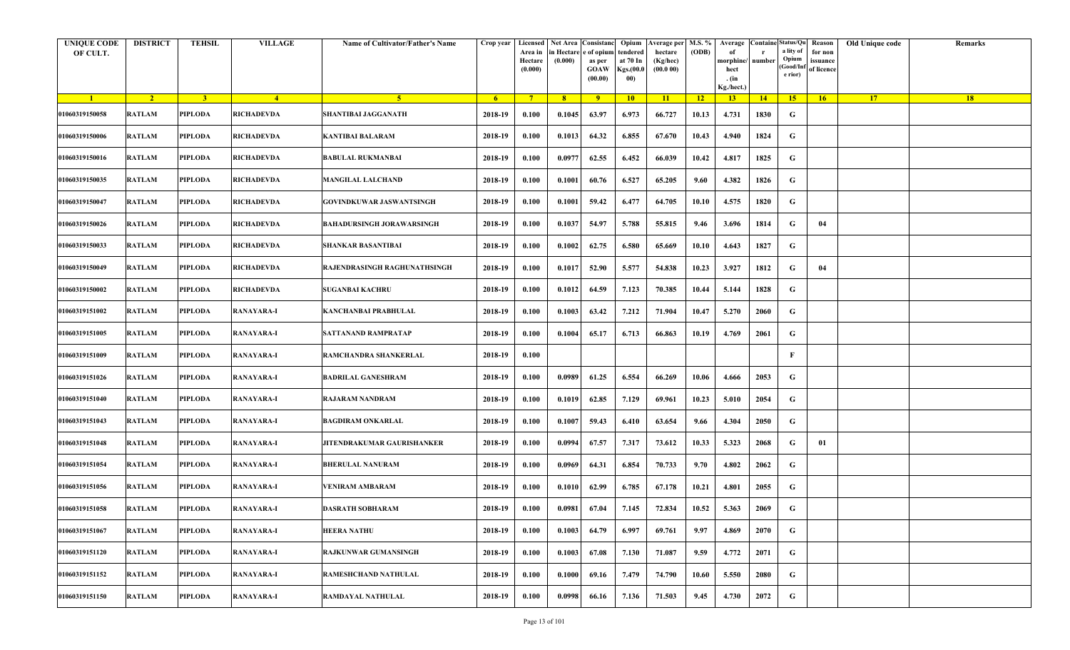| UNIQUE CODE OF CULT. | DISTRICT | TEHSIL | VILLAGE | Name of Cultivator/Father's Name | Crop year | Licensed Area in Hectare (0.000) | Net Area in Hectare (0.000) | Consistance of opium as per GOAW (00.00) | Opium tendered at 70 In Kgs.(00.000) | Average per hectare (Kg/hec) (00.0 00) | M.S. % (ODB) | Average of morphine/hect . (in Kg./hect.) | Container number | Status/Quality of Opium (Good/Inferior) | Reason for non issuance of licence | Old Unique code | Remarks |
|---|---|---|---|---|---|---|---|---|---|---|---|---|---|---|---|---|---|
| 1 | 2 | 3 | 4 | 5 | 6 | 7 | 8 | 9 | 10 | 11 | 12 | 13 | 14 | 15 | 16 | 17 | 18 |
| 01060319150058 | RATLAM | PIPLODA | RICHADEVDA | SHANTIBAI JAGGANATH | 2018-19 | 0.100 | 0.1045 | 63.97 | 6.973 | 66.727 | 10.13 | 4.731 | 1830 | G | | | |
| 01060319150006 | RATLAM | PIPLODA | RICHADEVDA | KANTIBAI BALARAM | 2018-19 | 0.100 | 0.1013 | 64.32 | 6.855 | 67.670 | 10.43 | 4.940 | 1824 | G | | | |
| 01060319150016 | RATLAM | PIPLODA | RICHADEVDA | BABULAL RUKMANBAI | 2018-19 | 0.100 | 0.0977 | 62.55 | 6.452 | 66.039 | 10.42 | 4.817 | 1825 | G | | | |
| 01060319150035 | RATLAM | PIPLODA | RICHADEVDA | MANGILAL LALCHAND | 2018-19 | 0.100 | 0.1001 | 60.76 | 6.527 | 65.205 | 9.60 | 4.382 | 1826 | G | | | |
| 01060319150047 | RATLAM | PIPLODA | RICHADEVDA | GOVINDKUWAR JASWANTSINGH | 2018-19 | 0.100 | 0.1001 | 59.42 | 6.477 | 64.705 | 10.10 | 4.575 | 1820 | G | | | |
| 01060319150026 | RATLAM | PIPLODA | RICHADEVDA | BAHADURSINGH JORAWARSINGH | 2018-19 | 0.100 | 0.1037 | 54.97 | 5.788 | 55.815 | 9.46 | 3.696 | 1814 | G | 04 | | |
| 01060319150033 | RATLAM | PIPLODA | RICHADEVDA | SHANKAR BASANTIBAI | 2018-19 | 0.100 | 0.1002 | 62.75 | 6.580 | 65.669 | 10.10 | 4.643 | 1827 | G | | | |
| 01060319150049 | RATLAM | PIPLODA | RICHADEVDA | RAJENDRASINGH RAGHUNATHSINGH | 2018-19 | 0.100 | 0.1017 | 52.90 | 5.577 | 54.838 | 10.23 | 3.927 | 1812 | G | 04 | | |
| 01060319150002 | RATLAM | PIPLODA | RICHADEVDA | SUGANBAI KACHRU | 2018-19 | 0.100 | 0.1012 | 64.59 | 7.123 | 70.385 | 10.44 | 5.144 | 1828 | G | | | |
| 01060319151002 | RATLAM | PIPLODA | RANAYARA-I | KANCHANBAI PRABHULAL | 2018-19 | 0.100 | 0.1003 | 63.42 | 7.212 | 71.904 | 10.47 | 5.270 | 2060 | G | | | |
| 01060319151005 | RATLAM | PIPLODA | RANAYARA-I | SATTANAND RAMPRATAP | 2018-19 | 0.100 | 0.1004 | 65.17 | 6.713 | 66.863 | 10.19 | 4.769 | 2061 | G | | | |
| 01060319151009 | RATLAM | PIPLODA | RANAYARA-I | RAMCHANDRA SHANKERLAL | 2018-19 | 0.100 | | | | | | | | F | | | |
| 01060319151026 | RATLAM | PIPLODA | RANAYARA-I | BADRILAL GANESHRAM | 2018-19 | 0.100 | 0.0989 | 61.25 | 6.554 | 66.269 | 10.06 | 4.666 | 2053 | G | | | |
| 01060319151040 | RATLAM | PIPLODA | RANAYARA-I | RAJARAM NANDRAM | 2018-19 | 0.100 | 0.1019 | 62.85 | 7.129 | 69.961 | 10.23 | 5.010 | 2054 | G | | | |
| 01060319151043 | RATLAM | PIPLODA | RANAYARA-I | BAGDIRAM ONKARLAL | 2018-19 | 0.100 | 0.1007 | 59.43 | 6.410 | 63.654 | 9.66 | 4.304 | 2050 | G | | | |
| 01060319151048 | RATLAM | PIPLODA | RANAYARA-I | JITENDRAKUMAR GAURISHANKER | 2018-19 | 0.100 | 0.0994 | 67.57 | 7.317 | 73.612 | 10.33 | 5.323 | 2068 | G | 01 | | |
| 01060319151054 | RATLAM | PIPLODA | RANAYARA-I | BHERULAL NANURAM | 2018-19 | 0.100 | 0.0969 | 64.31 | 6.854 | 70.733 | 9.70 | 4.802 | 2062 | G | | | |
| 01060319151056 | RATLAM | PIPLODA | RANAYARA-I | VENIRAM AMBARAM | 2018-19 | 0.100 | 0.1010 | 62.99 | 6.785 | 67.178 | 10.21 | 4.801 | 2055 | G | | | |
| 01060319151058 | RATLAM | PIPLODA | RANAYARA-I | DASRATH SOBHARAM | 2018-19 | 0.100 | 0.0981 | 67.04 | 7.145 | 72.834 | 10.52 | 5.363 | 2069 | G | | | |
| 01060319151067 | RATLAM | PIPLODA | RANAYARA-I | HEERA NATHU | 2018-19 | 0.100 | 0.1003 | 64.79 | 6.997 | 69.761 | 9.97 | 4.869 | 2070 | G | | | |
| 01060319151120 | RATLAM | PIPLODA | RANAYARA-I | RAJKUNWAR GUMANSINGH | 2018-19 | 0.100 | 0.1003 | 67.08 | 7.130 | 71.087 | 9.59 | 4.772 | 2071 | G | | | |
| 01060319151152 | RATLAM | PIPLODA | RANAYARA-I | RAMESHCHAND NATHULAL | 2018-19 | 0.100 | 0.1000 | 69.16 | 7.479 | 74.790 | 10.60 | 5.550 | 2080 | G | | | |
| 01060319151150 | RATLAM | PIPLODA | RANAYARA-I | RAMDAYAL NATHULAL | 2018-19 | 0.100 | 0.0998 | 66.16 | 7.136 | 71.503 | 9.45 | 4.730 | 2072 | G | | | |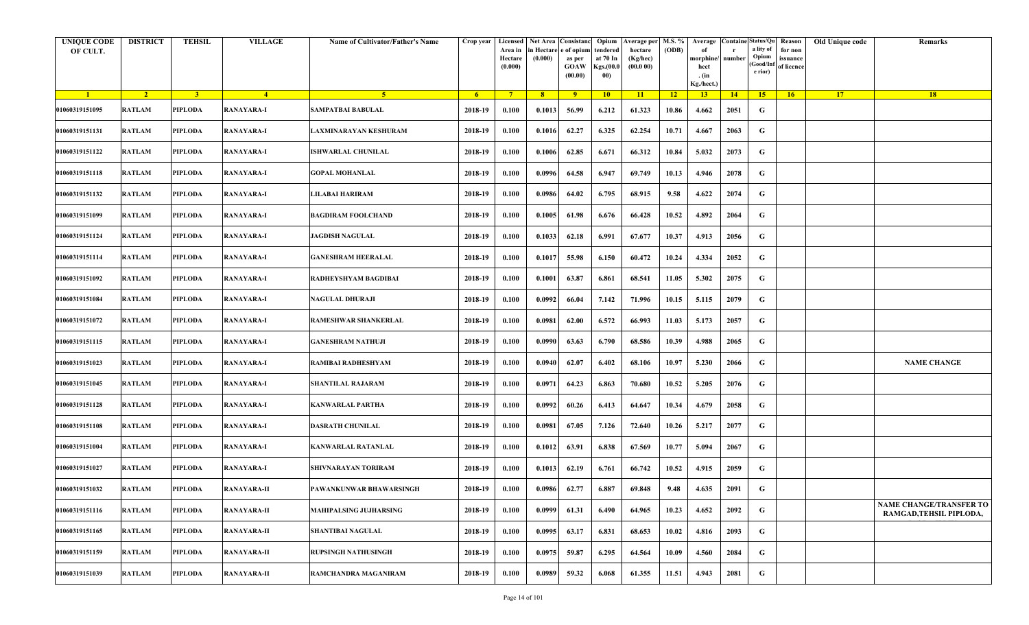| UNIQUE CODE OF CULT. | DISTRICT | TEHSIL | VILLAGE | Name of Cultivator/Father's Name | Crop year | Licensed Area in Hectare (0.000) | Net Area in Hectare (0.000) | Consistance of opium as per GOAW (00.00) | Opium tendered at 70 In Kgs.(00.000) | Average per hectare (Kg/hec) (00.00 00) | M.S. % (ODB) | Average of morphine/ hect . (in Kg./hect.) | Container number | Status/Quality of Opium (Good/Inferior) | Reason for non issuance of licence | Old Unique code | Remarks |
|---|---|---|---|---|---|---|---|---|---|---|---|---|---|---|---|---|---|
| 1 | 2 | 3 | 4 | 5 | 6 | 7 | 8 | 9 | 10 | 11 | 12 | 13 | 14 | 15 | 16 | 17 | 18 |
| 01060319151095 | RATLAM | PIPLODA | RANAYARA-I | SAMPATBAI BABULAL | 2018-19 | 0.100 | 0.1013 | 56.99 | 6.212 | 61.323 | 10.86 | 4.662 | 2051 | G | | | |
| 01060319151131 | RATLAM | PIPLODA | RANAYARA-I | LAXMINARAYAN KESHURAM | 2018-19 | 0.100 | 0.1016 | 62.27 | 6.325 | 62.254 | 10.71 | 4.667 | 2063 | G | | | |
| 01060319151122 | RATLAM | PIPLODA | RANAYARA-I | ISHWARLAL CHUNILAL | 2018-19 | 0.100 | 0.1006 | 62.85 | 6.671 | 66.312 | 10.84 | 5.032 | 2073 | G | | | |
| 01060319151118 | RATLAM | PIPLODA | RANAYARA-I | GOPAL MOHANLAL | 2018-19 | 0.100 | 0.0996 | 64.58 | 6.947 | 69.749 | 10.13 | 4.946 | 2078 | G | | | |
| 01060319151132 | RATLAM | PIPLODA | RANAYARA-I | LILABAI HARIRAM | 2018-19 | 0.100 | 0.0986 | 64.02 | 6.795 | 68.915 | 9.58 | 4.622 | 2074 | G | | | |
| 01060319151099 | RATLAM | PIPLODA | RANAYARA-I | BAGDIRAM FOOLCHAND | 2018-19 | 0.100 | 0.1005 | 61.98 | 6.676 | 66.428 | 10.52 | 4.892 | 2064 | G | | | |
| 01060319151124 | RATLAM | PIPLODA | RANAYARA-I | JAGDISH NAGULAL | 2018-19 | 0.100 | 0.1033 | 62.18 | 6.991 | 67.677 | 10.37 | 4.913 | 2056 | G | | | |
| 01060319151114 | RATLAM | PIPLODA | RANAYARA-I | GANESHRAM HEERALAL | 2018-19 | 0.100 | 0.1017 | 55.98 | 6.150 | 60.472 | 10.24 | 4.334 | 2052 | G | | | |
| 01060319151092 | RATLAM | PIPLODA | RANAYARA-I | RADHEYSHYAM BAGDIBAI | 2018-19 | 0.100 | 0.1001 | 63.87 | 6.861 | 68.541 | 11.05 | 5.302 | 2075 | G | | | |
| 01060319151084 | RATLAM | PIPLODA | RANAYARA-I | NAGULAL DHURAJI | 2018-19 | 0.100 | 0.0992 | 66.04 | 7.142 | 71.996 | 10.15 | 5.115 | 2079 | G | | | |
| 01060319151072 | RATLAM | PIPLODA | RANAYARA-I | RAMESHWAR SHANKERLAL | 2018-19 | 0.100 | 0.0981 | 62.00 | 6.572 | 66.993 | 11.03 | 5.173 | 2057 | G | | | |
| 01060319151115 | RATLAM | PIPLODA | RANAYARA-I | GANESHRAM NATHUJI | 2018-19 | 0.100 | 0.0990 | 63.63 | 6.790 | 68.586 | 10.39 | 4.988 | 2065 | G | | | |
| 01060319151023 | RATLAM | PIPLODA | RANAYARA-I | RAMIBAI RADHESHYAM | 2018-19 | 0.100 | 0.0940 | 62.07 | 6.402 | 68.106 | 10.97 | 5.230 | 2066 | G | | | NAME CHANGE |
| 01060319151045 | RATLAM | PIPLODA | RANAYARA-I | SHANTILAL RAJARAM | 2018-19 | 0.100 | 0.0971 | 64.23 | 6.863 | 70.680 | 10.52 | 5.205 | 2076 | G | | | |
| 01060319151128 | RATLAM | PIPLODA | RANAYARA-I | KANWARLAL PARTHA | 2018-19 | 0.100 | 0.0992 | 60.26 | 6.413 | 64.647 | 10.34 | 4.679 | 2058 | G | | | |
| 01060319151108 | RATLAM | PIPLODA | RANAYARA-I | DASRATH CHUNILAL | 2018-19 | 0.100 | 0.0981 | 67.05 | 7.126 | 72.640 | 10.26 | 5.217 | 2077 | G | | | |
| 01060319151004 | RATLAM | PIPLODA | RANAYARA-I | KANWARLAL RATANLAL | 2018-19 | 0.100 | 0.1012 | 63.91 | 6.838 | 67.569 | 10.77 | 5.094 | 2067 | G | | | |
| 01060319151027 | RATLAM | PIPLODA | RANAYARA-I | SHIVNARAYAN TORIRAM | 2018-19 | 0.100 | 0.1013 | 62.19 | 6.761 | 66.742 | 10.52 | 4.915 | 2059 | G | | | |
| 01060319151032 | RATLAM | PIPLODA | RANAYARA-II | PAWANKUNWAR BHAWARSINGH | 2018-19 | 0.100 | 0.0986 | 62.77 | 6.887 | 69.848 | 9.48 | 4.635 | 2091 | G | | | |
| 01060319151116 | RATLAM | PIPLODA | RANAYARA-II | MAHIPALSING JUJHARSING | 2018-19 | 0.100 | 0.0999 | 61.31 | 6.490 | 64.965 | 10.23 | 4.652 | 2092 | G | | | NAME CHANGE/TRANSFER TO RAMGAD,TEHSIL PIPLODA, |
| 01060319151165 | RATLAM | PIPLODA | RANAYARA-II | SHANTIBAI NAGULAL | 2018-19 | 0.100 | 0.0995 | 63.17 | 6.831 | 68.653 | 10.02 | 4.816 | 2093 | G | | | |
| 01060319151159 | RATLAM | PIPLODA | RANAYARA-II | RUPSINGH NATHUSINGH | 2018-19 | 0.100 | 0.0975 | 59.87 | 6.295 | 64.564 | 10.09 | 4.560 | 2084 | G | | | |
| 01060319151039 | RATLAM | PIPLODA | RANAYARA-II | RAMCHANDRA MAGANIRAM | 2018-19 | 0.100 | 0.0989 | 59.32 | 6.068 | 61.355 | 11.51 | 4.943 | 2081 | G | | | |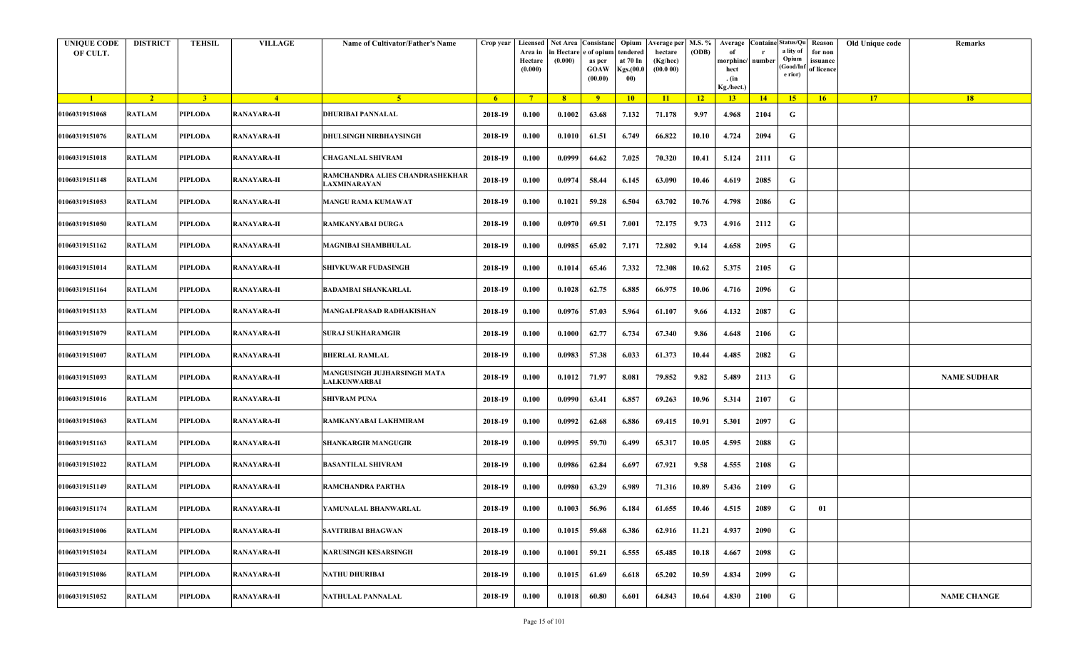| UNIQUE CODE OF CULT. | DISTRICT | TEHSIL | VILLAGE | Name of Cultivator/Father's Name | Crop year | Licensed Area in Hectare (0.000) | Net Area in Hectare (0.000) | Consistance of opium as per GOAW (00.00) | Opium tendered at 70 In Kgs.(00.000) | Average per hectare (Kg/hec) (00.0 00) | M.S. % (ODB) | Average of morphine/hect . (in Kg./hect.) | Container number | Status/Quality of Opium (Good/Inferior) | Reason for non issuance of licence | Old Unique code | Remarks |
|---|---|---|---|---|---|---|---|---|---|---|---|---|---|---|---|---|---|
| 1 | 2 | 3 | 4 | 5 | 6 | 7 | 8 | 9 | 10 | 11 | 12 | 13 | 14 | 15 | 16 | 17 | 18 |
| 01060319151068 | RATLAM | PIPLODA | RANAYARA-II | DHURIBAI PANNALAL | 2018-19 | 0.100 | 0.1002 | 63.68 | 7.132 | 71.178 | 9.97 | 4.968 | 2104 | G | | | |
| 01060319151076 | RATLAM | PIPLODA | RANAYARA-II | DHULSINGH NIRBHAYSINGH | 2018-19 | 0.100 | 0.1010 | 61.51 | 6.749 | 66.822 | 10.10 | 4.724 | 2094 | G | | | |
| 01060319151018 | RATLAM | PIPLODA | RANAYARA-II | CHAGANLAL SHIVRAM | 2018-19 | 0.100 | 0.0999 | 64.62 | 7.025 | 70.320 | 10.41 | 5.124 | 2111 | G | | | |
| 01060319151148 | RATLAM | PIPLODA | RANAYARA-II | RAMCHANDRA ALIES CHANDRASHEKHAR LAXMINARAYAN | 2018-19 | 0.100 | 0.0974 | 58.44 | 6.145 | 63.090 | 10.46 | 4.619 | 2085 | G | | | |
| 01060319151053 | RATLAM | PIPLODA | RANAYARA-II | MANGU RAMA KUMAWAT | 2018-19 | 0.100 | 0.1021 | 59.28 | 6.504 | 63.702 | 10.76 | 4.798 | 2086 | G | | | |
| 01060319151050 | RATLAM | PIPLODA | RANAYARA-II | RAMKANYABAI DURGA | 2018-19 | 0.100 | 0.0970 | 69.51 | 7.001 | 72.175 | 9.73 | 4.916 | 2112 | G | | | |
| 01060319151162 | RATLAM | PIPLODA | RANAYARA-II | MAGNIBAI SHAMBHULAL | 2018-19 | 0.100 | 0.0985 | 65.02 | 7.171 | 72.802 | 9.14 | 4.658 | 2095 | G | | | |
| 01060319151014 | RATLAM | PIPLODA | RANAYARA-II | SHIVKUWAR FUDASINGH | 2018-19 | 0.100 | 0.1014 | 65.46 | 7.332 | 72.308 | 10.62 | 5.375 | 2105 | G | | | |
| 01060319151164 | RATLAM | PIPLODA | RANAYARA-II | BADAMBAI SHANKARLAL | 2018-19 | 0.100 | 0.1028 | 62.75 | 6.885 | 66.975 | 10.06 | 4.716 | 2096 | G | | | |
| 01060319151133 | RATLAM | PIPLODA | RANAYARA-II | MANGALPRASAD RADHAKISHAN | 2018-19 | 0.100 | 0.0976 | 57.03 | 5.964 | 61.107 | 9.66 | 4.132 | 2087 | G | | | |
| 01060319151079 | RATLAM | PIPLODA | RANAYARA-II | SURAJ SUKHARAMGIR | 2018-19 | 0.100 | 0.1000 | 62.77 | 6.734 | 67.340 | 9.86 | 4.648 | 2106 | G | | | |
| 01060319151007 | RATLAM | PIPLODA | RANAYARA-II | BHERLAL RAMLAL | 2018-19 | 0.100 | 0.0983 | 57.38 | 6.033 | 61.373 | 10.44 | 4.485 | 2082 | G | | | |
| 01060319151093 | RATLAM | PIPLODA | RANAYARA-II | MANGUSINGH JUJHARSINGH MATA LALKUNWARBAI | 2018-19 | 0.100 | 0.1012 | 71.97 | 8.081 | 79.852 | 9.82 | 5.489 | 2113 | G | | | NAME SUDHAR |
| 01060319151016 | RATLAM | PIPLODA | RANAYARA-II | SHIVRAM PUNA | 2018-19 | 0.100 | 0.0990 | 63.41 | 6.857 | 69.263 | 10.96 | 5.314 | 2107 | G | | | |
| 01060319151063 | RATLAM | PIPLODA | RANAYARA-II | RAMKANYABAI LAKHMIRAM | 2018-19 | 0.100 | 0.0992 | 62.68 | 6.886 | 69.415 | 10.91 | 5.301 | 2097 | G | | | |
| 01060319151163 | RATLAM | PIPLODA | RANAYARA-II | SHANKARGIR MANGUGIR | 2018-19 | 0.100 | 0.0995 | 59.70 | 6.499 | 65.317 | 10.05 | 4.595 | 2088 | G | | | |
| 01060319151022 | RATLAM | PIPLODA | RANAYARA-II | BASANTILAL SHIVRAM | 2018-19 | 0.100 | 0.0986 | 62.84 | 6.697 | 67.921 | 9.58 | 4.555 | 2108 | G | | | |
| 01060319151149 | RATLAM | PIPLODA | RANAYARA-II | RAMCHANDRA PARTHA | 2018-19 | 0.100 | 0.0980 | 63.29 | 6.989 | 71.316 | 10.89 | 5.436 | 2109 | G | | | |
| 01060319151174 | RATLAM | PIPLODA | RANAYARA-II | YAMUNALAL BHANWARLAL | 2018-19 | 0.100 | 0.1003 | 56.96 | 6.184 | 61.655 | 10.46 | 4.515 | 2089 | G | 01 | | |
| 01060319151006 | RATLAM | PIPLODA | RANAYARA-II | SAVITRIBAI BHAGWAN | 2018-19 | 0.100 | 0.1015 | 59.68 | 6.386 | 62.916 | 11.21 | 4.937 | 2090 | G | | | |
| 01060319151024 | RATLAM | PIPLODA | RANAYARA-II | KARUSINGH KESARSINGH | 2018-19 | 0.100 | 0.1001 | 59.21 | 6.555 | 65.485 | 10.18 | 4.667 | 2098 | G | | | |
| 01060319151086 | RATLAM | PIPLODA | RANAYARA-II | NATHU DHURIBAI | 2018-19 | 0.100 | 0.1015 | 61.69 | 6.618 | 65.202 | 10.59 | 4.834 | 2099 | G | | | |
| 01060319151052 | RATLAM | PIPLODA | RANAYARA-II | NATHULAL PANNALAL | 2018-19 | 0.100 | 0.1018 | 60.80 | 6.601 | 64.843 | 10.64 | 4.830 | 2100 | G | | | NAME CHANGE |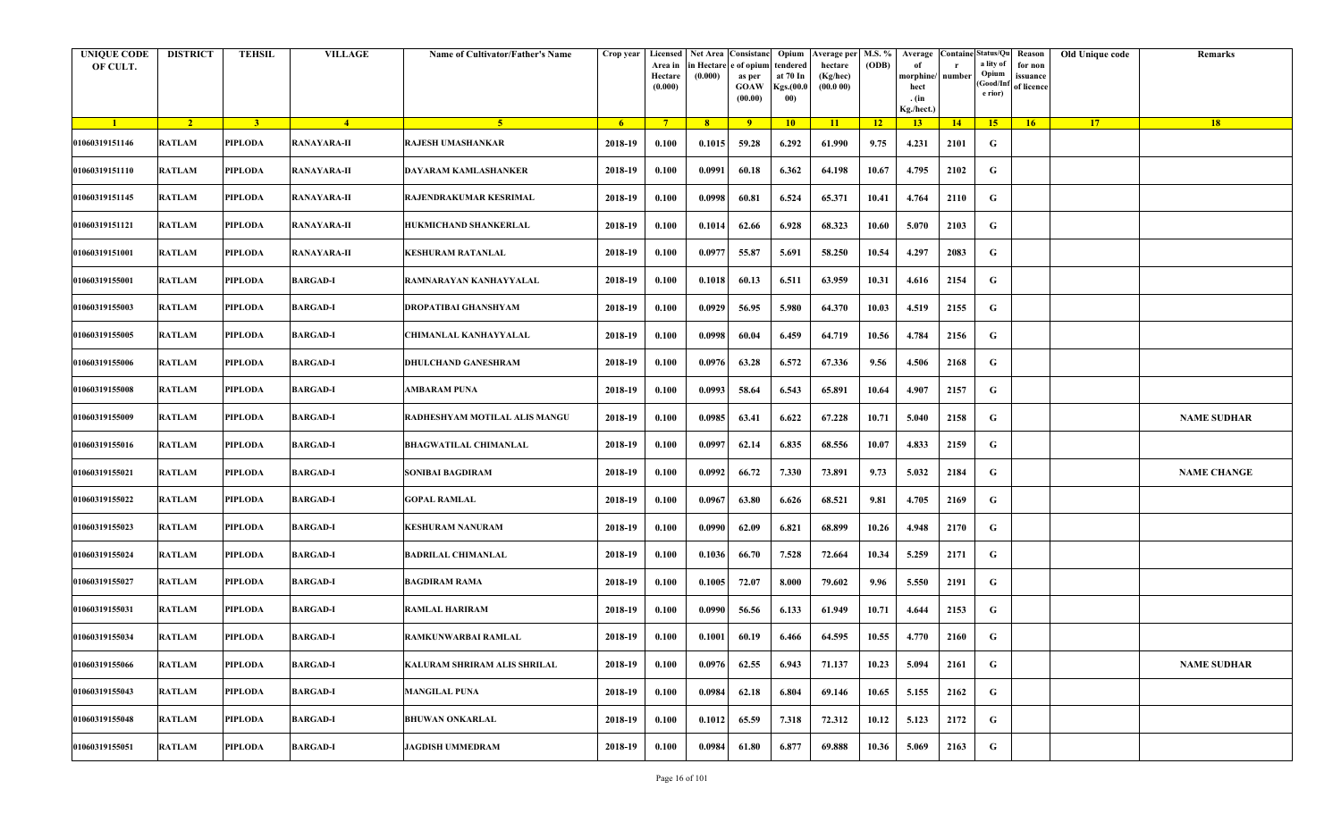| UNIQUE CODE OF CULT. | DISTRICT | TEHSIL | VILLAGE | Name of Cultivator/Father's Name | Crop year | Licensed Area in Hectare (0.000) | Net Area in Hectare (0.000) | Consistance of opium as per GOAW (00.00) | Opium tendered at 70 In Kgs.(00.000) | Average per hectare (Kg/hec) (00.0 00) | M.S. % (ODB) | Average of morphine/hect. (in Kg./hect.) | Container number | Status/Quality of Opium (Good/Inferior) | Reason for non issuance of licence | Old Unique code | Remarks |
|---|---|---|---|---|---|---|---|---|---|---|---|---|---|---|---|---|---|
| 1 | 2 | 3 | 4 | 5 | 6 | 7 | 8 | 9 | 10 | 11 | 12 | 13 | 14 | 15 | 16 | 17 | 18 |
| 01060319151146 | RATLAM | PIPLODA | RANAYARA-II | RAJESH UMASHANKAR | 2018-19 | 0.100 | 0.1015 | 59.28 | 6.292 | 61.990 | 9.75 | 4.231 | 2101 | G | | | |
| 01060319151110 | RATLAM | PIPLODA | RANAYARA-II | DAYARAM KAMLASHANKER | 2018-19 | 0.100 | 0.0991 | 60.18 | 6.362 | 64.198 | 10.67 | 4.795 | 2102 | G | | | |
| 01060319151145 | RATLAM | PIPLODA | RANAYARA-II | RAJENDRAKUMAR KESRIMAL | 2018-19 | 0.100 | 0.0998 | 60.81 | 6.524 | 65.371 | 10.41 | 4.764 | 2110 | G | | | |
| 01060319151121 | RATLAM | PIPLODA | RANAYARA-II | HUKMICHAND SHANKERLAL | 2018-19 | 0.100 | 0.1014 | 62.66 | 6.928 | 68.323 | 10.60 | 5.070 | 2103 | G | | | |
| 01060319151001 | RATLAM | PIPLODA | RANAYARA-II | KESHURAM RATANLAL | 2018-19 | 0.100 | 0.0977 | 55.87 | 5.691 | 58.250 | 10.54 | 4.297 | 2083 | G | | | |
| 01060319155001 | RATLAM | PIPLODA | BARGAD-I | RAMNARAYAN KANHAYYALAL | 2018-19 | 0.100 | 0.1018 | 60.13 | 6.511 | 63.959 | 10.31 | 4.616 | 2154 | G | | | |
| 01060319155003 | RATLAM | PIPLODA | BARGAD-I | DROPATIBAI GHANSHYAM | 2018-19 | 0.100 | 0.0929 | 56.95 | 5.980 | 64.370 | 10.03 | 4.519 | 2155 | G | | | |
| 01060319155005 | RATLAM | PIPLODA | BARGAD-I | CHIMANLAL KANHAYYALAL | 2018-19 | 0.100 | 0.0998 | 60.04 | 6.459 | 64.719 | 10.56 | 4.784 | 2156 | G | | | |
| 01060319155006 | RATLAM | PIPLODA | BARGAD-I | DHULCHAND GANESHRAM | 2018-19 | 0.100 | 0.0976 | 63.28 | 6.572 | 67.336 | 9.56 | 4.506 | 2168 | G | | | |
| 01060319155008 | RATLAM | PIPLODA | BARGAD-I | AMBARAM PUNA | 2018-19 | 0.100 | 0.0993 | 58.64 | 6.543 | 65.891 | 10.64 | 4.907 | 2157 | G | | | |
| 01060319155009 | RATLAM | PIPLODA | BARGAD-I | RADHESHYAM MOTILAL ALIS MANGU | 2018-19 | 0.100 | 0.0985 | 63.41 | 6.622 | 67.228 | 10.71 | 5.040 | 2158 | G | | | NAME SUDHAR |
| 01060319155016 | RATLAM | PIPLODA | BARGAD-I | BHAGWATILAL CHIMANLAL | 2018-19 | 0.100 | 0.0997 | 62.14 | 6.835 | 68.556 | 10.07 | 4.833 | 2159 | G | | | |
| 01060319155021 | RATLAM | PIPLODA | BARGAD-I | SONIBAI BAGDIRAM | 2018-19 | 0.100 | 0.0992 | 66.72 | 7.330 | 73.891 | 9.73 | 5.032 | 2184 | G | | | NAME CHANGE |
| 01060319155022 | RATLAM | PIPLODA | BARGAD-I | GOPAL RAMLAL | 2018-19 | 0.100 | 0.0967 | 63.80 | 6.626 | 68.521 | 9.81 | 4.705 | 2169 | G | | | |
| 01060319155023 | RATLAM | PIPLODA | BARGAD-I | KESHURAM NANURAM | 2018-19 | 0.100 | 0.0990 | 62.09 | 6.821 | 68.899 | 10.26 | 4.948 | 2170 | G | | | |
| 01060319155024 | RATLAM | PIPLODA | BARGAD-I | BADRILAL CHIMANLAL | 2018-19 | 0.100 | 0.1036 | 66.70 | 7.528 | 72.664 | 10.34 | 5.259 | 2171 | G | | | |
| 01060319155027 | RATLAM | PIPLODA | BARGAD-I | BAGDIRAM RAMA | 2018-19 | 0.100 | 0.1005 | 72.07 | 8.000 | 79.602 | 9.96 | 5.550 | 2191 | G | | | |
| 01060319155031 | RATLAM | PIPLODA | BARGAD-I | RAMLAL HARIRAM | 2018-19 | 0.100 | 0.0990 | 56.56 | 6.133 | 61.949 | 10.71 | 4.644 | 2153 | G | | | |
| 01060319155034 | RATLAM | PIPLODA | BARGAD-I | RAMKUNWARBAI RAMLAL | 2018-19 | 0.100 | 0.1001 | 60.19 | 6.466 | 64.595 | 10.55 | 4.770 | 2160 | G | | | |
| 01060319155066 | RATLAM | PIPLODA | BARGAD-I | KALURAM SHRIRAM ALIS SHRILAL | 2018-19 | 0.100 | 0.0976 | 62.55 | 6.943 | 71.137 | 10.23 | 5.094 | 2161 | G | | | NAME SUDHAR |
| 01060319155043 | RATLAM | PIPLODA | BARGAD-I | MANGILAL PUNA | 2018-19 | 0.100 | 0.0984 | 62.18 | 6.804 | 69.146 | 10.65 | 5.155 | 2162 | G | | | |
| 01060319155048 | RATLAM | PIPLODA | BARGAD-I | BHUWAN ONKARLAL | 2018-19 | 0.100 | 0.1012 | 65.59 | 7.318 | 72.312 | 10.12 | 5.123 | 2172 | G | | | |
| 01060319155051 | RATLAM | PIPLODA | BARGAD-I | JAGDISH UMMEDRAM | 2018-19 | 0.100 | 0.0984 | 61.80 | 6.877 | 69.888 | 10.36 | 5.069 | 2163 | G | | | |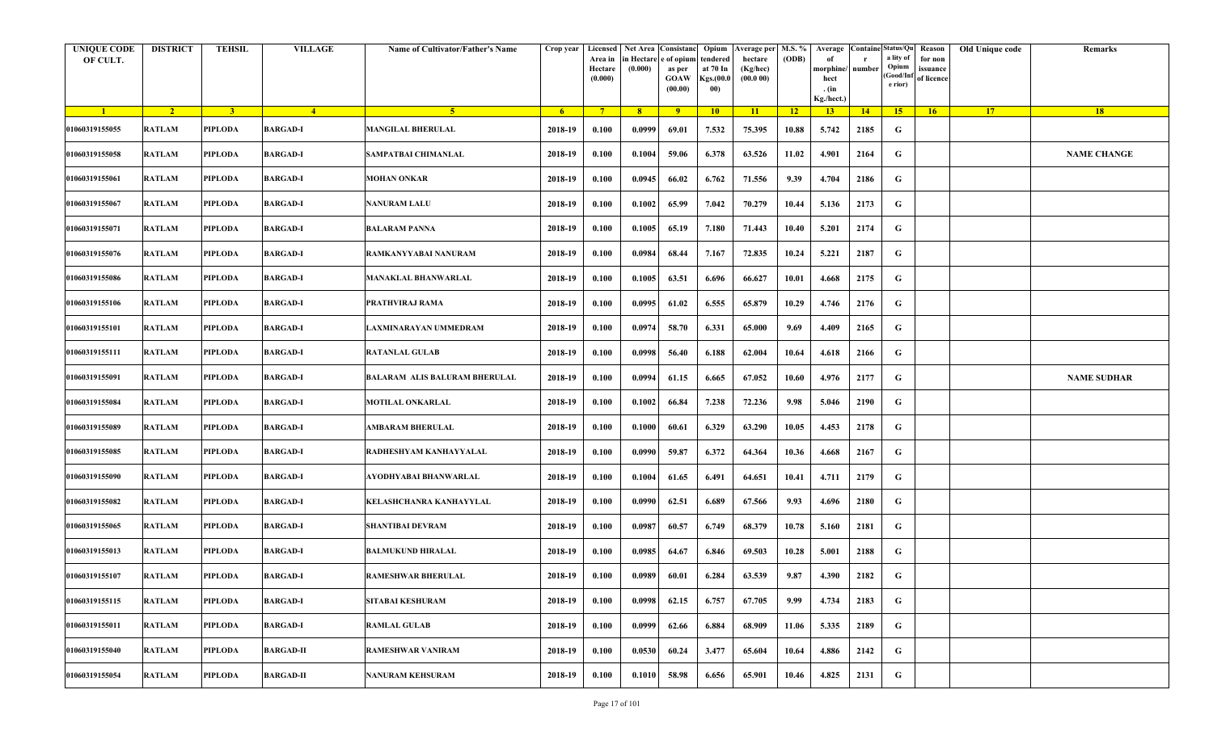| UNIQUE CODE OF CULT. | DISTRICT | TEHSIL | VILLAGE | Name of Cultivator/Father's Name | Crop year | Licensed Area in Hectare (0.000) | Net Area in Hectare (0.000) | Consistance of opium as per GOAW (00.00) | Opium tendered at 70 In Kgs.(00.000) | Average per hectare (Kg/hec) (00.0 00) | M.S. % (ODB) | Average of morphine/hect . (in Kg./hect.) | Container number | Status/Quality of Opium (Good/Inferior) | Reason for non issuance of licence | Old Unique code | Remarks |
|---|---|---|---|---|---|---|---|---|---|---|---|---|---|---|---|---|---|
| 1 | 2 | 3 | 4 | 5 | 6 | 7 | 8 | 9 | 10 | 11 | 12 | 13 | 14 | 15 | 16 | 17 | 18 |
| 01060319155055 | RATLAM | PIPLODA | BARGAD-I | MANGILAL BHERULAL | 2018-19 | 0.100 | 0.0999 | 69.01 | 7.532 | 75.395 | 10.88 | 5.742 | 2185 | G | | | |
| 01060319155058 | RATLAM | PIPLODA | BARGAD-I | SAMPATBAI CHIMANLAL | 2018-19 | 0.100 | 0.1004 | 59.06 | 6.378 | 63.526 | 11.02 | 4.901 | 2164 | G | | | NAME CHANGE |
| 01060319155061 | RATLAM | PIPLODA | BARGAD-I | MOHAN ONKAR | 2018-19 | 0.100 | 0.0945 | 66.02 | 6.762 | 71.556 | 9.39 | 4.704 | 2186 | G | | | |
| 01060319155067 | RATLAM | PIPLODA | BARGAD-I | NANURAM LALU | 2018-19 | 0.100 | 0.1002 | 65.99 | 7.042 | 70.279 | 10.44 | 5.136 | 2173 | G | | | |
| 01060319155071 | RATLAM | PIPLODA | BARGAD-I | BALARAM PANNA | 2018-19 | 0.100 | 0.1005 | 65.19 | 7.180 | 71.443 | 10.40 | 5.201 | 2174 | G | | | |
| 01060319155076 | RATLAM | PIPLODA | BARGAD-I | RAMKANYYABAI NANURAM | 2018-19 | 0.100 | 0.0984 | 68.44 | 7.167 | 72.835 | 10.24 | 5.221 | 2187 | G | | | |
| 01060319155086 | RATLAM | PIPLODA | BARGAD-I | MANAKLAL BHANWARLAL | 2018-19 | 0.100 | 0.1005 | 63.51 | 6.696 | 66.627 | 10.01 | 4.668 | 2175 | G | | | |
| 01060319155106 | RATLAM | PIPLODA | BARGAD-I | PRATHVIRAJ RAMA | 2018-19 | 0.100 | 0.0995 | 61.02 | 6.555 | 65.879 | 10.29 | 4.746 | 2176 | G | | | |
| 01060319155101 | RATLAM | PIPLODA | BARGAD-I | LAXMINARAYAN UMMEDRAM | 2018-19 | 0.100 | 0.0974 | 58.70 | 6.331 | 65.000 | 9.69 | 4.409 | 2165 | G | | | |
| 01060319155111 | RATLAM | PIPLODA | BARGAD-I | RATANLAL GULAB | 2018-19 | 0.100 | 0.0998 | 56.40 | 6.188 | 62.004 | 10.64 | 4.618 | 2166 | G | | | |
| 01060319155091 | RATLAM | PIPLODA | BARGAD-I | BALARAM ALIS BALURAM BHERULAL | 2018-19 | 0.100 | 0.0994 | 61.15 | 6.665 | 67.052 | 10.60 | 4.976 | 2177 | G | | | NAME SUDHAR |
| 01060319155084 | RATLAM | PIPLODA | BARGAD-I | MOTILAL ONKARLAL | 2018-19 | 0.100 | 0.1002 | 66.84 | 7.238 | 72.236 | 9.98 | 5.046 | 2190 | G | | | |
| 01060319155089 | RATLAM | PIPLODA | BARGAD-I | AMBARAM BHERULAL | 2018-19 | 0.100 | 0.1000 | 60.61 | 6.329 | 63.290 | 10.05 | 4.453 | 2178 | G | | | |
| 01060319155085 | RATLAM | PIPLODA | BARGAD-I | RADHESHYAM KANHAYYALAL | 2018-19 | 0.100 | 0.0990 | 59.87 | 6.372 | 64.364 | 10.36 | 4.668 | 2167 | G | | | |
| 01060319155090 | RATLAM | PIPLODA | BARGAD-I | AYODHYABAI BHANWARLAL | 2018-19 | 0.100 | 0.1004 | 61.65 | 6.491 | 64.651 | 10.41 | 4.711 | 2179 | G | | | |
| 01060319155082 | RATLAM | PIPLODA | BARGAD-I | KELASHCHANRA KANHAYYLAL | 2018-19 | 0.100 | 0.0990 | 62.51 | 6.689 | 67.566 | 9.93 | 4.696 | 2180 | G | | | |
| 01060319155065 | RATLAM | PIPLODA | BARGAD-I | SHANTIBAI DEVRAM | 2018-19 | 0.100 | 0.0987 | 60.57 | 6.749 | 68.379 | 10.78 | 5.160 | 2181 | G | | | |
| 01060319155013 | RATLAM | PIPLODA | BARGAD-I | BALMUKUND HIRALAL | 2018-19 | 0.100 | 0.0985 | 64.67 | 6.846 | 69.503 | 10.28 | 5.001 | 2188 | G | | | |
| 01060319155107 | RATLAM | PIPLODA | BARGAD-I | RAMESHWAR BHERULAL | 2018-19 | 0.100 | 0.0989 | 60.01 | 6.284 | 63.539 | 9.87 | 4.390 | 2182 | G | | | |
| 01060319155115 | RATLAM | PIPLODA | BARGAD-I | SITABAI KESHURAM | 2018-19 | 0.100 | 0.0998 | 62.15 | 6.757 | 67.705 | 9.99 | 4.734 | 2183 | G | | | |
| 01060319155011 | RATLAM | PIPLODA | BARGAD-I | RAMLAL GULAB | 2018-19 | 0.100 | 0.0999 | 62.66 | 6.884 | 68.909 | 11.06 | 5.335 | 2189 | G | | | |
| 01060319155040 | RATLAM | PIPLODA | BARGAD-II | RAMESHWAR VANIRAM | 2018-19 | 0.100 | 0.0530 | 60.24 | 3.477 | 65.604 | 10.64 | 4.886 | 2142 | G | | | |
| 01060319155054 | RATLAM | PIPLODA | BARGAD-II | NANURAM KEHSURAM | 2018-19 | 0.100 | 0.1010 | 58.98 | 6.656 | 65.901 | 10.46 | 4.825 | 2131 | G | | | |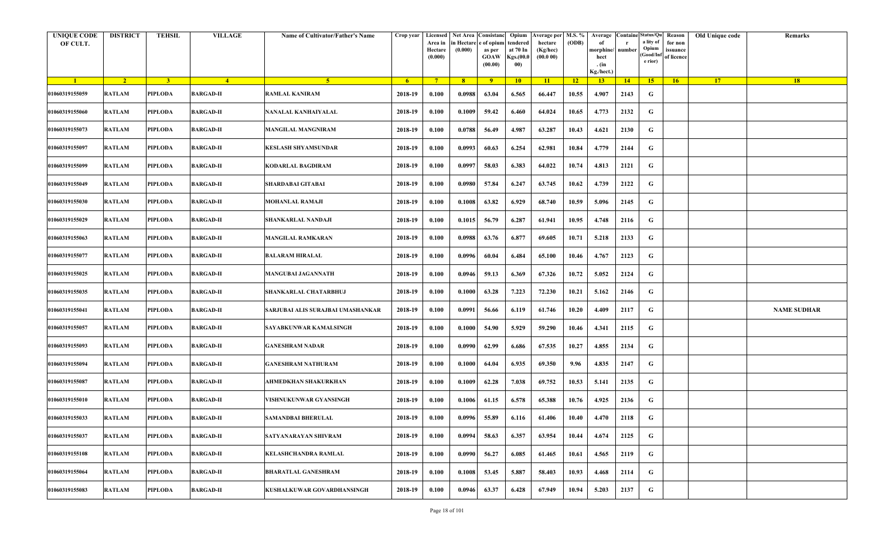| UNIQUE CODE OF CULT. | DISTRICT | TEHSIL | VILLAGE | Name of Cultivator/Father's Name | Crop year | Licensed Area in Hectare (0.000) | Net Area in Hectare (0.000) | Consistance of opium as per GOAW (00.00) | Opium tendered at 70 In Kgs.(00.000) | Average per hectare (Kg/hec) (00.0 00) | M.S. % (ODB) | Average of morphine/hect. (in Kg./hect.) | Container number | Status/Quality of Opium (Good/Inferior) | Reason for non issuance of licence | Old Unique code | Remarks |
|---|---|---|---|---|---|---|---|---|---|---|---|---|---|---|---|---|---|
| 1 | 2 | 3 | 4 | 5 | 6 | 7 | 8 | 9 | 10 | 11 | 12 | 13 | 14 | 15 | 16 | 17 | 18 |
| 01060319155059 | RATLAM | PIPLODA | BARGAD-II | RAMLAL KANIRAM | 2018-19 | 0.100 | 0.0988 | 63.04 | 6.565 | 66.447 | 10.55 | 4.907 | 2143 | G | | | |
| 01060319155060 | RATLAM | PIPLODA | BARGAD-II | NANALAL KANHAIYALAL | 2018-19 | 0.100 | 0.1009 | 59.42 | 6.460 | 64.024 | 10.65 | 4.773 | 2132 | G | | | |
| 01060319155073 | RATLAM | PIPLODA | BARGAD-II | MANGILAL MANGNIRAM | 2018-19 | 0.100 | 0.0788 | 56.49 | 4.987 | 63.287 | 10.43 | 4.621 | 2130 | G | | | |
| 01060319155097 | RATLAM | PIPLODA | BARGAD-II | KESLASH SHYAMSUNDAR | 2018-19 | 0.100 | 0.0993 | 60.63 | 6.254 | 62.981 | 10.84 | 4.779 | 2144 | G | | | |
| 01060319155099 | RATLAM | PIPLODA | BARGAD-II | KODARLAL BAGDIRAM | 2018-19 | 0.100 | 0.0997 | 58.03 | 6.383 | 64.022 | 10.74 | 4.813 | 2121 | G | | | |
| 01060319155049 | RATLAM | PIPLODA | BARGAD-II | SHARDABAI GITABAI | 2018-19 | 0.100 | 0.0980 | 57.84 | 6.247 | 63.745 | 10.62 | 4.739 | 2122 | G | | | |
| 01060319155030 | RATLAM | PIPLODA | BARGAD-II | MOHANLAL RAMAJI | 2018-19 | 0.100 | 0.1008 | 63.82 | 6.929 | 68.740 | 10.59 | 5.096 | 2145 | G | | | |
| 01060319155029 | RATLAM | PIPLODA | BARGAD-II | SHANKARLAL NANDAJI | 2018-19 | 0.100 | 0.1015 | 56.79 | 6.287 | 61.941 | 10.95 | 4.748 | 2116 | G | | | |
| 01060319155063 | RATLAM | PIPLODA | BARGAD-II | MANGILAL RAMKARAN | 2018-19 | 0.100 | 0.0988 | 63.76 | 6.877 | 69.605 | 10.71 | 5.218 | 2133 | G | | | |
| 01060319155077 | RATLAM | PIPLODA | BARGAD-II | BALARAM HIRALAL | 2018-19 | 0.100 | 0.0996 | 60.04 | 6.484 | 65.100 | 10.46 | 4.767 | 2123 | G | | | |
| 01060319155025 | RATLAM | PIPLODA | BARGAD-II | MANGUBAI JAGANNATH | 2018-19 | 0.100 | 0.0946 | 59.13 | 6.369 | 67.326 | 10.72 | 5.052 | 2124 | G | | | |
| 01060319155035 | RATLAM | PIPLODA | BARGAD-II | SHANKARLAL CHATARBHUJ | 2018-19 | 0.100 | 0.1000 | 63.28 | 7.223 | 72.230 | 10.21 | 5.162 | 2146 | G | | | |
| 01060319155041 | RATLAM | PIPLODA | BARGAD-II | SARJUBAI ALIS SURAJBAI UMASHANKAR | 2018-19 | 0.100 | 0.0991 | 56.66 | 6.119 | 61.746 | 10.20 | 4.409 | 2117 | G | | | NAME SUDHAR |
| 01060319155057 | RATLAM | PIPLODA | BARGAD-II | SAYABKUNWAR KAMALSINGH | 2018-19 | 0.100 | 0.1000 | 54.90 | 5.929 | 59.290 | 10.46 | 4.341 | 2115 | G | | | |
| 01060319155093 | RATLAM | PIPLODA | BARGAD-II | GANESHRAM NADAR | 2018-19 | 0.100 | 0.0990 | 62.99 | 6.686 | 67.535 | 10.27 | 4.855 | 2134 | G | | | |
| 01060319155094 | RATLAM | PIPLODA | BARGAD-II | GANESHRAM NATHURAM | 2018-19 | 0.100 | 0.1000 | 64.04 | 6.935 | 69.350 | 9.96 | 4.835 | 2147 | G | | | |
| 01060319155087 | RATLAM | PIPLODA | BARGAD-II | AHMEDKHAN SHAKURKHAN | 2018-19 | 0.100 | 0.1009 | 62.28 | 7.038 | 69.752 | 10.53 | 5.141 | 2135 | G | | | |
| 01060319155010 | RATLAM | PIPLODA | BARGAD-II | VISHNUKUNWAR GYANSINGH | 2018-19 | 0.100 | 0.1006 | 61.15 | 6.578 | 65.388 | 10.76 | 4.925 | 2136 | G | | | |
| 01060319155033 | RATLAM | PIPLODA | BARGAD-II | SAMANDBAI BHERULAL | 2018-19 | 0.100 | 0.0996 | 55.89 | 6.116 | 61.406 | 10.40 | 4.470 | 2118 | G | | | |
| 01060319155037 | RATLAM | PIPLODA | BARGAD-II | SATYANARAYAN SHIVRAM | 2018-19 | 0.100 | 0.0994 | 58.63 | 6.357 | 63.954 | 10.44 | 4.674 | 2125 | G | | | |
| 01060319155108 | RATLAM | PIPLODA | BARGAD-II | KELASHCHANDRA RAMLAL | 2018-19 | 0.100 | 0.0990 | 56.27 | 6.085 | 61.465 | 10.61 | 4.565 | 2119 | G | | | |
| 01060319155064 | RATLAM | PIPLODA | BARGAD-II | BHARATLAL GANESHRAM | 2018-19 | 0.100 | 0.1008 | 53.45 | 5.887 | 58.403 | 10.93 | 4.468 | 2114 | G | | | |
| 01060319155083 | RATLAM | PIPLODA | BARGAD-II | KUSHALKUWAR GOVARDHANSINGH | 2018-19 | 0.100 | 0.0946 | 63.37 | 6.428 | 67.949 | 10.94 | 5.203 | 2137 | G | | | |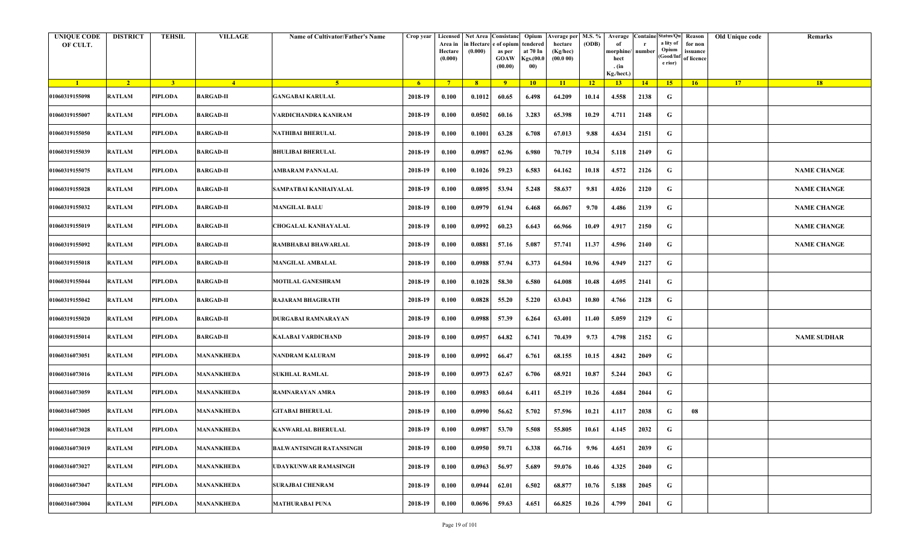| UNIQUE CODE OF CULT. | DISTRICT | TEHSIL | VILLAGE | Name of Cultivator/Father's Name | Crop year | Licensed Area in Hectare (0.000) | Net Area in Hectare (0.000) | Consistance of opium as per GOAW (00.00) | Opium tendered at 70 In Kgs.(00.000) | Average per hectare (Kg/hec) (00.00) | M.S. % (ODB) | Average of morphine/ hect . (in Kg./hect.) | Container number | Status/Quality of Opium (Good/Inferior) | Reason for non issuance of licence | Old Unique code | Remarks |
|---|---|---|---|---|---|---|---|---|---|---|---|---|---|---|---|---|---|
| 1 | 2 | 3 | 4 | 5 | 6 | 7 | 8 | 9 | 10 | 11 | 12 | 13 | 14 | 15 | 16 | 17 | 18 |
| 01060319155098 | RATLAM | PIPLODA | BARGAD-II | GANGABAI KARULAL | 2018-19 | 0.100 | 0.1012 | 60.65 | 6.498 | 64.209 | 10.14 | 4.558 | 2138 | G | | | |
| 01060319155007 | RATLAM | PIPLODA | BARGAD-II | VARDICHANDRA KANIRAM | 2018-19 | 0.100 | 0.0502 | 60.16 | 3.283 | 65.398 | 10.29 | 4.711 | 2148 | G | | | |
| 01060319155050 | RATLAM | PIPLODA | BARGAD-II | NATHIBAI BHERULAL | 2018-19 | 0.100 | 0.1001 | 63.28 | 6.708 | 67.013 | 9.88 | 4.634 | 2151 | G | | | |
| 01060319155039 | RATLAM | PIPLODA | BARGAD-II | BHULIBAI BHERULAL | 2018-19 | 0.100 | 0.0987 | 62.96 | 6.980 | 70.719 | 10.34 | 5.118 | 2149 | G | | | |
| 01060319155075 | RATLAM | PIPLODA | BARGAD-II | AMBARAM PANNALAL | 2018-19 | 0.100 | 0.1026 | 59.23 | 6.583 | 64.162 | 10.18 | 4.572 | 2126 | G | | | NAME CHANGE |
| 01060319155028 | RATLAM | PIPLODA | BARGAD-II | SAMPATBAI KANHAIYALAL | 2018-19 | 0.100 | 0.0895 | 53.94 | 5.248 | 58.637 | 9.81 | 4.026 | 2120 | G | | | NAME CHANGE |
| 01060319155032 | RATLAM | PIPLODA | BARGAD-II | MANGILAL BALU | 2018-19 | 0.100 | 0.0979 | 61.94 | 6.468 | 66.067 | 9.70 | 4.486 | 2139 | G | | | NAME CHANGE |
| 01060319155019 | RATLAM | PIPLODA | BARGAD-II | CHOGALAL KANHAYALAL | 2018-19 | 0.100 | 0.0992 | 60.23 | 6.643 | 66.966 | 10.49 | 4.917 | 2150 | G | | | NAME CHANGE |
| 01060319155092 | RATLAM | PIPLODA | BARGAD-II | RAMBHABAI BHAWARLAL | 2018-19 | 0.100 | 0.0881 | 57.16 | 5.087 | 57.741 | 11.37 | 4.596 | 2140 | G | | | NAME CHANGE |
| 01060319155018 | RATLAM | PIPLODA | BARGAD-II | MANGILAL AMBALAL | 2018-19 | 0.100 | 0.0988 | 57.94 | 6.373 | 64.504 | 10.96 | 4.949 | 2127 | G | | | |
| 01060319155044 | RATLAM | PIPLODA | BARGAD-II | MOTILAL GANESHRAM | 2018-19 | 0.100 | 0.1028 | 58.30 | 6.580 | 64.008 | 10.48 | 4.695 | 2141 | G | | | |
| 01060319155042 | RATLAM | PIPLODA | BARGAD-II | RAJARAM BHAGIRATH | 2018-19 | 0.100 | 0.0828 | 55.20 | 5.220 | 63.043 | 10.80 | 4.766 | 2128 | G | | | |
| 01060319155020 | RATLAM | PIPLODA | BARGAD-II | DURGABAI RAMNARAYAN | 2018-19 | 0.100 | 0.0988 | 57.39 | 6.264 | 63.401 | 11.40 | 5.059 | 2129 | G | | | |
| 01060319155014 | RATLAM | PIPLODA | BARGAD-II | KALABAI VARDICHAND | 2018-19 | 0.100 | 0.0957 | 64.82 | 6.741 | 70.439 | 9.73 | 4.798 | 2152 | G | | | NAME SUDHAR |
| 01060316073051 | RATLAM | PIPLODA | MANANKHEDA | NANDRAM KALURAM | 2018-19 | 0.100 | 0.0992 | 66.47 | 6.761 | 68.155 | 10.15 | 4.842 | 2049 | G | | | |
| 01060316073016 | RATLAM | PIPLODA | MANANKHEDA | SUKHLAL RAMLAL | 2018-19 | 0.100 | 0.0973 | 62.67 | 6.706 | 68.921 | 10.87 | 5.244 | 2043 | G | | | |
| 01060316073059 | RATLAM | PIPLODA | MANANKHEDA | RAMNARAYAN AMRA | 2018-19 | 0.100 | 0.0983 | 60.64 | 6.411 | 65.219 | 10.26 | 4.684 | 2044 | G | | | |
| 01060316073005 | RATLAM | PIPLODA | MANANKHEDA | GITABAI BHERULAL | 2018-19 | 0.100 | 0.0990 | 56.62 | 5.702 | 57.596 | 10.21 | 4.117 | 2038 | G | 08 | | |
| 01060316073028 | RATLAM | PIPLODA | MANANKHEDA | KANWARLAL BHERULAL | 2018-19 | 0.100 | 0.0987 | 53.70 | 5.508 | 55.805 | 10.61 | 4.145 | 2032 | G | | | |
| 01060316073019 | RATLAM | PIPLODA | MANANKHEDA | BALWANTSINGH RATANSINGH | 2018-19 | 0.100 | 0.0950 | 59.71 | 6.338 | 66.716 | 9.96 | 4.651 | 2039 | G | | | |
| 01060316073027 | RATLAM | PIPLODA | MANANKHEDA | UDAYKUNWAR RAMASINGH | 2018-19 | 0.100 | 0.0963 | 56.97 | 5.689 | 59.076 | 10.46 | 4.325 | 2040 | G | | | |
| 01060316073047 | RATLAM | PIPLODA | MANANKHEDA | SURAJBAI CHENRAM | 2018-19 | 0.100 | 0.0944 | 62.01 | 6.502 | 68.877 | 10.76 | 5.188 | 2045 | G | | | |
| 01060316073004 | RATLAM | PIPLODA | MANANKHEDA | MATHURABAI PUNA | 2018-19 | 0.100 | 0.0696 | 59.63 | 4.651 | 66.825 | 10.26 | 4.799 | 2041 | G | | | |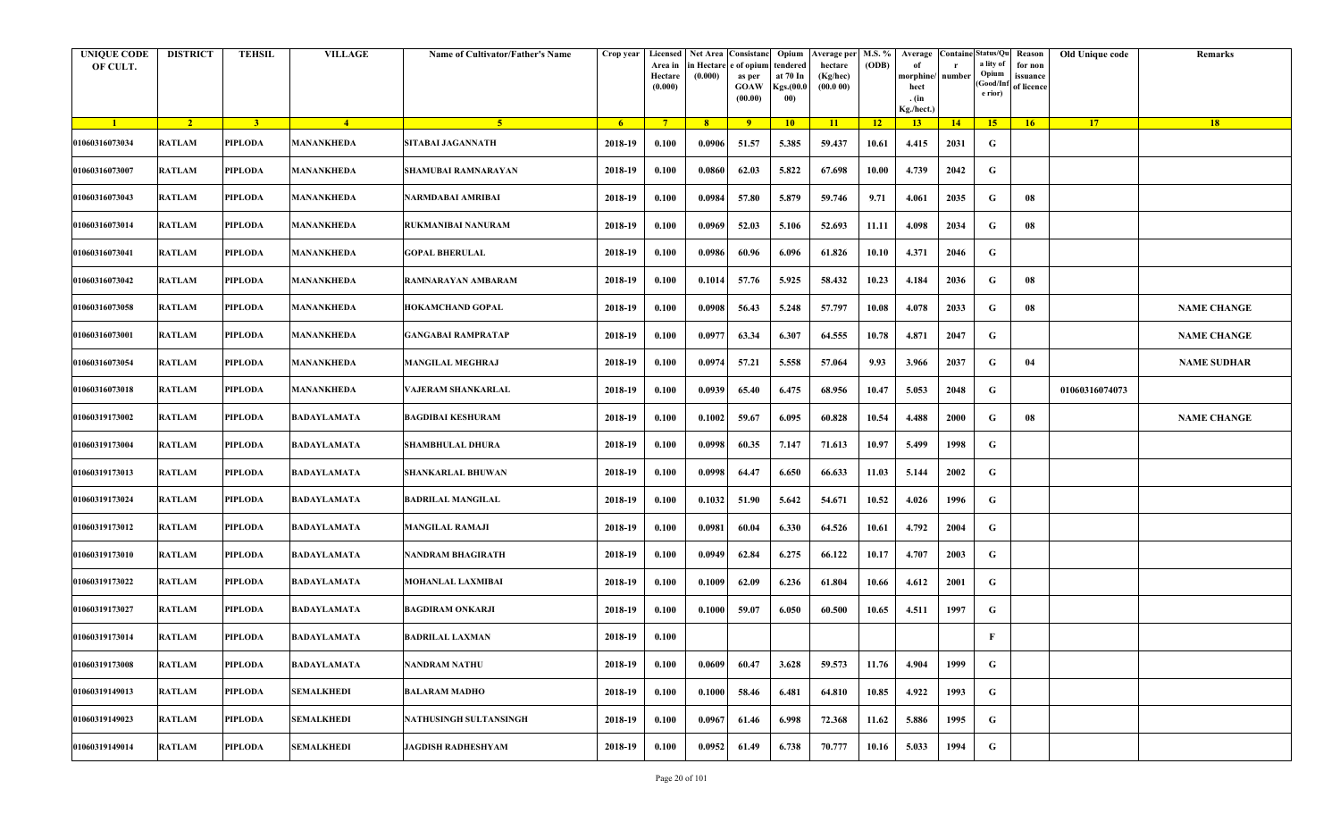| UNIQUE CODE OF CULT. | DISTRICT | TEHSIL | VILLAGE | Name of Cultivator/Father's Name | Crop year | Licensed Area in Hectare (0.000) | Net Area in Hectare (0.000) | Consistance of opium as per GOAW (00.00) | Opium tendered at 70 In Kgs.(00.000) | Average per hectare (Kg/hec) (00.00) | M.S. % (ODB) | Average of morphine/hect. (in Kg./hect.) | Container number | Status/Quality of Opium (Good/Inferior) | Reason for non issuance of licence | Old Unique code | Remarks |
|---|---|---|---|---|---|---|---|---|---|---|---|---|---|---|---|---|---|
| 1 | 2 | 3 | 4 | 5 | 6 | 7 | 8 | 9 | 10 | 11 | 12 | 13 | 14 | 15 | 16 | 17 | 18 |
| 01060316073034 | RATLAM | PIPLODA | MANANKHEDA | SITABAI JAGANNATH | 2018-19 | 0.100 | 0.0906 | 51.57 | 5.385 | 59.437 | 10.61 | 4.415 | 2031 | G | | | |
| 01060316073007 | RATLAM | PIPLODA | MANANKHEDA | SHAMUBAI RAMNARAYAN | 2018-19 | 0.100 | 0.0860 | 62.03 | 5.822 | 67.698 | 10.00 | 4.739 | 2042 | G | | | |
| 01060316073043 | RATLAM | PIPLODA | MANANKHEDA | NARMDABAI AMRIBAI | 2018-19 | 0.100 | 0.0984 | 57.80 | 5.879 | 59.746 | 9.71 | 4.061 | 2035 | G | 08 | | |
| 01060316073014 | RATLAM | PIPLODA | MANANKHEDA | RUKMANIBAI NANURAM | 2018-19 | 0.100 | 0.0969 | 52.03 | 5.106 | 52.693 | 11.11 | 4.098 | 2034 | G | 08 | | |
| 01060316073041 | RATLAM | PIPLODA | MANANKHEDA | GOPAL BHERULAL | 2018-19 | 0.100 | 0.0986 | 60.96 | 6.096 | 61.826 | 10.10 | 4.371 | 2046 | G | | | |
| 01060316073042 | RATLAM | PIPLODA | MANANKHEDA | RAMNARAYAN AMBARAM | 2018-19 | 0.100 | 0.1014 | 57.76 | 5.925 | 58.432 | 10.23 | 4.184 | 2036 | G | 08 | | |
| 01060316073058 | RATLAM | PIPLODA | MANANKHEDA | HOKAMCHAND GOPAL | 2018-19 | 0.100 | 0.0908 | 56.43 | 5.248 | 57.797 | 10.08 | 4.078 | 2033 | G | 08 | | NAME CHANGE |
| 01060316073001 | RATLAM | PIPLODA | MANANKHEDA | GANGABAI RAMPRATAP | 2018-19 | 0.100 | 0.0977 | 63.34 | 6.307 | 64.555 | 10.78 | 4.871 | 2047 | G | | | NAME CHANGE |
| 01060316073054 | RATLAM | PIPLODA | MANANKHEDA | MANGILAL MEGHRAJ | 2018-19 | 0.100 | 0.0974 | 57.21 | 5.558 | 57.064 | 9.93 | 3.966 | 2037 | G | 04 | | NAME SUDHAR |
| 01060316073018 | RATLAM | PIPLODA | MANANKHEDA | VAJERAM SHANKARLAL | 2018-19 | 0.100 | 0.0939 | 65.40 | 6.475 | 68.956 | 10.47 | 5.053 | 2048 | G | | 01060316074073 | |
| 01060319173002 | RATLAM | PIPLODA | BADAYLAMATA | BAGDIBAI KESHURAM | 2018-19 | 0.100 | 0.1002 | 59.67 | 6.095 | 60.828 | 10.54 | 4.488 | 2000 | G | 08 | | NAME CHANGE |
| 01060319173004 | RATLAM | PIPLODA | BADAYLAMATA | SHAMBHULAL DHURA | 2018-19 | 0.100 | 0.0998 | 60.35 | 7.147 | 71.613 | 10.97 | 5.499 | 1998 | G | | | |
| 01060319173013 | RATLAM | PIPLODA | BADAYLAMATA | SHANKARLAL BHUWAN | 2018-19 | 0.100 | 0.0998 | 64.47 | 6.650 | 66.633 | 11.03 | 5.144 | 2002 | G | | | |
| 01060319173024 | RATLAM | PIPLODA | BADAYLAMATA | BADRILAL MANGILAL | 2018-19 | 0.100 | 0.1032 | 51.90 | 5.642 | 54.671 | 10.52 | 4.026 | 1996 | G | | | |
| 01060319173012 | RATLAM | PIPLODA | BADAYLAMATA | MANGILAL RAMAJI | 2018-19 | 0.100 | 0.0981 | 60.04 | 6.330 | 64.526 | 10.61 | 4.792 | 2004 | G | | | |
| 01060319173010 | RATLAM | PIPLODA | BADAYLAMATA | NANDRAM BHAGIRATH | 2018-19 | 0.100 | 0.0949 | 62.84 | 6.275 | 66.122 | 10.17 | 4.707 | 2003 | G | | | |
| 01060319173022 | RATLAM | PIPLODA | BADAYLAMATA | MOHANLAL LAXMIBAI | 2018-19 | 0.100 | 0.1009 | 62.09 | 6.236 | 61.804 | 10.66 | 4.612 | 2001 | G | | | |
| 01060319173027 | RATLAM | PIPLODA | BADAYLAMATA | BAGDIRAM ONKARJI | 2018-19 | 0.100 | 0.1000 | 59.07 | 6.050 | 60.500 | 10.65 | 4.511 | 1997 | G | | | |
| 01060319173014 | RATLAM | PIPLODA | BADAYLAMATA | BADRILAL LAXMAN | 2018-19 | 0.100 | | | | | | | | F | | | |
| 01060319173008 | RATLAM | PIPLODA | BADAYLAMATA | NANDRAM NATHU | 2018-19 | 0.100 | 0.0609 | 60.47 | 3.628 | 59.573 | 11.76 | 4.904 | 1999 | G | | | |
| 01060319149013 | RATLAM | PIPLODA | SEMALKHEDI | BALARAM MADHO | 2018-19 | 0.100 | 0.1000 | 58.46 | 6.481 | 64.810 | 10.85 | 4.922 | 1993 | G | | | |
| 01060319149023 | RATLAM | PIPLODA | SEMALKHEDI | NATHUSINGH SULTANSINGH | 2018-19 | 0.100 | 0.0967 | 61.46 | 6.998 | 72.368 | 11.62 | 5.886 | 1995 | G | | | |
| 01060319149014 | RATLAM | PIPLODA | SEMALKHEDI | JAGDISH RADHESHYAM | 2018-19 | 0.100 | 0.0952 | 61.49 | 6.738 | 70.777 | 10.16 | 5.033 | 1994 | G | | | |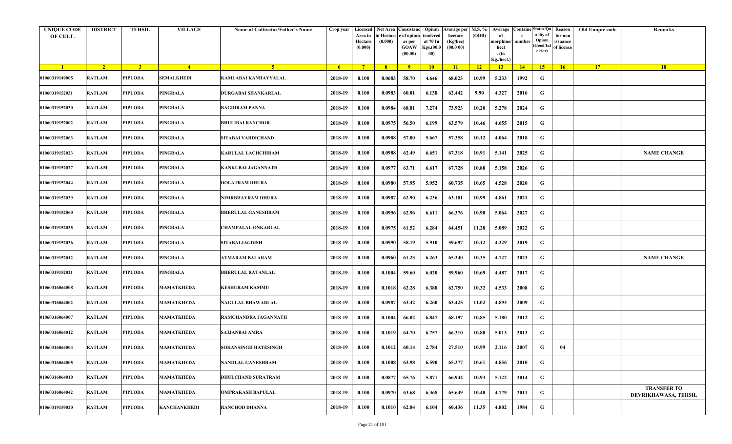| UNIQUE CODE OF CULT. | DISTRICT | TEHSIL | VILLAGE | Name of Cultivator/Father's Name | Crop year | Licensed Area in Hectare (0.000) | Net Area in Hectare (0.000) | Consistance of opium as per GOAW (00.00) | Opium tendered at 70 In Kgs.(00.000) | Average per hectare (Kg/hec) (00.0 00) | M.S. % (ODB) | Average of morphine/hect. (in Kg./hect.) | Container number | Status/Quality of Opium (Good/Inferior) | Reason for non issuance of licence | Old Unique code | Remarks |
|---|---|---|---|---|---|---|---|---|---|---|---|---|---|---|---|---|---|
| 1 | 2 | 3 | 4 | 5 | 6 | 7 | 8 | 9 | 10 | 11 | 12 | 13 | 14 | 15 | 16 | 17 | 18 |
| 01060319149005 | RATLAM | PIPLODA | SEMALKHEDI | KAMLABAI KANHAYYALAL | 2018-19 | 0.100 | 0.0683 | 58.70 | 4.646 | 68.023 | 10.99 | 5.233 | 1992 | G | | | |
| 01060319152031 | RATLAM | PIPLODA | PINGRALA | DURGABAI SHANKARLAL | 2018-19 | 0.100 | 0.0983 | 60.01 | 6.138 | 62.442 | 9.90 | 4.327 | 2016 | G | | | |
| 01060319152030 | RATLAM | PIPLODA | PINGRALA | BAGDIRAM PANNA | 2018-19 | 0.100 | 0.0984 | 68.81 | 7.274 | 73.923 | 10.20 | 5.278 | 2024 | G | | | |
| 01060319152002 | RATLAM | PIPLODA | PINGRALA | BHULIBAI RANCHOR | 2018-19 | 0.100 | 0.0975 | 56.50 | 6.199 | 63.579 | 10.46 | 4.655 | 2015 | G | | | |
| 01060319152063 | RATLAM | PIPLODA | PINGRALA | SITABAI VARDICHAND | 2018-19 | 0.100 | 0.0988 | 57.00 | 5.667 | 57.358 | 10.12 | 4.064 | 2018 | G | | | |
| 01060319152023 | RATLAM | PIPLODA | PINGRALA | KARULAL LACHCHIRAM | 2018-19 | 0.100 | 0.0988 | 62.49 | 6.651 | 67.318 | 10.91 | 5.141 | 2025 | G | | | NAME CHANGE |
| 01060319152027 | RATLAM | PIPLODA | PINGRALA | KANKUBAI JAGANNATH | 2018-19 | 0.100 | 0.0977 | 63.71 | 6.617 | 67.728 | 10.88 | 5.158 | 2026 | G | | | |
| 01060319152044 | RATLAM | PIPLODA | PINGRALA | DOLATRAM DHURA | 2018-19 | 0.100 | 0.0980 | 57.95 | 5.952 | 60.735 | 10.65 | 4.528 | 2020 | G | | | |
| 01060319152039 | RATLAM | PIPLODA | PINGRALA | NIMRBHAYRAM DHURA | 2018-19 | 0.100 | 0.0987 | 62.90 | 6.236 | 63.181 | 10.99 | 4.861 | 2021 | G | | | |
| 01060319152060 | RATLAM | PIPLODA | PINGRALA | BHERULAL GANESHRAM | 2018-19 | 0.100 | 0.0996 | 62.96 | 6.611 | 66.376 | 10.90 | 5.064 | 2027 | G | | | |
| 01060319152035 | RATLAM | PIPLODA | PINGRALA | CHAMPALAL ONKARLAL | 2018-19 | 0.100 | 0.0975 | 61.52 | 6.284 | 64.451 | 11.28 | 5.089 | 2022 | G | | | |
| 01060319152036 | RATLAM | PIPLODA | PINGRALA | SITABAI JAGDISH | 2018-19 | 0.100 | 0.0990 | 58.19 | 5.910 | 59.697 | 10.12 | 4.229 | 2019 | G | | | |
| 01060319152012 | RATLAM | PIPLODA | PINGRALA | ATMARAM BALARAM | 2018-19 | 0.100 | 0.0960 | 61.23 | 6.263 | 65.240 | 10.35 | 4.727 | 2023 | G | | | NAME CHANGE |
| 01060319152021 | RATLAM | PIPLODA | PINGRALA | BHERULAL RATANLAL | 2018-19 | 0.100 | 0.1004 | 59.60 | 6.020 | 59.960 | 10.69 | 4.487 | 2017 | G | | | |
| 01060316064008 | RATLAM | PIPLODA | MAMATKHEDA | KESHURAM KAMMU | 2018-19 | 0.100 | 0.1018 | 62.28 | 6.388 | 62.750 | 10.32 | 4.533 | 2008 | G | | | |
| 01060316064002 | RATLAM | PIPLODA | MAMATKHEDA | NAGULAL BHAWARLAL | 2018-19 | 0.100 | 0.0987 | 63.42 | 6.260 | 63.425 | 11.02 | 4.893 | 2009 | G | | | |
| 01060316064007 | RATLAM | PIPLODA | MAMATKHEDA | RAMCHANDRA JAGANNATH | 2018-19 | 0.100 | 0.1004 | 66.02 | 6.847 | 68.197 | 10.85 | 5.180 | 2012 | G | | | |
| 01060316064012 | RATLAM | PIPLODA | MAMATKHEDA | SAJJANBAI AMRA | 2018-19 | 0.100 | 0.1019 | 64.70 | 6.757 | 66.310 | 10.80 | 5.013 | 2013 | G | | | |
| 01060316064004 | RATLAM | PIPLODA | MAMATKHEDA | SOHANSINGH HATESINGH | 2018-19 | 0.100 | 0.1012 | 60.14 | 2.784 | 27.510 | 10.99 | 2.116 | 2007 | G | 04 | | |
| 01060316064005 | RATLAM | PIPLODA | MAMATKHEDA | NANDLAL GANESHRAM | 2018-19 | 0.100 | 0.1008 | 63.98 | 6.590 | 65.377 | 10.61 | 4.856 | 2010 | G | | | |
| 01060316064010 | RATLAM | PIPLODA | MAMATKHEDA | DHULCHAND SURATRAM | 2018-19 | 0.100 | 0.0877 | 65.76 | 5.871 | 66.944 | 10.93 | 5.122 | 2014 | G | | | |
| 01060316064042 | RATLAM | PIPLODA | MAMATKHEDA | OMPRAKASH BAPULAL | 2018-19 | 0.100 | 0.0970 | 63.68 | 6.368 | 65.649 | 10.40 | 4.779 | 2011 | G | | | TRANSFER TO DEVRIKHAWASA, TEHSIL |
| 01060319159020 | RATLAM | PIPLODA | KANCHANKHEDI | RANCHOD DHANNA | 2018-19 | 0.100 | 0.1010 | 62.84 | 6.104 | 60.436 | 11.35 | 4.802 | 1984 | G | | | |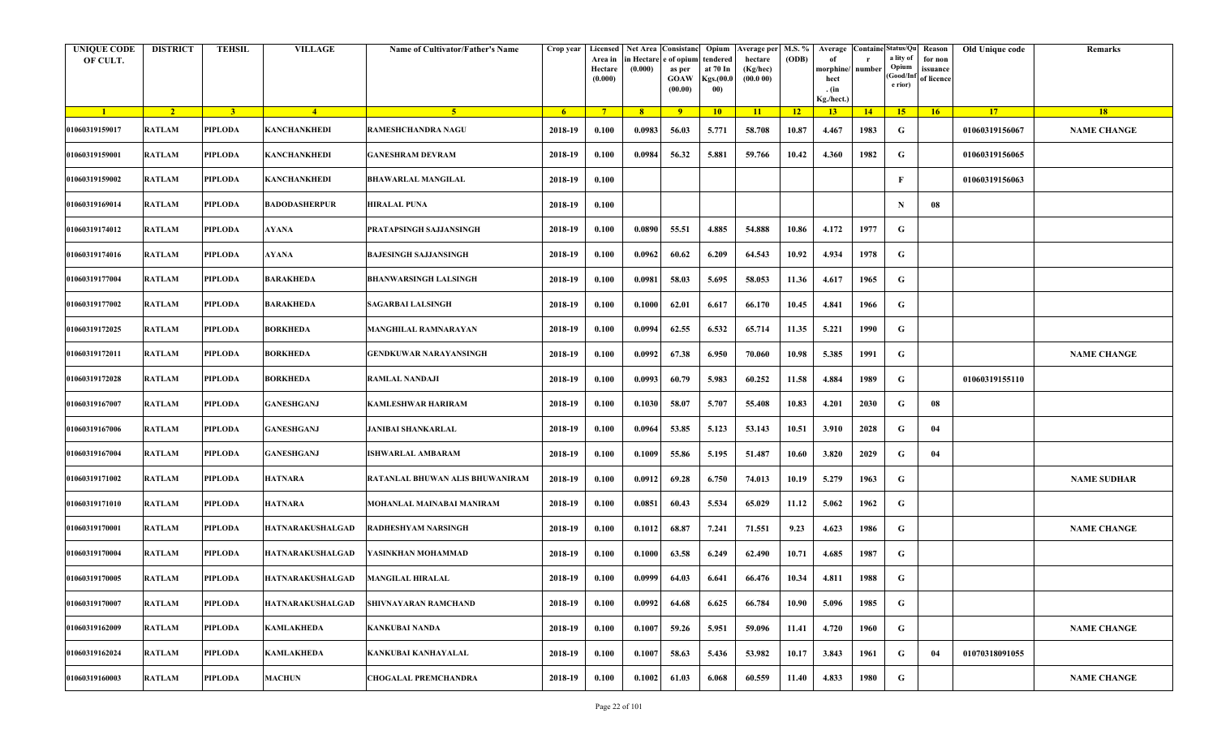| UNIQUE CODE OF CULT. | DISTRICT | TEHSIL | VILLAGE | Name of Cultivator/Father's Name | Crop year | Licensed Area in Hectare (0.000) | Net Area in Hectare (0.000) | Consistance of opium as per GOAW (00.00) | Opium tendered at 70 In Kgs.(00.000) | Average per hectare (Kg/hec) (00.000) | M.S. % (ODB) | Average of morphine/hect. (in Kg./hect.) | Container number | Status/Quality of Opium (Good/Inferior) | Reason for non issuance of licence | Old Unique code | Remarks |
|---|---|---|---|---|---|---|---|---|---|---|---|---|---|---|---|---|---|
| 1 | 2 | 3 | 4 | 5 | 6 | 7 | 8 | 9 | 10 | 11 | 12 | 13 | 14 | 15 | 16 | 17 | 18 |
| 01060319159017 | RATLAM | PIPLODA | KANCHANKHEDI | RAMESHCHANDRA NAGU | 2018-19 | 0.100 | 0.0983 | 56.03 | 5.771 | 58.708 | 10.87 | 4.467 | 1983 | G | | 01060319156067 | NAME CHANGE |
| 01060319159001 | RATLAM | PIPLODA | KANCHANKHEDI | GANESHRAM DEVRAM | 2018-19 | 0.100 | 0.0984 | 56.32 | 5.881 | 59.766 | 10.42 | 4.360 | 1982 | G | | 01060319156065 | |
| 01060319159002 | RATLAM | PIPLODA | KANCHANKHEDI | BHAWARLAL MANGILAL | 2018-19 | 0.100 | | | | | | | | F | | 01060319156063 | |
| 01060319169014 | RATLAM | PIPLODA | BADODASHERPUR | HIRALAL PUNA | 2018-19 | 0.100 | | | | | | | | N | 08 | | |
| 01060319174012 | RATLAM | PIPLODA | AYANA | PRATAPSINGH SAJJANSINGH | 2018-19 | 0.100 | 0.0890 | 55.51 | 4.885 | 54.888 | 10.86 | 4.172 | 1977 | G | | | |
| 01060319174016 | RATLAM | PIPLODA | AYANA | BAJESINGH SAJJANSINGH | 2018-19 | 0.100 | 0.0962 | 60.62 | 6.209 | 64.543 | 10.92 | 4.934 | 1978 | G | | | |
| 01060319177004 | RATLAM | PIPLODA | BARAKHEDA | BHANWARSINGH LALSINGH | 2018-19 | 0.100 | 0.0981 | 58.03 | 5.695 | 58.053 | 11.36 | 4.617 | 1965 | G | | | |
| 01060319177002 | RATLAM | PIPLODA | BARAKHEDA | SAGARBAI LALSINGH | 2018-19 | 0.100 | 0.1000 | 62.01 | 6.617 | 66.170 | 10.45 | 4.841 | 1966 | G | | | |
| 01060319172025 | RATLAM | PIPLODA | BORKHEDA | MANGHILAL RAMNARAYAN | 2018-19 | 0.100 | 0.0994 | 62.55 | 6.532 | 65.714 | 11.35 | 5.221 | 1990 | G | | | |
| 01060319172011 | RATLAM | PIPLODA | BORKHEDA | GENDKUWAR NARAYANSINGH | 2018-19 | 0.100 | 0.0992 | 67.38 | 6.950 | 70.060 | 10.98 | 5.385 | 1991 | G | | | NAME CHANGE |
| 01060319172028 | RATLAM | PIPLODA | BORKHEDA | RAMLAL NANDAJI | 2018-19 | 0.100 | 0.0993 | 60.79 | 5.983 | 60.252 | 11.58 | 4.884 | 1989 | G | | 01060319155110 | |
| 01060319167007 | RATLAM | PIPLODA | GANESHGANJ | KAMLESHWAR HARIRAM | 2018-19 | 0.100 | 0.1030 | 58.07 | 5.707 | 55.408 | 10.83 | 4.201 | 2030 | G | 08 | | |
| 01060319167006 | RATLAM | PIPLODA | GANESHGANJ | JANIBAI SHANKARLAL | 2018-19 | 0.100 | 0.0964 | 53.85 | 5.123 | 53.143 | 10.51 | 3.910 | 2028 | G | 04 | | |
| 01060319167004 | RATLAM | PIPLODA | GANESHGANJ | ISHWARLAL AMBARAM | 2018-19 | 0.100 | 0.1009 | 55.86 | 5.195 | 51.487 | 10.60 | 3.820 | 2029 | G | 04 | | |
| 01060319171002 | RATLAM | PIPLODA | HATNARA | RATANLAL BHUWAN ALIS BHUWANIRAM | 2018-19 | 0.100 | 0.0912 | 69.28 | 6.750 | 74.013 | 10.19 | 5.279 | 1963 | G | | | NAME SUDHAR |
| 01060319171010 | RATLAM | PIPLODA | HATNARA | MOHANLAL MAINABAI MANIRAM | 2018-19 | 0.100 | 0.0851 | 60.43 | 5.534 | 65.029 | 11.12 | 5.062 | 1962 | G | | | |
| 01060319170001 | RATLAM | PIPLODA | HATNARAKUSHALGAD | RADHESHYAM NARSINGH | 2018-19 | 0.100 | 0.1012 | 68.87 | 7.241 | 71.551 | 9.23 | 4.623 | 1986 | G | | | NAME CHANGE |
| 01060319170004 | RATLAM | PIPLODA | HATNARAKUSHALGAD | YASINKHAN MOHAMMAD | 2018-19 | 0.100 | 0.1000 | 63.58 | 6.249 | 62.490 | 10.71 | 4.685 | 1987 | G | | | |
| 01060319170005 | RATLAM | PIPLODA | HATNARAKUSHALGAD | MANGILAL HIRALAL | 2018-19 | 0.100 | 0.0999 | 64.03 | 6.641 | 66.476 | 10.34 | 4.811 | 1988 | G | | | |
| 01060319170007 | RATLAM | PIPLODA | HATNARAKUSHALGAD | SHIVNAYARAN RAMCHAND | 2018-19 | 0.100 | 0.0992 | 64.68 | 6.625 | 66.784 | 10.90 | 5.096 | 1985 | G | | | |
| 01060319162009 | RATLAM | PIPLODA | KAMLAKHEDA | KANKUBAI NANDA | 2018-19 | 0.100 | 0.1007 | 59.26 | 5.951 | 59.096 | 11.41 | 4.720 | 1960 | G | | | NAME CHANGE |
| 01060319162024 | RATLAM | PIPLODA | KAMLAKHEDA | KANKUBAI KANHAYALAL | 2018-19 | 0.100 | 0.1007 | 58.63 | 5.436 | 53.982 | 10.17 | 3.843 | 1961 | G | 04 | 01070318091055 | |
| 01060319160003 | RATLAM | PIPLODA | MACHUN | CHOGALAL PREMCHANDRA | 2018-19 | 0.100 | 0.1002 | 61.03 | 6.068 | 60.559 | 11.40 | 4.833 | 1980 | G | | | NAME CHANGE |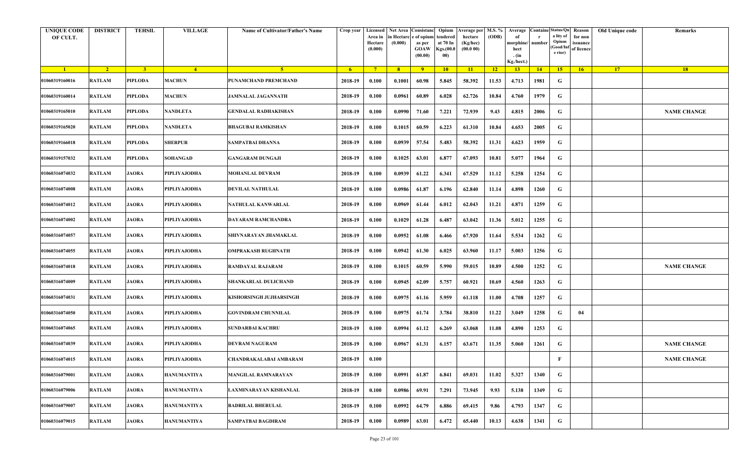| UNIQUE CODE OF CULT. | DISTRICT | TEHSIL | VILLAGE | Name of Cultivator/Father's Name | Crop year | Licensed Area in Hectare (0.000) | Net Area in Hectare (0.000) | Consistance of opium as per GOAW (00.00) | Opium tendered at 70 In Kgs.(00.000) | Average per hectare (Kg/hec) (00.0 00) | M.S. % (ODB) | Average of morphine/hect. (in Kg./hect.) | Container number | Status/Quality of Opium (Good/Inferior) | Reason for non issuance of licence | Old Unique code | Remarks |
|---|---|---|---|---|---|---|---|---|---|---|---|---|---|---|---|---|---|
| 1 | 2 | 3 | 4 | 5 | 6 | 7 | 8 | 9 | 10 | 11 | 12 | 13 | 14 | 15 | 16 | 17 | 18 |
| 01060319160016 | RATLAM | PIPLODA | MACHUN | PUNAMCHAND PREMCHAND | 2018-19 | 0.100 | 0.1001 | 60.98 | 5.845 | 58.392 | 11.53 | 4.713 | 1981 | G | | | |
| 01060319160014 | RATLAM | PIPLODA | MACHUN | JAMNALAL JAGANNATH | 2018-19 | 0.100 | 0.0961 | 60.89 | 6.028 | 62.726 | 10.84 | 4.760 | 1979 | G | | | |
| 01060319165010 | RATLAM | PIPLODA | NANDLETA | GENDALAL RADHAKISHAN | 2018-19 | 0.100 | 0.0990 | 71.60 | 7.221 | 72.939 | 9.43 | 4.815 | 2006 | G | | | NAME CHANGE |
| 01060319165020 | RATLAM | PIPLODA | NANDLETA | BHAGUBAI RAMKISHAN | 2018-19 | 0.100 | 0.1015 | 60.59 | 6.223 | 61.310 | 10.84 | 4.653 | 2005 | G | | | |
| 01060319166018 | RATLAM | PIPLODA | SHERPUR | SAMPATBAI DHANNA | 2018-19 | 0.100 | 0.0939 | 57.54 | 5.483 | 58.392 | 11.31 | 4.623 | 1959 | G | | | |
| 01060319157032 | RATLAM | PIPLODA | SOHANGAD | GANGARAM DUNGAJI | 2018-19 | 0.100 | 0.1025 | 63.01 | 6.877 | 67.093 | 10.81 | 5.077 | 1964 | G | | | |
| 01060316074032 | RATLAM | JAORA | PIPLIYAJODHA | MOHANLAL DEVRAM | 2018-19 | 0.100 | 0.0939 | 61.22 | 6.341 | 67.529 | 11.12 | 5.258 | 1254 | G | | | |
| 01060316074008 | RATLAM | JAORA | PIPLIYAJODHA | DEVILAL NATHULAL | 2018-19 | 0.100 | 0.0986 | 61.87 | 6.196 | 62.840 | 11.14 | 4.898 | 1260 | G | | | |
| 01060316074012 | RATLAM | JAORA | PIPLIYAJODHA | NATHULAL KANWARLAL | 2018-19 | 0.100 | 0.0969 | 61.44 | 6.012 | 62.043 | 11.21 | 4.871 | 1259 | G | | | |
| 01060316074002 | RATLAM | JAORA | PIPLIYAJODHA | DAYARAM RAMCHANDRA | 2018-19 | 0.100 | 0.1029 | 61.28 | 6.487 | 63.042 | 11.36 | 5.012 | 1255 | G | | | |
| 01060316074057 | RATLAM | JAORA | PIPLIYAJODHA | SHIVNARAYAN JHAMAKLAL | 2018-19 | 0.100 | 0.0952 | 61.08 | 6.466 | 67.920 | 11.64 | 5.534 | 1262 | G | | | |
| 01060316074055 | RATLAM | JAORA | PIPLIYAJODHA | OMPRAKASH RUGHNATH | 2018-19 | 0.100 | 0.0942 | 61.30 | 6.025 | 63.960 | 11.17 | 5.003 | 1256 | G | | | |
| 01060316074018 | RATLAM | JAORA | PIPLIYAJODHA | RAMDAYAL RAJARAM | 2018-19 | 0.100 | 0.1015 | 60.59 | 5.990 | 59.015 | 10.89 | 4.500 | 1252 | G | | | NAME CHANGE |
| 01060316074009 | RATLAM | JAORA | PIPLIYAJODHA | SHANKARLAL DULICHAND | 2018-19 | 0.100 | 0.0945 | 62.09 | 5.757 | 60.921 | 10.69 | 4.560 | 1263 | G | | | |
| 01060316074031 | RATLAM | JAORA | PIPLIYAJODHA | KISHORSINGH JUJHARSINGH | 2018-19 | 0.100 | 0.0975 | 61.16 | 5.959 | 61.118 | 11.00 | 4.708 | 1257 | G | | | |
| 01060316074050 | RATLAM | JAORA | PIPLIYAJODHA | GOVINDRAM CHUNNILAL | 2018-19 | 0.100 | 0.0975 | 61.74 | 3.784 | 38.810 | 11.22 | 3.049 | 1258 | G | 04 | | |
| 01060316074065 | RATLAM | JAORA | PIPLIYAJODHA | SUNDARBAI KACHRU | 2018-19 | 0.100 | 0.0994 | 61.12 | 6.269 | 63.068 | 11.08 | 4.890 | 1253 | G | | | |
| 01060316074039 | RATLAM | JAORA | PIPLIYAJODHA | DEVRAM NAGURAM | 2018-19 | 0.100 | 0.0967 | 61.31 | 6.157 | 63.671 | 11.35 | 5.060 | 1261 | G | | | NAME CHANGE |
| 01060316074015 | RATLAM | JAORA | PIPLIYAJODHA | CHANDRAKALABAI AMBARAM | 2018-19 | 0.100 | | | | | | | | F | | | NAME CHANGE |
| 01060316079001 | RATLAM | JAORA | HANUMANTIYA | MANGILAL RAMNARAYAN | 2018-19 | 0.100 | 0.0991 | 61.87 | 6.841 | 69.031 | 11.02 | 5.327 | 1340 | G | | | |
| 01060316079006 | RATLAM | JAORA | HANUMANTIYA | LAXMINARAYAN KISHANLAL | 2018-19 | 0.100 | 0.0986 | 69.91 | 7.291 | 73.945 | 9.93 | 5.138 | 1349 | G | | | |
| 01060316079007 | RATLAM | JAORA | HANUMANTIYA | BADRILAL BHERULAL | 2018-19 | 0.100 | 0.0992 | 64.79 | 6.886 | 69.415 | 9.86 | 4.793 | 1347 | G | | | |
| 01060316079015 | RATLAM | JAORA | HANUMANTIYA | SAMPATBAI BAGDIRAM | 2018-19 | 0.100 | 0.0989 | 63.01 | 6.472 | 65.440 | 10.13 | 4.638 | 1341 | G | | | |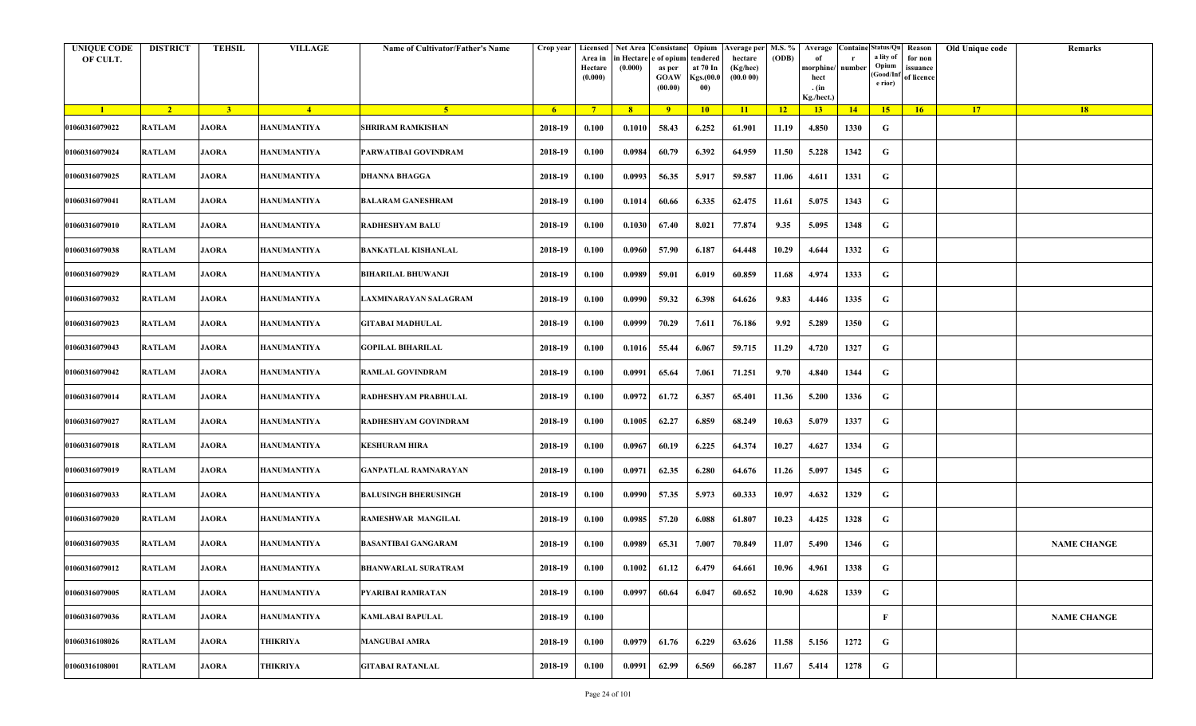| UNIQUE CODE OF CULT. | DISTRICT | TEHSIL | VILLAGE | Name of Cultivator/Father's Name | Crop year | Licensed Area in Hectare (0.000) | Net Area in Hectare (0.000) | Consistance of opium as per GOAW (00.00) | Opium tendered at 70 In Kgs.(00.000) | Average per hectare (Kg/hec) (00.00) | M.S. % (ODB) | Average of morphine/ hect . (in Kg./hect.) | Container number | Status/Quality of Opium (Good/Inferior) | Reason for non issuance of licence | Old Unique code | Remarks |
|---|---|---|---|---|---|---|---|---|---|---|---|---|---|---|---|---|---|
| 1 | 2 | 3 | 4 | 5 | 6 | 7 | 8 | 9 | 10 | 11 | 12 | 13 | 14 | 15 | 16 | 17 | 18 |
| 01060316079022 | RATLAM | JAORA | HANUMANTIYA | SHRIRAM RAMKISHAN | 2018-19 | 0.100 | 0.1010 | 58.43 | 6.252 | 61.901 | 11.19 | 4.850 | 1330 | G | | | |
| 01060316079024 | RATLAM | JAORA | HANUMANTIYA | PARWATIBAI GOVINDRAM | 2018-19 | 0.100 | 0.0984 | 60.79 | 6.392 | 64.959 | 11.50 | 5.228 | 1342 | G | | | |
| 01060316079025 | RATLAM | JAORA | HANUMANTIYA | DHANNA BHAGGA | 2018-19 | 0.100 | 0.0993 | 56.35 | 5.917 | 59.587 | 11.06 | 4.611 | 1331 | G | | | |
| 01060316079041 | RATLAM | JAORA | HANUMANTIYA | BALARAM GANESHRAM | 2018-19 | 0.100 | 0.1014 | 60.66 | 6.335 | 62.475 | 11.61 | 5.075 | 1343 | G | | | |
| 01060316079010 | RATLAM | JAORA | HANUMANTIYA | RADHESHYAM BALU | 2018-19 | 0.100 | 0.1030 | 67.40 | 8.021 | 77.874 | 9.35 | 5.095 | 1348 | G | | | |
| 01060316079038 | RATLAM | JAORA | HANUMANTIYA | BANKATLAL KISHANLAL | 2018-19 | 0.100 | 0.0960 | 57.90 | 6.187 | 64.448 | 10.29 | 4.644 | 1332 | G | | | |
| 01060316079029 | RATLAM | JAORA | HANUMANTIYA | BIHARILAL BHUWANJI | 2018-19 | 0.100 | 0.0989 | 59.01 | 6.019 | 60.859 | 11.68 | 4.974 | 1333 | G | | | |
| 01060316079032 | RATLAM | JAORA | HANUMANTIYA | LAXMINARAYAN SALAGRAM | 2018-19 | 0.100 | 0.0990 | 59.32 | 6.398 | 64.626 | 9.83 | 4.446 | 1335 | G | | | |
| 01060316079023 | RATLAM | JAORA | HANUMANTIYA | GITABAI MADHULAL | 2018-19 | 0.100 | 0.0999 | 70.29 | 7.611 | 76.186 | 9.92 | 5.289 | 1350 | G | | | |
| 01060316079043 | RATLAM | JAORA | HANUMANTIYA | GOPILAL BIHARILAL | 2018-19 | 0.100 | 0.1016 | 55.44 | 6.067 | 59.715 | 11.29 | 4.720 | 1327 | G | | | |
| 01060316079042 | RATLAM | JAORA | HANUMANTIYA | RAMLAL GOVINDRAM | 2018-19 | 0.100 | 0.0991 | 65.64 | 7.061 | 71.251 | 9.70 | 4.840 | 1344 | G | | | |
| 01060316079014 | RATLAM | JAORA | HANUMANTIYA | RADHESHYAM PRABHULAL | 2018-19 | 0.100 | 0.0972 | 61.72 | 6.357 | 65.401 | 11.36 | 5.200 | 1336 | G | | | |
| 01060316079027 | RATLAM | JAORA | HANUMANTIYA | RADHESHYAM GOVINDRAM | 2018-19 | 0.100 | 0.1005 | 62.27 | 6.859 | 68.249 | 10.63 | 5.079 | 1337 | G | | | |
| 01060316079018 | RATLAM | JAORA | HANUMANTIYA | KESHURAM HIRA | 2018-19 | 0.100 | 0.0967 | 60.19 | 6.225 | 64.374 | 10.27 | 4.627 | 1334 | G | | | |
| 01060316079019 | RATLAM | JAORA | HANUMANTIYA | GANPATLAL RAMNARAYAN | 2018-19 | 0.100 | 0.0971 | 62.35 | 6.280 | 64.676 | 11.26 | 5.097 | 1345 | G | | | |
| 01060316079033 | RATLAM | JAORA | HANUMANTIYA | BALUSINGH BHERUSINGH | 2018-19 | 0.100 | 0.0990 | 57.35 | 5.973 | 60.333 | 10.97 | 4.632 | 1329 | G | | | |
| 01060316079020 | RATLAM | JAORA | HANUMANTIYA | RAMESHWAR MANGILAL | 2018-19 | 0.100 | 0.0985 | 57.20 | 6.088 | 61.807 | 10.23 | 4.425 | 1328 | G | | | |
| 01060316079035 | RATLAM | JAORA | HANUMANTIYA | BASANTIBAI GANGARAM | 2018-19 | 0.100 | 0.0989 | 65.31 | 7.007 | 70.849 | 11.07 | 5.490 | 1346 | G | | | NAME CHANGE |
| 01060316079012 | RATLAM | JAORA | HANUMANTIYA | BHANWARLAL SURATRAM | 2018-19 | 0.100 | 0.1002 | 61.12 | 6.479 | 64.661 | 10.96 | 4.961 | 1338 | G | | | |
| 01060316079005 | RATLAM | JAORA | HANUMANTIYA | PYARIBAI RAMRATAN | 2018-19 | 0.100 | 0.0997 | 60.64 | 6.047 | 60.652 | 10.90 | 4.628 | 1339 | G | | | |
| 01060316079036 | RATLAM | JAORA | HANUMANTIYA | KAMLABAI BAPULAL | 2018-19 | 0.100 | | | | | | | | F | | | NAME CHANGE |
| 01060316108026 | RATLAM | JAORA | THIKRIYA | MANGUBAI AMRA | 2018-19 | 0.100 | 0.0979 | 61.76 | 6.229 | 63.626 | 11.58 | 5.156 | 1272 | G | | | |
| 01060316108001 | RATLAM | JAORA | THIKRIYA | GITABAI RATANLAL | 2018-19 | 0.100 | 0.0991 | 62.99 | 6.569 | 66.287 | 11.67 | 5.414 | 1278 | G | | | |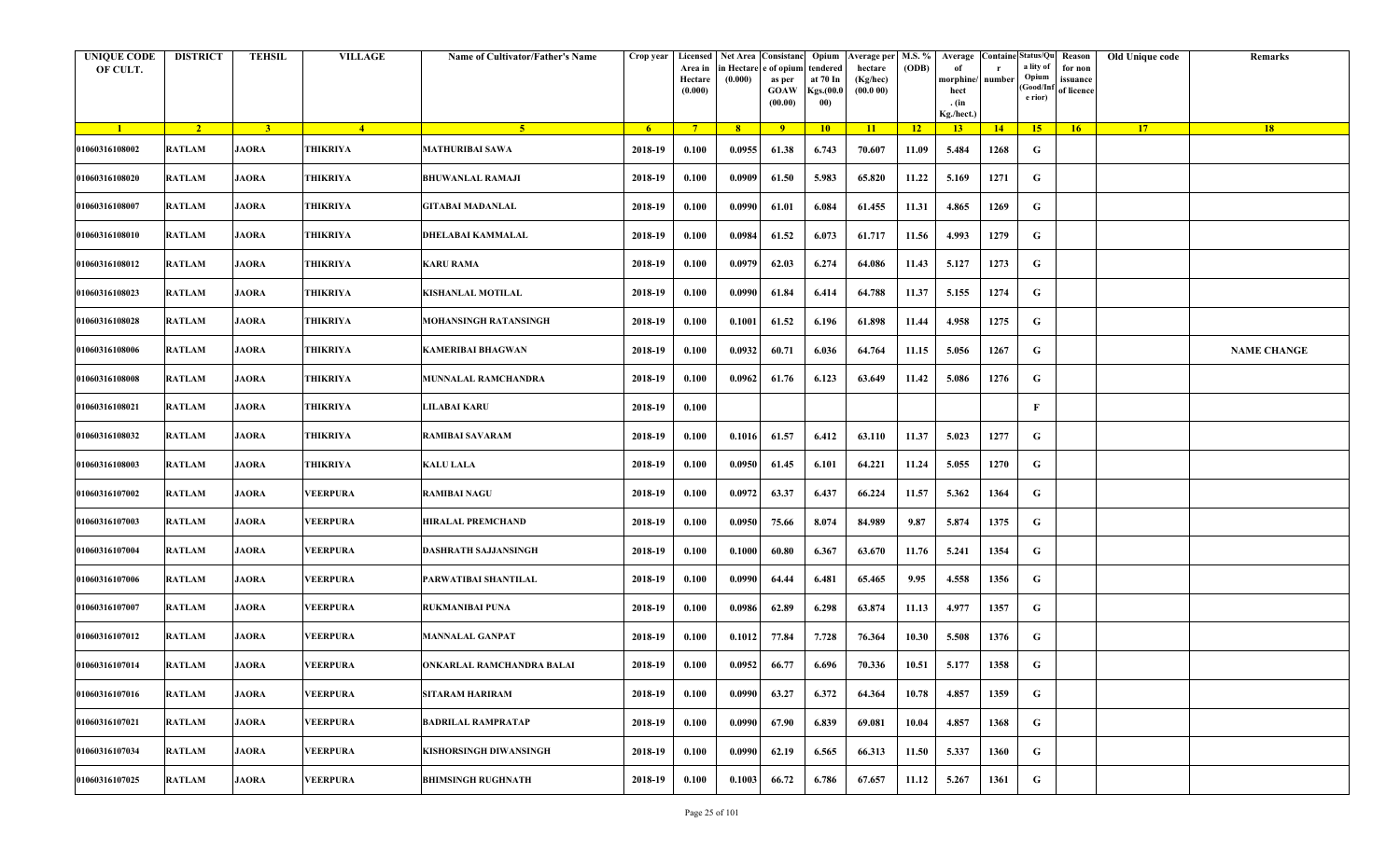| UNIQUE CODE OF CULT. | DISTRICT | TEHSIL | VILLAGE | Name of Cultivator/Father's Name | Crop year | Licensed Area in Hectare (0.000) | Net Area in Hectare (0.000) | Consistance of opium as per GOAW (00.00) | Opium tendered at 70 In Kgs.(00.000) | Average per hectare (Kg/hec) (00.00) | M.S. % (ODB) | Average of morphine/hect. (in Kg./hect.) | Container number | Status/Quality of Opium (Good/Inferior) | Reason for non issuance of licence | Old Unique code | Remarks |
|---|---|---|---|---|---|---|---|---|---|---|---|---|---|---|---|---|---|
| 1 | 2 | 3 | 4 | 5 | 6 | 7 | 8 | 9 | 10 | 11 | 12 | 13 | 14 | 15 | 16 | 17 | 18 |
| 01060316108002 | RATLAM | JAORA | THIKRIYA | MATHURIBAI SAWA | 2018-19 | 0.100 | 0.0955 | 61.38 | 6.743 | 70.607 | 11.09 | 5.484 | 1268 | G | | | |
| 01060316108020 | RATLAM | JAORA | THIKRIYA | BHUWANLAL RAMAJI | 2018-19 | 0.100 | 0.0909 | 61.50 | 5.983 | 65.820 | 11.22 | 5.169 | 1271 | G | | | |
| 01060316108007 | RATLAM | JAORA | THIKRIYA | GITABAI MADANLAL | 2018-19 | 0.100 | 0.0990 | 61.01 | 6.084 | 61.455 | 11.31 | 4.865 | 1269 | G | | | |
| 01060316108010 | RATLAM | JAORA | THIKRIYA | DHELABAI KAMMALAL | 2018-19 | 0.100 | 0.0984 | 61.52 | 6.073 | 61.717 | 11.56 | 4.993 | 1279 | G | | | |
| 01060316108012 | RATLAM | JAORA | THIKRIYA | KARU RAMA | 2018-19 | 0.100 | 0.0979 | 62.03 | 6.274 | 64.086 | 11.43 | 5.127 | 1273 | G | | | |
| 01060316108023 | RATLAM | JAORA | THIKRIYA | KISHANLAL MOTILAL | 2018-19 | 0.100 | 0.0990 | 61.84 | 6.414 | 64.788 | 11.37 | 5.155 | 1274 | G | | | |
| 01060316108028 | RATLAM | JAORA | THIKRIYA | MOHANSINGH RATANSINGH | 2018-19 | 0.100 | 0.1001 | 61.52 | 6.196 | 61.898 | 11.44 | 4.958 | 1275 | G | | | |
| 01060316108006 | RATLAM | JAORA | THIKRIYA | KAMERIBAI BHAGWAN | 2018-19 | 0.100 | 0.0932 | 60.71 | 6.036 | 64.764 | 11.15 | 5.056 | 1267 | G | | | NAME CHANGE |
| 01060316108008 | RATLAM | JAORA | THIKRIYA | MUNNALAL RAMCHANDRA | 2018-19 | 0.100 | 0.0962 | 61.76 | 6.123 | 63.649 | 11.42 | 5.086 | 1276 | G | | | |
| 01060316108021 | RATLAM | JAORA | THIKRIYA | LILABAI KARU | 2018-19 | 0.100 | | | | | | | | F | | | |
| 01060316108032 | RATLAM | JAORA | THIKRIYA | RAMIBAI SAVARAM | 2018-19 | 0.100 | 0.1016 | 61.57 | 6.412 | 63.110 | 11.37 | 5.023 | 1277 | G | | | |
| 01060316108003 | RATLAM | JAORA | THIKRIYA | KALU LALA | 2018-19 | 0.100 | 0.0950 | 61.45 | 6.101 | 64.221 | 11.24 | 5.055 | 1270 | G | | | |
| 01060316107002 | RATLAM | JAORA | VEERPURA | RAMIBAI NAGU | 2018-19 | 0.100 | 0.0972 | 63.37 | 6.437 | 66.224 | 11.57 | 5.362 | 1364 | G | | | |
| 01060316107003 | RATLAM | JAORA | VEERPURA | HIRALAL PREMCHAND | 2018-19 | 0.100 | 0.0950 | 75.66 | 8.074 | 84.989 | 9.87 | 5.874 | 1375 | G | | | |
| 01060316107004 | RATLAM | JAORA | VEERPURA | DASHRATH SAJJANSINGH | 2018-19 | 0.100 | 0.1000 | 60.80 | 6.367 | 63.670 | 11.76 | 5.241 | 1354 | G | | | |
| 01060316107006 | RATLAM | JAORA | VEERPURA | PARWATIBAI SHANTILAL | 2018-19 | 0.100 | 0.0990 | 64.44 | 6.481 | 65.465 | 9.95 | 4.558 | 1356 | G | | | |
| 01060316107007 | RATLAM | JAORA | VEERPURA | RUKMANIBAI PUNA | 2018-19 | 0.100 | 0.0986 | 62.89 | 6.298 | 63.874 | 11.13 | 4.977 | 1357 | G | | | |
| 01060316107012 | RATLAM | JAORA | VEERPURA | MANNALAL GANPAT | 2018-19 | 0.100 | 0.1012 | 77.84 | 7.728 | 76.364 | 10.30 | 5.508 | 1376 | G | | | |
| 01060316107014 | RATLAM | JAORA | VEERPURA | ONKARLAL RAMCHANDRA BALAI | 2018-19 | 0.100 | 0.0952 | 66.77 | 6.696 | 70.336 | 10.51 | 5.177 | 1358 | G | | | |
| 01060316107016 | RATLAM | JAORA | VEERPURA | SITARAM HARIRAM | 2018-19 | 0.100 | 0.0990 | 63.27 | 6.372 | 64.364 | 10.78 | 4.857 | 1359 | G | | | |
| 01060316107021 | RATLAM | JAORA | VEERPURA | BADRILAL RAMPRATAP | 2018-19 | 0.100 | 0.0990 | 67.90 | 6.839 | 69.081 | 10.04 | 4.857 | 1368 | G | | | |
| 01060316107034 | RATLAM | JAORA | VEERPURA | KISHORSINGH DIWANSINGH | 2018-19 | 0.100 | 0.0990 | 62.19 | 6.565 | 66.313 | 11.50 | 5.337 | 1360 | G | | | |
| 01060316107025 | RATLAM | JAORA | VEERPURA | BHIMSINGH RUGHNATH | 2018-19 | 0.100 | 0.1003 | 66.72 | 6.786 | 67.657 | 11.12 | 5.267 | 1361 | G | | | |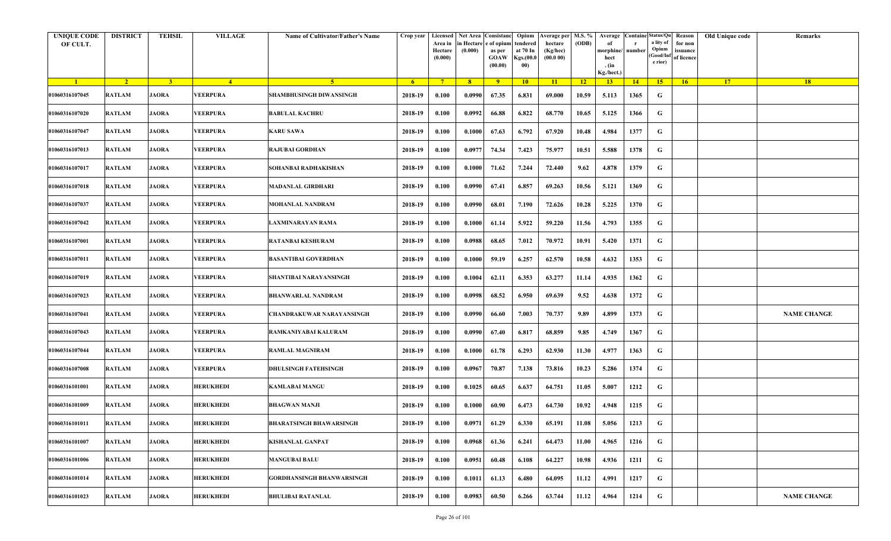| UNIQUE CODE OF CULT. | DISTRICT | TEHSIL | VILLAGE | Name of Cultivator/Father's Name | Crop year | Licensed Area in Hectare (0.000) | Net Area in Hectare (0.000) | Consistance of opium as per GOAW (00.00) | Opium tendered at 70 In Kgs.(00.000) | Average per hectare (Kg/hec) (00.00 00) | M.S. % (ODB) | Average of morphine/hect . (in Kg./hect.) | Container number | Status/Quality of Opium (Good/Inferior) | Reason for non issuance of licence | Old Unique code | Remarks |
|---|---|---|---|---|---|---|---|---|---|---|---|---|---|---|---|---|---|
| 1 | 2 | 3 | 4 | 5 | 6 | 7 | 8 | 9 | 10 | 11 | 12 | 13 | 14 | 15 | 16 | 17 | 18 |
| 01060316107045 | RATLAM | JAORA | VEERPURA | SHAMBHUSINGH DIWANSINGH | 2018-19 | 0.100 | 0.0990 | 67.35 | 6.831 | 69.000 | 10.59 | 5.113 | 1365 | G | | | |
| 01060316107020 | RATLAM | JAORA | VEERPURA | BABULAL KACHRU | 2018-19 | 0.100 | 0.0992 | 66.88 | 6.822 | 68.770 | 10.65 | 5.125 | 1366 | G | | | |
| 01060316107047 | RATLAM | JAORA | VEERPURA | KARU SAWA | 2018-19 | 0.100 | 0.1000 | 67.63 | 6.792 | 67.920 | 10.48 | 4.984 | 1377 | G | | | |
| 01060316107013 | RATLAM | JAORA | VEERPURA | RAJUBAI GORDHAN | 2018-19 | 0.100 | 0.0977 | 74.34 | 7.423 | 75.977 | 10.51 | 5.588 | 1378 | G | | | |
| 01060316107017 | RATLAM | JAORA | VEERPURA | SOHANBAI RADHAKISHAN | 2018-19 | 0.100 | 0.1000 | 71.62 | 7.244 | 72.440 | 9.62 | 4.878 | 1379 | G | | | |
| 01060316107018 | RATLAM | JAORA | VEERPURA | MADANLAL GIRDHARI | 2018-19 | 0.100 | 0.0990 | 67.41 | 6.857 | 69.263 | 10.56 | 5.121 | 1369 | G | | | |
| 01060316107037 | RATLAM | JAORA | VEERPURA | MOHANLAL NANDRAM | 2018-19 | 0.100 | 0.0990 | 68.01 | 7.190 | 72.626 | 10.28 | 5.225 | 1370 | G | | | |
| 01060316107042 | RATLAM | JAORA | VEERPURA | LAXMINARAYAN RAMA | 2018-19 | 0.100 | 0.1000 | 61.14 | 5.922 | 59.220 | 11.56 | 4.793 | 1355 | G | | | |
| 01060316107001 | RATLAM | JAORA | VEERPURA | RATANBAI KESHURAM | 2018-19 | 0.100 | 0.0988 | 68.65 | 7.012 | 70.972 | 10.91 | 5.420 | 1371 | G | | | |
| 01060316107011 | RATLAM | JAORA | VEERPURA | BASANTIBAI GOVERDHAN | 2018-19 | 0.100 | 0.1000 | 59.19 | 6.257 | 62.570 | 10.58 | 4.632 | 1353 | G | | | |
| 01060316107019 | RATLAM | JAORA | VEERPURA | SHANTIBAI NARAYANSINGH | 2018-19 | 0.100 | 0.1004 | 62.11 | 6.353 | 63.277 | 11.14 | 4.935 | 1362 | G | | | |
| 01060316107023 | RATLAM | JAORA | VEERPURA | BHANWARLAL NANDRAM | 2018-19 | 0.100 | 0.0998 | 68.52 | 6.950 | 69.639 | 9.52 | 4.638 | 1372 | G | | | |
| 01060316107041 | RATLAM | JAORA | VEERPURA | CHANDRAKUWAR NARAYANSINGH | 2018-19 | 0.100 | 0.0990 | 66.60 | 7.003 | 70.737 | 9.89 | 4.899 | 1373 | G | | | NAME CHANGE |
| 01060316107043 | RATLAM | JAORA | VEERPURA | RAMKANIYABAI KALURAM | 2018-19 | 0.100 | 0.0990 | 67.40 | 6.817 | 68.859 | 9.85 | 4.749 | 1367 | G | | | |
| 01060316107044 | RATLAM | JAORA | VEERPURA | RAMLAL MAGNIRAM | 2018-19 | 0.100 | 0.1000 | 61.78 | 6.293 | 62.930 | 11.30 | 4.977 | 1363 | G | | | |
| 01060316107008 | RATLAM | JAORA | VEERPURA | DHULSINGH FATEHSINGH | 2018-19 | 0.100 | 0.0967 | 70.87 | 7.138 | 73.816 | 10.23 | 5.286 | 1374 | G | | | |
| 01060316101001 | RATLAM | JAORA | HERUKHEDI | KAMLABAI MANGU | 2018-19 | 0.100 | 0.1025 | 60.65 | 6.637 | 64.751 | 11.05 | 5.007 | 1212 | G | | | |
| 01060316101009 | RATLAM | JAORA | HERUKHEDI | BHAGWAN MANJI | 2018-19 | 0.100 | 0.1000 | 60.90 | 6.473 | 64.730 | 10.92 | 4.948 | 1215 | G | | | |
| 01060316101011 | RATLAM | JAORA | HERUKHEDI | BHARATSINGH BHAWARSINGH | 2018-19 | 0.100 | 0.0971 | 61.29 | 6.330 | 65.191 | 11.08 | 5.056 | 1213 | G | | | |
| 01060316101007 | RATLAM | JAORA | HERUKHEDI | KISHANLAL GANPAT | 2018-19 | 0.100 | 0.0968 | 61.36 | 6.241 | 64.473 | 11.00 | 4.965 | 1216 | G | | | |
| 01060316101006 | RATLAM | JAORA | HERUKHEDI | MANGUBAI BALU | 2018-19 | 0.100 | 0.0951 | 60.48 | 6.108 | 64.227 | 10.98 | 4.936 | 1211 | G | | | |
| 01060316101014 | RATLAM | JAORA | HERUKHEDI | GORDHANSINGH BHANWARSINGH | 2018-19 | 0.100 | 0.1011 | 61.13 | 6.480 | 64.095 | 11.12 | 4.991 | 1217 | G | | | |
| 01060316101023 | RATLAM | JAORA | HERUKHEDI | BHULIBAI RATANLAL | 2018-19 | 0.100 | 0.0983 | 60.50 | 6.266 | 63.744 | 11.12 | 4.964 | 1214 | G | | | NAME CHANGE |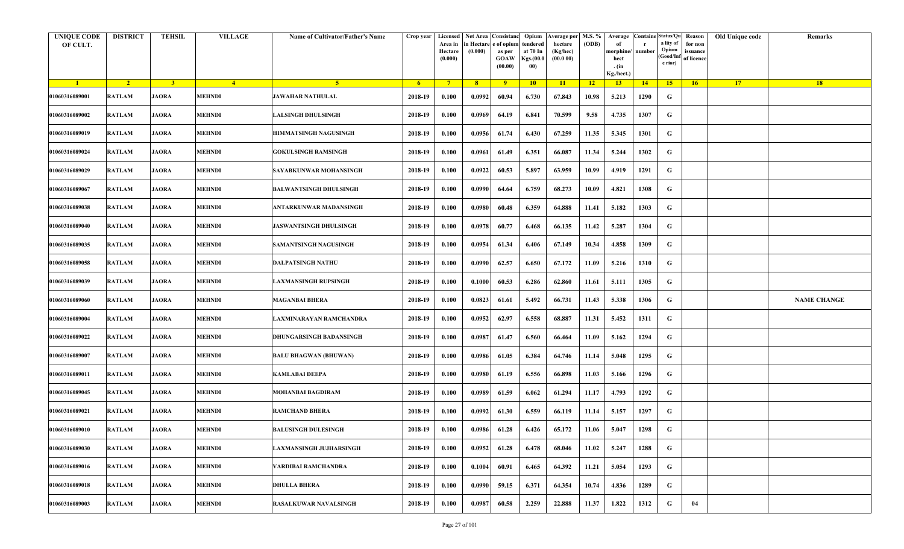| UNIQUE CODE OF CULT. | DISTRICT | TEHSIL | VILLAGE | Name of Cultivator/Father's Name | Crop year | Licensed Area in Hectare (0.000) | Net Area in Hectare (0.000) | Consistance of opium as per GOAW (00.00) | Opium tendered at 70 In Kgs.(00.000) | Average per hectare (Kg/hec) (00.0 00) | M.S. % (ODB) | Average of morphine/hect. (in Kg./hect.) | Container number | Status/Quality of Opium (Good/Inferior) | Reason for non issuance of licence | Old Unique code | Remarks |
|---|---|---|---|---|---|---|---|---|---|---|---|---|---|---|---|---|---|
| 1 | 2 | 3 | 4 | 5 | 6 | 7 | 8 | 9 | 10 | 11 | 12 | 13 | 14 | 15 | 16 | 17 | 18 |
| 01060316089001 | RATLAM | JAORA | MEHNDI | JAWAHAR NATHULAL | 2018-19 | 0.100 | 0.0992 | 60.94 | 6.730 | 67.843 | 10.98 | 5.213 | 1290 | G | | | |
| 01060316089002 | RATLAM | JAORA | MEHNDI | LALSINGH DHULSINGH | 2018-19 | 0.100 | 0.0969 | 64.19 | 6.841 | 70.599 | 9.58 | 4.735 | 1307 | G | | | |
| 01060316089019 | RATLAM | JAORA | MEHNDI | HIMMATSINGH NAGUSINGH | 2018-19 | 0.100 | 0.0956 | 61.74 | 6.430 | 67.259 | 11.35 | 5.345 | 1301 | G | | | |
| 01060316089024 | RATLAM | JAORA | MEHNDI | GOKULSINGH RAMSINGH | 2018-19 | 0.100 | 0.0961 | 61.49 | 6.351 | 66.087 | 11.34 | 5.244 | 1302 | G | | | |
| 01060316089029 | RATLAM | JAORA | MEHNDI | SAYABKUNWAR MOHANSINGH | 2018-19 | 0.100 | 0.0922 | 60.53 | 5.897 | 63.959 | 10.99 | 4.919 | 1291 | G | | | |
| 01060316089067 | RATLAM | JAORA | MEHNDI | BALWANTSINGH DHULSINGH | 2018-19 | 0.100 | 0.0990 | 64.64 | 6.759 | 68.273 | 10.09 | 4.821 | 1308 | G | | | |
| 01060316089038 | RATLAM | JAORA | MEHNDI | ANTARKUNWAR MADANSINGH | 2018-19 | 0.100 | 0.0980 | 60.48 | 6.359 | 64.888 | 11.41 | 5.182 | 1303 | G | | | |
| 01060316089040 | RATLAM | JAORA | MEHNDI | JASWANTSINGH DHULSINGH | 2018-19 | 0.100 | 0.0978 | 60.77 | 6.468 | 66.135 | 11.42 | 5.287 | 1304 | G | | | |
| 01060316089035 | RATLAM | JAORA | MEHNDI | SAMANTSINGH NAGUSINGH | 2018-19 | 0.100 | 0.0954 | 61.34 | 6.406 | 67.149 | 10.34 | 4.858 | 1309 | G | | | |
| 01060316089058 | RATLAM | JAORA | MEHNDI | DALPATSINGH NATHU | 2018-19 | 0.100 | 0.0990 | 62.57 | 6.650 | 67.172 | 11.09 | 5.216 | 1310 | G | | | |
| 01060316089039 | RATLAM | JAORA | MEHNDI | LAXMANSINGH RUPSINGH | 2018-19 | 0.100 | 0.1000 | 60.53 | 6.286 | 62.860 | 11.61 | 5.111 | 1305 | G | | | |
| 01060316089060 | RATLAM | JAORA | MEHNDI | MAGANBAI BHERA | 2018-19 | 0.100 | 0.0823 | 61.61 | 5.492 | 66.731 | 11.43 | 5.338 | 1306 | G | | | NAME CHANGE |
| 01060316089004 | RATLAM | JAORA | MEHNDI | LAXMINARAYAN RAMCHANDRA | 2018-19 | 0.100 | 0.0952 | 62.97 | 6.558 | 68.887 | 11.31 | 5.452 | 1311 | G | | | |
| 01060316089022 | RATLAM | JAORA | MEHNDI | DHUNGARSINGH BADANSINGH | 2018-19 | 0.100 | 0.0987 | 61.47 | 6.560 | 66.464 | 11.09 | 5.162 | 1294 | G | | | |
| 01060316089007 | RATLAM | JAORA | MEHNDI | BALU BHAGWAN (BHUWAN) | 2018-19 | 0.100 | 0.0986 | 61.05 | 6.384 | 64.746 | 11.14 | 5.048 | 1295 | G | | | |
| 01060316089011 | RATLAM | JAORA | MEHNDI | KAMLABAI DEEPA | 2018-19 | 0.100 | 0.0980 | 61.19 | 6.556 | 66.898 | 11.03 | 5.166 | 1296 | G | | | |
| 01060316089045 | RATLAM | JAORA | MEHNDI | MOHANBAI BAGDIRAM | 2018-19 | 0.100 | 0.0989 | 61.59 | 6.062 | 61.294 | 11.17 | 4.793 | 1292 | G | | | |
| 01060316089021 | RATLAM | JAORA | MEHNDI | RAMCHAND BHERA | 2018-19 | 0.100 | 0.0992 | 61.30 | 6.559 | 66.119 | 11.14 | 5.157 | 1297 | G | | | |
| 01060316089010 | RATLAM | JAORA | MEHNDI | BALUSINGH DULESINGH | 2018-19 | 0.100 | 0.0986 | 61.28 | 6.426 | 65.172 | 11.06 | 5.047 | 1298 | G | | | |
| 01060316089030 | RATLAM | JAORA | MEHNDI | LAXMANSINGH JUJHARSINGH | 2018-19 | 0.100 | 0.0952 | 61.28 | 6.478 | 68.046 | 11.02 | 5.247 | 1288 | G | | | |
| 01060316089016 | RATLAM | JAORA | MEHNDI | VARDIBAI RAMCHANDRA | 2018-19 | 0.100 | 0.1004 | 60.91 | 6.465 | 64.392 | 11.21 | 5.054 | 1293 | G | | | |
| 01060316089018 | RATLAM | JAORA | MEHNDI | DHULLA BHERA | 2018-19 | 0.100 | 0.0990 | 59.15 | 6.371 | 64.354 | 10.74 | 4.836 | 1289 | G | | | |
| 01060316089003 | RATLAM | JAORA | MEHNDI | RASALKUWAR NAVALSINGH | 2018-19 | 0.100 | 0.0987 | 60.58 | 2.259 | 22.888 | 11.37 | 1.822 | 1312 | G | 04 | | |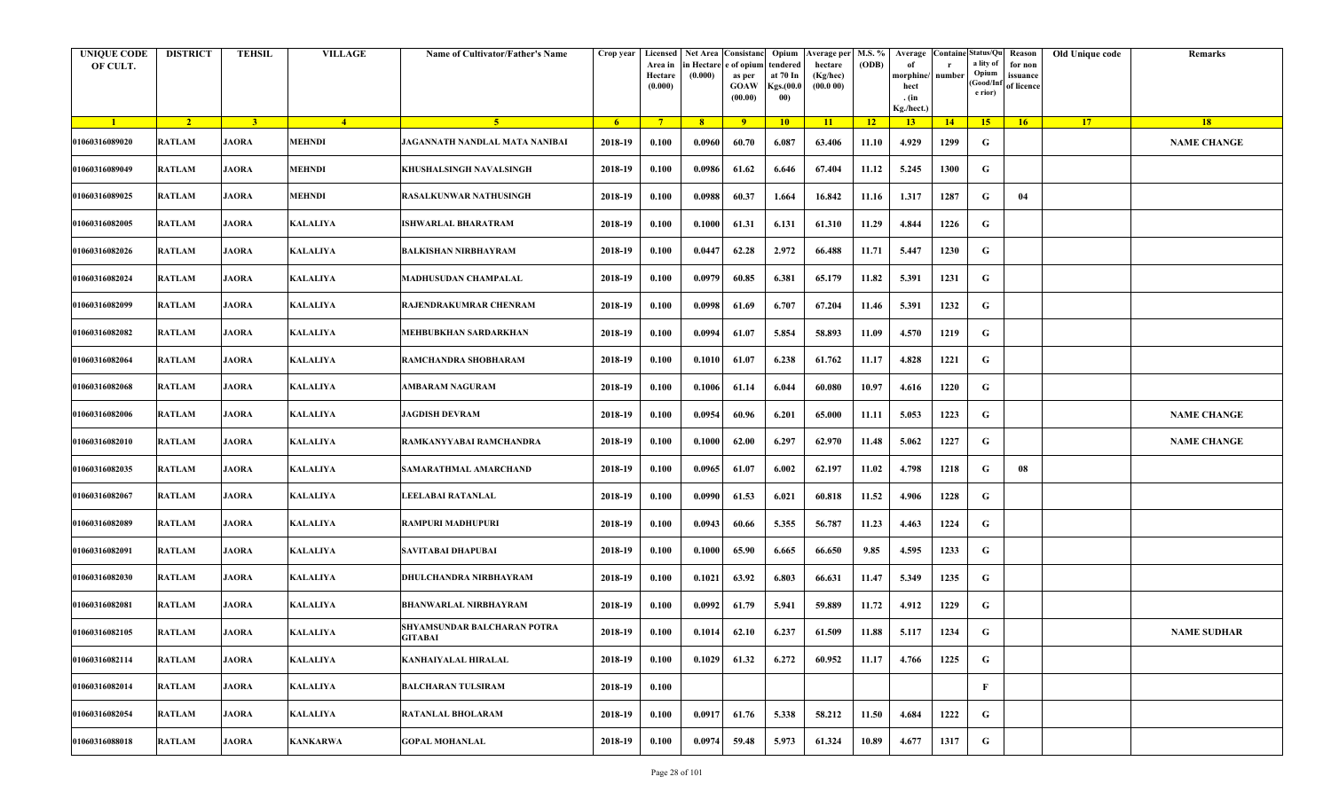| UNIQUE CODE OF CULT. | DISTRICT | TEHSIL | VILLAGE | Name of Cultivator/Father's Name | Crop year | Licensed Area in Hectare (0.000) | Net Area in Hectare (0.000) | Consistance of opium as per GOAW (00.00) | Opium tendered at 70 In Kgs.(00.000) | Average per hectare (Kg/hec) (00.0 00) | M.S. % (ODB) | Average of morphine/hect. (in Kg./hect.) | Container number | Status/Quality of Opium (Good/Inferior) | Reason for non issuance of licence | Old Unique code | Remarks |
|---|---|---|---|---|---|---|---|---|---|---|---|---|---|---|---|---|---|
| 1 | 2 | 3 | 4 | 5 | 6 | 7 | 8 | 9 | 10 | 11 | 12 | 13 | 14 | 15 | 16 | 17 | 18 |
| 01060316089020 | RATLAM | JAORA | MEHNDI | JAGANNATH NANDLAL MATA NANIBAI | 2018-19 | 0.100 | 0.0960 | 60.70 | 6.087 | 63.406 | 11.10 | 4.929 | 1299 | G | | | NAME CHANGE |
| 01060316089049 | RATLAM | JAORA | MEHNDI | KHUSHALSINGH NAVALSINGH | 2018-19 | 0.100 | 0.0986 | 61.62 | 6.646 | 67.404 | 11.12 | 5.245 | 1300 | G | | | |
| 01060316089025 | RATLAM | JAORA | MEHNDI | RASALKUNWAR NATHUSINGH | 2018-19 | 0.100 | 0.0988 | 60.37 | 1.664 | 16.842 | 11.16 | 1.317 | 1287 | G | 04 | | |
| 01060316082005 | RATLAM | JAORA | KALALIYA | ISHWARLAL BHARATRAM | 2018-19 | 0.100 | 0.1000 | 61.31 | 6.131 | 61.310 | 11.29 | 4.844 | 1226 | G | | | |
| 01060316082026 | RATLAM | JAORA | KALALIYA | BALKISHAN NIRBHAYRAM | 2018-19 | 0.100 | 0.0447 | 62.28 | 2.972 | 66.488 | 11.71 | 5.447 | 1230 | G | | | |
| 01060316082024 | RATLAM | JAORA | KALALIYA | MADHUSUDAN CHAMPALAL | 2018-19 | 0.100 | 0.0979 | 60.85 | 6.381 | 65.179 | 11.82 | 5.391 | 1231 | G | | | |
| 01060316082099 | RATLAM | JAORA | KALALIYA | RAJENDRAKUMRAR CHENRAM | 2018-19 | 0.100 | 0.0998 | 61.69 | 6.707 | 67.204 | 11.46 | 5.391 | 1232 | G | | | |
| 01060316082082 | RATLAM | JAORA | KALALIYA | MEHBUBKHAN SARDARKHAN | 2018-19 | 0.100 | 0.0994 | 61.07 | 5.854 | 58.893 | 11.09 | 4.570 | 1219 | G | | | |
| 01060316082064 | RATLAM | JAORA | KALALIYA | RAMCHANDRA SHOBHARAM | 2018-19 | 0.100 | 0.1010 | 61.07 | 6.238 | 61.762 | 11.17 | 4.828 | 1221 | G | | | |
| 01060316082068 | RATLAM | JAORA | KALALIYA | AMBARAM NAGURAM | 2018-19 | 0.100 | 0.1006 | 61.14 | 6.044 | 60.080 | 10.97 | 4.616 | 1220 | G | | | |
| 01060316082006 | RATLAM | JAORA | KALALIYA | JAGDISH DEVRAM | 2018-19 | 0.100 | 0.0954 | 60.96 | 6.201 | 65.000 | 11.11 | 5.053 | 1223 | G | | | NAME CHANGE |
| 01060316082010 | RATLAM | JAORA | KALALIYA | RAMKANYYABAI RAMCHANDRA | 2018-19 | 0.100 | 0.1000 | 62.00 | 6.297 | 62.970 | 11.48 | 5.062 | 1227 | G | | | NAME CHANGE |
| 01060316082035 | RATLAM | JAORA | KALALIYA | SAMARATHMAL AMARCHAND | 2018-19 | 0.100 | 0.0965 | 61.07 | 6.002 | 62.197 | 11.02 | 4.798 | 1218 | G | 08 | | |
| 01060316082067 | RATLAM | JAORA | KALALIYA | LEELABAI RATANLAL | 2018-19 | 0.100 | 0.0990 | 61.53 | 6.021 | 60.818 | 11.52 | 4.906 | 1228 | G | | | |
| 01060316082089 | RATLAM | JAORA | KALALIYA | RAMPURI MADHUPURI | 2018-19 | 0.100 | 0.0943 | 60.66 | 5.355 | 56.787 | 11.23 | 4.463 | 1224 | G | | | |
| 01060316082091 | RATLAM | JAORA | KALALIYA | SAVITABAI DHAPUBAI | 2018-19 | 0.100 | 0.1000 | 65.90 | 6.665 | 66.650 | 9.85 | 4.595 | 1233 | G | | | |
| 01060316082030 | RATLAM | JAORA | KALALIYA | DHULCHANDRA NIRBHAYRAM | 2018-19 | 0.100 | 0.1021 | 63.92 | 6.803 | 66.631 | 11.47 | 5.349 | 1235 | G | | | |
| 01060316082081 | RATLAM | JAORA | KALALIYA | BHANWARLAL NIRBHAYRAM | 2018-19 | 0.100 | 0.0992 | 61.79 | 5.941 | 59.889 | 11.72 | 4.912 | 1229 | G | | | |
| 01060316082105 | RATLAM | JAORA | KALALIYA | SHYAMSUNDAR BALCHARAN POTRA GITABAI | 2018-19 | 0.100 | 0.1014 | 62.10 | 6.237 | 61.509 | 11.88 | 5.117 | 1234 | G | | | NAME SUDHAR |
| 01060316082114 | RATLAM | JAORA | KALALIYA | KANHAIYALAL HIRALAL | 2018-19 | 0.100 | 0.1029 | 61.32 | 6.272 | 60.952 | 11.17 | 4.766 | 1225 | G | | | |
| 01060316082014 | RATLAM | JAORA | KALALIYA | BALCHARAN TULSIRAM | 2018-19 | 0.100 | | | | | | | | F | | | |
| 01060316082054 | RATLAM | JAORA | KALALIYA | RATANLAL BHOLARAM | 2018-19 | 0.100 | 0.0917 | 61.76 | 5.338 | 58.212 | 11.50 | 4.684 | 1222 | G | | | |
| 01060316088018 | RATLAM | JAORA | KANKARWA | GOPAL MOHANLAL | 2018-19 | 0.100 | 0.0974 | 59.48 | 5.973 | 61.324 | 10.89 | 4.677 | 1317 | G | | | |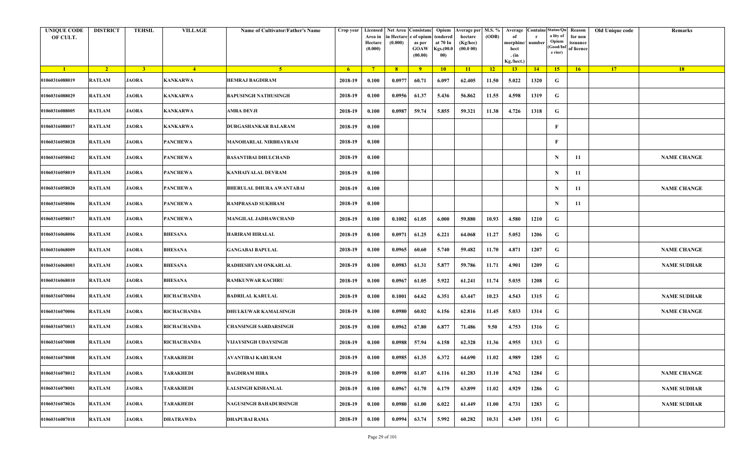| UNIQUE CODE OF CULT. | DISTRICT | TEHSIL | VILLAGE | Name of Cultivator/Father's Name | Crop year | Licensed Area in Hectare (0.000) | Net Area in Hectare (0.000) | Consistance of opium as per GOAW (00.00) | Opium tendered at 70 In Kgs.(00.000) | Average per hectare (Kg/hec) (00.00) | M.S. % (ODB) | Average of morphine/hect. (in Kg./hect.) | Container number | Status/Quality of Opium (Good/Inferior) | Reason for non issuance of licence | Old Unique code | Remarks |
|---|---|---|---|---|---|---|---|---|---|---|---|---|---|---|---|---|---|
| 1 | 2 | 3 | 4 | 5 | 6 | 7 | 8 | 9 | 10 | 11 | 12 | 13 | 14 | 15 | 16 | 17 | 18 |
| 01060316088019 | RATLAM | JAORA | KANKARWA | HEMRAJ BAGDIRAM | 2018-19 | 0.100 | 0.0977 | 60.71 | 6.097 | 62.405 | 11.50 | 5.022 | 1320 | G | | | |
| 01060316088029 | RATLAM | JAORA | KANKARWA | BAPUSINGH NATHUSINGH | 2018-19 | 0.100 | 0.0956 | 61.37 | 5.436 | 56.862 | 11.55 | 4.598 | 1319 | G | | | |
| 01060316088005 | RATLAM | JAORA | KANKARWA | AMRA DEVJI | 2018-19 | 0.100 | 0.0987 | 59.74 | 5.855 | 59.321 | 11.38 | 4.726 | 1318 | G | | | |
| 01060316088017 | RATLAM | JAORA | KANKARWA | DURGASHANKAR BALARAM | 2018-19 | 0.100 | | | | | | | | F | | | |
| 01060316058028 | RATLAM | JAORA | PANCHEWA | MANOHARLAL NIRBHAYRAM | 2018-19 | 0.100 | | | | | | | | F | | | |
| 01060316058042 | RATLAM | JAORA | PANCHEWA | BASANTIBAI DHULCHAND | 2018-19 | 0.100 | | | | | | | | N | 11 | | NAME CHANGE |
| 01060316058019 | RATLAM | JAORA | PANCHEWA | KANHAIYALAL DEVRAM | 2018-19 | 0.100 | | | | | | | | N | 11 | | |
| 01060316058020 | RATLAM | JAORA | PANCHEWA | BHERULAL DHURA AWANTABAI | 2018-19 | 0.100 | | | | | | | | N | 11 | | NAME CHANGE |
| 01060316058006 | RATLAM | JAORA | PANCHEWA | RAMPRASAD SUKHRAM | 2018-19 | 0.100 | | | | | | | | N | 11 | | |
| 01060316058017 | RATLAM | JAORA | PANCHEWA | MANGILAL JADHAWCHAND | 2018-19 | 0.100 | 0.1002 | 61.05 | 6.000 | 59.880 | 10.93 | 4.580 | 1210 | G | | | |
| 01060316068006 | RATLAM | JAORA | BHESANA | HARIRAM HIRALAL | 2018-19 | 0.100 | 0.0971 | 61.25 | 6.221 | 64.068 | 11.27 | 5.052 | 1206 | G | | | |
| 01060316068009 | RATLAM | JAORA | BHESANA | GANGABAI BAPULAL | 2018-19 | 0.100 | 0.0965 | 60.60 | 5.740 | 59.482 | 11.70 | 4.871 | 1207 | G | | | NAME CHANGE |
| 01060316068003 | RATLAM | JAORA | BHESANA | RADHESHYAM ONKARLAL | 2018-19 | 0.100 | 0.0983 | 61.31 | 5.877 | 59.786 | 11.71 | 4.901 | 1209 | G | | | NAME SUDHAR |
| 01060316068010 | RATLAM | JAORA | BHESANA | RAMKUNWAR KACHRU | 2018-19 | 0.100 | 0.0967 | 61.05 | 5.922 | 61.241 | 11.74 | 5.035 | 1208 | G | | | |
| 01060316070004 | RATLAM | JAORA | RICHACHANDA | BADRILAL KARULAL | 2018-19 | 0.100 | 0.1001 | 64.62 | 6.351 | 63.447 | 10.23 | 4.543 | 1315 | G | | | NAME SUDHAR |
| 01060316070006 | RATLAM | JAORA | RICHACHANDA | DHULKUWAR KAMALSINGH | 2018-19 | 0.100 | 0.0980 | 60.02 | 6.156 | 62.816 | 11.45 | 5.033 | 1314 | G | | | NAME CHANGE |
| 01060316070013 | RATLAM | JAORA | RICHACHANDA | CHANSINGH SARDARSINGH | 2018-19 | 0.100 | 0.0962 | 67.80 | 6.877 | 71.486 | 9.50 | 4.753 | 1316 | G | | | |
| 01060316070008 | RATLAM | JAORA | RICHACHANDA | VIJAYSINGH UDAYSINGH | 2018-19 | 0.100 | 0.0988 | 57.94 | 6.158 | 62.328 | 11.36 | 4.955 | 1313 | G | | | |
| 01060316078008 | RATLAM | JAORA | TARAKHEDI | AVANTIBAI KARURAM | 2018-19 | 0.100 | 0.0985 | 61.35 | 6.372 | 64.690 | 11.02 | 4.989 | 1285 | G | | | |
| 01060316078012 | RATLAM | JAORA | TARAKHEDI | BAGDIRAM HIRA | 2018-19 | 0.100 | 0.0998 | 61.07 | 6.116 | 61.283 | 11.10 | 4.762 | 1284 | G | | | NAME CHANGE |
| 01060316078001 | RATLAM | JAORA | TARAKHEDI | LALSINGH KISHANLAL | 2018-19 | 0.100 | 0.0967 | 61.70 | 6.179 | 63.899 | 11.02 | 4.929 | 1286 | G | | | NAME SUDHAR |
| 01060316078026 | RATLAM | JAORA | TARAKHEDI | NAGUSINGH BAHADURSINGH | 2018-19 | 0.100 | 0.0980 | 61.00 | 6.022 | 61.449 | 11.00 | 4.731 | 1283 | G | | | NAME SUDHAR |
| 01060316087018 | RATLAM | JAORA | DHATRAWDA | DHAPUBAI RAMA | 2018-19 | 0.100 | 0.0994 | 63.74 | 5.992 | 60.282 | 10.31 | 4.349 | 1351 | G | | | |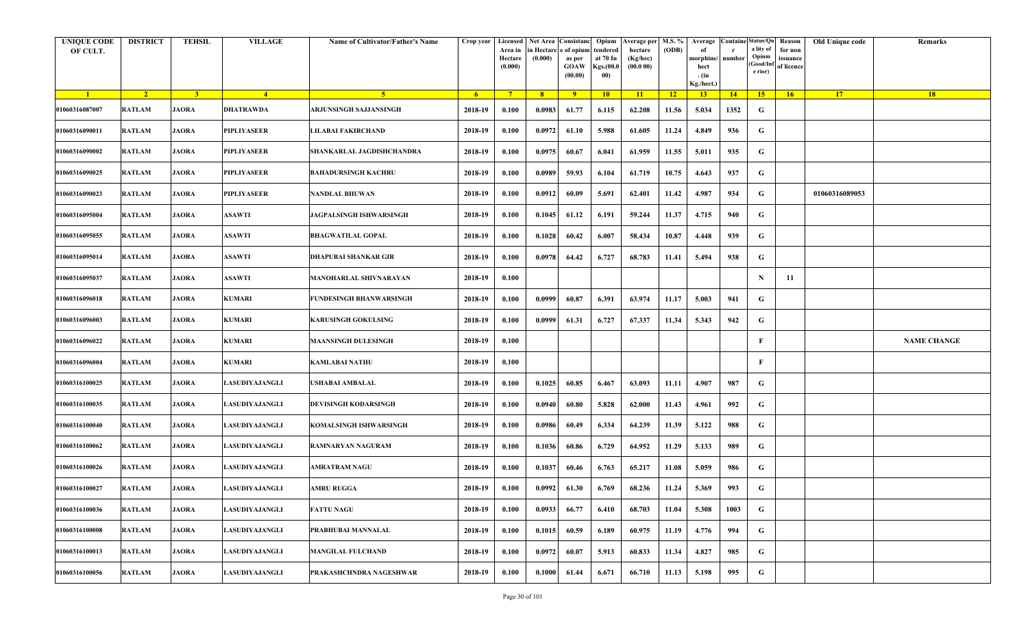| UNIQUE CODE OF CULT. | DISTRICT | TEHSIL | VILLAGE | Name of Cultivator/Father's Name | Crop year | Licensed Area in Hectare (0.000) | Net Area in Hectare (0.000) | Consistance of opium as per GOAW (00.00) | Opium tendered at 70 In Kgs.(00.000) | Average per hectare (Kg/hec) (00.00) | M.S. % (ODB) | Average of morphine/hect. (in Kg./hect.) | Container number | Status/Quality of Opium (Good/Inferior) | Reason for non issuance of licence | Old Unique code | Remarks |
|---|---|---|---|---|---|---|---|---|---|---|---|---|---|---|---|---|---|
| 1 | 2 | 3 | 4 | 5 | 6 | 7 | 8 | 9 | 10 | 11 | 12 | 13 | 14 | 15 | 16 | 17 | 18 |
| 01060316087007 | RATLAM | JAORA | DHATRAWDA | ARJUNSINGH SAJJANSINGH | 2018-19 | 0.100 | 0.0983 | 61.77 | 6.115 | 62.208 | 11.56 | 5.034 | 1352 | G | | | |
| 01060316090011 | RATLAM | JAORA | PIPLIYASEER | LILABAI FAKIRCHAND | 2018-19 | 0.100 | 0.0972 | 61.10 | 5.988 | 61.605 | 11.24 | 4.849 | 936 | G | | | |
| 01060316090002 | RATLAM | JAORA | PIPLIYASEER | SHANKARLAL JAGDISHCHANDRA | 2018-19 | 0.100 | 0.0975 | 60.67 | 6.041 | 61.959 | 11.55 | 5.011 | 935 | G | | | |
| 01060316090025 | RATLAM | JAORA | PIPLIYASEER | BAHADURSINGH KACHRU | 2018-19 | 0.100 | 0.0989 | 59.93 | 6.104 | 61.719 | 10.75 | 4.643 | 937 | G | | | |
| 01060316090023 | RATLAM | JAORA | PIPLIYASEER | NANDLAL BHUWAN | 2018-19 | 0.100 | 0.0912 | 60.09 | 5.691 | 62.401 | 11.42 | 4.987 | 934 | G | | 01060316089053 | |
| 01060316095004 | RATLAM | JAORA | ASAWTI | JAGPALSINGH ISHWARSINGH | 2018-19 | 0.100 | 0.1045 | 61.12 | 6.191 | 59.244 | 11.37 | 4.715 | 940 | G | | | |
| 01060316095055 | RATLAM | JAORA | ASAWTI | BHAGWATILAL GOPAL | 2018-19 | 0.100 | 0.1028 | 60.42 | 6.007 | 58.434 | 10.87 | 4.448 | 939 | G | | | |
| 01060316095014 | RATLAM | JAORA | ASAWTI | DHAPUBAI SHANKAR GIR | 2018-19 | 0.100 | 0.0978 | 64.42 | 6.727 | 68.783 | 11.41 | 5.494 | 938 | G | | | |
| 01060316095037 | RATLAM | JAORA | ASAWTI | MANOHARLAL SHIVNARAYAN | 2018-19 | 0.100 | | | | | | | | N | 11 | | |
| 01060316096018 | RATLAM | JAORA | KUMARI | FUNDESINGH BHANWARSINGH | 2018-19 | 0.100 | 0.0999 | 60.87 | 6.391 | 63.974 | 11.17 | 5.003 | 941 | G | | | |
| 01060316096003 | RATLAM | JAORA | KUMARI | KARUSINGH GOKULSING | 2018-19 | 0.100 | 0.0999 | 61.31 | 6.727 | 67.337 | 11.34 | 5.343 | 942 | G | | | |
| 01060316096022 | RATLAM | JAORA | KUMARI | MAANSINGH DULESINGH | 2018-19 | 0.100 | | | | | | | | F | | | NAME CHANGE |
| 01060316096004 | RATLAM | JAORA | KUMARI | KAMLABAI NATHU | 2018-19 | 0.100 | | | | | | | | F | | | |
| 01060316100025 | RATLAM | JAORA | LASUDIYAJANGLI | USHABAI AMBALAL | 2018-19 | 0.100 | 0.1025 | 60.85 | 6.467 | 63.093 | 11.11 | 4.907 | 987 | G | | | |
| 01060316100035 | RATLAM | JAORA | LASUDIYAJANGLI | DEVISINGH KODARSINGH | 2018-19 | 0.100 | 0.0940 | 60.80 | 5.828 | 62.000 | 11.43 | 4.961 | 992 | G | | | |
| 01060316100040 | RATLAM | JAORA | LASUDIYAJANGLI | KOMALSINGH ISHWARSINGH | 2018-19 | 0.100 | 0.0986 | 60.49 | 6.334 | 64.239 | 11.39 | 5.122 | 988 | G | | | |
| 01060316100062 | RATLAM | JAORA | LASUDIYAJANGLI | RAMNARYAN NAGURAM | 2018-19 | 0.100 | 0.1036 | 60.86 | 6.729 | 64.952 | 11.29 | 5.133 | 989 | G | | | |
| 01060316100026 | RATLAM | JAORA | LASUDIYAJANGLI | AMRATRAM NAGU | 2018-19 | 0.100 | 0.1037 | 60.46 | 6.763 | 65.217 | 11.08 | 5.059 | 986 | G | | | |
| 01060316100027 | RATLAM | JAORA | LASUDIYAJANGLI | AMRU RUGGA | 2018-19 | 0.100 | 0.0992 | 61.30 | 6.769 | 68.236 | 11.24 | 5.369 | 993 | G | | | |
| 01060316100036 | RATLAM | JAORA | LASUDIYAJANGLI | FATTU NAGU | 2018-19 | 0.100 | 0.0933 | 66.77 | 6.410 | 68.703 | 11.04 | 5.308 | 1003 | G | | | |
| 01060316100008 | RATLAM | JAORA | LASUDIYAJANGLI | PRABHUBAI MANNALAL | 2018-19 | 0.100 | 0.1015 | 60.59 | 6.189 | 60.975 | 11.19 | 4.776 | 994 | G | | | |
| 01060316100013 | RATLAM | JAORA | LASUDIYAJANGLI | MANGILAL FULCHAND | 2018-19 | 0.100 | 0.0972 | 60.07 | 5.913 | 60.833 | 11.34 | 4.827 | 985 | G | | | |
| 01060316100056 | RATLAM | JAORA | LASUDIYAJANGLI | PRAKASHCHNDRA NAGESHWAR | 2018-19 | 0.100 | 0.1000 | 61.44 | 6.671 | 66.710 | 11.13 | 5.198 | 995 | G | | | |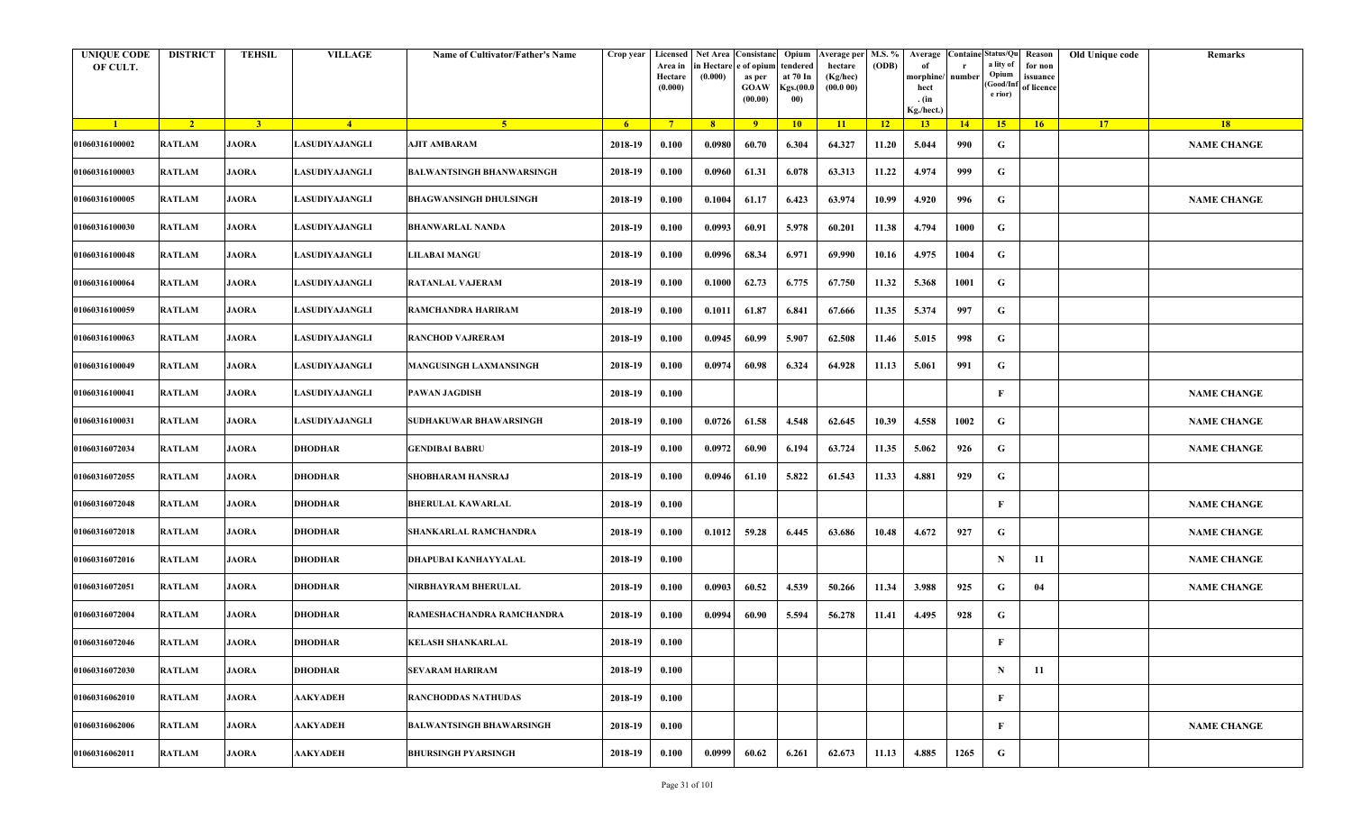| UNIQUE CODE OF CULT. | DISTRICT | TEHSIL | VILLAGE | Name of Cultivator/Father's Name | Crop year | Licensed Area in Hectare (0.000) | Net Area in Hectare (0.000) | Consistance of opium as per GOAW (00.00) | Opium tendered at 70 In Kgs.(00.000) | Average per hectare (Kg/hec) (00.000) | M.S. % (ODB) | Average of morphine/hect. (in Kg./hect.) | Container number | Status/Quality of Opium (Good/Inferior) | Reason for non issuance of licence | Old Unique code | Remarks |
|---|---|---|---|---|---|---|---|---|---|---|---|---|---|---|---|---|---|
| 1 | 2 | 3 | 4 | 5 | 6 | 7 | 8 | 9 | 10 | 11 | 12 | 13 | 14 | 15 | 16 | 17 | 18 |
| 01060316100002 | RATLAM | JAORA | LASUDIYAJANGLI | AJIT AMBARAM | 2018-19 | 0.100 | 0.0980 | 60.70 | 6.304 | 64.327 | 11.20 | 5.044 | 990 | G | | | NAME CHANGE |
| 01060316100003 | RATLAM | JAORA | LASUDIYAJANGLI | BALWANTSINGH BHANWARSINGH | 2018-19 | 0.100 | 0.0960 | 61.31 | 6.078 | 63.313 | 11.22 | 4.974 | 999 | G | | | |
| 01060316100005 | RATLAM | JAORA | LASUDIYAJANGLI | BHAGWANSINGH DHULSINGH | 2018-19 | 0.100 | 0.1004 | 61.17 | 6.423 | 63.974 | 10.99 | 4.920 | 996 | G | | | NAME CHANGE |
| 01060316100030 | RATLAM | JAORA | LASUDIYAJANGLI | BHANWARLAL NANDA | 2018-19 | 0.100 | 0.0993 | 60.91 | 5.978 | 60.201 | 11.38 | 4.794 | 1000 | G | | | |
| 01060316100048 | RATLAM | JAORA | LASUDIYAJANGLI | LILABAI MANGU | 2018-19 | 0.100 | 0.0996 | 68.34 | 6.971 | 69.990 | 10.16 | 4.975 | 1004 | G | | | |
| 01060316100064 | RATLAM | JAORA | LASUDIYAJANGLI | RATANLAL VAJERAM | 2018-19 | 0.100 | 0.1000 | 62.73 | 6.775 | 67.750 | 11.32 | 5.368 | 1001 | G | | | |
| 01060316100059 | RATLAM | JAORA | LASUDIYAJANGLI | RAMCHANDRA HARIRAM | 2018-19 | 0.100 | 0.1011 | 61.87 | 6.841 | 67.666 | 11.35 | 5.374 | 997 | G | | | |
| 01060316100063 | RATLAM | JAORA | LASUDIYAJANGLI | RANCHOD VAJRERAM | 2018-19 | 0.100 | 0.0945 | 60.99 | 5.907 | 62.508 | 11.46 | 5.015 | 998 | G | | | |
| 01060316100049 | RATLAM | JAORA | LASUDIYAJANGLI | MANGUSINGH LAXMANSINGH | 2018-19 | 0.100 | 0.0974 | 60.98 | 6.324 | 64.928 | 11.13 | 5.061 | 991 | G | | | |
| 01060316100041 | RATLAM | JAORA | LASUDIYAJANGLI | PAWAN JAGDISH | 2018-19 | 0.100 | | | | | | | | F | | | NAME CHANGE |
| 01060316100031 | RATLAM | JAORA | LASUDIYAJANGLI | SUDHAKUWAR BHAWARSINGH | 2018-19 | 0.100 | 0.0726 | 61.58 | 4.548 | 62.645 | 10.39 | 4.558 | 1002 | G | | | NAME CHANGE |
| 01060316072034 | RATLAM | JAORA | DHODHAR | GENDIBAI BABRU | 2018-19 | 0.100 | 0.0972 | 60.90 | 6.194 | 63.724 | 11.35 | 5.062 | 926 | G | | | NAME CHANGE |
| 01060316072055 | RATLAM | JAORA | DHODHAR | SHOBHARAM HANSRAJ | 2018-19 | 0.100 | 0.0946 | 61.10 | 5.822 | 61.543 | 11.33 | 4.881 | 929 | G | | | |
| 01060316072048 | RATLAM | JAORA | DHODHAR | BHERULAL KAWARLAL | 2018-19 | 0.100 | | | | | | | | F | | | NAME CHANGE |
| 01060316072018 | RATLAM | JAORA | DHODHAR | SHANKARLAL RAMCHANDRA | 2018-19 | 0.100 | 0.1012 | 59.28 | 6.445 | 63.686 | 10.48 | 4.672 | 927 | G | | | NAME CHANGE |
| 01060316072016 | RATLAM | JAORA | DHODHAR | DHAPUBAI KANHAYYALAL | 2018-19 | 0.100 | | | | | | | | N | 11 | | NAME CHANGE |
| 01060316072051 | RATLAM | JAORA | DHODHAR | NIRBHAYRAM BHERULAL | 2018-19 | 0.100 | 0.0903 | 60.52 | 4.539 | 50.266 | 11.34 | 3.988 | 925 | G | 04 | | NAME CHANGE |
| 01060316072004 | RATLAM | JAORA | DHODHAR | RAMESHACHANDRA RAMCHANDRA | 2018-19 | 0.100 | 0.0994 | 60.90 | 5.594 | 56.278 | 11.41 | 4.495 | 928 | G | | | |
| 01060316072046 | RATLAM | JAORA | DHODHAR | KELASH SHANKARLAL | 2018-19 | 0.100 | | | | | | | | F | | | |
| 01060316072030 | RATLAM | JAORA | DHODHAR | SEVARAM HARIRAM | 2018-19 | 0.100 | | | | | | | | N | 11 | | |
| 01060316062010 | RATLAM | JAORA | AAKYADEH | RANCHODDAS NATHUDAS | 2018-19 | 0.100 | | | | | | | | F | | | |
| 01060316062006 | RATLAM | JAORA | AAKYADEH | BALWANTSINGH BHAWARSINGH | 2018-19 | 0.100 | | | | | | | | F | | | NAME CHANGE |
| 01060316062011 | RATLAM | JAORA | AAKYADEH | BHURSINGH PYARSINGH | 2018-19 | 0.100 | 0.0999 | 60.62 | 6.261 | 62.673 | 11.13 | 4.885 | 1265 | G | | | |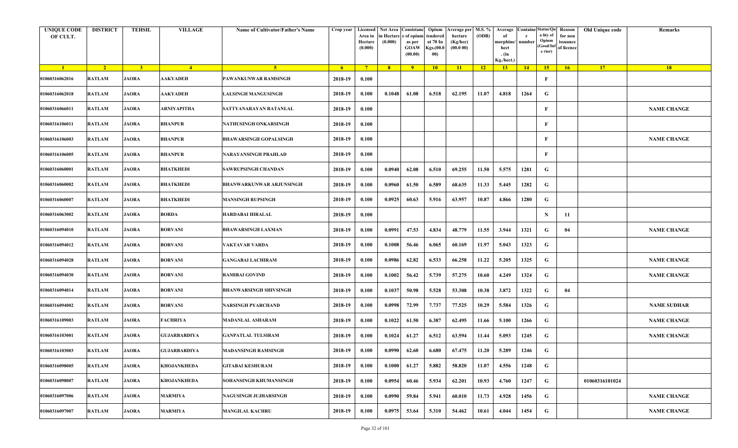| UNIQUE CODE OF CULT. | DISTRICT | TEHSIL | VILLAGE | Name of Cultivator/Father's Name | Crop year | Licensed Area in Hectare (0.000) | Net Area in Hectare (0.000) | Consistance of opium as per GOAW (00.00) | Opium tendered at 70 In Kgs.(00.000) | Average per hectare (Kg/hec) (00.0 00) | M.S. % (ODB) | Average of morphine/hect . (in Kg./hect.) | Container number | Status/Quality of Opium (Good/Inferior) | Reason for non issuance of licence | Old Unique code | Remarks |
|---|---|---|---|---|---|---|---|---|---|---|---|---|---|---|---|---|---|
| 1 | 2 | 3 | 4 | 5 | 6 | 7 | 8 | 9 | 10 | 11 | 12 | 13 | 14 | 15 | 16 | 17 | 18 |
| 01060316062016 | RATLAM | JAORA | AAKYADEH | PAWANKUNWAR RAMSINGH | 2018-19 | 0.100 | | | | | | | | F | | | |
| 01060316062018 | RATLAM | JAORA | AAKYADEH | LALSINGH MANGUSINGH | 2018-19 | 0.100 | 0.1048 | 61.08 | 6.518 | 62.195 | 11.07 | 4.818 | 1264 | G | | | |
| 01060316066011 | RATLAM | JAORA | ARNIYAPITHA | SATTYANARAYAN RATANLAL | 2018-19 | 0.100 | | | | | | | | F | | | NAME CHANGE |
| 01060316106011 | RATLAM | JAORA | BHANPUR | NATHUSINGH ONKARSINGH | 2018-19 | 0.100 | | | | | | | | F | | | |
| 01060316106003 | RATLAM | JAORA | BHANPUR | BHAWARSINGH GOPALSINGH | 2018-19 | 0.100 | | | | | | | | F | | | NAME CHANGE |
| 01060316106005 | RATLAM | JAORA | BHANPUR | NARAYANSINGH PRAHLAD | 2018-19 | 0.100 | | | | | | | | F | | | |
| 01060316060001 | RATLAM | JAORA | BHATKHEDI | SAWRUPSINGH CHANDAN | 2018-19 | 0.100 | 0.0940 | 62.08 | 6.510 | 69.255 | 11.50 | 5.575 | 1281 | G | | | |
| 01060316060002 | RATLAM | JAORA | BHATKHEDI | BHANWARKUNWAR ARJUNSINGH | 2018-19 | 0.100 | 0.0960 | 61.50 | 6.589 | 68.635 | 11.33 | 5.445 | 1282 | G | | | |
| 01060316060007 | RATLAM | JAORA | BHATKHEDI | MANSINGH RUPSINGH | 2018-19 | 0.100 | 0.0925 | 60.63 | 5.916 | 63.957 | 10.87 | 4.866 | 1280 | G | | | |
| 01060316063002 | RATLAM | JAORA | BORDA | HARDABAI HIRALAL | 2018-19 | 0.100 | | | | | | | | N | 11 | | |
| 01060316094010 | RATLAM | JAORA | BORVANI | BHAWARSINGH LAXMAN | 2018-19 | 0.100 | 0.0991 | 47.53 | 4.834 | 48.779 | 11.55 | 3.944 | 1321 | G | 04 | | NAME CHANGE |
| 01060316094012 | RATLAM | JAORA | BORVANI | VAKTAVAR VARDA | 2018-19 | 0.100 | 0.1008 | 56.46 | 6.065 | 60.169 | 11.97 | 5.043 | 1323 | G | | | |
| 01060316094028 | RATLAM | JAORA | BORVANI | GANGABAI LACHIRAM | 2018-19 | 0.100 | 0.0986 | 62.82 | 6.533 | 66.258 | 11.22 | 5.205 | 1325 | G | | | NAME CHANGE |
| 01060316094030 | RATLAM | JAORA | BORVANI | RAMIBAI GOVIND | 2018-19 | 0.100 | 0.1002 | 56.42 | 5.739 | 57.275 | 10.60 | 4.249 | 1324 | G | | | NAME CHANGE |
| 01060316094014 | RATLAM | JAORA | BORVANI | BHANWARSINGH SHIVSINGH | 2018-19 | 0.100 | 0.1037 | 50.98 | 5.528 | 53.308 | 10.38 | 3.872 | 1322 | G | 04 | | |
| 01060316094002 | RATLAM | JAORA | BORVANI | NARSINGH PYARCHAND | 2018-19 | 0.100 | 0.0998 | 72.99 | 7.737 | 77.525 | 10.29 | 5.584 | 1326 | G | | | NAME SUDHAR |
| 01060316109003 | RATLAM | JAORA | FACHRIYA | MADANLAL ASHARAM | 2018-19 | 0.100 | 0.1022 | 61.50 | 6.387 | 62.495 | 11.66 | 5.100 | 1266 | G | | | NAME CHANGE |
| 01060316103001 | RATLAM | JAORA | GUJARBARDIYA | GANPATLAL TULSIRAM | 2018-19 | 0.100 | 0.1024 | 61.27 | 6.512 | 63.594 | 11.44 | 5.093 | 1245 | G | | | NAME CHANGE |
| 01060316103003 | RATLAM | JAORA | GUJARBARDIYA | MADANSINGH RAMSINGH | 2018-19 | 0.100 | 0.0990 | 62.60 | 6.680 | 67.475 | 11.20 | 5.289 | 1246 | G | | | |
| 01060316098005 | RATLAM | JAORA | KHOJANKHEDA | GITABAI KESHURAM | 2018-19 | 0.100 | 0.1000 | 61.27 | 5.882 | 58.820 | 11.07 | 4.556 | 1248 | G | | | |
| 01060316098007 | RATLAM | JAORA | KHOJANKHEDA | SOHANSINGH KHUMANSINGH | 2018-19 | 0.100 | 0.0954 | 60.46 | 5.934 | 62.201 | 10.93 | 4.760 | 1247 | G | | 01060316101024 | |
| 01060316097006 | RATLAM | JAORA | MARMIYA | NAGUSINGH JUJHARSINGH | 2018-19 | 0.100 | 0.0990 | 59.84 | 5.941 | 60.010 | 11.73 | 4.928 | 1456 | G | | | NAME CHANGE |
| 01060316097007 | RATLAM | JAORA | MARMIYA | MANGILAL KACHRU | 2018-19 | 0.100 | 0.0975 | 53.64 | 5.310 | 54.462 | 10.61 | 4.044 | 1454 | G | | | NAME CHANGE |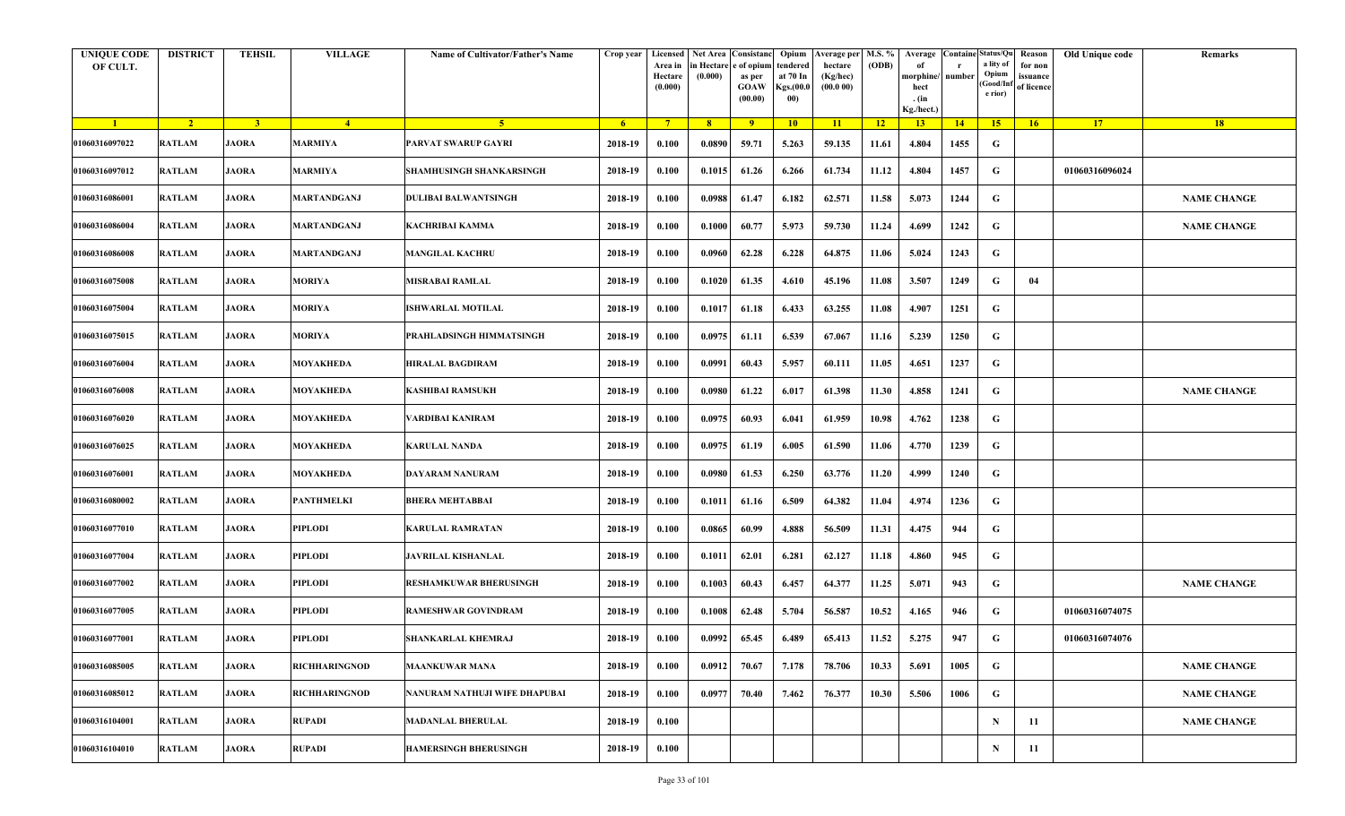| UNIQUE CODE OF CULT. | DISTRICT | TEHSIL | VILLAGE | Name of Cultivator/Father's Name | Crop year | Licensed Area in Hectare (0.000) | Net Area in Hectare (0.000) | Consistance of opium as per GOAW (00.00) | Opium tendered at 70 In Kgs.(00.000) | Average per hectare (Kg/hec) (00.0 00) | M.S. % (ODB) | Average of morphine/ hect . (in Kg./hect.) | Container number | Status/Quality of Opium (Good/Inferior) | Reason for non issuance of licence | Old Unique code | Remarks |
|---|---|---|---|---|---|---|---|---|---|---|---|---|---|---|---|---|---|
| 1 | 2 | 3 | 4 | 5 | 6 | 7 | 8 | 9 | 10 | 11 | 12 | 13 | 14 | 15 | 16 | 17 | 18 |
| 01060316097022 | RATLAM | JAORA | MARMIYA | PARVAT SWARUP GAYRI | 2018-19 | 0.100 | 0.0890 | 59.71 | 5.263 | 59.135 | 11.61 | 4.804 | 1455 | G | | | |
| 01060316097012 | RATLAM | JAORA | MARMIYA | SHAMHUSINGH SHANKARSINGH | 2018-19 | 0.100 | 0.1015 | 61.26 | 6.266 | 61.734 | 11.12 | 4.804 | 1457 | G | | 01060316096024 | |
| 01060316086001 | RATLAM | JAORA | MARTANDGANJ | DULIBAI BALWANTSINGH | 2018-19 | 0.100 | 0.0988 | 61.47 | 6.182 | 62.571 | 11.58 | 5.073 | 1244 | G | | | NAME CHANGE |
| 01060316086004 | RATLAM | JAORA | MARTANDGANJ | KACHRIBAI KAMMA | 2018-19 | 0.100 | 0.1000 | 60.77 | 5.973 | 59.730 | 11.24 | 4.699 | 1242 | G | | | NAME CHANGE |
| 01060316086008 | RATLAM | JAORA | MARTANDGANJ | MANGILAL KACHRU | 2018-19 | 0.100 | 0.0960 | 62.28 | 6.228 | 64.875 | 11.06 | 5.024 | 1243 | G | | | |
| 01060316075008 | RATLAM | JAORA | MORIYA | MISRABAI RAMLAL | 2018-19 | 0.100 | 0.1020 | 61.35 | 4.610 | 45.196 | 11.08 | 3.507 | 1249 | G | 04 | | |
| 01060316075004 | RATLAM | JAORA | MORIYA | ISHWARLAL MOTILAL | 2018-19 | 0.100 | 0.1017 | 61.18 | 6.433 | 63.255 | 11.08 | 4.907 | 1251 | G | | | |
| 01060316075015 | RATLAM | JAORA | MORIYA | PRAHLADSINGH HIMMATSINGH | 2018-19 | 0.100 | 0.0975 | 61.11 | 6.539 | 67.067 | 11.16 | 5.239 | 1250 | G | | | |
| 01060316076004 | RATLAM | JAORA | MOYAKHEDA | HIRALAL BAGDIRAM | 2018-19 | 0.100 | 0.0991 | 60.43 | 5.957 | 60.111 | 11.05 | 4.651 | 1237 | G | | | |
| 01060316076008 | RATLAM | JAORA | MOYAKHEDA | KASHIBAI RAMSUKH | 2018-19 | 0.100 | 0.0980 | 61.22 | 6.017 | 61.398 | 11.30 | 4.858 | 1241 | G | | | NAME CHANGE |
| 01060316076020 | RATLAM | JAORA | MOYAKHEDA | VARDIBAI KANIRAM | 2018-19 | 0.100 | 0.0975 | 60.93 | 6.041 | 61.959 | 10.98 | 4.762 | 1238 | G | | | |
| 01060316076025 | RATLAM | JAORA | MOYAKHEDA | KARULAL NANDA | 2018-19 | 0.100 | 0.0975 | 61.19 | 6.005 | 61.590 | 11.06 | 4.770 | 1239 | G | | | |
| 01060316076001 | RATLAM | JAORA | MOYAKHEDA | DAYARAM NANURAM | 2018-19 | 0.100 | 0.0980 | 61.53 | 6.250 | 63.776 | 11.20 | 4.999 | 1240 | G | | | |
| 01060316080002 | RATLAM | JAORA | PANTHMELKI | BHERA MEHTABBAI | 2018-19 | 0.100 | 0.1011 | 61.16 | 6.509 | 64.382 | 11.04 | 4.974 | 1236 | G | | | |
| 01060316077010 | RATLAM | JAORA | PIPLODI | KARULAL RAMRATAN | 2018-19 | 0.100 | 0.0865 | 60.99 | 4.888 | 56.509 | 11.31 | 4.475 | 944 | G | | | |
| 01060316077004 | RATLAM | JAORA | PIPLODI | JAVRILAL KISHANLAL | 2018-19 | 0.100 | 0.1011 | 62.01 | 6.281 | 62.127 | 11.18 | 4.860 | 945 | G | | | |
| 01060316077002 | RATLAM | JAORA | PIPLODI | RESHAMKUWAR BHERUSINGH | 2018-19 | 0.100 | 0.1003 | 60.43 | 6.457 | 64.377 | 11.25 | 5.071 | 943 | G | | | NAME CHANGE |
| 01060316077005 | RATLAM | JAORA | PIPLODI | RAMESHWAR GOVINDRAM | 2018-19 | 0.100 | 0.1008 | 62.48 | 5.704 | 56.587 | 10.52 | 4.165 | 946 | G | | 01060316074075 | |
| 01060316077001 | RATLAM | JAORA | PIPLODI | SHANKARLAL KHEMRAJ | 2018-19 | 0.100 | 0.0992 | 65.45 | 6.489 | 65.413 | 11.52 | 5.275 | 947 | G | | 01060316074076 | |
| 01060316085005 | RATLAM | JAORA | RICHHARINGNOD | MAANKUWAR MANA | 2018-19 | 0.100 | 0.0912 | 70.67 | 7.178 | 78.706 | 10.33 | 5.691 | 1005 | G | | | NAME CHANGE |
| 01060316085012 | RATLAM | JAORA | RICHHARINGNOD | NANURAM NATHUJI WIFE DHAPUBAI | 2018-19 | 0.100 | 0.0977 | 70.40 | 7.462 | 76.377 | 10.30 | 5.506 | 1006 | G | | | NAME CHANGE |
| 01060316104001 | RATLAM | JAORA | RUPADI | MADANLAL BHERULAL | 2018-19 | 0.100 | | | | | | | | N | 11 | | NAME CHANGE |
| 01060316104010 | RATLAM | JAORA | RUPADI | HAMERSINGH BHERUSINGH | 2018-19 | 0.100 | | | | | | | | N | 11 | | |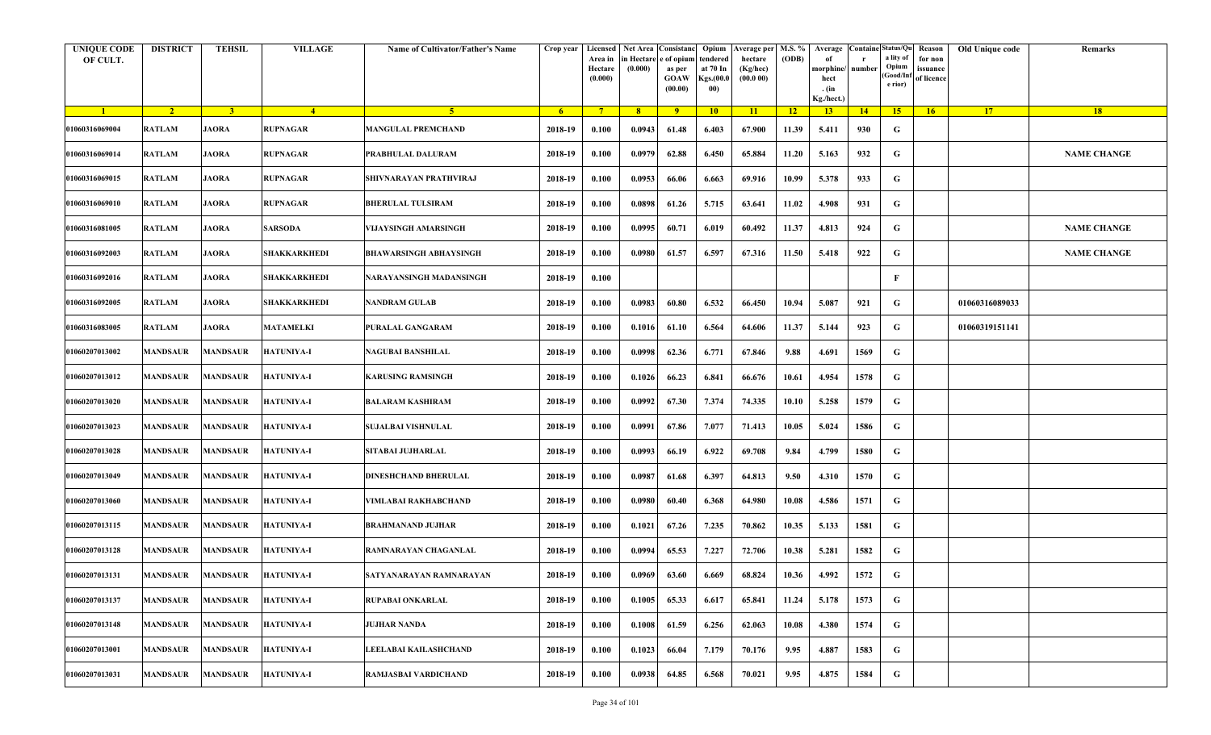| UNIQUE CODE OF CULT. | DISTRICT | TEHSIL | VILLAGE | Name of Cultivator/Father's Name | Crop year | Licensed Area in Hectare (0.000) | Net Area in Hectare (0.000) | Consistance of opium as per GOAW (00.00) | Opium tendered at 70 In Kgs.(00.000) | Average per hectare (Kg/hec) (00.00) | M.S. % (ODB) | Average of morphine/hect . (in Kg./hect.) | Container number | Status/Quality of Opium (Good/Inferior) | Reason for non issuance of licence | Old Unique code | Remarks |
|---|---|---|---|---|---|---|---|---|---|---|---|---|---|---|---|---|---|
| 1 | 2 | 3 | 4 | 5 | 6 | 7 | 8 | 9 | 10 | 11 | 12 | 13 | 14 | 15 | 16 | 17 | 18 |
| 01060316069004 | RATLAM | JAORA | RUPNAGAR | MANGULAL PREMCHAND | 2018-19 | 0.100 | 0.0943 | 61.48 | 6.403 | 67.900 | 11.39 | 5.411 | 930 | G | | | |
| 01060316069014 | RATLAM | JAORA | RUPNAGAR | PRABHULAL DALURAM | 2018-19 | 0.100 | 0.0979 | 62.88 | 6.450 | 65.884 | 11.20 | 5.163 | 932 | G | | | NAME CHANGE |
| 01060316069015 | RATLAM | JAORA | RUPNAGAR | SHIVNARAYAN PRATHVIRAJ | 2018-19 | 0.100 | 0.0953 | 66.06 | 6.663 | 69.916 | 10.99 | 5.378 | 933 | G | | | |
| 01060316069010 | RATLAM | JAORA | RUPNAGAR | BHERULAL TULSIRAM | 2018-19 | 0.100 | 0.0898 | 61.26 | 5.715 | 63.641 | 11.02 | 4.908 | 931 | G | | | |
| 01060316081005 | RATLAM | JAORA | SARSODA | VIJAYSINGH AMARSINGH | 2018-19 | 0.100 | 0.0995 | 60.71 | 6.019 | 60.492 | 11.37 | 4.813 | 924 | G | | | NAME CHANGE |
| 01060316092003 | RATLAM | JAORA | SHAKKARKHEDI | BHAWARSINGH ABHAYSINGH | 2018-19 | 0.100 | 0.0980 | 61.57 | 6.597 | 67.316 | 11.50 | 5.418 | 922 | G | | | NAME CHANGE |
| 01060316092016 | RATLAM | JAORA | SHAKKARKHEDI | NARAYANSINGH MADANSINGH | 2018-19 | 0.100 | | | | | | | | F | | | |
| 01060316092005 | RATLAM | JAORA | SHAKKARKHEDI | NANDRAM GULAB | 2018-19 | 0.100 | 0.0983 | 60.80 | 6.532 | 66.450 | 10.94 | 5.087 | 921 | G | | 01060316089033 | |
| 01060316083005 | RATLAM | JAORA | MATAMELKI | PURALAL GANGARAM | 2018-19 | 0.100 | 0.1016 | 61.10 | 6.564 | 64.606 | 11.37 | 5.144 | 923 | G | | 01060319151141 | |
| 01060207013002 | MANDSAUR | MANDSAUR | HATUNIYA-I | NAGUBAI BANSHILAL | 2018-19 | 0.100 | 0.0998 | 62.36 | 6.771 | 67.846 | 9.88 | 4.691 | 1569 | G | | | |
| 01060207013012 | MANDSAUR | MANDSAUR | HATUNIYA-I | KARUSING RAMSINGH | 2018-19 | 0.100 | 0.1026 | 66.23 | 6.841 | 66.676 | 10.61 | 4.954 | 1578 | G | | | |
| 01060207013020 | MANDSAUR | MANDSAUR | HATUNIYA-I | BALARAM KASHIRAM | 2018-19 | 0.100 | 0.0992 | 67.30 | 7.374 | 74.335 | 10.10 | 5.258 | 1579 | G | | | |
| 01060207013023 | MANDSAUR | MANDSAUR | HATUNIYA-I | SUJALBAI VISHNULAL | 2018-19 | 0.100 | 0.0991 | 67.86 | 7.077 | 71.413 | 10.05 | 5.024 | 1586 | G | | | |
| 01060207013028 | MANDSAUR | MANDSAUR | HATUNIYA-I | SITABAI JUJHARLAL | 2018-19 | 0.100 | 0.0993 | 66.19 | 6.922 | 69.708 | 9.84 | 4.799 | 1580 | G | | | |
| 01060207013049 | MANDSAUR | MANDSAUR | HATUNIYA-I | DINESHCHAND BHERULAL | 2018-19 | 0.100 | 0.0987 | 61.68 | 6.397 | 64.813 | 9.50 | 4.310 | 1570 | G | | | |
| 01060207013060 | MANDSAUR | MANDSAUR | HATUNIYA-I | VIMLABAI RAKHABCHAND | 2018-19 | 0.100 | 0.0980 | 60.40 | 6.368 | 64.980 | 10.08 | 4.586 | 1571 | G | | | |
| 01060207013115 | MANDSAUR | MANDSAUR | HATUNIYA-I | BRAHMANAND JUJHAR | 2018-19 | 0.100 | 0.1021 | 67.26 | 7.235 | 70.862 | 10.35 | 5.133 | 1581 | G | | | |
| 01060207013128 | MANDSAUR | MANDSAUR | HATUNIYA-I | RAMNARAYAN CHAGANLAL | 2018-19 | 0.100 | 0.0994 | 65.53 | 7.227 | 72.706 | 10.38 | 5.281 | 1582 | G | | | |
| 01060207013131 | MANDSAUR | MANDSAUR | HATUNIYA-I | SATYANARAYAN RAMNARAYAN | 2018-19 | 0.100 | 0.0969 | 63.60 | 6.669 | 68.824 | 10.36 | 4.992 | 1572 | G | | | |
| 01060207013137 | MANDSAUR | MANDSAUR | HATUNIYA-I | RUPABAI ONKARLAL | 2018-19 | 0.100 | 0.1005 | 65.33 | 6.617 | 65.841 | 11.24 | 5.178 | 1573 | G | | | |
| 01060207013148 | MANDSAUR | MANDSAUR | HATUNIYA-I | JUJHAR NANDA | 2018-19 | 0.100 | 0.1008 | 61.59 | 6.256 | 62.063 | 10.08 | 4.380 | 1574 | G | | | |
| 01060207013001 | MANDSAUR | MANDSAUR | HATUNIYA-I | LEELABAI KAILASHCHAND | 2018-19 | 0.100 | 0.1023 | 66.04 | 7.179 | 70.176 | 9.95 | 4.887 | 1583 | G | | | |
| 01060207013031 | MANDSAUR | MANDSAUR | HATUNIYA-I | RAMJASBAI VARDICHAND | 2018-19 | 0.100 | 0.0938 | 64.85 | 6.568 | 70.021 | 9.95 | 4.875 | 1584 | G | | | |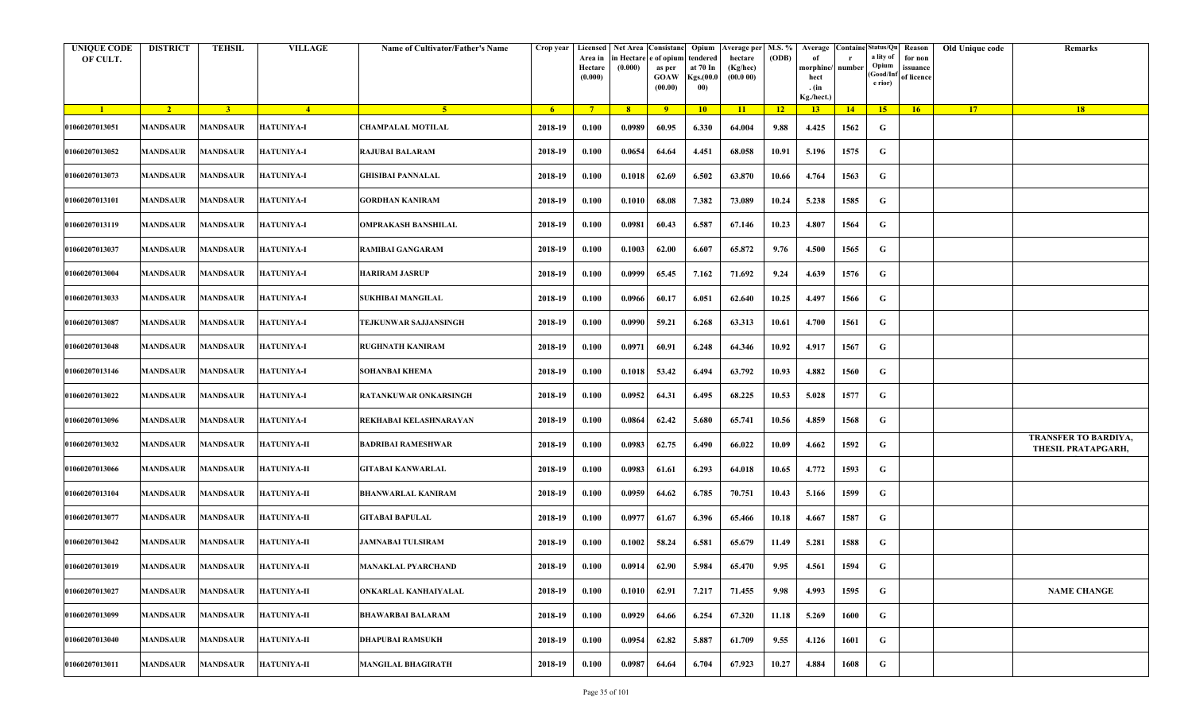| UNIQUE CODE OF CULT. | DISTRICT | TEHSIL | VILLAGE | Name of Cultivator/Father's Name | Crop year | Licensed Area in Hectare (0.000) | Net Area in Hectare (0.000) | Consistance of opium as per GOAW (00.00) | Opium tendered at 70 In Kgs.(00.000) | Average per hectare (Kg/hec) (00.00) | M.S. % (ODB) | Average of morphine/hect. (in Kg./hect.) | Container number | Status/Quality of Opium (Good/Inferior) | Reason for non issuance of licence | Old Unique code | Remarks |
|---|---|---|---|---|---|---|---|---|---|---|---|---|---|---|---|---|---|
| 1 | 2 | 3 | 4 | 5 | 6 | 7 | 8 | 9 | 10 | 11 | 12 | 13 | 14 | 15 | 16 | 17 | 18 |
| 01060207013051 | MANDSAUR | MANDSAUR | HATUNIYA-I | CHAMPALAL MOTILAL | 2018-19 | 0.100 | 0.0989 | 60.95 | 6.330 | 64.004 | 9.88 | 4.425 | 1562 | G | | | |
| 01060207013052 | MANDSAUR | MANDSAUR | HATUNIYA-I | RAJUBAI BALARAM | 2018-19 | 0.100 | 0.0654 | 64.64 | 4.451 | 68.058 | 10.91 | 5.196 | 1575 | G | | | |
| 01060207013073 | MANDSAUR | MANDSAUR | HATUNIYA-I | GHISIBAI PANNALAL | 2018-19 | 0.100 | 0.1018 | 62.69 | 6.502 | 63.870 | 10.66 | 4.764 | 1563 | G | | | |
| 01060207013101 | MANDSAUR | MANDSAUR | HATUNIYA-I | GORDHAN KANIRAM | 2018-19 | 0.100 | 0.1010 | 68.08 | 7.382 | 73.089 | 10.24 | 5.238 | 1585 | G | | | |
| 01060207013119 | MANDSAUR | MANDSAUR | HATUNIYA-I | OMPRAKASH BANSHILAL | 2018-19 | 0.100 | 0.0981 | 60.43 | 6.587 | 67.146 | 10.23 | 4.807 | 1564 | G | | | |
| 01060207013037 | MANDSAUR | MANDSAUR | HATUNIYA-I | RAMIBAI GANGARAM | 2018-19 | 0.100 | 0.1003 | 62.00 | 6.607 | 65.872 | 9.76 | 4.500 | 1565 | G | | | |
| 01060207013004 | MANDSAUR | MANDSAUR | HATUNIYA-I | HARIRAM JASRUP | 2018-19 | 0.100 | 0.0999 | 65.45 | 7.162 | 71.692 | 9.24 | 4.639 | 1576 | G | | | |
| 01060207013033 | MANDSAUR | MANDSAUR | HATUNIYA-I | SUKHIBAI MANGILAL | 2018-19 | 0.100 | 0.0966 | 60.17 | 6.051 | 62.640 | 10.25 | 4.497 | 1566 | G | | | |
| 01060207013087 | MANDSAUR | MANDSAUR | HATUNIYA-I | TEJKUNWAR SAJJANSINGH | 2018-19 | 0.100 | 0.0990 | 59.21 | 6.268 | 63.313 | 10.61 | 4.700 | 1561 | G | | | |
| 01060207013048 | MANDSAUR | MANDSAUR | HATUNIYA-I | RUGHNATH KANIRAM | 2018-19 | 0.100 | 0.0971 | 60.91 | 6.248 | 64.346 | 10.92 | 4.917 | 1567 | G | | | |
| 01060207013146 | MANDSAUR | MANDSAUR | HATUNIYA-I | SOHANBAI KHEMA | 2018-19 | 0.100 | 0.1018 | 53.42 | 6.494 | 63.792 | 10.93 | 4.882 | 1560 | G | | | |
| 01060207013022 | MANDSAUR | MANDSAUR | HATUNIYA-I | RATANKUWAR ONKARSINGH | 2018-19 | 0.100 | 0.0952 | 64.31 | 6.495 | 68.225 | 10.53 | 5.028 | 1577 | G | | | |
| 01060207013096 | MANDSAUR | MANDSAUR | HATUNIYA-I | REKHABAI KELASHNARAYAN | 2018-19 | 0.100 | 0.0864 | 62.42 | 5.680 | 65.741 | 10.56 | 4.859 | 1568 | G | | | |
| 01060207013032 | MANDSAUR | MANDSAUR | HATUNIYA-II | BADRIBAI RAMESHWAR | 2018-19 | 0.100 | 0.0983 | 62.75 | 6.490 | 66.022 | 10.09 | 4.662 | 1592 | G | | | TRANSFER TO BARDIYA, THESIL PRATAPGARH, |
| 01060207013066 | MANDSAUR | MANDSAUR | HATUNIYA-II | GITABAI KANWARLAL | 2018-19 | 0.100 | 0.0983 | 61.61 | 6.293 | 64.018 | 10.65 | 4.772 | 1593 | G | | | |
| 01060207013104 | MANDSAUR | MANDSAUR | HATUNIYA-II | BHANWARLAL KANIRAM | 2018-19 | 0.100 | 0.0959 | 64.62 | 6.785 | 70.751 | 10.43 | 5.166 | 1599 | G | | | |
| 01060207013077 | MANDSAUR | MANDSAUR | HATUNIYA-II | GITABAI BAPULAL | 2018-19 | 0.100 | 0.0977 | 61.67 | 6.396 | 65.466 | 10.18 | 4.667 | 1587 | G | | | |
| 01060207013042 | MANDSAUR | MANDSAUR | HATUNIYA-II | JAMNABAI TULSIRAM | 2018-19 | 0.100 | 0.1002 | 58.24 | 6.581 | 65.679 | 11.49 | 5.281 | 1588 | G | | | |
| 01060207013019 | MANDSAUR | MANDSAUR | HATUNIYA-II | MANAKLAL PYARCHAND | 2018-19 | 0.100 | 0.0914 | 62.90 | 5.984 | 65.470 | 9.95 | 4.561 | 1594 | G | | | |
| 01060207013027 | MANDSAUR | MANDSAUR | HATUNIYA-II | ONKARLAL KANHAIYALAL | 2018-19 | 0.100 | 0.1010 | 62.91 | 7.217 | 71.455 | 9.98 | 4.993 | 1595 | G | | | NAME CHANGE |
| 01060207013099 | MANDSAUR | MANDSAUR | HATUNIYA-II | BHAWARBAI BALARAM | 2018-19 | 0.100 | 0.0929 | 64.66 | 6.254 | 67.320 | 11.18 | 5.269 | 1600 | G | | | |
| 01060207013040 | MANDSAUR | MANDSAUR | HATUNIYA-II | DHAPUBAI RAMSUKH | 2018-19 | 0.100 | 0.0954 | 62.82 | 5.887 | 61.709 | 9.55 | 4.126 | 1601 | G | | | |
| 01060207013011 | MANDSAUR | MANDSAUR | HATUNIYA-II | MANGILAL BHAGIRATH | 2018-19 | 0.100 | 0.0987 | 64.64 | 6.704 | 67.923 | 10.27 | 4.884 | 1608 | G | | | |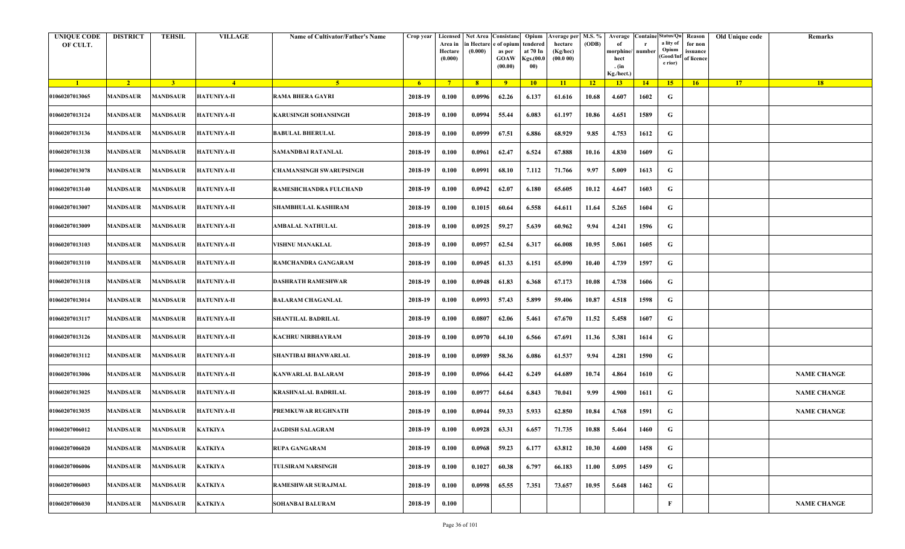| UNIQUE CODE OF CULT. | DISTRICT | TEHSIL | VILLAGE | Name of Cultivator/Father's Name | Crop year | Licensed Area in Hectare (0.000) | Net Area in Hectare (0.000) | Consistance of opium as per GOAW (00.00) | Opium tendered at 70 In Kgs.(00.000) | Average per hectare (Kg/hec) (00.00) | M.S. % (ODB) | Average of morphine/hect . (in Kg./hect.) | Container number | Status/Quality of Opium (Good/Inferior) | Reason for non issuance of licence | Old Unique code | Remarks |
|---|---|---|---|---|---|---|---|---|---|---|---|---|---|---|---|---|---|
| 1 | 2 | 3 | 4 | 5 | 6 | 7 | 8 | 9 | 10 | 11 | 12 | 13 | 14 | 15 | 16 | 17 | 18 |
| 01060207013065 | MANDSAUR | MANDSAUR | HATUNIYA-II | RAMA BHERA GAYRI | 2018-19 | 0.100 | 0.0996 | 62.26 | 6.137 | 61.616 | 10.68 | 4.607 | 1602 | G | | | |
| 01060207013124 | MANDSAUR | MANDSAUR | HATUNIYA-II | KARUSINGH SOHANSINGH | 2018-19 | 0.100 | 0.0994 | 55.44 | 6.083 | 61.197 | 10.86 | 4.651 | 1589 | G | | | |
| 01060207013136 | MANDSAUR | MANDSAUR | HATUNIYA-II | BABULAL BHERULAL | 2018-19 | 0.100 | 0.0999 | 67.51 | 6.886 | 68.929 | 9.85 | 4.753 | 1612 | G | | | |
| 01060207013138 | MANDSAUR | MANDSAUR | HATUNIYA-II | SAMANDBAI RATANLAL | 2018-19 | 0.100 | 0.0961 | 62.47 | 6.524 | 67.888 | 10.16 | 4.830 | 1609 | G | | | |
| 01060207013078 | MANDSAUR | MANDSAUR | HATUNIYA-II | CHAMANSINGH SWARUPSINGH | 2018-19 | 0.100 | 0.0991 | 68.10 | 7.112 | 71.766 | 9.97 | 5.009 | 1613 | G | | | |
| 01060207013140 | MANDSAUR | MANDSAUR | HATUNIYA-II | RAMESHCHANDRA FULCHAND | 2018-19 | 0.100 | 0.0942 | 62.07 | 6.180 | 65.605 | 10.12 | 4.647 | 1603 | G | | | |
| 01060207013007 | MANDSAUR | MANDSAUR | HATUNIYA-II | SHAMBHULAL KASHIRAM | 2018-19 | 0.100 | 0.1015 | 60.64 | 6.558 | 64.611 | 11.64 | 5.265 | 1604 | G | | | |
| 01060207013009 | MANDSAUR | MANDSAUR | HATUNIYA-II | AMBALAL NATHULAL | 2018-19 | 0.100 | 0.0925 | 59.27 | 5.639 | 60.962 | 9.94 | 4.241 | 1596 | G | | | |
| 01060207013103 | MANDSAUR | MANDSAUR | HATUNIYA-II | VISHNU MANAKLAL | 2018-19 | 0.100 | 0.0957 | 62.54 | 6.317 | 66.008 | 10.95 | 5.061 | 1605 | G | | | |
| 01060207013110 | MANDSAUR | MANDSAUR | HATUNIYA-II | RAMCHANDRA GANGARAM | 2018-19 | 0.100 | 0.0945 | 61.33 | 6.151 | 65.090 | 10.40 | 4.739 | 1597 | G | | | |
| 01060207013118 | MANDSAUR | MANDSAUR | HATUNIYA-II | DASHRATH RAMESHWAR | 2018-19 | 0.100 | 0.0948 | 61.83 | 6.368 | 67.173 | 10.08 | 4.738 | 1606 | G | | | |
| 01060207013014 | MANDSAUR | MANDSAUR | HATUNIYA-II | BALARAM CHAGANLAL | 2018-19 | 0.100 | 0.0993 | 57.43 | 5.899 | 59.406 | 10.87 | 4.518 | 1598 | G | | | |
| 01060207013117 | MANDSAUR | MANDSAUR | HATUNIYA-II | SHANTILAL BADRILAL | 2018-19 | 0.100 | 0.0807 | 62.06 | 5.461 | 67.670 | 11.52 | 5.458 | 1607 | G | | | |
| 01060207013126 | MANDSAUR | MANDSAUR | HATUNIYA-II | KACHRU NIRBHAYRAM | 2018-19 | 0.100 | 0.0970 | 64.10 | 6.566 | 67.691 | 11.36 | 5.381 | 1614 | G | | | |
| 01060207013112 | MANDSAUR | MANDSAUR | HATUNIYA-II | SHANTIBAI BHANWARLAL | 2018-19 | 0.100 | 0.0989 | 58.36 | 6.086 | 61.537 | 9.94 | 4.281 | 1590 | G | | | |
| 01060207013006 | MANDSAUR | MANDSAUR | HATUNIYA-II | KANWARLAL BALARAM | 2018-19 | 0.100 | 0.0966 | 64.42 | 6.249 | 64.689 | 10.74 | 4.864 | 1610 | G | | | NAME CHANGE |
| 01060207013025 | MANDSAUR | MANDSAUR | HATUNIYA-II | KRASHNALAL BADRILAL | 2018-19 | 0.100 | 0.0977 | 64.64 | 6.843 | 70.041 | 9.99 | 4.900 | 1611 | G | | | NAME CHANGE |
| 01060207013035 | MANDSAUR | MANDSAUR | HATUNIYA-II | PREMKUWAR RUGHNATH | 2018-19 | 0.100 | 0.0944 | 59.33 | 5.933 | 62.850 | 10.84 | 4.768 | 1591 | G | | | NAME CHANGE |
| 01060207006012 | MANDSAUR | MANDSAUR | KATKIYA | JAGDISH SALAGRAM | 2018-19 | 0.100 | 0.0928 | 63.31 | 6.657 | 71.735 | 10.88 | 5.464 | 1460 | G | | | |
| 01060207006020 | MANDSAUR | MANDSAUR | KATKIYA | RUPA GANGARAM | 2018-19 | 0.100 | 0.0968 | 59.23 | 6.177 | 63.812 | 10.30 | 4.600 | 1458 | G | | | |
| 01060207006006 | MANDSAUR | MANDSAUR | KATKIYA | TULSIRAM NARSINGH | 2018-19 | 0.100 | 0.1027 | 60.38 | 6.797 | 66.183 | 11.00 | 5.095 | 1459 | G | | | |
| 01060207006003 | MANDSAUR | MANDSAUR | KATKIYA | RAMESHWAR SURAJMAL | 2018-19 | 0.100 | 0.0998 | 65.55 | 7.351 | 73.657 | 10.95 | 5.648 | 1462 | G | | | |
| 01060207006030 | MANDSAUR | MANDSAUR | KATKIYA | SOHANBAI BALURAM | 2018-19 | 0.100 | | | | | | | | F | | | NAME CHANGE |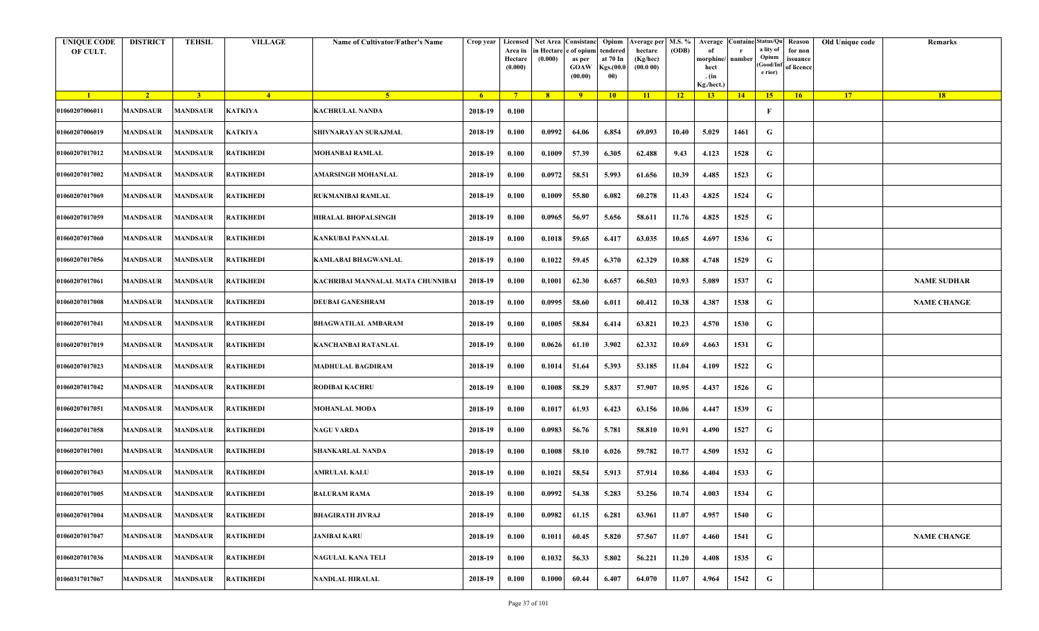| UNIQUE CODE OF CULT. | DISTRICT | TEHSIL | VILLAGE | Name of Cultivator/Father's Name | Crop year | Licensed Area in Hectare (0.000) | Net Area in Hectare (0.000) | Consistance of opium as per GOAW (00.00) | Opium tendered at 70 In Kgs.(00.000) | Average per hectare (Kg/hec) (00.00) | M.S. % (ODB) | Average of morphine/hect. (in Kg./hect.) | Container number | Status/Quality of Opium (Good/Inferior) | Reason for non issuance of licence | Old Unique code | Remarks |
|---|---|---|---|---|---|---|---|---|---|---|---|---|---|---|---|---|---|
| 1 | 2 | 3 | 4 | 5 | 6 | 7 | 8 | 9 | 10 | 11 | 12 | 13 | 14 | 15 | 16 | 17 | 18 |
| 01060207006011 | MANDSAUR | MANDSAUR | KATKIYA | KACHRULAL NANDA | 2018-19 | 0.100 | | | | | | | | F | | | |
| 01060207006019 | MANDSAUR | MANDSAUR | KATKIYA | SHIVNARAYAN SURAJMAL | 2018-19 | 0.100 | 0.0992 | 64.06 | 6.854 | 69.093 | 10.40 | 5.029 | 1461 | G | | | |
| 01060207017012 | MANDSAUR | MANDSAUR | RATIKHEDI | MOHANBAI RAMLAL | 2018-19 | 0.100 | 0.1009 | 57.39 | 6.305 | 62.488 | 9.43 | 4.123 | 1528 | G | | | |
| 01060207017002 | MANDSAUR | MANDSAUR | RATIKHEDI | AMARSINGH MOHANLAL | 2018-19 | 0.100 | 0.0972 | 58.51 | 5.993 | 61.656 | 10.39 | 4.485 | 1523 | G | | | |
| 01060207017069 | MANDSAUR | MANDSAUR | RATIKHEDI | RUKMANIBAI RAMLAL | 2018-19 | 0.100 | 0.1009 | 55.80 | 6.082 | 60.278 | 11.43 | 4.825 | 1524 | G | | | |
| 01060207017059 | MANDSAUR | MANDSAUR | RATIKHEDI | HIRALAL BHOPALSINGH | 2018-19 | 0.100 | 0.0965 | 56.97 | 5.656 | 58.611 | 11.76 | 4.825 | 1525 | G | | | |
| 01060207017060 | MANDSAUR | MANDSAUR | RATIKHEDI | KANKUBAI PANNALAL | 2018-19 | 0.100 | 0.1018 | 59.65 | 6.417 | 63.035 | 10.65 | 4.697 | 1536 | G | | | |
| 01060207017056 | MANDSAUR | MANDSAUR | RATIKHEDI | KAMLABAI BHAGWANLAL | 2018-19 | 0.100 | 0.1022 | 59.45 | 6.370 | 62.329 | 10.88 | 4.748 | 1529 | G | | | |
| 01060207017061 | MANDSAUR | MANDSAUR | RATIKHEDI | KACHRIBAI MANNALAL MATA CHUNNIBAI | 2018-19 | 0.100 | 0.1001 | 62.30 | 6.657 | 66.503 | 10.93 | 5.089 | 1537 | G | | | NAME SUDHAR |
| 01060207017008 | MANDSAUR | MANDSAUR | RATIKHEDI | DEUBAI GANESHRAM | 2018-19 | 0.100 | 0.0995 | 58.60 | 6.011 | 60.412 | 10.38 | 4.387 | 1538 | G | | | NAME CHANGE |
| 01060207017041 | MANDSAUR | MANDSAUR | RATIKHEDI | BHAGWATILAL AMBARAM | 2018-19 | 0.100 | 0.1005 | 58.84 | 6.414 | 63.821 | 10.23 | 4.570 | 1530 | G | | | |
| 01060207017019 | MANDSAUR | MANDSAUR | RATIKHEDI | KANCHANBAI RATANLAL | 2018-19 | 0.100 | 0.0626 | 61.10 | 3.902 | 62.332 | 10.69 | 4.663 | 1531 | G | | | |
| 01060207017023 | MANDSAUR | MANDSAUR | RATIKHEDI | MADHULAL BAGDIRAM | 2018-19 | 0.100 | 0.1014 | 51.64 | 5.393 | 53.185 | 11.04 | 4.109 | 1522 | G | | | |
| 01060207017042 | MANDSAUR | MANDSAUR | RATIKHEDI | RODIBAI KACHRU | 2018-19 | 0.100 | 0.1008 | 58.29 | 5.837 | 57.907 | 10.95 | 4.437 | 1526 | G | | | |
| 01060207017051 | MANDSAUR | MANDSAUR | RATIKHEDI | MOHANLAL MODA | 2018-19 | 0.100 | 0.1017 | 61.93 | 6.423 | 63.156 | 10.06 | 4.447 | 1539 | G | | | |
| 01060207017058 | MANDSAUR | MANDSAUR | RATIKHEDI | NAGU VARDA | 2018-19 | 0.100 | 0.0983 | 56.76 | 5.781 | 58.810 | 10.91 | 4.490 | 1527 | G | | | |
| 01060207017001 | MANDSAUR | MANDSAUR | RATIKHEDI | SHANKARLAL NANDA | 2018-19 | 0.100 | 0.1008 | 58.10 | 6.026 | 59.782 | 10.77 | 4.509 | 1532 | G | | | |
| 01060207017043 | MANDSAUR | MANDSAUR | RATIKHEDI | AMRULAL KALU | 2018-19 | 0.100 | 0.1021 | 58.54 | 5.913 | 57.914 | 10.86 | 4.404 | 1533 | G | | | |
| 01060207017005 | MANDSAUR | MANDSAUR | RATIKHEDI | BALURAM RAMA | 2018-19 | 0.100 | 0.0992 | 54.38 | 5.283 | 53.256 | 10.74 | 4.003 | 1534 | G | | | |
| 01060207017004 | MANDSAUR | MANDSAUR | RATIKHEDI | BHAGIRATH JIVRAJ | 2018-19 | 0.100 | 0.0982 | 61.15 | 6.281 | 63.961 | 11.07 | 4.957 | 1540 | G | | | |
| 01060207017047 | MANDSAUR | MANDSAUR | RATIKHEDI | JANIBAI KARU | 2018-19 | 0.100 | 0.1011 | 60.45 | 5.820 | 57.567 | 11.07 | 4.460 | 1541 | G | | | NAME CHANGE |
| 01060207017036 | MANDSAUR | MANDSAUR | RATIKHEDI | NAGULAL KANA TELI | 2018-19 | 0.100 | 0.1032 | 56.33 | 5.802 | 56.221 | 11.20 | 4.408 | 1535 | G | | | |
| 01060317017067 | MANDSAUR | MANDSAUR | RATIKHEDI | NANDLAL HIRALAL | 2018-19 | 0.100 | 0.1000 | 60.44 | 6.407 | 64.070 | 11.07 | 4.964 | 1542 | G | | | |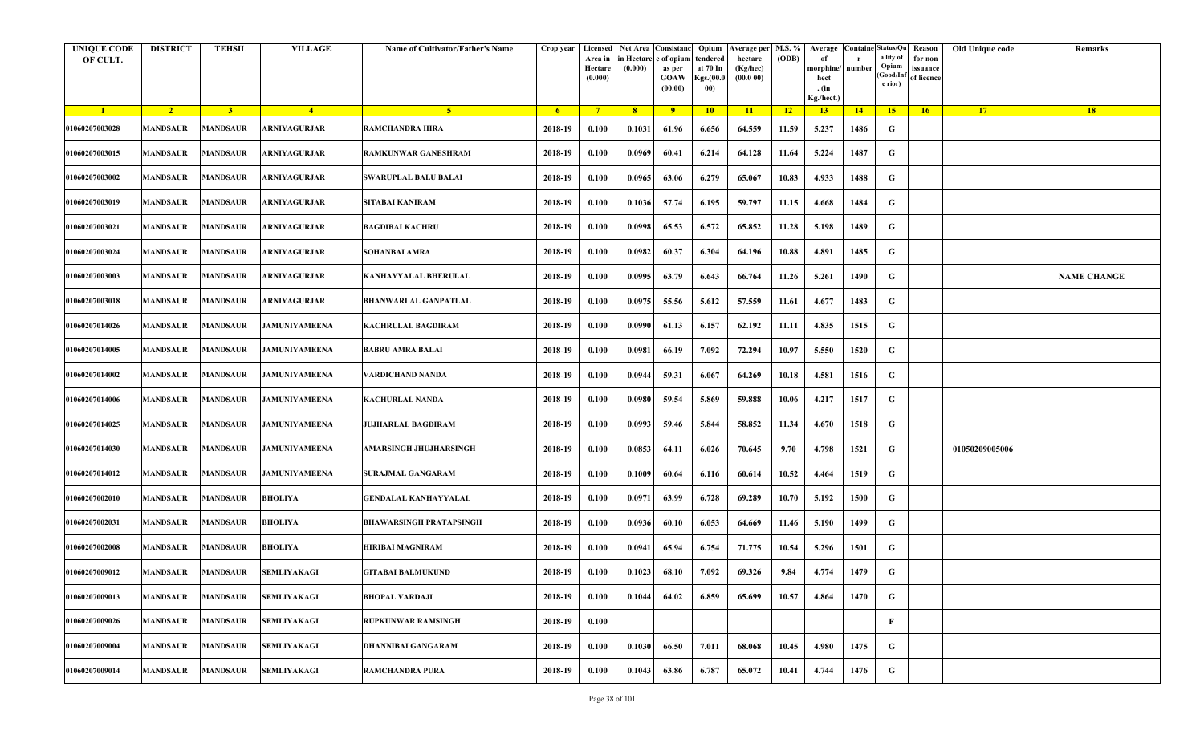| UNIQUE CODE OF CULT. | DISTRICT | TEHSIL | VILLAGE | Name of Cultivator/Father's Name | Crop year | Licensed Area in Hectare (0.000) | Net Area in Hectare (0.000) | Consistance of opium as per GOAW (00.00) | Opium tendered at 70 In Kgs.(00.000) | Average per hectare (Kg/hec) (00.0 00) | M.S. % (ODB) | Average of morphine/ hect . (in Kg./hect.) | Container number | Status/Quality of Opium (Good/Inferior) | Reason for non issuance of licence | Old Unique code | Remarks |
|---|---|---|---|---|---|---|---|---|---|---|---|---|---|---|---|---|---|
| 1 | 2 | 3 | 4 | 5 | 6 | 7 | 8 | 9 | 10 | 11 | 12 | 13 | 14 | 15 | 16 | 17 | 18 |
| 01060207003028 | MANDSAUR | MANDSAUR | ARNIYAGURJAR | RAMCHANDRA HIRA | 2018-19 | 0.100 | 0.1031 | 61.96 | 6.656 | 64.559 | 11.59 | 5.237 | 1486 | G | | | |
| 01060207003015 | MANDSAUR | MANDSAUR | ARNIYAGURJAR | RAMKUNWAR GANESHRAM | 2018-19 | 0.100 | 0.0969 | 60.41 | 6.214 | 64.128 | 11.64 | 5.224 | 1487 | G | | | |
| 01060207003002 | MANDSAUR | MANDSAUR | ARNIYAGURJAR | SWARUPLAL BALU BALAI | 2018-19 | 0.100 | 0.0965 | 63.06 | 6.279 | 65.067 | 10.83 | 4.933 | 1488 | G | | | |
| 01060207003019 | MANDSAUR | MANDSAUR | ARNIYAGURJAR | SITABAI KANIRAM | 2018-19 | 0.100 | 0.1036 | 57.74 | 6.195 | 59.797 | 11.15 | 4.668 | 1484 | G | | | |
| 01060207003021 | MANDSAUR | MANDSAUR | ARNIYAGURJAR | BAGDIBAI KACHRU | 2018-19 | 0.100 | 0.0998 | 65.53 | 6.572 | 65.852 | 11.28 | 5.198 | 1489 | G | | | |
| 01060207003024 | MANDSAUR | MANDSAUR | ARNIYAGURJAR | SOHANBAI AMRA | 2018-19 | 0.100 | 0.0982 | 60.37 | 6.304 | 64.196 | 10.88 | 4.891 | 1485 | G | | | |
| 01060207003003 | MANDSAUR | MANDSAUR | ARNIYAGURJAR | KANHAYYALAL BHERULAL | 2018-19 | 0.100 | 0.0995 | 63.79 | 6.643 | 66.764 | 11.26 | 5.261 | 1490 | G | | | NAME CHANGE |
| 01060207003018 | MANDSAUR | MANDSAUR | ARNIYAGURJAR | BHANWARLAL GANPATLAL | 2018-19 | 0.100 | 0.0975 | 55.56 | 5.612 | 57.559 | 11.61 | 4.677 | 1483 | G | | | |
| 01060207014026 | MANDSAUR | MANDSAUR | JAMUNIYAMEENA | KACHRULAL BAGDIRAM | 2018-19 | 0.100 | 0.0990 | 61.13 | 6.157 | 62.192 | 11.11 | 4.835 | 1515 | G | | | |
| 01060207014005 | MANDSAUR | MANDSAUR | JAMUNIYAMEENA | BABRU AMRA BALAI | 2018-19 | 0.100 | 0.0981 | 66.19 | 7.092 | 72.294 | 10.97 | 5.550 | 1520 | G | | | |
| 01060207014002 | MANDSAUR | MANDSAUR | JAMUNIYAMEENA | VARDICHAND NANDA | 2018-19 | 0.100 | 0.0944 | 59.31 | 6.067 | 64.269 | 10.18 | 4.581 | 1516 | G | | | |
| 01060207014006 | MANDSAUR | MANDSAUR | JAMUNIYAMEENA | KACHURLAL NANDA | 2018-19 | 0.100 | 0.0980 | 59.54 | 5.869 | 59.888 | 10.06 | 4.217 | 1517 | G | | | |
| 01060207014025 | MANDSAUR | MANDSAUR | JAMUNIYAMEENA | JUJHARLAL BAGDIRAM | 2018-19 | 0.100 | 0.0993 | 59.46 | 5.844 | 58.852 | 11.34 | 4.670 | 1518 | G | | | |
| 01060207014030 | MANDSAUR | MANDSAUR | JAMUNIYAMEENA | AMARSINGH JHUJHARSINGH | 2018-19 | 0.100 | 0.0853 | 64.11 | 6.026 | 70.645 | 9.70 | 4.798 | 1521 | G | | 01050209005006 | |
| 01060207014012 | MANDSAUR | MANDSAUR | JAMUNIYAMEENA | SURAJMAL GANGARAM | 2018-19 | 0.100 | 0.1009 | 60.64 | 6.116 | 60.614 | 10.52 | 4.464 | 1519 | G | | | |
| 01060207002010 | MANDSAUR | MANDSAUR | BHOLIYA | GENDALAL KANHAYYALAL | 2018-19 | 0.100 | 0.0971 | 63.99 | 6.728 | 69.289 | 10.70 | 5.192 | 1500 | G | | | |
| 01060207002031 | MANDSAUR | MANDSAUR | BHOLIYA | BHAWARSINGH PRATAPSINGH | 2018-19 | 0.100 | 0.0936 | 60.10 | 6.053 | 64.669 | 11.46 | 5.190 | 1499 | G | | | |
| 01060207002008 | MANDSAUR | MANDSAUR | BHOLIYA | HIRIBAI MAGNIRAM | 2018-19 | 0.100 | 0.0941 | 65.94 | 6.754 | 71.775 | 10.54 | 5.296 | 1501 | G | | | |
| 01060207009012 | MANDSAUR | MANDSAUR | SEMLIYAKAGI | GITABAI BALMUKUND | 2018-19 | 0.100 | 0.1023 | 68.10 | 7.092 | 69.326 | 9.84 | 4.774 | 1479 | G | | | |
| 01060207009013 | MANDSAUR | MANDSAUR | SEMLIYAKAGI | BHOPAL VARDAJI | 2018-19 | 0.100 | 0.1044 | 64.02 | 6.859 | 65.699 | 10.57 | 4.864 | 1470 | G | | | |
| 01060207009026 | MANDSAUR | MANDSAUR | SEMLIYAKAGI | RUPKUNWAR RAMSINGH | 2018-19 | 0.100 | | | | | | | | F | | | |
| 01060207009004 | MANDSAUR | MANDSAUR | SEMLIYAKAGI | DHANNIBAI GANGARAM | 2018-19 | 0.100 | 0.1030 | 66.50 | 7.011 | 68.068 | 10.45 | 4.980 | 1475 | G | | | |
| 01060207009014 | MANDSAUR | MANDSAUR | SEMLIYAKAGI | RAMCHANDRA PURA | 2018-19 | 0.100 | 0.1043 | 63.86 | 6.787 | 65.072 | 10.41 | 4.744 | 1476 | G | | | |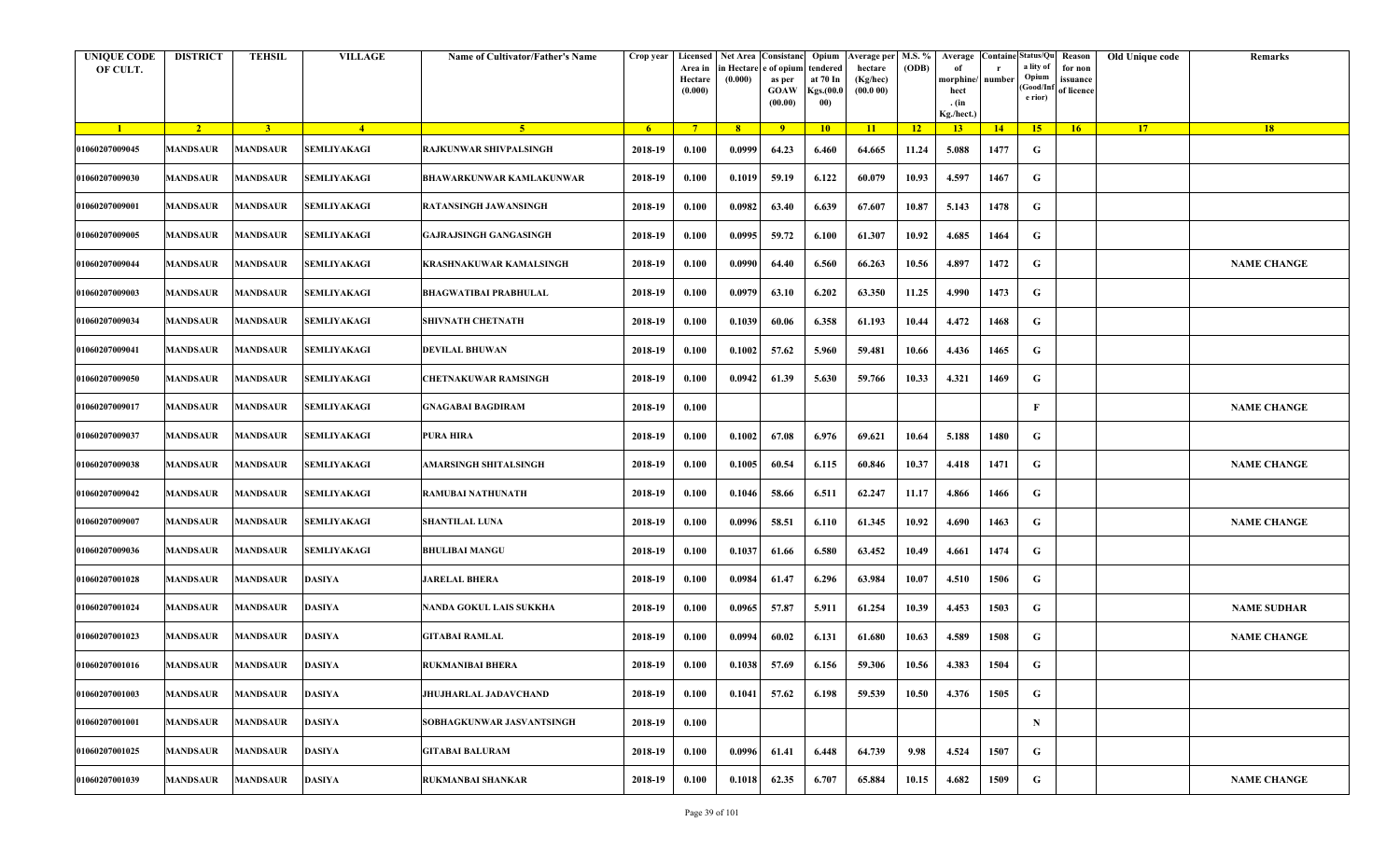| UNIQUE CODE OF CULT. | DISTRICT | TEHSIL | VILLAGE | Name of Cultivator/Father's Name | Crop year | Licensed Area in Hectare (0.000) | Net Area in Hectare (0.000) | Consistance of opium as per GOAW (00.00) | Opium tendered at 70 In Kgs.(00.000) | Average per hectare (Kg/hec) (00.00) | M.S. % (ODB) | Average of morphine/hect. (in Kg./hect.) | Container number | Status/Quality of Opium (Good/Inferior) | Reason for non issuance of licence | Old Unique code | Remarks |
|---|---|---|---|---|---|---|---|---|---|---|---|---|---|---|---|---|---|
| 1 | 2 | 3 | 4 | 5 | 6 | 7 | 8 | 9 | 10 | 11 | 12 | 13 | 14 | 15 | 16 | 17 | 18 |
| 01060207009045 | MANDSAUR | MANDSAUR | SEMLIYAKAGI | RAJKUNWAR SHIVPALSINGH | 2018-19 | 0.100 | 0.0999 | 64.23 | 6.460 | 64.665 | 11.24 | 5.088 | 1477 | G | | | |
| 01060207009030 | MANDSAUR | MANDSAUR | SEMLIYAKAGI | BHAWARKUNWAR KAMLAKUNWAR | 2018-19 | 0.100 | 0.1019 | 59.19 | 6.122 | 60.079 | 10.93 | 4.597 | 1467 | G | | | |
| 01060207009001 | MANDSAUR | MANDSAUR | SEMLIYAKAGI | RATANSINGH JAWANSINGH | 2018-19 | 0.100 | 0.0982 | 63.40 | 6.639 | 67.607 | 10.87 | 5.143 | 1478 | G | | | |
| 01060207009005 | MANDSAUR | MANDSAUR | SEMLIYAKAGI | GAJRAJSINGH GANGASINGH | 2018-19 | 0.100 | 0.0995 | 59.72 | 6.100 | 61.307 | 10.92 | 4.685 | 1464 | G | | | |
| 01060207009044 | MANDSAUR | MANDSAUR | SEMLIYAKAGI | KRASHNAKUWAR KAMALSINGH | 2018-19 | 0.100 | 0.0990 | 64.40 | 6.560 | 66.263 | 10.56 | 4.897 | 1472 | G | | | NAME CHANGE |
| 01060207009003 | MANDSAUR | MANDSAUR | SEMLIYAKAGI | BHAGWATIBAI PRABHULAL | 2018-19 | 0.100 | 0.0979 | 63.10 | 6.202 | 63.350 | 11.25 | 4.990 | 1473 | G | | | |
| 01060207009034 | MANDSAUR | MANDSAUR | SEMLIYAKAGI | SHIVNATH CHETNATH | 2018-19 | 0.100 | 0.1039 | 60.06 | 6.358 | 61.193 | 10.44 | 4.472 | 1468 | G | | | |
| 01060207009041 | MANDSAUR | MANDSAUR | SEMLIYAKAGI | DEVILAL BHUWAN | 2018-19 | 0.100 | 0.1002 | 57.62 | 5.960 | 59.481 | 10.66 | 4.436 | 1465 | G | | | |
| 01060207009050 | MANDSAUR | MANDSAUR | SEMLIYAKAGI | CHETNAKUWAR RAMSINGH | 2018-19 | 0.100 | 0.0942 | 61.39 | 5.630 | 59.766 | 10.33 | 4.321 | 1469 | G | | | |
| 01060207009017 | MANDSAUR | MANDSAUR | SEMLIYAKAGI | GNAGABAI BAGDIRAM | 2018-19 | 0.100 | | | | | | | | F | | | NAME CHANGE |
| 01060207009037 | MANDSAUR | MANDSAUR | SEMLIYAKAGI | PURA HIRA | 2018-19 | 0.100 | 0.1002 | 67.08 | 6.976 | 69.621 | 10.64 | 5.188 | 1480 | G | | | |
| 01060207009038 | MANDSAUR | MANDSAUR | SEMLIYAKAGI | AMARSINGH SHITALSINGH | 2018-19 | 0.100 | 0.1005 | 60.54 | 6.115 | 60.846 | 10.37 | 4.418 | 1471 | G | | | NAME CHANGE |
| 01060207009042 | MANDSAUR | MANDSAUR | SEMLIYAKAGI | RAMUBAI NATHUNATH | 2018-19 | 0.100 | 0.1046 | 58.66 | 6.511 | 62.247 | 11.17 | 4.866 | 1466 | G | | | |
| 01060207009007 | MANDSAUR | MANDSAUR | SEMLIYAKAGI | SHANTILAL LUNA | 2018-19 | 0.100 | 0.0996 | 58.51 | 6.110 | 61.345 | 10.92 | 4.690 | 1463 | G | | | NAME CHANGE |
| 01060207009036 | MANDSAUR | MANDSAUR | SEMLIYAKAGI | BHULIBAI MANGU | 2018-19 | 0.100 | 0.1037 | 61.66 | 6.580 | 63.452 | 10.49 | 4.661 | 1474 | G | | | |
| 01060207001028 | MANDSAUR | MANDSAUR | DASIYA | JARELAL BHERA | 2018-19 | 0.100 | 0.0984 | 61.47 | 6.296 | 63.984 | 10.07 | 4.510 | 1506 | G | | | |
| 01060207001024 | MANDSAUR | MANDSAUR | DASIYA | NANDA GOKUL LAIS SUKKHA | 2018-19 | 0.100 | 0.0965 | 57.87 | 5.911 | 61.254 | 10.39 | 4.453 | 1503 | G | | | NAME SUDHAR |
| 01060207001023 | MANDSAUR | MANDSAUR | DASIYA | GITABAI RAMLAL | 2018-19 | 0.100 | 0.0994 | 60.02 | 6.131 | 61.680 | 10.63 | 4.589 | 1508 | G | | | NAME CHANGE |
| 01060207001016 | MANDSAUR | MANDSAUR | DASIYA | RUKMANIBAI BHERA | 2018-19 | 0.100 | 0.1038 | 57.69 | 6.156 | 59.306 | 10.56 | 4.383 | 1504 | G | | | |
| 01060207001003 | MANDSAUR | MANDSAUR | DASIYA | JHUJHARLAL JADAVCHAND | 2018-19 | 0.100 | 0.1041 | 57.62 | 6.198 | 59.539 | 10.50 | 4.376 | 1505 | G | | | |
| 01060207001001 | MANDSAUR | MANDSAUR | DASIYA | SOBHAGKUNWAR JASVANTSINGH | 2018-19 | 0.100 | | | | | | | | N | | | |
| 01060207001025 | MANDSAUR | MANDSAUR | DASIYA | GITABAI BALURAM | 2018-19 | 0.100 | 0.0996 | 61.41 | 6.448 | 64.739 | 9.98 | 4.524 | 1507 | G | | | |
| 01060207001039 | MANDSAUR | MANDSAUR | DASIYA | RUKMANBAI SHANKAR | 2018-19 | 0.100 | 0.1018 | 62.35 | 6.707 | 65.884 | 10.15 | 4.682 | 1509 | G | | | NAME CHANGE |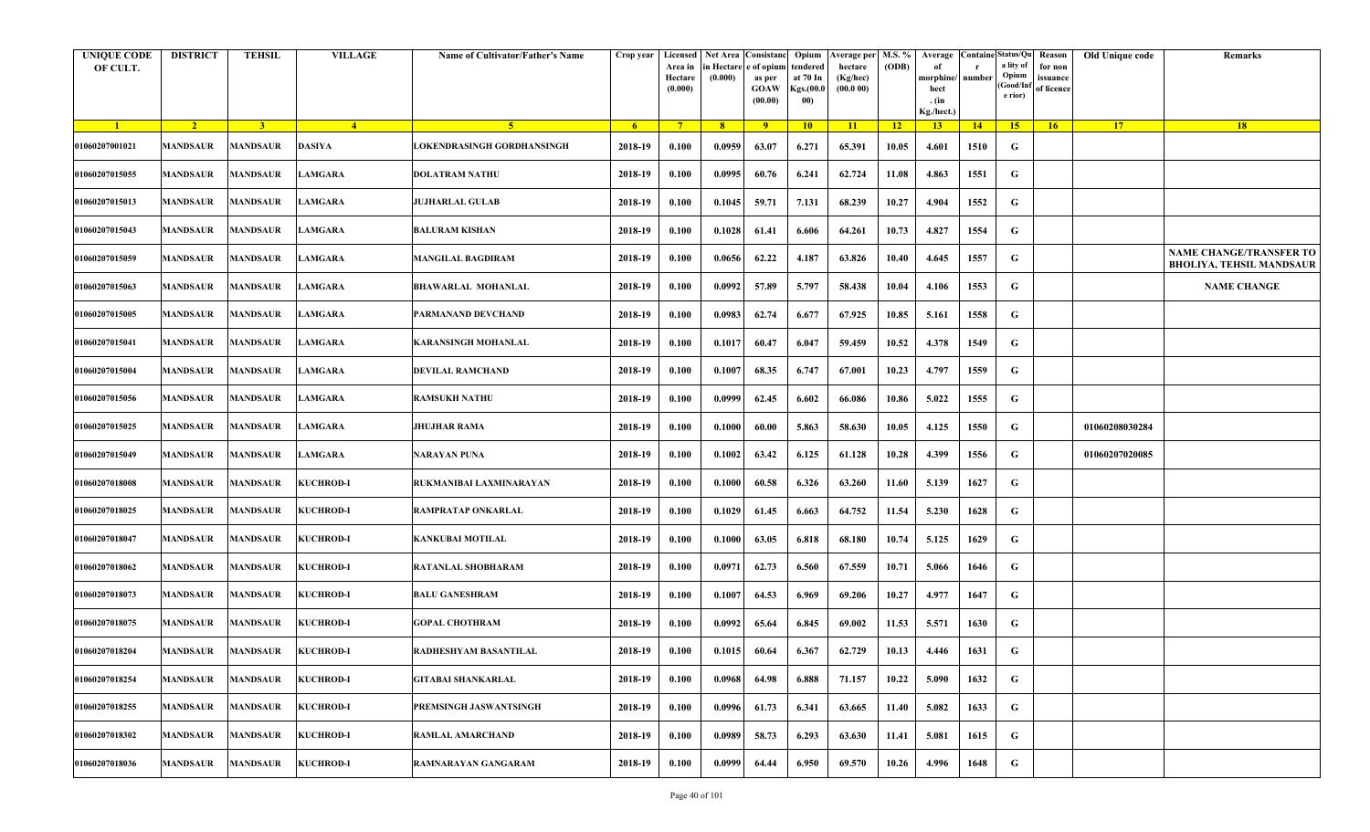| UNIQUE CODE OF CULT. | DISTRICT | TEHSIL | VILLAGE | Name of Cultivator/Father's Name | Crop year | Licensed Area in Hectare (0.000) | Net Area in Hectare (0.000) | Consistance of opium as per GOAW (00.00) | Opium tendered at 70 In Kgs.(00.000) | Average per hectare (Kg/hec) (00.00 00) | M.S. % (ODB) | Average of morphine/ hect . (in Kg./hect.) | Container number | Status/Quality of Opium (Good/Inferior) | Reason for non issuance of licence | Old Unique code | Remarks |
|---|---|---|---|---|---|---|---|---|---|---|---|---|---|---|---|---|---|
| 1 | 2 | 3 | 4 | 5 | 6 | 7 | 8 | 9 | 10 | 11 | 12 | 13 | 14 | 15 | 16 | 17 | 18 |
| 01060207001021 | MANDSAUR | MANDSAUR | DASIYA | LOKENDRASINGH GORDHANSINGH | 2018-19 | 0.100 | 0.0959 | 63.07 | 6.271 | 65.391 | 10.05 | 4.601 | 1510 | G | | | |
| 01060207015055 | MANDSAUR | MANDSAUR | LAMGARA | DOLATRAM NATHU | 2018-19 | 0.100 | 0.0995 | 60.76 | 6.241 | 62.724 | 11.08 | 4.863 | 1551 | G | | | |
| 01060207015013 | MANDSAUR | MANDSAUR | LAMGARA | JUJHARLAL GULAB | 2018-19 | 0.100 | 0.1045 | 59.71 | 7.131 | 68.239 | 10.27 | 4.904 | 1552 | G | | | |
| 01060207015043 | MANDSAUR | MANDSAUR | LAMGARA | BALURAM KISHAN | 2018-19 | 0.100 | 0.1028 | 61.41 | 6.606 | 64.261 | 10.73 | 4.827 | 1554 | G | | | |
| 01060207015059 | MANDSAUR | MANDSAUR | LAMGARA | MANGILAL BAGDIRAM | 2018-19 | 0.100 | 0.0656 | 62.22 | 4.187 | 63.826 | 10.40 | 4.645 | 1557 | G | | | NAME CHANGE/TRANSFER TO BHOLIYA, TEHSIL MANDSAUR |
| 01060207015063 | MANDSAUR | MANDSAUR | LAMGARA | BHAWARLAL MOHANLAL | 2018-19 | 0.100 | 0.0992 | 57.89 | 5.797 | 58.438 | 10.04 | 4.106 | 1553 | G | | | NAME CHANGE |
| 01060207015005 | MANDSAUR | MANDSAUR | LAMGARA | PARMANAND DEVCHAND | 2018-19 | 0.100 | 0.0983 | 62.74 | 6.677 | 67.925 | 10.85 | 5.161 | 1558 | G | | | |
| 01060207015041 | MANDSAUR | MANDSAUR | LAMGARA | KARANSINGH MOHANLAL | 2018-19 | 0.100 | 0.1017 | 60.47 | 6.047 | 59.459 | 10.52 | 4.378 | 1549 | G | | | |
| 01060207015004 | MANDSAUR | MANDSAUR | LAMGARA | DEVILAL RAMCHAND | 2018-19 | 0.100 | 0.1007 | 68.35 | 6.747 | 67.001 | 10.23 | 4.797 | 1559 | G | | | |
| 01060207015056 | MANDSAUR | MANDSAUR | LAMGARA | RAMSUKH NATHU | 2018-19 | 0.100 | 0.0999 | 62.45 | 6.602 | 66.086 | 10.86 | 5.022 | 1555 | G | | | |
| 01060207015025 | MANDSAUR | MANDSAUR | LAMGARA | JHUJHAR RAMA | 2018-19 | 0.100 | 0.1000 | 60.00 | 5.863 | 58.630 | 10.05 | 4.125 | 1550 | G | | 01060208030284 | |
| 01060207015049 | MANDSAUR | MANDSAUR | LAMGARA | NARAYAN PUNA | 2018-19 | 0.100 | 0.1002 | 63.42 | 6.125 | 61.128 | 10.28 | 4.399 | 1556 | G | | 01060207020085 | |
| 01060207018008 | MANDSAUR | MANDSAUR | KUCHROD-I | RUKMANIBAI LAXMINARAYAN | 2018-19 | 0.100 | 0.1000 | 60.58 | 6.326 | 63.260 | 11.60 | 5.139 | 1627 | G | | | |
| 01060207018025 | MANDSAUR | MANDSAUR | KUCHROD-I | RAMPRATAP ONKARLAL | 2018-19 | 0.100 | 0.1029 | 61.45 | 6.663 | 64.752 | 11.54 | 5.230 | 1628 | G | | | |
| 01060207018047 | MANDSAUR | MANDSAUR | KUCHROD-I | KANKUBAI MOTILAL | 2018-19 | 0.100 | 0.1000 | 63.05 | 6.818 | 68.180 | 10.74 | 5.125 | 1629 | G | | | |
| 01060207018062 | MANDSAUR | MANDSAUR | KUCHROD-I | RATANLAL SHOBHARAM | 2018-19 | 0.100 | 0.0971 | 62.73 | 6.560 | 67.559 | 10.71 | 5.066 | 1646 | G | | | |
| 01060207018073 | MANDSAUR | MANDSAUR | KUCHROD-I | BALU GANESHRAM | 2018-19 | 0.100 | 0.1007 | 64.53 | 6.969 | 69.206 | 10.27 | 4.977 | 1647 | G | | | |
| 01060207018075 | MANDSAUR | MANDSAUR | KUCHROD-I | GOPAL CHOTHRAM | 2018-19 | 0.100 | 0.0992 | 65.64 | 6.845 | 69.002 | 11.53 | 5.571 | 1630 | G | | | |
| 01060207018204 | MANDSAUR | MANDSAUR | KUCHROD-I | RADHESHYAM BASANTILAL | 2018-19 | 0.100 | 0.1015 | 60.64 | 6.367 | 62.729 | 10.13 | 4.446 | 1631 | G | | | |
| 01060207018254 | MANDSAUR | MANDSAUR | KUCHROD-I | GITABAI SHANKARLAL | 2018-19 | 0.100 | 0.0968 | 64.98 | 6.888 | 71.157 | 10.22 | 5.090 | 1632 | G | | | |
| 01060207018255 | MANDSAUR | MANDSAUR | KUCHROD-I | PREMSINGH JASWANTSINGH | 2018-19 | 0.100 | 0.0996 | 61.73 | 6.341 | 63.665 | 11.40 | 5.082 | 1633 | G | | | |
| 01060207018302 | MANDSAUR | MANDSAUR | KUCHROD-I | RAMLAL AMARCHAND | 2018-19 | 0.100 | 0.0989 | 58.73 | 6.293 | 63.630 | 11.41 | 5.081 | 1615 | G | | | |
| 01060207018036 | MANDSAUR | MANDSAUR | KUCHROD-I | RAMNARAYAN GANGARAM | 2018-19 | 0.100 | 0.0999 | 64.44 | 6.950 | 69.570 | 10.26 | 4.996 | 1648 | G | | | |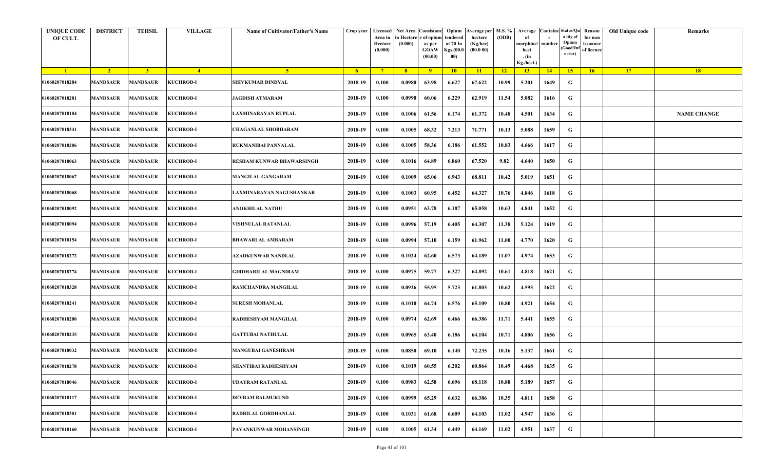| UNIQUE CODE OF CULT. | DISTRICT | TEHSIL | VILLAGE | Name of Cultivator/Father's Name | Crop year | Licensed Area in Hectare (0.000) | Net Area in Hectare (0.000) | Consistance of opium as per GOAW (00.00) | Opium tendered at 70 In Kgs.(00.000) | Average per hectare (Kg/hec) (00.00) | M.S. % (ODB) | Average of morphine/ hect . (in Kg./hect.) | Container number | Status/Quality of Opium (Good/Inferior) | Reason for non issuance of licence | Old Unique code | Remarks |
|---|---|---|---|---|---|---|---|---|---|---|---|---|---|---|---|---|---|
| 1 | 2 | 3 | 4 | 5 | 6 | 7 | 8 | 9 | 10 | 11 | 12 | 13 | 14 | 15 | 16 | 17 | 18 |
| 01060207018284 | MANDSAUR | MANDSAUR | KUCHROD-I | SHIVKUMAR DINDYAL | 2018-19 | 0.100 | 0.0980 | 63.98 | 6.627 | 67.622 | 10.99 | 5.201 | 1649 | G | | | |
| 01060207018281 | MANDSAUR | MANDSAUR | KUCHROD-I | JAGDISH ATMARAM | 2018-19 | 0.100 | 0.0990 | 60.06 | 6.229 | 62.919 | 11.54 | 5.082 | 1616 | G | | | |
| 01060207018104 | MANDSAUR | MANDSAUR | KUCHROD-I | LAXMINARAYAN RUPLAL | 2018-19 | 0.100 | 0.1006 | 61.56 | 6.174 | 61.372 | 10.48 | 4.501 | 1634 | G | | | NAME CHANGE |
| 01060207018341 | MANDSAUR | MANDSAUR | KUCHROD-I | CHAGANLAL SHOBHARAM | 2018-19 | 0.100 | 0.1005 | 68.32 | 7.213 | 71.771 | 10.13 | 5.088 | 1659 | G | | | |
| 01060207018206 | MANDSAUR | MANDSAUR | KUCHROD-I | RUKMANIBAI PANNALAL | 2018-19 | 0.100 | 0.1005 | 58.36 | 6.186 | 61.552 | 10.83 | 4.666 | 1617 | G | | | |
| 01060207018063 | MANDSAUR | MANDSAUR | KUCHROD-I | RESHAM KUNWAR BHAWARSINGH | 2018-19 | 0.100 | 0.1016 | 64.89 | 6.860 | 67.520 | 9.82 | 4.640 | 1650 | G | | | |
| 01060207018067 | MANDSAUR | MANDSAUR | KUCHROD-I | MANGILAL GANGARAM | 2018-19 | 0.100 | 0.1009 | 65.06 | 6.943 | 68.811 | 10.42 | 5.019 | 1651 | G | | | |
| 01060207018068 | MANDSAUR | MANDSAUR | KUCHROD-I | LAXMINARAYAN NAGUSHANKAR | 2018-19 | 0.100 | 0.1003 | 60.95 | 6.452 | 64.327 | 10.76 | 4.846 | 1618 | G | | | |
| 01060207018092 | MANDSAUR | MANDSAUR | KUCHROD-I | ANOKHILAL NATHU | 2018-19 | 0.100 | 0.0951 | 63.78 | 6.187 | 65.058 | 10.63 | 4.841 | 1652 | G | | | |
| 01060207018094 | MANDSAUR | MANDSAUR | KUCHROD-I | VISHNULAL RATANLAL | 2018-19 | 0.100 | 0.0996 | 57.19 | 6.405 | 64.307 | 11.38 | 5.124 | 1619 | G | | | |
| 01060207018154 | MANDSAUR | MANDSAUR | KUCHROD-I | BHAWARLAL AMBARAM | 2018-19 | 0.100 | 0.0994 | 57.10 | 6.159 | 61.962 | 11.00 | 4.770 | 1620 | G | | | |
| 01060207018272 | MANDSAUR | MANDSAUR | KUCHROD-I | AZADKUNWAR NANDLAL | 2018-19 | 0.100 | 0.1024 | 62.60 | 6.573 | 64.189 | 11.07 | 4.974 | 1653 | G | | | |
| 01060207018274 | MANDSAUR | MANDSAUR | KUCHROD-I | GIRDHARILAL MAGNIRAM | 2018-19 | 0.100 | 0.0975 | 59.77 | 6.327 | 64.892 | 10.61 | 4.818 | 1621 | G | | | |
| 01060207018328 | MANDSAUR | MANDSAUR | KUCHROD-I | RAMCHANDRA MANGILAL | 2018-19 | 0.100 | 0.0926 | 55.95 | 5.723 | 61.803 | 10.62 | 4.593 | 1622 | G | | | |
| 01060207018241 | MANDSAUR | MANDSAUR | KUCHROD-I | SURESH MOHANLAL | 2018-19 | 0.100 | 0.1010 | 64.74 | 6.576 | 65.109 | 10.80 | 4.921 | 1654 | G | | | |
| 01060207018280 | MANDSAUR | MANDSAUR | KUCHROD-I | RADHESHYAM MANGILAL | 2018-19 | 0.100 | 0.0974 | 62.69 | 6.466 | 66.386 | 11.71 | 5.441 | 1655 | G | | | |
| 01060207018235 | MANDSAUR | MANDSAUR | KUCHROD-I | GATTUBAI NATHULAL | 2018-19 | 0.100 | 0.0965 | 63.40 | 6.186 | 64.104 | 10.71 | 4.806 | 1656 | G | | | |
| 01060207018032 | MANDSAUR | MANDSAUR | KUCHROD-I | MANGUBAI GANESHRAM | 2018-19 | 0.100 | 0.0850 | 69.10 | 6.140 | 72.235 | 10.16 | 5.137 | 1661 | G | | | |
| 01060207018278 | MANDSAUR | MANDSAUR | KUCHROD-I | SHANTIBAI RADHESHYAM | 2018-19 | 0.100 | 0.1019 | 60.55 | 6.202 | 60.864 | 10.49 | 4.468 | 1635 | G | | | |
| 01060207018046 | MANDSAUR | MANDSAUR | KUCHROD-I | UDAYRAM RATANLAL | 2018-19 | 0.100 | 0.0983 | 62.58 | 6.696 | 68.118 | 10.88 | 5.189 | 1657 | G | | | |
| 01060207018117 | MANDSAUR | MANDSAUR | KUCHROD-I | DEVRAM BALMUKUND | 2018-19 | 0.100 | 0.0999 | 65.29 | 6.632 | 66.386 | 10.35 | 4.811 | 1658 | G | | | |
| 01060207018301 | MANDSAUR | MANDSAUR | KUCHROD-I | BADRILAL GORDHANLAL | 2018-19 | 0.100 | 0.1031 | 61.68 | 6.609 | 64.103 | 11.02 | 4.947 | 1636 | G | | | |
| 01060207018160 | MANDSAUR | MANDSAUR | KUCHROD-I | PAVANKUNWAR MOHANSINGH | 2018-19 | 0.100 | 0.1005 | 61.34 | 6.449 | 64.169 | 11.02 | 4.951 | 1637 | G | | | |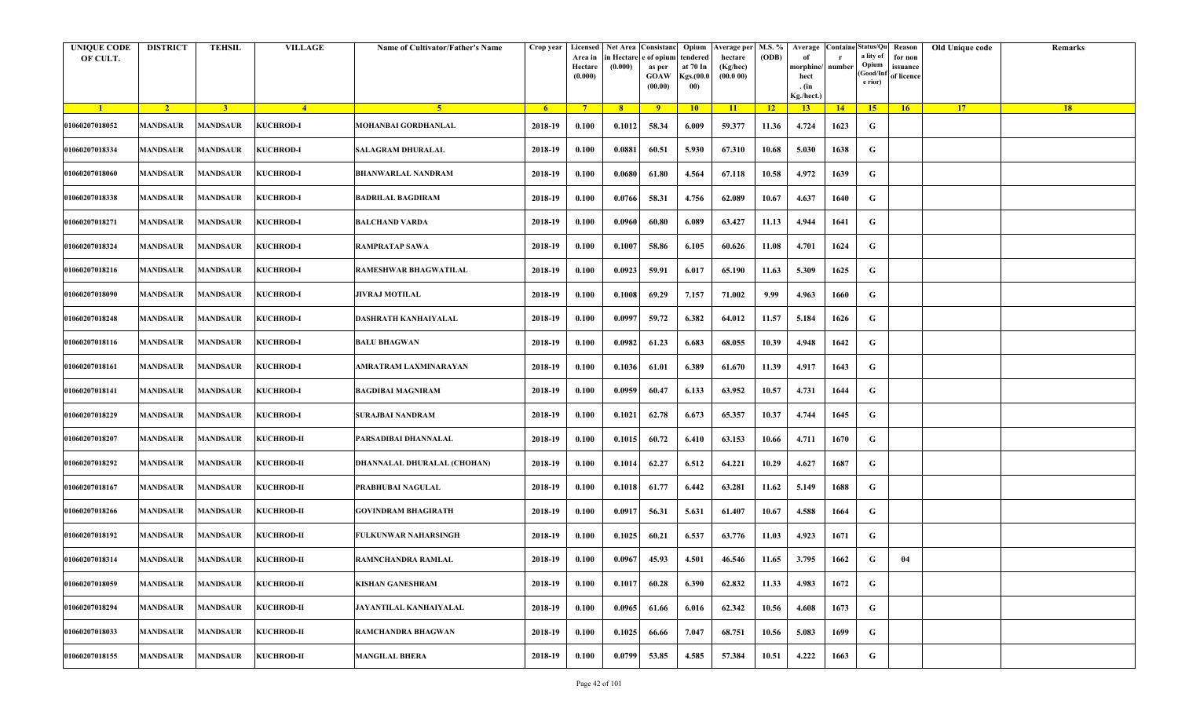| UNIQUE CODE OF CULT. | DISTRICT | TEHSIL | VILLAGE | Name of Cultivator/Father's Name | Crop year | Licensed Area in Hectare (0.000) | Net Area in Hectare (0.000) | Consistance of opium as per GOAW (00.00) | Opium tendered at 70 In Kgs.(00.000) | Average per hectare (Kg/hec) (00.00) | M.S. % (ODB) | Average of morphine/hect. (in Kg./hect.) | Container number | Status/Quality of Opium (Good/Inferior) | Reason for non issuance of licence | Old Unique code | Remarks |
|---|---|---|---|---|---|---|---|---|---|---|---|---|---|---|---|---|---|
| 1 | 2 | 3 | 4 | 5 | 6 | 7 | 8 | 9 | 10 | 11 | 12 | 13 | 14 | 15 | 16 | 17 | 18 |
| 01060207018052 | MANDSAUR | MANDSAUR | KUCHROD-I | MOHANBAI GORDHANLAL | 2018-19 | 0.100 | 0.1012 | 58.34 | 6.009 | 59.377 | 11.36 | 4.724 | 1623 | G | | | |
| 01060207018334 | MANDSAUR | MANDSAUR | KUCHROD-I | SALAGRAM DHURALAL | 2018-19 | 0.100 | 0.0881 | 60.51 | 5.930 | 67.310 | 10.68 | 5.030 | 1638 | G | | | |
| 01060207018060 | MANDSAUR | MANDSAUR | KUCHROD-I | BHANWARLAL NANDRAM | 2018-19 | 0.100 | 0.0680 | 61.80 | 4.564 | 67.118 | 10.58 | 4.972 | 1639 | G | | | |
| 01060207018338 | MANDSAUR | MANDSAUR | KUCHROD-I | BADRILAL BAGDIRAM | 2018-19 | 0.100 | 0.0766 | 58.31 | 4.756 | 62.089 | 10.67 | 4.637 | 1640 | G | | | |
| 01060207018271 | MANDSAUR | MANDSAUR | KUCHROD-I | BALCHAND VARDA | 2018-19 | 0.100 | 0.0960 | 60.80 | 6.089 | 63.427 | 11.13 | 4.944 | 1641 | G | | | |
| 01060207018324 | MANDSAUR | MANDSAUR | KUCHROD-I | RAMPRATAP SAWA | 2018-19 | 0.100 | 0.1007 | 58.86 | 6.105 | 60.626 | 11.08 | 4.701 | 1624 | G | | | |
| 01060207018216 | MANDSAUR | MANDSAUR | KUCHROD-I | RAMESHWAR BHAGWATILAL | 2018-19 | 0.100 | 0.0923 | 59.91 | 6.017 | 65.190 | 11.63 | 5.309 | 1625 | G | | | |
| 01060207018090 | MANDSAUR | MANDSAUR | KUCHROD-I | JIVRAJ MOTILAL | 2018-19 | 0.100 | 0.1008 | 69.29 | 7.157 | 71.002 | 9.99 | 4.963 | 1660 | G | | | |
| 01060207018248 | MANDSAUR | MANDSAUR | KUCHROD-I | DASHRATH KANHAIYALAL | 2018-19 | 0.100 | 0.0997 | 59.72 | 6.382 | 64.012 | 11.57 | 5.184 | 1626 | G | | | |
| 01060207018116 | MANDSAUR | MANDSAUR | KUCHROD-I | BALU BHAGWAN | 2018-19 | 0.100 | 0.0982 | 61.23 | 6.683 | 68.055 | 10.39 | 4.948 | 1642 | G | | | |
| 01060207018161 | MANDSAUR | MANDSAUR | KUCHROD-I | AMRATRAM LAXMINARAYAN | 2018-19 | 0.100 | 0.1036 | 61.01 | 6.389 | 61.670 | 11.39 | 4.917 | 1643 | G | | | |
| 01060207018141 | MANDSAUR | MANDSAUR | KUCHROD-I | BAGDIBAI MAGNIRAM | 2018-19 | 0.100 | 0.0959 | 60.47 | 6.133 | 63.952 | 10.57 | 4.731 | 1644 | G | | | |
| 01060207018229 | MANDSAUR | MANDSAUR | KUCHROD-I | SURAJBAI NANDRAM | 2018-19 | 0.100 | 0.1021 | 62.78 | 6.673 | 65.357 | 10.37 | 4.744 | 1645 | G | | | |
| 01060207018207 | MANDSAUR | MANDSAUR | KUCHROD-II | PARSADIBAI DHANNALAL | 2018-19 | 0.100 | 0.1015 | 60.72 | 6.410 | 63.153 | 10.66 | 4.711 | 1670 | G | | | |
| 01060207018292 | MANDSAUR | MANDSAUR | KUCHROD-II | DHANNALAL DHURALAL (CHOHAN) | 2018-19 | 0.100 | 0.1014 | 62.27 | 6.512 | 64.221 | 10.29 | 4.627 | 1687 | G | | | |
| 01060207018167 | MANDSAUR | MANDSAUR | KUCHROD-II | PRABHUBAI NAGULAL | 2018-19 | 0.100 | 0.1018 | 61.77 | 6.442 | 63.281 | 11.62 | 5.149 | 1688 | G | | | |
| 01060207018266 | MANDSAUR | MANDSAUR | KUCHROD-II | GOVINDRAM BHAGIRATH | 2018-19 | 0.100 | 0.0917 | 56.31 | 5.631 | 61.407 | 10.67 | 4.588 | 1664 | G | | | |
| 01060207018192 | MANDSAUR | MANDSAUR | KUCHROD-II | FULKUNWAR NAHARSINGH | 2018-19 | 0.100 | 0.1025 | 60.21 | 6.537 | 63.776 | 11.03 | 4.923 | 1671 | G | | | |
| 01060207018314 | MANDSAUR | MANDSAUR | KUCHROD-II | RAMNCHANDRA RAMLAL | 2018-19 | 0.100 | 0.0967 | 45.93 | 4.501 | 46.546 | 11.65 | 3.795 | 1662 | G | 04 | | |
| 01060207018059 | MANDSAUR | MANDSAUR | KUCHROD-II | KISHAN GANESHRAM | 2018-19 | 0.100 | 0.1017 | 60.28 | 6.390 | 62.832 | 11.33 | 4.983 | 1672 | G | | | |
| 01060207018294 | MANDSAUR | MANDSAUR | KUCHROD-II | JAYANTILAL KANHAIYALAL | 2018-19 | 0.100 | 0.0965 | 61.66 | 6.016 | 62.342 | 10.56 | 4.608 | 1673 | G | | | |
| 01060207018033 | MANDSAUR | MANDSAUR | KUCHROD-II | RAMCHANDRA BHAGWAN | 2018-19 | 0.100 | 0.1025 | 66.66 | 7.047 | 68.751 | 10.56 | 5.083 | 1699 | G | | | |
| 01060207018155 | MANDSAUR | MANDSAUR | KUCHROD-II | MANGILAL BHERA | 2018-19 | 0.100 | 0.0799 | 53.85 | 4.585 | 57.384 | 10.51 | 4.222 | 1663 | G | | | |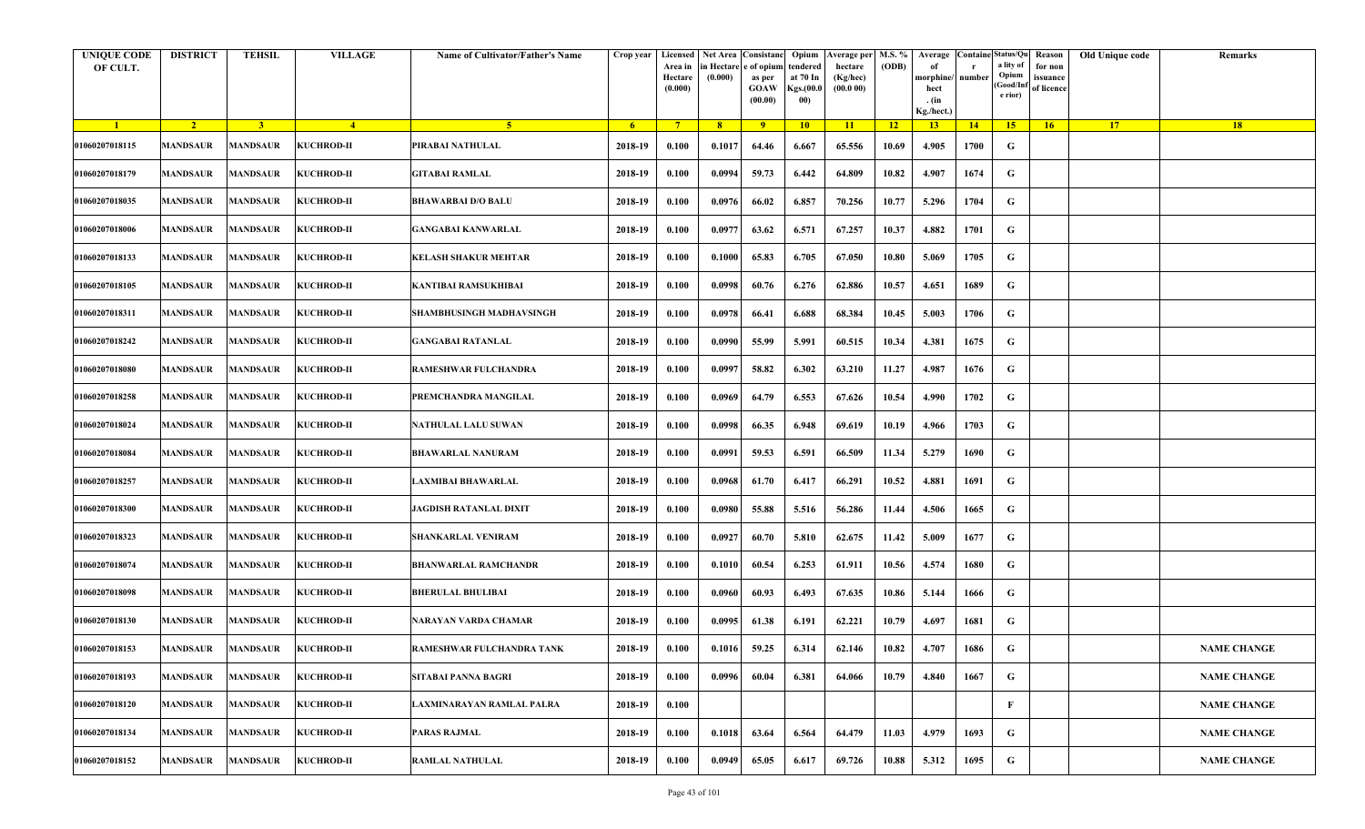| UNIQUE CODE OF CULT. | DISTRICT | TEHSIL | VILLAGE | Name of Cultivator/Father's Name | Crop year | Licensed Area in Hectare (0.000) | Net Area in Hectare (0.000) | Consistance of opium as per GOAW (00.00) | Opium tendered at 70 In Kgs.(00.000) | Average per hectare (Kg/hec) (00.00) | M.S. % (ODB) | Average of morphine/ hect . (in Kg./hect.) | Container number | Status/Quality of Opium (Good/Inferior) | Reason for non issuance of licence | Old Unique code | Remarks |
|---|---|---|---|---|---|---|---|---|---|---|---|---|---|---|---|---|---|
| 1 | 2 | 3 | 4 | 5 | 6 | 7 | 8 | 9 | 10 | 11 | 12 | 13 | 14 | 15 | 16 | 17 | 18 |
| 01060207018115 | MANDSAUR | MANDSAUR | KUCHROD-II | PIRABAI NATHULAL | 2018-19 | 0.100 | 0.1017 | 64.46 | 6.667 | 65.556 | 10.69 | 4.905 | 1700 | G | | | |
| 01060207018179 | MANDSAUR | MANDSAUR | KUCHROD-II | GITABAI RAMLAL | 2018-19 | 0.100 | 0.0994 | 59.73 | 6.442 | 64.809 | 10.82 | 4.907 | 1674 | G | | | |
| 01060207018035 | MANDSAUR | MANDSAUR | KUCHROD-II | BHAWARBAI D/O BALU | 2018-19 | 0.100 | 0.0976 | 66.02 | 6.857 | 70.256 | 10.77 | 5.296 | 1704 | G | | | |
| 01060207018006 | MANDSAUR | MANDSAUR | KUCHROD-II | GANGABAI KANWARLAL | 2018-19 | 0.100 | 0.0977 | 63.62 | 6.571 | 67.257 | 10.37 | 4.882 | 1701 | G | | | |
| 01060207018133 | MANDSAUR | MANDSAUR | KUCHROD-II | KELASH SHAKUR MEHTAR | 2018-19 | 0.100 | 0.1000 | 65.83 | 6.705 | 67.050 | 10.80 | 5.069 | 1705 | G | | | |
| 01060207018105 | MANDSAUR | MANDSAUR | KUCHROD-II | KANTIBAI RAMSUKHIBAI | 2018-19 | 0.100 | 0.0998 | 60.76 | 6.276 | 62.886 | 10.57 | 4.651 | 1689 | G | | | |
| 01060207018311 | MANDSAUR | MANDSAUR | KUCHROD-II | SHAMBHUSINGH MADHAVSINGH | 2018-19 | 0.100 | 0.0978 | 66.41 | 6.688 | 68.384 | 10.45 | 5.003 | 1706 | G | | | |
| 01060207018242 | MANDSAUR | MANDSAUR | KUCHROD-II | GANGABAI RATANLAL | 2018-19 | 0.100 | 0.0990 | 55.99 | 5.991 | 60.515 | 10.34 | 4.381 | 1675 | G | | | |
| 01060207018080 | MANDSAUR | MANDSAUR | KUCHROD-II | RAMESHWAR FULCHANDRA | 2018-19 | 0.100 | 0.0997 | 58.82 | 6.302 | 63.210 | 11.27 | 4.987 | 1676 | G | | | |
| 01060207018258 | MANDSAUR | MANDSAUR | KUCHROD-II | PREMCHANDRA MANGILAL | 2018-19 | 0.100 | 0.0969 | 64.79 | 6.553 | 67.626 | 10.54 | 4.990 | 1702 | G | | | |
| 01060207018024 | MANDSAUR | MANDSAUR | KUCHROD-II | NATHULAL LALU SUWAN | 2018-19 | 0.100 | 0.0998 | 66.35 | 6.948 | 69.619 | 10.19 | 4.966 | 1703 | G | | | |
| 01060207018084 | MANDSAUR | MANDSAUR | KUCHROD-II | BHAWARLAL NANURAM | 2018-19 | 0.100 | 0.0991 | 59.53 | 6.591 | 66.509 | 11.34 | 5.279 | 1690 | G | | | |
| 01060207018257 | MANDSAUR | MANDSAUR | KUCHROD-II | LAXMIBAI BHAWARLAL | 2018-19 | 0.100 | 0.0968 | 61.70 | 6.417 | 66.291 | 10.52 | 4.881 | 1691 | G | | | |
| 01060207018300 | MANDSAUR | MANDSAUR | KUCHROD-II | JAGDISH RATANLAL DIXIT | 2018-19 | 0.100 | 0.0980 | 55.88 | 5.516 | 56.286 | 11.44 | 4.506 | 1665 | G | | | |
| 01060207018323 | MANDSAUR | MANDSAUR | KUCHROD-II | SHANKARLAL VENIRAM | 2018-19 | 0.100 | 0.0927 | 60.70 | 5.810 | 62.675 | 11.42 | 5.009 | 1677 | G | | | |
| 01060207018074 | MANDSAUR | MANDSAUR | KUCHROD-II | BHANWARLAL RAMCHANDR | 2018-19 | 0.100 | 0.1010 | 60.54 | 6.253 | 61.911 | 10.56 | 4.574 | 1680 | G | | | |
| 01060207018098 | MANDSAUR | MANDSAUR | KUCHROD-II | BHERULAL BHULIBAI | 2018-19 | 0.100 | 0.0960 | 60.93 | 6.493 | 67.635 | 10.86 | 5.144 | 1666 | G | | | |
| 01060207018130 | MANDSAUR | MANDSAUR | KUCHROD-II | NARAYAN VARDA CHAMAR | 2018-19 | 0.100 | 0.0995 | 61.38 | 6.191 | 62.221 | 10.79 | 4.697 | 1681 | G | | | |
| 01060207018153 | MANDSAUR | MANDSAUR | KUCHROD-II | RAMESHWAR FULCHANDRA TANK | 2018-19 | 0.100 | 0.1016 | 59.25 | 6.314 | 62.146 | 10.82 | 4.707 | 1686 | G | | | NAME CHANGE |
| 01060207018193 | MANDSAUR | MANDSAUR | KUCHROD-II | SITABAI PANNA BAGRI | 2018-19 | 0.100 | 0.0996 | 60.04 | 6.381 | 64.066 | 10.79 | 4.840 | 1667 | G | | | NAME CHANGE |
| 01060207018120 | MANDSAUR | MANDSAUR | KUCHROD-II | LAXMINARAYAN RAMLAL PALRA | 2018-19 | 0.100 | | | | | | | | F | | | NAME CHANGE |
| 01060207018134 | MANDSAUR | MANDSAUR | KUCHROD-II | PARAS RAJMAL | 2018-19 | 0.100 | 0.1018 | 63.64 | 6.564 | 64.479 | 11.03 | 4.979 | 1693 | G | | | NAME CHANGE |
| 01060207018152 | MANDSAUR | MANDSAUR | KUCHROD-II | RAMLAL NATHULAL | 2018-19 | 0.100 | 0.0949 | 65.05 | 6.617 | 69.726 | 10.88 | 5.312 | 1695 | G | | | NAME CHANGE |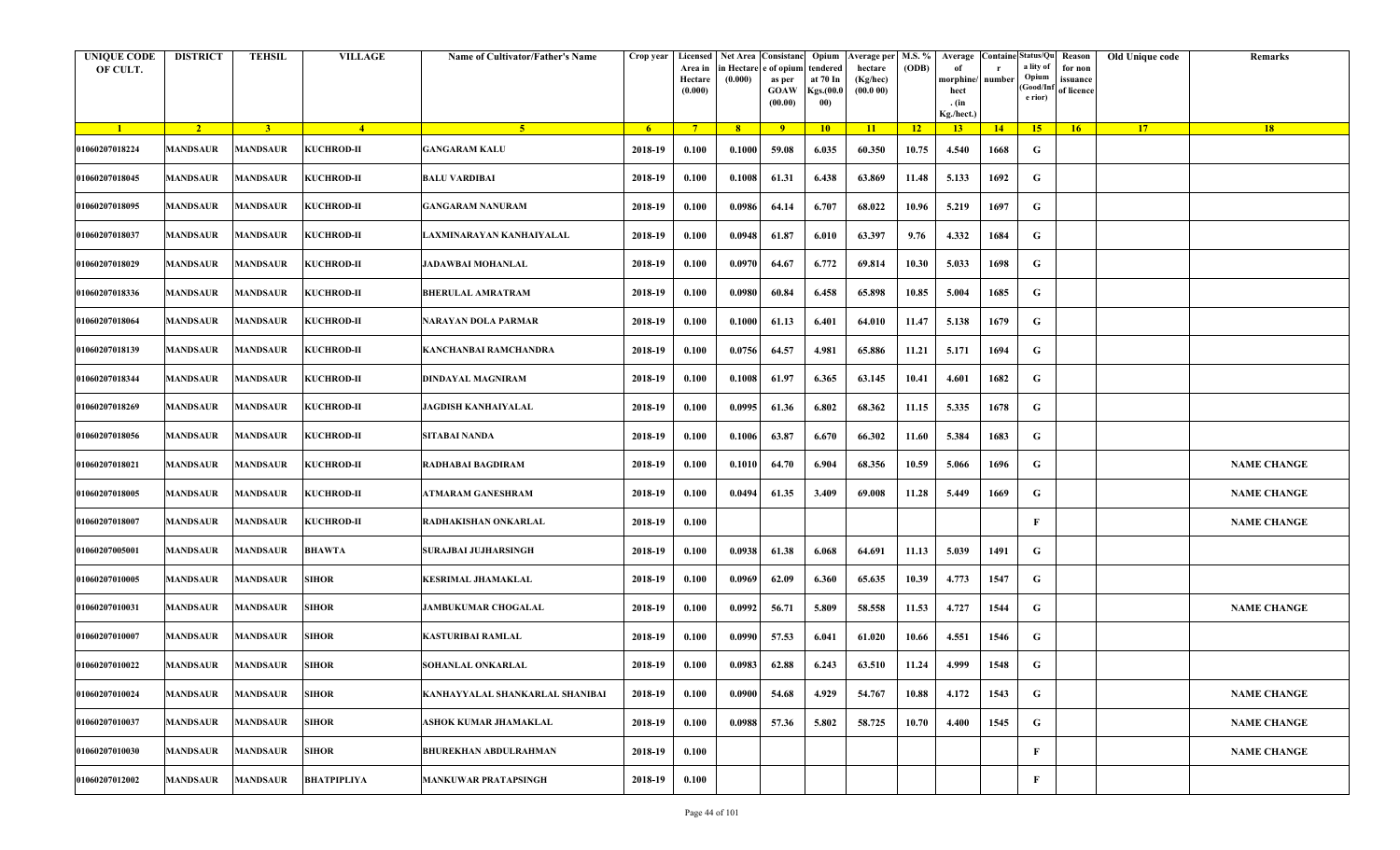| UNIQUE CODE OF CULT. | DISTRICT | TEHSIL | VILLAGE | Name of Cultivator/Father's Name | Crop year | Licensed Area in Hectare (0.000) | Net Area in Hectare (0.000) | Consistance of opium as per GOAW (00.00) | Opium tendered at 70 In Kgs.(00.000) | Average per hectare (Kg/hec) (00.00) | M.S. % (ODB) | Average of morphine/hect. (in Kg./hect.) | Container number | Status/Quality of Opium (Good/Inferior) | Reason for non issuance of licence | Old Unique code | Remarks |
|---|---|---|---|---|---|---|---|---|---|---|---|---|---|---|---|---|---|
| 1 | 2 | 3 | 4 | 5 | 6 | 7 | 8 | 9 | 10 | 11 | 12 | 13 | 14 | 15 | 16 | 17 | 18 |
| 01060207018224 | MANDSAUR | MANDSAUR | KUCHROD-II | GANGARAM KALU | 2018-19 | 0.100 | 0.1000 | 59.08 | 6.035 | 60.350 | 10.75 | 4.540 | 1668 | G | | | |
| 01060207018045 | MANDSAUR | MANDSAUR | KUCHROD-II | BALU VARDIBAI | 2018-19 | 0.100 | 0.1008 | 61.31 | 6.438 | 63.869 | 11.48 | 5.133 | 1692 | G | | | |
| 01060207018095 | MANDSAUR | MANDSAUR | KUCHROD-II | GANGARAM NANURAM | 2018-19 | 0.100 | 0.0986 | 64.14 | 6.707 | 68.022 | 10.96 | 5.219 | 1697 | G | | | |
| 01060207018037 | MANDSAUR | MANDSAUR | KUCHROD-II | LAXMINARAYAN KANHAIYALAL | 2018-19 | 0.100 | 0.0948 | 61.87 | 6.010 | 63.397 | 9.76 | 4.332 | 1684 | G | | | |
| 01060207018029 | MANDSAUR | MANDSAUR | KUCHROD-II | JADAWBAI MOHANLAL | 2018-19 | 0.100 | 0.0970 | 64.67 | 6.772 | 69.814 | 10.30 | 5.033 | 1698 | G | | | |
| 01060207018336 | MANDSAUR | MANDSAUR | KUCHROD-II | BHERULAL AMRATRAM | 2018-19 | 0.100 | 0.0980 | 60.84 | 6.458 | 65.898 | 10.85 | 5.004 | 1685 | G | | | |
| 01060207018064 | MANDSAUR | MANDSAUR | KUCHROD-II | NARAYAN DOLA PARMAR | 2018-19 | 0.100 | 0.1000 | 61.13 | 6.401 | 64.010 | 11.47 | 5.138 | 1679 | G | | | |
| 01060207018139 | MANDSAUR | MANDSAUR | KUCHROD-II | KANCHANBAI RAMCHANDRA | 2018-19 | 0.100 | 0.0756 | 64.57 | 4.981 | 65.886 | 11.21 | 5.171 | 1694 | G | | | |
| 01060207018344 | MANDSAUR | MANDSAUR | KUCHROD-II | DINDAYAL MAGNIRAM | 2018-19 | 0.100 | 0.1008 | 61.97 | 6.365 | 63.145 | 10.41 | 4.601 | 1682 | G | | | |
| 01060207018269 | MANDSAUR | MANDSAUR | KUCHROD-II | JAGDISH KANHAIYALAL | 2018-19 | 0.100 | 0.0995 | 61.36 | 6.802 | 68.362 | 11.15 | 5.335 | 1678 | G | | | |
| 01060207018056 | MANDSAUR | MANDSAUR | KUCHROD-II | SITABAI NANDA | 2018-19 | 0.100 | 0.1006 | 63.87 | 6.670 | 66.302 | 11.60 | 5.384 | 1683 | G | | | |
| 01060207018021 | MANDSAUR | MANDSAUR | KUCHROD-II | RADHABAI BAGDIRAM | 2018-19 | 0.100 | 0.1010 | 64.70 | 6.904 | 68.356 | 10.59 | 5.066 | 1696 | G | | | NAME CHANGE |
| 01060207018005 | MANDSAUR | MANDSAUR | KUCHROD-II | ATMARAM GANESHRAM | 2018-19 | 0.100 | 0.0494 | 61.35 | 3.409 | 69.008 | 11.28 | 5.449 | 1669 | G | | | NAME CHANGE |
| 01060207018007 | MANDSAUR | MANDSAUR | KUCHROD-II | RADHAKISHAN ONKARLAL | 2018-19 | 0.100 | | | | | | | | F | | | NAME CHANGE |
| 01060207005001 | MANDSAUR | MANDSAUR | BHAWTA | SURAJBAI JUJHARSINGH | 2018-19 | 0.100 | 0.0938 | 61.38 | 6.068 | 64.691 | 11.13 | 5.039 | 1491 | G | | | |
| 01060207010005 | MANDSAUR | MANDSAUR | SIHOR | KESRIMAL JHAMAKLAL | 2018-19 | 0.100 | 0.0969 | 62.09 | 6.360 | 65.635 | 10.39 | 4.773 | 1547 | G | | | |
| 01060207010031 | MANDSAUR | MANDSAUR | SIHOR | JAMBUKUMAR CHOGALAL | 2018-19 | 0.100 | 0.0992 | 56.71 | 5.809 | 58.558 | 11.53 | 4.727 | 1544 | G | | | NAME CHANGE |
| 01060207010007 | MANDSAUR | MANDSAUR | SIHOR | KASTURIBAI RAMLAL | 2018-19 | 0.100 | 0.0990 | 57.53 | 6.041 | 61.020 | 10.66 | 4.551 | 1546 | G | | | |
| 01060207010022 | MANDSAUR | MANDSAUR | SIHOR | SOHANLAL ONKARLAL | 2018-19 | 0.100 | 0.0983 | 62.88 | 6.243 | 63.510 | 11.24 | 4.999 | 1548 | G | | | |
| 01060207010024 | MANDSAUR | MANDSAUR | SIHOR | KANHAYYALAL SHANKARLAL SHANIBAI | 2018-19 | 0.100 | 0.0900 | 54.68 | 4.929 | 54.767 | 10.88 | 4.172 | 1543 | G | | | NAME CHANGE |
| 01060207010037 | MANDSAUR | MANDSAUR | SIHOR | ASHOK KUMAR JHAMAKLAL | 2018-19 | 0.100 | 0.0988 | 57.36 | 5.802 | 58.725 | 10.70 | 4.400 | 1545 | G | | | NAME CHANGE |
| 01060207010030 | MANDSAUR | MANDSAUR | SIHOR | BHUREKHAN ABDULRAHMAN | 2018-19 | 0.100 | | | | | | | | F | | | NAME CHANGE |
| 01060207012002 | MANDSAUR | MANDSAUR | BHATPIPLIYA | MANKUWAR PRATAPSINGH | 2018-19 | 0.100 | | | | | | | | F | | | |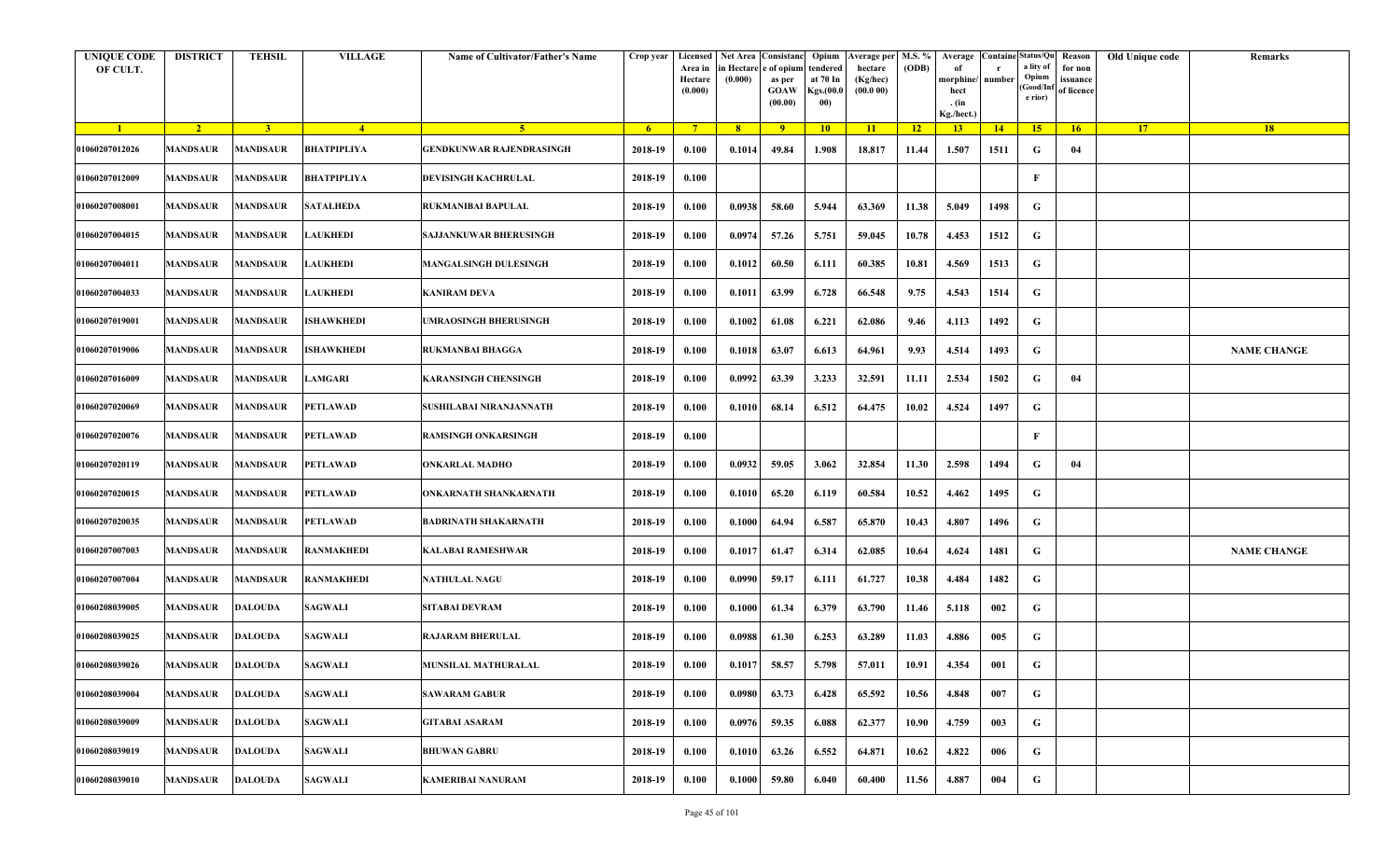| UNIQUE CODE OF CULT. | DISTRICT | TEHSIL | VILLAGE | Name of Cultivator/Father's Name | Crop year | Licensed Area in Hectare (0.000) | Net Area in Hectare (0.000) | Consistance of opium as per GOAW (00.00) | Opium tendered at 70 In Kgs.(00.000) | Average per hectare (Kg/hec) (00.00) | M.S. % (ODB) | Average of morphine/hect. (in Kg./hect.) | Container number | Status/Quality of Opium (Good/Inferior) | Reason for non issuance of licence | Old Unique code | Remarks |
|---|---|---|---|---|---|---|---|---|---|---|---|---|---|---|---|---|---|
| 1 | 2 | 3 | 4 | 5 | 6 | 7 | 8 | 9 | 10 | 11 | 12 | 13 | 14 | 15 | 16 | 17 | 18 |
| 01060207012026 | MANDSAUR | MANDSAUR | BHATPIPLIYA | GENDKUNWAR RAJENDRASINGH | 2018-19 | 0.100 | 0.1014 | 49.84 | 1.908 | 18.817 | 11.44 | 1.507 | 1511 | G | 04 | | |
| 01060207012009 | MANDSAUR | MANDSAUR | BHATPIPLIYA | DEVISINGH KACHRULAL | 2018-19 | 0.100 | | | | | | | | F | | | |
| 01060207008001 | MANDSAUR | MANDSAUR | SATALHEDA | RUKMANIBAI BAPULAL | 2018-19 | 0.100 | 0.0938 | 58.60 | 5.944 | 63.369 | 11.38 | 5.049 | 1498 | G | | | |
| 01060207004015 | MANDSAUR | MANDSAUR | LAUKHEDI | SAJJANKUWAR BHERUSINGH | 2018-19 | 0.100 | 0.0974 | 57.26 | 5.751 | 59.045 | 10.78 | 4.453 | 1512 | G | | | |
| 01060207004011 | MANDSAUR | MANDSAUR | LAUKHEDI | MANGALSINGH DULESINGH | 2018-19 | 0.100 | 0.1012 | 60.50 | 6.111 | 60.385 | 10.81 | 4.569 | 1513 | G | | | |
| 01060207004033 | MANDSAUR | MANDSAUR | LAUKHEDI | KANIRAM DEVA | 2018-19 | 0.100 | 0.1011 | 63.99 | 6.728 | 66.548 | 9.75 | 4.543 | 1514 | G | | | |
| 01060207019001 | MANDSAUR | MANDSAUR | ISHAWKHEDI | UMRAOSINGH BHERUSINGH | 2018-19 | 0.100 | 0.1002 | 61.08 | 6.221 | 62.086 | 9.46 | 4.113 | 1492 | G | | | |
| 01060207019006 | MANDSAUR | MANDSAUR | ISHAWKHEDI | RUKMANBAI BHAGGA | 2018-19 | 0.100 | 0.1018 | 63.07 | 6.613 | 64.961 | 9.93 | 4.514 | 1493 | G | | | NAME CHANGE |
| 01060207016009 | MANDSAUR | MANDSAUR | LAMGARI | KARANSINGH CHENSINGH | 2018-19 | 0.100 | 0.0992 | 63.39 | 3.233 | 32.591 | 11.11 | 2.534 | 1502 | G | 04 | | |
| 01060207020069 | MANDSAUR | MANDSAUR | PETLAWAD | SUSHILABAI NIRANJANNATH | 2018-19 | 0.100 | 0.1010 | 68.14 | 6.512 | 64.475 | 10.02 | 4.524 | 1497 | G | | | |
| 01060207020076 | MANDSAUR | MANDSAUR | PETLAWAD | RAMSINGH ONKARSINGH | 2018-19 | 0.100 | | | | | | | | F | | | |
| 01060207020119 | MANDSAUR | MANDSAUR | PETLAWAD | ONKARLAL MADHO | 2018-19 | 0.100 | 0.0932 | 59.05 | 3.062 | 32.854 | 11.30 | 2.598 | 1494 | G | 04 | | |
| 01060207020015 | MANDSAUR | MANDSAUR | PETLAWAD | ONKARNATH SHANKARNATH | 2018-19 | 0.100 | 0.1010 | 65.20 | 6.119 | 60.584 | 10.52 | 4.462 | 1495 | G | | | |
| 01060207020035 | MANDSAUR | MANDSAUR | PETLAWAD | BADRINATH SHAKARNATH | 2018-19 | 0.100 | 0.1000 | 64.94 | 6.587 | 65.870 | 10.43 | 4.807 | 1496 | G | | | |
| 01060207007003 | MANDSAUR | MANDSAUR | RANMAKHEDI | KALABAI RAMESHWAR | 2018-19 | 0.100 | 0.1017 | 61.47 | 6.314 | 62.085 | 10.64 | 4.624 | 1481 | G | | | NAME CHANGE |
| 01060207007004 | MANDSAUR | MANDSAUR | RANMAKHEDI | NATHULAL NAGU | 2018-19 | 0.100 | 0.0990 | 59.17 | 6.111 | 61.727 | 10.38 | 4.484 | 1482 | G | | | |
| 01060208039005 | MANDSAUR | DALOUDA | SAGWALI | SITABAI DEVRAM | 2018-19 | 0.100 | 0.1000 | 61.34 | 6.379 | 63.790 | 11.46 | 5.118 | 002 | G | | | |
| 01060208039025 | MANDSAUR | DALOUDA | SAGWALI | RAJARAM BHERULAL | 2018-19 | 0.100 | 0.0988 | 61.30 | 6.253 | 63.289 | 11.03 | 4.886 | 005 | G | | | |
| 01060208039026 | MANDSAUR | DALOUDA | SAGWALI | MUNSILAL MATHURALAL | 2018-19 | 0.100 | 0.1017 | 58.57 | 5.798 | 57.011 | 10.91 | 4.354 | 001 | G | | | |
| 01060208039004 | MANDSAUR | DALOUDA | SAGWALI | SAWARAM GABUR | 2018-19 | 0.100 | 0.0980 | 63.73 | 6.428 | 65.592 | 10.56 | 4.848 | 007 | G | | | |
| 01060208039009 | MANDSAUR | DALOUDA | SAGWALI | GITABAI ASARAM | 2018-19 | 0.100 | 0.0976 | 59.35 | 6.088 | 62.377 | 10.90 | 4.759 | 003 | G | | | |
| 01060208039019 | MANDSAUR | DALOUDA | SAGWALI | BHUWAN GABRU | 2018-19 | 0.100 | 0.1010 | 63.26 | 6.552 | 64.871 | 10.62 | 4.822 | 006 | G | | | |
| 01060208039010 | MANDSAUR | DALOUDA | SAGWALI | KAMERIBAI NANURAM | 2018-19 | 0.100 | 0.1000 | 59.80 | 6.040 | 60.400 | 11.56 | 4.887 | 004 | G | | | |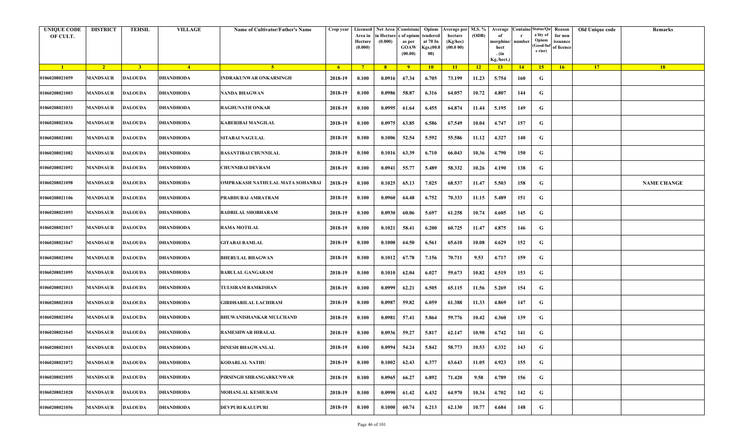| UNIQUE CODE OF CULT. | DISTRICT | TEHSIL | VILLAGE | Name of Cultivator/Father's Name | Crop year | Licensed Area in Hectare (0.000) | Net Area in Hectare (0.000) | Consistance of opium as per GOAW (00.00) | Opium tendered at 70 In Kgs.(00.000) | Average per hectare (Kg/hec) (00.00) | M.S. % (ODB) | Average of morphine/hect. (in Kg./hect.) | Container number | Status/Quality of Opium (Good/Inferior) | Reason for non issuance of licence | Old Unique code | Remarks |
|---|---|---|---|---|---|---|---|---|---|---|---|---|---|---|---|---|---|
| 1 | 2 | 3 | 4 | 5 | 6 | 7 | 8 | 9 | 10 | 11 | 12 | 13 | 14 | 15 | 16 | 17 | 18 |
| 01060208021059 | MANDSAUR | DALOUDA | DHANDHODA | INDRAKUNWAR ONKARSINGH | 2018-19 | 0.100 | 0.0916 | 67.34 | 6.705 | 73.199 | 11.23 | 5.754 | 160 | G | | | |
| 01060208021003 | MANDSAUR | DALOUDA | DHANDHODA | NANDA BHAGWAN | 2018-19 | 0.100 | 0.0986 | 58.87 | 6.316 | 64.057 | 10.72 | 4.807 | 144 | G | | | |
| 01060208021033 | MANDSAUR | DALOUDA | DHANDHODA | RAGHUNATH ONKAR | 2018-19 | 0.100 | 0.0995 | 61.64 | 6.455 | 64.874 | 11.44 | 5.195 | 149 | G | | | |
| 01060208021036 | MANDSAUR | DALOUDA | DHANDHODA | KABERIBAI MANGILAL | 2018-19 | 0.100 | 0.0975 | 63.85 | 6.586 | 67.549 | 10.04 | 4.747 | 157 | G | | | |
| 01060208021081 | MANDSAUR | DALOUDA | DHANDHODA | SITABAI NAGULAL | 2018-19 | 0.100 | 0.1006 | 52.54 | 5.592 | 55.586 | 11.12 | 4.327 | 140 | G | | | |
| 01060208021082 | MANDSAUR | DALOUDA | DHANDHODA | BASANTIBAI CHUNNILAL | 2018-19 | 0.100 | 0.1016 | 63.39 | 6.710 | 66.043 | 10.36 | 4.790 | 150 | G | | | |
| 01060208021092 | MANDSAUR | DALOUDA | DHANDHODA | CHUNNIBAI DEVRAM | 2018-19 | 0.100 | 0.0941 | 55.77 | 5.489 | 58.332 | 10.26 | 4.190 | 138 | G | | | |
| 01060208021098 | MANDSAUR | DALOUDA | DHANDHODA | OMPRAKASH NATHULAL MATA SOHANBAI | 2018-19 | 0.100 | 0.1025 | 65.13 | 7.025 | 68.537 | 11.47 | 5.503 | 158 | G | | | NAME CHANGE |
| 01060208021106 | MANDSAUR | DALOUDA | DHANDHODA | PRABHUBAI AMRATRAM | 2018-19 | 0.100 | 0.0960 | 64.48 | 6.752 | 70.333 | 11.15 | 5.489 | 151 | G | | | |
| 01060208021093 | MANDSAUR | DALOUDA | DHANDHODA | BADRILAL SHOBHARAM | 2018-19 | 0.100 | 0.0930 | 60.06 | 5.697 | 61.258 | 10.74 | 4.605 | 145 | G | | | |
| 01060208021017 | MANDSAUR | DALOUDA | DHANDHODA | RAMA MOTILAL | 2018-19 | 0.100 | 0.1021 | 58.41 | 6.200 | 60.725 | 11.47 | 4.875 | 146 | G | | | |
| 01060208021047 | MANDSAUR | DALOUDA | DHANDHODA | GITABAI RAMLAL | 2018-19 | 0.100 | 0.1000 | 64.50 | 6.561 | 65.610 | 10.08 | 4.629 | 152 | G | | | |
| 01060208021094 | MANDSAUR | DALOUDA | DHANDHODA | BHERULAL BHAGWAN | 2018-19 | 0.100 | 0.1012 | 67.78 | 7.156 | 70.711 | 9.53 | 4.717 | 159 | G | | | |
| 01060208021095 | MANDSAUR | DALOUDA | DHANDHODA | BABULAL GANGARAM | 2018-19 | 0.100 | 0.1010 | 62.04 | 6.027 | 59.673 | 10.82 | 4.519 | 153 | G | | | |
| 01060208021013 | MANDSAUR | DALOUDA | DHANDHODA | TULSIRAM RAMKISHAN | 2018-19 | 0.100 | 0.0999 | 62.21 | 6.505 | 65.115 | 11.56 | 5.269 | 154 | G | | | |
| 01060208021018 | MANDSAUR | DALOUDA | DHANDHODA | GIRDHARILAL LACHIRAM | 2018-19 | 0.100 | 0.0987 | 59.82 | 6.059 | 61.388 | 11.33 | 4.869 | 147 | G | | | |
| 01060208021054 | MANDSAUR | DALOUDA | DHANDHODA | BHUWANISHANKAR MULCHAND | 2018-19 | 0.100 | 0.0981 | 57.41 | 5.864 | 59.776 | 10.42 | 4.360 | 139 | G | | | |
| 01060208021045 | MANDSAUR | DALOUDA | DHANDHODA | RAMESHWAR HIRALAL | 2018-19 | 0.100 | 0.0936 | 59.27 | 5.817 | 62.147 | 10.90 | 4.742 | 141 | G | | | |
| 01060208021015 | MANDSAUR | DALOUDA | DHANDHODA | DINESH BHAGWANLAL | 2018-19 | 0.100 | 0.0994 | 54.24 | 5.842 | 58.773 | 10.53 | 4.332 | 143 | G | | | |
| 01060208021072 | MANDSAUR | DALOUDA | DHANDHODA | KODARLAL NATHU | 2018-19 | 0.100 | 0.1002 | 62.43 | 6.377 | 63.643 | 11.05 | 4.923 | 155 | G | | | |
| 01060208021055 | MANDSAUR | DALOUDA | DHANDHODA | PIRSINGH SHRANGARKUNWAR | 2018-19 | 0.100 | 0.0965 | 66.27 | 6.892 | 71.420 | 9.58 | 4.789 | 156 | G | | | |
| 01060208021028 | MANDSAUR | DALOUDA | DHANDHODA | MOHANLAL KESHURAM | 2018-19 | 0.100 | 0.0990 | 61.42 | 6.432 | 64.970 | 10.34 | 4.702 | 142 | G | | | |
| 01060208021056 | MANDSAUR | DALOUDA | DHANDHODA | DEVPURI KALUPURI | 2018-19 | 0.100 | 0.1000 | 60.74 | 6.213 | 62.130 | 10.77 | 4.684 | 148 | G | | | |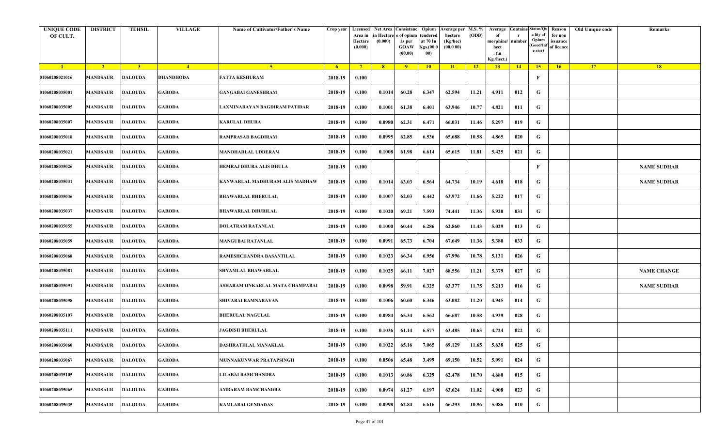| UNIQUE CODE OF CULT. | DISTRICT | TEHSIL | VILLAGE | Name of Cultivator/Father's Name | Crop year | Licensed Area in Hectare (0.000) | Net Area in Hectare (0.000) | Consistance of opium as per GOAW (00.00) | Opium tendered at 70 In Kgs.(00.000) | Average per hectare (Kg/hec) (00.0 00) | M.S. % (ODB) | Average of morphine/hect. (in Kg./hect.) | Container number | Status/Quality of Opium (Good/Inferior) | Reason for non issuance of licence | Old Unique code | Remarks |
|---|---|---|---|---|---|---|---|---|---|---|---|---|---|---|---|---|---|
| 1 | 2 | 3 | 4 | 5 | 6 | 7 | 8 | 9 | 10 | 11 | 12 | 13 | 14 | 15 | 16 | 17 | 18 |
| 01060208021016 | MANDSAUR | DALOUDA | DHANDHODA | FATTA KESHURAM | 2018-19 | 0.100 | | | | | | | | F | | | |
| 01060208035001 | MANDSAUR | DALOUDA | GARODA | GANGABAI GANESHRAM | 2018-19 | 0.100 | 0.1014 | 60.28 | 6.347 | 62.594 | 11.21 | 4.911 | 012 | G | | | |
| 01060208035005 | MANDSAUR | DALOUDA | GARODA | LAXMINARAYAN BAGDIRAM PATIDAR | 2018-19 | 0.100 | 0.1001 | 61.38 | 6.401 | 63.946 | 10.77 | 4.821 | 011 | G | | | |
| 01060208035007 | MANDSAUR | DALOUDA | GARODA | KARULAL DHURA | 2018-19 | 0.100 | 0.0980 | 62.31 | 6.471 | 66.031 | 11.46 | 5.297 | 019 | G | | | |
| 01060208035018 | MANDSAUR | DALOUDA | GARODA | RAMPRASAD BAGDIRAM | 2018-19 | 0.100 | 0.0995 | 62.85 | 6.536 | 65.688 | 10.58 | 4.865 | 020 | G | | | |
| 01060208035021 | MANDSAUR | DALOUDA | GARODA | MANOHARLAL UDDERAM | 2018-19 | 0.100 | 0.1008 | 61.98 | 6.614 | 65.615 | 11.81 | 5.425 | 021 | G | | | |
| 01060208035026 | MANDSAUR | DALOUDA | GARODA | HEMRAJ DHURA ALIS DHULA | 2018-19 | 0.100 | | | | | | | | F | | | NAME SUDHAR |
| 01060208035031 | MANDSAUR | DALOUDA | GARODA | KANWARLAL MADHURAM ALIS MADHAW | 2018-19 | 0.100 | 0.1014 | 63.03 | 6.564 | 64.734 | 10.19 | 4.618 | 018 | G | | | NAME SUDHAR |
| 01060208035036 | MANDSAUR | DALOUDA | GARODA | BHAWARLAL BHERULAL | 2018-19 | 0.100 | 0.1007 | 62.03 | 6.442 | 63.972 | 11.66 | 5.222 | 017 | G | | | |
| 01060208035037 | MANDSAUR | DALOUDA | GARODA | BHAWARLAL DHURILAL | 2018-19 | 0.100 | 0.1020 | 69.21 | 7.593 | 74.441 | 11.36 | 5.920 | 031 | G | | | |
| 01060208035055 | MANDSAUR | DALOUDA | GARODA | DOLATRAM RATANLAL | 2018-19 | 0.100 | 0.1000 | 60.44 | 6.286 | 62.860 | 11.43 | 5.029 | 013 | G | | | |
| 01060208035059 | MANDSAUR | DALOUDA | GARODA | MANGUBAI RATANLAL | 2018-19 | 0.100 | 0.0991 | 65.73 | 6.704 | 67.649 | 11.36 | 5.380 | 033 | G | | | |
| 01060208035068 | MANDSAUR | DALOUDA | GARODA | RAMESHCHANDRA BASANTILAL | 2018-19 | 0.100 | 0.1023 | 66.34 | 6.956 | 67.996 | 10.78 | 5.131 | 026 | G | | | |
| 01060208035081 | MANDSAUR | DALOUDA | GARODA | SHYAMLAL BHAWARLAL | 2018-19 | 0.100 | 0.1025 | 66.11 | 7.027 | 68.556 | 11.21 | 5.379 | 027 | G | | | NAME CHANGE |
| 01060208035091 | MANDSAUR | DALOUDA | GARODA | ASHARAM ONKARLAL MATA CHAMPABAI | 2018-19 | 0.100 | 0.0998 | 59.91 | 6.325 | 63.377 | 11.75 | 5.213 | 016 | G | | | NAME SUDHAR |
| 01060208035098 | MANDSAUR | DALOUDA | GARODA | SHIVABAI RAMNARAYAN | 2018-19 | 0.100 | 0.1006 | 60.60 | 6.346 | 63.082 | 11.20 | 4.945 | 014 | G | | | |
| 01060208035107 | MANDSAUR | DALOUDA | GARODA | BHERULAL NAGULAL | 2018-19 | 0.100 | 0.0984 | 65.34 | 6.562 | 66.687 | 10.58 | 4.939 | 028 | G | | | |
| 01060208035111 | MANDSAUR | DALOUDA | GARODA | JAGDISH BHERULAL | 2018-19 | 0.100 | 0.1036 | 61.14 | 6.577 | 63.485 | 10.63 | 4.724 | 022 | G | | | |
| 01060208035060 | MANDSAUR | DALOUDA | GARODA | DASHRATHLAL MANAKLAL | 2018-19 | 0.100 | 0.1022 | 65.16 | 7.065 | 69.129 | 11.65 | 5.638 | 025 | G | | | |
| 01060208035067 | MANDSAUR | DALOUDA | GARODA | MUNNAKUNWAR PRATAPSINGH | 2018-19 | 0.100 | 0.0506 | 65.48 | 3.499 | 69.150 | 10.52 | 5.091 | 024 | G | | | |
| 01060208035105 | MANDSAUR | DALOUDA | GARODA | LILABAI RAMCHANDRA | 2018-19 | 0.100 | 0.1013 | 60.86 | 6.329 | 62.478 | 10.70 | 4.680 | 015 | G | | | |
| 01060208035065 | MANDSAUR | DALOUDA | GARODA | AMBARAM RAMCHANDRA | 2018-19 | 0.100 | 0.0974 | 61.27 | 6.197 | 63.624 | 11.02 | 4.908 | 023 | G | | | |
| 01060208035035 | MANDSAUR | DALOUDA | GARODA | KAMLABAI GENDADAS | 2018-19 | 0.100 | 0.0998 | 62.84 | 6.616 | 66.293 | 10.96 | 5.086 | 010 | G | | | |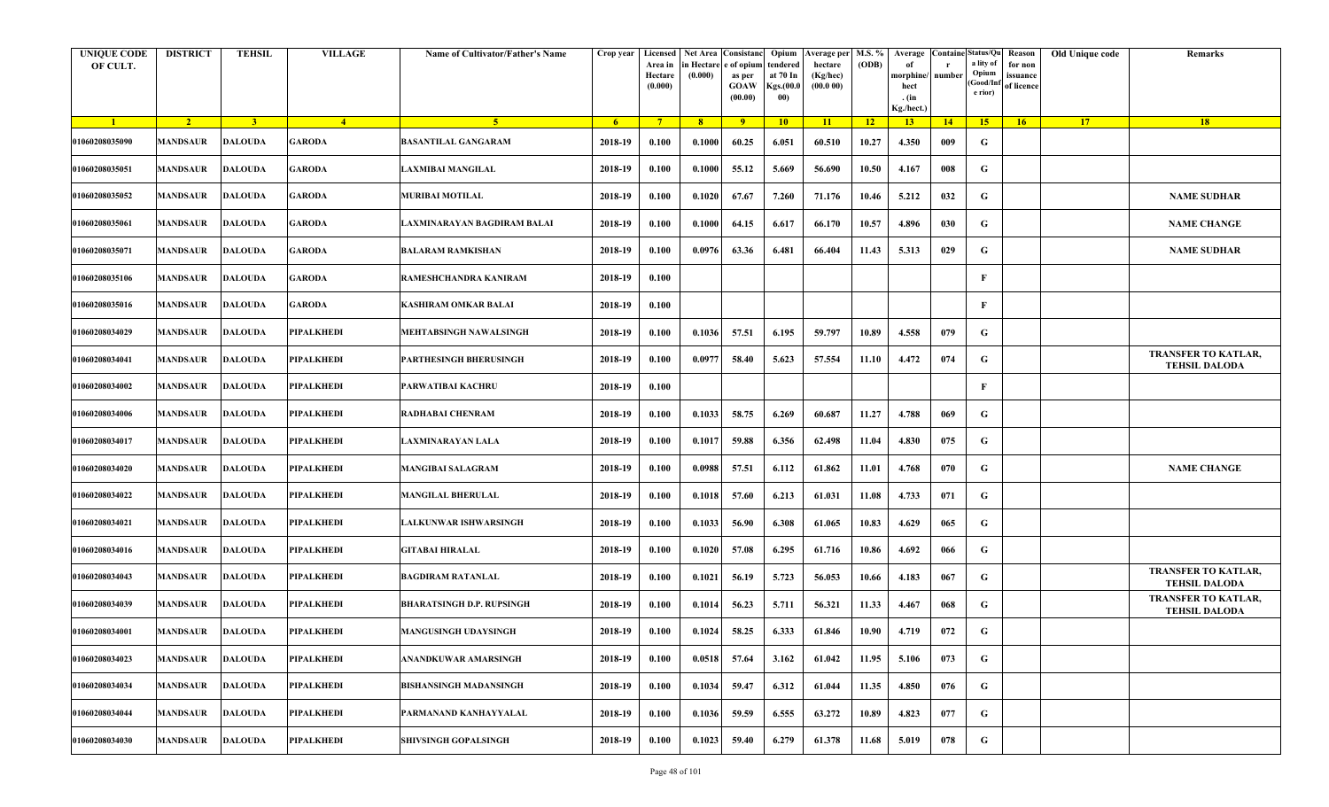| UNIQUE CODE OF CULT. | DISTRICT | TEHSIL | VILLAGE | Name of Cultivator/Father's Name | Crop year | Licensed Area in Hectare (0.000) | Net Area in Hectare (0.000) | Consistance of opium as per GOAW (00.00) | Opium tendered at 70 In Kgs.(00.000) | Average per hectare (Kg/hec) (00.00) | M.S. % (ODB) | Average of morphine/hect. (in Kg./hect.) | Container number | Status/Quality of Opium (Good/Inferior) | Reason for non issuance of licence | Old Unique code | Remarks |
|---|---|---|---|---|---|---|---|---|---|---|---|---|---|---|---|---|---|
| 1 | 2 | 3 | 4 | 5 | 6 | 7 | 8 | 9 | 10 | 11 | 12 | 13 | 14 | 15 | 16 | 17 | 18 |
| 01060208035090 | MANDSAUR | DALOUDA | GARODA | BASANTILAL GANGARAM | 2018-19 | 0.100 | 0.1000 | 60.25 | 6.051 | 60.510 | 10.27 | 4.350 | 009 | G | | | |
| 01060208035051 | MANDSAUR | DALOUDA | GARODA | LAXMIBAI MANGILAL | 2018-19 | 0.100 | 0.1000 | 55.12 | 5.669 | 56.690 | 10.50 | 4.167 | 008 | G | | | |
| 01060208035052 | MANDSAUR | DALOUDA | GARODA | MURIBAI MOTILAL | 2018-19 | 0.100 | 0.1020 | 67.67 | 7.260 | 71.176 | 10.46 | 5.212 | 032 | G | | | NAME SUDHAR |
| 01060208035061 | MANDSAUR | DALOUDA | GARODA | LAXMINARAYAN BAGDIRAM BALAI | 2018-19 | 0.100 | 0.1000 | 64.15 | 6.617 | 66.170 | 10.57 | 4.896 | 030 | G | | | NAME CHANGE |
| 01060208035071 | MANDSAUR | DALOUDA | GARODA | BALARAM RAMKISHAN | 2018-19 | 0.100 | 0.0976 | 63.36 | 6.481 | 66.404 | 11.43 | 5.313 | 029 | G | | | NAME SUDHAR |
| 01060208035106 | MANDSAUR | DALOUDA | GARODA | RAMESHCHANDRA KANIRAM | 2018-19 | 0.100 | | | | | | | | F | | | |
| 01060208035016 | MANDSAUR | DALOUDA | GARODA | KASHIRAM OMKAR BALAI | 2018-19 | 0.100 | | | | | | | | F | | | |
| 01060208034029 | MANDSAUR | DALOUDA | PIPALKHEDI | MEHTABSINGH NAWALSINGH | 2018-19 | 0.100 | 0.1036 | 57.51 | 6.195 | 59.797 | 10.89 | 4.558 | 079 | G | | | |
| 01060208034041 | MANDSAUR | DALOUDA | PIPALKHEDI | PARTHESINGH BHERUSINGH | 2018-19 | 0.100 | 0.0977 | 58.40 | 5.623 | 57.554 | 11.10 | 4.472 | 074 | G | | | TRANSFER TO KATLAR, TEHSIL DALODA |
| 01060208034002 | MANDSAUR | DALOUDA | PIPALKHEDI | PARWATIBAI KACHRU | 2018-19 | 0.100 | | | | | | | | F | | | |
| 01060208034006 | MANDSAUR | DALOUDA | PIPALKHEDI | RADHABAI CHENRAM | 2018-19 | 0.100 | 0.1033 | 58.75 | 6.269 | 60.687 | 11.27 | 4.788 | 069 | G | | | |
| 01060208034017 | MANDSAUR | DALOUDA | PIPALKHEDI | LAXMINARAYAN LALA | 2018-19 | 0.100 | 0.1017 | 59.88 | 6.356 | 62.498 | 11.04 | 4.830 | 075 | G | | | |
| 01060208034020 | MANDSAUR | DALOUDA | PIPALKHEDI | MANGIBAI SALAGRAM | 2018-19 | 0.100 | 0.0988 | 57.51 | 6.112 | 61.862 | 11.01 | 4.768 | 070 | G | | | NAME CHANGE |
| 01060208034022 | MANDSAUR | DALOUDA | PIPALKHEDI | MANGILAL BHERULAL | 2018-19 | 0.100 | 0.1018 | 57.60 | 6.213 | 61.031 | 11.08 | 4.733 | 071 | G | | | |
| 01060208034021 | MANDSAUR | DALOUDA | PIPALKHEDI | LALKUNWAR ISHWARSINGH | 2018-19 | 0.100 | 0.1033 | 56.90 | 6.308 | 61.065 | 10.83 | 4.629 | 065 | G | | | |
| 01060208034016 | MANDSAUR | DALOUDA | PIPALKHEDI | GITABAI HIRALAL | 2018-19 | 0.100 | 0.1020 | 57.08 | 6.295 | 61.716 | 10.86 | 4.692 | 066 | G | | | |
| 01060208034043 | MANDSAUR | DALOUDA | PIPALKHEDI | BAGDIRAM RATANLAL | 2018-19 | 0.100 | 0.1021 | 56.19 | 5.723 | 56.053 | 10.66 | 4.183 | 067 | G | | | TRANSFER TO KATLAR, TEHSIL DALODA |
| 01060208034039 | MANDSAUR | DALOUDA | PIPALKHEDI | BHARATSINGH D.P. RUPSINGH | 2018-19 | 0.100 | 0.1014 | 56.23 | 5.711 | 56.321 | 11.33 | 4.467 | 068 | G | | | TRANSFER TO KATLAR, TEHSIL DALODA |
| 01060208034001 | MANDSAUR | DALOUDA | PIPALKHEDI | MANGUSINGH UDAYSINGH | 2018-19 | 0.100 | 0.1024 | 58.25 | 6.333 | 61.846 | 10.90 | 4.719 | 072 | G | | | |
| 01060208034023 | MANDSAUR | DALOUDA | PIPALKHEDI | ANANDKUWAR AMARSINGH | 2018-19 | 0.100 | 0.0518 | 57.64 | 3.162 | 61.042 | 11.95 | 5.106 | 073 | G | | | |
| 01060208034034 | MANDSAUR | DALOUDA | PIPALKHEDI | BISHANSINGH MADANSINGH | 2018-19 | 0.100 | 0.1034 | 59.47 | 6.312 | 61.044 | 11.35 | 4.850 | 076 | G | | | |
| 01060208034044 | MANDSAUR | DALOUDA | PIPALKHEDI | PARMANAND KANHAYYALAL | 2018-19 | 0.100 | 0.1036 | 59.59 | 6.555 | 63.272 | 10.89 | 4.823 | 077 | G | | | |
| 01060208034030 | MANDSAUR | DALOUDA | PIPALKHEDI | SHIVSINGH GOPALSINGH | 2018-19 | 0.100 | 0.1023 | 59.40 | 6.279 | 61.378 | 11.68 | 5.019 | 078 | G | | | |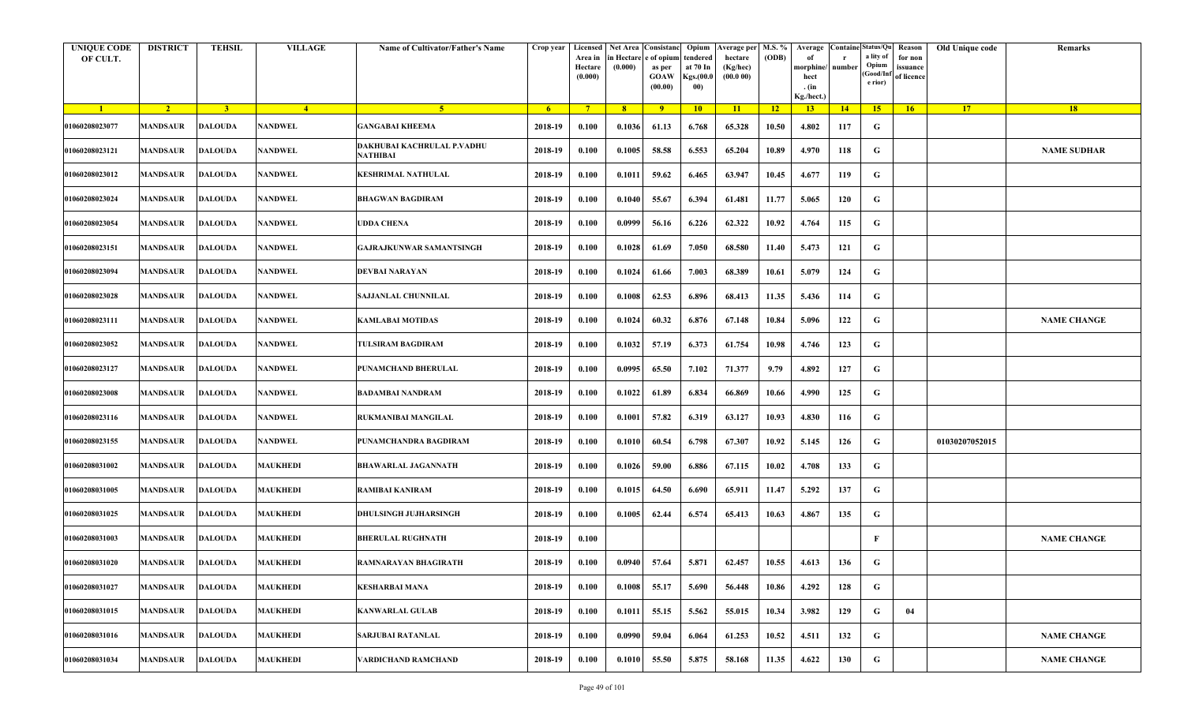| UNIQUE CODE OF CULT. | DISTRICT | TEHSIL | VILLAGE | Name of Cultivator/Father's Name | Crop year | Licensed Area in Hectare (0.000) | Net Area in Hectare (0.000) | Consistance of opium as per GOAW (00.00) | Opium tendered at 70 In Kgs.(00.000) | Average per hectare (Kg/hec) (00.00) | M.S. % (ODB) | Average of morphine/hect. (in Kg./hect.) | Container number | Status/Quality of Opium (Good/Inferior) | Reason for non issuance of licence | Old Unique code | Remarks |
|---|---|---|---|---|---|---|---|---|---|---|---|---|---|---|---|---|---|
| 1 | 2 | 3 | 4 | 5 | 6 | 7 | 8 | 9 | 10 | 11 | 12 | 13 | 14 | 15 | 16 | 17 | 18 |
| 01060208023077 | MANDSAUR | DALOUDA | NANDWEL | GANGABAI KHEEMA | 2018-19 | 0.100 | 0.1036 | 61.13 | 6.768 | 65.328 | 10.50 | 4.802 | 117 | G | | | |
| 01060208023121 | MANDSAUR | DALOUDA | NANDWEL | DAKHUBAI KACHRULAL P.VADHU NATHIBAI | 2018-19 | 0.100 | 0.1005 | 58.58 | 6.553 | 65.204 | 10.89 | 4.970 | 118 | G | | | NAME SUDHAR |
| 01060208023012 | MANDSAUR | DALOUDA | NANDWEL | KESHRIMAL NATHULAL | 2018-19 | 0.100 | 0.1011 | 59.62 | 6.465 | 63.947 | 10.45 | 4.677 | 119 | G | | | |
| 01060208023024 | MANDSAUR | DALOUDA | NANDWEL | BHAGWAN BAGDIRAM | 2018-19 | 0.100 | 0.1040 | 55.67 | 6.394 | 61.481 | 11.77 | 5.065 | 120 | G | | | |
| 01060208023054 | MANDSAUR | DALOUDA | NANDWEL | UDDA CHENA | 2018-19 | 0.100 | 0.0999 | 56.16 | 6.226 | 62.322 | 10.92 | 4.764 | 115 | G | | | |
| 01060208023151 | MANDSAUR | DALOUDA | NANDWEL | GAJRAJKUNWAR SAMANTSINGH | 2018-19 | 0.100 | 0.1028 | 61.69 | 7.050 | 68.580 | 11.40 | 5.473 | 121 | G | | | |
| 01060208023094 | MANDSAUR | DALOUDA | NANDWEL | DEVBAI NARAYAN | 2018-19 | 0.100 | 0.1024 | 61.66 | 7.003 | 68.389 | 10.61 | 5.079 | 124 | G | | | |
| 01060208023028 | MANDSAUR | DALOUDA | NANDWEL | SAJJANLAL CHUNNILAL | 2018-19 | 0.100 | 0.1008 | 62.53 | 6.896 | 68.413 | 11.35 | 5.436 | 114 | G | | | |
| 01060208023111 | MANDSAUR | DALOUDA | NANDWEL | KAMLABAI MOTIDAS | 2018-19 | 0.100 | 0.1024 | 60.32 | 6.876 | 67.148 | 10.84 | 5.096 | 122 | G | | | NAME CHANGE |
| 01060208023052 | MANDSAUR | DALOUDA | NANDWEL | TULSIRAM BAGDIRAM | 2018-19 | 0.100 | 0.1032 | 57.19 | 6.373 | 61.754 | 10.98 | 4.746 | 123 | G | | | |
| 01060208023127 | MANDSAUR | DALOUDA | NANDWEL | PUNAMCHAND BHERULAL | 2018-19 | 0.100 | 0.0995 | 65.50 | 7.102 | 71.377 | 9.79 | 4.892 | 127 | G | | | |
| 01060208023008 | MANDSAUR | DALOUDA | NANDWEL | BADAMBAI NANDRAM | 2018-19 | 0.100 | 0.1022 | 61.89 | 6.834 | 66.869 | 10.66 | 4.990 | 125 | G | | | |
| 01060208023116 | MANDSAUR | DALOUDA | NANDWEL | RUKMANIBAI MANGILAL | 2018-19 | 0.100 | 0.1001 | 57.82 | 6.319 | 63.127 | 10.93 | 4.830 | 116 | G | | | |
| 01060208023155 | MANDSAUR | DALOUDA | NANDWEL | PUNAMCHANDRA BAGDIRAM | 2018-19 | 0.100 | 0.1010 | 60.54 | 6.798 | 67.307 | 10.92 | 5.145 | 126 | G | | 01030207052015 | |
| 01060208031002 | MANDSAUR | DALOUDA | MAUKHEDI | BHAWARLAL JAGANNATH | 2018-19 | 0.100 | 0.1026 | 59.00 | 6.886 | 67.115 | 10.02 | 4.708 | 133 | G | | | |
| 01060208031005 | MANDSAUR | DALOUDA | MAUKHEDI | RAMIBAI KANIRAM | 2018-19 | 0.100 | 0.1015 | 64.50 | 6.690 | 65.911 | 11.47 | 5.292 | 137 | G | | | |
| 01060208031025 | MANDSAUR | DALOUDA | MAUKHEDI | DHULSINGH JUJHARSINGH | 2018-19 | 0.100 | 0.1005 | 62.44 | 6.574 | 65.413 | 10.63 | 4.867 | 135 | G | | | |
| 01060208031003 | MANDSAUR | DALOUDA | MAUKHEDI | BHERULAL RUGHNATH | 2018-19 | 0.100 | | | | | | | | F | | | NAME CHANGE |
| 01060208031020 | MANDSAUR | DALOUDA | MAUKHEDI | RAMNARAYAN BHAGIRATH | 2018-19 | 0.100 | 0.0940 | 57.64 | 5.871 | 62.457 | 10.55 | 4.613 | 136 | G | | | |
| 01060208031027 | MANDSAUR | DALOUDA | MAUKHEDI | KESHARBAI MANA | 2018-19 | 0.100 | 0.1008 | 55.17 | 5.690 | 56.448 | 10.86 | 4.292 | 128 | G | | | |
| 01060208031015 | MANDSAUR | DALOUDA | MAUKHEDI | KANWARLAL GULAB | 2018-19 | 0.100 | 0.1011 | 55.15 | 5.562 | 55.015 | 10.34 | 3.982 | 129 | G | 04 | | |
| 01060208031016 | MANDSAUR | DALOUDA | MAUKHEDI | SARJUBAI RATANLAL | 2018-19 | 0.100 | 0.0990 | 59.04 | 6.064 | 61.253 | 10.52 | 4.511 | 132 | G | | | NAME CHANGE |
| 01060208031034 | MANDSAUR | DALOUDA | MAUKHEDI | VARDICHAND RAMCHAND | 2018-19 | 0.100 | 0.1010 | 55.50 | 5.875 | 58.168 | 11.35 | 4.622 | 130 | G | | | NAME CHANGE |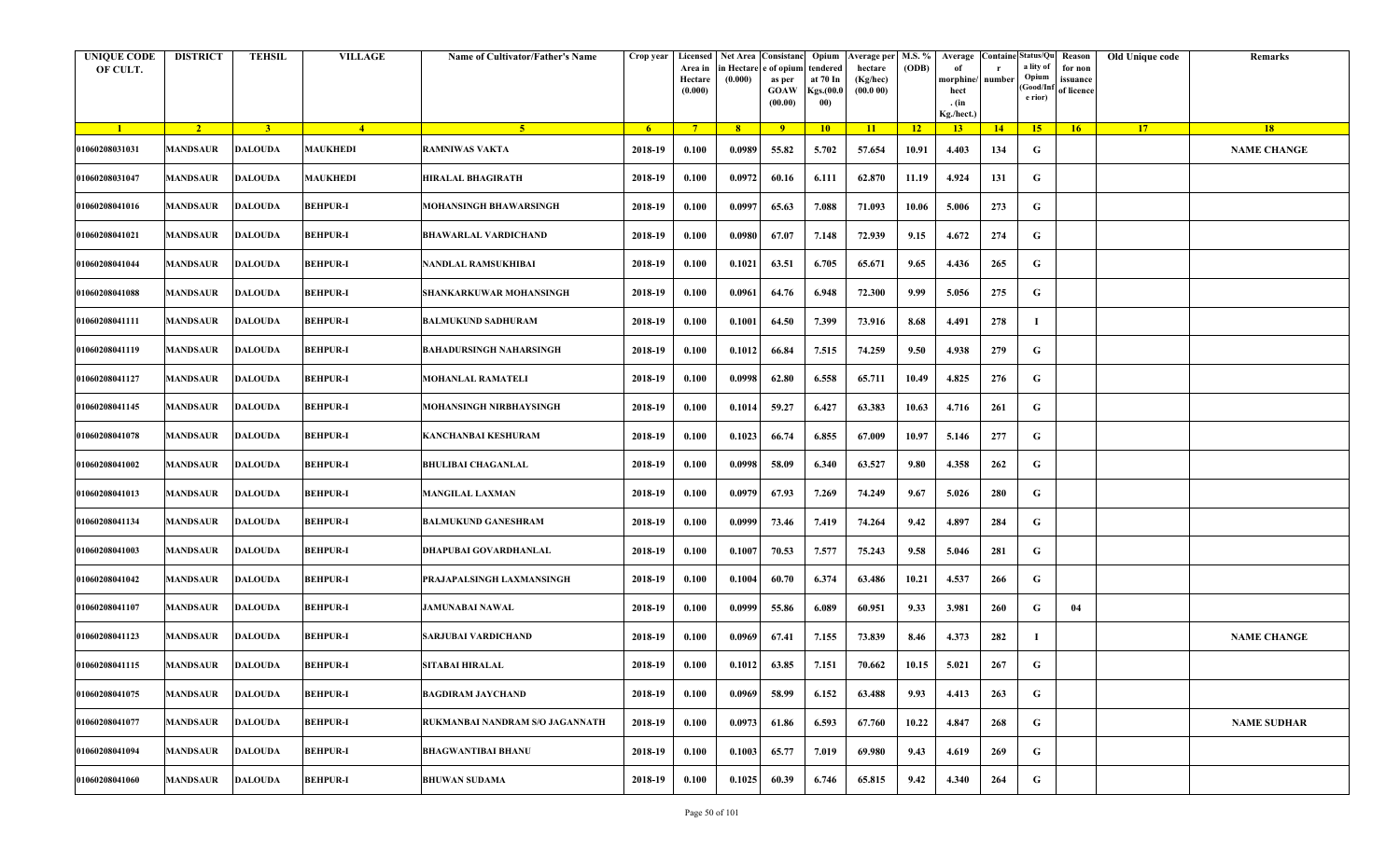| UNIQUE CODE OF CULT. | DISTRICT | TEHSIL | VILLAGE | Name of Cultivator/Father's Name | Crop year | Licensed Area in Hectare (0.000) | Net Area in Hectare (0.000) | Consistance of opium as per GOAW (00.00) | Opium tendered at 70 In Kgs.(00.000) | Average per hectare (Kg/hec) (00.00) | M.S. % (ODB) | Average of morphine/ hect . (in Kg./hect.) | Container number | Status/Quality of Opium (Good/Inferior) | Reason for non issuance of licence | Old Unique code | Remarks |
|---|---|---|---|---|---|---|---|---|---|---|---|---|---|---|---|---|---|
| 1 | 2 | 3 | 4 | 5 | 6 | 7 | 8 | 9 | 10 | 11 | 12 | 13 | 14 | 15 | 16 | 17 | 18 |
| 01060208031031 | MANDSAUR | DALOUDA | MAUKHEDI | RAMNIWAS VAKTA | 2018-19 | 0.100 | 0.0989 | 55.82 | 5.702 | 57.654 | 10.91 | 4.403 | 134 | G | | | NAME CHANGE |
| 01060208031047 | MANDSAUR | DALOUDA | MAUKHEDI | HIRALAL BHAGIRATH | 2018-19 | 0.100 | 0.0972 | 60.16 | 6.111 | 62.870 | 11.19 | 4.924 | 131 | G | | | |
| 01060208041016 | MANDSAUR | DALOUDA | BEHPUR-I | MOHANSINGH BHAWARSINGH | 2018-19 | 0.100 | 0.0997 | 65.63 | 7.088 | 71.093 | 10.06 | 5.006 | 273 | G | | | |
| 01060208041021 | MANDSAUR | DALOUDA | BEHPUR-I | BHAWARLAL VARDICHAND | 2018-19 | 0.100 | 0.0980 | 67.07 | 7.148 | 72.939 | 9.15 | 4.672 | 274 | G | | | |
| 01060208041044 | MANDSAUR | DALOUDA | BEHPUR-I | NANDLAL RAMSUKHIBAI | 2018-19 | 0.100 | 0.1021 | 63.51 | 6.705 | 65.671 | 9.65 | 4.436 | 265 | G | | | |
| 01060208041088 | MANDSAUR | DALOUDA | BEHPUR-I | SHANKARKUWAR MOHANSINGH | 2018-19 | 0.100 | 0.0961 | 64.76 | 6.948 | 72.300 | 9.99 | 5.056 | 275 | G | | | |
| 01060208041111 | MANDSAUR | DALOUDA | BEHPUR-I | BALMUKUND SADHURAM | 2018-19 | 0.100 | 0.1001 | 64.50 | 7.399 | 73.916 | 8.68 | 4.491 | 278 | I | | | |
| 01060208041119 | MANDSAUR | DALOUDA | BEHPUR-I | BAHADURSINGH NAHARSINGH | 2018-19 | 0.100 | 0.1012 | 66.84 | 7.515 | 74.259 | 9.50 | 4.938 | 279 | G | | | |
| 01060208041127 | MANDSAUR | DALOUDA | BEHPUR-I | MOHANLAL RAMATELI | 2018-19 | 0.100 | 0.0998 | 62.80 | 6.558 | 65.711 | 10.49 | 4.825 | 276 | G | | | |
| 01060208041145 | MANDSAUR | DALOUDA | BEHPUR-I | MOHANSINGH NIRBHAYSINGH | 2018-19 | 0.100 | 0.1014 | 59.27 | 6.427 | 63.383 | 10.63 | 4.716 | 261 | G | | | |
| 01060208041078 | MANDSAUR | DALOUDA | BEHPUR-I | KANCHANBAI KESHURAM | 2018-19 | 0.100 | 0.1023 | 66.74 | 6.855 | 67.009 | 10.97 | 5.146 | 277 | G | | | |
| 01060208041002 | MANDSAUR | DALOUDA | BEHPUR-I | BHULIBAI CHAGANLAL | 2018-19 | 0.100 | 0.0998 | 58.09 | 6.340 | 63.527 | 9.80 | 4.358 | 262 | G | | | |
| 01060208041013 | MANDSAUR | DALOUDA | BEHPUR-I | MANGILAL LAXMAN | 2018-19 | 0.100 | 0.0979 | 67.93 | 7.269 | 74.249 | 9.67 | 5.026 | 280 | G | | | |
| 01060208041134 | MANDSAUR | DALOUDA | BEHPUR-I | BALMUKUND GANESHRAM | 2018-19 | 0.100 | 0.0999 | 73.46 | 7.419 | 74.264 | 9.42 | 4.897 | 284 | G | | | |
| 01060208041003 | MANDSAUR | DALOUDA | BEHPUR-I | DHAPUBAI GOVARDHANLAL | 2018-19 | 0.100 | 0.1007 | 70.53 | 7.577 | 75.243 | 9.58 | 5.046 | 281 | G | | | |
| 01060208041042 | MANDSAUR | DALOUDA | BEHPUR-I | PRAJAPALSINGH LAXMANSINGH | 2018-19 | 0.100 | 0.1004 | 60.70 | 6.374 | 63.486 | 10.21 | 4.537 | 266 | G | | | |
| 01060208041107 | MANDSAUR | DALOUDA | BEHPUR-I | JAMUNABAI NAWAL | 2018-19 | 0.100 | 0.0999 | 55.86 | 6.089 | 60.951 | 9.33 | 3.981 | 260 | G | 04 | | |
| 01060208041123 | MANDSAUR | DALOUDA | BEHPUR-I | SARJUBAI VARDICHAND | 2018-19 | 0.100 | 0.0969 | 67.41 | 7.155 | 73.839 | 8.46 | 4.373 | 282 | I | | | NAME CHANGE |
| 01060208041115 | MANDSAUR | DALOUDA | BEHPUR-I | SITABAI HIRALAL | 2018-19 | 0.100 | 0.1012 | 63.85 | 7.151 | 70.662 | 10.15 | 5.021 | 267 | G | | | |
| 01060208041075 | MANDSAUR | DALOUDA | BEHPUR-I | BAGDIRAM JAYCHAND | 2018-19 | 0.100 | 0.0969 | 58.99 | 6.152 | 63.488 | 9.93 | 4.413 | 263 | G | | | |
| 01060208041077 | MANDSAUR | DALOUDA | BEHPUR-I | RUKMANBAI NANDRAM S/O JAGANNATH | 2018-19 | 0.100 | 0.0973 | 61.86 | 6.593 | 67.760 | 10.22 | 4.847 | 268 | G | | | NAME SUDHAR |
| 01060208041094 | MANDSAUR | DALOUDA | BEHPUR-I | BHAGWANTIBAI BHANU | 2018-19 | 0.100 | 0.1003 | 65.77 | 7.019 | 69.980 | 9.43 | 4.619 | 269 | G | | | |
| 01060208041060 | MANDSAUR | DALOUDA | BEHPUR-I | BHUWAN SUDAMA | 2018-19 | 0.100 | 0.1025 | 60.39 | 6.746 | 65.815 | 9.42 | 4.340 | 264 | G | | | |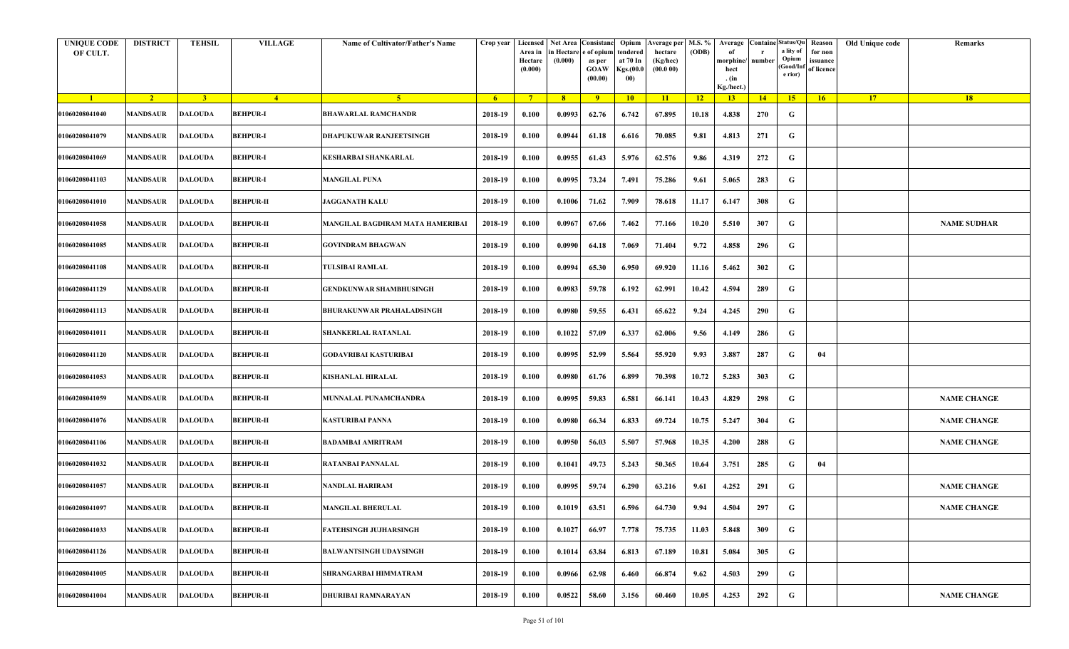| UNIQUE CODE OF CULT. | DISTRICT | TEHSIL | VILLAGE | Name of Cultivator/Father's Name | Crop year | Licensed Area in Hectare (0.000) | Net Area in Hectare (0.000) | Consistance of opium as per GOAW (00.00) | Opium tendered at 70 In Kgs.(00.000) | Average per hectare (Kg/hec) (00.0 00) | M.S. % (ODB) | Average of morphine/hect . (in Kg./hect.) | Container number | Status/Quality of Opium (Good/Inferior) | Reason for non issuance of licence | Old Unique code | Remarks |
|---|---|---|---|---|---|---|---|---|---|---|---|---|---|---|---|---|---|
| 1 | 2 | 3 | 4 | 5 | 6 | 7 | 8 | 9 | 10 | 11 | 12 | 13 | 14 | 15 | 16 | 17 | 18 |
| 01060208041040 | MANDSAUR | DALOUDA | BEHPUR-I | BHAWARLAL RAMCHANDR | 2018-19 | 0.100 | 0.0993 | 62.76 | 6.742 | 67.895 | 10.18 | 4.838 | 270 | G | | | |
| 01060208041079 | MANDSAUR | DALOUDA | BEHPUR-I | DHAPUKUWAR RANJEETSINGH | 2018-19 | 0.100 | 0.0944 | 61.18 | 6.616 | 70.085 | 9.81 | 4.813 | 271 | G | | | |
| 01060208041069 | MANDSAUR | DALOUDA | BEHPUR-I | KESHARBAI SHANKARLAL | 2018-19 | 0.100 | 0.0955 | 61.43 | 5.976 | 62.576 | 9.86 | 4.319 | 272 | G | | | |
| 01060208041103 | MANDSAUR | DALOUDA | BEHPUR-I | MANGILAL PUNA | 2018-19 | 0.100 | 0.0995 | 73.24 | 7.491 | 75.286 | 9.61 | 5.065 | 283 | G | | | |
| 01060208041010 | MANDSAUR | DALOUDA | BEHPUR-II | JAGGANATH KALU | 2018-19 | 0.100 | 0.1006 | 71.62 | 7.909 | 78.618 | 11.17 | 6.147 | 308 | G | | | |
| 01060208041058 | MANDSAUR | DALOUDA | BEHPUR-II | MANGILAL BAGDIRAM MATA HAMERIBAI | 2018-19 | 0.100 | 0.0967 | 67.66 | 7.462 | 77.166 | 10.20 | 5.510 | 307 | G | | | NAME SUDHAR |
| 01060208041085 | MANDSAUR | DALOUDA | BEHPUR-II | GOVINDRAM BHAGWAN | 2018-19 | 0.100 | 0.0990 | 64.18 | 7.069 | 71.404 | 9.72 | 4.858 | 296 | G | | | |
| 01060208041108 | MANDSAUR | DALOUDA | BEHPUR-II | TULSIBAI RAMLAL | 2018-19 | 0.100 | 0.0994 | 65.30 | 6.950 | 69.920 | 11.16 | 5.462 | 302 | G | | | |
| 01060208041129 | MANDSAUR | DALOUDA | BEHPUR-II | GENDKUNWAR SHAMBHUSINGH | 2018-19 | 0.100 | 0.0983 | 59.78 | 6.192 | 62.991 | 10.42 | 4.594 | 289 | G | | | |
| 01060208041113 | MANDSAUR | DALOUDA | BEHPUR-II | BHURAKUNWAR PRAHALADSINGH | 2018-19 | 0.100 | 0.0980 | 59.55 | 6.431 | 65.622 | 9.24 | 4.245 | 290 | G | | | |
| 01060208041011 | MANDSAUR | DALOUDA | BEHPUR-II | SHANKERLAL RATANLAL | 2018-19 | 0.100 | 0.1022 | 57.09 | 6.337 | 62.006 | 9.56 | 4.149 | 286 | G | | | |
| 01060208041120 | MANDSAUR | DALOUDA | BEHPUR-II | GODAVRIBAI KASTURIBAI | 2018-19 | 0.100 | 0.0995 | 52.99 | 5.564 | 55.920 | 9.93 | 3.887 | 287 | G | 04 | | |
| 01060208041053 | MANDSAUR | DALOUDA | BEHPUR-II | KISHANLAL HIRALAL | 2018-19 | 0.100 | 0.0980 | 61.76 | 6.899 | 70.398 | 10.72 | 5.283 | 303 | G | | | |
| 01060208041059 | MANDSAUR | DALOUDA | BEHPUR-II | MUNNALAL PUNAMCHANDRA | 2018-19 | 0.100 | 0.0995 | 59.83 | 6.581 | 66.141 | 10.43 | 4.829 | 298 | G | | | NAME CHANGE |
| 01060208041076 | MANDSAUR | DALOUDA | BEHPUR-II | KASTURIBAI PANNA | 2018-19 | 0.100 | 0.0980 | 66.34 | 6.833 | 69.724 | 10.75 | 5.247 | 304 | G | | | NAME CHANGE |
| 01060208041106 | MANDSAUR | DALOUDA | BEHPUR-II | BADAMBAI AMRITRAM | 2018-19 | 0.100 | 0.0950 | 56.03 | 5.507 | 57.968 | 10.35 | 4.200 | 288 | G | | | NAME CHANGE |
| 01060208041032 | MANDSAUR | DALOUDA | BEHPUR-II | RATANBAI PANNALAL | 2018-19 | 0.100 | 0.1041 | 49.73 | 5.243 | 50.365 | 10.64 | 3.751 | 285 | G | 04 | | |
| 01060208041057 | MANDSAUR | DALOUDA | BEHPUR-II | NANDLAL HARIRAM | 2018-19 | 0.100 | 0.0995 | 59.74 | 6.290 | 63.216 | 9.61 | 4.252 | 291 | G | | | NAME CHANGE |
| 01060208041097 | MANDSAUR | DALOUDA | BEHPUR-II | MANGILAL BHERULAL | 2018-19 | 0.100 | 0.1019 | 63.51 | 6.596 | 64.730 | 9.94 | 4.504 | 297 | G | | | NAME CHANGE |
| 01060208041033 | MANDSAUR | DALOUDA | BEHPUR-II | FATEHSINGH JUJHARSINGH | 2018-19 | 0.100 | 0.1027 | 66.97 | 7.778 | 75.735 | 11.03 | 5.848 | 309 | G | | | |
| 01060208041126 | MANDSAUR | DALOUDA | BEHPUR-II | BALWANTSINGH UDAYSINGH | 2018-19 | 0.100 | 0.1014 | 63.84 | 6.813 | 67.189 | 10.81 | 5.084 | 305 | G | | | |
| 01060208041005 | MANDSAUR | DALOUDA | BEHPUR-II | SHRANGARBAI HIMMATRAM | 2018-19 | 0.100 | 0.0966 | 62.98 | 6.460 | 66.874 | 9.62 | 4.503 | 299 | G | | | |
| 01060208041004 | MANDSAUR | DALOUDA | BEHPUR-II | DHURIBAI RAMNARAYAN | 2018-19 | 0.100 | 0.0522 | 58.60 | 3.156 | 60.460 | 10.05 | 4.253 | 292 | G | | | NAME CHANGE |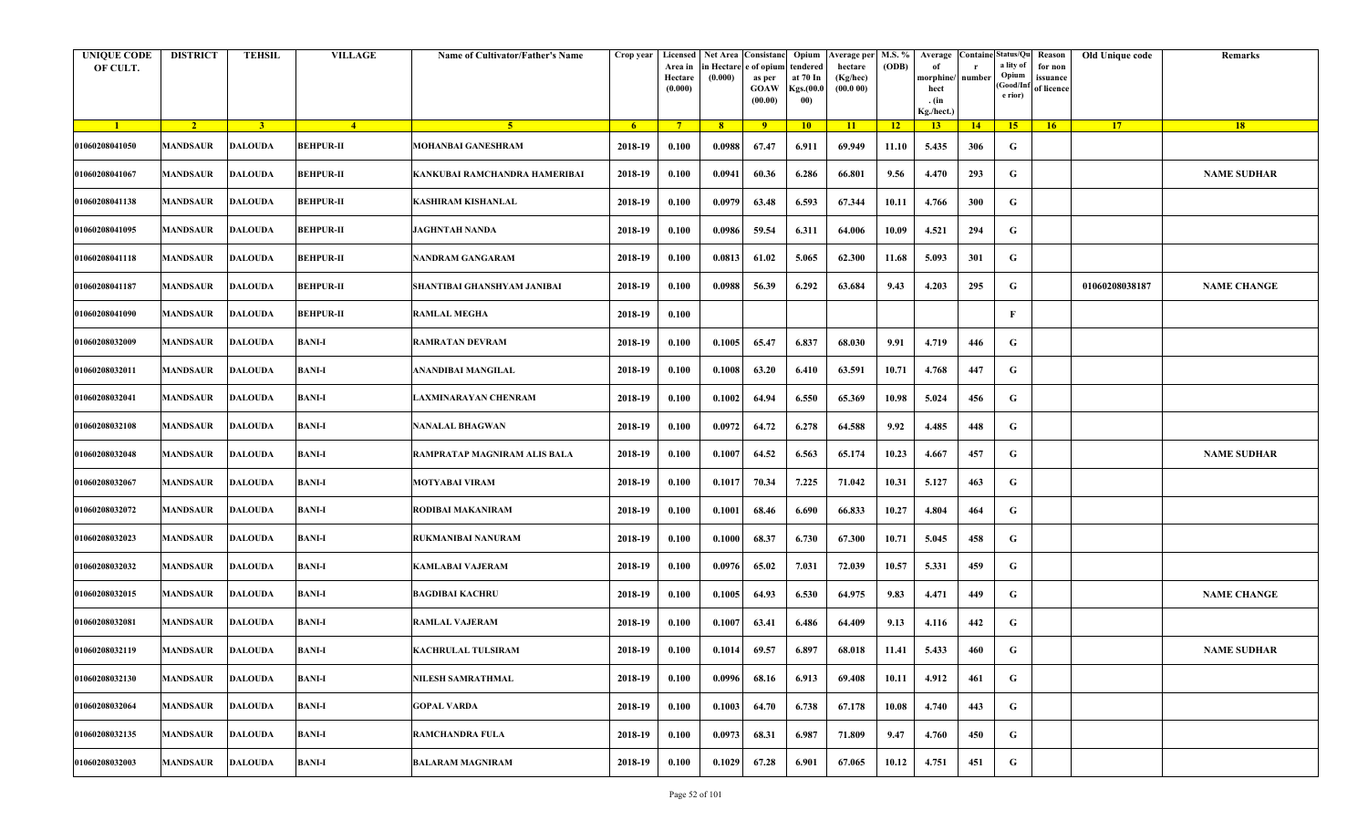| UNIQUE CODE OF CULT. | DISTRICT | TEHSIL | VILLAGE | Name of Cultivator/Father's Name | Crop year | Licensed Area in Hectare (0.000) | Net Area in Hectare (0.000) | Consistance of opium as per GOAW (00.00) | Opium tendered at 70 In Kgs.(00.000) | Average per hectare (Kg/hec) (00.0 00) | M.S. % (ODB) | Average of morphine/hect. (in Kg./hect.) | Container number | Status/Quality of Opium (Good/Inferior) | Reason for non issuance of licence | Old Unique code | Remarks |
|---|---|---|---|---|---|---|---|---|---|---|---|---|---|---|---|---|---|
| 1 | 2 | 3 | 4 | 5 | 6 | 7 | 8 | 9 | 10 | 11 | 12 | 13 | 14 | 15 | 16 | 17 | 18 |
| 01060208041050 | MANDSAUR | DALOUDA | BEHPUR-II | MOHANBAI GANESHRAM | 2018-19 | 0.100 | 0.0988 | 67.47 | 6.911 | 69.949 | 11.10 | 5.435 | 306 | G | | | |
| 01060208041067 | MANDSAUR | DALOUDA | BEHPUR-II | KANKUBAI RAMCHANDRA HAMERIBAI | 2018-19 | 0.100 | 0.0941 | 60.36 | 6.286 | 66.801 | 9.56 | 4.470 | 293 | G | | | NAME SUDHAR |
| 01060208041138 | MANDSAUR | DALOUDA | BEHPUR-II | KASHIRAM KISHANLAL | 2018-19 | 0.100 | 0.0979 | 63.48 | 6.593 | 67.344 | 10.11 | 4.766 | 300 | G | | | |
| 01060208041095 | MANDSAUR | DALOUDA | BEHPUR-II | JAGHNTAH NANDA | 2018-19 | 0.100 | 0.0986 | 59.54 | 6.311 | 64.006 | 10.09 | 4.521 | 294 | G | | | |
| 01060208041118 | MANDSAUR | DALOUDA | BEHPUR-II | NANDRAM GANGARAM | 2018-19 | 0.100 | 0.0813 | 61.02 | 5.065 | 62.300 | 11.68 | 5.093 | 301 | G | | | |
| 01060208041187 | MANDSAUR | DALOUDA | BEHPUR-II | SHANTIBAI GHANSHYAM JANIBAI | 2018-19 | 0.100 | 0.0988 | 56.39 | 6.292 | 63.684 | 9.43 | 4.203 | 295 | G | | 01060208038187 | NAME CHANGE |
| 01060208041090 | MANDSAUR | DALOUDA | BEHPUR-II | RAMLAL MEGHA | 2018-19 | 0.100 | | | | | | | | F | | | |
| 01060208032009 | MANDSAUR | DALOUDA | BANI-I | RAMRATAN DEVRAM | 2018-19 | 0.100 | 0.1005 | 65.47 | 6.837 | 68.030 | 9.91 | 4.719 | 446 | G | | | |
| 01060208032011 | MANDSAUR | DALOUDA | BANI-I | ANANDIBAI MANGILAL | 2018-19 | 0.100 | 0.1008 | 63.20 | 6.410 | 63.591 | 10.71 | 4.768 | 447 | G | | | |
| 01060208032041 | MANDSAUR | DALOUDA | BANI-I | LAXMINARAYAN CHENRAM | 2018-19 | 0.100 | 0.1002 | 64.94 | 6.550 | 65.369 | 10.98 | 5.024 | 456 | G | | | |
| 01060208032108 | MANDSAUR | DALOUDA | BANI-I | NANALAL BHAGWAN | 2018-19 | 0.100 | 0.0972 | 64.72 | 6.278 | 64.588 | 9.92 | 4.485 | 448 | G | | | |
| 01060208032048 | MANDSAUR | DALOUDA | BANI-I | RAMPRATAP MAGNIRAM ALIS BALA | 2018-19 | 0.100 | 0.1007 | 64.52 | 6.563 | 65.174 | 10.23 | 4.667 | 457 | G | | | NAME SUDHAR |
| 01060208032067 | MANDSAUR | DALOUDA | BANI-I | MOTYABAI VIRAM | 2018-19 | 0.100 | 0.1017 | 70.34 | 7.225 | 71.042 | 10.31 | 5.127 | 463 | G | | | |
| 01060208032072 | MANDSAUR | DALOUDA | BANI-I | RODIBAI MAKANIRAM | 2018-19 | 0.100 | 0.1001 | 68.46 | 6.690 | 66.833 | 10.27 | 4.804 | 464 | G | | | |
| 01060208032023 | MANDSAUR | DALOUDA | BANI-I | RUKMANIBAI NANURAM | 2018-19 | 0.100 | 0.1000 | 68.37 | 6.730 | 67.300 | 10.71 | 5.045 | 458 | G | | | |
| 01060208032032 | MANDSAUR | DALOUDA | BANI-I | KAMLABAI VAJERAM | 2018-19 | 0.100 | 0.0976 | 65.02 | 7.031 | 72.039 | 10.57 | 5.331 | 459 | G | | | |
| 01060208032015 | MANDSAUR | DALOUDA | BANI-I | BAGDIBAI KACHRU | 2018-19 | 0.100 | 0.1005 | 64.93 | 6.530 | 64.975 | 9.83 | 4.471 | 449 | G | | | NAME CHANGE |
| 01060208032081 | MANDSAUR | DALOUDA | BANI-I | RAMLAL VAJERAM | 2018-19 | 0.100 | 0.1007 | 63.41 | 6.486 | 64.409 | 9.13 | 4.116 | 442 | G | | | |
| 01060208032119 | MANDSAUR | DALOUDA | BANI-I | KACHRULAL TULSIRAM | 2018-19 | 0.100 | 0.1014 | 69.57 | 6.897 | 68.018 | 11.41 | 5.433 | 460 | G | | | NAME SUDHAR |
| 01060208032130 | MANDSAUR | DALOUDA | BANI-I | NILESH SAMRATHMAL | 2018-19 | 0.100 | 0.0996 | 68.16 | 6.913 | 69.408 | 10.11 | 4.912 | 461 | G | | | |
| 01060208032064 | MANDSAUR | DALOUDA | BANI-I | GOPAL VARDA | 2018-19 | 0.100 | 0.1003 | 64.70 | 6.738 | 67.178 | 10.08 | 4.740 | 443 | G | | | |
| 01060208032135 | MANDSAUR | DALOUDA | BANI-I | RAMCHANDRA FULA | 2018-19 | 0.100 | 0.0973 | 68.31 | 6.987 | 71.809 | 9.47 | 4.760 | 450 | G | | | |
| 01060208032003 | MANDSAUR | DALOUDA | BANI-I | BALARAM MAGNIRAM | 2018-19 | 0.100 | 0.1029 | 67.28 | 6.901 | 67.065 | 10.12 | 4.751 | 451 | G | | | |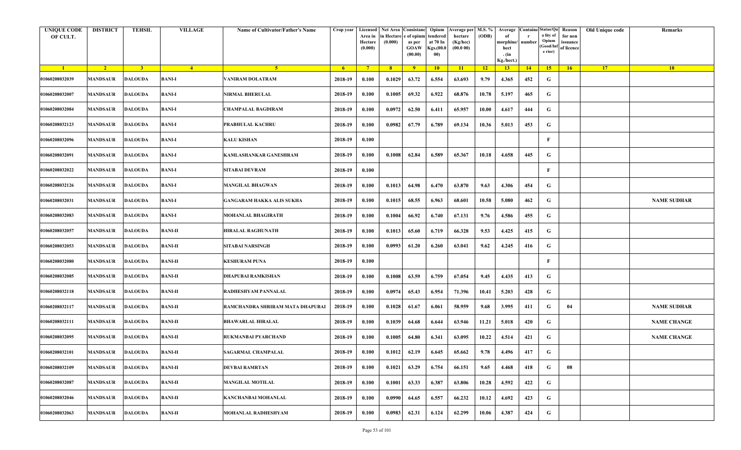| UNIQUE CODE OF CULT. | DISTRICT | TEHSIL | VILLAGE | Name of Cultivator/Father's Name | Crop year | Licensed Area in Hectare (0.000) | Net Area in Hectare (0.000) | Consistance of opium as per GOAW (00.00) | Opium tendered at 70 In Kgs.(00.000) | Average per hectare (Kg/hec) (00.0 00) | M.S. % (ODB) | Average of morphine/ hect . (in Kg./hect.) | Container number | Status/Quality of Opium (Good/Inferior) | Reason for non issuance of licence | Old Unique code | Remarks |
|---|---|---|---|---|---|---|---|---|---|---|---|---|---|---|---|---|---|
| 1 | 2 | 3 | 4 | 5 | 6 | 7 | 8 | 9 | 10 | 11 | 12 | 13 | 14 | 15 | 16 | 17 | 18 |
| 01060208032039 | MANDSAUR | DALOUDA | BANI-I | VANIRAM DOLATRAM | 2018-19 | 0.100 | 0.1029 | 63.72 | 6.554 | 63.693 | 9.79 | 4.365 | 452 | G | | | |
| 01060208032007 | MANDSAUR | DALOUDA | BANI-I | NIRMAL BHERULAL | 2018-19 | 0.100 | 0.1005 | 69.32 | 6.922 | 68.876 | 10.78 | 5.197 | 465 | G | | | |
| 01060208032084 | MANDSAUR | DALOUDA | BANI-I | CHAMPALAL BAGDIRAM | 2018-19 | 0.100 | 0.0972 | 62.50 | 6.411 | 65.957 | 10.00 | 4.617 | 444 | G | | | |
| 01060208032123 | MANDSAUR | DALOUDA | BANI-I | PRABHULAL KACHRU | 2018-19 | 0.100 | 0.0982 | 67.79 | 6.789 | 69.134 | 10.36 | 5.013 | 453 | G | | | |
| 01060208032096 | MANDSAUR | DALOUDA | BANI-I | KALU KISHAN | 2018-19 | 0.100 | | | | | | | | F | | | |
| 01060208032091 | MANDSAUR | DALOUDA | BANI-I | KAMLASHANKAR GANESHRAM | 2018-19 | 0.100 | 0.1008 | 62.84 | 6.589 | 65.367 | 10.18 | 4.658 | 445 | G | | | |
| 01060208032022 | MANDSAUR | DALOUDA | BANI-I | SITABAI DEVRAM | 2018-19 | 0.100 | | | | | | | | F | | | |
| 01060208032126 | MANDSAUR | DALOUDA | BANI-I | MANGILAL BHAGWAN | 2018-19 | 0.100 | 0.1013 | 64.98 | 6.470 | 63.870 | 9.63 | 4.306 | 454 | G | | | |
| 01060208032031 | MANDSAUR | DALOUDA | BANI-I | GANGARAM HAKKA ALIS SUKHA | 2018-19 | 0.100 | 0.1015 | 68.55 | 6.963 | 68.601 | 10.58 | 5.080 | 462 | G | | | NAME SUDHAR |
| 01060208032083 | MANDSAUR | DALOUDA | BANI-I | MOHANLAL BHAGIRATH | 2018-19 | 0.100 | 0.1004 | 66.92 | 6.740 | 67.131 | 9.76 | 4.586 | 455 | G | | | |
| 01060208032057 | MANDSAUR | DALOUDA | BANI-II | HIRALAL RAGHUNATH | 2018-19 | 0.100 | 0.1013 | 65.60 | 6.719 | 66.328 | 9.53 | 4.425 | 415 | G | | | |
| 01060208032053 | MANDSAUR | DALOUDA | BANI-II | SITABAI NARSINGH | 2018-19 | 0.100 | 0.0993 | 61.20 | 6.260 | 63.041 | 9.62 | 4.245 | 416 | G | | | |
| 01060208032080 | MANDSAUR | DALOUDA | BANI-II | KESHURAM PUNA | 2018-19 | 0.100 | | | | | | | | F | | | |
| 01060208032085 | MANDSAUR | DALOUDA | BANI-II | DHAPUBAI RAMKISHAN | 2018-19 | 0.100 | 0.1008 | 63.59 | 6.759 | 67.054 | 9.45 | 4.435 | 413 | G | | | |
| 01060208032118 | MANDSAUR | DALOUDA | BANI-II | RADHESHYAM PANNALAL | 2018-19 | 0.100 | 0.0974 | 65.43 | 6.954 | 71.396 | 10.41 | 5.203 | 428 | G | | | |
| 01060208032117 | MANDSAUR | DALOUDA | BANI-II | RAMCHANDRA SHRIRAM MATA DHAPUBAI | 2018-19 | 0.100 | 0.1028 | 61.67 | 6.061 | 58.959 | 9.68 | 3.995 | 411 | G | 04 | | NAME SUDHAR |
| 01060208032111 | MANDSAUR | DALOUDA | BANI-II | BHAWARLAL HIRALAL | 2018-19 | 0.100 | 0.1039 | 64.68 | 6.644 | 63.946 | 11.21 | 5.018 | 420 | G | | | NAME CHANGE |
| 01060208032095 | MANDSAUR | DALOUDA | BANI-II | RUKMANBAI PYARCHAND | 2018-19 | 0.100 | 0.1005 | 64.80 | 6.341 | 63.095 | 10.22 | 4.514 | 421 | G | | | NAME CHANGE |
| 01060208032101 | MANDSAUR | DALOUDA | BANI-II | SAGARMAL CHAMPALAL | 2018-19 | 0.100 | 0.1012 | 62.19 | 6.645 | 65.662 | 9.78 | 4.496 | 417 | G | | | |
| 01060208032109 | MANDSAUR | DALOUDA | BANI-II | DEVBAI RAMRTAN | 2018-19 | 0.100 | 0.1021 | 63.29 | 6.754 | 66.151 | 9.65 | 4.468 | 418 | G | 08 | | |
| 01060208032087 | MANDSAUR | DALOUDA | BANI-II | MANGILAL MOTILAL | 2018-19 | 0.100 | 0.1001 | 63.33 | 6.387 | 63.806 | 10.28 | 4.592 | 422 | G | | | |
| 01060208032046 | MANDSAUR | DALOUDA | BANI-II | KANCHANBAI MOHANLAL | 2018-19 | 0.100 | 0.0990 | 64.65 | 6.557 | 66.232 | 10.12 | 4.692 | 423 | G | | | |
| 01060208032063 | MANDSAUR | DALOUDA | BANI-II | MOHANLAL RADHESHYAM | 2018-19 | 0.100 | 0.0983 | 62.31 | 6.124 | 62.299 | 10.06 | 4.387 | 424 | G | | | |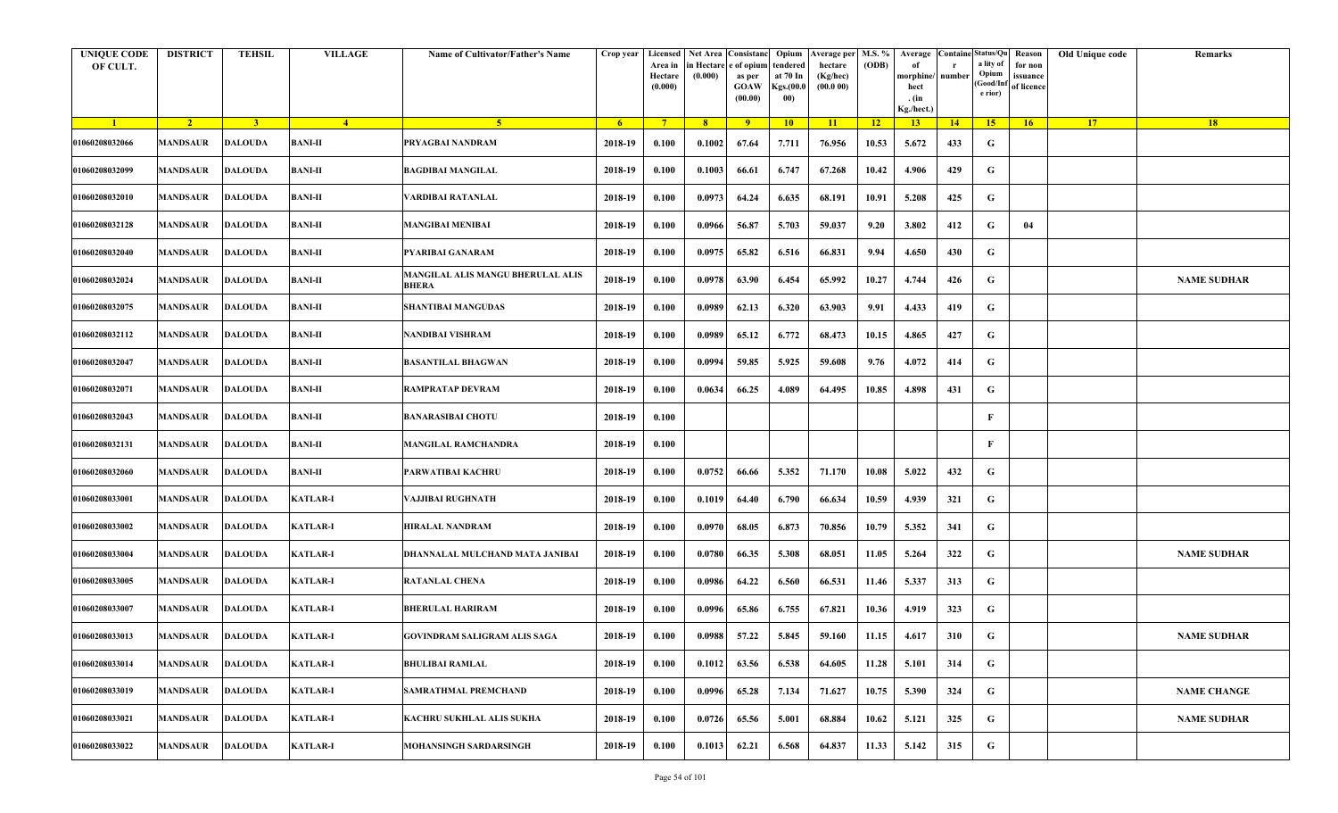| UNIQUE CODE OF CULT. | DISTRICT | TEHSIL | VILLAGE | Name of Cultivator/Father's Name | Crop year | Licensed Area in Hectare (0.000) | Net Area in Hectare (0.000) | Consistance of opium as per GOAW (00.00) | Opium tendered at 70 In Kgs.(00.000) | Average per hectare (Kg/hec) (00.0 00) | M.S. % (ODB) | Average of morphine/hect. (in Kg./hect.) | Container number | Status/Quality of Opium (Good/Inferior) | Reason for non issuance of licence | Old Unique code | Remarks |
|---|---|---|---|---|---|---|---|---|---|---|---|---|---|---|---|---|---|
| 1 | 2 | 3 | 4 | 5 | 6 | 7 | 8 | 9 | 10 | 11 | 12 | 13 | 14 | 15 | 16 | 17 | 18 |
| 01060208032066 | MANDSAUR | DALOUDA | BANI-II | PRYAGBAI NANDRAM | 2018-19 | 0.100 | 0.1002 | 67.64 | 7.711 | 76.956 | 10.53 | 5.672 | 433 | G | | | |
| 01060208032099 | MANDSAUR | DALOUDA | BANI-II | BAGDIBAI MANGILAL | 2018-19 | 0.100 | 0.1003 | 66.61 | 6.747 | 67.268 | 10.42 | 4.906 | 429 | G | | | |
| 01060208032010 | MANDSAUR | DALOUDA | BANI-II | VARDIBAI RATANLAL | 2018-19 | 0.100 | 0.0973 | 64.24 | 6.635 | 68.191 | 10.91 | 5.208 | 425 | G | | | |
| 01060208032128 | MANDSAUR | DALOUDA | BANI-II | MANGIBAI MENIBAI | 2018-19 | 0.100 | 0.0966 | 56.87 | 5.703 | 59.037 | 9.20 | 3.802 | 412 | G | 04 | | |
| 01060208032040 | MANDSAUR | DALOUDA | BANI-II | PYARIBAI GANARAM | 2018-19 | 0.100 | 0.0975 | 65.82 | 6.516 | 66.831 | 9.94 | 4.650 | 430 | G | | | |
| 01060208032024 | MANDSAUR | DALOUDA | BANI-II | MANGILAL ALIS MANGU BHERULAL ALIS BHERA | 2018-19 | 0.100 | 0.0978 | 63.90 | 6.454 | 65.992 | 10.27 | 4.744 | 426 | G | | | NAME SUDHAR |
| 01060208032075 | MANDSAUR | DALOUDA | BANI-II | SHANTIBAI MANGUDAS | 2018-19 | 0.100 | 0.0989 | 62.13 | 6.320 | 63.903 | 9.91 | 4.433 | 419 | G | | | |
| 01060208032112 | MANDSAUR | DALOUDA | BANI-II | NANDIBAI VISHRAM | 2018-19 | 0.100 | 0.0989 | 65.12 | 6.772 | 68.473 | 10.15 | 4.865 | 427 | G | | | |
| 01060208032047 | MANDSAUR | DALOUDA | BANI-II | BASANTILAL BHAGWAN | 2018-19 | 0.100 | 0.0994 | 59.85 | 5.925 | 59.608 | 9.76 | 4.072 | 414 | G | | | |
| 01060208032071 | MANDSAUR | DALOUDA | BANI-II | RAMPRATAP DEVRAM | 2018-19 | 0.100 | 0.0634 | 66.25 | 4.089 | 64.495 | 10.85 | 4.898 | 431 | G | | | |
| 01060208032043 | MANDSAUR | DALOUDA | BANI-II | BANARASIBAI CHOTU | 2018-19 | 0.100 | | | | | | | | F | | | |
| 01060208032131 | MANDSAUR | DALOUDA | BANI-II | MANGILAL RAMCHANDRA | 2018-19 | 0.100 | | | | | | | | F | | | |
| 01060208032060 | MANDSAUR | DALOUDA | BANI-II | PARWATIBAI KACHRU | 2018-19 | 0.100 | 0.0752 | 66.66 | 5.352 | 71.170 | 10.08 | 5.022 | 432 | G | | | |
| 01060208033001 | MANDSAUR | DALOUDA | KATLAR-I | VAJJIBAI RUGHNATH | 2018-19 | 0.100 | 0.1019 | 64.40 | 6.790 | 66.634 | 10.59 | 4.939 | 321 | G | | | |
| 01060208033002 | MANDSAUR | DALOUDA | KATLAR-I | HIRALAL NANDRAM | 2018-19 | 0.100 | 0.0970 | 68.05 | 6.873 | 70.856 | 10.79 | 5.352 | 341 | G | | | |
| 01060208033004 | MANDSAUR | DALOUDA | KATLAR-I | DHANNALAL MULCHAND MATA JANIBAI | 2018-19 | 0.100 | 0.0780 | 66.35 | 5.308 | 68.051 | 11.05 | 5.264 | 322 | G | | | NAME SUDHAR |
| 01060208033005 | MANDSAUR | DALOUDA | KATLAR-I | RATANLAL CHENA | 2018-19 | 0.100 | 0.0986 | 64.22 | 6.560 | 66.531 | 11.46 | 5.337 | 313 | G | | | |
| 01060208033007 | MANDSAUR | DALOUDA | KATLAR-I | BHERULAL HARIRAM | 2018-19 | 0.100 | 0.0996 | 65.86 | 6.755 | 67.821 | 10.36 | 4.919 | 323 | G | | | |
| 01060208033013 | MANDSAUR | DALOUDA | KATLAR-I | GOVINDRAM SALIGRAM ALIS SAGA | 2018-19 | 0.100 | 0.0988 | 57.22 | 5.845 | 59.160 | 11.15 | 4.617 | 310 | G | | | NAME SUDHAR |
| 01060208033014 | MANDSAUR | DALOUDA | KATLAR-I | BHULIBAI RAMLAL | 2018-19 | 0.100 | 0.1012 | 63.56 | 6.538 | 64.605 | 11.28 | 5.101 | 314 | G | | | |
| 01060208033019 | MANDSAUR | DALOUDA | KATLAR-I | SAMRATHMAL PREMCHAND | 2018-19 | 0.100 | 0.0996 | 65.28 | 7.134 | 71.627 | 10.75 | 5.390 | 324 | G | | | NAME CHANGE |
| 01060208033021 | MANDSAUR | DALOUDA | KATLAR-I | KACHRU SUKHLAL ALIS SUKHA | 2018-19 | 0.100 | 0.0726 | 65.56 | 5.001 | 68.884 | 10.62 | 5.121 | 325 | G | | | NAME SUDHAR |
| 01060208033022 | MANDSAUR | DALOUDA | KATLAR-I | MOHANSINGH SARDARSINGH | 2018-19 | 0.100 | 0.1013 | 62.21 | 6.568 | 64.837 | 11.33 | 5.142 | 315 | G | | | |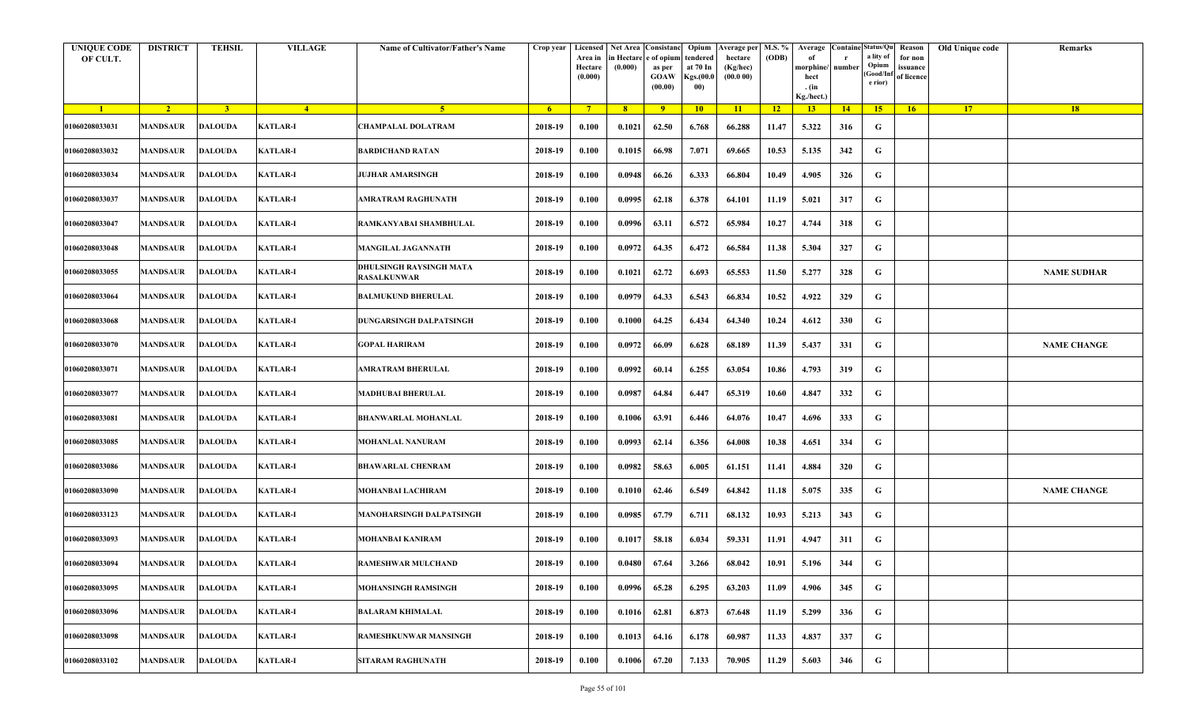| UNIQUE CODE OF CULT. | DISTRICT | TEHSIL | VILLAGE | Name of Cultivator/Father's Name | Crop year | Licensed Area in Hectare (0.000) | Net Area in Hectare (0.000) | Consistance of opium as per GOAW (00.00) | Opium tendered at 70 In Kgs.(00.000) | Average per hectare (Kg/hec) (00.00) | M.S. % (ODB) | Average of morphine/ hect . (in Kg./hect.) | Container number | Status/Quality of Opium (Good/Inferior) | Reason for non issuance of licence | Old Unique code | Remarks |
|---|---|---|---|---|---|---|---|---|---|---|---|---|---|---|---|---|---|
| 1 | 2 | 3 | 4 | 5 | 6 | 7 | 8 | 9 | 10 | 11 | 12 | 13 | 14 | 15 | 16 | 17 | 18 |
| 01060208033031 | MANDSAUR | DALOUDA | KATLAR-I | CHAMPALAL DOLATRAM | 2018-19 | 0.100 | 0.1021 | 62.50 | 6.768 | 66.288 | 11.47 | 5.322 | 316 | G | | | |
| 01060208033032 | MANDSAUR | DALOUDA | KATLAR-I | BARDICHAND RATAN | 2018-19 | 0.100 | 0.1015 | 66.98 | 7.071 | 69.665 | 10.53 | 5.135 | 342 | G | | | |
| 01060208033034 | MANDSAUR | DALOUDA | KATLAR-I | JUJHAR AMARSINGH | 2018-19 | 0.100 | 0.0948 | 66.26 | 6.333 | 66.804 | 10.49 | 4.905 | 326 | G | | | |
| 01060208033037 | MANDSAUR | DALOUDA | KATLAR-I | AMRATRAM RAGHUNATH | 2018-19 | 0.100 | 0.0995 | 62.18 | 6.378 | 64.101 | 11.19 | 5.021 | 317 | G | | | |
| 01060208033047 | MANDSAUR | DALOUDA | KATLAR-I | RAMKANYABAI SHAMBHULAL | 2018-19 | 0.100 | 0.0996 | 63.11 | 6.572 | 65.984 | 10.27 | 4.744 | 318 | G | | | |
| 01060208033048 | MANDSAUR | DALOUDA | KATLAR-I | MANGILAL JAGANNATH | 2018-19 | 0.100 | 0.0972 | 64.35 | 6.472 | 66.584 | 11.38 | 5.304 | 327 | G | | | |
| 01060208033055 | MANDSAUR | DALOUDA | KATLAR-I | DHULSINGH RAYSINGH MATA RASALKUNWAR | 2018-19 | 0.100 | 0.1021 | 62.72 | 6.693 | 65.553 | 11.50 | 5.277 | 328 | G | | | NAME SUDHAR |
| 01060208033064 | MANDSAUR | DALOUDA | KATLAR-I | BALMUKUND BHERULAL | 2018-19 | 0.100 | 0.0979 | 64.33 | 6.543 | 66.834 | 10.52 | 4.922 | 329 | G | | | |
| 01060208033068 | MANDSAUR | DALOUDA | KATLAR-I | DUNGARSINGH DALPATSINGH | 2018-19 | 0.100 | 0.1000 | 64.25 | 6.434 | 64.340 | 10.24 | 4.612 | 330 | G | | | |
| 01060208033070 | MANDSAUR | DALOUDA | KATLAR-I | GOPAL HARIRAM | 2018-19 | 0.100 | 0.0972 | 66.09 | 6.628 | 68.189 | 11.39 | 5.437 | 331 | G | | | NAME CHANGE |
| 01060208033071 | MANDSAUR | DALOUDA | KATLAR-I | AMRATRAM BHERULAL | 2018-19 | 0.100 | 0.0992 | 60.14 | 6.255 | 63.054 | 10.86 | 4.793 | 319 | G | | | |
| 01060208033077 | MANDSAUR | DALOUDA | KATLAR-I | MADHUBAI BHERULAL | 2018-19 | 0.100 | 0.0987 | 64.84 | 6.447 | 65.319 | 10.60 | 4.847 | 332 | G | | | |
| 01060208033081 | MANDSAUR | DALOUDA | KATLAR-I | BHANWARLAL MOHANLAL | 2018-19 | 0.100 | 0.1006 | 63.91 | 6.446 | 64.076 | 10.47 | 4.696 | 333 | G | | | |
| 01060208033085 | MANDSAUR | DALOUDA | KATLAR-I | MOHANLAL NANURAM | 2018-19 | 0.100 | 0.0993 | 62.14 | 6.356 | 64.008 | 10.38 | 4.651 | 334 | G | | | |
| 01060208033086 | MANDSAUR | DALOUDA | KATLAR-I | BHAWARLAL CHENRAM | 2018-19 | 0.100 | 0.0982 | 58.63 | 6.005 | 61.151 | 11.41 | 4.884 | 320 | G | | | |
| 01060208033090 | MANDSAUR | DALOUDA | KATLAR-I | MOHANBAI LACHIRAM | 2018-19 | 0.100 | 0.1010 | 62.46 | 6.549 | 64.842 | 11.18 | 5.075 | 335 | G | | | NAME CHANGE |
| 01060208033123 | MANDSAUR | DALOUDA | KATLAR-I | MANOHARSINGH DALPATSINGH | 2018-19 | 0.100 | 0.0985 | 67.79 | 6.711 | 68.132 | 10.93 | 5.213 | 343 | G | | | |
| 01060208033093 | MANDSAUR | DALOUDA | KATLAR-I | MOHANBAI KANIRAM | 2018-19 | 0.100 | 0.1017 | 58.18 | 6.034 | 59.331 | 11.91 | 4.947 | 311 | G | | | |
| 01060208033094 | MANDSAUR | DALOUDA | KATLAR-I | RAMESHWAR MULCHAND | 2018-19 | 0.100 | 0.0480 | 67.64 | 3.266 | 68.042 | 10.91 | 5.196 | 344 | G | | | |
| 01060208033095 | MANDSAUR | DALOUDA | KATLAR-I | MOHANSINGH RAMSINGH | 2018-19 | 0.100 | 0.0996 | 65.28 | 6.295 | 63.203 | 11.09 | 4.906 | 345 | G | | | |
| 01060208033096 | MANDSAUR | DALOUDA | KATLAR-I | BALARAM KHIMALAL | 2018-19 | 0.100 | 0.1016 | 62.81 | 6.873 | 67.648 | 11.19 | 5.299 | 336 | G | | | |
| 01060208033098 | MANDSAUR | DALOUDA | KATLAR-I | RAMESHKUNWAR MANSINGH | 2018-19 | 0.100 | 0.1013 | 64.16 | 6.178 | 60.987 | 11.33 | 4.837 | 337 | G | | | |
| 01060208033102 | MANDSAUR | DALOUDA | KATLAR-I | SITARAM RAGHUNATH | 2018-19 | 0.100 | 0.1006 | 67.20 | 7.133 | 70.905 | 11.29 | 5.603 | 346 | G | | | |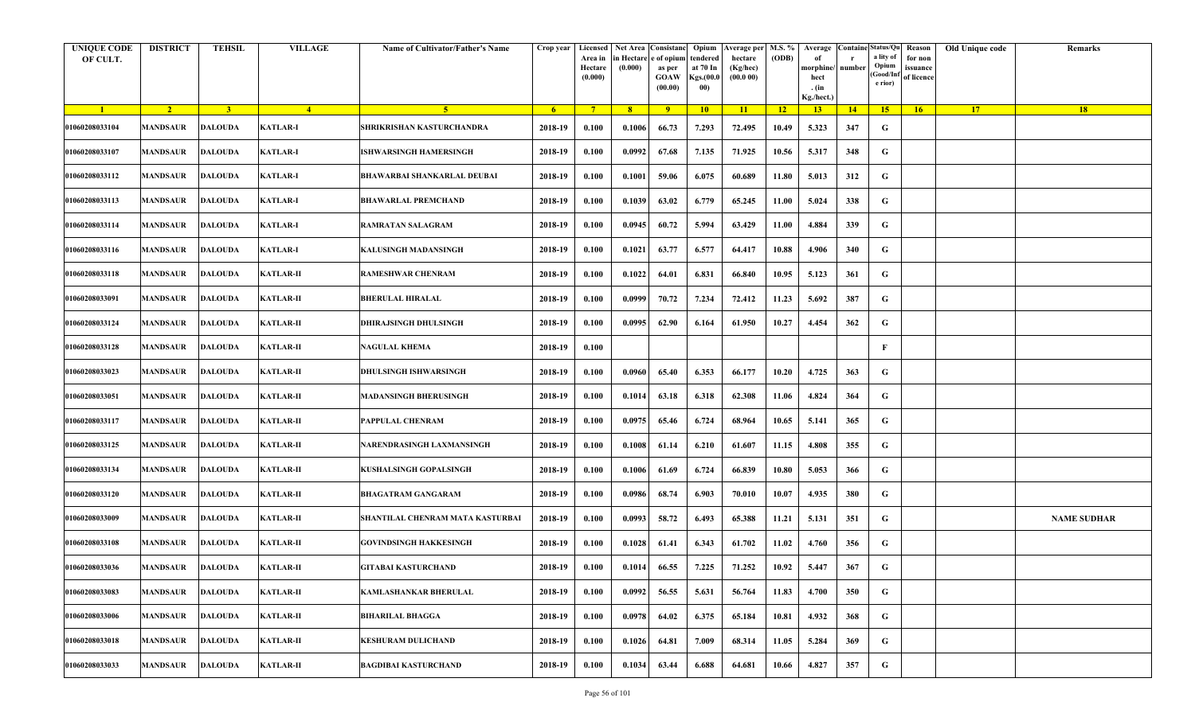| UNIQUE CODE OF CULT. | DISTRICT | TEHSIL | VILLAGE | Name of Cultivator/Father's Name | Crop year | Licensed Area in Hectare (0.000) | Net Area in Hectare (0.000) | Consistance of opium as per GOAW (00.00) | Opium tendered at 70 In Kgs.(00.000) | Average per hectare (Kg/hec) (00.00) | M.S. % (ODB) | Average of morphine/hect. (in Kg./hect.) | Container number | Status/Quality of Opium (Good/Inferior) | Reason for non issuance of licence | Old Unique code | Remarks |
|---|---|---|---|---|---|---|---|---|---|---|---|---|---|---|---|---|---|
| 1 | 2 | 3 | 4 | 5 | 6 | 7 | 8 | 9 | 10 | 11 | 12 | 13 | 14 | 15 | 16 | 17 | 18 |
| 01060208033104 | MANDSAUR | DALOUDA | KATLAR-I | SHRIKRISHAN KASTURCHANDRA | 2018-19 | 0.100 | 0.1006 | 66.73 | 7.293 | 72.495 | 10.49 | 5.323 | 347 | G | | | |
| 01060208033107 | MANDSAUR | DALOUDA | KATLAR-I | ISHWARSINGH HAMERSINGH | 2018-19 | 0.100 | 0.0992 | 67.68 | 7.135 | 71.925 | 10.56 | 5.317 | 348 | G | | | |
| 01060208033112 | MANDSAUR | DALOUDA | KATLAR-I | BHAWARBAI SHANKARLAL DEUBAI | 2018-19 | 0.100 | 0.1001 | 59.06 | 6.075 | 60.689 | 11.80 | 5.013 | 312 | G | | | |
| 01060208033113 | MANDSAUR | DALOUDA | KATLAR-I | BHAWARLAL PREMCHAND | 2018-19 | 0.100 | 0.1039 | 63.02 | 6.779 | 65.245 | 11.00 | 5.024 | 338 | G | | | |
| 01060208033114 | MANDSAUR | DALOUDA | KATLAR-I | RAMRATAN SALAGRAM | 2018-19 | 0.100 | 0.0945 | 60.72 | 5.994 | 63.429 | 11.00 | 4.884 | 339 | G | | | |
| 01060208033116 | MANDSAUR | DALOUDA | KATLAR-I | KALUSINGH MADANSINGH | 2018-19 | 0.100 | 0.1021 | 63.77 | 6.577 | 64.417 | 10.88 | 4.906 | 340 | G | | | |
| 01060208033118 | MANDSAUR | DALOUDA | KATLAR-II | RAMESHWAR CHENRAM | 2018-19 | 0.100 | 0.1022 | 64.01 | 6.831 | 66.840 | 10.95 | 5.123 | 361 | G | | | |
| 01060208033091 | MANDSAUR | DALOUDA | KATLAR-II | BHERULAL HIRALAL | 2018-19 | 0.100 | 0.0999 | 70.72 | 7.234 | 72.412 | 11.23 | 5.692 | 387 | G | | | |
| 01060208033124 | MANDSAUR | DALOUDA | KATLAR-II | DHIRAJSINGH DHULSINGH | 2018-19 | 0.100 | 0.0995 | 62.90 | 6.164 | 61.950 | 10.27 | 4.454 | 362 | G | | | |
| 01060208033128 | MANDSAUR | DALOUDA | KATLAR-II | NAGULAL KHEMA | 2018-19 | 0.100 | | | | | | | | F | | | |
| 01060208033023 | MANDSAUR | DALOUDA | KATLAR-II | DHULSINGH ISHWARSINGH | 2018-19 | 0.100 | 0.0960 | 65.40 | 6.353 | 66.177 | 10.20 | 4.725 | 363 | G | | | |
| 01060208033051 | MANDSAUR | DALOUDA | KATLAR-II | MADANSINGH BHERUSINGH | 2018-19 | 0.100 | 0.1014 | 63.18 | 6.318 | 62.308 | 11.06 | 4.824 | 364 | G | | | |
| 01060208033117 | MANDSAUR | DALOUDA | KATLAR-II | PAPPULAL CHENRAM | 2018-19 | 0.100 | 0.0975 | 65.46 | 6.724 | 68.964 | 10.65 | 5.141 | 365 | G | | | |
| 01060208033125 | MANDSAUR | DALOUDA | KATLAR-II | NARENDRASINGH LAXMANSINGH | 2018-19 | 0.100 | 0.1008 | 61.14 | 6.210 | 61.607 | 11.15 | 4.808 | 355 | G | | | |
| 01060208033134 | MANDSAUR | DALOUDA | KATLAR-II | KUSHALSINGH GOPALSINGH | 2018-19 | 0.100 | 0.1006 | 61.69 | 6.724 | 66.839 | 10.80 | 5.053 | 366 | G | | | |
| 01060208033120 | MANDSAUR | DALOUDA | KATLAR-II | BHAGATRAM GANGARAM | 2018-19 | 0.100 | 0.0986 | 68.74 | 6.903 | 70.010 | 10.07 | 4.935 | 380 | G | | | |
| 01060208033009 | MANDSAUR | DALOUDA | KATLAR-II | SHANTILAL CHENRAM MATA KASTURBAI | 2018-19 | 0.100 | 0.0993 | 58.72 | 6.493 | 65.388 | 11.21 | 5.131 | 351 | G | | | NAME SUDHAR |
| 01060208033108 | MANDSAUR | DALOUDA | KATLAR-II | GOVINDSINGH HAKKESINGH | 2018-19 | 0.100 | 0.1028 | 61.41 | 6.343 | 61.702 | 11.02 | 4.760 | 356 | G | | | |
| 01060208033036 | MANDSAUR | DALOUDA | KATLAR-II | GITABAI KASTURCHAND | 2018-19 | 0.100 | 0.1014 | 66.55 | 7.225 | 71.252 | 10.92 | 5.447 | 367 | G | | | |
| 01060208033083 | MANDSAUR | DALOUDA | KATLAR-II | KAMLASHANKAR BHERULAL | 2018-19 | 0.100 | 0.0992 | 56.55 | 5.631 | 56.764 | 11.83 | 4.700 | 350 | G | | | |
| 01060208033006 | MANDSAUR | DALOUDA | KATLAR-II | BIHARILAL BHAGGA | 2018-19 | 0.100 | 0.0978 | 64.02 | 6.375 | 65.184 | 10.81 | 4.932 | 368 | G | | | |
| 01060208033018 | MANDSAUR | DALOUDA | KATLAR-II | KESHURAM DULICHAND | 2018-19 | 0.100 | 0.1026 | 64.81 | 7.009 | 68.314 | 11.05 | 5.284 | 369 | G | | | |
| 01060208033033 | MANDSAUR | DALOUDA | KATLAR-II | BAGDIBAI KASTURCHAND | 2018-19 | 0.100 | 0.1034 | 63.44 | 6.688 | 64.681 | 10.66 | 4.827 | 357 | G | | | |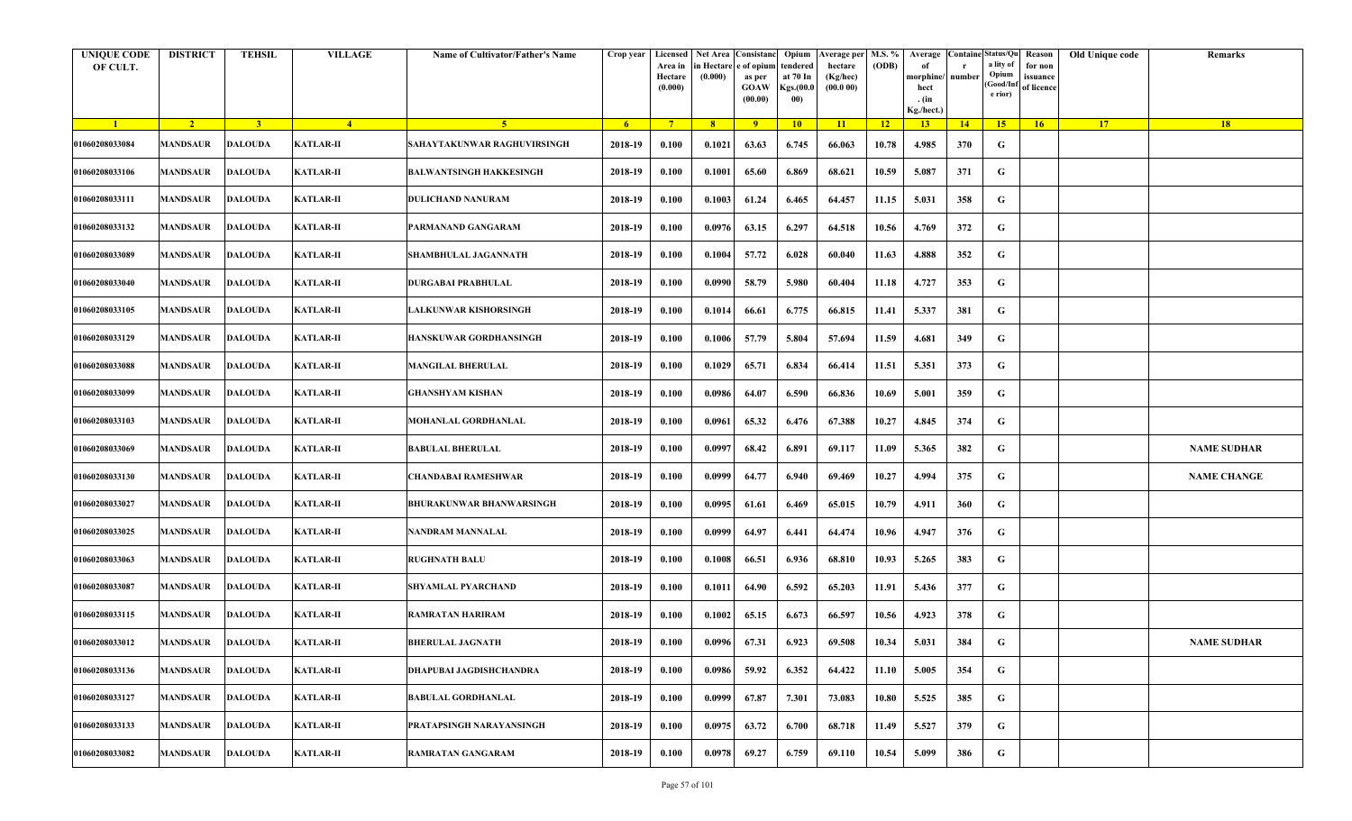| UNIQUE CODE OF CULT. | DISTRICT | TEHSIL | VILLAGE | Name of Cultivator/Father's Name | Crop year | Licensed Area in Hectare (0.000) | Net Area in Hectare (0.000) | Consistance of opium as per GOAW (00.00) | Opium tendered at 70 In Kgs.(00.000) | Average per hectare (Kg/hec) (00.0 00) | M.S. % (ODB) | Average of morphine/hect . (in Kg./hect.) | Container number | Status/Quality of Opium (Good/Inferior) | Reason for non issuance of licence | Old Unique code | Remarks |
|---|---|---|---|---|---|---|---|---|---|---|---|---|---|---|---|---|---|
| 1 | 2 | 3 | 4 | 5 | 6 | 7 | 8 | 9 | 10 | 11 | 12 | 13 | 14 | 15 | 16 | 17 | 18 |
| 01060208033084 | MANDSAUR | DALOUDA | KATLAR-II | SAHAYTAKUNWAR RAGHUVIRSINGH | 2018-19 | 0.100 | 0.1021 | 63.63 | 6.745 | 66.063 | 10.78 | 4.985 | 370 | G | | | |
| 01060208033106 | MANDSAUR | DALOUDA | KATLAR-II | BALWANTSINGH HAKKESINGH | 2018-19 | 0.100 | 0.1001 | 65.60 | 6.869 | 68.621 | 10.59 | 5.087 | 371 | G | | | |
| 01060208033111 | MANDSAUR | DALOUDA | KATLAR-II | DULICHAND NANURAM | 2018-19 | 0.100 | 0.1003 | 61.24 | 6.465 | 64.457 | 11.15 | 5.031 | 358 | G | | | |
| 01060208033132 | MANDSAUR | DALOUDA | KATLAR-II | PARMANAND GANGARAM | 2018-19 | 0.100 | 0.0976 | 63.15 | 6.297 | 64.518 | 10.56 | 4.769 | 372 | G | | | |
| 01060208033089 | MANDSAUR | DALOUDA | KATLAR-II | SHAMBHULAL JAGANNATH | 2018-19 | 0.100 | 0.1004 | 57.72 | 6.028 | 60.040 | 11.63 | 4.888 | 352 | G | | | |
| 01060208033040 | MANDSAUR | DALOUDA | KATLAR-II | DURGABAI PRABHULAL | 2018-19 | 0.100 | 0.0990 | 58.79 | 5.980 | 60.404 | 11.18 | 4.727 | 353 | G | | | |
| 01060208033105 | MANDSAUR | DALOUDA | KATLAR-II | LALKUNWAR KISHORSINGH | 2018-19 | 0.100 | 0.1014 | 66.61 | 6.775 | 66.815 | 11.41 | 5.337 | 381 | G | | | |
| 01060208033129 | MANDSAUR | DALOUDA | KATLAR-II | HANSKUWAR GORDHANSINGH | 2018-19 | 0.100 | 0.1006 | 57.79 | 5.804 | 57.694 | 11.59 | 4.681 | 349 | G | | | |
| 01060208033088 | MANDSAUR | DALOUDA | KATLAR-II | MANGILAL BHERULAL | 2018-19 | 0.100 | 0.1029 | 65.71 | 6.834 | 66.414 | 11.51 | 5.351 | 373 | G | | | |
| 01060208033099 | MANDSAUR | DALOUDA | KATLAR-II | GHANSHYAM KISHAN | 2018-19 | 0.100 | 0.0986 | 64.07 | 6.590 | 66.836 | 10.69 | 5.001 | 359 | G | | | |
| 01060208033103 | MANDSAUR | DALOUDA | KATLAR-II | MOHANLAL GORDHANLAL | 2018-19 | 0.100 | 0.0961 | 65.32 | 6.476 | 67.388 | 10.27 | 4.845 | 374 | G | | | |
| 01060208033069 | MANDSAUR | DALOUDA | KATLAR-II | BABULAL BHERULAL | 2018-19 | 0.100 | 0.0997 | 68.42 | 6.891 | 69.117 | 11.09 | 5.365 | 382 | G | | | NAME SUDHAR |
| 01060208033130 | MANDSAUR | DALOUDA | KATLAR-II | CHANDABAI RAMESHWAR | 2018-19 | 0.100 | 0.0999 | 64.77 | 6.940 | 69.469 | 10.27 | 4.994 | 375 | G | | | NAME CHANGE |
| 01060208033027 | MANDSAUR | DALOUDA | KATLAR-II | BHURAKUNWAR BHANWARSINGH | 2018-19 | 0.100 | 0.0995 | 61.61 | 6.469 | 65.015 | 10.79 | 4.911 | 360 | G | | | |
| 01060208033025 | MANDSAUR | DALOUDA | KATLAR-II | NANDRAM MANNALAL | 2018-19 | 0.100 | 0.0999 | 64.97 | 6.441 | 64.474 | 10.96 | 4.947 | 376 | G | | | |
| 01060208033063 | MANDSAUR | DALOUDA | KATLAR-II | RUGHNATH BALU | 2018-19 | 0.100 | 0.1008 | 66.51 | 6.936 | 68.810 | 10.93 | 5.265 | 383 | G | | | |
| 01060208033087 | MANDSAUR | DALOUDA | KATLAR-II | SHYAMLAL PYARCHAND | 2018-19 | 0.100 | 0.1011 | 64.90 | 6.592 | 65.203 | 11.91 | 5.436 | 377 | G | | | |
| 01060208033115 | MANDSAUR | DALOUDA | KATLAR-II | RAMRATAN HARIRAM | 2018-19 | 0.100 | 0.1002 | 65.15 | 6.673 | 66.597 | 10.56 | 4.923 | 378 | G | | | |
| 01060208033012 | MANDSAUR | DALOUDA | KATLAR-II | BHERULAL JAGNATH | 2018-19 | 0.100 | 0.0996 | 67.31 | 6.923 | 69.508 | 10.34 | 5.031 | 384 | G | | | NAME SUDHAR |
| 01060208033136 | MANDSAUR | DALOUDA | KATLAR-II | DHAPUBAI JAGDISHCHANDRA | 2018-19 | 0.100 | 0.0986 | 59.92 | 6.352 | 64.422 | 11.10 | 5.005 | 354 | G | | | |
| 01060208033127 | MANDSAUR | DALOUDA | KATLAR-II | BABULAL GORDHANLAL | 2018-19 | 0.100 | 0.0999 | 67.87 | 7.301 | 73.083 | 10.80 | 5.525 | 385 | G | | | |
| 01060208033133 | MANDSAUR | DALOUDA | KATLAR-II | PRATAPSINGH NARAYANSINGH | 2018-19 | 0.100 | 0.0975 | 63.72 | 6.700 | 68.718 | 11.49 | 5.527 | 379 | G | | | |
| 01060208033082 | MANDSAUR | DALOUDA | KATLAR-II | RAMRATAN GANGARAM | 2018-19 | 0.100 | 0.0978 | 69.27 | 6.759 | 69.110 | 10.54 | 5.099 | 386 | G | | | |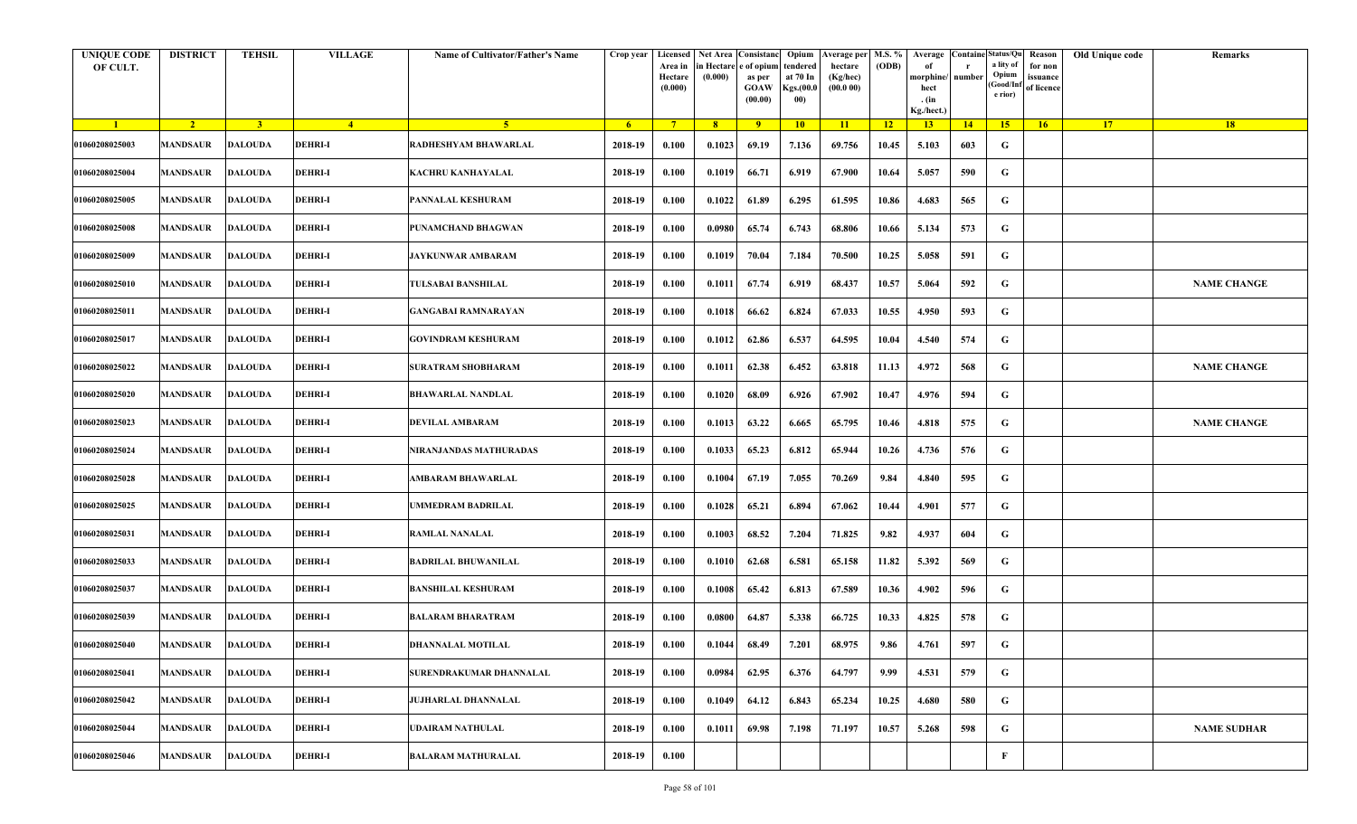| UNIQUE CODE OF CULT. | DISTRICT | TEHSIL | VILLAGE | Name of Cultivator/Father's Name | Crop year | Licensed Area in Hectare (0.000) | Net Area in Hectare (0.000) | Consistance of opium as per GOAW (00.00) | Opium tendered at 70 In Kgs.(00.000) | Average per hectare (Kg/hec) (00.0 00) | M.S. % (ODB) | Average of morphine/ hect . (in Kg./hect.) | Container number | Status/Quality of Opium (Good/Inferior) | Reason for non issuance of licence | Old Unique code | Remarks |
|---|---|---|---|---|---|---|---|---|---|---|---|---|---|---|---|---|---|
| 1 | 2 | 3 | 4 | 5 | 6 | 7 | 8 | 9 | 10 | 11 | 12 | 13 | 14 | 15 | 16 | 17 | 18 |
| 01060208025003 | MANDSAUR | DALOUDA | DEHRI-I | RADHESHYAM BHAWARLAL | 2018-19 | 0.100 | 0.1023 | 69.19 | 7.136 | 69.756 | 10.45 | 5.103 | 603 | G | | | |
| 01060208025004 | MANDSAUR | DALOUDA | DEHRI-I | KACHRU KANHAYALAL | 2018-19 | 0.100 | 0.1019 | 66.71 | 6.919 | 67.900 | 10.64 | 5.057 | 590 | G | | | |
| 01060208025005 | MANDSAUR | DALOUDA | DEHRI-I | PANNALAL KESHURAM | 2018-19 | 0.100 | 0.1022 | 61.89 | 6.295 | 61.595 | 10.86 | 4.683 | 565 | G | | | |
| 01060208025008 | MANDSAUR | DALOUDA | DEHRI-I | PUNAMCHAND BHAGWAN | 2018-19 | 0.100 | 0.0980 | 65.74 | 6.743 | 68.806 | 10.66 | 5.134 | 573 | G | | | |
| 01060208025009 | MANDSAUR | DALOUDA | DEHRI-I | JAYKUNWAR AMBARAM | 2018-19 | 0.100 | 0.1019 | 70.04 | 7.184 | 70.500 | 10.25 | 5.058 | 591 | G | | | |
| 01060208025010 | MANDSAUR | DALOUDA | DEHRI-I | TULSABAI BANSHILAL | 2018-19 | 0.100 | 0.1011 | 67.74 | 6.919 | 68.437 | 10.57 | 5.064 | 592 | G | | | NAME CHANGE |
| 01060208025011 | MANDSAUR | DALOUDA | DEHRI-I | GANGABAI RAMNARAYAN | 2018-19 | 0.100 | 0.1018 | 66.62 | 6.824 | 67.033 | 10.55 | 4.950 | 593 | G | | | |
| 01060208025017 | MANDSAUR | DALOUDA | DEHRI-I | GOVINDRAM KESHURAM | 2018-19 | 0.100 | 0.1012 | 62.86 | 6.537 | 64.595 | 10.04 | 4.540 | 574 | G | | | |
| 01060208025022 | MANDSAUR | DALOUDA | DEHRI-I | SURATRAM SHOBHARAM | 2018-19 | 0.100 | 0.1011 | 62.38 | 6.452 | 63.818 | 11.13 | 4.972 | 568 | G | | | NAME CHANGE |
| 01060208025020 | MANDSAUR | DALOUDA | DEHRI-I | BHAWARLAL NANDLAL | 2018-19 | 0.100 | 0.1020 | 68.09 | 6.926 | 67.902 | 10.47 | 4.976 | 594 | G | | | |
| 01060208025023 | MANDSAUR | DALOUDA | DEHRI-I | DEVILAL AMBARAM | 2018-19 | 0.100 | 0.1013 | 63.22 | 6.665 | 65.795 | 10.46 | 4.818 | 575 | G | | | NAME CHANGE |
| 01060208025024 | MANDSAUR | DALOUDA | DEHRI-I | NIRANJANDAS MATHURADAS | 2018-19 | 0.100 | 0.1033 | 65.23 | 6.812 | 65.944 | 10.26 | 4.736 | 576 | G | | | |
| 01060208025028 | MANDSAUR | DALOUDA | DEHRI-I | AMBARAM BHAWARLAL | 2018-19 | 0.100 | 0.1004 | 67.19 | 7.055 | 70.269 | 9.84 | 4.840 | 595 | G | | | |
| 01060208025025 | MANDSAUR | DALOUDA | DEHRI-I | UMMEDRAM BADRILAL | 2018-19 | 0.100 | 0.1028 | 65.21 | 6.894 | 67.062 | 10.44 | 4.901 | 577 | G | | | |
| 01060208025031 | MANDSAUR | DALOUDA | DEHRI-I | RAMLAL NANALAL | 2018-19 | 0.100 | 0.1003 | 68.52 | 7.204 | 71.825 | 9.82 | 4.937 | 604 | G | | | |
| 01060208025033 | MANDSAUR | DALOUDA | DEHRI-I | BADRILAL BHUWANILAL | 2018-19 | 0.100 | 0.1010 | 62.68 | 6.581 | 65.158 | 11.82 | 5.392 | 569 | G | | | |
| 01060208025037 | MANDSAUR | DALOUDA | DEHRI-I | BANSHILAL KESHURAM | 2018-19 | 0.100 | 0.1008 | 65.42 | 6.813 | 67.589 | 10.36 | 4.902 | 596 | G | | | |
| 01060208025039 | MANDSAUR | DALOUDA | DEHRI-I | BALARAM BHARATRAM | 2018-19 | 0.100 | 0.0800 | 64.87 | 5.338 | 66.725 | 10.33 | 4.825 | 578 | G | | | |
| 01060208025040 | MANDSAUR | DALOUDA | DEHRI-I | DHANNALAL MOTILAL | 2018-19 | 0.100 | 0.1044 | 68.49 | 7.201 | 68.975 | 9.86 | 4.761 | 597 | G | | | |
| 01060208025041 | MANDSAUR | DALOUDA | DEHRI-I | SURENDRAKUMAR DHANNALAL | 2018-19 | 0.100 | 0.0984 | 62.95 | 6.376 | 64.797 | 9.99 | 4.531 | 579 | G | | | |
| 01060208025042 | MANDSAUR | DALOUDA | DEHRI-I | JUJHARLAL DHANNALAL | 2018-19 | 0.100 | 0.1049 | 64.12 | 6.843 | 65.234 | 10.25 | 4.680 | 580 | G | | | |
| 01060208025044 | MANDSAUR | DALOUDA | DEHRI-I | UDAIRAM NATHULAL | 2018-19 | 0.100 | 0.1011 | 69.98 | 7.198 | 71.197 | 10.57 | 5.268 | 598 | G | | | NAME SUDHAR |
| 01060208025046 | MANDSAUR | DALOUDA | DEHRI-I | BALARAM MATHURALAL | 2018-19 | 0.100 | | | | | | | | F | | | |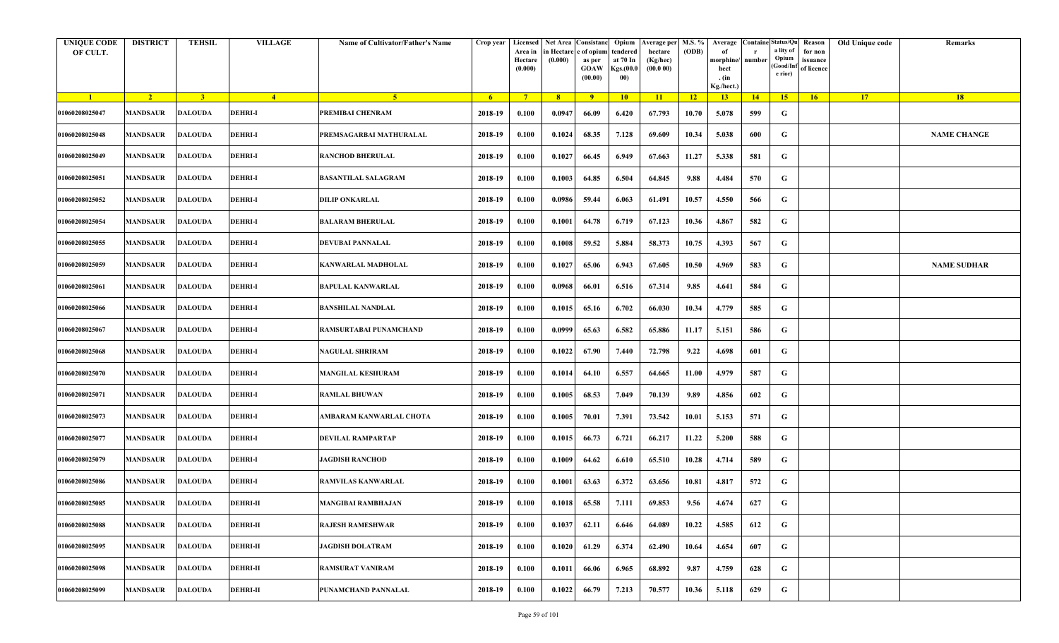| UNIQUE CODE OF CULT. | DISTRICT | TEHSIL | VILLAGE | Name of Cultivator/Father's Name | Crop year | Licensed Area in Hectare (0.000) | Net Area in Hectare (0.000) | Consistance of opium as per GOAW (00.00) | Opium tendered at 70 In Kgs.(00.000) | Average per hectare (Kg/hec) (00.000) | M.S. % (ODB) | Average of morphine/hect. (in Kg./hect.) | Container number | Status/Quality of Opium (Good/Inferior) | Reason for non issuance of licence | Old Unique code | Remarks |
|---|---|---|---|---|---|---|---|---|---|---|---|---|---|---|---|---|---|
| 1 | 2 | 3 | 4 | 5 | 6 | 7 | 8 | 9 | 10 | 11 | 12 | 13 | 14 | 15 | 16 | 17 | 18 |
| 01060208025047 | MANDSAUR | DALOUDA | DEHRI-I | PREMIBAI CHENRAM | 2018-19 | 0.100 | 0.0947 | 66.09 | 6.420 | 67.793 | 10.70 | 5.078 | 599 | G | | | |
| 01060208025048 | MANDSAUR | DALOUDA | DEHRI-I | PREMSAGARBAI MATHURALAL | 2018-19 | 0.100 | 0.1024 | 68.35 | 7.128 | 69.609 | 10.34 | 5.038 | 600 | G | | | NAME CHANGE |
| 01060208025049 | MANDSAUR | DALOUDA | DEHRI-I | RANCHOD BHERULAL | 2018-19 | 0.100 | 0.1027 | 66.45 | 6.949 | 67.663 | 11.27 | 5.338 | 581 | G | | | |
| 01060208025051 | MANDSAUR | DALOUDA | DEHRI-I | BASANTILAL SALAGRAM | 2018-19 | 0.100 | 0.1003 | 64.85 | 6.504 | 64.845 | 9.88 | 4.484 | 570 | G | | | |
| 01060208025052 | MANDSAUR | DALOUDA | DEHRI-I | DILIP ONKARLAL | 2018-19 | 0.100 | 0.0986 | 59.44 | 6.063 | 61.491 | 10.57 | 4.550 | 566 | G | | | |
| 01060208025054 | MANDSAUR | DALOUDA | DEHRI-I | BALARAM BHERULAL | 2018-19 | 0.100 | 0.1001 | 64.78 | 6.719 | 67.123 | 10.36 | 4.867 | 582 | G | | | |
| 01060208025055 | MANDSAUR | DALOUDA | DEHRI-I | DEVUBAI PANNALAL | 2018-19 | 0.100 | 0.1008 | 59.52 | 5.884 | 58.373 | 10.75 | 4.393 | 567 | G | | | |
| 01060208025059 | MANDSAUR | DALOUDA | DEHRI-I | KANWARLAL MADHOLAL | 2018-19 | 0.100 | 0.1027 | 65.06 | 6.943 | 67.605 | 10.50 | 4.969 | 583 | G | | | NAME SUDHAR |
| 01060208025061 | MANDSAUR | DALOUDA | DEHRI-I | BAPULAL KANWARLAL | 2018-19 | 0.100 | 0.0968 | 66.01 | 6.516 | 67.314 | 9.85 | 4.641 | 584 | G | | | |
| 01060208025066 | MANDSAUR | DALOUDA | DEHRI-I | BANSHILAL NANDLAL | 2018-19 | 0.100 | 0.1015 | 65.16 | 6.702 | 66.030 | 10.34 | 4.779 | 585 | G | | | |
| 01060208025067 | MANDSAUR | DALOUDA | DEHRI-I | RAMSURTABAI PUNAMCHAND | 2018-19 | 0.100 | 0.0999 | 65.63 | 6.582 | 65.886 | 11.17 | 5.151 | 586 | G | | | |
| 01060208025068 | MANDSAUR | DALOUDA | DEHRI-I | NAGULAL SHRIRAM | 2018-19 | 0.100 | 0.1022 | 67.90 | 7.440 | 72.798 | 9.22 | 4.698 | 601 | G | | | |
| 01060208025070 | MANDSAUR | DALOUDA | DEHRI-I | MANGILAL KESHURAM | 2018-19 | 0.100 | 0.1014 | 64.10 | 6.557 | 64.665 | 11.00 | 4.979 | 587 | G | | | |
| 01060208025071 | MANDSAUR | DALOUDA | DEHRI-I | RAMLAL BHUWAN | 2018-19 | 0.100 | 0.1005 | 68.53 | 7.049 | 70.139 | 9.89 | 4.856 | 602 | G | | | |
| 01060208025073 | MANDSAUR | DALOUDA | DEHRI-I | AMBARAM KANWARLAL CHOTA | 2018-19 | 0.100 | 0.1005 | 70.01 | 7.391 | 73.542 | 10.01 | 5.153 | 571 | G | | | |
| 01060208025077 | MANDSAUR | DALOUDA | DEHRI-I | DEVILAL RAMPARTAP | 2018-19 | 0.100 | 0.1015 | 66.73 | 6.721 | 66.217 | 11.22 | 5.200 | 588 | G | | | |
| 01060208025079 | MANDSAUR | DALOUDA | DEHRI-I | JAGDISH RANCHOD | 2018-19 | 0.100 | 0.1009 | 64.62 | 6.610 | 65.510 | 10.28 | 4.714 | 589 | G | | | |
| 01060208025086 | MANDSAUR | DALOUDA | DEHRI-I | RAMVILAS KANWARLAL | 2018-19 | 0.100 | 0.1001 | 63.63 | 6.372 | 63.656 | 10.81 | 4.817 | 572 | G | | | |
| 01060208025085 | MANDSAUR | DALOUDA | DEHRI-II | MANGIBAI RAMBHAJAN | 2018-19 | 0.100 | 0.1018 | 65.58 | 7.111 | 69.853 | 9.56 | 4.674 | 627 | G | | | |
| 01060208025088 | MANDSAUR | DALOUDA | DEHRI-II | RAJESH RAMESHWAR | 2018-19 | 0.100 | 0.1037 | 62.11 | 6.646 | 64.089 | 10.22 | 4.585 | 612 | G | | | |
| 01060208025095 | MANDSAUR | DALOUDA | DEHRI-II | JAGDISH DOLATRAM | 2018-19 | 0.100 | 0.1020 | 61.29 | 6.374 | 62.490 | 10.64 | 4.654 | 607 | G | | | |
| 01060208025098 | MANDSAUR | DALOUDA | DEHRI-II | RAMSURAT VANIRAM | 2018-19 | 0.100 | 0.1011 | 66.06 | 6.965 | 68.892 | 9.87 | 4.759 | 628 | G | | | |
| 01060208025099 | MANDSAUR | DALOUDA | DEHRI-II | PUNAMCHAND PANNALAL | 2018-19 | 0.100 | 0.1022 | 66.79 | 7.213 | 70.577 | 10.36 | 5.118 | 629 | G | | | |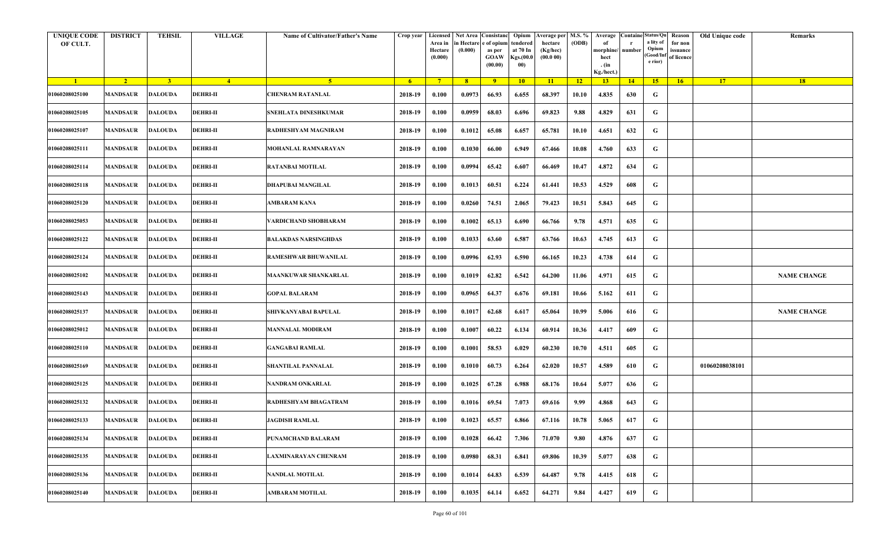| UNIQUE CODE OF CULT. | DISTRICT | TEHSIL | VILLAGE | Name of Cultivator/Father's Name | Crop year | Licensed Area in Hectare (0.000) | Net Area in Hectare (0.000) | Consistance of opium as per GOAW (00.00) | Opium tendered at 70 In Kgs.(00.000) | Average per hectare (Kg/hec) (00.0 00) | M.S. % (ODB) | Average of morphine/ hect . (in Kg./hect.) | Container number | Status/Quality of Opium (Good/Inferior) | Reason for non issuance of licence | Old Unique code | Remarks |
|---|---|---|---|---|---|---|---|---|---|---|---|---|---|---|---|---|---|
| 1 | 2 | 3 | 4 | 5 | 6 | 7 | 8 | 9 | 10 | 11 | 12 | 13 | 14 | 15 | 16 | 17 | 18 |
| 01060208025100 | MANDSAUR | DALOUDA | DEHRI-II | CHENRAM RATANLAL | 2018-19 | 0.100 | 0.0973 | 66.93 | 6.655 | 68.397 | 10.10 | 4.835 | 630 | G | | | |
| 01060208025105 | MANDSAUR | DALOUDA | DEHRI-II | SNEHLATA DINESHKUMAR | 2018-19 | 0.100 | 0.0959 | 68.03 | 6.696 | 69.823 | 9.88 | 4.829 | 631 | G | | | |
| 01060208025107 | MANDSAUR | DALOUDA | DEHRI-II | RADHESHYAM MAGNIRAM | 2018-19 | 0.100 | 0.1012 | 65.08 | 6.657 | 65.781 | 10.10 | 4.651 | 632 | G | | | |
| 01060208025111 | MANDSAUR | DALOUDA | DEHRI-II | MOHANLAL RAMNARAYAN | 2018-19 | 0.100 | 0.1030 | 66.00 | 6.949 | 67.466 | 10.08 | 4.760 | 633 | G | | | |
| 01060208025114 | MANDSAUR | DALOUDA | DEHRI-II | RATANBAI MOTILAL | 2018-19 | 0.100 | 0.0994 | 65.42 | 6.607 | 66.469 | 10.47 | 4.872 | 634 | G | | | |
| 01060208025118 | MANDSAUR | DALOUDA | DEHRI-II | DHAPUBAI MANGILAL | 2018-19 | 0.100 | 0.1013 | 60.51 | 6.224 | 61.441 | 10.53 | 4.529 | 608 | G | | | |
| 01060208025120 | MANDSAUR | DALOUDA | DEHRI-II | AMBARAM KANA | 2018-19 | 0.100 | 0.0260 | 74.51 | 2.065 | 79.423 | 10.51 | 5.843 | 645 | G | | | |
| 01060208025053 | MANDSAUR | DALOUDA | DEHRI-II | VARDICHAND SHOBHARAM | 2018-19 | 0.100 | 0.1002 | 65.13 | 6.690 | 66.766 | 9.78 | 4.571 | 635 | G | | | |
| 01060208025122 | MANDSAUR | DALOUDA | DEHRI-II | BALAKDAS NARSINGHDAS | 2018-19 | 0.100 | 0.1033 | 63.60 | 6.587 | 63.766 | 10.63 | 4.745 | 613 | G | | | |
| 01060208025124 | MANDSAUR | DALOUDA | DEHRI-II | RAMESHWAR BHUWANILAL | 2018-19 | 0.100 | 0.0996 | 62.93 | 6.590 | 66.165 | 10.23 | 4.738 | 614 | G | | | |
| 01060208025102 | MANDSAUR | DALOUDA | DEHRI-II | MAANKUWAR SHANKARLAL | 2018-19 | 0.100 | 0.1019 | 62.82 | 6.542 | 64.200 | 11.06 | 4.971 | 615 | G | | | NAME CHANGE |
| 01060208025143 | MANDSAUR | DALOUDA | DEHRI-II | GOPAL BALARAM | 2018-19 | 0.100 | 0.0965 | 64.37 | 6.676 | 69.181 | 10.66 | 5.162 | 611 | G | | | |
| 01060208025137 | MANDSAUR | DALOUDA | DEHRI-II | SHIVKANYABAI BAPULAL | 2018-19 | 0.100 | 0.1017 | 62.68 | 6.617 | 65.064 | 10.99 | 5.006 | 616 | G | | | NAME CHANGE |
| 01060208025012 | MANDSAUR | DALOUDA | DEHRI-II | MANNALAL MODIRAM | 2018-19 | 0.100 | 0.1007 | 60.22 | 6.134 | 60.914 | 10.36 | 4.417 | 609 | G | | | |
| 01060208025110 | MANDSAUR | DALOUDA | DEHRI-II | GANGABAI RAMLAL | 2018-19 | 0.100 | 0.1001 | 58.53 | 6.029 | 60.230 | 10.70 | 4.511 | 605 | G | | | |
| 01060208025169 | MANDSAUR | DALOUDA | DEHRI-II | SHANTILAL PANNALAL | 2018-19 | 0.100 | 0.1010 | 60.73 | 6.264 | 62.020 | 10.57 | 4.589 | 610 | G | | 01060208038101 | |
| 01060208025125 | MANDSAUR | DALOUDA | DEHRI-II | NANDRAM ONKARLAL | 2018-19 | 0.100 | 0.1025 | 67.28 | 6.988 | 68.176 | 10.64 | 5.077 | 636 | G | | | |
| 01060208025132 | MANDSAUR | DALOUDA | DEHRI-II | RADHESHYAM BHAGATRAM | 2018-19 | 0.100 | 0.1016 | 69.54 | 7.073 | 69.616 | 9.99 | 4.868 | 643 | G | | | |
| 01060208025133 | MANDSAUR | DALOUDA | DEHRI-II | JAGDISH RAMLAL | 2018-19 | 0.100 | 0.1023 | 65.57 | 6.866 | 67.116 | 10.78 | 5.065 | 617 | G | | | |
| 01060208025134 | MANDSAUR | DALOUDA | DEHRI-II | PUNAMCHAND BALARAM | 2018-19 | 0.100 | 0.1028 | 66.42 | 7.306 | 71.070 | 9.80 | 4.876 | 637 | G | | | |
| 01060208025135 | MANDSAUR | DALOUDA | DEHRI-II | LAXMINARAYAN CHENRAM | 2018-19 | 0.100 | 0.0980 | 68.31 | 6.841 | 69.806 | 10.39 | 5.077 | 638 | G | | | |
| 01060208025136 | MANDSAUR | DALOUDA | DEHRI-II | NANDLAL MOTILAL | 2018-19 | 0.100 | 0.1014 | 64.83 | 6.539 | 64.487 | 9.78 | 4.415 | 618 | G | | | |
| 01060208025140 | MANDSAUR | DALOUDA | DEHRI-II | AMBARAM MOTILAL | 2018-19 | 0.100 | 0.1035 | 64.14 | 6.652 | 64.271 | 9.84 | 4.427 | 619 | G | | | |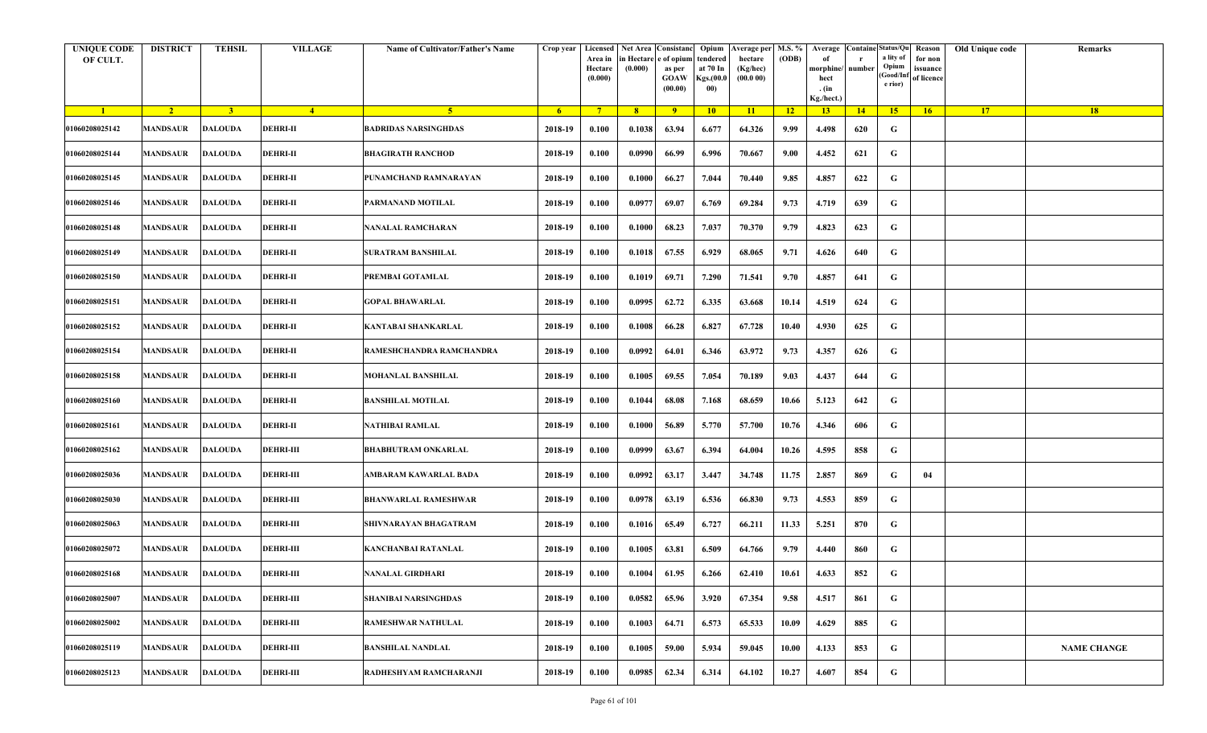| UNIQUE CODE OF CULT. | DISTRICT | TEHSIL | VILLAGE | Name of Cultivator/Father's Name | Crop year | Licensed Area in Hectare (0.000) | Net Area in Hectare (0.000) | Consistance of opium as per GOAW (00.00) | Opium tendered at 70 In Kgs.(00.000) | Average per hectare (Kg/hec) (00.0 00) | M.S. % (ODB) | Average of morphine/ hect . (in Kg./hect.) | Container number | Status/Quality of Opium (Good/Inferior) | Reason for non issuance of licence | Old Unique code | Remarks |
|---|---|---|---|---|---|---|---|---|---|---|---|---|---|---|---|---|---|
| 1 | 2 | 3 | 4 | 5 | 6 | 7 | 8 | 9 | 10 | 11 | 12 | 13 | 14 | 15 | 16 | 17 | 18 |
| 01060208025142 | MANDSAUR | DALOUDA | DEHRI-II | BADRIDAS NARSINGHDAS | 2018-19 | 0.100 | 0.1038 | 63.94 | 6.677 | 64.326 | 9.99 | 4.498 | 620 | G | | | |
| 01060208025144 | MANDSAUR | DALOUDA | DEHRI-II | BHAGIRATH RANCHOD | 2018-19 | 0.100 | 0.0990 | 66.99 | 6.996 | 70.667 | 9.00 | 4.452 | 621 | G | | | |
| 01060208025145 | MANDSAUR | DALOUDA | DEHRI-II | PUNAMCHAND RAMNARAYAN | 2018-19 | 0.100 | 0.1000 | 66.27 | 7.044 | 70.440 | 9.85 | 4.857 | 622 | G | | | |
| 01060208025146 | MANDSAUR | DALOUDA | DEHRI-II | PARMANAND MOTILAL | 2018-19 | 0.100 | 0.0977 | 69.07 | 6.769 | 69.284 | 9.73 | 4.719 | 639 | G | | | |
| 01060208025148 | MANDSAUR | DALOUDA | DEHRI-II | NANALAL RAMCHARAN | 2018-19 | 0.100 | 0.1000 | 68.23 | 7.037 | 70.370 | 9.79 | 4.823 | 623 | G | | | |
| 01060208025149 | MANDSAUR | DALOUDA | DEHRI-II | SURATRAM BANSHILAL | 2018-19 | 0.100 | 0.1018 | 67.55 | 6.929 | 68.065 | 9.71 | 4.626 | 640 | G | | | |
| 01060208025150 | MANDSAUR | DALOUDA | DEHRI-II | PREMBAI GOTAMLAL | 2018-19 | 0.100 | 0.1019 | 69.71 | 7.290 | 71.541 | 9.70 | 4.857 | 641 | G | | | |
| 01060208025151 | MANDSAUR | DALOUDA | DEHRI-II | GOPAL BHAWARLAL | 2018-19 | 0.100 | 0.0995 | 62.72 | 6.335 | 63.668 | 10.14 | 4.519 | 624 | G | | | |
| 01060208025152 | MANDSAUR | DALOUDA | DEHRI-II | KANTABAI SHANKARLAL | 2018-19 | 0.100 | 0.1008 | 66.28 | 6.827 | 67.728 | 10.40 | 4.930 | 625 | G | | | |
| 01060208025154 | MANDSAUR | DALOUDA | DEHRI-II | RAMESHCHANDRA RAMCHANDRA | 2018-19 | 0.100 | 0.0992 | 64.01 | 6.346 | 63.972 | 9.73 | 4.357 | 626 | G | | | |
| 01060208025158 | MANDSAUR | DALOUDA | DEHRI-II | MOHANLAL BANSHILAL | 2018-19 | 0.100 | 0.1005 | 69.55 | 7.054 | 70.189 | 9.03 | 4.437 | 644 | G | | | |
| 01060208025160 | MANDSAUR | DALOUDA | DEHRI-II | BANSHILAL MOTILAL | 2018-19 | 0.100 | 0.1044 | 68.08 | 7.168 | 68.659 | 10.66 | 5.123 | 642 | G | | | |
| 01060208025161 | MANDSAUR | DALOUDA | DEHRI-II | NATHIBAI RAMLAL | 2018-19 | 0.100 | 0.1000 | 56.89 | 5.770 | 57.700 | 10.76 | 4.346 | 606 | G | | | |
| 01060208025162 | MANDSAUR | DALOUDA | DEHRI-III | BHABHUTRAM ONKARLAL | 2018-19 | 0.100 | 0.0999 | 63.67 | 6.394 | 64.004 | 10.26 | 4.595 | 858 | G | | | |
| 01060208025036 | MANDSAUR | DALOUDA | DEHRI-III | AMBARAM KAWARLAL BADA | 2018-19 | 0.100 | 0.0992 | 63.17 | 3.447 | 34.748 | 11.75 | 2.857 | 869 | G | 04 | | |
| 01060208025030 | MANDSAUR | DALOUDA | DEHRI-III | BHANWARLAL RAMESHWAR | 2018-19 | 0.100 | 0.0978 | 63.19 | 6.536 | 66.830 | 9.73 | 4.553 | 859 | G | | | |
| 01060208025063 | MANDSAUR | DALOUDA | DEHRI-III | SHIVNARAYAN BHAGATRAM | 2018-19 | 0.100 | 0.1016 | 65.49 | 6.727 | 66.211 | 11.33 | 5.251 | 870 | G | | | |
| 01060208025072 | MANDSAUR | DALOUDA | DEHRI-III | KANCHANBAI RATANLAL | 2018-19 | 0.100 | 0.1005 | 63.81 | 6.509 | 64.766 | 9.79 | 4.440 | 860 | G | | | |
| 01060208025168 | MANDSAUR | DALOUDA | DEHRI-III | NANALAL GIRDHARI | 2018-19 | 0.100 | 0.1004 | 61.95 | 6.266 | 62.410 | 10.61 | 4.633 | 852 | G | | | |
| 01060208025007 | MANDSAUR | DALOUDA | DEHRI-III | SHANIBAI NARSINGHDAS | 2018-19 | 0.100 | 0.0582 | 65.96 | 3.920 | 67.354 | 9.58 | 4.517 | 861 | G | | | |
| 01060208025002 | MANDSAUR | DALOUDA | DEHRI-III | RAMESHWAR NATHULAL | 2018-19 | 0.100 | 0.1003 | 64.71 | 6.573 | 65.533 | 10.09 | 4.629 | 885 | G | | | |
| 01060208025119 | MANDSAUR | DALOUDA | DEHRI-III | BANSHILAL NANDLAL | 2018-19 | 0.100 | 0.1005 | 59.00 | 5.934 | 59.045 | 10.00 | 4.133 | 853 | G | | | NAME CHANGE |
| 01060208025123 | MANDSAUR | DALOUDA | DEHRI-III | RADHESHYAM RAMCHARANJI | 2018-19 | 0.100 | 0.0985 | 62.34 | 6.314 | 64.102 | 10.27 | 4.607 | 854 | G | | | |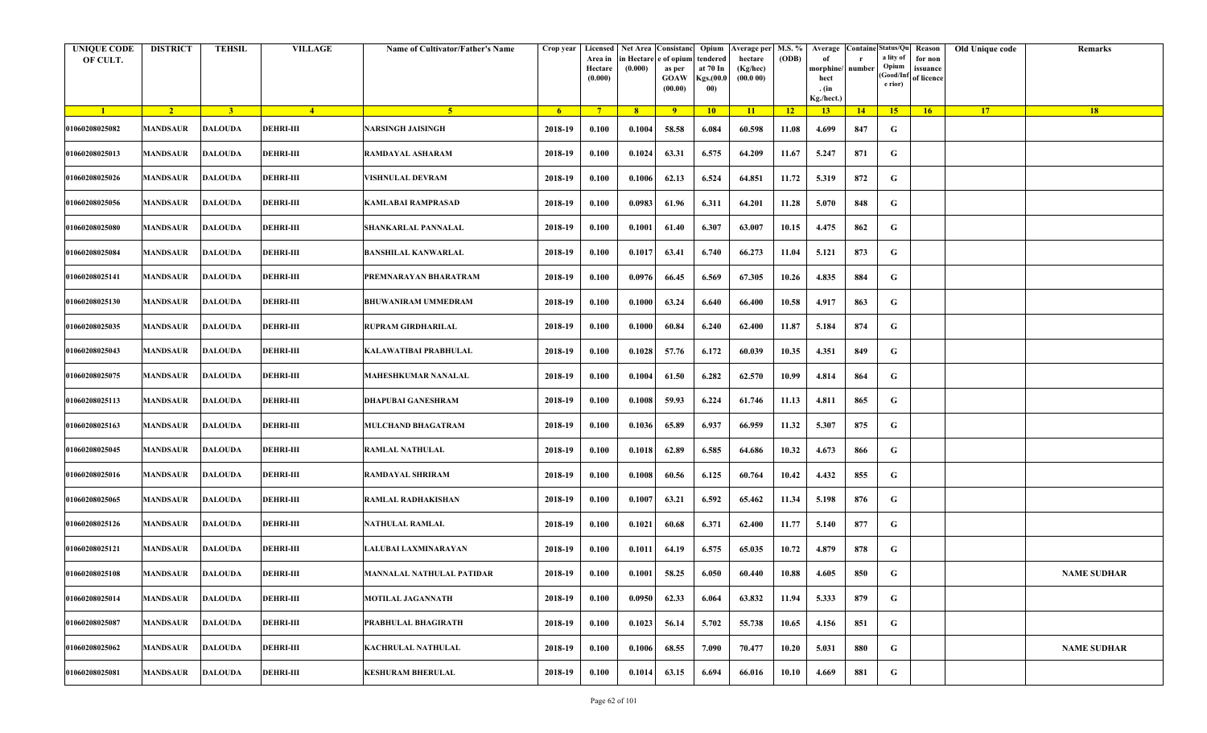| UNIQUE CODE OF CULT. | DISTRICT | TEHSIL | VILLAGE | Name of Cultivator/Father's Name | Crop year | Licensed Area in Hectare (0.000) | Net Area in Hectare (0.000) | Consistance of opium as per GOAW (00.00) | Opium tendered at 70 In Kgs.(00.000) | Average per hectare (Kg/hec) (00.0 00) | M.S. % (ODB) | Average of morphine/hect. (in Kg./hect.) | Container number | Status/Quality of Opium (Good/Inferior) | Reason for non issuance of licence | Old Unique code | Remarks |
|---|---|---|---|---|---|---|---|---|---|---|---|---|---|---|---|---|---|
| 1 | 2 | 3 | 4 | 5 | 6 | 7 | 8 | 9 | 10 | 11 | 12 | 13 | 14 | 15 | 16 | 17 | 18 |
| 01060208025082 | MANDSAUR | DALOUDA | DEHRI-III | NARSINGH JAISINGH | 2018-19 | 0.100 | 0.1004 | 58.58 | 6.084 | 60.598 | 11.08 | 4.699 | 847 | G | | | |
| 01060208025013 | MANDSAUR | DALOUDA | DEHRI-III | RAMDAYAL ASHARAM | 2018-19 | 0.100 | 0.1024 | 63.31 | 6.575 | 64.209 | 11.67 | 5.247 | 871 | G | | | |
| 01060208025026 | MANDSAUR | DALOUDA | DEHRI-III | VISHNULAL DEVRAM | 2018-19 | 0.100 | 0.1006 | 62.13 | 6.524 | 64.851 | 11.72 | 5.319 | 872 | G | | | |
| 01060208025056 | MANDSAUR | DALOUDA | DEHRI-III | KAMLABAI RAMPRASAD | 2018-19 | 0.100 | 0.0983 | 61.96 | 6.311 | 64.201 | 11.28 | 5.070 | 848 | G | | | |
| 01060208025080 | MANDSAUR | DALOUDA | DEHRI-III | SHANKARLAL PANNALAL | 2018-19 | 0.100 | 0.1001 | 61.40 | 6.307 | 63.007 | 10.15 | 4.475 | 862 | G | | | |
| 01060208025084 | MANDSAUR | DALOUDA | DEHRI-III | BANSHILAL KANWARLAL | 2018-19 | 0.100 | 0.1017 | 63.41 | 6.740 | 66.273 | 11.04 | 5.121 | 873 | G | | | |
| 01060208025141 | MANDSAUR | DALOUDA | DEHRI-III | PREMNARAYAN BHARATRAM | 2018-19 | 0.100 | 0.0976 | 66.45 | 6.569 | 67.305 | 10.26 | 4.835 | 884 | G | | | |
| 01060208025130 | MANDSAUR | DALOUDA | DEHRI-III | BHUWANIRAM UMMEDRAM | 2018-19 | 0.100 | 0.1000 | 63.24 | 6.640 | 66.400 | 10.58 | 4.917 | 863 | G | | | |
| 01060208025035 | MANDSAUR | DALOUDA | DEHRI-III | RUPRAM GIRDHARILAL | 2018-19 | 0.100 | 0.1000 | 60.84 | 6.240 | 62.400 | 11.87 | 5.184 | 874 | G | | | |
| 01060208025043 | MANDSAUR | DALOUDA | DEHRI-III | KALAWATIBAI PRABHULAL | 2018-19 | 0.100 | 0.1028 | 57.76 | 6.172 | 60.039 | 10.35 | 4.351 | 849 | G | | | |
| 01060208025075 | MANDSAUR | DALOUDA | DEHRI-III | MAHESHKUMAR NANALAL | 2018-19 | 0.100 | 0.1004 | 61.50 | 6.282 | 62.570 | 10.99 | 4.814 | 864 | G | | | |
| 01060208025113 | MANDSAUR | DALOUDA | DEHRI-III | DHAPUBAI GANESHRAM | 2018-19 | 0.100 | 0.1008 | 59.93 | 6.224 | 61.746 | 11.13 | 4.811 | 865 | G | | | |
| 01060208025163 | MANDSAUR | DALOUDA | DEHRI-III | MULCHAND BHAGATRAM | 2018-19 | 0.100 | 0.1036 | 65.89 | 6.937 | 66.959 | 11.32 | 5.307 | 875 | G | | | |
| 01060208025045 | MANDSAUR | DALOUDA | DEHRI-III | RAMLAL NATHULAL | 2018-19 | 0.100 | 0.1018 | 62.89 | 6.585 | 64.686 | 10.32 | 4.673 | 866 | G | | | |
| 01060208025016 | MANDSAUR | DALOUDA | DEHRI-III | RAMDAYAL SHRIRAM | 2018-19 | 0.100 | 0.1008 | 60.56 | 6.125 | 60.764 | 10.42 | 4.432 | 855 | G | | | |
| 01060208025065 | MANDSAUR | DALOUDA | DEHRI-III | RAMLAL RADHAKISHAN | 2018-19 | 0.100 | 0.1007 | 63.21 | 6.592 | 65.462 | 11.34 | 5.198 | 876 | G | | | |
| 01060208025126 | MANDSAUR | DALOUDA | DEHRI-III | NATHULAL RAMLAL | 2018-19 | 0.100 | 0.1021 | 60.68 | 6.371 | 62.400 | 11.77 | 5.140 | 877 | G | | | |
| 01060208025121 | MANDSAUR | DALOUDA | DEHRI-III | LALUBAI LAXMINARAYAN | 2018-19 | 0.100 | 0.1011 | 64.19 | 6.575 | 65.035 | 10.72 | 4.879 | 878 | G | | | |
| 01060208025108 | MANDSAUR | DALOUDA | DEHRI-III | MANNALAL NATHULAL PATIDAR | 2018-19 | 0.100 | 0.1001 | 58.25 | 6.050 | 60.440 | 10.88 | 4.605 | 850 | G | | | NAME SUDHAR |
| 01060208025014 | MANDSAUR | DALOUDA | DEHRI-III | MOTILAL JAGANNATH | 2018-19 | 0.100 | 0.0950 | 62.33 | 6.064 | 63.832 | 11.94 | 5.333 | 879 | G | | | |
| 01060208025087 | MANDSAUR | DALOUDA | DEHRI-III | PRABHULAL BHAGIRATH | 2018-19 | 0.100 | 0.1023 | 56.14 | 5.702 | 55.738 | 10.65 | 4.156 | 851 | G | | | |
| 01060208025062 | MANDSAUR | DALOUDA | DEHRI-III | KACHRULAL NATHULAL | 2018-19 | 0.100 | 0.1006 | 68.55 | 7.090 | 70.477 | 10.20 | 5.031 | 880 | G | | | NAME SUDHAR |
| 01060208025081 | MANDSAUR | DALOUDA | DEHRI-III | KESHURAM BHERULAL | 2018-19 | 0.100 | 0.1014 | 63.15 | 6.694 | 66.016 | 10.10 | 4.669 | 881 | G | | | |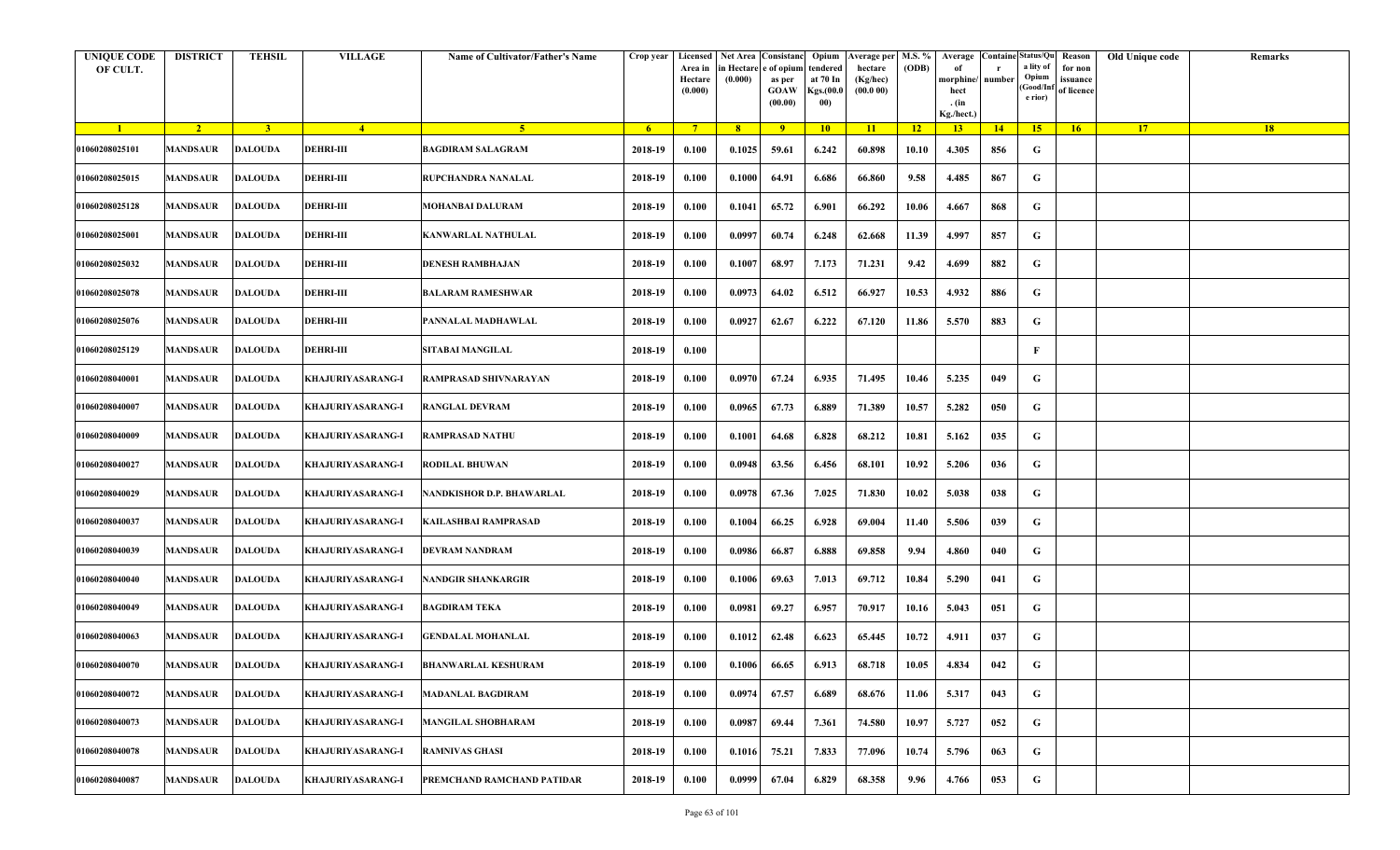| UNIQUE CODE OF CULT. | DISTRICT | TEHSIL | VILLAGE | Name of Cultivator/Father's Name | Crop year | Licensed Area in Hectare (0.000) | Net Area in Hectare (0.000) | Consistance of opium as per GOAW (00.00) | Opium tendered at 70 In Kgs.(00.000) | Average per hectare (Kg/hec) (00.0 00) | M.S. % (ODB) | Average of morphine/ hect . (in Kg./hect.) | Container number | Status/Quality of Opium (Good/Inferior) | Reason for non issuance of licence | Old Unique code | Remarks |
|---|---|---|---|---|---|---|---|---|---|---|---|---|---|---|---|---|---|
| 1 | 2 | 3 | 4 | 5 | 6 | 7 | 8 | 9 | 10 | 11 | 12 | 13 | 14 | 15 | 16 | 17 | 18 |
| 01060208025101 | MANDSAUR | DALOUDA | DEHRI-III | BAGDIRAM SALAGRAM | 2018-19 | 0.100 | 0.1025 | 59.61 | 6.242 | 60.898 | 10.10 | 4.305 | 856 | G | | | |
| 01060208025015 | MANDSAUR | DALOUDA | DEHRI-III | RUPCHANDRA NANALAL | 2018-19 | 0.100 | 0.1000 | 64.91 | 6.686 | 66.860 | 9.58 | 4.485 | 867 | G | | | |
| 01060208025128 | MANDSAUR | DALOUDA | DEHRI-III | MOHANBAI DALURAM | 2018-19 | 0.100 | 0.1041 | 65.72 | 6.901 | 66.292 | 10.06 | 4.667 | 868 | G | | | |
| 01060208025001 | MANDSAUR | DALOUDA | DEHRI-III | KANWARLAL NATHULAL | 2018-19 | 0.100 | 0.0997 | 60.74 | 6.248 | 62.668 | 11.39 | 4.997 | 857 | G | | | |
| 01060208025032 | MANDSAUR | DALOUDA | DEHRI-III | DENESH RAMBHAJAN | 2018-19 | 0.100 | 0.1007 | 68.97 | 7.173 | 71.231 | 9.42 | 4.699 | 882 | G | | | |
| 01060208025078 | MANDSAUR | DALOUDA | DEHRI-III | BALARAM RAMESHWAR | 2018-19 | 0.100 | 0.0973 | 64.02 | 6.512 | 66.927 | 10.53 | 4.932 | 886 | G | | | |
| 01060208025076 | MANDSAUR | DALOUDA | DEHRI-III | PANNALAL MADHAWLAL | 2018-19 | 0.100 | 0.0927 | 62.67 | 6.222 | 67.120 | 11.86 | 5.570 | 883 | G | | | |
| 01060208025129 | MANDSAUR | DALOUDA | DEHRI-III | SITABAI MANGILAL | 2018-19 | 0.100 | | | | | | | | F | | | |
| 01060208040001 | MANDSAUR | DALOUDA | KHAJURIYASARANG-I | RAMPRASAD SHIVNARAYAN | 2018-19 | 0.100 | 0.0970 | 67.24 | 6.935 | 71.495 | 10.46 | 5.235 | 049 | G | | | |
| 01060208040007 | MANDSAUR | DALOUDA | KHAJURIYASARANG-I | RANGLAL DEVRAM | 2018-19 | 0.100 | 0.0965 | 67.73 | 6.889 | 71.389 | 10.57 | 5.282 | 050 | G | | | |
| 01060208040009 | MANDSAUR | DALOUDA | KHAJURIYASARANG-I | RAMPRASAD NATHU | 2018-19 | 0.100 | 0.1001 | 64.68 | 6.828 | 68.212 | 10.81 | 5.162 | 035 | G | | | |
| 01060208040027 | MANDSAUR | DALOUDA | KHAJURIYASARANG-I | RODILAL BHUWAN | 2018-19 | 0.100 | 0.0948 | 63.56 | 6.456 | 68.101 | 10.92 | 5.206 | 036 | G | | | |
| 01060208040029 | MANDSAUR | DALOUDA | KHAJURIYASARANG-I | NANDKISHOR D.P. BHAWARLAL | 2018-19 | 0.100 | 0.0978 | 67.36 | 7.025 | 71.830 | 10.02 | 5.038 | 038 | G | | | |
| 01060208040037 | MANDSAUR | DALOUDA | KHAJURIYASARANG-I | KAILASHBAI RAMPRASAD | 2018-19 | 0.100 | 0.1004 | 66.25 | 6.928 | 69.004 | 11.40 | 5.506 | 039 | G | | | |
| 01060208040039 | MANDSAUR | DALOUDA | KHAJURIYASARANG-I | DEVRAM NANDRAM | 2018-19 | 0.100 | 0.0986 | 66.87 | 6.888 | 69.858 | 9.94 | 4.860 | 040 | G | | | |
| 01060208040040 | MANDSAUR | DALOUDA | KHAJURIYASARANG-I | NANDGIR SHANKARGIR | 2018-19 | 0.100 | 0.1006 | 69.63 | 7.013 | 69.712 | 10.84 | 5.290 | 041 | G | | | |
| 01060208040049 | MANDSAUR | DALOUDA | KHAJURIYASARANG-I | BAGDIRAM TEKA | 2018-19 | 0.100 | 0.0981 | 69.27 | 6.957 | 70.917 | 10.16 | 5.043 | 051 | G | | | |
| 01060208040063 | MANDSAUR | DALOUDA | KHAJURIYASARANG-I | GENDALAL MOHANLAL | 2018-19 | 0.100 | 0.1012 | 62.48 | 6.623 | 65.445 | 10.72 | 4.911 | 037 | G | | | |
| 01060208040070 | MANDSAUR | DALOUDA | KHAJURIYASARANG-I | BHANWARLAL KESHURAM | 2018-19 | 0.100 | 0.1006 | 66.65 | 6.913 | 68.718 | 10.05 | 4.834 | 042 | G | | | |
| 01060208040072 | MANDSAUR | DALOUDA | KHAJURIYASARANG-I | MADANLAL BAGDIRAM | 2018-19 | 0.100 | 0.0974 | 67.57 | 6.689 | 68.676 | 11.06 | 5.317 | 043 | G | | | |
| 01060208040073 | MANDSAUR | DALOUDA | KHAJURIYASARANG-I | MANGILAL SHOBHARAM | 2018-19 | 0.100 | 0.0987 | 69.44 | 7.361 | 74.580 | 10.97 | 5.727 | 052 | G | | | |
| 01060208040078 | MANDSAUR | DALOUDA | KHAJURIYASARANG-I | RAMNIVAS GHASI | 2018-19 | 0.100 | 0.1016 | 75.21 | 7.833 | 77.096 | 10.74 | 5.796 | 063 | G | | | |
| 01060208040087 | MANDSAUR | DALOUDA | KHAJURIYASARANG-I | PREMCHAND RAMCHAND PATIDAR | 2018-19 | 0.100 | 0.0999 | 67.04 | 6.829 | 68.358 | 9.96 | 4.766 | 053 | G | | | |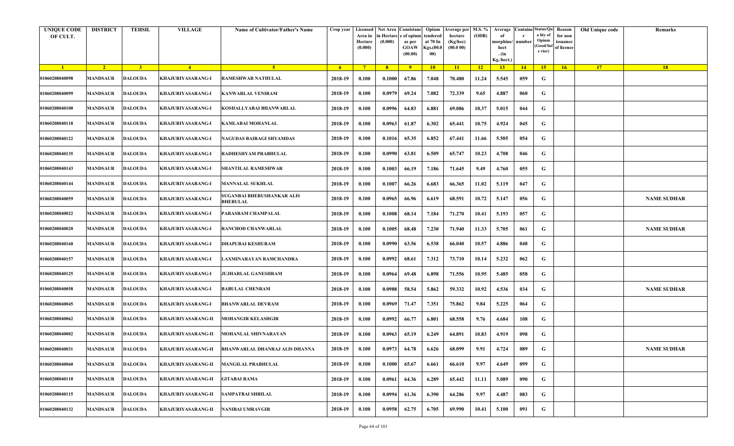| UNIQUE CODE OF CULT. | DISTRICT | TEHSIL | VILLAGE | Name of Cultivator/Father's Name | Crop year | Licensed Area in Hectare (0.000) | Net Area in Hectare (0.000) | Consistance of opium as per GOAW (00.00) | Opium tendered at 70 In Kgs.(00.000) | Average per hectare (Kg/hec) (00.0 00) | M.S. % (ODB) | Average of morphine/ hect . (in Kg./hect.) | Container number | Status/Quality of Opium (Good/Inferior) | Reason for non issuance of licence | Old Unique code | Remarks |
|---|---|---|---|---|---|---|---|---|---|---|---|---|---|---|---|---|---|
| 1 | 2 | 3 | 4 | 5 | 6 | 7 | 8 | 9 | 10 | 11 | 12 | 13 | 14 | 15 | 16 | 17 | 18 |
| 01060208040098 | MANDSAUR | DALOUDA | KHAJURIYASARANG-I | RAMESHWAR NATHULAL | 2018-19 | 0.100 | 0.1000 | 67.86 | 7.048 | 70.480 | 11.24 | 5.545 | 059 | G | | | |
| 01060208040099 | MANDSAUR | DALOUDA | KHAJURIYASARANG-I | KANWARLAL VENIRAM | 2018-19 | 0.100 | 0.0979 | 69.24 | 7.082 | 72.339 | 9.65 | 4.887 | 060 | G | | | |
| 01060208040100 | MANDSAUR | DALOUDA | KHAJURIYASARANG-I | KOSHALLYABAI BHANWARLAL | 2018-19 | 0.100 | 0.0996 | 64.83 | 6.881 | 69.086 | 10.37 | 5.015 | 044 | G | | | |
| 01060208040118 | MANDSAUR | DALOUDA | KHAJURIYASARANG-I | KAMLABAI MOHANLAL | 2018-19 | 0.100 | 0.0963 | 61.87 | 6.302 | 65.441 | 10.75 | 4.924 | 045 | G | | | |
| 01060208040122 | MANDSAUR | DALOUDA | KHAJURIYASARANG-I | NAGUDAS BAIRAGI SHYAMDAS | 2018-19 | 0.100 | 0.1016 | 65.35 | 6.852 | 67.441 | 11.66 | 5.505 | 054 | G | | | |
| 01060208040135 | MANDSAUR | DALOUDA | KHAJURIYASARANG-I | RADHESHYAM PRABHULAL | 2018-19 | 0.100 | 0.0990 | 63.81 | 6.509 | 65.747 | 10.23 | 4.708 | 046 | G | | | |
| 01060208040143 | MANDSAUR | DALOUDA | KHAJURIYASARANG-I | SHANTILAL RAMESHWAR | 2018-19 | 0.100 | 0.1003 | 66.19 | 7.186 | 71.645 | 9.49 | 4.760 | 055 | G | | | |
| 01060208040144 | MANDSAUR | DALOUDA | KHAJURIYASARANG-I | MANNALAL SUKHLAL | 2018-19 | 0.100 | 0.1007 | 66.26 | 6.683 | 66.365 | 11.02 | 5.119 | 047 | G | | | |
| 01060208040059 | MANDSAUR | DALOUDA | KHAJURIYASARANG-I | SUGANBAI BHERUSHANKAR ALIS BHERULAL | 2018-19 | 0.100 | 0.0965 | 66.96 | 6.619 | 68.591 | 10.72 | 5.147 | 056 | G | | | NAME SUDHAR |
| 01060208040022 | MANDSAUR | DALOUDA | KHAJURIYASARANG-I | PARASRAM CHAMPALAL | 2018-19 | 0.100 | 0.1008 | 68.14 | 7.184 | 71.270 | 10.41 | 5.193 | 057 | G | | | |
| 01060208040020 | MANDSAUR | DALOUDA | KHAJURIYASARANG-I | RANCHOD CHANWARLAL | 2018-19 | 0.100 | 0.1005 | 68.48 | 7.230 | 71.940 | 11.33 | 5.705 | 061 | G | | | NAME SUDHAR |
| 01060208040160 | MANDSAUR | DALOUDA | KHAJURIYASARANG-I | DHAPUBAI KESHURAM | 2018-19 | 0.100 | 0.0990 | 63.56 | 6.538 | 66.040 | 10.57 | 4.886 | 048 | G | | | |
| 01060208040157 | MANDSAUR | DALOUDA | KHAJURIYASARANG-I | LAXMINARAYAN RAMCHANDRA | 2018-19 | 0.100 | 0.0992 | 68.61 | 7.312 | 73.710 | 10.14 | 5.232 | 062 | G | | | |
| 01060208040125 | MANDSAUR | DALOUDA | KHAJURIYASARANG-I | JUJHARLAL GANESHRAM | 2018-19 | 0.100 | 0.0964 | 69.48 | 6.898 | 71.556 | 10.95 | 5.485 | 058 | G | | | |
| 01060208040058 | MANDSAUR | DALOUDA | KHAJURIYASARANG-I | BABULAL CHENRAM | 2018-19 | 0.100 | 0.0988 | 58.54 | 5.862 | 59.332 | 10.92 | 4.536 | 034 | G | | | NAME SUDHAR |
| 01060208040045 | MANDSAUR | DALOUDA | KHAJURIYASARANG-I | BHANWARLAL DEVRAM | 2018-19 | 0.100 | 0.0969 | 71.47 | 7.351 | 75.862 | 9.84 | 5.225 | 064 | G | | | |
| 01060208040062 | MANDSAUR | DALOUDA | KHAJURIYASARANG-II | MOHANGIR KELASHGIR | 2018-19 | 0.100 | 0.0992 | 66.77 | 6.801 | 68.558 | 9.76 | 4.684 | 108 | G | | | |
| 01060208040002 | MANDSAUR | DALOUDA | KHAJURIYASARANG-II | MOHANLAL SHIVNARAYAN | 2018-19 | 0.100 | 0.0963 | 65.19 | 6.249 | 64.891 | 10.83 | 4.919 | 098 | G | | | |
| 01060208040031 | MANDSAUR | DALOUDA | KHAJURIYASARANG-II | BHANWARLAL DHANRAJ ALIS DHANNA | 2018-19 | 0.100 | 0.0973 | 64.78 | 6.626 | 68.099 | 9.91 | 4.724 | 089 | G | | | NAME SUDHAR |
| 01060208040060 | MANDSAUR | DALOUDA | KHAJURIYASARANG-II | MANGILAL PRABHULAL | 2018-19 | 0.100 | 0.1000 | 65.67 | 6.661 | 66.610 | 9.97 | 4.649 | 099 | G | | | |
| 01060208040110 | MANDSAUR | DALOUDA | KHAJURIYASARANG-II | GITABAI RAMA | 2018-19 | 0.100 | 0.0961 | 64.36 | 6.289 | 65.442 | 11.11 | 5.089 | 090 | G | | | |
| 01060208040115 | MANDSAUR | DALOUDA | KHAJURIYASARANG-II | SAMPATBAI SHRILAL | 2018-19 | 0.100 | 0.0994 | 61.36 | 6.390 | 64.286 | 9.97 | 4.487 | 083 | G | | | |
| 01060208040132 | MANDSAUR | DALOUDA | KHAJURIYASARANG-II | NANIBAI UMRAVGIR | 2018-19 | 0.100 | 0.0958 | 62.75 | 6.705 | 69.990 | 10.41 | 5.100 | 091 | G | | | |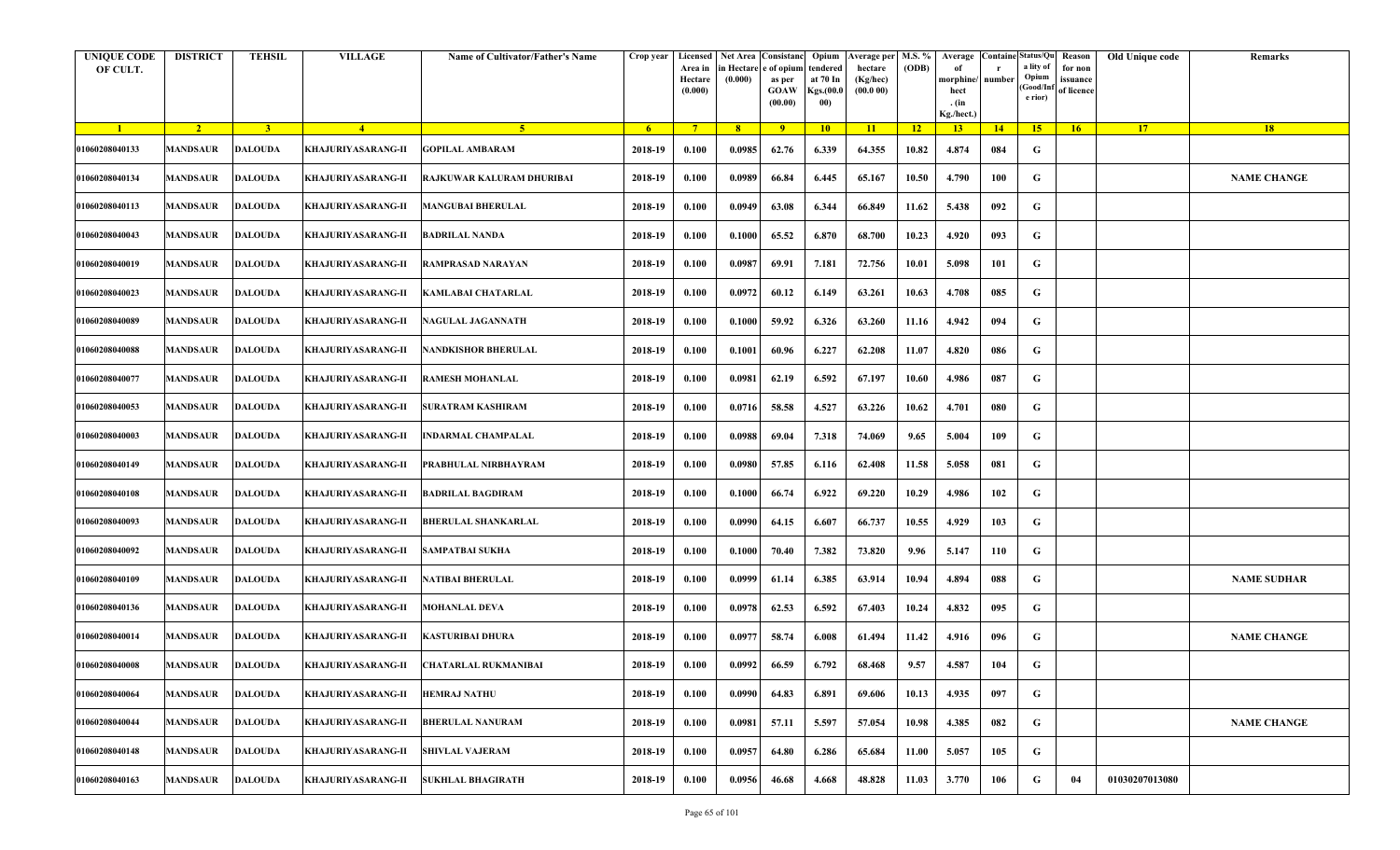| UNIQUE CODE OF CULT. | DISTRICT | TEHSIL | VILLAGE | Name of Cultivator/Father's Name | Crop year | Licensed Area in Hectare (0.000) | Net Area in Hectare (0.000) | Consistance of opium as per GOAW (00.00) | Opium tendered at 70 In Kgs.(00.000) | Average per hectare (Kg/hec) (00.00) | M.S. % (ODB) | Average of morphine/hect. (in Kg./hect.) | Container number | Status/Quality of Opium (Good/Inferior) | Reason for non issuance of licence | Old Unique code | Remarks |
|---|---|---|---|---|---|---|---|---|---|---|---|---|---|---|---|---|---|
| 1 | 2 | 3 | 4 | 5 | 6 | 7 | 8 | 9 | 10 | 11 | 12 | 13 | 14 | 15 | 16 | 17 | 18 |
| 01060208040133 | MANDSAUR | DALOUDA | KHAJURIYASARANG-II | GOPILAL AMBARAM | 2018-19 | 0.100 | 0.0985 | 62.76 | 6.339 | 64.355 | 10.82 | 4.874 | 084 | G | | | |
| 01060208040134 | MANDSAUR | DALOUDA | KHAJURIYASARANG-II | RAJKUWAR KALURAM DHURIBAI | 2018-19 | 0.100 | 0.0989 | 66.84 | 6.445 | 65.167 | 10.50 | 4.790 | 100 | G | | | NAME CHANGE |
| 01060208040113 | MANDSAUR | DALOUDA | KHAJURIYASARANG-II | MANGUBAI BHERULAL | 2018-19 | 0.100 | 0.0949 | 63.08 | 6.344 | 66.849 | 11.62 | 5.438 | 092 | G | | | |
| 01060208040043 | MANDSAUR | DALOUDA | KHAJURIYASARANG-II | BADRILAL NANDA | 2018-19 | 0.100 | 0.1000 | 65.52 | 6.870 | 68.700 | 10.23 | 4.920 | 093 | G | | | |
| 01060208040019 | MANDSAUR | DALOUDA | KHAJURIYASARANG-II | RAMPRASAD NARAYAN | 2018-19 | 0.100 | 0.0987 | 69.91 | 7.181 | 72.756 | 10.01 | 5.098 | 101 | G | | | |
| 01060208040023 | MANDSAUR | DALOUDA | KHAJURIYASARANG-II | KAMLABAI CHATARLAL | 2018-19 | 0.100 | 0.0972 | 60.12 | 6.149 | 63.261 | 10.63 | 4.708 | 085 | G | | | |
| 01060208040089 | MANDSAUR | DALOUDA | KHAJURIYASARANG-II | NAGULAL JAGANNATH | 2018-19 | 0.100 | 0.1000 | 59.92 | 6.326 | 63.260 | 11.16 | 4.942 | 094 | G | | | |
| 01060208040088 | MANDSAUR | DALOUDA | KHAJURIYASARANG-II | NANDKISHOR BHERULAL | 2018-19 | 0.100 | 0.1001 | 60.96 | 6.227 | 62.208 | 11.07 | 4.820 | 086 | G | | | |
| 01060208040077 | MANDSAUR | DALOUDA | KHAJURIYASARANG-II | RAMESH MOHANLAL | 2018-19 | 0.100 | 0.0981 | 62.19 | 6.592 | 67.197 | 10.60 | 4.986 | 087 | G | | | |
| 01060208040053 | MANDSAUR | DALOUDA | KHAJURIYASARANG-II | SURATRAM KASHIRAM | 2018-19 | 0.100 | 0.0716 | 58.58 | 4.527 | 63.226 | 10.62 | 4.701 | 080 | G | | | |
| 01060208040003 | MANDSAUR | DALOUDA | KHAJURIYASARANG-II | INDARMAL CHAMPALAL | 2018-19 | 0.100 | 0.0988 | 69.04 | 7.318 | 74.069 | 9.65 | 5.004 | 109 | G | | | |
| 01060208040149 | MANDSAUR | DALOUDA | KHAJURIYASARANG-II | PRABHULAL NIRBHAYRAM | 2018-19 | 0.100 | 0.0980 | 57.85 | 6.116 | 62.408 | 11.58 | 5.058 | 081 | G | | | |
| 01060208040108 | MANDSAUR | DALOUDA | KHAJURIYASARANG-II | BADRILAL BAGDIRAM | 2018-19 | 0.100 | 0.1000 | 66.74 | 6.922 | 69.220 | 10.29 | 4.986 | 102 | G | | | |
| 01060208040093 | MANDSAUR | DALOUDA | KHAJURIYASARANG-II | BHERULAL SHANKARLAL | 2018-19 | 0.100 | 0.0990 | 64.15 | 6.607 | 66.737 | 10.55 | 4.929 | 103 | G | | | |
| 01060208040092 | MANDSAUR | DALOUDA | KHAJURIYASARANG-II | SAMPATBAI SUKHA | 2018-19 | 0.100 | 0.1000 | 70.40 | 7.382 | 73.820 | 9.96 | 5.147 | 110 | G | | | |
| 01060208040109 | MANDSAUR | DALOUDA | KHAJURIYASARANG-II | NATIBAI BHERULAL | 2018-19 | 0.100 | 0.0999 | 61.14 | 6.385 | 63.914 | 10.94 | 4.894 | 088 | G | | | NAME SUDHAR |
| 01060208040136 | MANDSAUR | DALOUDA | KHAJURIYASARANG-II | MOHANLAL DEVA | 2018-19 | 0.100 | 0.0978 | 62.53 | 6.592 | 67.403 | 10.24 | 4.832 | 095 | G | | | |
| 01060208040014 | MANDSAUR | DALOUDA | KHAJURIYASARANG-II | KASTURIBAI DHURA | 2018-19 | 0.100 | 0.0977 | 58.74 | 6.008 | 61.494 | 11.42 | 4.916 | 096 | G | | | NAME CHANGE |
| 01060208040008 | MANDSAUR | DALOUDA | KHAJURIYASARANG-II | CHATARLAL RUKMANIBAI | 2018-19 | 0.100 | 0.0992 | 66.59 | 6.792 | 68.468 | 9.57 | 4.587 | 104 | G | | | |
| 01060208040064 | MANDSAUR | DALOUDA | KHAJURIYASARANG-II | HEMRAJ NATHU | 2018-19 | 0.100 | 0.0990 | 64.83 | 6.891 | 69.606 | 10.13 | 4.935 | 097 | G | | | |
| 01060208040044 | MANDSAUR | DALOUDA | KHAJURIYASARANG-II | BHERULAL NANURAM | 2018-19 | 0.100 | 0.0981 | 57.11 | 5.597 | 57.054 | 10.98 | 4.385 | 082 | G | | | NAME CHANGE |
| 01060208040148 | MANDSAUR | DALOUDA | KHAJURIYASARANG-II | SHIVLAL VAJERAM | 2018-19 | 0.100 | 0.0957 | 64.80 | 6.286 | 65.684 | 11.00 | 5.057 | 105 | G | | | |
| 01060208040163 | MANDSAUR | DALOUDA | KHAJURIYASARANG-II | SUKHLAL BHAGIRATH | 2018-19 | 0.100 | 0.0956 | 46.68 | 4.668 | 48.828 | 11.03 | 3.770 | 106 | G | 04 | 01030207013080 | |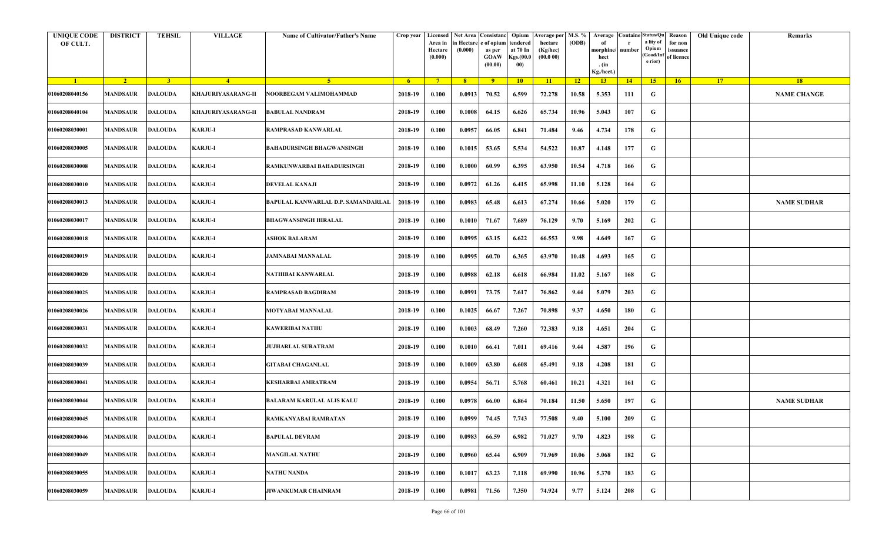| UNIQUE CODE OF CULT. | DISTRICT | TEHSIL | VILLAGE | Name of Cultivator/Father's Name | Crop year | Licensed Area in Hectare (0.000) | Net Area in Hectare (0.000) | Consistance of opium as per GOAW (00.00) | Opium tendered at 70 In Kgs.(00.000) | Average per hectare (Kg/hec) (00.0 00) | M.S. % (ODB) | Average of morphine/hect . (in Kg./hect.) | Container number | Status/Quality of Opium (Good/Inferior) | Reason for non issuance of licence | Old Unique code | Remarks |
|---|---|---|---|---|---|---|---|---|---|---|---|---|---|---|---|---|---|
| 1 | 2 | 3 | 4 | 5 | 6 | 7 | 8 | 9 | 10 | 11 | 12 | 13 | 14 | 15 | 16 | 17 | 18 |
| 01060208040156 | MANDSAUR | DALOUDA | KHAJURIYASARANG-II | NOORBEGAM VALIMOHAMMAD | 2018-19 | 0.100 | 0.0913 | 70.52 | 6.599 | 72.278 | 10.58 | 5.353 | 111 | G | | | NAME CHANGE |
| 01060208040104 | MANDSAUR | DALOUDA | KHAJURIYASARANG-II | BABULAL NANDRAM | 2018-19 | 0.100 | 0.1008 | 64.15 | 6.626 | 65.734 | 10.96 | 5.043 | 107 | G | | | |
| 01060208030001 | MANDSAUR | DALOUDA | KARJU-I | RAMPRASAD KANWARLAL | 2018-19 | 0.100 | 0.0957 | 66.05 | 6.841 | 71.484 | 9.46 | 4.734 | 178 | G | | | |
| 01060208030005 | MANDSAUR | DALOUDA | KARJU-I | BAHADURSINGH BHAGWANSINGH | 2018-19 | 0.100 | 0.1015 | 53.65 | 5.534 | 54.522 | 10.87 | 4.148 | 177 | G | | | |
| 01060208030008 | MANDSAUR | DALOUDA | KARJU-I | RAMKUNWARBAI BAHADURSINGH | 2018-19 | 0.100 | 0.1000 | 60.99 | 6.395 | 63.950 | 10.54 | 4.718 | 166 | G | | | |
| 01060208030010 | MANDSAUR | DALOUDA | KARJU-I | DEVELAL KANAJI | 2018-19 | 0.100 | 0.0972 | 61.26 | 6.415 | 65.998 | 11.10 | 5.128 | 164 | G | | | |
| 01060208030013 | MANDSAUR | DALOUDA | KARJU-I | BAPULAL KANWARLAL D.P. SAMANDARLAL | 2018-19 | 0.100 | 0.0983 | 65.48 | 6.613 | 67.274 | 10.66 | 5.020 | 179 | G | | | NAME SUDHAR |
| 01060208030017 | MANDSAUR | DALOUDA | KARJU-I | BHAGWANSINGH HIRALAL | 2018-19 | 0.100 | 0.1010 | 71.67 | 7.689 | 76.129 | 9.70 | 5.169 | 202 | G | | | |
| 01060208030018 | MANDSAUR | DALOUDA | KARJU-I | ASHOK BALARAM | 2018-19 | 0.100 | 0.0995 | 63.15 | 6.622 | 66.553 | 9.98 | 4.649 | 167 | G | | | |
| 01060208030019 | MANDSAUR | DALOUDA | KARJU-I | JAMNABAI MANNALAL | 2018-19 | 0.100 | 0.0995 | 60.70 | 6.365 | 63.970 | 10.48 | 4.693 | 165 | G | | | |
| 01060208030020 | MANDSAUR | DALOUDA | KARJU-I | NATHIBAI KANWARLAL | 2018-19 | 0.100 | 0.0988 | 62.18 | 6.618 | 66.984 | 11.02 | 5.167 | 168 | G | | | |
| 01060208030025 | MANDSAUR | DALOUDA | KARJU-I | RAMPRASAD BAGDIRAM | 2018-19 | 0.100 | 0.0991 | 73.75 | 7.617 | 76.862 | 9.44 | 5.079 | 203 | G | | | |
| 01060208030026 | MANDSAUR | DALOUDA | KARJU-I | MOTYABAI MANNALAL | 2018-19 | 0.100 | 0.1025 | 66.67 | 7.267 | 70.898 | 9.37 | 4.650 | 180 | G | | | |
| 01060208030031 | MANDSAUR | DALOUDA | KARJU-I | KAWERIBAI NATHU | 2018-19 | 0.100 | 0.1003 | 68.49 | 7.260 | 72.383 | 9.18 | 4.651 | 204 | G | | | |
| 01060208030032 | MANDSAUR | DALOUDA | KARJU-I | JUJHARLAL SURATRAM | 2018-19 | 0.100 | 0.1010 | 66.41 | 7.011 | 69.416 | 9.44 | 4.587 | 196 | G | | | |
| 01060208030039 | MANDSAUR | DALOUDA | KARJU-I | GITABAI CHAGANLAL | 2018-19 | 0.100 | 0.1009 | 63.80 | 6.608 | 65.491 | 9.18 | 4.208 | 181 | G | | | |
| 01060208030041 | MANDSAUR | DALOUDA | KARJU-I | KESHARBAI AMRATRAM | 2018-19 | 0.100 | 0.0954 | 56.71 | 5.768 | 60.461 | 10.21 | 4.321 | 161 | G | | | |
| 01060208030044 | MANDSAUR | DALOUDA | KARJU-I | BALARAM KARULAL ALIS KALU | 2018-19 | 0.100 | 0.0978 | 66.00 | 6.864 | 70.184 | 11.50 | 5.650 | 197 | G | | | NAME SUDHAR |
| 01060208030045 | MANDSAUR | DALOUDA | KARJU-I | RAMKANYABAI RAMRATAN | 2018-19 | 0.100 | 0.0999 | 74.45 | 7.743 | 77.508 | 9.40 | 5.100 | 209 | G | | | |
| 01060208030046 | MANDSAUR | DALOUDA | KARJU-I | BAPULAL DEVRAM | 2018-19 | 0.100 | 0.0983 | 66.59 | 6.982 | 71.027 | 9.70 | 4.823 | 198 | G | | | |
| 01060208030049 | MANDSAUR | DALOUDA | KARJU-I | MANGILAL NATHU | 2018-19 | 0.100 | 0.0960 | 65.44 | 6.909 | 71.969 | 10.06 | 5.068 | 182 | G | | | |
| 01060208030055 | MANDSAUR | DALOUDA | KARJU-I | NATHU NANDA | 2018-19 | 0.100 | 0.1017 | 63.23 | 7.118 | 69.990 | 10.96 | 5.370 | 183 | G | | | |
| 01060208030059 | MANDSAUR | DALOUDA | KARJU-I | JIWANKUMAR CHAINRAM | 2018-19 | 0.100 | 0.0981 | 71.56 | 7.350 | 74.924 | 9.77 | 5.124 | 208 | G | | | |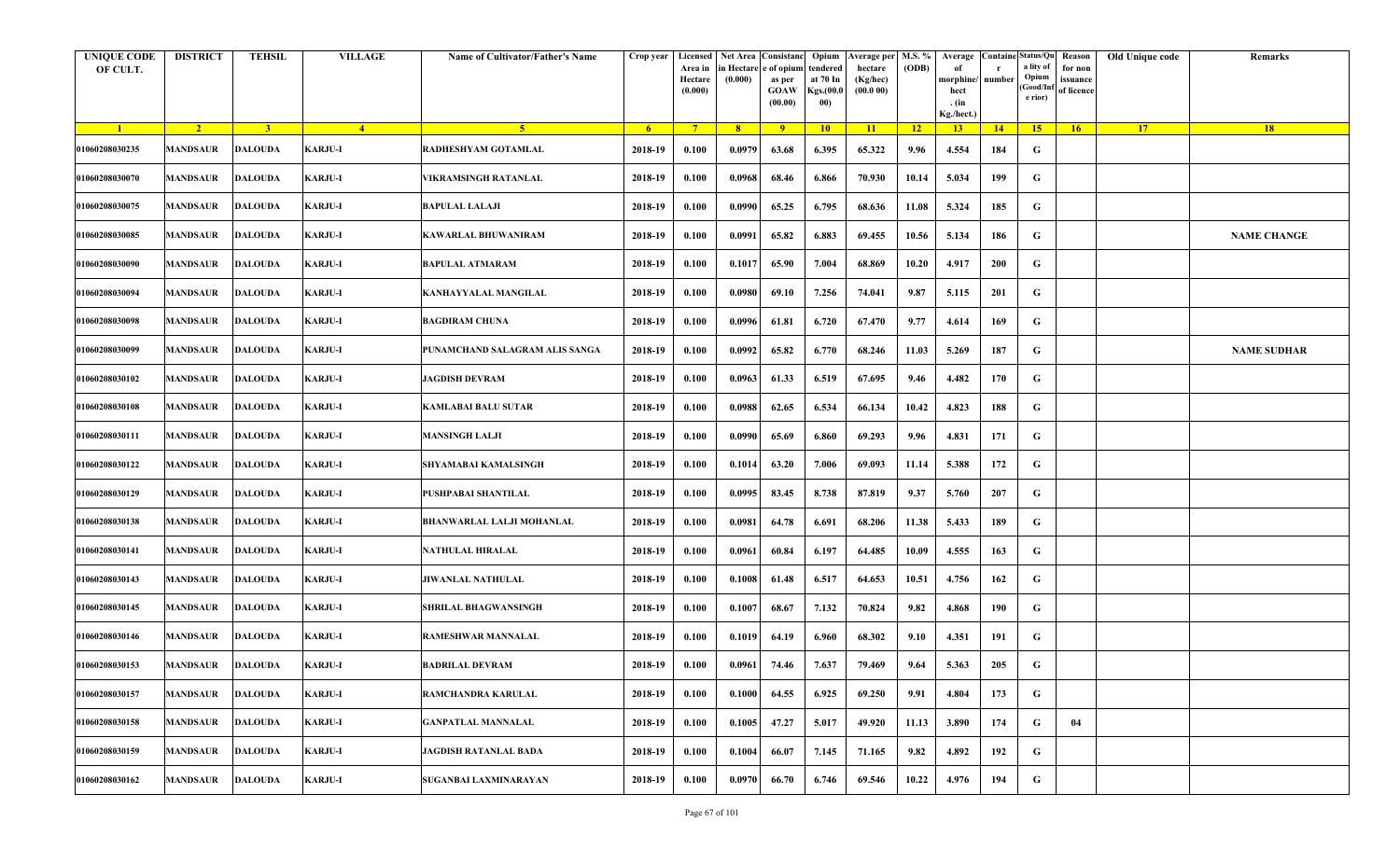| UNIQUE CODE OF CULT. | DISTRICT | TEHSIL | VILLAGE | Name of Cultivator/Father's Name | Crop year | Licensed Area in Hectare (0.000) | Net Area in Hectare (0.000) | Consistance of opium as per GOAW (00.00) | Opium tendered at 70 In Kgs.(00.000) | Average per hectare (Kg/hec) (00.0 00) | M.S. % (ODB) | Average of morphine/ hect . (in Kg./hect.) | Container number | Status/Quality of Opium (Good/Inferior) | Reason for non issuance of licence | Old Unique code | Remarks |
|---|---|---|---|---|---|---|---|---|---|---|---|---|---|---|---|---|---|
| 1 | 2 | 3 | 4 | 5 | 6 | 7 | 8 | 9 | 10 | 11 | 12 | 13 | 14 | 15 | 16 | 17 | 18 |
| 01060208030235 | MANDSAUR | DALOUDA | KARJU-I | RADHESHYAM GOTAMLAL | 2018-19 | 0.100 | 0.0979 | 63.68 | 6.395 | 65.322 | 9.96 | 4.554 | 184 | G | | | |
| 01060208030070 | MANDSAUR | DALOUDA | KARJU-I | VIKRAMSINGH RATANLAL | 2018-19 | 0.100 | 0.0968 | 68.46 | 6.866 | 70.930 | 10.14 | 5.034 | 199 | G | | | |
| 01060208030075 | MANDSAUR | DALOUDA | KARJU-I | BAPULAL LALAJI | 2018-19 | 0.100 | 0.0990 | 65.25 | 6.795 | 68.636 | 11.08 | 5.324 | 185 | G | | | |
| 01060208030085 | MANDSAUR | DALOUDA | KARJU-I | KAWARLAL BHUWANIRAM | 2018-19 | 0.100 | 0.0991 | 65.82 | 6.883 | 69.455 | 10.56 | 5.134 | 186 | G | | | NAME CHANGE |
| 01060208030090 | MANDSAUR | DALOUDA | KARJU-I | BAPULAL ATMARAM | 2018-19 | 0.100 | 0.1017 | 65.90 | 7.004 | 68.869 | 10.20 | 4.917 | 200 | G | | | |
| 01060208030094 | MANDSAUR | DALOUDA | KARJU-I | KANHAYYALAL MANGILAL | 2018-19 | 0.100 | 0.0980 | 69.10 | 7.256 | 74.041 | 9.87 | 5.115 | 201 | G | | | |
| 01060208030098 | MANDSAUR | DALOUDA | KARJU-I | BAGDIRAM CHUNA | 2018-19 | 0.100 | 0.0996 | 61.81 | 6.720 | 67.470 | 9.77 | 4.614 | 169 | G | | | |
| 01060208030099 | MANDSAUR | DALOUDA | KARJU-I | PUNAMCHAND SALAGRAM ALIS SANGA | 2018-19 | 0.100 | 0.0992 | 65.82 | 6.770 | 68.246 | 11.03 | 5.269 | 187 | G | | | NAME SUDHAR |
| 01060208030102 | MANDSAUR | DALOUDA | KARJU-I | JAGDISH DEVRAM | 2018-19 | 0.100 | 0.0963 | 61.33 | 6.519 | 67.695 | 9.46 | 4.482 | 170 | G | | | |
| 01060208030108 | MANDSAUR | DALOUDA | KARJU-I | KAMLABAI BALU SUTAR | 2018-19 | 0.100 | 0.0988 | 62.65 | 6.534 | 66.134 | 10.42 | 4.823 | 188 | G | | | |
| 01060208030111 | MANDSAUR | DALOUDA | KARJU-I | MANSINGH LALJI | 2018-19 | 0.100 | 0.0990 | 65.69 | 6.860 | 69.293 | 9.96 | 4.831 | 171 | G | | | |
| 01060208030122 | MANDSAUR | DALOUDA | KARJU-I | SHYAMABAI KAMALSINGH | 2018-19 | 0.100 | 0.1014 | 63.20 | 7.006 | 69.093 | 11.14 | 5.388 | 172 | G | | | |
| 01060208030129 | MANDSAUR | DALOUDA | KARJU-I | PUSHPABAI SHANTILAL | 2018-19 | 0.100 | 0.0995 | 83.45 | 8.738 | 87.819 | 9.37 | 5.760 | 207 | G | | | |
| 01060208030138 | MANDSAUR | DALOUDA | KARJU-I | BHANWARLAL LALJI MOHANLAL | 2018-19 | 0.100 | 0.0981 | 64.78 | 6.691 | 68.206 | 11.38 | 5.433 | 189 | G | | | |
| 01060208030141 | MANDSAUR | DALOUDA | KARJU-I | NATHULAL HIRALAL | 2018-19 | 0.100 | 0.0961 | 60.84 | 6.197 | 64.485 | 10.09 | 4.555 | 163 | G | | | |
| 01060208030143 | MANDSAUR | DALOUDA | KARJU-I | JIWANLAL NATHULAL | 2018-19 | 0.100 | 0.1008 | 61.48 | 6.517 | 64.653 | 10.51 | 4.756 | 162 | G | | | |
| 01060208030145 | MANDSAUR | DALOUDA | KARJU-I | SHRILAL BHAGWANSINGH | 2018-19 | 0.100 | 0.1007 | 68.67 | 7.132 | 70.824 | 9.82 | 4.868 | 190 | G | | | |
| 01060208030146 | MANDSAUR | DALOUDA | KARJU-I | RAMESHWAR MANNALAL | 2018-19 | 0.100 | 0.1019 | 64.19 | 6.960 | 68.302 | 9.10 | 4.351 | 191 | G | | | |
| 01060208030153 | MANDSAUR | DALOUDA | KARJU-I | BADRILAL DEVRAM | 2018-19 | 0.100 | 0.0961 | 74.46 | 7.637 | 79.469 | 9.64 | 5.363 | 205 | G | | | |
| 01060208030157 | MANDSAUR | DALOUDA | KARJU-I | RAMCHANDRA KARULAL | 2018-19 | 0.100 | 0.1000 | 64.55 | 6.925 | 69.250 | 9.91 | 4.804 | 173 | G | | | |
| 01060208030158 | MANDSAUR | DALOUDA | KARJU-I | GANPATLAL MANNALAL | 2018-19 | 0.100 | 0.1005 | 47.27 | 5.017 | 49.920 | 11.13 | 3.890 | 174 | G | 04 | | |
| 01060208030159 | MANDSAUR | DALOUDA | KARJU-I | JAGDISH RATANLAL BADA | 2018-19 | 0.100 | 0.1004 | 66.07 | 7.145 | 71.165 | 9.82 | 4.892 | 192 | G | | | |
| 01060208030162 | MANDSAUR | DALOUDA | KARJU-I | SUGANBAI LAXMINARAYAN | 2018-19 | 0.100 | 0.0970 | 66.70 | 6.746 | 69.546 | 10.22 | 4.976 | 194 | G | | | |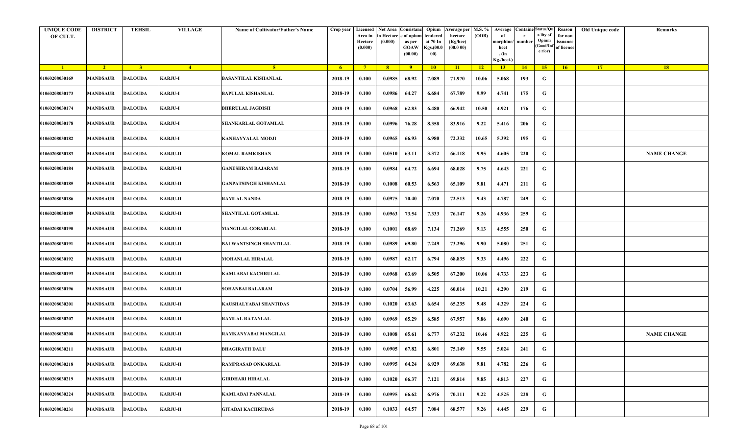| UNIQUE CODE OF CULT. | DISTRICT | TEHSIL | VILLAGE | Name of Cultivator/Father's Name | Crop year | Licensed Area in Hectare (0.000) | Net Area in Hectare (0.000) | Consistance of opium as per GOAW (00.00) | Opium tendered at 70 In Kgs.(00.000) | Average per hectare (Kg/hec) (00.0 00) | M.S. % (ODB) | Average of morphine/hect. (in Kg./hect.) | Container number | Status/Quality of Opium (Good/Inferior) | Reason for non issuance of licence | Old Unique code | Remarks |
|---|---|---|---|---|---|---|---|---|---|---|---|---|---|---|---|---|---|
| 1 | 2 | 3 | 4 | 5 | 6 | 7 | 8 | 9 | 10 | 11 | 12 | 13 | 14 | 15 | 16 | 17 | 18 |
| 01060208030169 | MANDSAUR | DALOUDA | KARJU-I | BASANTILAL KISHANLAL | 2018-19 | 0.100 | 0.0985 | 68.92 | 7.089 | 71.970 | 10.06 | 5.068 | 193 | G | | | |
| 01060208030173 | MANDSAUR | DALOUDA | KARJU-I | BAPULAL KISHANLAL | 2018-19 | 0.100 | 0.0986 | 64.27 | 6.684 | 67.789 | 9.99 | 4.741 | 175 | G | | | |
| 01060208030174 | MANDSAUR | DALOUDA | KARJU-I | BHERULAL JAGDISH | 2018-19 | 0.100 | 0.0968 | 62.83 | 6.480 | 66.942 | 10.50 | 4.921 | 176 | G | | | |
| 01060208030178 | MANDSAUR | DALOUDA | KARJU-I | SHANKARLAL GOTAMLAL | 2018-19 | 0.100 | 0.0996 | 76.28 | 8.358 | 83.916 | 9.22 | 5.416 | 206 | G | | | |
| 01060208030182 | MANDSAUR | DALOUDA | KARJU-I | KANHAYYALAL MODJI | 2018-19 | 0.100 | 0.0965 | 66.93 | 6.980 | 72.332 | 10.65 | 5.392 | 195 | G | | | |
| 01060208030183 | MANDSAUR | DALOUDA | KARJU-II | KOMAL RAMKISHAN | 2018-19 | 0.100 | 0.0510 | 63.11 | 3.372 | 66.118 | 9.95 | 4.605 | 220 | G | | | NAME CHANGE |
| 01060208030184 | MANDSAUR | DALOUDA | KARJU-II | GANESHRAM RAJARAM | 2018-19 | 0.100 | 0.0984 | 64.72 | 6.694 | 68.028 | 9.75 | 4.643 | 221 | G | | | |
| 01060208030185 | MANDSAUR | DALOUDA | KARJU-II | GANPATSINGH KISHANLAL | 2018-19 | 0.100 | 0.1008 | 60.53 | 6.563 | 65.109 | 9.81 | 4.471 | 211 | G | | | |
| 01060208030186 | MANDSAUR | DALOUDA | KARJU-II | RAMLAL NANDA | 2018-19 | 0.100 | 0.0975 | 70.40 | 7.070 | 72.513 | 9.43 | 4.787 | 249 | G | | | |
| 01060208030189 | MANDSAUR | DALOUDA | KARJU-II | SHANTILAL GOTAMLAL | 2018-19 | 0.100 | 0.0963 | 73.54 | 7.333 | 76.147 | 9.26 | 4.936 | 259 | G | | | |
| 01060208030190 | MANDSAUR | DALOUDA | KARJU-II | MANGILAL GOBARLAL | 2018-19 | 0.100 | 0.1001 | 68.69 | 7.134 | 71.269 | 9.13 | 4.555 | 250 | G | | | |
| 01060208030191 | MANDSAUR | DALOUDA | KARJU-II | BALWANTSINGH SHANTILAL | 2018-19 | 0.100 | 0.0989 | 69.80 | 7.249 | 73.296 | 9.90 | 5.080 | 251 | G | | | |
| 01060208030192 | MANDSAUR | DALOUDA | KARJU-II | MOHANLAL HIRALAL | 2018-19 | 0.100 | 0.0987 | 62.17 | 6.794 | 68.835 | 9.33 | 4.496 | 222 | G | | | |
| 01060208030193 | MANDSAUR | DALOUDA | KARJU-II | KAMLABAI KACHRULAL | 2018-19 | 0.100 | 0.0968 | 63.69 | 6.505 | 67.200 | 10.06 | 4.733 | 223 | G | | | |
| 01060208030196 | MANDSAUR | DALOUDA | KARJU-II | SOHANBAI BALARAM | 2018-19 | 0.100 | 0.0704 | 56.99 | 4.225 | 60.014 | 10.21 | 4.290 | 219 | G | | | |
| 01060208030201 | MANDSAUR | DALOUDA | KARJU-II | KAUSHALYABAI SHANTIDAS | 2018-19 | 0.100 | 0.1020 | 63.63 | 6.654 | 65.235 | 9.48 | 4.329 | 224 | G | | | |
| 01060208030207 | MANDSAUR | DALOUDA | KARJU-II | RAMLAL RATANLAL | 2018-19 | 0.100 | 0.0969 | 65.29 | 6.585 | 67.957 | 9.86 | 4.690 | 240 | G | | | |
| 01060208030208 | MANDSAUR | DALOUDA | KARJU-II | RAMKANYABAI MANGILAL | 2018-19 | 0.100 | 0.1008 | 65.61 | 6.777 | 67.232 | 10.46 | 4.922 | 225 | G | | | NAME CHANGE |
| 01060208030211 | MANDSAUR | DALOUDA | KARJU-II | BHAGIRATH DALU | 2018-19 | 0.100 | 0.0905 | 67.82 | 6.801 | 75.149 | 9.55 | 5.024 | 241 | G | | | |
| 01060208030218 | MANDSAUR | DALOUDA | KARJU-II | RAMPRASAD ONKARLAL | 2018-19 | 0.100 | 0.0995 | 64.24 | 6.929 | 69.638 | 9.81 | 4.782 | 226 | G | | | |
| 01060208030219 | MANDSAUR | DALOUDA | KARJU-II | GIRDHARI HIRALAL | 2018-19 | 0.100 | 0.1020 | 66.37 | 7.121 | 69.814 | 9.85 | 4.813 | 227 | G | | | |
| 01060208030224 | MANDSAUR | DALOUDA | KARJU-II | KAMLABAI PANNALAL | 2018-19 | 0.100 | 0.0995 | 66.62 | 6.976 | 70.111 | 9.22 | 4.525 | 228 | G | | | |
| 01060208030231 | MANDSAUR | DALOUDA | KARJU-II | GITABAI KACHRUDAS | 2018-19 | 0.100 | 0.1033 | 64.57 | 7.084 | 68.577 | 9.26 | 4.445 | 229 | G | | | |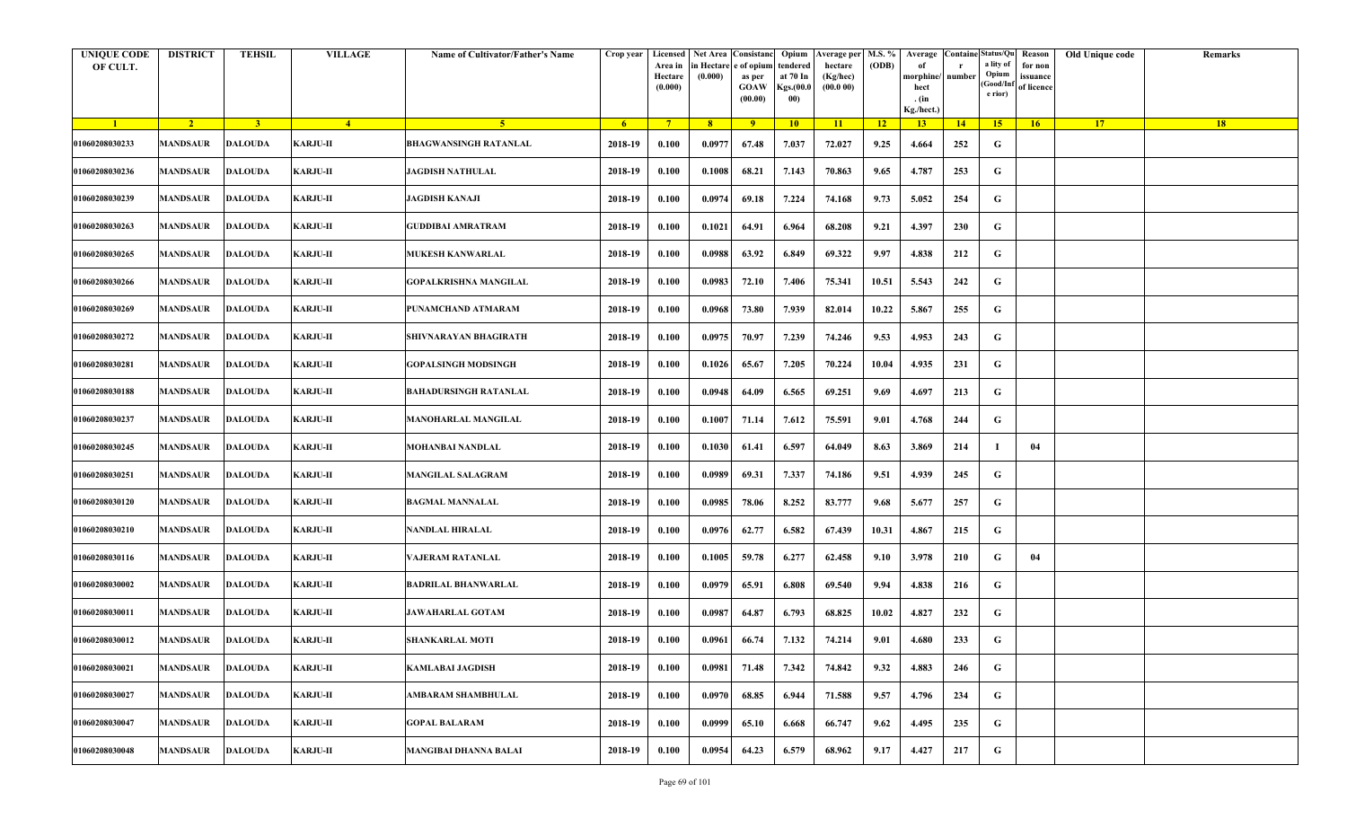| UNIQUE CODE OF CULT. | DISTRICT | TEHSIL | VILLAGE | Name of Cultivator/Father's Name | Crop year | Licensed Area in Hectare (0.000) | Net Area in Hectare (0.000) | Consistance of opium as per GOAW (00.00) | Opium tendered at 70 In Kgs.(00.000) | Average per hectare (Kg/hec) (00.00 00) | M.S. % (ODB) | Average of morphine/hect . (in Kg./hect.) | Container number | Status/Quality of Opium (Good/Inferior) | Reason for non issuance of licence | Old Unique code | Remarks |
|---|---|---|---|---|---|---|---|---|---|---|---|---|---|---|---|---|---|
| 1 | 2 | 3 | 4 | 5 | 6 | 7 | 8 | 9 | 10 | 11 | 12 | 13 | 14 | 15 | 16 | 17 | 18 |
| 01060208030233 | MANDSAUR | DALOUDA | KARJU-II | BHAGWANSINGH RATANLAL | 2018-19 | 0.100 | 0.0977 | 67.48 | 7.037 | 72.027 | 9.25 | 4.664 | 252 | G | | | |
| 01060208030236 | MANDSAUR | DALOUDA | KARJU-II | JAGDISH NATHULAL | 2018-19 | 0.100 | 0.1008 | 68.21 | 7.143 | 70.863 | 9.65 | 4.787 | 253 | G | | | |
| 01060208030239 | MANDSAUR | DALOUDA | KARJU-II | JAGDISH KANAJI | 2018-19 | 0.100 | 0.0974 | 69.18 | 7.224 | 74.168 | 9.73 | 5.052 | 254 | G | | | |
| 01060208030263 | MANDSAUR | DALOUDA | KARJU-II | GUDDIBAI AMRATRAM | 2018-19 | 0.100 | 0.1021 | 64.91 | 6.964 | 68.208 | 9.21 | 4.397 | 230 | G | | | |
| 01060208030265 | MANDSAUR | DALOUDA | KARJU-II | MUKESH KANWARLAL | 2018-19 | 0.100 | 0.0988 | 63.92 | 6.849 | 69.322 | 9.97 | 4.838 | 212 | G | | | |
| 01060208030266 | MANDSAUR | DALOUDA | KARJU-II | GOPALKRISHNA MANGILAL | 2018-19 | 0.100 | 0.0983 | 72.10 | 7.406 | 75.341 | 10.51 | 5.543 | 242 | G | | | |
| 01060208030269 | MANDSAUR | DALOUDA | KARJU-II | PUNAMCHAND ATMARAM | 2018-19 | 0.100 | 0.0968 | 73.80 | 7.939 | 82.014 | 10.22 | 5.867 | 255 | G | | | |
| 01060208030272 | MANDSAUR | DALOUDA | KARJU-II | SHIVNARAYAN BHAGIRATH | 2018-19 | 0.100 | 0.0975 | 70.97 | 7.239 | 74.246 | 9.53 | 4.953 | 243 | G | | | |
| 01060208030281 | MANDSAUR | DALOUDA | KARJU-II | GOPALSINGH MODSINGH | 2018-19 | 0.100 | 0.1026 | 65.67 | 7.205 | 70.224 | 10.04 | 4.935 | 231 | G | | | |
| 01060208030188 | MANDSAUR | DALOUDA | KARJU-II | BAHADURSINGH RATANLAL | 2018-19 | 0.100 | 0.0948 | 64.09 | 6.565 | 69.251 | 9.69 | 4.697 | 213 | G | | | |
| 01060208030237 | MANDSAUR | DALOUDA | KARJU-II | MANOHARLAL MANGILAL | 2018-19 | 0.100 | 0.1007 | 71.14 | 7.612 | 75.591 | 9.01 | 4.768 | 244 | G | | | |
| 01060208030245 | MANDSAUR | DALOUDA | KARJU-II | MOHANBAI NANDLAL | 2018-19 | 0.100 | 0.1030 | 61.41 | 6.597 | 64.049 | 8.63 | 3.869 | 214 | I | 04 | | |
| 01060208030251 | MANDSAUR | DALOUDA | KARJU-II | MANGILAL SALAGRAM | 2018-19 | 0.100 | 0.0989 | 69.31 | 7.337 | 74.186 | 9.51 | 4.939 | 245 | G | | | |
| 01060208030120 | MANDSAUR | DALOUDA | KARJU-II | BAGMAL MANNALAL | 2018-19 | 0.100 | 0.0985 | 78.06 | 8.252 | 83.777 | 9.68 | 5.677 | 257 | G | | | |
| 01060208030210 | MANDSAUR | DALOUDA | KARJU-II | NANDLAL HIRALAL | 2018-19 | 0.100 | 0.0976 | 62.77 | 6.582 | 67.439 | 10.31 | 4.867 | 215 | G | | | |
| 01060208030116 | MANDSAUR | DALOUDA | KARJU-II | VAJERAM RATANLAL | 2018-19 | 0.100 | 0.1005 | 59.78 | 6.277 | 62.458 | 9.10 | 3.978 | 210 | G | 04 | | |
| 01060208030002 | MANDSAUR | DALOUDA | KARJU-II | BADRILAL BHANWARLAL | 2018-19 | 0.100 | 0.0979 | 65.91 | 6.808 | 69.540 | 9.94 | 4.838 | 216 | G | | | |
| 01060208030011 | MANDSAUR | DALOUDA | KARJU-II | JAWAHARLAL GOTAM | 2018-19 | 0.100 | 0.0987 | 64.87 | 6.793 | 68.825 | 10.02 | 4.827 | 232 | G | | | |
| 01060208030012 | MANDSAUR | DALOUDA | KARJU-II | SHANKARLAL MOTI | 2018-19 | 0.100 | 0.0961 | 66.74 | 7.132 | 74.214 | 9.01 | 4.680 | 233 | G | | | |
| 01060208030021 | MANDSAUR | DALOUDA | KARJU-II | KAMLABAI JAGDISH | 2018-19 | 0.100 | 0.0981 | 71.48 | 7.342 | 74.842 | 9.32 | 4.883 | 246 | G | | | |
| 01060208030027 | MANDSAUR | DALOUDA | KARJU-II | AMBARAM SHAMBHULAL | 2018-19 | 0.100 | 0.0970 | 68.85 | 6.944 | 71.588 | 9.57 | 4.796 | 234 | G | | | |
| 01060208030047 | MANDSAUR | DALOUDA | KARJU-II | GOPAL BALARAM | 2018-19 | 0.100 | 0.0999 | 65.10 | 6.668 | 66.747 | 9.62 | 4.495 | 235 | G | | | |
| 01060208030048 | MANDSAUR | DALOUDA | KARJU-II | MANGIBAI DHANNA BALAI | 2018-19 | 0.100 | 0.0954 | 64.23 | 6.579 | 68.962 | 9.17 | 4.427 | 217 | G | | | |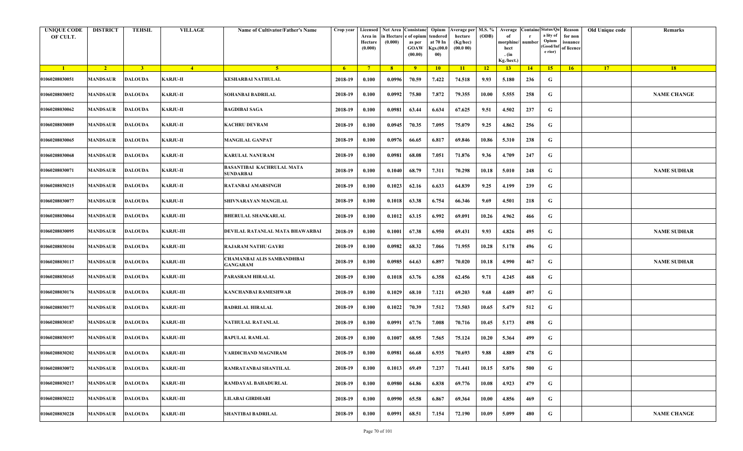| UNIQUE CODE OF CULT. | DISTRICT | TEHSIL | VILLAGE | Name of Cultivator/Father's Name | Crop year | Licensed Area in Hectare (0.000) | Net Area in Hectare (0.000) | Consistance of opium as per GOAW (00.00) | Opium tendered at 70 In Kgs.(00.000) | Average per hectare (Kg/hec) (00.000) | M.S. % (ODB) | Average of morphine/hect. (in Kg./hect.) | Container number | Status/Quality of Opium (Good/Inferior) | Reason for non issuance of licence | Old Unique code | Remarks |
|---|---|---|---|---|---|---|---|---|---|---|---|---|---|---|---|---|---|
| 1 | 2 | 3 | 4 | 5 | 6 | 7 | 8 | 9 | 10 | 11 | 12 | 13 | 14 | 15 | 16 | 17 | 18 |
| 01060208030051 | MANDSAUR | DALOUDA | KARJU-II | KESHARBAI NATHULAL | 2018-19 | 0.100 | 0.0996 | 70.59 | 7.422 | 74.518 | 9.93 | 5.180 | 236 | G | | | |
| 01060208030052 | MANDSAUR | DALOUDA | KARJU-II | SOHANBAI BADRILAL | 2018-19 | 0.100 | 0.0992 | 75.80 | 7.872 | 79.355 | 10.00 | 5.555 | 258 | G | | | NAME CHANGE |
| 01060208030062 | MANDSAUR | DALOUDA | KARJU-II | BAGDIBAI SAGA | 2018-19 | 0.100 | 0.0981 | 63.44 | 6.634 | 67.625 | 9.51 | 4.502 | 237 | G | | | |
| 01060208030089 | MANDSAUR | DALOUDA | KARJU-II | KACHRU DEVRAM | 2018-19 | 0.100 | 0.0945 | 70.35 | 7.095 | 75.079 | 9.25 | 4.862 | 256 | G | | | |
| 01060208030065 | MANDSAUR | DALOUDA | KARJU-II | MANGILAL GANPAT | 2018-19 | 0.100 | 0.0976 | 66.65 | 6.817 | 69.846 | 10.86 | 5.310 | 238 | G | | | |
| 01060208030068 | MANDSAUR | DALOUDA | KARJU-II | KARULAL NANURAM | 2018-19 | 0.100 | 0.0981 | 68.08 | 7.051 | 71.876 | 9.36 | 4.709 | 247 | G | | | |
| 01060208030071 | MANDSAUR | DALOUDA | KARJU-II | BASANTIBAI KACHRULAL MATA SUNDARBAI | 2018-19 | 0.100 | 0.1040 | 68.79 | 7.311 | 70.298 | 10.18 | 5.010 | 248 | G | | | NAME SUDHAR |
| 01060208030215 | MANDSAUR | DALOUDA | KARJU-II | RATANBAI AMARSINGH | 2018-19 | 0.100 | 0.1023 | 62.16 | 6.633 | 64.839 | 9.25 | 4.199 | 239 | G | | | |
| 01060208030077 | MANDSAUR | DALOUDA | KARJU-II | SHIVNARAYAN MANGILAL | 2018-19 | 0.100 | 0.1018 | 63.38 | 6.754 | 66.346 | 9.69 | 4.501 | 218 | G | | | |
| 01060208030064 | MANDSAUR | DALOUDA | KARJU-III | BHERULAL SHANKARLAL | 2018-19 | 0.100 | 0.1012 | 63.15 | 6.992 | 69.091 | 10.26 | 4.962 | 466 | G | | | |
| 01060208030095 | MANDSAUR | DALOUDA | KARJU-III | DEVILAL RATANLAL MATA BHAWARBAI | 2018-19 | 0.100 | 0.1001 | 67.38 | 6.950 | 69.431 | 9.93 | 4.826 | 495 | G | | | NAME SUDHAR |
| 01060208030104 | MANDSAUR | DALOUDA | KARJU-III | RAJARAM NATHU GAYRI | 2018-19 | 0.100 | 0.0982 | 68.32 | 7.066 | 71.955 | 10.28 | 5.178 | 496 | G | | | |
| 01060208030117 | MANDSAUR | DALOUDA | KARJU-III | CHAMANBAI ALIS SAMBANDHBAI GANGARAM | 2018-19 | 0.100 | 0.0985 | 64.63 | 6.897 | 70.020 | 10.18 | 4.990 | 467 | G | | | NAME SUDHAR |
| 01060208030165 | MANDSAUR | DALOUDA | KARJU-III | PARASRAM HIRALAL | 2018-19 | 0.100 | 0.1018 | 63.76 | 6.358 | 62.456 | 9.71 | 4.245 | 468 | G | | | |
| 01060208030176 | MANDSAUR | DALOUDA | KARJU-III | KANCHANBAI RAMESHWAR | 2018-19 | 0.100 | 0.1029 | 68.10 | 7.121 | 69.203 | 9.68 | 4.689 | 497 | G | | | |
| 01060208030177 | MANDSAUR | DALOUDA | KARJU-III | BADRILAL HIRALAL | 2018-19 | 0.100 | 0.1022 | 70.39 | 7.512 | 73.503 | 10.65 | 5.479 | 512 | G | | | |
| 01060208030187 | MANDSAUR | DALOUDA | KARJU-III | NATHULAL RATANLAL | 2018-19 | 0.100 | 0.0991 | 67.76 | 7.008 | 70.716 | 10.45 | 5.173 | 498 | G | | | |
| 01060208030197 | MANDSAUR | DALOUDA | KARJU-III | BAPULAL RAMLAL | 2018-19 | 0.100 | 0.1007 | 68.95 | 7.565 | 75.124 | 10.20 | 5.364 | 499 | G | | | |
| 01060208030202 | MANDSAUR | DALOUDA | KARJU-III | VARDICHAND MAGNIRAM | 2018-19 | 0.100 | 0.0981 | 66.68 | 6.935 | 70.693 | 9.88 | 4.889 | 478 | G | | | |
| 01060208030072 | MANDSAUR | DALOUDA | KARJU-III | RAMRATANBAI SHANTILAL | 2018-19 | 0.100 | 0.1013 | 69.49 | 7.237 | 71.441 | 10.15 | 5.076 | 500 | G | | | |
| 01060208030217 | MANDSAUR | DALOUDA | KARJU-III | RAMDAYAL BAHADURLAL | 2018-19 | 0.100 | 0.0980 | 64.86 | 6.838 | 69.776 | 10.08 | 4.923 | 479 | G | | | |
| 01060208030222 | MANDSAUR | DALOUDA | KARJU-III | LILABAI GIRDHARI | 2018-19 | 0.100 | 0.0990 | 65.58 | 6.867 | 69.364 | 10.00 | 4.856 | 469 | G | | | |
| 01060208030228 | MANDSAUR | DALOUDA | KARJU-III | SHANTIBAI BADRILAL | 2018-19 | 0.100 | 0.0991 | 68.51 | 7.154 | 72.190 | 10.09 | 5.099 | 480 | G | | | NAME CHANGE |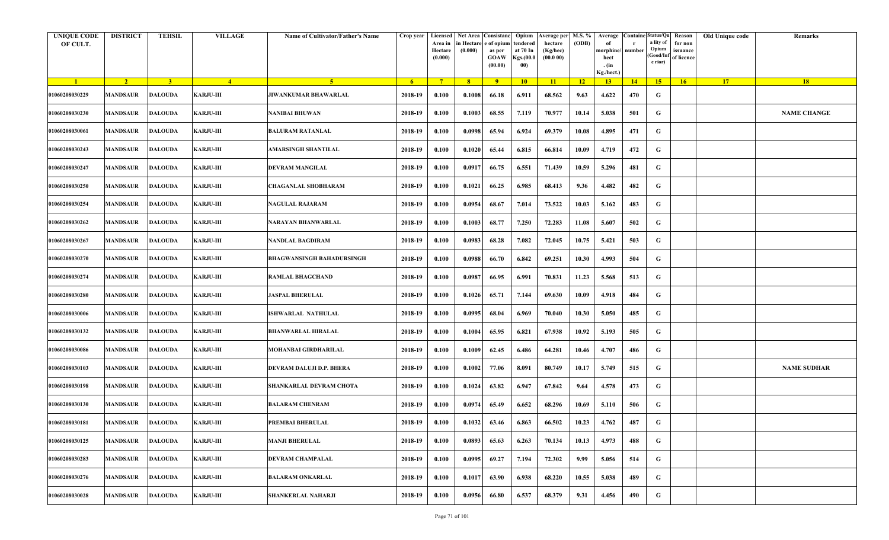| UNIQUE CODE OF CULT. | DISTRICT | TEHSIL | VILLAGE | Name of Cultivator/Father's Name | Crop year | Licensed Area in Hectare (0.000) | Net Area in Hectare (0.000) | Consistance of opium as per GOAW (00.00) | Opium tendered at 70 In Kgs.(00.000) | Average per hectare (Kg/hec) (00.00) | M.S. % (ODB) | Average of morphine/hect. (in Kg./hect.) | Container number | Status/Quality of Opium (Good/Inferior) | Reason for non issuance of licence | Old Unique code | Remarks |
|---|---|---|---|---|---|---|---|---|---|---|---|---|---|---|---|---|---|
| 1 | 2 | 3 | 4 | 5 | 6 | 7 | 8 | 9 | 10 | 11 | 12 | 13 | 14 | 15 | 16 | 17 | 18 |
| 01060208030229 | MANDSAUR | DALOUDA | KARJU-III | JIWANKUMAR BHAWARLAL | 2018-19 | 0.100 | 0.1008 | 66.18 | 6.911 | 68.562 | 9.63 | 4.622 | 470 | G | | | |
| 01060208030230 | MANDSAUR | DALOUDA | KARJU-III | NANIBAI BHUWAN | 2018-19 | 0.100 | 0.1003 | 68.55 | 7.119 | 70.977 | 10.14 | 5.038 | 501 | G | | | NAME CHANGE |
| 01060208030061 | MANDSAUR | DALOUDA | KARJU-III | BALURAM RATANLAL | 2018-19 | 0.100 | 0.0998 | 65.94 | 6.924 | 69.379 | 10.08 | 4.895 | 471 | G | | | |
| 01060208030243 | MANDSAUR | DALOUDA | KARJU-III | AMARSINGH SHANTILAL | 2018-19 | 0.100 | 0.1020 | 65.44 | 6.815 | 66.814 | 10.09 | 4.719 | 472 | G | | | |
| 01060208030247 | MANDSAUR | DALOUDA | KARJU-III | DEVRAM MANGILAL | 2018-19 | 0.100 | 0.0917 | 66.75 | 6.551 | 71.439 | 10.59 | 5.296 | 481 | G | | | |
| 01060208030250 | MANDSAUR | DALOUDA | KARJU-III | CHAGANLAL SHOBHARAM | 2018-19 | 0.100 | 0.1021 | 66.25 | 6.985 | 68.413 | 9.36 | 4.482 | 482 | G | | | |
| 01060208030254 | MANDSAUR | DALOUDA | KARJU-III | NAGULAL RAJARAM | 2018-19 | 0.100 | 0.0954 | 68.67 | 7.014 | 73.522 | 10.03 | 5.162 | 483 | G | | | |
| 01060208030262 | MANDSAUR | DALOUDA | KARJU-III | NARAYAN BHANWARLAL | 2018-19 | 0.100 | 0.1003 | 68.77 | 7.250 | 72.283 | 11.08 | 5.607 | 502 | G | | | |
| 01060208030267 | MANDSAUR | DALOUDA | KARJU-III | NANDLAL BAGDIRAM | 2018-19 | 0.100 | 0.0983 | 68.28 | 7.082 | 72.045 | 10.75 | 5.421 | 503 | G | | | |
| 01060208030270 | MANDSAUR | DALOUDA | KARJU-III | BHAGWANSINGH BAHADURSINGH | 2018-19 | 0.100 | 0.0988 | 66.70 | 6.842 | 69.251 | 10.30 | 4.993 | 504 | G | | | |
| 01060208030274 | MANDSAUR | DALOUDA | KARJU-III | RAMLAL BHAGCHAND | 2018-19 | 0.100 | 0.0987 | 66.95 | 6.991 | 70.831 | 11.23 | 5.568 | 513 | G | | | |
| 01060208030280 | MANDSAUR | DALOUDA | KARJU-III | JASPAL BHERULAL | 2018-19 | 0.100 | 0.1026 | 65.71 | 7.144 | 69.630 | 10.09 | 4.918 | 484 | G | | | |
| 01060208030006 | MANDSAUR | DALOUDA | KARJU-III | ISHWARLAL NATHULAL | 2018-19 | 0.100 | 0.0995 | 68.04 | 6.969 | 70.040 | 10.30 | 5.050 | 485 | G | | | |
| 01060208030132 | MANDSAUR | DALOUDA | KARJU-III | BHANWARLAL HIRALAL | 2018-19 | 0.100 | 0.1004 | 65.95 | 6.821 | 67.938 | 10.92 | 5.193 | 505 | G | | | |
| 01060208030086 | MANDSAUR | DALOUDA | KARJU-III | MOHANBAI GIRDHARILAL | 2018-19 | 0.100 | 0.1009 | 62.45 | 6.486 | 64.281 | 10.46 | 4.707 | 486 | G | | | |
| 01060208030103 | MANDSAUR | DALOUDA | KARJU-III | DEVRAM DALUJI D.P. BHERA | 2018-19 | 0.100 | 0.1002 | 77.06 | 8.091 | 80.749 | 10.17 | 5.749 | 515 | G | | | NAME SUDHAR |
| 01060208030198 | MANDSAUR | DALOUDA | KARJU-III | SHANKARLAL DEVRAM CHOTA | 2018-19 | 0.100 | 0.1024 | 63.82 | 6.947 | 67.842 | 9.64 | 4.578 | 473 | G | | | |
| 01060208030130 | MANDSAUR | DALOUDA | KARJU-III | BALARAM CHENRAM | 2018-19 | 0.100 | 0.0974 | 65.49 | 6.652 | 68.296 | 10.69 | 5.110 | 506 | G | | | |
| 01060208030181 | MANDSAUR | DALOUDA | KARJU-III | PREMBAI BHERULAL | 2018-19 | 0.100 | 0.1032 | 63.46 | 6.863 | 66.502 | 10.23 | 4.762 | 487 | G | | | |
| 01060208030125 | MANDSAUR | DALOUDA | KARJU-III | MANJI BHERULAL | 2018-19 | 0.100 | 0.0893 | 65.63 | 6.263 | 70.134 | 10.13 | 4.973 | 488 | G | | | |
| 01060208030283 | MANDSAUR | DALOUDA | KARJU-III | DEVRAM CHAMPALAL | 2018-19 | 0.100 | 0.0995 | 69.27 | 7.194 | 72.302 | 9.99 | 5.056 | 514 | G | | | |
| 01060208030276 | MANDSAUR | DALOUDA | KARJU-III | BALARAM ONKARLAL | 2018-19 | 0.100 | 0.1017 | 63.90 | 6.938 | 68.220 | 10.55 | 5.038 | 489 | G | | | |
| 01060208030028 | MANDSAUR | DALOUDA | KARJU-III | SHANKERLAL NAHARJI | 2018-19 | 0.100 | 0.0956 | 66.80 | 6.537 | 68.379 | 9.31 | 4.456 | 490 | G | | | |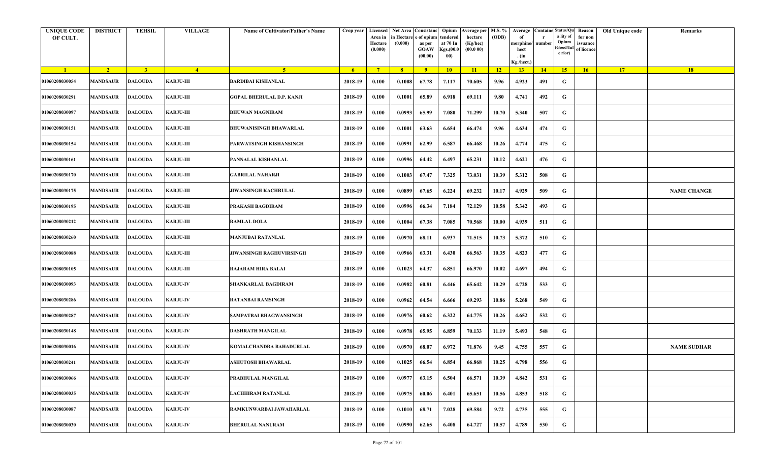| UNIQUE CODE OF CULT. | DISTRICT | TEHSIL | VILLAGE | Name of Cultivator/Father's Name | Crop year | Licensed Area in Hectare (0.000) | Net Area in Hectare (0.000) | Consistance of opium as per GOAW (00.00) | Opium tendered at 70 In Kgs.(00.000) | Average per hectare (Kg/hec) (00.0 00) | M.S. % (ODB) | Average of morphine/ hect . (in Kg./hect.) | Container number | Status/Quality of Opium (Good/Inferior) | Reason for non issuance of licence | Old Unique code | Remarks |
|---|---|---|---|---|---|---|---|---|---|---|---|---|---|---|---|---|---|
| 1 | 2 | 3 | 4 | 5 | 6 | 7 | 8 | 9 | 10 | 11 | 12 | 13 | 14 | 15 | 16 | 17 | 18 |
| 01060208030054 | MANDSAUR | DALOUDA | KARJU-III | BARDIBAI KISHANLAL | 2018-19 | 0.100 | 0.1008 | 67.78 | 7.117 | 70.605 | 9.96 | 4.923 | 491 | G | | | |
| 01060208030291 | MANDSAUR | DALOUDA | KARJU-III | GOPAL BHERULAL D.P. KANJI | 2018-19 | 0.100 | 0.1001 | 65.89 | 6.918 | 69.111 | 9.80 | 4.741 | 492 | G | | | |
| 01060208030097 | MANDSAUR | DALOUDA | KARJU-III | BHUWAN MAGNIRAM | 2018-19 | 0.100 | 0.0993 | 65.99 | 7.080 | 71.299 | 10.70 | 5.340 | 507 | G | | | |
| 01060208030151 | MANDSAUR | DALOUDA | KARJU-III | BHUWANISINGH BHAWARLAL | 2018-19 | 0.100 | 0.1001 | 63.63 | 6.654 | 66.474 | 9.96 | 4.634 | 474 | G | | | |
| 01060208030154 | MANDSAUR | DALOUDA | KARJU-III | PARWATSINGH KISHANSINGH | 2018-19 | 0.100 | 0.0991 | 62.99 | 6.587 | 66.468 | 10.26 | 4.774 | 475 | G | | | |
| 01060208030161 | MANDSAUR | DALOUDA | KARJU-III | PANNALAL KISHANLAL | 2018-19 | 0.100 | 0.0996 | 64.42 | 6.497 | 65.231 | 10.12 | 4.621 | 476 | G | | | |
| 01060208030170 | MANDSAUR | DALOUDA | KARJU-III | GABRILAL NAHARJI | 2018-19 | 0.100 | 0.1003 | 67.47 | 7.325 | 73.031 | 10.39 | 5.312 | 508 | G | | | |
| 01060208030175 | MANDSAUR | DALOUDA | KARJU-III | JIWANSINGH KACHRULAL | 2018-19 | 0.100 | 0.0899 | 67.65 | 6.224 | 69.232 | 10.17 | 4.929 | 509 | G | | | NAME CHANGE |
| 01060208030195 | MANDSAUR | DALOUDA | KARJU-III | PRAKASH BAGDIRAM | 2018-19 | 0.100 | 0.0996 | 66.34 | 7.184 | 72.129 | 10.58 | 5.342 | 493 | G | | | |
| 01060208030212 | MANDSAUR | DALOUDA | KARJU-III | RAMLAL DOLA | 2018-19 | 0.100 | 0.1004 | 67.38 | 7.085 | 70.568 | 10.00 | 4.939 | 511 | G | | | |
| 01060208030260 | MANDSAUR | DALOUDA | KARJU-III | MANJUBAI RATANLAL | 2018-19 | 0.100 | 0.0970 | 68.11 | 6.937 | 71.515 | 10.73 | 5.372 | 510 | G | | | |
| 01060208030088 | MANDSAUR | DALOUDA | KARJU-III | JIWANSINGH RAGHUVIRSINGH | 2018-19 | 0.100 | 0.0966 | 63.31 | 6.430 | 66.563 | 10.35 | 4.823 | 477 | G | | | |
| 01060208030105 | MANDSAUR | DALOUDA | KARJU-III | RAJARAM HIRA BALAI | 2018-19 | 0.100 | 0.1023 | 64.37 | 6.851 | 66.970 | 10.02 | 4.697 | 494 | G | | | |
| 01060208030093 | MANDSAUR | DALOUDA | KARJU-IV | SHANKARLAL BAGDIRAM | 2018-19 | 0.100 | 0.0982 | 60.81 | 6.446 | 65.642 | 10.29 | 4.728 | 533 | G | | | |
| 01060208030286 | MANDSAUR | DALOUDA | KARJU-IV | RATANBAI RAMSINGH | 2018-19 | 0.100 | 0.0962 | 64.54 | 6.666 | 69.293 | 10.86 | 5.268 | 549 | G | | | |
| 01060208030287 | MANDSAUR | DALOUDA | KARJU-IV | SAMPATBAI BHAGWANSINGH | 2018-19 | 0.100 | 0.0976 | 60.62 | 6.322 | 64.775 | 10.26 | 4.652 | 532 | G | | | |
| 01060208030148 | MANDSAUR | DALOUDA | KARJU-IV | DASHRATH MANGILAL | 2018-19 | 0.100 | 0.0978 | 65.95 | 6.859 | 70.133 | 11.19 | 5.493 | 548 | G | | | |
| 01060208030016 | MANDSAUR | DALOUDA | KARJU-IV | KOMALCHANDRA BAHADURLAL | 2018-19 | 0.100 | 0.0970 | 68.07 | 6.972 | 71.876 | 9.45 | 4.755 | 557 | G | | | NAME SUDHAR |
| 01060208030241 | MANDSAUR | DALOUDA | KARJU-IV | ASHUTOSH BHAWARLAL | 2018-19 | 0.100 | 0.1025 | 66.54 | 6.854 | 66.868 | 10.25 | 4.798 | 556 | G | | | |
| 01060208030066 | MANDSAUR | DALOUDA | KARJU-IV | PRABHULAL MANGILAL | 2018-19 | 0.100 | 0.0977 | 63.15 | 6.504 | 66.571 | 10.39 | 4.842 | 531 | G | | | |
| 01060208030035 | MANDSAUR | DALOUDA | KARJU-IV | LACHHIRAM RATANLAL | 2018-19 | 0.100 | 0.0975 | 60.06 | 6.401 | 65.651 | 10.56 | 4.853 | 518 | G | | | |
| 01060208030087 | MANDSAUR | DALOUDA | KARJU-IV | RAMKUNWARBAI JAWAHARLAL | 2018-19 | 0.100 | 0.1010 | 68.71 | 7.028 | 69.584 | 9.72 | 4.735 | 555 | G | | | |
| 01060208030030 | MANDSAUR | DALOUDA | KARJU-IV | BHERULAL NANURAM | 2018-19 | 0.100 | 0.0990 | 62.65 | 6.408 | 64.727 | 10.57 | 4.789 | 530 | G | | | |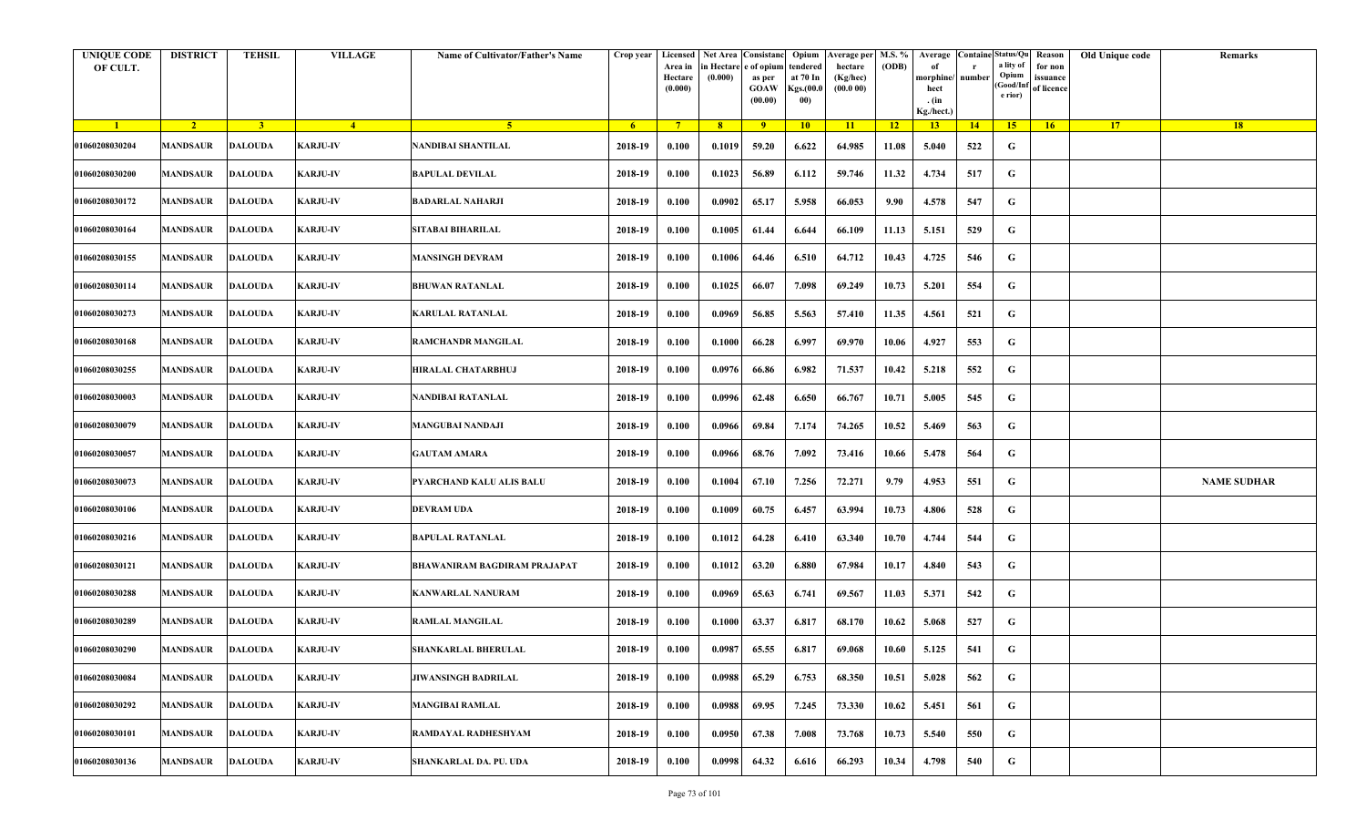| UNIQUE CODE OF CULT. | DISTRICT | TEHSIL | VILLAGE | Name of Cultivator/Father's Name | Crop year | Licensed Area in Hectare (0.000) | Net Area in Hectare (0.000) | Consistance of opium as per GOAW (00.00) | Opium tendered at 70 In Kgs.(00.000) | Average per hectare (Kg/hec) (00.00 00) | M.S. % (ODB) | Average of morphine/hect. (in Kg./hect.) | Container number | Status/Quality of Opium (Good/Inferior) | Reason for non issuance of licence | Old Unique code | Remarks |
|---|---|---|---|---|---|---|---|---|---|---|---|---|---|---|---|---|---|
| 1 | 2 | 3 | 4 | 5 | 6 | 7 | 8 | 9 | 10 | 11 | 12 | 13 | 14 | 15 | 16 | 17 | 18 |
| 01060208030204 | MANDSAUR | DALOUDA | KARJU-IV | NANDIBAI SHANTILAL | 2018-19 | 0.100 | 0.1019 | 59.20 | 6.622 | 64.985 | 11.08 | 5.040 | 522 | G | | | |
| 01060208030200 | MANDSAUR | DALOUDA | KARJU-IV | BAPULAL DEVILAL | 2018-19 | 0.100 | 0.1023 | 56.89 | 6.112 | 59.746 | 11.32 | 4.734 | 517 | G | | | |
| 01060208030172 | MANDSAUR | DALOUDA | KARJU-IV | BADARLAL NAHARJI | 2018-19 | 0.100 | 0.0902 | 65.17 | 5.958 | 66.053 | 9.90 | 4.578 | 547 | G | | | |
| 01060208030164 | MANDSAUR | DALOUDA | KARJU-IV | SITABAI BIHARILAL | 2018-19 | 0.100 | 0.1005 | 61.44 | 6.644 | 66.109 | 11.13 | 5.151 | 529 | G | | | |
| 01060208030155 | MANDSAUR | DALOUDA | KARJU-IV | MANSINGH DEVRAM | 2018-19 | 0.100 | 0.1006 | 64.46 | 6.510 | 64.712 | 10.43 | 4.725 | 546 | G | | | |
| 01060208030114 | MANDSAUR | DALOUDA | KARJU-IV | BHUWAN RATANLAL | 2018-19 | 0.100 | 0.1025 | 66.07 | 7.098 | 69.249 | 10.73 | 5.201 | 554 | G | | | |
| 01060208030273 | MANDSAUR | DALOUDA | KARJU-IV | KARULAL RATANLAL | 2018-19 | 0.100 | 0.0969 | 56.85 | 5.563 | 57.410 | 11.35 | 4.561 | 521 | G | | | |
| 01060208030168 | MANDSAUR | DALOUDA | KARJU-IV | RAMCHANDR MANGILAL | 2018-19 | 0.100 | 0.1000 | 66.28 | 6.997 | 69.970 | 10.06 | 4.927 | 553 | G | | | |
| 01060208030255 | MANDSAUR | DALOUDA | KARJU-IV | HIRALAL CHATARBHUJ | 2018-19 | 0.100 | 0.0976 | 66.86 | 6.982 | 71.537 | 10.42 | 5.218 | 552 | G | | | |
| 01060208030003 | MANDSAUR | DALOUDA | KARJU-IV | NANDIBAI RATANLAL | 2018-19 | 0.100 | 0.0996 | 62.48 | 6.650 | 66.767 | 10.71 | 5.005 | 545 | G | | | |
| 01060208030079 | MANDSAUR | DALOUDA | KARJU-IV | MANGUBAI NANDAJI | 2018-19 | 0.100 | 0.0966 | 69.84 | 7.174 | 74.265 | 10.52 | 5.469 | 563 | G | | | |
| 01060208030057 | MANDSAUR | DALOUDA | KARJU-IV | GAUTAM AMARA | 2018-19 | 0.100 | 0.0966 | 68.76 | 7.092 | 73.416 | 10.66 | 5.478 | 564 | G | | | |
| 01060208030073 | MANDSAUR | DALOUDA | KARJU-IV | PYARCHAND KALU ALIS BALU | 2018-19 | 0.100 | 0.1004 | 67.10 | 7.256 | 72.271 | 9.79 | 4.953 | 551 | G | | | NAME SUDHAR |
| 01060208030106 | MANDSAUR | DALOUDA | KARJU-IV | DEVRAM UDA | 2018-19 | 0.100 | 0.1009 | 60.75 | 6.457 | 63.994 | 10.73 | 4.806 | 528 | G | | | |
| 01060208030216 | MANDSAUR | DALOUDA | KARJU-IV | BAPULAL RATANLAL | 2018-19 | 0.100 | 0.1012 | 64.28 | 6.410 | 63.340 | 10.70 | 4.744 | 544 | G | | | |
| 01060208030121 | MANDSAUR | DALOUDA | KARJU-IV | BHAWANIRAM BAGDIRAM PRAJAPAT | 2018-19 | 0.100 | 0.1012 | 63.20 | 6.880 | 67.984 | 10.17 | 4.840 | 543 | G | | | |
| 01060208030288 | MANDSAUR | DALOUDA | KARJU-IV | KANWARLAL NANURAM | 2018-19 | 0.100 | 0.0969 | 65.63 | 6.741 | 69.567 | 11.03 | 5.371 | 542 | G | | | |
| 01060208030289 | MANDSAUR | DALOUDA | KARJU-IV | RAMLAL MANGILAL | 2018-19 | 0.100 | 0.1000 | 63.37 | 6.817 | 68.170 | 10.62 | 5.068 | 527 | G | | | |
| 01060208030290 | MANDSAUR | DALOUDA | KARJU-IV | SHANKARLAL BHERULAL | 2018-19 | 0.100 | 0.0987 | 65.55 | 6.817 | 69.068 | 10.60 | 5.125 | 541 | G | | | |
| 01060208030084 | MANDSAUR | DALOUDA | KARJU-IV | JIWANSINGH BADRILAL | 2018-19 | 0.100 | 0.0988 | 65.29 | 6.753 | 68.350 | 10.51 | 5.028 | 562 | G | | | |
| 01060208030292 | MANDSAUR | DALOUDA | KARJU-IV | MANGIBAI RAMLAL | 2018-19 | 0.100 | 0.0988 | 69.95 | 7.245 | 73.330 | 10.62 | 5.451 | 561 | G | | | |
| 01060208030101 | MANDSAUR | DALOUDA | KARJU-IV | RAMDAYAL RADHESHYAM | 2018-19 | 0.100 | 0.0950 | 67.38 | 7.008 | 73.768 | 10.73 | 5.540 | 550 | G | | | |
| 01060208030136 | MANDSAUR | DALOUDA | KARJU-IV | SHANKARLAL DA. PU. UDA | 2018-19 | 0.100 | 0.0998 | 64.32 | 6.616 | 66.293 | 10.34 | 4.798 | 540 | G | | | |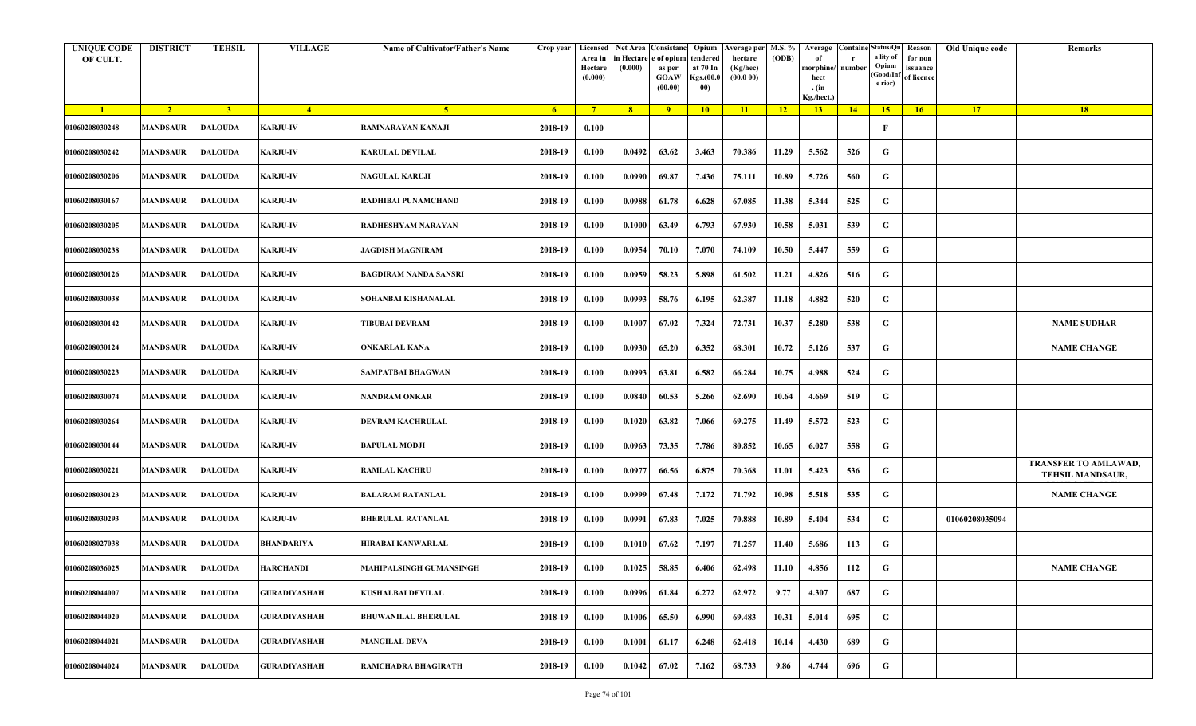| UNIQUE CODE OF CULT. | DISTRICT | TEHSIL | VILLAGE | Name of Cultivator/Father's Name | Crop year | Licensed Area in Hectare (0.000) | Net Area in Hectare (0.000) | Consistance of opium as per GOAW (00.00) | Opium tendered at 70 In Kgs.(00.000) | Average per hectare (Kg/hec) (00.00) | M.S. % (ODB) | Average of morphine/hect. (in Kg./hect.) | Container number | Status/Quality of Opium (Good/Inferior) | Reason for non issuance of licence | Old Unique code | Remarks |
|---|---|---|---|---|---|---|---|---|---|---|---|---|---|---|---|---|---|
| 1 | 2 | 3 | 4 | 5 | 6 | 7 | 8 | 9 | 10 | 11 | 12 | 13 | 14 | 15 | 16 | 17 | 18 |
| 01060208030248 | MANDSAUR | DALOUDA | KARJU-IV | RAMNARAYAN KANAJI | 2018-19 | 0.100 | | | | | | | | F | | | |
| 01060208030242 | MANDSAUR | DALOUDA | KARJU-IV | KARULAL DEVILAL | 2018-19 | 0.100 | 0.0492 | 63.62 | 3.463 | 70.386 | 11.29 | 5.562 | 526 | G | | | |
| 01060208030206 | MANDSAUR | DALOUDA | KARJU-IV | NAGULAL KARUJI | 2018-19 | 0.100 | 0.0990 | 69.87 | 7.436 | 75.111 | 10.89 | 5.726 | 560 | G | | | |
| 01060208030167 | MANDSAUR | DALOUDA | KARJU-IV | RADHIBAI PUNAMCHAND | 2018-19 | 0.100 | 0.0988 | 61.78 | 6.628 | 67.085 | 11.38 | 5.344 | 525 | G | | | |
| 01060208030205 | MANDSAUR | DALOUDA | KARJU-IV | RADHESHYAM NARAYAN | 2018-19 | 0.100 | 0.1000 | 63.49 | 6.793 | 67.930 | 10.58 | 5.031 | 539 | G | | | |
| 01060208030238 | MANDSAUR | DALOUDA | KARJU-IV | JAGDISH MAGNIRAM | 2018-19 | 0.100 | 0.0954 | 70.10 | 7.070 | 74.109 | 10.50 | 5.447 | 559 | G | | | |
| 01060208030126 | MANDSAUR | DALOUDA | KARJU-IV | BAGDIRAM NANDA SANSRI | 2018-19 | 0.100 | 0.0959 | 58.23 | 5.898 | 61.502 | 11.21 | 4.826 | 516 | G | | | |
| 01060208030038 | MANDSAUR | DALOUDA | KARJU-IV | SOHANBAI KISHANALAL | 2018-19 | 0.100 | 0.0993 | 58.76 | 6.195 | 62.387 | 11.18 | 4.882 | 520 | G | | | |
| 01060208030142 | MANDSAUR | DALOUDA | KARJU-IV | TIBUBAI DEVRAM | 2018-19 | 0.100 | 0.1007 | 67.02 | 7.324 | 72.731 | 10.37 | 5.280 | 538 | G | | | NAME SUDHAR |
| 01060208030124 | MANDSAUR | DALOUDA | KARJU-IV | ONKARLAL KANA | 2018-19 | 0.100 | 0.0930 | 65.20 | 6.352 | 68.301 | 10.72 | 5.126 | 537 | G | | | NAME CHANGE |
| 01060208030223 | MANDSAUR | DALOUDA | KARJU-IV | SAMPATBAI BHAGWAN | 2018-19 | 0.100 | 0.0993 | 63.81 | 6.582 | 66.284 | 10.75 | 4.988 | 524 | G | | | |
| 01060208030074 | MANDSAUR | DALOUDA | KARJU-IV | NANDRAM ONKAR | 2018-19 | 0.100 | 0.0840 | 60.53 | 5.266 | 62.690 | 10.64 | 4.669 | 519 | G | | | |
| 01060208030264 | MANDSAUR | DALOUDA | KARJU-IV | DEVRAM KACHRULAL | 2018-19 | 0.100 | 0.1020 | 63.82 | 7.066 | 69.275 | 11.49 | 5.572 | 523 | G | | | |
| 01060208030144 | MANDSAUR | DALOUDA | KARJU-IV | BAPULAL MODJI | 2018-19 | 0.100 | 0.0963 | 73.35 | 7.786 | 80.852 | 10.65 | 6.027 | 558 | G | | | |
| 01060208030221 | MANDSAUR | DALOUDA | KARJU-IV | RAMLAL KACHRU | 2018-19 | 0.100 | 0.0977 | 66.56 | 6.875 | 70.368 | 11.01 | 5.423 | 536 | G | | | TRANSFER TO AMLAWAD, TEHSIL MANDSAUR, |
| 01060208030123 | MANDSAUR | DALOUDA | KARJU-IV | BALARAM RATANLAL | 2018-19 | 0.100 | 0.0999 | 67.48 | 7.172 | 71.792 | 10.98 | 5.518 | 535 | G | | | NAME CHANGE |
| 01060208030293 | MANDSAUR | DALOUDA | KARJU-IV | BHERULAL RATANLAL | 2018-19 | 0.100 | 0.0991 | 67.83 | 7.025 | 70.888 | 10.89 | 5.404 | 534 | G | | 01060208035094 | |
| 01060208027038 | MANDSAUR | DALOUDA | BHANDARIYA | HIRABAI KANWARLAL | 2018-19 | 0.100 | 0.1010 | 67.62 | 7.197 | 71.257 | 11.40 | 5.686 | 113 | G | | | |
| 01060208036025 | MANDSAUR | DALOUDA | HARCHANDI | MAHIPALSINGH GUMANSINGH | 2018-19 | 0.100 | 0.1025 | 58.85 | 6.406 | 62.498 | 11.10 | 4.856 | 112 | G | | | NAME CHANGE |
| 01060208044007 | MANDSAUR | DALOUDA | GURADIYASHAH | KUSHALBAI DEVILAL | 2018-19 | 0.100 | 0.0996 | 61.84 | 6.272 | 62.972 | 9.77 | 4.307 | 687 | G | | | |
| 01060208044020 | MANDSAUR | DALOUDA | GURADIYASHAH | BHUWANILAL BHERULAL | 2018-19 | 0.100 | 0.1006 | 65.50 | 6.990 | 69.483 | 10.31 | 5.014 | 695 | G | | | |
| 01060208044021 | MANDSAUR | DALOUDA | GURADIYASHAH | MANGILAL DEVA | 2018-19 | 0.100 | 0.1001 | 61.17 | 6.248 | 62.418 | 10.14 | 4.430 | 689 | G | | | |
| 01060208044024 | MANDSAUR | DALOUDA | GURADIYASHAH | RAMCHADRA BHAGIRATH | 2018-19 | 0.100 | 0.1042 | 67.02 | 7.162 | 68.733 | 9.86 | 4.744 | 696 | G | | | |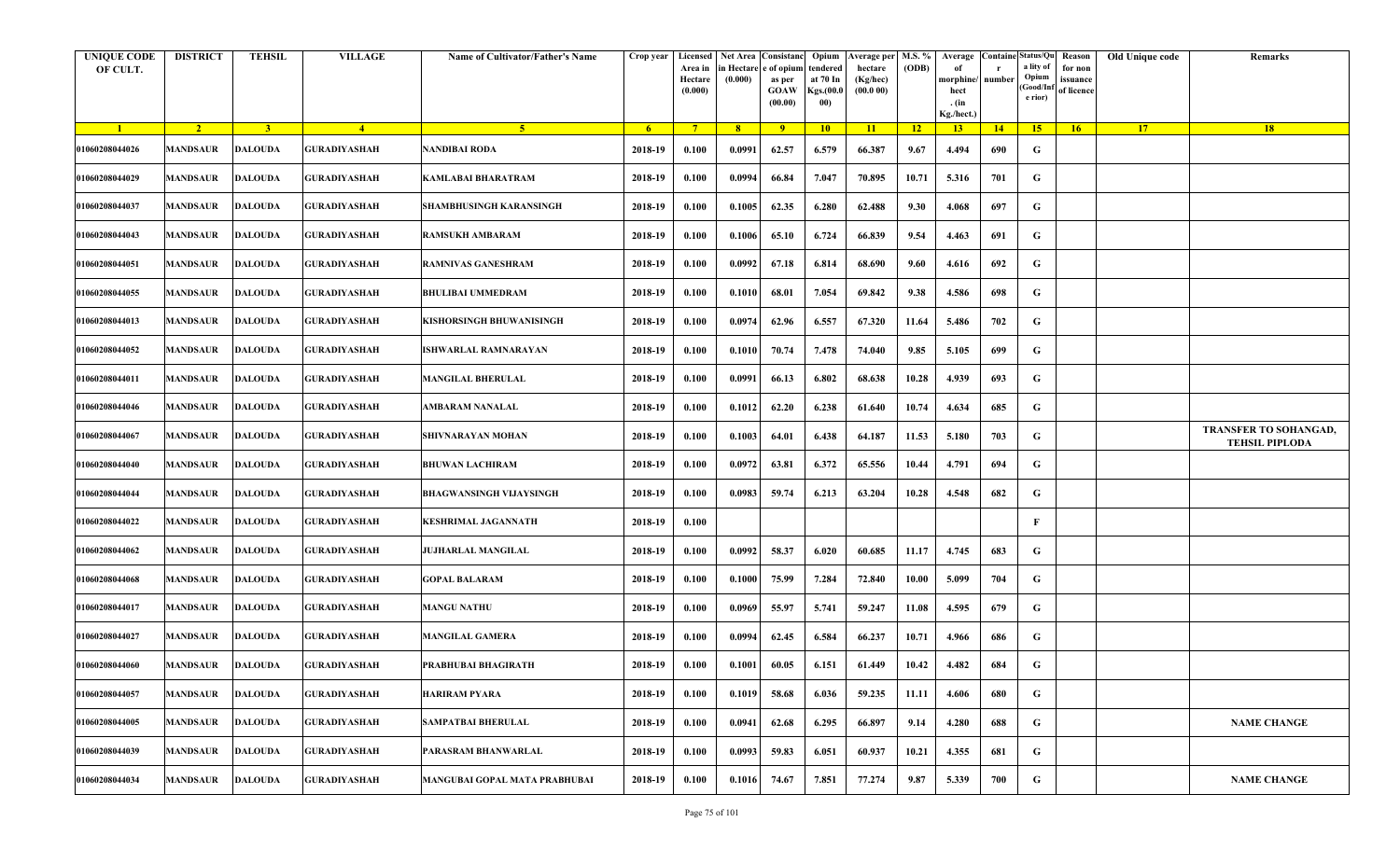| UNIQUE CODE OF CULT. | DISTRICT | TEHSIL | VILLAGE | Name of Cultivator/Father's Name | Crop year | Licensed Area in Hectare (0.000) | Net Area in Hectare (0.000) | Consistance of opium as per GOAW (00.00) | Opium tendered at 70 In Kgs.(00.000) | Average per hectare (Kg/hec) (00.00) | M.S. % (ODB) | Average of morphine/hect. (in Kg./hect.) | Container number | Status/Quality of Opium (Good/Inferior) | Reason for non issuance of licence | Old Unique code | Remarks |
|---|---|---|---|---|---|---|---|---|---|---|---|---|---|---|---|---|---|
| 1 | 2 | 3 | 4 | 5 | 6 | 7 | 8 | 9 | 10 | 11 | 12 | 13 | 14 | 15 | 16 | 17 | 18 |
| 01060208044026 | MANDSAUR | DALOUDA | GURADIYASHAH | NANDIBAI RODA | 2018-19 | 0.100 | 0.0991 | 62.57 | 6.579 | 66.387 | 9.67 | 4.494 | 690 | G | | | |
| 01060208044029 | MANDSAUR | DALOUDA | GURADIYASHAH | KAMLABAI BHARATRAM | 2018-19 | 0.100 | 0.0994 | 66.84 | 7.047 | 70.895 | 10.71 | 5.316 | 701 | G | | | |
| 01060208044037 | MANDSAUR | DALOUDA | GURADIYASHAH | SHAMBHUSINGH KARANSINGH | 2018-19 | 0.100 | 0.1005 | 62.35 | 6.280 | 62.488 | 9.30 | 4.068 | 697 | G | | | |
| 01060208044043 | MANDSAUR | DALOUDA | GURADIYASHAH | RAMSUKH AMBARAM | 2018-19 | 0.100 | 0.1006 | 65.10 | 6.724 | 66.839 | 9.54 | 4.463 | 691 | G | | | |
| 01060208044051 | MANDSAUR | DALOUDA | GURADIYASHAH | RAMNIVAS GANESHRAM | 2018-19 | 0.100 | 0.0992 | 67.18 | 6.814 | 68.690 | 9.60 | 4.616 | 692 | G | | | |
| 01060208044055 | MANDSAUR | DALOUDA | GURADIYASHAH | BHULIBAI UMMEDRAM | 2018-19 | 0.100 | 0.1010 | 68.01 | 7.054 | 69.842 | 9.38 | 4.586 | 698 | G | | | |
| 01060208044013 | MANDSAUR | DALOUDA | GURADIYASHAH | KISHORSINGH BHUWANISINGH | 2018-19 | 0.100 | 0.0974 | 62.96 | 6.557 | 67.320 | 11.64 | 5.486 | 702 | G | | | |
| 01060208044052 | MANDSAUR | DALOUDA | GURADIYASHAH | ISHWARLAL RAMNARAYAN | 2018-19 | 0.100 | 0.1010 | 70.74 | 7.478 | 74.040 | 9.85 | 5.105 | 699 | G | | | |
| 01060208044011 | MANDSAUR | DALOUDA | GURADIYASHAH | MANGILAL BHERULAL | 2018-19 | 0.100 | 0.0991 | 66.13 | 6.802 | 68.638 | 10.28 | 4.939 | 693 | G | | | |
| 01060208044046 | MANDSAUR | DALOUDA | GURADIYASHAH | AMBARAM NANALAL | 2018-19 | 0.100 | 0.1012 | 62.20 | 6.238 | 61.640 | 10.74 | 4.634 | 685 | G | | | |
| 01060208044067 | MANDSAUR | DALOUDA | GURADIYASHAH | SHIVNARAYAN MOHAN | 2018-19 | 0.100 | 0.1003 | 64.01 | 6.438 | 64.187 | 11.53 | 5.180 | 703 | G | | | TRANSFER TO SOHANGAD, TEHSIL PIPLODA |
| 01060208044040 | MANDSAUR | DALOUDA | GURADIYASHAH | BHUWAN LACHIRAM | 2018-19 | 0.100 | 0.0972 | 63.81 | 6.372 | 65.556 | 10.44 | 4.791 | 694 | G | | | |
| 01060208044044 | MANDSAUR | DALOUDA | GURADIYASHAH | BHAGWANSINGH VIJAYSINGH | 2018-19 | 0.100 | 0.0983 | 59.74 | 6.213 | 63.204 | 10.28 | 4.548 | 682 | G | | | |
| 01060208044022 | MANDSAUR | DALOUDA | GURADIYASHAH | KESHRIMAL JAGANNATH | 2018-19 | 0.100 | | | | | | | | F | | | |
| 01060208044062 | MANDSAUR | DALOUDA | GURADIYASHAH | JUJHARLAL MANGILAL | 2018-19 | 0.100 | 0.0992 | 58.37 | 6.020 | 60.685 | 11.17 | 4.745 | 683 | G | | | |
| 01060208044068 | MANDSAUR | DALOUDA | GURADIYASHAH | GOPAL BALARAM | 2018-19 | 0.100 | 0.1000 | 75.99 | 7.284 | 72.840 | 10.00 | 5.099 | 704 | G | | | |
| 01060208044017 | MANDSAUR | DALOUDA | GURADIYASHAH | MANGU NATHU | 2018-19 | 0.100 | 0.0969 | 55.97 | 5.741 | 59.247 | 11.08 | 4.595 | 679 | G | | | |
| 01060208044027 | MANDSAUR | DALOUDA | GURADIYASHAH | MANGILAL GAMERA | 2018-19 | 0.100 | 0.0994 | 62.45 | 6.584 | 66.237 | 10.71 | 4.966 | 686 | G | | | |
| 01060208044060 | MANDSAUR | DALOUDA | GURADIYASHAH | PRABHUBAI BHAGIRATH | 2018-19 | 0.100 | 0.1001 | 60.05 | 6.151 | 61.449 | 10.42 | 4.482 | 684 | G | | | |
| 01060208044057 | MANDSAUR | DALOUDA | GURADIYASHAH | HARIRAM PYARA | 2018-19 | 0.100 | 0.1019 | 58.68 | 6.036 | 59.235 | 11.11 | 4.606 | 680 | G | | | |
| 01060208044005 | MANDSAUR | DALOUDA | GURADIYASHAH | SAMPATBAI BHERULAL | 2018-19 | 0.100 | 0.0941 | 62.68 | 6.295 | 66.897 | 9.14 | 4.280 | 688 | G | | | NAME CHANGE |
| 01060208044039 | MANDSAUR | DALOUDA | GURADIYASHAH | PARASRAM BHANWARLAL | 2018-19 | 0.100 | 0.0993 | 59.83 | 6.051 | 60.937 | 10.21 | 4.355 | 681 | G | | | |
| 01060208044034 | MANDSAUR | DALOUDA | GURADIYASHAH | MANGUBAI GOPAL MATA PRABHUBAI | 2018-19 | 0.100 | 0.1016 | 74.67 | 7.851 | 77.274 | 9.87 | 5.339 | 700 | G | | | NAME CHANGE |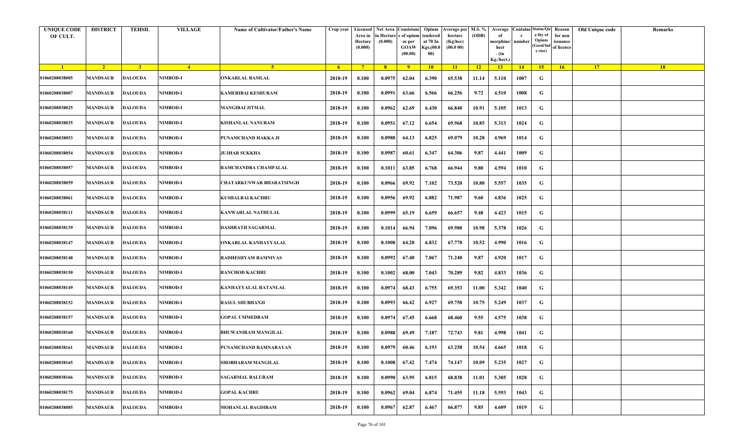| UNIQUE CODE OF CULT. | DISTRICT | TEHSIL | VILLAGE | Name of Cultivator/Father's Name | Crop year | Licensed Area in Hectare (0.000) | Net Area in Hectare (0.000) | Consistance of opium as per GOAW (00.00) | Opium tendered at 70 In Kgs.(00.000) | Average per hectare (Kg/hec) (00.00) | M.S. % (ODB) | Average of morphine/hect. (in Kg./hect.) | Container number | Status/Quality of Opium (Good/Inferior) | Reason for non issuance of licence | Old Unique code | Remarks |
|---|---|---|---|---|---|---|---|---|---|---|---|---|---|---|---|---|---|
| 1 | 2 | 3 | 4 | 5 | 6 | 7 | 8 | 9 | 10 | 11 | 12 | 13 | 14 | 15 | 16 | 17 | 18 |
| 01060208038005 | MANDSAUR | DALOUDA | NIMBOD-I | ONKARLAL RAMLAL | 2018-19 | 0.100 | 0.0975 | 62.04 | 6.390 | 65.538 | 11.14 | 5.110 | 1007 | G | | | |
| 01060208038007 | MANDSAUR | DALOUDA | NIMBOD-I | KAMERIBAI KESHURAM | 2018-19 | 0.100 | 0.0991 | 63.66 | 6.566 | 66.256 | 9.72 | 4.510 | 1008 | G | | | |
| 01060208038025 | MANDSAUR | DALOUDA | NIMBOD-I | MANGIBAI JITMAL | 2018-19 | 0.100 | 0.0962 | 62.69 | 6.430 | 66.840 | 10.91 | 5.105 | 1013 | G | | | |
| 01060208038035 | MANDSAUR | DALOUDA | NIMBOD-I | KISHANLAL NANURAM | 2018-19 | 0.100 | 0.0951 | 67.12 | 6.654 | 69.968 | 10.85 | 5.313 | 1024 | G | | | |
| 01060208038053 | MANDSAUR | DALOUDA | NIMBOD-I | PUNAMCHAND HAKKA JI | 2018-19 | 0.100 | 0.0988 | 64.13 | 6.825 | 69.079 | 10.28 | 4.969 | 1014 | G | | | |
| 01060208038054 | MANDSAUR | DALOUDA | NIMBOD-I | JUJHAR SUKKHA | 2018-19 | 0.100 | 0.0987 | 60.61 | 6.347 | 64.306 | 9.87 | 4.441 | 1009 | G | | | |
| 01060208038057 | MANDSAUR | DALOUDA | NIMBOD-I | RAMCHANDRA CHAMPALAL | 2018-19 | 0.100 | 0.1011 | 63.85 | 6.768 | 66.944 | 9.80 | 4.594 | 1010 | G | | | |
| 01060208038059 | MANDSAUR | DALOUDA | NIMBOD-I | CHATARKUNWAR BHARATSINGH | 2018-19 | 0.100 | 0.0966 | 69.92 | 7.102 | 73.520 | 10.80 | 5.557 | 1035 | G | | | |
| 01060208038061 | MANDSAUR | DALOUDA | NIMBOD-I | KUSHALBAI KACHRU | 2018-19 | 0.100 | 0.0956 | 69.92 | 6.882 | 71.987 | 9.60 | 4.836 | 1025 | G | | | |
| 01060208038111 | MANDSAUR | DALOUDA | NIMBOD-I | KANWARLAL NATHULAL | 2018-19 | 0.100 | 0.0999 | 65.19 | 6.659 | 66.657 | 9.48 | 4.423 | 1015 | G | | | |
| 01060208038139 | MANDSAUR | DALOUDA | NIMBOD-I | DASHRATH SAGARMAL | 2018-19 | 0.100 | 0.1014 | 66.94 | 7.096 | 69.980 | 10.98 | 5.378 | 1026 | G | | | |
| 01060208038147 | MANDSAUR | DALOUDA | NIMBOD-I | ONKARLAL KANHAYYALAL | 2018-19 | 0.100 | 0.1008 | 64.28 | 6.832 | 67.778 | 10.52 | 4.990 | 1016 | G | | | |
| 01060208038148 | MANDSAUR | DALOUDA | NIMBOD-I | RADHESHYAM RAMNIVAS | 2018-19 | 0.100 | 0.0992 | 67.40 | 7.067 | 71.240 | 9.87 | 4.920 | 1017 | G | | | |
| 01060208038150 | MANDSAUR | DALOUDA | NIMBOD-I | RANCHOD KACHRU | 2018-19 | 0.100 | 0.1002 | 68.00 | 7.043 | 70.289 | 9.82 | 4.833 | 1036 | G | | | |
| 01060208038149 | MANDSAUR | DALOUDA | NIMBOD-I | KANHAYYALAL RATANLAL | 2018-19 | 0.100 | 0.0974 | 68.43 | 6.755 | 69.353 | 11.00 | 5.342 | 1040 | G | | | |
| 01060208038152 | MANDSAUR | DALOUDA | NIMBOD-I | RASUL SHUBHANJI | 2018-19 | 0.100 | 0.0993 | 66.42 | 6.927 | 69.758 | 10.75 | 5.249 | 1037 | G | | | |
| 01060208038157 | MANDSAUR | DALOUDA | NIMBOD-I | GOPAL UMMEDRAM | 2018-19 | 0.100 | 0.0974 | 67.45 | 6.668 | 68.460 | 9.55 | 4.575 | 1038 | G | | | |
| 01060208038160 | MANDSAUR | DALOUDA | NIMBOD-I | BHUWANIRAM MANGILAL | 2018-19 | 0.100 | 0.0988 | 69.49 | 7.187 | 72.743 | 9.81 | 4.998 | 1041 | G | | | |
| 01060208038161 | MANDSAUR | DALOUDA | NIMBOD-I | PUNAMCHAND RAMNARAYAN | 2018-19 | 0.100 | 0.0979 | 60.46 | 6.193 | 63.258 | 10.54 | 4.665 | 1018 | G | | | |
| 01060208038165 | MANDSAUR | DALOUDA | NIMBOD-I | SHOBHARAM MANGILAL | 2018-19 | 0.100 | 0.1008 | 67.42 | 7.474 | 74.147 | 10.09 | 5.235 | 1027 | G | | | |
| 01060208038166 | MANDSAUR | DALOUDA | NIMBOD-I | SAGARMAL BALURAM | 2018-19 | 0.100 | 0.0990 | 63.95 | 6.815 | 68.838 | 11.01 | 5.305 | 1028 | G | | | |
| 01060208038175 | MANDSAUR | DALOUDA | NIMBOD-I | GOPAL KACHRU | 2018-19 | 0.100 | 0.0962 | 69.04 | 6.874 | 71.455 | 11.18 | 5.593 | 1043 | G | | | |
| 01060208038085 | MANDSAUR | DALOUDA | NIMBOD-I | MOHANLAL BAGDIRAM | 2018-19 | 0.100 | 0.0967 | 62.87 | 6.467 | 66.877 | 9.85 | 4.609 | 1019 | G | | | |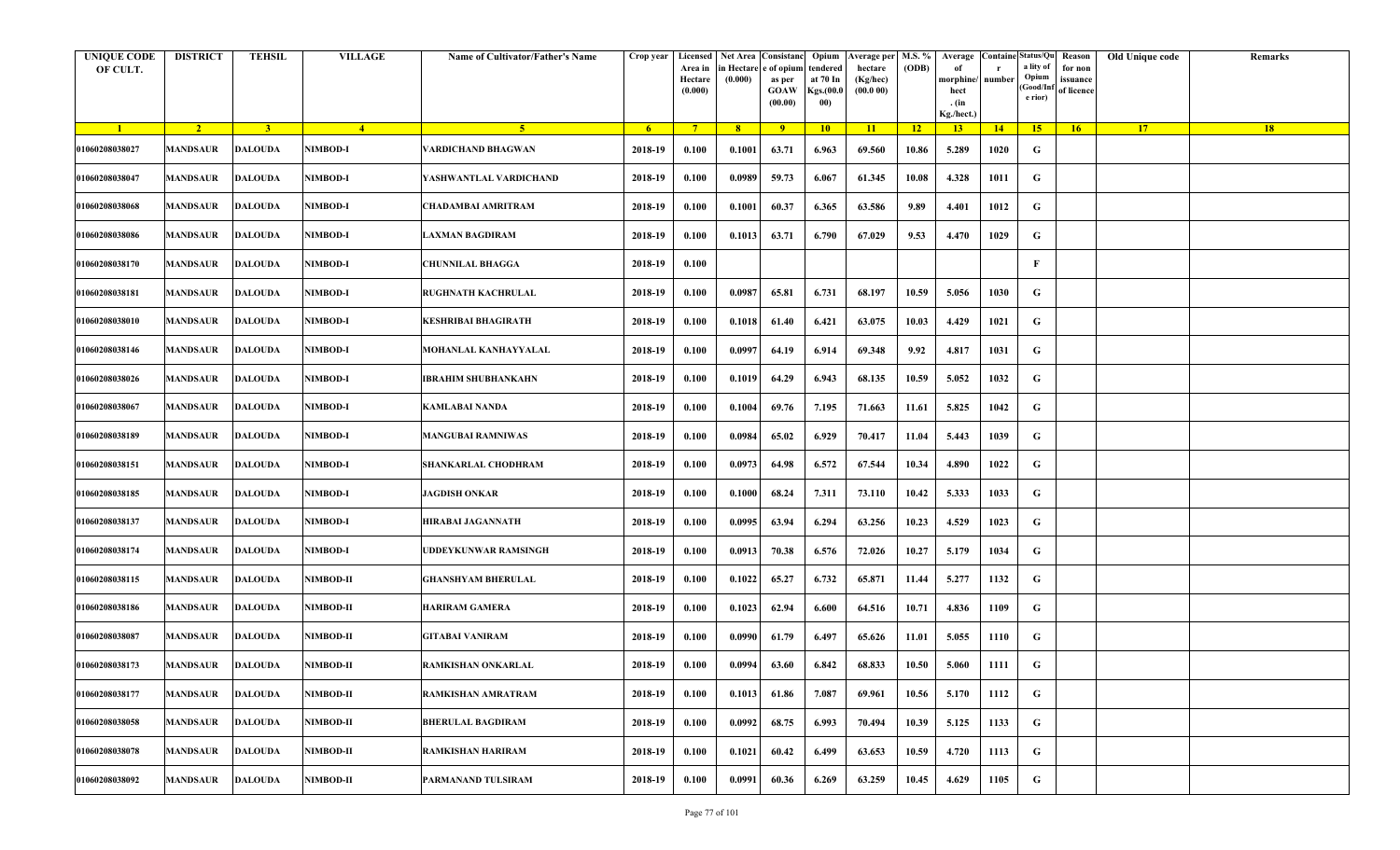| UNIQUE CODE OF CULT. | DISTRICT | TEHSIL | VILLAGE | Name of Cultivator/Father's Name | Crop year | Licensed Area in Hectare (0.000) | Net Area in Hectare (0.000) | Consistance of opium as per GOAW (00.00) | Opium tendered at 70 In Kgs.(00.000) | Average per hectare (Kg/hec) (00.00) | M.S. % (ODB) | Average of morphine/hect. (in Kg./hect.) | Container number | Status/Quality of Opium (Good/Inferior) | Reason for non issuance of licence | Old Unique code | Remarks |
|---|---|---|---|---|---|---|---|---|---|---|---|---|---|---|---|---|---|
| 1 | 2 | 3 | 4 | 5 | 6 | 7 | 8 | 9 | 10 | 11 | 12 | 13 | 14 | 15 | 16 | 17 | 18 |
| 01060208038027 | MANDSAUR | DALOUDA | NIMBOD-I | VARDICHAND BHAGWAN | 2018-19 | 0.100 | 0.1001 | 63.71 | 6.963 | 69.560 | 10.86 | 5.289 | 1020 | G | | | |
| 01060208038047 | MANDSAUR | DALOUDA | NIMBOD-I | YASHWANTLAL VARDICHAND | 2018-19 | 0.100 | 0.0989 | 59.73 | 6.067 | 61.345 | 10.08 | 4.328 | 1011 | G | | | |
| 01060208038068 | MANDSAUR | DALOUDA | NIMBOD-I | CHADAMBAI AMRITRAM | 2018-19 | 0.100 | 0.1001 | 60.37 | 6.365 | 63.586 | 9.89 | 4.401 | 1012 | G | | | |
| 01060208038086 | MANDSAUR | DALOUDA | NIMBOD-I | LAXMAN BAGDIRAM | 2018-19 | 0.100 | 0.1013 | 63.71 | 6.790 | 67.029 | 9.53 | 4.470 | 1029 | G | | | |
| 01060208038170 | MANDSAUR | DALOUDA | NIMBOD-I | CHUNNILAL BHAGGA | 2018-19 | 0.100 | | | | | | | | F | | | |
| 01060208038181 | MANDSAUR | DALOUDA | NIMBOD-I | RUGHNATH KACHRULAL | 2018-19 | 0.100 | 0.0987 | 65.81 | 6.731 | 68.197 | 10.59 | 5.056 | 1030 | G | | | |
| 01060208038010 | MANDSAUR | DALOUDA | NIMBOD-I | KESHRIBAI BHAGIRATH | 2018-19 | 0.100 | 0.1018 | 61.40 | 6.421 | 63.075 | 10.03 | 4.429 | 1021 | G | | | |
| 01060208038146 | MANDSAUR | DALOUDA | NIMBOD-I | MOHANLAL KANHAYYALAL | 2018-19 | 0.100 | 0.0997 | 64.19 | 6.914 | 69.348 | 9.92 | 4.817 | 1031 | G | | | |
| 01060208038026 | MANDSAUR | DALOUDA | NIMBOD-I | IBRAHIM SHUBHANKAHN | 2018-19 | 0.100 | 0.1019 | 64.29 | 6.943 | 68.135 | 10.59 | 5.052 | 1032 | G | | | |
| 01060208038067 | MANDSAUR | DALOUDA | NIMBOD-I | KAMLABAI NANDA | 2018-19 | 0.100 | 0.1004 | 69.76 | 7.195 | 71.663 | 11.61 | 5.825 | 1042 | G | | | |
| 01060208038189 | MANDSAUR | DALOUDA | NIMBOD-I | MANGUBAI RAMNIWAS | 2018-19 | 0.100 | 0.0984 | 65.02 | 6.929 | 70.417 | 11.04 | 5.443 | 1039 | G | | | |
| 01060208038151 | MANDSAUR | DALOUDA | NIMBOD-I | SHANKARLAL CHODHRAM | 2018-19 | 0.100 | 0.0973 | 64.98 | 6.572 | 67.544 | 10.34 | 4.890 | 1022 | G | | | |
| 01060208038185 | MANDSAUR | DALOUDA | NIMBOD-I | JAGDISH ONKAR | 2018-19 | 0.100 | 0.1000 | 68.24 | 7.311 | 73.110 | 10.42 | 5.333 | 1033 | G | | | |
| 01060208038137 | MANDSAUR | DALOUDA | NIMBOD-I | HIRABAI JAGANNATH | 2018-19 | 0.100 | 0.0995 | 63.94 | 6.294 | 63.256 | 10.23 | 4.529 | 1023 | G | | | |
| 01060208038174 | MANDSAUR | DALOUDA | NIMBOD-I | UDDEYKUNWAR RAMSINGH | 2018-19 | 0.100 | 0.0913 | 70.38 | 6.576 | 72.026 | 10.27 | 5.179 | 1034 | G | | | |
| 01060208038115 | MANDSAUR | DALOUDA | NIMBOD-II | GHANSHYAM BHERULAL | 2018-19 | 0.100 | 0.1022 | 65.27 | 6.732 | 65.871 | 11.44 | 5.277 | 1132 | G | | | |
| 01060208038186 | MANDSAUR | DALOUDA | NIMBOD-II | HARIRAM GAMERA | 2018-19 | 0.100 | 0.1023 | 62.94 | 6.600 | 64.516 | 10.71 | 4.836 | 1109 | G | | | |
| 01060208038087 | MANDSAUR | DALOUDA | NIMBOD-II | GITABAI VANIRAM | 2018-19 | 0.100 | 0.0990 | 61.79 | 6.497 | 65.626 | 11.01 | 5.055 | 1110 | G | | | |
| 01060208038173 | MANDSAUR | DALOUDA | NIMBOD-II | RAMKISHAN ONKARLAL | 2018-19 | 0.100 | 0.0994 | 63.60 | 6.842 | 68.833 | 10.50 | 5.060 | 1111 | G | | | |
| 01060208038177 | MANDSAUR | DALOUDA | NIMBOD-II | RAMKISHAN AMRATRAM | 2018-19 | 0.100 | 0.1013 | 61.86 | 7.087 | 69.961 | 10.56 | 5.170 | 1112 | G | | | |
| 01060208038058 | MANDSAUR | DALOUDA | NIMBOD-II | BHERULAL BAGDIRAM | 2018-19 | 0.100 | 0.0992 | 68.75 | 6.993 | 70.494 | 10.39 | 5.125 | 1133 | G | | | |
| 01060208038078 | MANDSAUR | DALOUDA | NIMBOD-II | RAMKISHAN HARIRAM | 2018-19 | 0.100 | 0.1021 | 60.42 | 6.499 | 63.653 | 10.59 | 4.720 | 1113 | G | | | |
| 01060208038092 | MANDSAUR | DALOUDA | NIMBOD-II | PARMANAND TULSIRAM | 2018-19 | 0.100 | 0.0991 | 60.36 | 6.269 | 63.259 | 10.45 | 4.629 | 1105 | G | | | |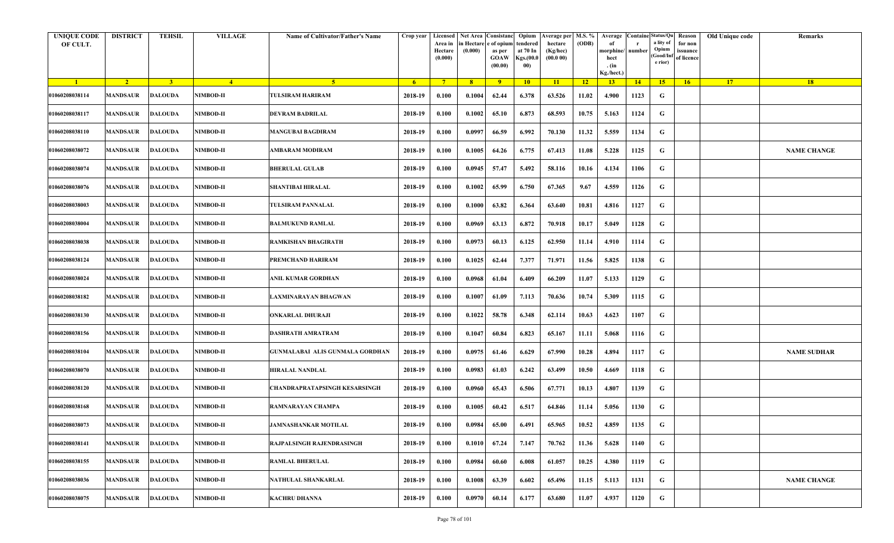| UNIQUE CODE OF CULT. | DISTRICT | TEHSIL | VILLAGE | Name of Cultivator/Father's Name | Crop year | Licensed Area in Hectare (0.000) | Net Area in Hectare (0.000) | Consistance of opium as per GOAW (00.00) | Opium tendered at 70 In Kgs.(00.000) | Average per hectare (Kg/hec) (00.0 00) | M.S. % (ODB) | Average of morphine/hect . (in Kg./hect.) | Container number | Status/Quality of Opium (Good/Inferior) | Reason for non issuance of licence | Old Unique code | Remarks |
|---|---|---|---|---|---|---|---|---|---|---|---|---|---|---|---|---|---|
| 1 | 2 | 3 | 4 | 5 | 6 | 7 | 8 | 9 | 10 | 11 | 12 | 13 | 14 | 15 | 16 | 17 | 18 |
| 01060208038114 | MANDSAUR | DALOUDA | NIMBOD-II | TULSIRAM HARIRAM | 2018-19 | 0.100 | 0.1004 | 62.44 | 6.378 | 63.526 | 11.02 | 4.900 | 1123 | G | | | |
| 01060208038117 | MANDSAUR | DALOUDA | NIMBOD-II | DEVRAM BADRILAL | 2018-19 | 0.100 | 0.1002 | 65.10 | 6.873 | 68.593 | 10.75 | 5.163 | 1124 | G | | | |
| 01060208038110 | MANDSAUR | DALOUDA | NIMBOD-II | MANGUBAI BAGDIRAM | 2018-19 | 0.100 | 0.0997 | 66.59 | 6.992 | 70.130 | 11.32 | 5.559 | 1134 | G | | | |
| 01060208038072 | MANDSAUR | DALOUDA | NIMBOD-II | AMBARAM MODIRAM | 2018-19 | 0.100 | 0.1005 | 64.26 | 6.775 | 67.413 | 11.08 | 5.228 | 1125 | G | | | NAME CHANGE |
| 01060208038074 | MANDSAUR | DALOUDA | NIMBOD-II | BHERULAL GULAB | 2018-19 | 0.100 | 0.0945 | 57.47 | 5.492 | 58.116 | 10.16 | 4.134 | 1106 | G | | | |
| 01060208038076 | MANDSAUR | DALOUDA | NIMBOD-II | SHANTIBAI HIRALAL | 2018-19 | 0.100 | 0.1002 | 65.99 | 6.750 | 67.365 | 9.67 | 4.559 | 1126 | G | | | |
| 01060208038003 | MANDSAUR | DALOUDA | NIMBOD-II | TULSIRAM PANNALAL | 2018-19 | 0.100 | 0.1000 | 63.82 | 6.364 | 63.640 | 10.81 | 4.816 | 1127 | G | | | |
| 01060208038004 | MANDSAUR | DALOUDA | NIMBOD-II | BALMUKUND RAMLAL | 2018-19 | 0.100 | 0.0969 | 63.13 | 6.872 | 70.918 | 10.17 | 5.049 | 1128 | G | | | |
| 01060208038038 | MANDSAUR | DALOUDA | NIMBOD-II | RAMKISHAN BHAGIRATH | 2018-19 | 0.100 | 0.0973 | 60.13 | 6.125 | 62.950 | 11.14 | 4.910 | 1114 | G | | | |
| 01060208038124 | MANDSAUR | DALOUDA | NIMBOD-II | PREMCHAND HARIRAM | 2018-19 | 0.100 | 0.1025 | 62.44 | 7.377 | 71.971 | 11.56 | 5.825 | 1138 | G | | | |
| 01060208038024 | MANDSAUR | DALOUDA | NIMBOD-II | ANIL KUMAR GORDHAN | 2018-19 | 0.100 | 0.0968 | 61.04 | 6.409 | 66.209 | 11.07 | 5.133 | 1129 | G | | | |
| 01060208038182 | MANDSAUR | DALOUDA | NIMBOD-II | LAXMINARAYAN BHAGWAN | 2018-19 | 0.100 | 0.1007 | 61.09 | 7.113 | 70.636 | 10.74 | 5.309 | 1115 | G | | | |
| 01060208038130 | MANDSAUR | DALOUDA | NIMBOD-II | ONKARLAL DHURAJI | 2018-19 | 0.100 | 0.1022 | 58.78 | 6.348 | 62.114 | 10.63 | 4.623 | 1107 | G | | | |
| 01060208038156 | MANDSAUR | DALOUDA | NIMBOD-II | DASHRATH AMRATRAM | 2018-19 | 0.100 | 0.1047 | 60.84 | 6.823 | 65.167 | 11.11 | 5.068 | 1116 | G | | | |
| 01060208038104 | MANDSAUR | DALOUDA | NIMBOD-II | GUNMALABAI ALIS GUNMALA GORDHAN | 2018-19 | 0.100 | 0.0975 | 61.46 | 6.629 | 67.990 | 10.28 | 4.894 | 1117 | G | | | NAME SUDHAR |
| 01060208038070 | MANDSAUR | DALOUDA | NIMBOD-II | HIRALAL NANDLAL | 2018-19 | 0.100 | 0.0983 | 61.03 | 6.242 | 63.499 | 10.50 | 4.669 | 1118 | G | | | |
| 01060208038120 | MANDSAUR | DALOUDA | NIMBOD-II | CHANDRAPRATAPSINGH KESARSINGH | 2018-19 | 0.100 | 0.0960 | 65.43 | 6.506 | 67.771 | 10.13 | 4.807 | 1139 | G | | | |
| 01060208038168 | MANDSAUR | DALOUDA | NIMBOD-II | RAMNARAYAN CHAMPA | 2018-19 | 0.100 | 0.1005 | 60.42 | 6.517 | 64.846 | 11.14 | 5.056 | 1130 | G | | | |
| 01060208038073 | MANDSAUR | DALOUDA | NIMBOD-II | JAMNASHANKAR MOTILAL | 2018-19 | 0.100 | 0.0984 | 65.00 | 6.491 | 65.965 | 10.52 | 4.859 | 1135 | G | | | |
| 01060208038141 | MANDSAUR | DALOUDA | NIMBOD-II | RAJPALSINGH RAJENDRASINGH | 2018-19 | 0.100 | 0.1010 | 67.24 | 7.147 | 70.762 | 11.36 | 5.628 | 1140 | G | | | |
| 01060208038155 | MANDSAUR | DALOUDA | NIMBOD-II | RAMLAL BHERULAL | 2018-19 | 0.100 | 0.0984 | 60.60 | 6.008 | 61.057 | 10.25 | 4.380 | 1119 | G | | | |
| 01060208038036 | MANDSAUR | DALOUDA | NIMBOD-II | NATHULAL SHANKARLAL | 2018-19 | 0.100 | 0.1008 | 63.39 | 6.602 | 65.496 | 11.15 | 5.113 | 1131 | G | | | NAME CHANGE |
| 01060208038075 | MANDSAUR | DALOUDA | NIMBOD-II | KACHRU DHANNA | 2018-19 | 0.100 | 0.0970 | 60.14 | 6.177 | 63.680 | 11.07 | 4.937 | 1120 | G | | | |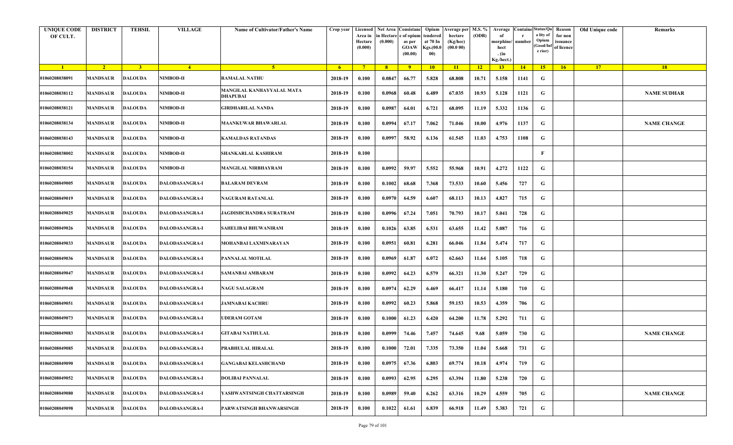| UNIQUE CODE OF CULT. | DISTRICT | TEHSIL | VILLAGE | Name of Cultivator/Father's Name | Crop year | Licensed Area in Hectare (0.000) | Net Area in Hectare (0.000) | Consistance of opium as per GOAW (00.00) | Opium tendered at 70 In Kgs.(00.000) | Average per hectare (Kg/hec) (00.00) | M.S. % (ODB) | Average of morphine/hect . (in Kg./hect.) | Container number | Status/Quality of Opium (Good/Inferior) | Reason for non issuance of licence | Old Unique code | Remarks |
|---|---|---|---|---|---|---|---|---|---|---|---|---|---|---|---|---|---|
| 1 | 2 | 3 | 4 | 5 | 6 | 7 | 8 | 9 | 10 | 11 | 12 | 13 | 14 | 15 | 16 | 17 | 18 |
| 01060208038091 | MANDSAUR | DALOUDA | NIMBOD-II | RAMALAL NATHU | 2018-19 | 0.100 | 0.0847 | 66.77 | 5.828 | 68.808 | 10.71 | 5.158 | 1141 | G | | | |
| 01060208038112 | MANDSAUR | DALOUDA | NIMBOD-II | MANGILAL KANHAYYALAL MATA DHAPUBAI | 2018-19 | 0.100 | 0.0968 | 60.48 | 6.489 | 67.035 | 10.93 | 5.128 | 1121 | G | | | NAME SUDHAR |
| 01060208038121 | MANDSAUR | DALOUDA | NIMBOD-II | GIRDHARILAL NANDA | 2018-19 | 0.100 | 0.0987 | 64.01 | 6.721 | 68.095 | 11.19 | 5.332 | 1136 | G | | | |
| 01060208038134 | MANDSAUR | DALOUDA | NIMBOD-II | MAANKUWAR BHAWARLAL | 2018-19 | 0.100 | 0.0994 | 67.17 | 7.062 | 71.046 | 10.00 | 4.976 | 1137 | G | | | NAME CHANGE |
| 01060208038143 | MANDSAUR | DALOUDA | NIMBOD-II | KAMALDAS RATANDAS | 2018-19 | 0.100 | 0.0997 | 58.92 | 6.136 | 61.545 | 11.03 | 4.753 | 1108 | G | | | |
| 01060208038002 | MANDSAUR | DALOUDA | NIMBOD-II | SHANKARLAL KASHIRAM | 2018-19 | 0.100 | | | | | | | | F | | | |
| 01060208038154 | MANDSAUR | DALOUDA | NIMBOD-II | MANGILAL NIRBHAYRAM | 2018-19 | 0.100 | 0.0992 | 59.97 | 5.552 | 55.968 | 10.91 | 4.272 | 1122 | G | | | |
| 01060208049005 | MANDSAUR | DALOUDA | DALODASANGRA-I | BALARAM DEVRAM | 2018-19 | 0.100 | 0.1002 | 68.68 | 7.368 | 73.533 | 10.60 | 5.456 | 727 | G | | | |
| 01060208049019 | MANDSAUR | DALOUDA | DALODASANGRA-I | NAGURAM RATANLAL | 2018-19 | 0.100 | 0.0970 | 64.59 | 6.607 | 68.113 | 10.13 | 4.827 | 715 | G | | | |
| 01060208049025 | MANDSAUR | DALOUDA | DALODASANGRA-I | JAGDISHCHANDRA SURATRAM | 2018-19 | 0.100 | 0.0996 | 67.24 | 7.051 | 70.793 | 10.17 | 5.041 | 728 | G | | | |
| 01060208049026 | MANDSAUR | DALOUDA | DALODASANGRA-I | SAHELIBAI BHUWANIRAM | 2018-19 | 0.100 | 0.1026 | 63.85 | 6.531 | 63.655 | 11.42 | 5.087 | 716 | G | | | |
| 01060208049033 | MANDSAUR | DALOUDA | DALODASANGRA-I | MOHANBAI LAXMINARAYAN | 2018-19 | 0.100 | 0.0951 | 60.81 | 6.281 | 66.046 | 11.84 | 5.474 | 717 | G | | | |
| 01060208049036 | MANDSAUR | DALOUDA | DALODASANGRA-I | PANNALAL MOTILAL | 2018-19 | 0.100 | 0.0969 | 61.87 | 6.072 | 62.663 | 11.64 | 5.105 | 718 | G | | | |
| 01060208049047 | MANDSAUR | DALOUDA | DALODASANGRA-I | SAMANBAI AMBARAM | 2018-19 | 0.100 | 0.0992 | 64.23 | 6.579 | 66.321 | 11.30 | 5.247 | 729 | G | | | |
| 01060208049048 | MANDSAUR | DALOUDA | DALODASANGRA-I | NAGU SALAGRAM | 2018-19 | 0.100 | 0.0974 | 62.29 | 6.469 | 66.417 | 11.14 | 5.180 | 710 | G | | | |
| 01060208049051 | MANDSAUR | DALOUDA | DALODASANGRA-I | JAMNABAI KACHRU | 2018-19 | 0.100 | 0.0992 | 60.23 | 5.868 | 59.153 | 10.53 | 4.359 | 706 | G | | | |
| 01060208049073 | MANDSAUR | DALOUDA | DALODASANGRA-I | UDERAM GOTAM | 2018-19 | 0.100 | 0.1000 | 61.23 | 6.420 | 64.200 | 11.78 | 5.292 | 711 | G | | | |
| 01060208049083 | MANDSAUR | DALOUDA | DALODASANGRA-I | GITABAI NATHULAL | 2018-19 | 0.100 | 0.0999 | 74.46 | 7.457 | 74.645 | 9.68 | 5.059 | 730 | G | | | NAME CHANGE |
| 01060208049085 | MANDSAUR | DALOUDA | DALODASANGRA-I | PRABHULAL HIRALAL | 2018-19 | 0.100 | 0.1000 | 72.01 | 7.335 | 73.350 | 11.04 | 5.668 | 731 | G | | | |
| 01060208049090 | MANDSAUR | DALOUDA | DALODASANGRA-I | GANGABAI KELASHCHAND | 2018-19 | 0.100 | 0.0975 | 67.36 | 6.803 | 69.774 | 10.18 | 4.974 | 719 | G | | | |
| 01060208049052 | MANDSAUR | DALOUDA | DALODASANGRA-I | DOLIBAI PANNALAL | 2018-19 | 0.100 | 0.0993 | 62.95 | 6.295 | 63.394 | 11.80 | 5.238 | 720 | G | | | |
| 01060208049080 | MANDSAUR | DALOUDA | DALODASANGRA-I | YASHWANTSINGH CHATTARSINGH | 2018-19 | 0.100 | 0.0989 | 59.40 | 6.262 | 63.316 | 10.29 | 4.559 | 705 | G | | | NAME CHANGE |
| 01060208049098 | MANDSAUR | DALOUDA | DALODASANGRA-I | PARWATSINGH BHANWARSINGH | 2018-19 | 0.100 | 0.1022 | 61.61 | 6.839 | 66.918 | 11.49 | 5.383 | 721 | G | | | |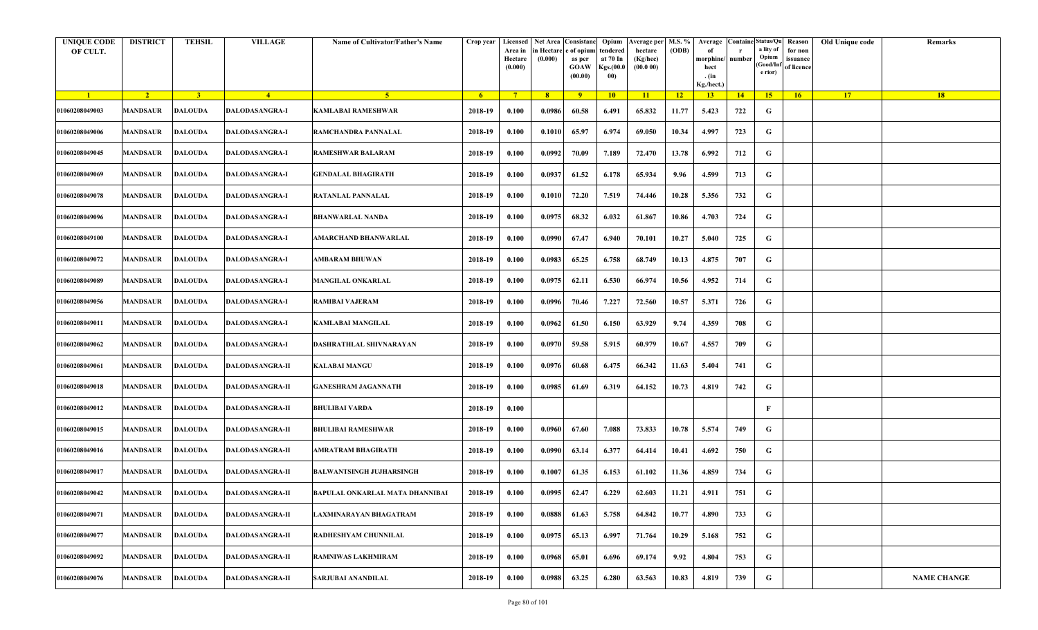| UNIQUE CODE OF CULT. | DISTRICT | TEHSIL | VILLAGE | Name of Cultivator/Father's Name | Crop year | Licensed Area in Hectare (0.000) | Net Area in Hectare (0.000) | Consistance of opium as per GOAW (00.00) | Opium tendered at 70 In Kgs.(00.000) | Average per hectare (Kg/hec) (00.00) | M.S. % (ODB) | Average of morphine/hect. (in Kg./hect.) | Container number | Status/Quality of Opium (Good/Inferior) | Reason for non issuance of licence | Old Unique code | Remarks |
|---|---|---|---|---|---|---|---|---|---|---|---|---|---|---|---|---|---|
| 1 | 2 | 3 | 4 | 5 | 6 | 7 | 8 | 9 | 10 | 11 | 12 | 13 | 14 | 15 | 16 | 17 | 18 |
| 01060208049003 | MANDSAUR | DALOUDA | DALODASANGRA-I | KAMLABAI RAMESHWAR | 2018-19 | 0.100 | 0.0986 | 60.58 | 6.491 | 65.832 | 11.77 | 5.423 | 722 | G | | | |
| 01060208049006 | MANDSAUR | DALOUDA | DALODASANGRA-I | RAMCHANDRA PANNALAL | 2018-19 | 0.100 | 0.1010 | 65.97 | 6.974 | 69.050 | 10.34 | 4.997 | 723 | G | | | |
| 01060208049045 | MANDSAUR | DALOUDA | DALODASANGRA-I | RAMESHWAR BALARAM | 2018-19 | 0.100 | 0.0992 | 70.09 | 7.189 | 72.470 | 13.78 | 6.992 | 712 | G | | | |
| 01060208049069 | MANDSAUR | DALOUDA | DALODASANGRA-I | GENDALAL BHAGIRATH | 2018-19 | 0.100 | 0.0937 | 61.52 | 6.178 | 65.934 | 9.96 | 4.599 | 713 | G | | | |
| 01060208049078 | MANDSAUR | DALOUDA | DALODASANGRA-I | RATANLAL PANNALAL | 2018-19 | 0.100 | 0.1010 | 72.20 | 7.519 | 74.446 | 10.28 | 5.356 | 732 | G | | | |
| 01060208049096 | MANDSAUR | DALOUDA | DALODASANGRA-I | BHANWARLAL NANDA | 2018-19 | 0.100 | 0.0975 | 68.32 | 6.032 | 61.867 | 10.86 | 4.703 | 724 | G | | | |
| 01060208049100 | MANDSAUR | DALOUDA | DALODASANGRA-I | AMARCHAND BHANWARLAL | 2018-19 | 0.100 | 0.0990 | 67.47 | 6.940 | 70.101 | 10.27 | 5.040 | 725 | G | | | |
| 01060208049072 | MANDSAUR | DALOUDA | DALODASANGRA-I | AMBARAM BHUWAN | 2018-19 | 0.100 | 0.0983 | 65.25 | 6.758 | 68.749 | 10.13 | 4.875 | 707 | G | | | |
| 01060208049089 | MANDSAUR | DALOUDA | DALODASANGRA-I | MANGILAL ONKARLAL | 2018-19 | 0.100 | 0.0975 | 62.11 | 6.530 | 66.974 | 10.56 | 4.952 | 714 | G | | | |
| 01060208049056 | MANDSAUR | DALOUDA | DALODASANGRA-I | RAMIBAI VAJERAM | 2018-19 | 0.100 | 0.0996 | 70.46 | 7.227 | 72.560 | 10.57 | 5.371 | 726 | G | | | |
| 01060208049011 | MANDSAUR | DALOUDA | DALODASANGRA-I | KAMLABAI MANGILAL | 2018-19 | 0.100 | 0.0962 | 61.50 | 6.150 | 63.929 | 9.74 | 4.359 | 708 | G | | | |
| 01060208049062 | MANDSAUR | DALOUDA | DALODASANGRA-I | DASHRATHLAL SHIVNARAYAN | 2018-19 | 0.100 | 0.0970 | 59.58 | 5.915 | 60.979 | 10.67 | 4.557 | 709 | G | | | |
| 01060208049061 | MANDSAUR | DALOUDA | DALODASANGRA-II | KALABAI MANGU | 2018-19 | 0.100 | 0.0976 | 60.68 | 6.475 | 66.342 | 11.63 | 5.404 | 741 | G | | | |
| 01060208049018 | MANDSAUR | DALOUDA | DALODASANGRA-II | GANESHRAM JAGANNATH | 2018-19 | 0.100 | 0.0985 | 61.69 | 6.319 | 64.152 | 10.73 | 4.819 | 742 | G | | | |
| 01060208049012 | MANDSAUR | DALOUDA | DALODASANGRA-II | BHULIBAI VARDA | 2018-19 | 0.100 | | | | | | | | F | | | |
| 01060208049015 | MANDSAUR | DALOUDA | DALODASANGRA-II | BHULIBAI RAMESHWAR | 2018-19 | 0.100 | 0.0960 | 67.60 | 7.088 | 73.833 | 10.78 | 5.574 | 749 | G | | | |
| 01060208049016 | MANDSAUR | DALOUDA | DALODASANGRA-II | AMRATRAM BHAGIRATH | 2018-19 | 0.100 | 0.0990 | 63.14 | 6.377 | 64.414 | 10.41 | 4.692 | 750 | G | | | |
| 01060208049017 | MANDSAUR | DALOUDA | DALODASANGRA-II | BALWANTSINGH JUJHARSINGH | 2018-19 | 0.100 | 0.1007 | 61.35 | 6.153 | 61.102 | 11.36 | 4.859 | 734 | G | | | |
| 01060208049042 | MANDSAUR | DALOUDA | DALODASANGRA-II | BAPULAL ONKARLAL MATA DHANNIBAI | 2018-19 | 0.100 | 0.0995 | 62.47 | 6.229 | 62.603 | 11.21 | 4.911 | 751 | G | | | |
| 01060208049071 | MANDSAUR | DALOUDA | DALODASANGRA-II | LAXMINARAYAN BHAGATRAM | 2018-19 | 0.100 | 0.0888 | 61.63 | 5.758 | 64.842 | 10.77 | 4.890 | 733 | G | | | |
| 01060208049077 | MANDSAUR | DALOUDA | DALODASANGRA-II | RADHESHYAM CHUNNILAL | 2018-19 | 0.100 | 0.0975 | 65.13 | 6.997 | 71.764 | 10.29 | 5.168 | 752 | G | | | |
| 01060208049092 | MANDSAUR | DALOUDA | DALODASANGRA-II | RAMNIWAS LAKHMIRAM | 2018-19 | 0.100 | 0.0968 | 65.01 | 6.696 | 69.174 | 9.92 | 4.804 | 753 | G | | | |
| 01060208049076 | MANDSAUR | DALOUDA | DALODASANGRA-II | SARJUBAI ANANDILAL | 2018-19 | 0.100 | 0.0988 | 63.25 | 6.280 | 63.563 | 10.83 | 4.819 | 739 | G | | | NAME CHANGE |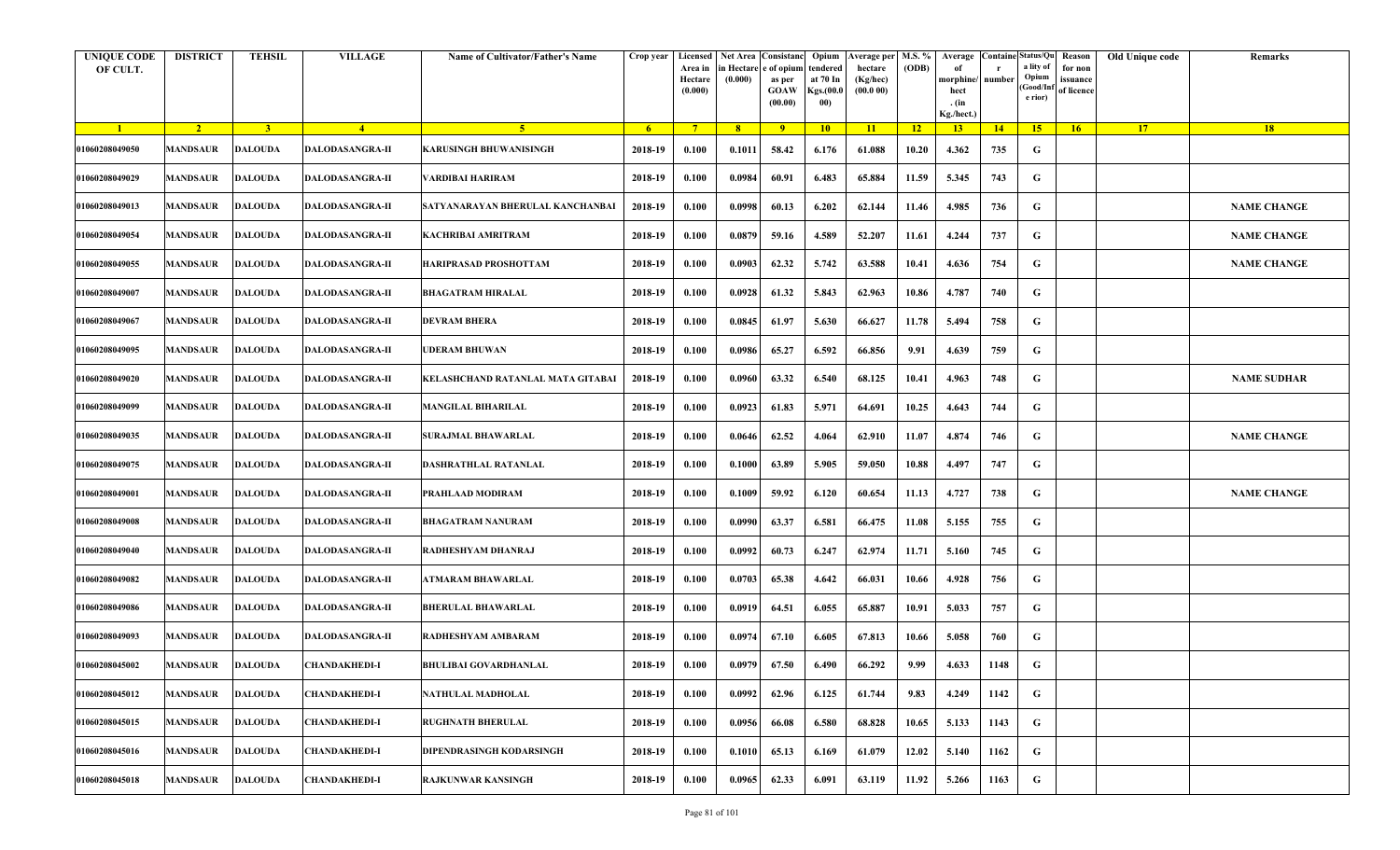| UNIQUE CODE OF CULT. | DISTRICT | TEHSIL | VILLAGE | Name of Cultivator/Father's Name | Crop year | Licensed Area in Hectare (0.000) | Net Area in Hectare (0.000) | Consistance of opium as per GOAW (00.00) | Opium tendered at 70 In Kgs.(00.000) | Average per hectare (Kg/hec) (00.0 00) | M.S. % (ODB) | Average of morphine/hect. (in Kg./hect.) | Container number | Status/Quality of Opium (Good/Inferior) | Reason for non issuance of licence | Old Unique code | Remarks |
|---|---|---|---|---|---|---|---|---|---|---|---|---|---|---|---|---|---|
| 1 | 2 | 3 | 4 | 5 | 6 | 7 | 8 | 9 | 10 | 11 | 12 | 13 | 14 | 15 | 16 | 17 | 18 |
| 01060208049050 | MANDSAUR | DALOUDA | DALODASANGRA-II | KARUSINGH BHUWANISINGH | 2018-19 | 0.100 | 0.1011 | 58.42 | 6.176 | 61.088 | 10.20 | 4.362 | 735 | G | | | |
| 01060208049029 | MANDSAUR | DALOUDA | DALODASANGRA-II | VARDIBAI HARIRAM | 2018-19 | 0.100 | 0.0984 | 60.91 | 6.483 | 65.884 | 11.59 | 5.345 | 743 | G | | | |
| 01060208049013 | MANDSAUR | DALOUDA | DALODASANGRA-II | SATYANARAYAN BHERULAL KANCHANBAI | 2018-19 | 0.100 | 0.0998 | 60.13 | 6.202 | 62.144 | 11.46 | 4.985 | 736 | G | | | NAME CHANGE |
| 01060208049054 | MANDSAUR | DALOUDA | DALODASANGRA-II | KACHRIBAI AMRITRAM | 2018-19 | 0.100 | 0.0879 | 59.16 | 4.589 | 52.207 | 11.61 | 4.244 | 737 | G | | | NAME CHANGE |
| 01060208049055 | MANDSAUR | DALOUDA | DALODASANGRA-II | HARIPRASAD PROSHOTTAM | 2018-19 | 0.100 | 0.0903 | 62.32 | 5.742 | 63.588 | 10.41 | 4.636 | 754 | G | | | NAME CHANGE |
| 01060208049007 | MANDSAUR | DALOUDA | DALODASANGRA-II | BHAGATRAM HIRALAL | 2018-19 | 0.100 | 0.0928 | 61.32 | 5.843 | 62.963 | 10.86 | 4.787 | 740 | G | | | |
| 01060208049067 | MANDSAUR | DALOUDA | DALODASANGRA-II | DEVRAM BHERA | 2018-19 | 0.100 | 0.0845 | 61.97 | 5.630 | 66.627 | 11.78 | 5.494 | 758 | G | | | |
| 01060208049095 | MANDSAUR | DALOUDA | DALODASANGRA-II | UDERAM BHUWAN | 2018-19 | 0.100 | 0.0986 | 65.27 | 6.592 | 66.856 | 9.91 | 4.639 | 759 | G | | | |
| 01060208049020 | MANDSAUR | DALOUDA | DALODASANGRA-II | KELASHCHAND RATANLAL MATA GITABAI | 2018-19 | 0.100 | 0.0960 | 63.32 | 6.540 | 68.125 | 10.41 | 4.963 | 748 | G | | | NAME SUDHAR |
| 01060208049099 | MANDSAUR | DALOUDA | DALODASANGRA-II | MANGILAL BIHARILAL | 2018-19 | 0.100 | 0.0923 | 61.83 | 5.971 | 64.691 | 10.25 | 4.643 | 744 | G | | | |
| 01060208049035 | MANDSAUR | DALOUDA | DALODASANGRA-II | SURAJMAL BHAWARLAL | 2018-19 | 0.100 | 0.0646 | 62.52 | 4.064 | 62.910 | 11.07 | 4.874 | 746 | G | | | NAME CHANGE |
| 01060208049075 | MANDSAUR | DALOUDA | DALODASANGRA-II | DASHRATHLAL RATANLAL | 2018-19 | 0.100 | 0.1000 | 63.89 | 5.905 | 59.050 | 10.88 | 4.497 | 747 | G | | | |
| 01060208049001 | MANDSAUR | DALOUDA | DALODASANGRA-II | PRAHLAAD MODIRAM | 2018-19 | 0.100 | 0.1009 | 59.92 | 6.120 | 60.654 | 11.13 | 4.727 | 738 | G | | | NAME CHANGE |
| 01060208049008 | MANDSAUR | DALOUDA | DALODASANGRA-II | BHAGATRAM NANURAM | 2018-19 | 0.100 | 0.0990 | 63.37 | 6.581 | 66.475 | 11.08 | 5.155 | 755 | G | | | |
| 01060208049040 | MANDSAUR | DALOUDA | DALODASANGRA-II | RADHESHYAM DHANRAJ | 2018-19 | 0.100 | 0.0992 | 60.73 | 6.247 | 62.974 | 11.71 | 5.160 | 745 | G | | | |
| 01060208049082 | MANDSAUR | DALOUDA | DALODASANGRA-II | ATMARAM BHAWARLAL | 2018-19 | 0.100 | 0.0703 | 65.38 | 4.642 | 66.031 | 10.66 | 4.928 | 756 | G | | | |
| 01060208049086 | MANDSAUR | DALOUDA | DALODASANGRA-II | BHERULAL BHAWARLAL | 2018-19 | 0.100 | 0.0919 | 64.51 | 6.055 | 65.887 | 10.91 | 5.033 | 757 | G | | | |
| 01060208049093 | MANDSAUR | DALOUDA | DALODASANGRA-II | RADHESHYAM AMBARAM | 2018-19 | 0.100 | 0.0974 | 67.10 | 6.605 | 67.813 | 10.66 | 5.058 | 760 | G | | | |
| 01060208045002 | MANDSAUR | DALOUDA | CHANDAKHEDI-I | BHULIBAI GOVARDHANLAL | 2018-19 | 0.100 | 0.0979 | 67.50 | 6.490 | 66.292 | 9.99 | 4.633 | 1148 | G | | | |
| 01060208045012 | MANDSAUR | DALOUDA | CHANDAKHEDI-I | NATHULAL MADHOLAL | 2018-19 | 0.100 | 0.0992 | 62.96 | 6.125 | 61.744 | 9.83 | 4.249 | 1142 | G | | | |
| 01060208045015 | MANDSAUR | DALOUDA | CHANDAKHEDI-I | RUGHNATH BHERULAL | 2018-19 | 0.100 | 0.0956 | 66.08 | 6.580 | 68.828 | 10.65 | 5.133 | 1143 | G | | | |
| 01060208045016 | MANDSAUR | DALOUDA | CHANDAKHEDI-I | DIPENDRASINGH KODARSINGH | 2018-19 | 0.100 | 0.1010 | 65.13 | 6.169 | 61.079 | 12.02 | 5.140 | 1162 | G | | | |
| 01060208045018 | MANDSAUR | DALOUDA | CHANDAKHEDI-I | RAJKUNWAR KANSINGH | 2018-19 | 0.100 | 0.0965 | 62.33 | 6.091 | 63.119 | 11.92 | 5.266 | 1163 | G | | | |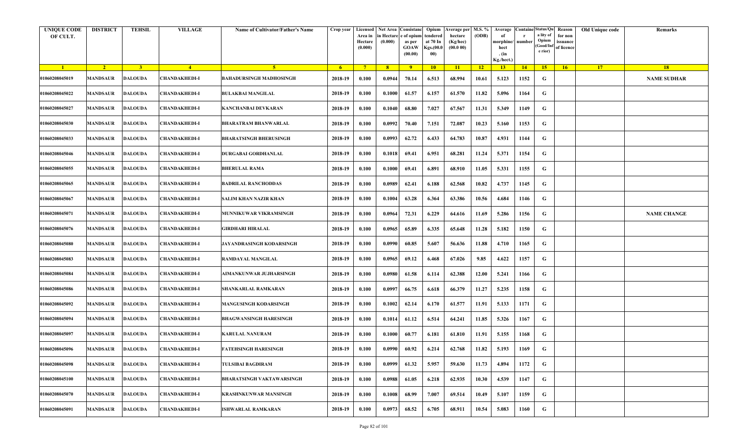| UNIQUE CODE OF CULT. | DISTRICT | TEHSIL | VILLAGE | Name of Cultivator/Father's Name | Crop year | Licensed Area in Hectare (0.000) | Net Area in Hectare (0.000) | Consistance of opium as per GOAW (00.00) | Opium tendered at 70 In Kgs.(00.000) | Average per hectare (Kg/hec) (00.0 00) | M.S. % (ODB) | Average of morphine/ hect . (in Kg./hect.) | Container number | Status/Quality of Opium (Good/Inferior) | Reason for non issuance of licence | Old Unique code | Remarks |
|---|---|---|---|---|---|---|---|---|---|---|---|---|---|---|---|---|---|
| 1 | 2 | 3 | 4 | 5 | 6 | 7 | 8 | 9 | 10 | 11 | 12 | 13 | 14 | 15 | 16 | 17 | 18 |
| 01060208045019 | MANDSAUR | DALOUDA | CHANDAKHEDI-I | BAHADURSINGH MADHOSINGH | 2018-19 | 0.100 | 0.0944 | 70.14 | 6.513 | 68.994 | 10.61 | 5.123 | 1152 | G | | | NAME SUDHAR |
| 01060208045022 | MANDSAUR | DALOUDA | CHANDAKHEDI-I | BULAKBAI MANGILAL | 2018-19 | 0.100 | 0.1000 | 61.57 | 6.157 | 61.570 | 11.82 | 5.096 | 1164 | G | | | |
| 01060208045027 | MANDSAUR | DALOUDA | CHANDAKHEDI-I | KANCHANBAI DEVKARAN | 2018-19 | 0.100 | 0.1040 | 68.80 | 7.027 | 67.567 | 11.31 | 5.349 | 1149 | G | | | |
| 01060208045030 | MANDSAUR | DALOUDA | CHANDAKHEDI-I | BHARATRAM BHANWARLAL | 2018-19 | 0.100 | 0.0992 | 70.40 | 7.151 | 72.087 | 10.23 | 5.160 | 1153 | G | | | |
| 01060208045033 | MANDSAUR | DALOUDA | CHANDAKHEDI-I | BHARATSINGH BHERUSINGH | 2018-19 | 0.100 | 0.0993 | 62.72 | 6.433 | 64.783 | 10.87 | 4.931 | 1144 | G | | | |
| 01060208045046 | MANDSAUR | DALOUDA | CHANDAKHEDI-I | DURGABAI GORDHANLAL | 2018-19 | 0.100 | 0.1018 | 69.41 | 6.951 | 68.281 | 11.24 | 5.371 | 1154 | G | | | |
| 01060208045055 | MANDSAUR | DALOUDA | CHANDAKHEDI-I | BHERULAL RAMA | 2018-19 | 0.100 | 0.1000 | 69.41 | 6.891 | 68.910 | 11.05 | 5.331 | 1155 | G | | | |
| 01060208045065 | MANDSAUR | DALOUDA | CHANDAKHEDI-I | BADRILAL RANCHODDAS | 2018-19 | 0.100 | 0.0989 | 62.41 | 6.188 | 62.568 | 10.82 | 4.737 | 1145 | G | | | |
| 01060208045067 | MANDSAUR | DALOUDA | CHANDAKHEDI-I | SALIM KHAN NAZIR KHAN | 2018-19 | 0.100 | 0.1004 | 63.28 | 6.364 | 63.386 | 10.56 | 4.684 | 1146 | G | | | |
| 01060208045071 | MANDSAUR | DALOUDA | CHANDAKHEDI-I | MUNNIKUWAR VIKRAMSINGH | 2018-19 | 0.100 | 0.0964 | 72.31 | 6.229 | 64.616 | 11.69 | 5.286 | 1156 | G | | | NAME CHANGE |
| 01060208045076 | MANDSAUR | DALOUDA | CHANDAKHEDI-I | GIRDHARI HIRALAL | 2018-19 | 0.100 | 0.0965 | 65.89 | 6.335 | 65.648 | 11.28 | 5.182 | 1150 | G | | | |
| 01060208045080 | MANDSAUR | DALOUDA | CHANDAKHEDI-I | JAYANDRASINGH KODARSINGH | 2018-19 | 0.100 | 0.0990 | 60.85 | 5.607 | 56.636 | 11.88 | 4.710 | 1165 | G | | | |
| 01060208045083 | MANDSAUR | DALOUDA | CHANDAKHEDI-I | RAMDAYAL MANGILAL | 2018-19 | 0.100 | 0.0965 | 69.12 | 6.468 | 67.026 | 9.85 | 4.622 | 1157 | G | | | |
| 01060208045084 | MANDSAUR | DALOUDA | CHANDAKHEDI-I | AIMANKUNWAR JUJHARSINGH | 2018-19 | 0.100 | 0.0980 | 61.58 | 6.114 | 62.388 | 12.00 | 5.241 | 1166 | G | | | |
| 01060208045086 | MANDSAUR | DALOUDA | CHANDAKHEDI-I | SHANKARLAL RAMKARAN | 2018-19 | 0.100 | 0.0997 | 66.75 | 6.618 | 66.379 | 11.27 | 5.235 | 1158 | G | | | |
| 01060208045092 | MANDSAUR | DALOUDA | CHANDAKHEDI-I | MANGUSINGH KODARSINGH | 2018-19 | 0.100 | 0.1002 | 62.14 | 6.170 | 61.577 | 11.91 | 5.133 | 1171 | G | | | |
| 01060208045094 | MANDSAUR | DALOUDA | CHANDAKHEDI-I | BHAGWANSINGH HARESINGH | 2018-19 | 0.100 | 0.1014 | 61.12 | 6.514 | 64.241 | 11.85 | 5.326 | 1167 | G | | | |
| 01060208045097 | MANDSAUR | DALOUDA | CHANDAKHEDI-I | KARULAL NANURAM | 2018-19 | 0.100 | 0.1000 | 60.77 | 6.181 | 61.810 | 11.91 | 5.155 | 1168 | G | | | |
| 01060208045096 | MANDSAUR | DALOUDA | CHANDAKHEDI-I | FATEHSINGH HARESINGH | 2018-19 | 0.100 | 0.0990 | 60.92 | 6.214 | 62.768 | 11.82 | 5.193 | 1169 | G | | | |
| 01060208045098 | MANDSAUR | DALOUDA | CHANDAKHEDI-I | TULSIBAI BAGDIRAM | 2018-19 | 0.100 | 0.0999 | 61.32 | 5.957 | 59.630 | 11.73 | 4.894 | 1172 | G | | | |
| 01060208045100 | MANDSAUR | DALOUDA | CHANDAKHEDI-I | BHARATSINGH VAKTAWARSINGH | 2018-19 | 0.100 | 0.0988 | 61.05 | 6.218 | 62.935 | 10.30 | 4.539 | 1147 | G | | | |
| 01060208045070 | MANDSAUR | DALOUDA | CHANDAKHEDI-I | KRASHNKUNWAR MANSINGH | 2018-19 | 0.100 | 0.1008 | 68.99 | 7.007 | 69.514 | 10.49 | 5.107 | 1159 | G | | | |
| 01060208045091 | MANDSAUR | DALOUDA | CHANDAKHEDI-I | ISHWARLAL RAMKARAN | 2018-19 | 0.100 | 0.0973 | 68.52 | 6.705 | 68.911 | 10.54 | 5.083 | 1160 | G | | | |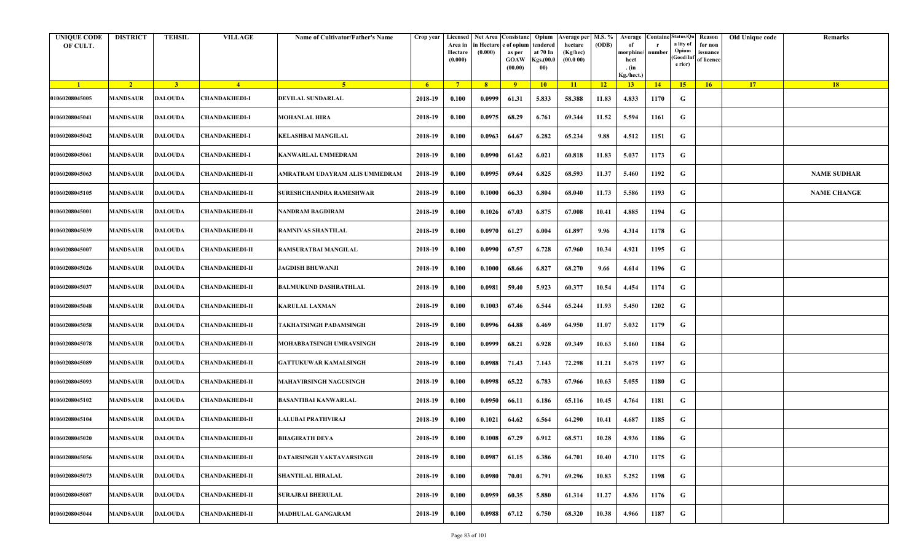| UNIQUE CODE OF CULT. | DISTRICT | TEHSIL | VILLAGE | Name of Cultivator/Father's Name | Crop year | Licensed Area in Hectare (0.000) | Net Area in Hectare (0.000) | Consistance of opium as per GOAW (00.00) | Opium tendered at 70 In Kgs.(00.000) | Average per hectare (Kg/hec) (00.0 00) | M.S. % (ODB) | Average of morphine/ hect . (in Kg./hect.) | Container number | Status/Quality of Opium (Good/Inferior) | Reason for non issuance of licence | Old Unique code | Remarks |
|---|---|---|---|---|---|---|---|---|---|---|---|---|---|---|---|---|---|
| 1 | 2 | 3 | 4 | 5 | 6 | 7 | 8 | 9 | 10 | 11 | 12 | 13 | 14 | 15 | 16 | 17 | 18 |
| 01060208045005 | MANDSAUR | DALOUDA | CHANDAKHEDI-I | DEVILAL SUNDARLAL | 2018-19 | 0.100 | 0.0999 | 61.31 | 5.833 | 58.388 | 11.83 | 4.833 | 1170 | G | | | |
| 01060208045041 | MANDSAUR | DALOUDA | CHANDAKHEDI-I | MOHANLAL HIRA | 2018-19 | 0.100 | 0.0975 | 68.29 | 6.761 | 69.344 | 11.52 | 5.594 | 1161 | G | | | |
| 01060208045042 | MANDSAUR | DALOUDA | CHANDAKHEDI-I | KELASHBAI MANGILAL | 2018-19 | 0.100 | 0.0963 | 64.67 | 6.282 | 65.234 | 9.88 | 4.512 | 1151 | G | | | |
| 01060208045061 | MANDSAUR | DALOUDA | CHANDAKHEDI-I | KANWARLAL UMMEDRAM | 2018-19 | 0.100 | 0.0990 | 61.62 | 6.021 | 60.818 | 11.83 | 5.037 | 1173 | G | | | |
| 01060208045063 | MANDSAUR | DALOUDA | CHANDAKHEDI-II | AMRATRAM UDAYRAM ALIS UMMEDRAM | 2018-19 | 0.100 | 0.0995 | 69.64 | 6.825 | 68.593 | 11.37 | 5.460 | 1192 | G | | | NAME SUDHAR |
| 01060208045105 | MANDSAUR | DALOUDA | CHANDAKHEDI-II | SURESHCHANDRA RAMESHWAR | 2018-19 | 0.100 | 0.1000 | 66.33 | 6.804 | 68.040 | 11.73 | 5.586 | 1193 | G | | | NAME CHANGE |
| 01060208045001 | MANDSAUR | DALOUDA | CHANDAKHEDI-II | NANDRAM BAGDIRAM | 2018-19 | 0.100 | 0.1026 | 67.03 | 6.875 | 67.008 | 10.41 | 4.885 | 1194 | G | | | |
| 01060208045039 | MANDSAUR | DALOUDA | CHANDAKHEDI-II | RAMNIVAS SHANTILAL | 2018-19 | 0.100 | 0.0970 | 61.27 | 6.004 | 61.897 | 9.96 | 4.314 | 1178 | G | | | |
| 01060208045007 | MANDSAUR | DALOUDA | CHANDAKHEDI-II | RAMSURATBAI MANGILAL | 2018-19 | 0.100 | 0.0990 | 67.57 | 6.728 | 67.960 | 10.34 | 4.921 | 1195 | G | | | |
| 01060208045026 | MANDSAUR | DALOUDA | CHANDAKHEDI-II | JAGDISH BHUWANJI | 2018-19 | 0.100 | 0.1000 | 68.66 | 6.827 | 68.270 | 9.66 | 4.614 | 1196 | G | | | |
| 01060208045037 | MANDSAUR | DALOUDA | CHANDAKHEDI-II | BALMUKUND DASHRATHLAL | 2018-19 | 0.100 | 0.0981 | 59.40 | 5.923 | 60.377 | 10.54 | 4.454 | 1174 | G | | | |
| 01060208045048 | MANDSAUR | DALOUDA | CHANDAKHEDI-II | KARULAL LAXMAN | 2018-19 | 0.100 | 0.1003 | 67.46 | 6.544 | 65.244 | 11.93 | 5.450 | 1202 | G | | | |
| 01060208045058 | MANDSAUR | DALOUDA | CHANDAKHEDI-II | TAKHATSINGH PADAMSINGH | 2018-19 | 0.100 | 0.0996 | 64.88 | 6.469 | 64.950 | 11.07 | 5.032 | 1179 | G | | | |
| 01060208045078 | MANDSAUR | DALOUDA | CHANDAKHEDI-II | MOHABBATSINGH UMRAVSINGH | 2018-19 | 0.100 | 0.0999 | 68.21 | 6.928 | 69.349 | 10.63 | 5.160 | 1184 | G | | | |
| 01060208045089 | MANDSAUR | DALOUDA | CHANDAKHEDI-II | GATTUKUWAR KAMALSINGH | 2018-19 | 0.100 | 0.0988 | 71.43 | 7.143 | 72.298 | 11.21 | 5.675 | 1197 | G | | | |
| 01060208045093 | MANDSAUR | DALOUDA | CHANDAKHEDI-II | MAHAVIRSINGH NAGUSINGH | 2018-19 | 0.100 | 0.0998 | 65.22 | 6.783 | 67.966 | 10.63 | 5.055 | 1180 | G | | | |
| 01060208045102 | MANDSAUR | DALOUDA | CHANDAKHEDI-II | BASANTIBAI KANWARLAL | 2018-19 | 0.100 | 0.0950 | 66.11 | 6.186 | 65.116 | 10.45 | 4.764 | 1181 | G | | | |
| 01060208045104 | MANDSAUR | DALOUDA | CHANDAKHEDI-II | LALUBAI PRATHVIRAJ | 2018-19 | 0.100 | 0.1021 | 64.62 | 6.564 | 64.290 | 10.41 | 4.687 | 1185 | G | | | |
| 01060208045020 | MANDSAUR | DALOUDA | CHANDAKHEDI-II | BHAGIRATH DEVA | 2018-19 | 0.100 | 0.1008 | 67.29 | 6.912 | 68.571 | 10.28 | 4.936 | 1186 | G | | | |
| 01060208045056 | MANDSAUR | DALOUDA | CHANDAKHEDI-II | DATARSINGH VAKTAVARSINGH | 2018-19 | 0.100 | 0.0987 | 61.15 | 6.386 | 64.701 | 10.40 | 4.710 | 1175 | G | | | |
| 01060208045073 | MANDSAUR | DALOUDA | CHANDAKHEDI-II | SHANTILAL HIRALAL | 2018-19 | 0.100 | 0.0980 | 70.01 | 6.791 | 69.296 | 10.83 | 5.252 | 1198 | G | | | |
| 01060208045087 | MANDSAUR | DALOUDA | CHANDAKHEDI-II | SURAJBAI BHERULAL | 2018-19 | 0.100 | 0.0959 | 60.35 | 5.880 | 61.314 | 11.27 | 4.836 | 1176 | G | | | |
| 01060208045044 | MANDSAUR | DALOUDA | CHANDAKHEDI-II | MADHULAL GANGARAM | 2018-19 | 0.100 | 0.0988 | 67.12 | 6.750 | 68.320 | 10.38 | 4.966 | 1187 | G | | | |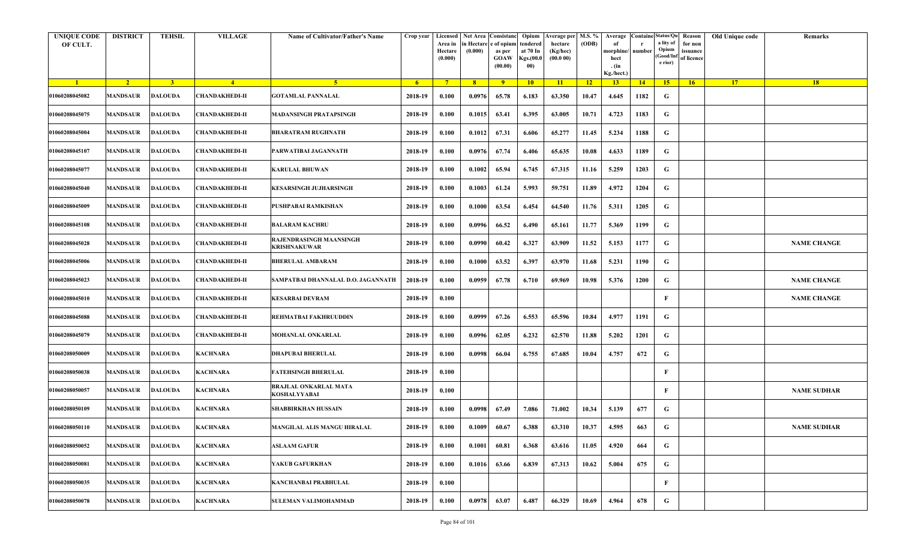| UNIQUE CODE OF CULT. | DISTRICT | TEHSIL | VILLAGE | Name of Cultivator/Father's Name | Crop year | Licensed Area in Hectare (0.000) | Net Area in Hectare (0.000) | Consistance of opium as per GOAW (00.00) | Opium tendered at 70 In Kgs.(00.000) | Average per hectare (Kg/hec) (00.00) | M.S. % (ODB) | Average of morphine/hect. (in Kg./hect.) | Container number | Status/Quality of Opium (Good/Inferior) | Reason for non issuance of licence | Old Unique code | Remarks |
|---|---|---|---|---|---|---|---|---|---|---|---|---|---|---|---|---|---|
| 1 | 2 | 3 | 4 | 5 | 6 | 7 | 8 | 9 | 10 | 11 | 12 | 13 | 14 | 15 | 16 | 17 | 18 |
| 01060208045082 | MANDSAUR | DALOUDA | CHANDAKHEDI-II | GOTAMLAL PANNALAL | 2018-19 | 0.100 | 0.0976 | 65.78 | 6.183 | 63.350 | 10.47 | 4.645 | 1182 | G | | | |
| 01060208045075 | MANDSAUR | DALOUDA | CHANDAKHEDI-II | MADANSINGH PRATAPSINGH | 2018-19 | 0.100 | 0.1015 | 63.41 | 6.395 | 63.005 | 10.71 | 4.723 | 1183 | G | | | |
| 01060208045004 | MANDSAUR | DALOUDA | CHANDAKHEDI-II | BHARATRAM RUGHNATH | 2018-19 | 0.100 | 0.1012 | 67.31 | 6.606 | 65.277 | 11.45 | 5.234 | 1188 | G | | | |
| 01060208045107 | MANDSAUR | DALOUDA | CHANDAKHEDI-II | PARWATIBAI JAGANNATH | 2018-19 | 0.100 | 0.0976 | 67.74 | 6.406 | 65.635 | 10.08 | 4.633 | 1189 | G | | | |
| 01060208045077 | MANDSAUR | DALOUDA | CHANDAKHEDI-II | KARULAL BHUWAN | 2018-19 | 0.100 | 0.1002 | 65.94 | 6.745 | 67.315 | 11.16 | 5.259 | 1203 | G | | | |
| 01060208045040 | MANDSAUR | DALOUDA | CHANDAKHEDI-II | KESARSINGH JUJHARSINGH | 2018-19 | 0.100 | 0.1003 | 61.24 | 5.993 | 59.751 | 11.89 | 4.972 | 1204 | G | | | |
| 01060208045009 | MANDSAUR | DALOUDA | CHANDAKHEDI-II | PUSHPABAI RAMKISHAN | 2018-19 | 0.100 | 0.1000 | 63.54 | 6.454 | 64.540 | 11.76 | 5.311 | 1205 | G | | | |
| 01060208045108 | MANDSAUR | DALOUDA | CHANDAKHEDI-II | BALARAM KACHRU | 2018-19 | 0.100 | 0.0996 | 66.52 | 6.490 | 65.161 | 11.77 | 5.369 | 1199 | G | | | |
| 01060208045028 | MANDSAUR | DALOUDA | CHANDAKHEDI-II | RAJENDRASINGH MAANSINGH KRISHNAKUWAR | 2018-19 | 0.100 | 0.0990 | 60.42 | 6.327 | 63.909 | 11.52 | 5.153 | 1177 | G | | | NAME CHANGE |
| 01060208045006 | MANDSAUR | DALOUDA | CHANDAKHEDI-II | BHERULAL AMBARAM | 2018-19 | 0.100 | 0.1000 | 63.52 | 6.397 | 63.970 | 11.68 | 5.231 | 1190 | G | | | |
| 01060208045023 | MANDSAUR | DALOUDA | CHANDAKHEDI-II | SAMPATBAI DHANNALAL D.O. JAGANNATH | 2018-19 | 0.100 | 0.0959 | 67.78 | 6.710 | 69.969 | 10.98 | 5.376 | 1200 | G | | | NAME CHANGE |
| 01060208045010 | MANDSAUR | DALOUDA | CHANDAKHEDI-II | KESARBAI DEVRAM | 2018-19 | 0.100 | | | | | | | | F | | | NAME CHANGE |
| 01060208045088 | MANDSAUR | DALOUDA | CHANDAKHEDI-II | REHMATBAI FAKHRUUDDIN | 2018-19 | 0.100 | 0.0999 | 67.26 | 6.553 | 65.596 | 10.84 | 4.977 | 1191 | G | | | |
| 01060208045079 | MANDSAUR | DALOUDA | CHANDAKHEDI-II | MOHANLAL ONKARLAL | 2018-19 | 0.100 | 0.0996 | 62.05 | 6.232 | 62.570 | 11.88 | 5.202 | 1201 | G | | | |
| 01060208050009 | MANDSAUR | DALOUDA | KACHNARA | DHAPUBAI BHERULAL | 2018-19 | 0.100 | 0.0998 | 66.04 | 6.755 | 67.685 | 10.04 | 4.757 | 672 | G | | | |
| 01060208050038 | MANDSAUR | DALOUDA | KACHNARA | FATEHSINGH BHERULAL | 2018-19 | 0.100 | | | | | | | | F | | | |
| 01060208050057 | MANDSAUR | DALOUDA | KACHNARA | BRAJLAL ONKARLAL MATA KOSHALYYABAI | 2018-19 | 0.100 | | | | | | | | F | | | NAME SUDHAR |
| 01060208050109 | MANDSAUR | DALOUDA | KACHNARA | SHABBIRKHAN HUSSAIN | 2018-19 | 0.100 | 0.0998 | 67.49 | 7.086 | 71.002 | 10.34 | 5.139 | 677 | G | | | |
| 01060208050110 | MANDSAUR | DALOUDA | KACHNARA | MANGILAL ALIS MANGU HIRALAL | 2018-19 | 0.100 | 0.1009 | 60.67 | 6.388 | 63.310 | 10.37 | 4.595 | 663 | G | | | NAME SUDHAR |
| 01060208050052 | MANDSAUR | DALOUDA | KACHNARA | ASLAAM GAFUR | 2018-19 | 0.100 | 0.1001 | 60.81 | 6.368 | 63.616 | 11.05 | 4.920 | 664 | G | | | |
| 01060208050081 | MANDSAUR | DALOUDA | KACHNARA | YAKUB GAFURKHAN | 2018-19 | 0.100 | 0.1016 | 63.66 | 6.839 | 67.313 | 10.62 | 5.004 | 675 | G | | | |
| 01060208050035 | MANDSAUR | DALOUDA | KACHNARA | KANCHANBAI PRABHULAL | 2018-19 | 0.100 | | | | | | | | F | | | |
| 01060208050078 | MANDSAUR | DALOUDA | KACHNARA | SULEMAN VALIMOHAMMAD | 2018-19 | 0.100 | 0.0978 | 63.07 | 6.487 | 66.329 | 10.69 | 4.964 | 678 | G | | | |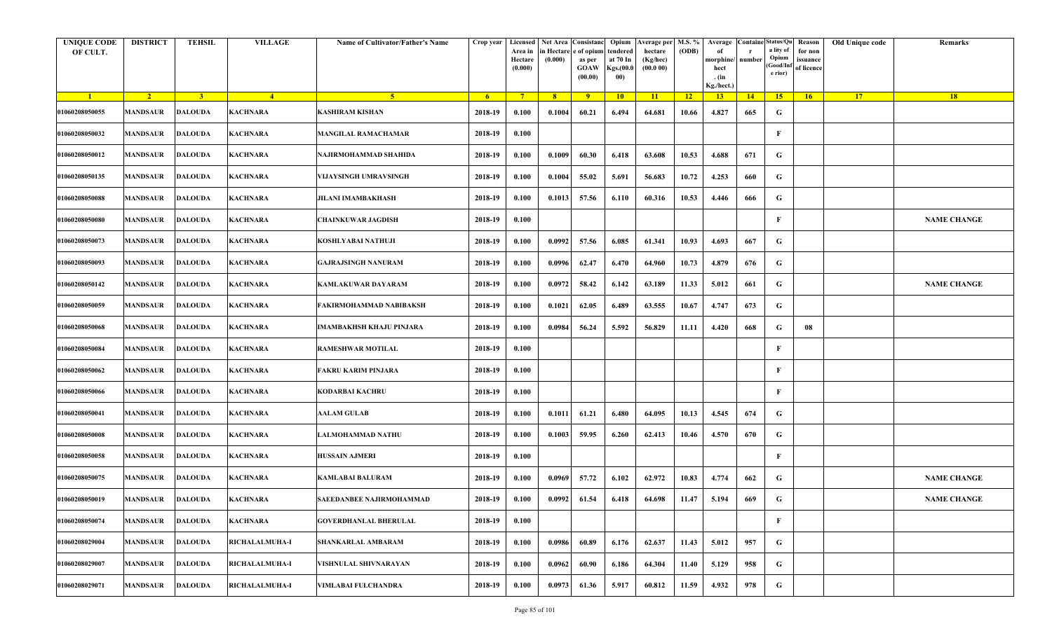| UNIQUE CODE OF CULT. | DISTRICT | TEHSIL | VILLAGE | Name of Cultivator/Father's Name | Crop year | Licensed Area in Hectare (0.000) | Net Area in Hectare (0.000) | Consistance of opium as per GOAW (00.00) | Opium tendered at 70 In Kgs.(00.000) | Average per hectare (Kg/hec) (00.00) | M.S. % (ODB) | Average of morphine/hect . (in Kg./hect.) | Container number | Status/Quality of Opium (Good/Inferior) | Reason for non issuance of licence | Old Unique code | Remarks |
|---|---|---|---|---|---|---|---|---|---|---|---|---|---|---|---|---|---|
| 1 | 2 | 3 | 4 | 5 | 6 | 7 | 8 | 9 | 10 | 11 | 12 | 13 | 14 | 15 | 16 | 17 | 18 |
| 01060208050055 | MANDSAUR | DALOUDA | KACHNARA | KASHIRAM KISHAN | 2018-19 | 0.100 | 0.1004 | 60.21 | 6.494 | 64.681 | 10.66 | 4.827 | 665 | G | | | |
| 01060208050032 | MANDSAUR | DALOUDA | KACHNARA | MANGILAL RAMACHAMAR | 2018-19 | 0.100 | | | | | | | | F | | | |
| 01060208050012 | MANDSAUR | DALOUDA | KACHNARA | NAJIRMOHAMMAD SHAHIDA | 2018-19 | 0.100 | 0.1009 | 60.30 | 6.418 | 63.608 | 10.53 | 4.688 | 671 | G | | | |
| 01060208050135 | MANDSAUR | DALOUDA | KACHNARA | VIJAYSINGH UMRAVSINGH | 2018-19 | 0.100 | 0.1004 | 55.02 | 5.691 | 56.683 | 10.72 | 4.253 | 660 | G | | | |
| 01060208050088 | MANDSAUR | DALOUDA | KACHNARA | JILANI IMAMBAKHASH | 2018-19 | 0.100 | 0.1013 | 57.56 | 6.110 | 60.316 | 10.53 | 4.446 | 666 | G | | | |
| 01060208050080 | MANDSAUR | DALOUDA | KACHNARA | CHAINKUWAR JAGDISH | 2018-19 | 0.100 | | | | | | | | F | | | NAME CHANGE |
| 01060208050073 | MANDSAUR | DALOUDA | KACHNARA | KOSHLYABAI NATHUJI | 2018-19 | 0.100 | 0.0992 | 57.56 | 6.085 | 61.341 | 10.93 | 4.693 | 667 | G | | | |
| 01060208050093 | MANDSAUR | DALOUDA | KACHNARA | GAJRAJSINGH NANURAM | 2018-19 | 0.100 | 0.0996 | 62.47 | 6.470 | 64.960 | 10.73 | 4.879 | 676 | G | | | |
| 01060208050142 | MANDSAUR | DALOUDA | KACHNARA | KAMLAKUWAR DAYARAM | 2018-19 | 0.100 | 0.0972 | 58.42 | 6.142 | 63.189 | 11.33 | 5.012 | 661 | G | | | NAME CHANGE |
| 01060208050059 | MANDSAUR | DALOUDA | KACHNARA | FAKIRMOHAMMAD NABIBAKSH | 2018-19 | 0.100 | 0.1021 | 62.05 | 6.489 | 63.555 | 10.67 | 4.747 | 673 | G | | | |
| 01060208050068 | MANDSAUR | DALOUDA | KACHNARA | IMAMBAKHSH KHAJU PINJARA | 2018-19 | 0.100 | 0.0984 | 56.24 | 5.592 | 56.829 | 11.11 | 4.420 | 668 | G | 08 | | |
| 01060208050084 | MANDSAUR | DALOUDA | KACHNARA | RAMESHWAR MOTILAL | 2018-19 | 0.100 | | | | | | | | F | | | |
| 01060208050062 | MANDSAUR | DALOUDA | KACHNARA | FAKRU KARIM PINJARA | 2018-19 | 0.100 | | | | | | | | F | | | |
| 01060208050066 | MANDSAUR | DALOUDA | KACHNARA | KODARBAI KACHRU | 2018-19 | 0.100 | | | | | | | | F | | | |
| 01060208050041 | MANDSAUR | DALOUDA | KACHNARA | AALAM GULAB | 2018-19 | 0.100 | 0.1011 | 61.21 | 6.480 | 64.095 | 10.13 | 4.545 | 674 | G | | | |
| 01060208050008 | MANDSAUR | DALOUDA | KACHNARA | LALMOHAMMAD NATHU | 2018-19 | 0.100 | 0.1003 | 59.95 | 6.260 | 62.413 | 10.46 | 4.570 | 670 | G | | | |
| 01060208050058 | MANDSAUR | DALOUDA | KACHNARA | HUSSAIN AJMERI | 2018-19 | 0.100 | | | | | | | | F | | | |
| 01060208050075 | MANDSAUR | DALOUDA | KACHNARA | KAMLABAI BALURAM | 2018-19 | 0.100 | 0.0969 | 57.72 | 6.102 | 62.972 | 10.83 | 4.774 | 662 | G | | | NAME CHANGE |
| 01060208050019 | MANDSAUR | DALOUDA | KACHNARA | SAEEDANBEE NAJIRMOHAMMAD | 2018-19 | 0.100 | 0.0992 | 61.54 | 6.418 | 64.698 | 11.47 | 5.194 | 669 | G | | | NAME CHANGE |
| 01060208050074 | MANDSAUR | DALOUDA | KACHNARA | GOVERDHANLAL BHERULAL | 2018-19 | 0.100 | | | | | | | | F | | | |
| 01060208029004 | MANDSAUR | DALOUDA | RICHALALMUHA-I | SHANKARLAL AMBARAM | 2018-19 | 0.100 | 0.0986 | 60.89 | 6.176 | 62.637 | 11.43 | 5.012 | 957 | G | | | |
| 01060208029007 | MANDSAUR | DALOUDA | RICHALALMUHA-I | VISHNULAL SHIVNARAYAN | 2018-19 | 0.100 | 0.0962 | 60.90 | 6.186 | 64.304 | 11.40 | 5.129 | 958 | G | | | |
| 01060208029071 | MANDSAUR | DALOUDA | RICHALALMUHA-I | VIMLABAI FULCHANDRA | 2018-19 | 0.100 | 0.0973 | 61.36 | 5.917 | 60.812 | 11.59 | 4.932 | 978 | G | | | |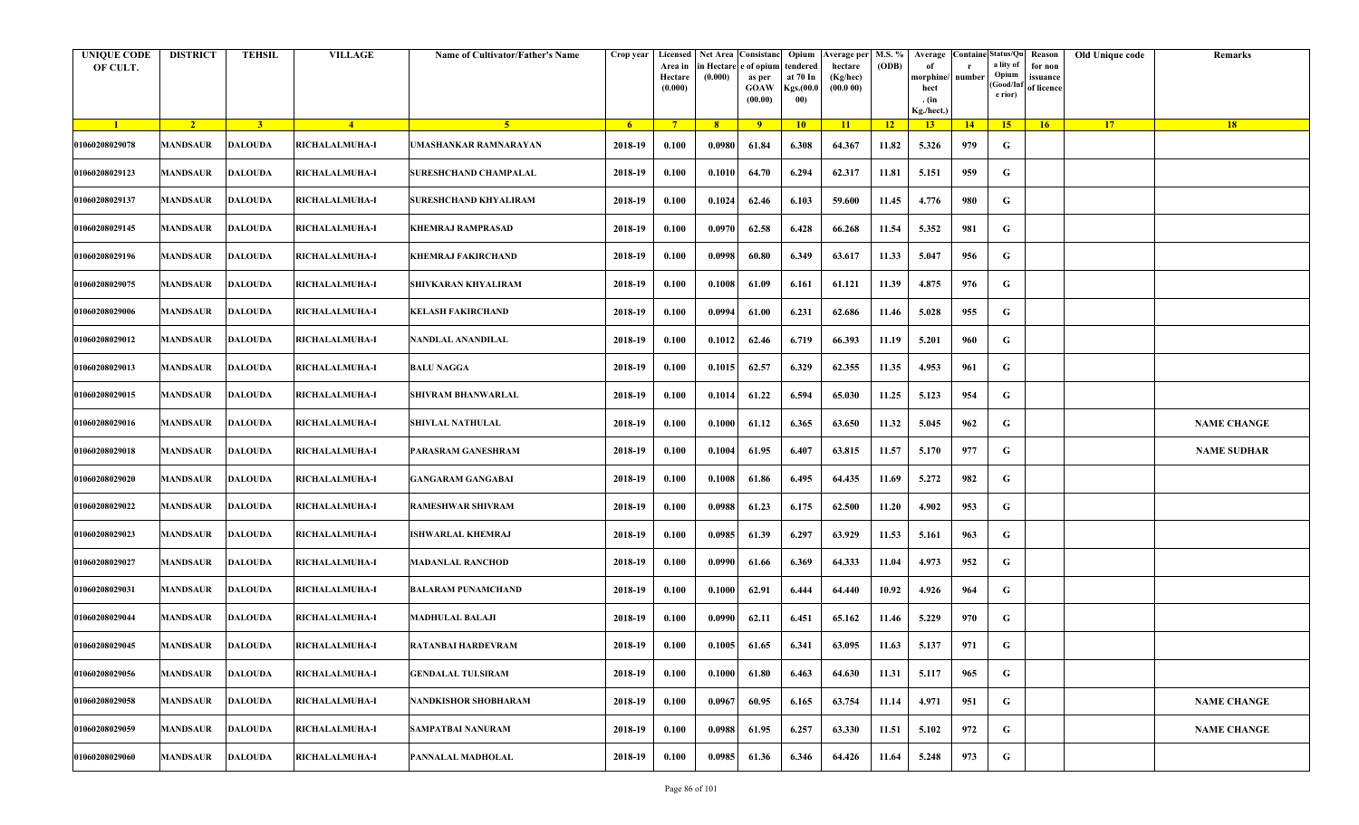| UNIQUE CODE OF CULT. | DISTRICT | TEHSIL | VILLAGE | Name of Cultivator/Father's Name | Crop year | Licensed Area in Hectare (0.000) | Net Area in Hectare (0.000) | Consistanc e of opium as per GOAW (00.00) | Opium tendered at 70 In Kgs.(00.000) | Average per hectare (Kg/hec) (00.0 00) | M.S. % (ODB) | Average of morphine/ hect . (in Kg./hect.) | Container number | Status/Quality of Opium (Good/Inferior) | Reason for non issuance of licence | Old Unique code | Remarks |
|---|---|---|---|---|---|---|---|---|---|---|---|---|---|---|---|---|---|
| 1 | 2 | 3 | 4 | 5 | 6 | 7 | 8 | 9 | 10 | 11 | 12 | 13 | 14 | 15 | 16 | 17 | 18 |
| 01060208029078 | MANDSAUR | DALOUDA | RICHALALMUHA-I | UMASHANKAR RAMNARAYAN | 2018-19 | 0.100 | 0.0980 | 61.84 | 6.308 | 64.367 | 11.82 | 5.326 | 979 | G | | | |
| 01060208029123 | MANDSAUR | DALOUDA | RICHALALMUHA-I | SURESHCHAND CHAMPALAL | 2018-19 | 0.100 | 0.1010 | 64.70 | 6.294 | 62.317 | 11.81 | 5.151 | 959 | G | | | |
| 01060208029137 | MANDSAUR | DALOUDA | RICHALALMUHA-I | SURESHCHAND KHYALIRAM | 2018-19 | 0.100 | 0.1024 | 62.46 | 6.103 | 59.600 | 11.45 | 4.776 | 980 | G | | | |
| 01060208029145 | MANDSAUR | DALOUDA | RICHALALMUHA-I | KHEMRAJ RAMPRASAD | 2018-19 | 0.100 | 0.0970 | 62.58 | 6.428 | 66.268 | 11.54 | 5.352 | 981 | G | | | |
| 01060208029196 | MANDSAUR | DALOUDA | RICHALALMUHA-I | KHEMRAJ FAKIRCHAND | 2018-19 | 0.100 | 0.0998 | 60.80 | 6.349 | 63.617 | 11.33 | 5.047 | 956 | G | | | |
| 01060208029075 | MANDSAUR | DALOUDA | RICHALALMUHA-I | SHIVKARAN KHYALIRAM | 2018-19 | 0.100 | 0.1008 | 61.09 | 6.161 | 61.121 | 11.39 | 4.875 | 976 | G | | | |
| 01060208029006 | MANDSAUR | DALOUDA | RICHALALMUHA-I | KELASH FAKIRCHAND | 2018-19 | 0.100 | 0.0994 | 61.00 | 6.231 | 62.686 | 11.46 | 5.028 | 955 | G | | | |
| 01060208029012 | MANDSAUR | DALOUDA | RICHALALMUHA-I | NANDLAL ANANDILAL | 2018-19 | 0.100 | 0.1012 | 62.46 | 6.719 | 66.393 | 11.19 | 5.201 | 960 | G | | | |
| 01060208029013 | MANDSAUR | DALOUDA | RICHALALMUHA-I | BALU NAGGA | 2018-19 | 0.100 | 0.1015 | 62.57 | 6.329 | 62.355 | 11.35 | 4.953 | 961 | G | | | |
| 01060208029015 | MANDSAUR | DALOUDA | RICHALALMUHA-I | SHIVRAM BHANWARLAL | 2018-19 | 0.100 | 0.1014 | 61.22 | 6.594 | 65.030 | 11.25 | 5.123 | 954 | G | | | |
| 01060208029016 | MANDSAUR | DALOUDA | RICHALALMUHA-I | SHIVLAL NATHULAL | 2018-19 | 0.100 | 0.1000 | 61.12 | 6.365 | 63.650 | 11.32 | 5.045 | 962 | G | | | NAME CHANGE |
| 01060208029018 | MANDSAUR | DALOUDA | RICHALALMUHA-I | PARASRAM GANESHRAM | 2018-19 | 0.100 | 0.1004 | 61.95 | 6.407 | 63.815 | 11.57 | 5.170 | 977 | G | | | NAME SUDHAR |
| 01060208029020 | MANDSAUR | DALOUDA | RICHALALMUHA-I | GANGARAM GANGABAI | 2018-19 | 0.100 | 0.1008 | 61.86 | 6.495 | 64.435 | 11.69 | 5.272 | 982 | G | | | |
| 01060208029022 | MANDSAUR | DALOUDA | RICHALALMUHA-I | RAMESHWAR SHIVRAM | 2018-19 | 0.100 | 0.0988 | 61.23 | 6.175 | 62.500 | 11.20 | 4.902 | 953 | G | | | |
| 01060208029023 | MANDSAUR | DALOUDA | RICHALALMUHA-I | ISHWARLAL KHEMRAJ | 2018-19 | 0.100 | 0.0985 | 61.39 | 6.297 | 63.929 | 11.53 | 5.161 | 963 | G | | | |
| 01060208029027 | MANDSAUR | DALOUDA | RICHALALMUHA-I | MADANLAL RANCHOD | 2018-19 | 0.100 | 0.0990 | 61.66 | 6.369 | 64.333 | 11.04 | 4.973 | 952 | G | | | |
| 01060208029031 | MANDSAUR | DALOUDA | RICHALALMUHA-I | BALARAM PUNAMCHAND | 2018-19 | 0.100 | 0.1000 | 62.91 | 6.444 | 64.440 | 10.92 | 4.926 | 964 | G | | | |
| 01060208029044 | MANDSAUR | DALOUDA | RICHALALMUHA-I | MADHULAL BALAJI | 2018-19 | 0.100 | 0.0990 | 62.11 | 6.451 | 65.162 | 11.46 | 5.229 | 970 | G | | | |
| 01060208029045 | MANDSAUR | DALOUDA | RICHALALMUHA-I | RATANBAI HARDEVRAM | 2018-19 | 0.100 | 0.1005 | 61.65 | 6.341 | 63.095 | 11.63 | 5.137 | 971 | G | | | |
| 01060208029056 | MANDSAUR | DALOUDA | RICHALALMUHA-I | GENDALAL TULSIRAM | 2018-19 | 0.100 | 0.1000 | 61.80 | 6.463 | 64.630 | 11.31 | 5.117 | 965 | G | | | |
| 01060208029058 | MANDSAUR | DALOUDA | RICHALALMUHA-I | NANDKISHOR SHOBHARAM | 2018-19 | 0.100 | 0.0967 | 60.95 | 6.165 | 63.754 | 11.14 | 4.971 | 951 | G | | | NAME CHANGE |
| 01060208029059 | MANDSAUR | DALOUDA | RICHALALMUHA-I | SAMPATBAI NANURAM | 2018-19 | 0.100 | 0.0988 | 61.95 | 6.257 | 63.330 | 11.51 | 5.102 | 972 | G | | | NAME CHANGE |
| 01060208029060 | MANDSAUR | DALOUDA | RICHALALMUHA-I | PANNALAL MADHOLAL | 2018-19 | 0.100 | 0.0985 | 61.36 | 6.346 | 64.426 | 11.64 | 5.248 | 973 | G | | | |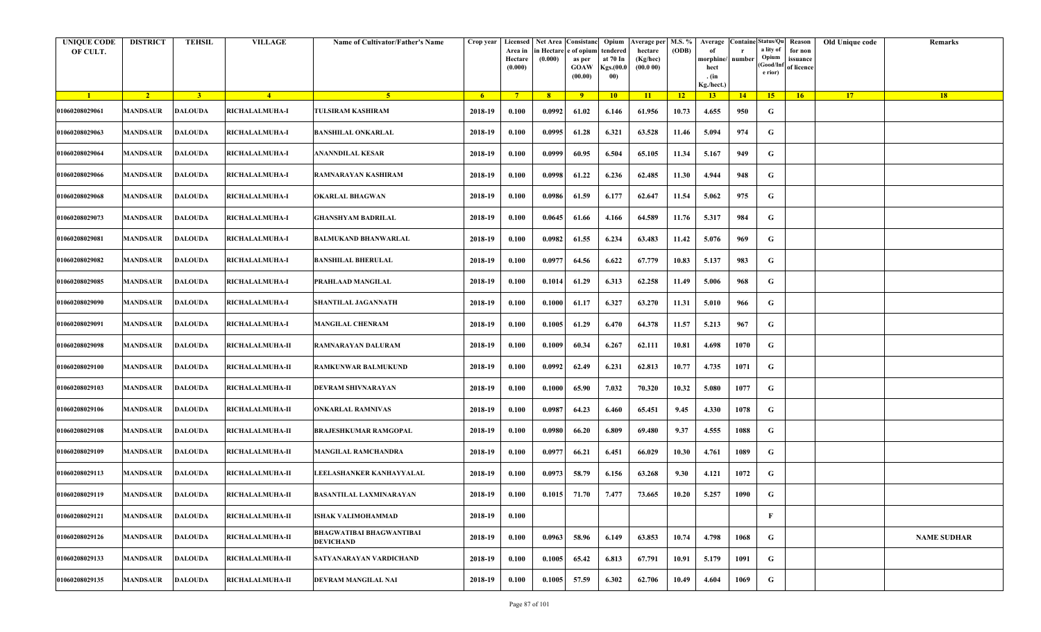| UNIQUE CODE OF CULT. | DISTRICT | TEHSIL | VILLAGE | Name of Cultivator/Father's Name | Crop year | Licensed Area in Hectare (0.000) | Net Area in Hectare (0.000) | Consistance of opium as per GOAW (00.00) | Opium tendered at 70 In Kgs.(00.000) | Average per hectare (Kg/hec) (00.00) | M.S. % (ODB) | Average of morphine/hect . (in Kg./hect.) | Container number | Status/Quality of Opium (Good/Inferior) | Reason for non issuance of licence | Old Unique code | Remarks |
|---|---|---|---|---|---|---|---|---|---|---|---|---|---|---|---|---|---|
| 1 | 2 | 3 | 4 | 5 | 6 | 7 | 8 | 9 | 10 | 11 | 12 | 13 | 14 | 15 | 16 | 17 | 18 |
| 01060208029061 | MANDSAUR | DALOUDA | RICHALALMUHA-I | TULSIRAM KASHIRAM | 2018-19 | 0.100 | 0.0992 | 61.02 | 6.146 | 61.956 | 10.73 | 4.655 | 950 | G | | | |
| 01060208029063 | MANDSAUR | DALOUDA | RICHALALMUHA-I | BANSHILAL ONKARLAL | 2018-19 | 0.100 | 0.0995 | 61.28 | 6.321 | 63.528 | 11.46 | 5.094 | 974 | G | | | |
| 01060208029064 | MANDSAUR | DALOUDA | RICHALALMUHA-I | ANANNDILAL KESAR | 2018-19 | 0.100 | 0.0999 | 60.95 | 6.504 | 65.105 | 11.34 | 5.167 | 949 | G | | | |
| 01060208029066 | MANDSAUR | DALOUDA | RICHALALMUHA-I | RAMNARAYAN KASHIRAM | 2018-19 | 0.100 | 0.0998 | 61.22 | 6.236 | 62.485 | 11.30 | 4.944 | 948 | G | | | |
| 01060208029068 | MANDSAUR | DALOUDA | RICHALALMUHA-I | OKARLAL BHAGWAN | 2018-19 | 0.100 | 0.0986 | 61.59 | 6.177 | 62.647 | 11.54 | 5.062 | 975 | G | | | |
| 01060208029073 | MANDSAUR | DALOUDA | RICHALALMUHA-I | GHANSHYAM BADRILAL | 2018-19 | 0.100 | 0.0645 | 61.66 | 4.166 | 64.589 | 11.76 | 5.317 | 984 | G | | | |
| 01060208029081 | MANDSAUR | DALOUDA | RICHALALMUHA-I | BALMUKAND BHANWARLAL | 2018-19 | 0.100 | 0.0982 | 61.55 | 6.234 | 63.483 | 11.42 | 5.076 | 969 | G | | | |
| 01060208029082 | MANDSAUR | DALOUDA | RICHALALMUHA-I | BANSHILAL BHERULAL | 2018-19 | 0.100 | 0.0977 | 64.56 | 6.622 | 67.779 | 10.83 | 5.137 | 983 | G | | | |
| 01060208029085 | MANDSAUR | DALOUDA | RICHALALMUHA-I | PRAHLAAD MANGILAL | 2018-19 | 0.100 | 0.1014 | 61.29 | 6.313 | 62.258 | 11.49 | 5.006 | 968 | G | | | |
| 01060208029090 | MANDSAUR | DALOUDA | RICHALALMUHA-I | SHANTILAL JAGANNATH | 2018-19 | 0.100 | 0.1000 | 61.17 | 6.327 | 63.270 | 11.31 | 5.010 | 966 | G | | | |
| 01060208029091 | MANDSAUR | DALOUDA | RICHALALMUHA-I | MANGILAL CHENRAM | 2018-19 | 0.100 | 0.1005 | 61.29 | 6.470 | 64.378 | 11.57 | 5.213 | 967 | G | | | |
| 01060208029098 | MANDSAUR | DALOUDA | RICHALALMUHA-II | RAMNARAYAN DALURAM | 2018-19 | 0.100 | 0.1009 | 60.34 | 6.267 | 62.111 | 10.81 | 4.698 | 1070 | G | | | |
| 01060208029100 | MANDSAUR | DALOUDA | RICHALALMUHA-II | RAMKUNWAR BALMUKUND | 2018-19 | 0.100 | 0.0992 | 62.49 | 6.231 | 62.813 | 10.77 | 4.735 | 1071 | G | | | |
| 01060208029103 | MANDSAUR | DALOUDA | RICHALALMUHA-II | DEVRAM SHIVNARAYAN | 2018-19 | 0.100 | 0.1000 | 65.90 | 7.032 | 70.320 | 10.32 | 5.080 | 1077 | G | | | |
| 01060208029106 | MANDSAUR | DALOUDA | RICHALALMUHA-II | ONKARLAL RAMNIVAS | 2018-19 | 0.100 | 0.0987 | 64.23 | 6.460 | 65.451 | 9.45 | 4.330 | 1078 | G | | | |
| 01060208029108 | MANDSAUR | DALOUDA | RICHALALMUHA-II | BRAJESHKUMAR RAMGOPAL | 2018-19 | 0.100 | 0.0980 | 66.20 | 6.809 | 69.480 | 9.37 | 4.555 | 1088 | G | | | |
| 01060208029109 | MANDSAUR | DALOUDA | RICHALALMUHA-II | MANGILAL RAMCHANDRA | 2018-19 | 0.100 | 0.0977 | 66.21 | 6.451 | 66.029 | 10.30 | 4.761 | 1089 | G | | | |
| 01060208029113 | MANDSAUR | DALOUDA | RICHALALMUHA-II | LEELASHANKER KANHAYYALAL | 2018-19 | 0.100 | 0.0973 | 58.79 | 6.156 | 63.268 | 9.30 | 4.121 | 1072 | G | | | |
| 01060208029119 | MANDSAUR | DALOUDA | RICHALALMUHA-II | BASANTILAL LAXMINARAYAN | 2018-19 | 0.100 | 0.1015 | 71.70 | 7.477 | 73.665 | 10.20 | 5.257 | 1090 | G | | | |
| 01060208029121 | MANDSAUR | DALOUDA | RICHALALMUHA-II | ISHAK VALIMOHAMMAD | 2018-19 | 0.100 | | | | | | | | F | | | |
| 01060208029126 | MANDSAUR | DALOUDA | RICHALALMUHA-II | BHAGWATIBAI BHAGWANTIBAI DEVICHAND | 2018-19 | 0.100 | 0.0963 | 58.96 | 6.149 | 63.853 | 10.74 | 4.798 | 1068 | G | | | NAME SUDHAR |
| 01060208029133 | MANDSAUR | DALOUDA | RICHALALMUHA-II | SATYANARAYAN VARDICHAND | 2018-19 | 0.100 | 0.1005 | 65.42 | 6.813 | 67.791 | 10.91 | 5.179 | 1091 | G | | | |
| 01060208029135 | MANDSAUR | DALOUDA | RICHALALMUHA-II | DEVRAM MANGILAL NAI | 2018-19 | 0.100 | 0.1005 | 57.59 | 6.302 | 62.706 | 10.49 | 4.604 | 1069 | G | | | |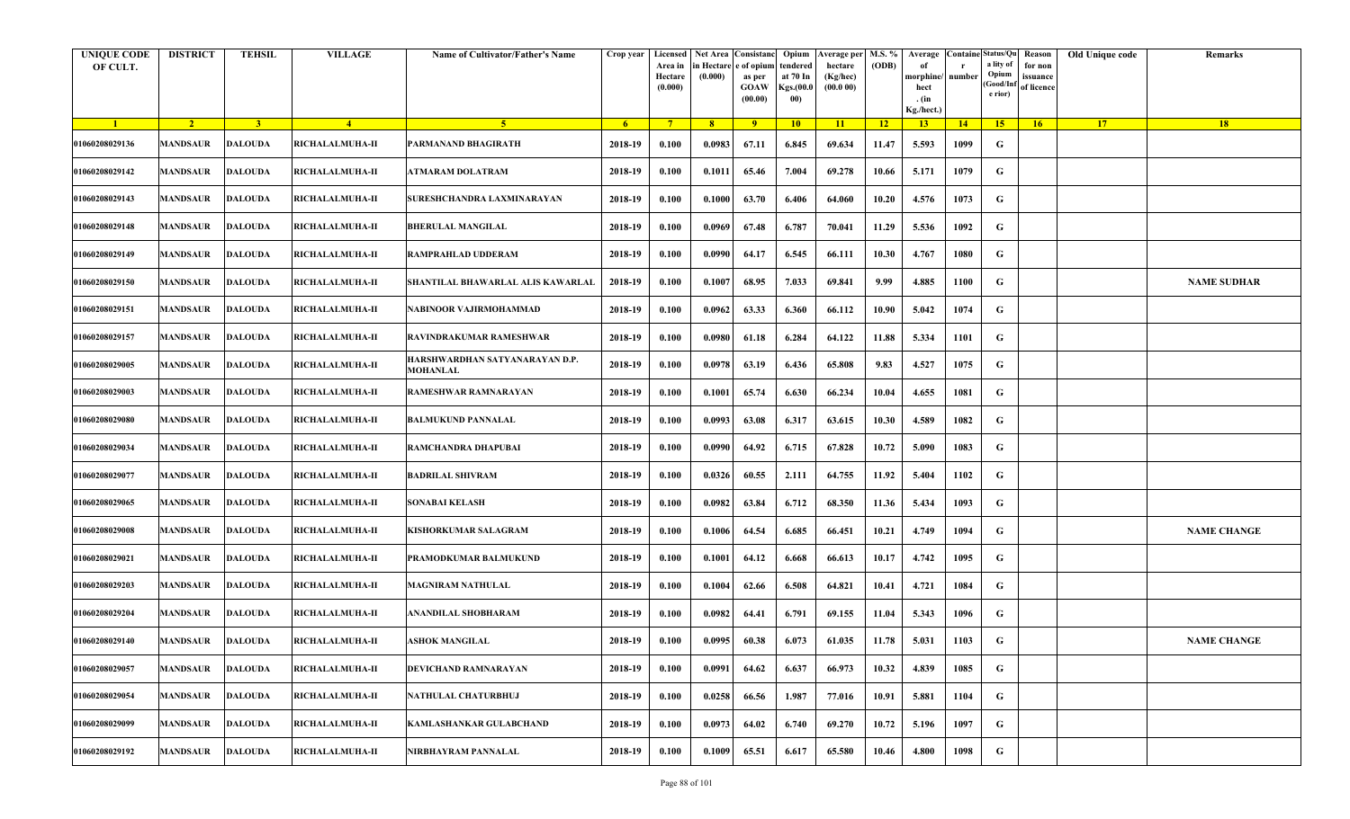| UNIQUE CODE OF CULT. | DISTRICT | TEHSIL | VILLAGE | Name of Cultivator/Father's Name | Crop year | Licensed Area in Hectare (0.000) | Net Area in Hectare (0.000) | Consistance of opium as per GOAW (00.00) | Opium tendered at 70 In Kgs.(00.000) | Average per hectare (Kg/hec) (00.00) | M.S. % (ODB) | Average of morphine/hect. (in Kg./hect.) | Container number | Status/Quality of Opium (Good/Inferior) | Reason for non issuance of licence | Old Unique code | Remarks |
|---|---|---|---|---|---|---|---|---|---|---|---|---|---|---|---|---|---|
| 1 | 2 | 3 | 4 | 5 | 6 | 7 | 8 | 9 | 10 | 11 | 12 | 13 | 14 | 15 | 16 | 17 | 18 |
| 01060208029136 | MANDSAUR | DALOUDA | RICHALALMUHA-II | PARMANAND BHAGIRATH | 2018-19 | 0.100 | 0.0983 | 67.11 | 6.845 | 69.634 | 11.47 | 5.593 | 1099 | G | | | |
| 01060208029142 | MANDSAUR | DALOUDA | RICHALALMUHA-II | ATMARAM DOLATRAM | 2018-19 | 0.100 | 0.1011 | 65.46 | 7.004 | 69.278 | 10.66 | 5.171 | 1079 | G | | | |
| 01060208029143 | MANDSAUR | DALOUDA | RICHALALMUHA-II | SURESHCHANDRA LAXMINARAYAN | 2018-19 | 0.100 | 0.1000 | 63.70 | 6.406 | 64.060 | 10.20 | 4.576 | 1073 | G | | | |
| 01060208029148 | MANDSAUR | DALOUDA | RICHALALMUHA-II | BHERULAL MANGILAL | 2018-19 | 0.100 | 0.0969 | 67.48 | 6.787 | 70.041 | 11.29 | 5.536 | 1092 | G | | | |
| 01060208029149 | MANDSAUR | DALOUDA | RICHALALMUHA-II | RAMPRAHLAD UDDERAM | 2018-19 | 0.100 | 0.0990 | 64.17 | 6.545 | 66.111 | 10.30 | 4.767 | 1080 | G | | | |
| 01060208029150 | MANDSAUR | DALOUDA | RICHALALMUHA-II | SHANTILAL BHAWARLAL ALIS KAWARLAL | 2018-19 | 0.100 | 0.1007 | 68.95 | 7.033 | 69.841 | 9.99 | 4.885 | 1100 | G | | | NAME SUDHAR |
| 01060208029151 | MANDSAUR | DALOUDA | RICHALALMUHA-II | NABINOOR VAJIRMOHAMMAD | 2018-19 | 0.100 | 0.0962 | 63.33 | 6.360 | 66.112 | 10.90 | 5.042 | 1074 | G | | | |
| 01060208029157 | MANDSAUR | DALOUDA | RICHALALMUHA-II | RAVINDRAKUMAR RAMESHWAR | 2018-19 | 0.100 | 0.0980 | 61.18 | 6.284 | 64.122 | 11.88 | 5.334 | 1101 | G | | | |
| 01060208029005 | MANDSAUR | DALOUDA | RICHALALMUHA-II | HARSHWARDHAN SATYANARAYAN D.P. MOHANLAL | 2018-19 | 0.100 | 0.0978 | 63.19 | 6.436 | 65.808 | 9.83 | 4.527 | 1075 | G | | | |
| 01060208029003 | MANDSAUR | DALOUDA | RICHALALMUHA-II | RAMESHWAR RAMNARAYAN | 2018-19 | 0.100 | 0.1001 | 65.74 | 6.630 | 66.234 | 10.04 | 4.655 | 1081 | G | | | |
| 01060208029080 | MANDSAUR | DALOUDA | RICHALALMUHA-II | BALMUKUND PANNALAL | 2018-19 | 0.100 | 0.0993 | 63.08 | 6.317 | 63.615 | 10.30 | 4.589 | 1082 | G | | | |
| 01060208029034 | MANDSAUR | DALOUDA | RICHALALMUHA-II | RAMCHANDRA DHAPUBAI | 2018-19 | 0.100 | 0.0990 | 64.92 | 6.715 | 67.828 | 10.72 | 5.090 | 1083 | G | | | |
| 01060208029077 | MANDSAUR | DALOUDA | RICHALALMUHA-II | BADRILAL SHIVRAM | 2018-19 | 0.100 | 0.0326 | 60.55 | 2.111 | 64.755 | 11.92 | 5.404 | 1102 | G | | | |
| 01060208029065 | MANDSAUR | DALOUDA | RICHALALMUHA-II | SONABAI KELASH | 2018-19 | 0.100 | 0.0982 | 63.84 | 6.712 | 68.350 | 11.36 | 5.434 | 1093 | G | | | |
| 01060208029008 | MANDSAUR | DALOUDA | RICHALALMUHA-II | KISHORKUMAR SALAGRAM | 2018-19 | 0.100 | 0.1006 | 64.54 | 6.685 | 66.451 | 10.21 | 4.749 | 1094 | G | | | NAME CHANGE |
| 01060208029021 | MANDSAUR | DALOUDA | RICHALALMUHA-II | PRAMODKUMAR BALMUKUND | 2018-19 | 0.100 | 0.1001 | 64.12 | 6.668 | 66.613 | 10.17 | 4.742 | 1095 | G | | | |
| 01060208029203 | MANDSAUR | DALOUDA | RICHALALMUHA-II | MAGNIRAM NATHULAL | 2018-19 | 0.100 | 0.1004 | 62.66 | 6.508 | 64.821 | 10.41 | 4.721 | 1084 | G | | | |
| 01060208029204 | MANDSAUR | DALOUDA | RICHALALMUHA-II | ANANDILAL SHOBHARAM | 2018-19 | 0.100 | 0.0982 | 64.41 | 6.791 | 69.155 | 11.04 | 5.343 | 1096 | G | | | |
| 01060208029140 | MANDSAUR | DALOUDA | RICHALALMUHA-II | ASHOK MANGILAL | 2018-19 | 0.100 | 0.0995 | 60.38 | 6.073 | 61.035 | 11.78 | 5.031 | 1103 | G | | | NAME CHANGE |
| 01060208029057 | MANDSAUR | DALOUDA | RICHALALMUHA-II | DEVICHAND RAMNARAYAN | 2018-19 | 0.100 | 0.0991 | 64.62 | 6.637 | 66.973 | 10.32 | 4.839 | 1085 | G | | | |
| 01060208029054 | MANDSAUR | DALOUDA | RICHALALMUHA-II | NATHULAL CHATURBHUJ | 2018-19 | 0.100 | 0.0258 | 66.56 | 1.987 | 77.016 | 10.91 | 5.881 | 1104 | G | | | |
| 01060208029099 | MANDSAUR | DALOUDA | RICHALALMUHA-II | KAMLASHANKAR GULABCHAND | 2018-19 | 0.100 | 0.0973 | 64.02 | 6.740 | 69.270 | 10.72 | 5.196 | 1097 | G | | | |
| 01060208029192 | MANDSAUR | DALOUDA | RICHALALMUHA-II | NIRBHAYRAM PANNALAL | 2018-19 | 0.100 | 0.1009 | 65.51 | 6.617 | 65.580 | 10.46 | 4.800 | 1098 | G | | | |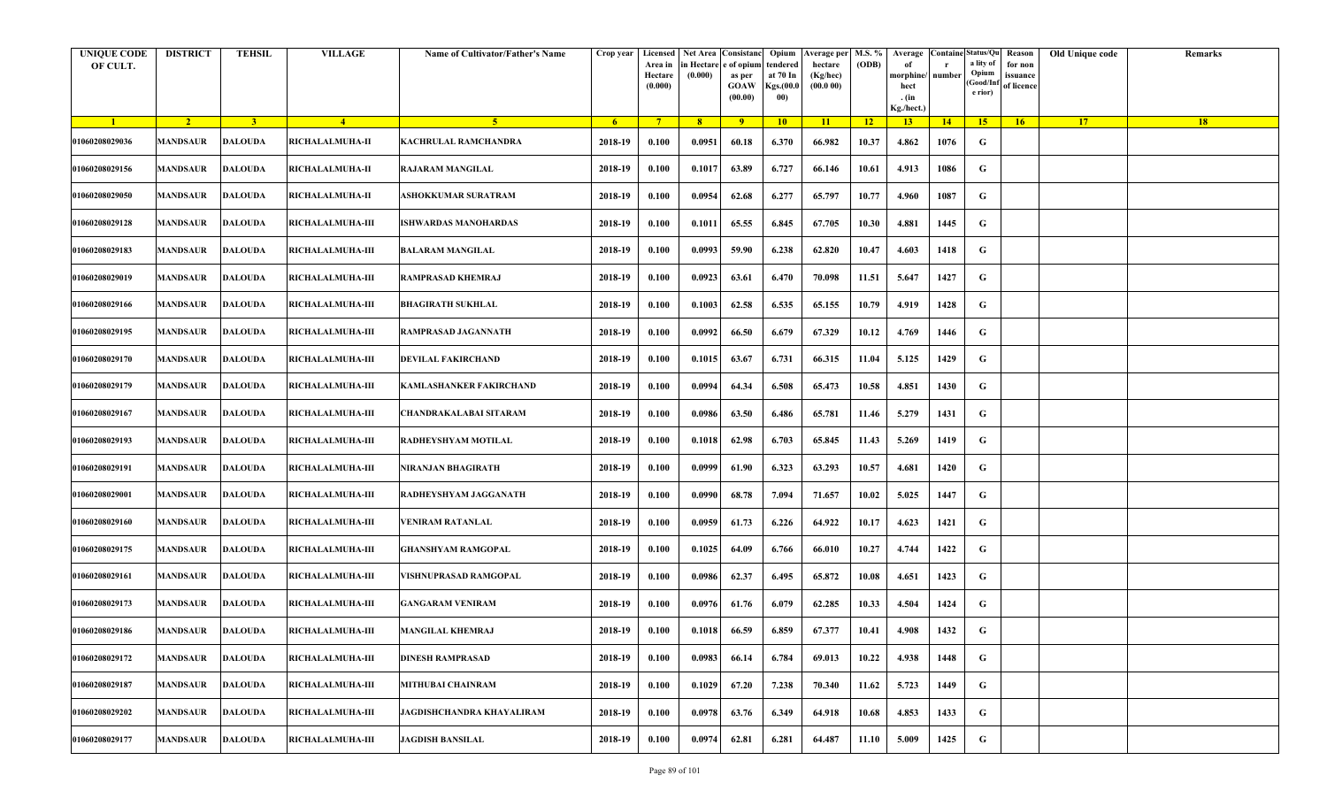| UNIQUE CODE OF CULT. | DISTRICT | TEHSIL | VILLAGE | Name of Cultivator/Father's Name | Crop year | Licensed Area in Hectare (0.000) | Net Area in Hectare (0.000) | Consistance of opium as per GOAW (00.00) | Opium tendered at 70 In Kgs.(00.000) | Average per hectare (Kg/hec) (00.00) | M.S. % (ODB) | Average of morphine/hect. (in Kg./hect.) | Container number | Status/Quality of Opium (Good/Inferior) | Reason for non issuance of licence | Old Unique code | Remarks |
|---|---|---|---|---|---|---|---|---|---|---|---|---|---|---|---|---|---|
| 1 | 2 | 3 | 4 | 5 | 6 | 7 | 8 | 9 | 10 | 11 | 12 | 13 | 14 | 15 | 16 | 17 | 18 |
| 01060208029036 | MANDSAUR | DALOUDA | RICHALALMUHA-II | KACHRULAL RAMCHANDRA | 2018-19 | 0.100 | 0.0951 | 60.18 | 6.370 | 66.982 | 10.37 | 4.862 | 1076 | G | | | |
| 01060208029156 | MANDSAUR | DALOUDA | RICHALALMUHA-II | RAJARAM MANGILAL | 2018-19 | 0.100 | 0.1017 | 63.89 | 6.727 | 66.146 | 10.61 | 4.913 | 1086 | G | | | |
| 01060208029050 | MANDSAUR | DALOUDA | RICHALALMUHA-II | ASHOKKUMAR SURATRAM | 2018-19 | 0.100 | 0.0954 | 62.68 | 6.277 | 65.797 | 10.77 | 4.960 | 1087 | G | | | |
| 01060208029128 | MANDSAUR | DALOUDA | RICHALALMUHA-III | ISHWARDAS MANOHARDAS | 2018-19 | 0.100 | 0.1011 | 65.55 | 6.845 | 67.705 | 10.30 | 4.881 | 1445 | G | | | |
| 01060208029183 | MANDSAUR | DALOUDA | RICHALALMUHA-III | BALARAM MANGILAL | 2018-19 | 0.100 | 0.0993 | 59.90 | 6.238 | 62.820 | 10.47 | 4.603 | 1418 | G | | | |
| 01060208029019 | MANDSAUR | DALOUDA | RICHALALMUHA-III | RAMPRASAD KHEMRAJ | 2018-19 | 0.100 | 0.0923 | 63.61 | 6.470 | 70.098 | 11.51 | 5.647 | 1427 | G | | | |
| 01060208029166 | MANDSAUR | DALOUDA | RICHALALMUHA-III | BHAGIRATH SUKHLAL | 2018-19 | 0.100 | 0.1003 | 62.58 | 6.535 | 65.155 | 10.79 | 4.919 | 1428 | G | | | |
| 01060208029195 | MANDSAUR | DALOUDA | RICHALALMUHA-III | RAMPRASAD JAGANNATH | 2018-19 | 0.100 | 0.0992 | 66.50 | 6.679 | 67.329 | 10.12 | 4.769 | 1446 | G | | | |
| 01060208029170 | MANDSAUR | DALOUDA | RICHALALMUHA-III | DEVILAL FAKIRCHAND | 2018-19 | 0.100 | 0.1015 | 63.67 | 6.731 | 66.315 | 11.04 | 5.125 | 1429 | G | | | |
| 01060208029179 | MANDSAUR | DALOUDA | RICHALALMUHA-III | KAMLASHANKER FAKIRCHAND | 2018-19 | 0.100 | 0.0994 | 64.34 | 6.508 | 65.473 | 10.58 | 4.851 | 1430 | G | | | |
| 01060208029167 | MANDSAUR | DALOUDA | RICHALALMUHA-III | CHANDRAKALABAI SITARAM | 2018-19 | 0.100 | 0.0986 | 63.50 | 6.486 | 65.781 | 11.46 | 5.279 | 1431 | G | | | |
| 01060208029193 | MANDSAUR | DALOUDA | RICHALALMUHA-III | RADHEYSHYAM MOTILAL | 2018-19 | 0.100 | 0.1018 | 62.98 | 6.703 | 65.845 | 11.43 | 5.269 | 1419 | G | | | |
| 01060208029191 | MANDSAUR | DALOUDA | RICHALALMUHA-III | NIRANJAN BHAGIRATH | 2018-19 | 0.100 | 0.0999 | 61.90 | 6.323 | 63.293 | 10.57 | 4.681 | 1420 | G | | | |
| 01060208029001 | MANDSAUR | DALOUDA | RICHALALMUHA-III | RADHEYSHYAM JAGGANATH | 2018-19 | 0.100 | 0.0990 | 68.78 | 7.094 | 71.657 | 10.02 | 5.025 | 1447 | G | | | |
| 01060208029160 | MANDSAUR | DALOUDA | RICHALALMUHA-III | VENIRAM RATANLAL | 2018-19 | 0.100 | 0.0959 | 61.73 | 6.226 | 64.922 | 10.17 | 4.623 | 1421 | G | | | |
| 01060208029175 | MANDSAUR | DALOUDA | RICHALALMUHA-III | GHANSHYAM RAMGOPAL | 2018-19 | 0.100 | 0.1025 | 64.09 | 6.766 | 66.010 | 10.27 | 4.744 | 1422 | G | | | |
| 01060208029161 | MANDSAUR | DALOUDA | RICHALALMUHA-III | VISHNUPRASAD RAMGOPAL | 2018-19 | 0.100 | 0.0986 | 62.37 | 6.495 | 65.872 | 10.08 | 4.651 | 1423 | G | | | |
| 01060208029173 | MANDSAUR | DALOUDA | RICHALALMUHA-III | GANGARAM VENIRAM | 2018-19 | 0.100 | 0.0976 | 61.76 | 6.079 | 62.285 | 10.33 | 4.504 | 1424 | G | | | |
| 01060208029186 | MANDSAUR | DALOUDA | RICHALALMUHA-III | MANGILAL KHEMRAJ | 2018-19 | 0.100 | 0.1018 | 66.59 | 6.859 | 67.377 | 10.41 | 4.908 | 1432 | G | | | |
| 01060208029172 | MANDSAUR | DALOUDA | RICHALALMUHA-III | DINESH RAMPRASAD | 2018-19 | 0.100 | 0.0983 | 66.14 | 6.784 | 69.013 | 10.22 | 4.938 | 1448 | G | | | |
| 01060208029187 | MANDSAUR | DALOUDA | RICHALALMUHA-III | MITHUBAI CHAINRAM | 2018-19 | 0.100 | 0.1029 | 67.20 | 7.238 | 70.340 | 11.62 | 5.723 | 1449 | G | | | |
| 01060208029202 | MANDSAUR | DALOUDA | RICHALALMUHA-III | JAGDISHCHANDRA KHAYALIRAM | 2018-19 | 0.100 | 0.0978 | 63.76 | 6.349 | 64.918 | 10.68 | 4.853 | 1433 | G | | | |
| 01060208029177 | MANDSAUR | DALOUDA | RICHALALMUHA-III | JAGDISH BANSILAL | 2018-19 | 0.100 | 0.0974 | 62.81 | 6.281 | 64.487 | 11.10 | 5.009 | 1425 | G | | | |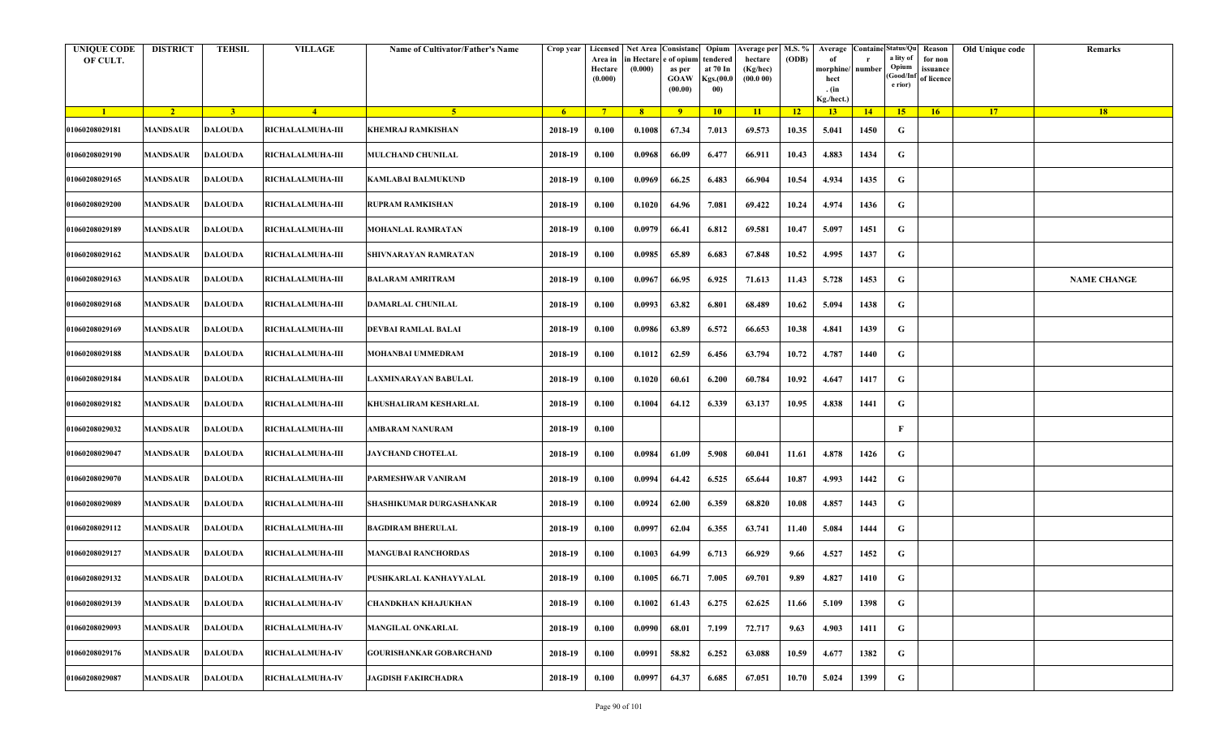| UNIQUE CODE OF CULT. | DISTRICT | TEHSIL | VILLAGE | Name of Cultivator/Father's Name | Crop year | Licensed Area in Hectare (0.000) | Net Area in Hectare (0.000) | Consistance of opium as per GOAW (00.00) | Opium tendered at 70 In Kgs.(00.000) | Average per hectare (Kg/hec) (00.00) | M.S. % (ODB) | Average of morphine/hect. (in Kg./hect.) | Container number | Status/Quality of Opium (Good/Inferior) | Reason for non issuance of licence | Old Unique code | Remarks |
|---|---|---|---|---|---|---|---|---|---|---|---|---|---|---|---|---|---|
| 1 | 2 | 3 | 4 | 5 | 6 | 7 | 8 | 9 | 10 | 11 | 12 | 13 | 14 | 15 | 16 | 17 | 18 |
| 01060208029181 | MANDSAUR | DALOUDA | RICHALALMUHA-III | KHEMRAJ RAMKISHAN | 2018-19 | 0.100 | 0.1008 | 67.34 | 7.013 | 69.573 | 10.35 | 5.041 | 1450 | G | | | |
| 01060208029190 | MANDSAUR | DALOUDA | RICHALALMUHA-III | MULCHAND CHUNILAL | 2018-19 | 0.100 | 0.0968 | 66.09 | 6.477 | 66.911 | 10.43 | 4.883 | 1434 | G | | | |
| 01060208029165 | MANDSAUR | DALOUDA | RICHALALMUHA-III | KAMLABAI BALMUKUND | 2018-19 | 0.100 | 0.0969 | 66.25 | 6.483 | 66.904 | 10.54 | 4.934 | 1435 | G | | | |
| 01060208029200 | MANDSAUR | DALOUDA | RICHALALMUHA-III | RUPRAM RAMKISHAN | 2018-19 | 0.100 | 0.1020 | 64.96 | 7.081 | 69.422 | 10.24 | 4.974 | 1436 | G | | | |
| 01060208029189 | MANDSAUR | DALOUDA | RICHALALMUHA-III | MOHANLAL RAMRATAN | 2018-19 | 0.100 | 0.0979 | 66.41 | 6.812 | 69.581 | 10.47 | 5.097 | 1451 | G | | | |
| 01060208029162 | MANDSAUR | DALOUDA | RICHALALMUHA-III | SHIVNARAYAN RAMRATAN | 2018-19 | 0.100 | 0.0985 | 65.89 | 6.683 | 67.848 | 10.52 | 4.995 | 1437 | G | | | |
| 01060208029163 | MANDSAUR | DALOUDA | RICHALALMUHA-III | BALARAM AMRITRAM | 2018-19 | 0.100 | 0.0967 | 66.95 | 6.925 | 71.613 | 11.43 | 5.728 | 1453 | G | | | NAME CHANGE |
| 01060208029168 | MANDSAUR | DALOUDA | RICHALALMUHA-III | DAMARLAL CHUNILAL | 2018-19 | 0.100 | 0.0993 | 63.82 | 6.801 | 68.489 | 10.62 | 5.094 | 1438 | G | | | |
| 01060208029169 | MANDSAUR | DALOUDA | RICHALALMUHA-III | DEVBAI RAMLAL BALAI | 2018-19 | 0.100 | 0.0986 | 63.89 | 6.572 | 66.653 | 10.38 | 4.841 | 1439 | G | | | |
| 01060208029188 | MANDSAUR | DALOUDA | RICHALALMUHA-III | MOHANBAI UMMEDRAM | 2018-19 | 0.100 | 0.1012 | 62.59 | 6.456 | 63.794 | 10.72 | 4.787 | 1440 | G | | | |
| 01060208029184 | MANDSAUR | DALOUDA | RICHALALMUHA-III | LAXMINARAYAN BABULAL | 2018-19 | 0.100 | 0.1020 | 60.61 | 6.200 | 60.784 | 10.92 | 4.647 | 1417 | G | | | |
| 01060208029182 | MANDSAUR | DALOUDA | RICHALALMUHA-III | KHUSHALIRAM KESHARLAL | 2018-19 | 0.100 | 0.1004 | 64.12 | 6.339 | 63.137 | 10.95 | 4.838 | 1441 | G | | | |
| 01060208029032 | MANDSAUR | DALOUDA | RICHALALMUHA-III | AMBARAM NANURAM | 2018-19 | 0.100 | | | | | | | | F | | | |
| 01060208029047 | MANDSAUR | DALOUDA | RICHALALMUHA-III | JAYCHAND CHOTELAL | 2018-19 | 0.100 | 0.0984 | 61.09 | 5.908 | 60.041 | 11.61 | 4.878 | 1426 | G | | | |
| 01060208029070 | MANDSAUR | DALOUDA | RICHALALMUHA-III | PARMESHWAR VANIRAM | 2018-19 | 0.100 | 0.0994 | 64.42 | 6.525 | 65.644 | 10.87 | 4.993 | 1442 | G | | | |
| 01060208029089 | MANDSAUR | DALOUDA | RICHALALMUHA-III | SHASHIKUMAR DURGASHANKAR | 2018-19 | 0.100 | 0.0924 | 62.00 | 6.359 | 68.820 | 10.08 | 4.857 | 1443 | G | | | |
| 01060208029112 | MANDSAUR | DALOUDA | RICHALALMUHA-III | BAGDIRAM BHERULAL | 2018-19 | 0.100 | 0.0997 | 62.04 | 6.355 | 63.741 | 11.40 | 5.084 | 1444 | G | | | |
| 01060208029127 | MANDSAUR | DALOUDA | RICHALALMUHA-III | MANGUBAI RANCHORDAS | 2018-19 | 0.100 | 0.1003 | 64.99 | 6.713 | 66.929 | 9.66 | 4.527 | 1452 | G | | | |
| 01060208029132 | MANDSAUR | DALOUDA | RICHALALMUHA-IV | PUSHKARLAL KANHAYYALAL | 2018-19 | 0.100 | 0.1005 | 66.71 | 7.005 | 69.701 | 9.89 | 4.827 | 1410 | G | | | |
| 01060208029139 | MANDSAUR | DALOUDA | RICHALALMUHA-IV | CHANDKHAN KHAJUKHAN | 2018-19 | 0.100 | 0.1002 | 61.43 | 6.275 | 62.625 | 11.66 | 5.109 | 1398 | G | | | |
| 01060208029093 | MANDSAUR | DALOUDA | RICHALALMUHA-IV | MANGILAL ONKARLAL | 2018-19 | 0.100 | 0.0990 | 68.01 | 7.199 | 72.717 | 9.63 | 4.903 | 1411 | G | | | |
| 01060208029176 | MANDSAUR | DALOUDA | RICHALALMUHA-IV | GOURISHANKAR GOBARCHAND | 2018-19 | 0.100 | 0.0991 | 58.82 | 6.252 | 63.088 | 10.59 | 4.677 | 1382 | G | | | |
| 01060208029087 | MANDSAUR | DALOUDA | RICHALALMUHA-IV | JAGDISH FAKIRCHADRA | 2018-19 | 0.100 | 0.0997 | 64.37 | 6.685 | 67.051 | 10.70 | 5.024 | 1399 | G | | | |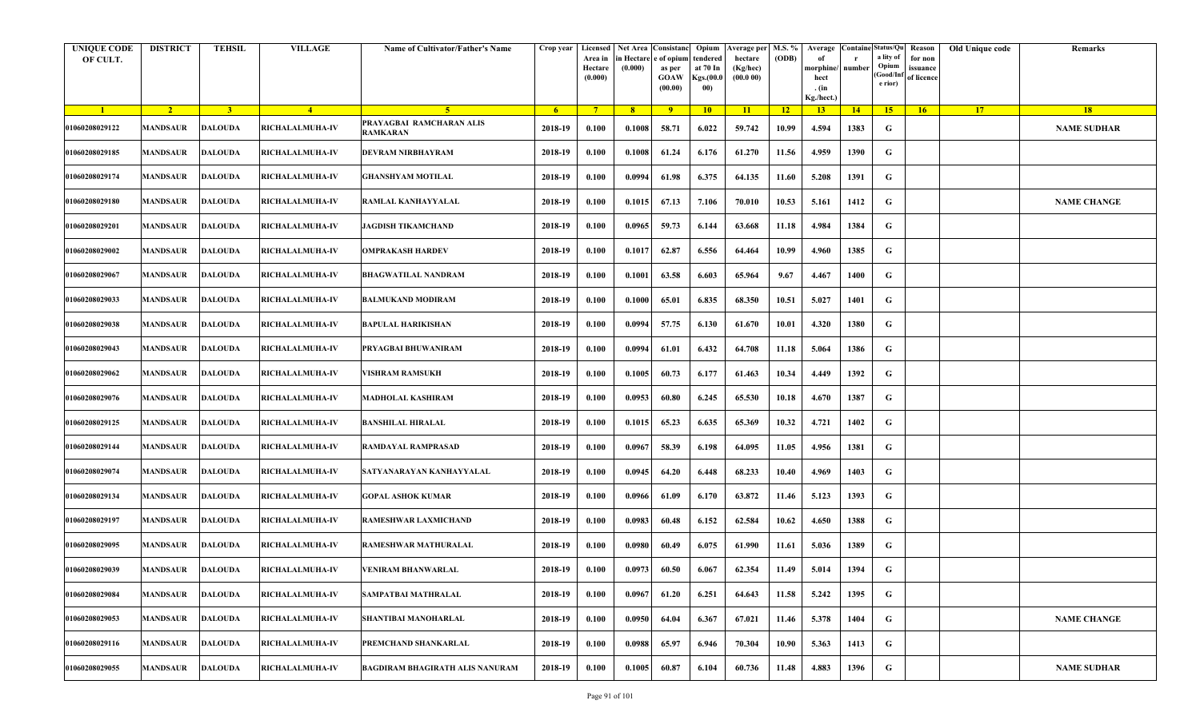| UNIQUE CODE OF CULT. | DISTRICT | TEHSIL | VILLAGE | Name of Cultivator/Father's Name | Crop year | Licensed Area in Hectare (0.000) | Net Area in Hectare (0.000) | Consistance of opium as per GOAW (00.00) | Opium tendered at 70 In Kgs.(00.000) | Average per hectare (Kg/hec) (00.00) | M.S. % (ODB) | Average of morphine/hect. (in Kg./hect.) | Container number | Status/Quality of Opium (Good/Inferior) | Reason for non issuance of licence | Old Unique code | Remarks |
|---|---|---|---|---|---|---|---|---|---|---|---|---|---|---|---|---|---|
| 1 | 2 | 3 | 4 | 5 | 6 | 7 | 8 | 9 | 10 | 11 | 12 | 13 | 14 | 15 | 16 | 17 | 18 |
| 01060208029122 | MANDSAUR | DALOUDA | RICHALALMUHA-IV | PRAYAGBAI RAMCHARAN ALIS RAMKARAN | 2018-19 | 0.100 | 0.1008 | 58.71 | 6.022 | 59.742 | 10.99 | 4.594 | 1383 | G | | | NAME SUDHAR |
| 01060208029185 | MANDSAUR | DALOUDA | RICHALALMUHA-IV | DEVRAM NIRBHAYRAM | 2018-19 | 0.100 | 0.1008 | 61.24 | 6.176 | 61.270 | 11.56 | 4.959 | 1390 | G | | | |
| 01060208029174 | MANDSAUR | DALOUDA | RICHALALMUHA-IV | GHANSHYAM MOTILAL | 2018-19 | 0.100 | 0.0994 | 61.98 | 6.375 | 64.135 | 11.60 | 5.208 | 1391 | G | | | |
| 01060208029180 | MANDSAUR | DALOUDA | RICHALALMUHA-IV | RAMLAL KANHAYYALAL | 2018-19 | 0.100 | 0.1015 | 67.13 | 7.106 | 70.010 | 10.53 | 5.161 | 1412 | G | | | NAME CHANGE |
| 01060208029201 | MANDSAUR | DALOUDA | RICHALALMUHA-IV | JAGDISH TIKAMCHAND | 2018-19 | 0.100 | 0.0965 | 59.73 | 6.144 | 63.668 | 11.18 | 4.984 | 1384 | G | | | |
| 01060208029002 | MANDSAUR | DALOUDA | RICHALALMUHA-IV | OMPRAKASH HARDEV | 2018-19 | 0.100 | 0.1017 | 62.87 | 6.556 | 64.464 | 10.99 | 4.960 | 1385 | G | | | |
| 01060208029067 | MANDSAUR | DALOUDA | RICHALALMUHA-IV | BHAGWATILAL NANDRAM | 2018-19 | 0.100 | 0.1001 | 63.58 | 6.603 | 65.964 | 9.67 | 4.467 | 1400 | G | | | |
| 01060208029033 | MANDSAUR | DALOUDA | RICHALALMUHA-IV | BALMUKAND MODIRAM | 2018-19 | 0.100 | 0.1000 | 65.01 | 6.835 | 68.350 | 10.51 | 5.027 | 1401 | G | | | |
| 01060208029038 | MANDSAUR | DALOUDA | RICHALALMUHA-IV | BAPULAL HARIKISHAN | 2018-19 | 0.100 | 0.0994 | 57.75 | 6.130 | 61.670 | 10.01 | 4.320 | 1380 | G | | | |
| 01060208029043 | MANDSAUR | DALOUDA | RICHALALMUHA-IV | PRYAGBAI BHUWANIRAM | 2018-19 | 0.100 | 0.0994 | 61.01 | 6.432 | 64.708 | 11.18 | 5.064 | 1386 | G | | | |
| 01060208029062 | MANDSAUR | DALOUDA | RICHALALMUHA-IV | VISHRAM RAMSUKH | 2018-19 | 0.100 | 0.1005 | 60.73 | 6.177 | 61.463 | 10.34 | 4.449 | 1392 | G | | | |
| 01060208029076 | MANDSAUR | DALOUDA | RICHALALMUHA-IV | MADHOLAL KASHIRAM | 2018-19 | 0.100 | 0.0953 | 60.80 | 6.245 | 65.530 | 10.18 | 4.670 | 1387 | G | | | |
| 01060208029125 | MANDSAUR | DALOUDA | RICHALALMUHA-IV | BANSHILAL HIRALAL | 2018-19 | 0.100 | 0.1015 | 65.23 | 6.635 | 65.369 | 10.32 | 4.721 | 1402 | G | | | |
| 01060208029144 | MANDSAUR | DALOUDA | RICHALALMUHA-IV | RAMDAYAL RAMPRASAD | 2018-19 | 0.100 | 0.0967 | 58.39 | 6.198 | 64.095 | 11.05 | 4.956 | 1381 | G | | | |
| 01060208029074 | MANDSAUR | DALOUDA | RICHALALMUHA-IV | SATYANARAYAN KANHAYYALAL | 2018-19 | 0.100 | 0.0945 | 64.20 | 6.448 | 68.233 | 10.40 | 4.969 | 1403 | G | | | |
| 01060208029134 | MANDSAUR | DALOUDA | RICHALALMUHA-IV | GOPAL ASHOK KUMAR | 2018-19 | 0.100 | 0.0966 | 61.09 | 6.170 | 63.872 | 11.46 | 5.123 | 1393 | G | | | |
| 01060208029197 | MANDSAUR | DALOUDA | RICHALALMUHA-IV | RAMESHWAR LAXMICHAND | 2018-19 | 0.100 | 0.0983 | 60.48 | 6.152 | 62.584 | 10.62 | 4.650 | 1388 | G | | | |
| 01060208029095 | MANDSAUR | DALOUDA | RICHALALMUHA-IV | RAMESHWAR MATHURALAL | 2018-19 | 0.100 | 0.0980 | 60.49 | 6.075 | 61.990 | 11.61 | 5.036 | 1389 | G | | | |
| 01060208029039 | MANDSAUR | DALOUDA | RICHALALMUHA-IV | VENIRAM BHANWARLAL | 2018-19 | 0.100 | 0.0973 | 60.50 | 6.067 | 62.354 | 11.49 | 5.014 | 1394 | G | | | |
| 01060208029084 | MANDSAUR | DALOUDA | RICHALALMUHA-IV | SAMPATBAI MATHRALAL | 2018-19 | 0.100 | 0.0967 | 61.20 | 6.251 | 64.643 | 11.58 | 5.242 | 1395 | G | | | |
| 01060208029053 | MANDSAUR | DALOUDA | RICHALALMUHA-IV | SHANTIBAI MANOHARLAL | 2018-19 | 0.100 | 0.0950 | 64.04 | 6.367 | 67.021 | 11.46 | 5.378 | 1404 | G | | | NAME CHANGE |
| 01060208029116 | MANDSAUR | DALOUDA | RICHALALMUHA-IV | PREMCHAND SHANKARLAL | 2018-19 | 0.100 | 0.0988 | 65.97 | 6.946 | 70.304 | 10.90 | 5.363 | 1413 | G | | | |
| 01060208029055 | MANDSAUR | DALOUDA | RICHALALMUHA-IV | BAGDIRAM BHAGIRATH ALIS NANURAM | 2018-19 | 0.100 | 0.1005 | 60.87 | 6.104 | 60.736 | 11.48 | 4.883 | 1396 | G | | | NAME SUDHAR |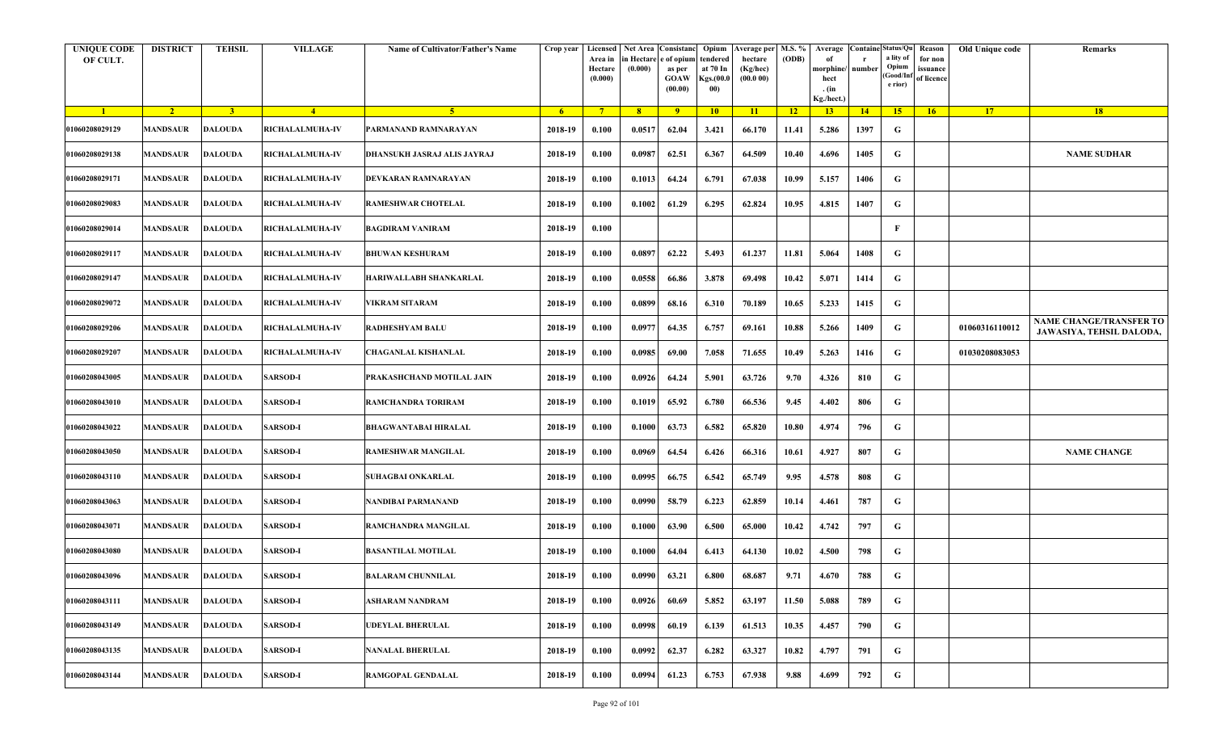| UNIQUE CODE OF CULT. | DISTRICT | TEHSIL | VILLAGE | Name of Cultivator/Father's Name | Crop year | Licensed Area in Hectare (0.000) | Net Area in Hectare (0.000) | Consistance of opium as per GOAW (00.00) | Opium tendered at 70 In Kgs.(00.000) | Average per hectare (Kg/hec) (00.000) | M.S. % (ODB) | Average of morphine/hect. (in Kg./hect.) | Container number | Status/Quality of Opium (Good/Inferior) | Reason for non issuance of licence | Old Unique code | Remarks |
|---|---|---|---|---|---|---|---|---|---|---|---|---|---|---|---|---|---|
| 1 | 2 | 3 | 4 | 5 | 6 | 7 | 8 | 9 | 10 | 11 | 12 | 13 | 14 | 15 | 16 | 17 | 18 |
| 01060208029129 | MANDSAUR | DALOUDA | RICHALALMUHA-IV | PARMANAND RAMNARAYAN | 2018-19 | 0.100 | 0.0517 | 62.04 | 3.421 | 66.170 | 11.41 | 5.286 | 1397 | G | | | |
| 01060208029138 | MANDSAUR | DALOUDA | RICHALALMUHA-IV | DHANSUKH JASRAJ ALIS JAYRAJ | 2018-19 | 0.100 | 0.0987 | 62.51 | 6.367 | 64.509 | 10.40 | 4.696 | 1405 | G | | | NAME SUDHAR |
| 01060208029171 | MANDSAUR | DALOUDA | RICHALALMUHA-IV | DEVKARAN RAMNARAYAN | 2018-19 | 0.100 | 0.1013 | 64.24 | 6.791 | 67.038 | 10.99 | 5.157 | 1406 | G | | | |
| 01060208029083 | MANDSAUR | DALOUDA | RICHALALMUHA-IV | RAMESHWAR CHOTELAL | 2018-19 | 0.100 | 0.1002 | 61.29 | 6.295 | 62.824 | 10.95 | 4.815 | 1407 | G | | | |
| 01060208029014 | MANDSAUR | DALOUDA | RICHALALMUHA-IV | BAGDIRAM VANIRAM | 2018-19 | 0.100 | | | | | | | | F | | | |
| 01060208029117 | MANDSAUR | DALOUDA | RICHALALMUHA-IV | BHUWAN KESHURAM | 2018-19 | 0.100 | 0.0897 | 62.22 | 5.493 | 61.237 | 11.81 | 5.064 | 1408 | G | | | |
| 01060208029147 | MANDSAUR | DALOUDA | RICHALALMUHA-IV | HARIWALLABH SHANKARLAL | 2018-19 | 0.100 | 0.0558 | 66.86 | 3.878 | 69.498 | 10.42 | 5.071 | 1414 | G | | | |
| 01060208029072 | MANDSAUR | DALOUDA | RICHALALMUHA-IV | VIKRAM SITARAM | 2018-19 | 0.100 | 0.0899 | 68.16 | 6.310 | 70.189 | 10.65 | 5.233 | 1415 | G | | | |
| 01060208029206 | MANDSAUR | DALOUDA | RICHALALMUHA-IV | RADHESHYAM BALU | 2018-19 | 0.100 | 0.0977 | 64.35 | 6.757 | 69.161 | 10.88 | 5.266 | 1409 | G | | 01060316110012 | NAME CHANGE/TRANSFER TO JAWASIYA, TEHSIL DALODA, |
| 01060208029207 | MANDSAUR | DALOUDA | RICHALALMUHA-IV | CHAGANLAL KISHANLAL | 2018-19 | 0.100 | 0.0985 | 69.00 | 7.058 | 71.655 | 10.49 | 5.263 | 1416 | G | | 01030208083053 | |
| 01060208043005 | MANDSAUR | DALOUDA | SARSOD-I | PRAKASHCHAND MOTILAL JAIN | 2018-19 | 0.100 | 0.0926 | 64.24 | 5.901 | 63.726 | 9.70 | 4.326 | 810 | G | | | |
| 01060208043010 | MANDSAUR | DALOUDA | SARSOD-I | RAMCHANDRA TORIRAM | 2018-19 | 0.100 | 0.1019 | 65.92 | 6.780 | 66.536 | 9.45 | 4.402 | 806 | G | | | |
| 01060208043022 | MANDSAUR | DALOUDA | SARSOD-I | BHAGWANTABAI HIRALAL | 2018-19 | 0.100 | 0.1000 | 63.73 | 6.582 | 65.820 | 10.80 | 4.974 | 796 | G | | | |
| 01060208043050 | MANDSAUR | DALOUDA | SARSOD-I | RAMESHWAR MANGILAL | 2018-19 | 0.100 | 0.0969 | 64.54 | 6.426 | 66.316 | 10.61 | 4.927 | 807 | G | | | NAME CHANGE |
| 01060208043110 | MANDSAUR | DALOUDA | SARSOD-I | SUHAGBAI ONKARLAL | 2018-19 | 0.100 | 0.0995 | 66.75 | 6.542 | 65.749 | 9.95 | 4.578 | 808 | G | | | |
| 01060208043063 | MANDSAUR | DALOUDA | SARSOD-I | NANDIBAI PARMANAND | 2018-19 | 0.100 | 0.0990 | 58.79 | 6.223 | 62.859 | 10.14 | 4.461 | 787 | G | | | |
| 01060208043071 | MANDSAUR | DALOUDA | SARSOD-I | RAMCHANDRA MANGILAL | 2018-19 | 0.100 | 0.1000 | 63.90 | 6.500 | 65.000 | 10.42 | 4.742 | 797 | G | | | |
| 01060208043080 | MANDSAUR | DALOUDA | SARSOD-I | BASANTILAL MOTILAL | 2018-19 | 0.100 | 0.1000 | 64.04 | 6.413 | 64.130 | 10.02 | 4.500 | 798 | G | | | |
| 01060208043096 | MANDSAUR | DALOUDA | SARSOD-I | BALARAM CHUNNILAL | 2018-19 | 0.100 | 0.0990 | 63.21 | 6.800 | 68.687 | 9.71 | 4.670 | 788 | G | | | |
| 01060208043111 | MANDSAUR | DALOUDA | SARSOD-I | ASHARAM NANDRAM | 2018-19 | 0.100 | 0.0926 | 60.69 | 5.852 | 63.197 | 11.50 | 5.088 | 789 | G | | | |
| 01060208043149 | MANDSAUR | DALOUDA | SARSOD-I | UDEYLAL BHERULAL | 2018-19 | 0.100 | 0.0998 | 60.19 | 6.139 | 61.513 | 10.35 | 4.457 | 790 | G | | | |
| 01060208043135 | MANDSAUR | DALOUDA | SARSOD-I | NANALAL BHERULAL | 2018-19 | 0.100 | 0.0992 | 62.37 | 6.282 | 63.327 | 10.82 | 4.797 | 791 | G | | | |
| 01060208043144 | MANDSAUR | DALOUDA | SARSOD-I | RAMGOPAL GENDALAL | 2018-19 | 0.100 | 0.0994 | 61.23 | 6.753 | 67.938 | 9.88 | 4.699 | 792 | G | | | |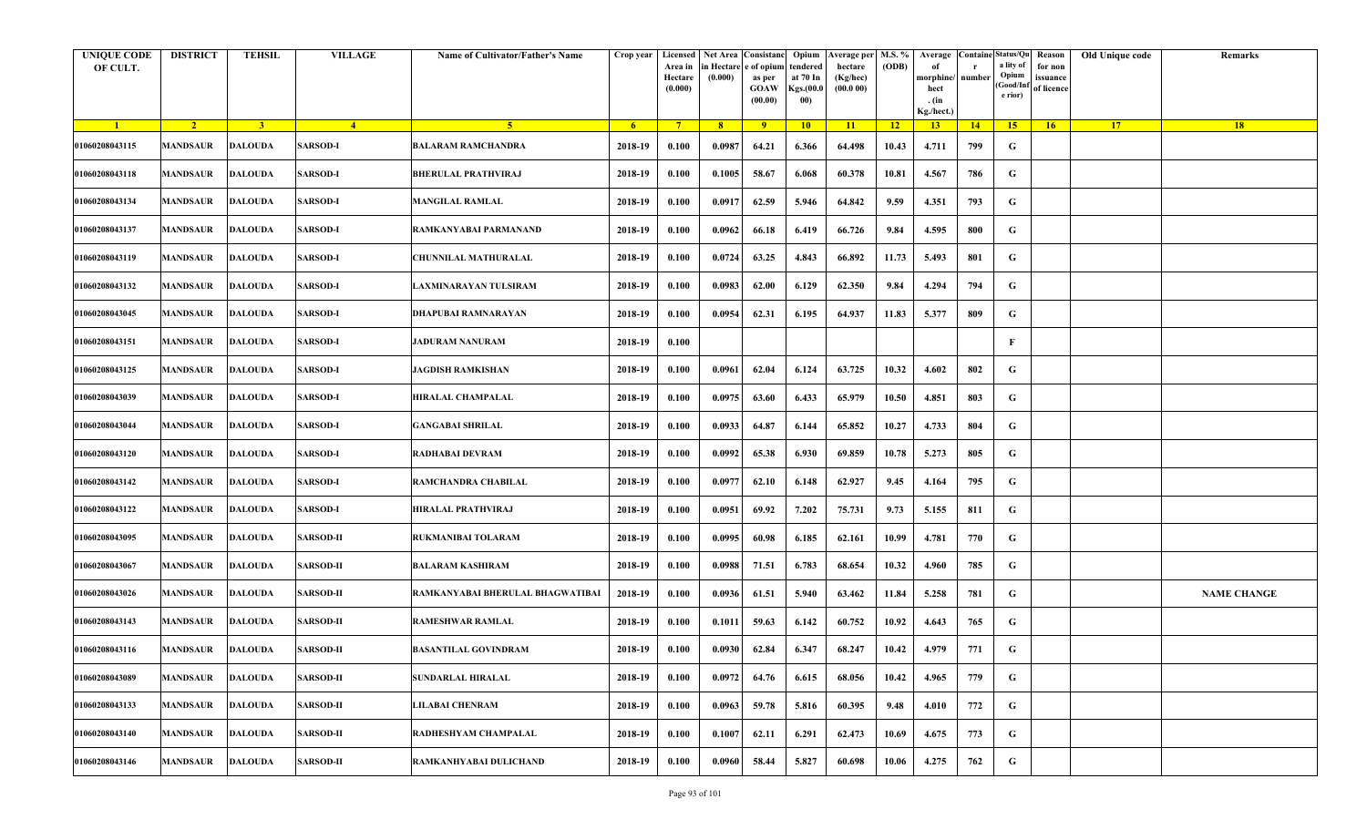| UNIQUE CODE OF CULT. | DISTRICT | TEHSIL | VILLAGE | Name of Cultivator/Father's Name | Crop year | Licensed Area in Hectare (0.000) | Net Area in Hectare (0.000) | Consistance of opium as per GOAW (00.00) | Opium tendered at 70 In Kgs.(00.000) | Average per hectare (Kg/hec) (00.00 00) | M.S. % (ODB) | Average of morphine/ hect . (in Kg./hect.) | Container number | Status/Quality of Opium (Good/Inferior) | Reason for non issuance of licence | Old Unique code | Remarks |
|---|---|---|---|---|---|---|---|---|---|---|---|---|---|---|---|---|---|
| 1 | 2 | 3 | 4 | 5 | 6 | 7 | 8 | 9 | 10 | 11 | 12 | 13 | 14 | 15 | 16 | 17 | 18 |
| 01060208043115 | MANDSAUR | DALOUDA | SARSOD-I | BALARAM RAMCHANDRA | 2018-19 | 0.100 | 0.0987 | 64.21 | 6.366 | 64.498 | 10.43 | 4.711 | 799 | G | | | |
| 01060208043118 | MANDSAUR | DALOUDA | SARSOD-I | BHERULAL PRATHVIRAJ | 2018-19 | 0.100 | 0.1005 | 58.67 | 6.068 | 60.378 | 10.81 | 4.567 | 786 | G | | | |
| 01060208043134 | MANDSAUR | DALOUDA | SARSOD-I | MANGILAL RAMLAL | 2018-19 | 0.100 | 0.0917 | 62.59 | 5.946 | 64.842 | 9.59 | 4.351 | 793 | G | | | |
| 01060208043137 | MANDSAUR | DALOUDA | SARSOD-I | RAMKANYABAI PARMANAND | 2018-19 | 0.100 | 0.0962 | 66.18 | 6.419 | 66.726 | 9.84 | 4.595 | 800 | G | | | |
| 01060208043119 | MANDSAUR | DALOUDA | SARSOD-I | CHUNNILAL MATHURALAL | 2018-19 | 0.100 | 0.0724 | 63.25 | 4.843 | 66.892 | 11.73 | 5.493 | 801 | G | | | |
| 01060208043132 | MANDSAUR | DALOUDA | SARSOD-I | LAXMINARAYAN TULSIRAM | 2018-19 | 0.100 | 0.0983 | 62.00 | 6.129 | 62.350 | 9.84 | 4.294 | 794 | G | | | |
| 01060208043045 | MANDSAUR | DALOUDA | SARSOD-I | DHAPUBAI RAMNARAYAN | 2018-19 | 0.100 | 0.0954 | 62.31 | 6.195 | 64.937 | 11.83 | 5.377 | 809 | G | | | |
| 01060208043151 | MANDSAUR | DALOUDA | SARSOD-I | JADURAM NANURAM | 2018-19 | 0.100 | | | | | | | | F | | | |
| 01060208043125 | MANDSAUR | DALOUDA | SARSOD-I | JAGDISH RAMKISHAN | 2018-19 | 0.100 | 0.0961 | 62.04 | 6.124 | 63.725 | 10.32 | 4.602 | 802 | G | | | |
| 01060208043039 | MANDSAUR | DALOUDA | SARSOD-I | HIRALAL CHAMPALAL | 2018-19 | 0.100 | 0.0975 | 63.60 | 6.433 | 65.979 | 10.50 | 4.851 | 803 | G | | | |
| 01060208043044 | MANDSAUR | DALOUDA | SARSOD-I | GANGABAI SHRILAL | 2018-19 | 0.100 | 0.0933 | 64.87 | 6.144 | 65.852 | 10.27 | 4.733 | 804 | G | | | |
| 01060208043120 | MANDSAUR | DALOUDA | SARSOD-I | RADHABAI DEVRAM | 2018-19 | 0.100 | 0.0992 | 65.38 | 6.930 | 69.859 | 10.78 | 5.273 | 805 | G | | | |
| 01060208043142 | MANDSAUR | DALOUDA | SARSOD-I | RAMCHANDRA CHABILAL | 2018-19 | 0.100 | 0.0977 | 62.10 | 6.148 | 62.927 | 9.45 | 4.164 | 795 | G | | | |
| 01060208043122 | MANDSAUR | DALOUDA | SARSOD-I | HIRALAL PRATHVIRAJ | 2018-19 | 0.100 | 0.0951 | 69.92 | 7.202 | 75.731 | 9.73 | 5.155 | 811 | G | | | |
| 01060208043095 | MANDSAUR | DALOUDA | SARSOD-II | RUKMANIBAI TOLARAM | 2018-19 | 0.100 | 0.0995 | 60.98 | 6.185 | 62.161 | 10.99 | 4.781 | 770 | G | | | |
| 01060208043067 | MANDSAUR | DALOUDA | SARSOD-II | BALARAM KASHIRAM | 2018-19 | 0.100 | 0.0988 | 71.51 | 6.783 | 68.654 | 10.32 | 4.960 | 785 | G | | | |
| 01060208043026 | MANDSAUR | DALOUDA | SARSOD-II | RAMKANYABAI BHERULAL BHAGWATIBAI | 2018-19 | 0.100 | 0.0936 | 61.51 | 5.940 | 63.462 | 11.84 | 5.258 | 781 | G | | | NAME CHANGE |
| 01060208043143 | MANDSAUR | DALOUDA | SARSOD-II | RAMESHWAR RAMLAL | 2018-19 | 0.100 | 0.1011 | 59.63 | 6.142 | 60.752 | 10.92 | 4.643 | 765 | G | | | |
| 01060208043116 | MANDSAUR | DALOUDA | SARSOD-II | BASANTILAL GOVINDRAM | 2018-19 | 0.100 | 0.0930 | 62.84 | 6.347 | 68.247 | 10.42 | 4.979 | 771 | G | | | |
| 01060208043089 | MANDSAUR | DALOUDA | SARSOD-II | SUNDARLAL HIRALAL | 2018-19 | 0.100 | 0.0972 | 64.76 | 6.615 | 68.056 | 10.42 | 4.965 | 779 | G | | | |
| 01060208043133 | MANDSAUR | DALOUDA | SARSOD-II | LILABAI CHENRAM | 2018-19 | 0.100 | 0.0963 | 59.78 | 5.816 | 60.395 | 9.48 | 4.010 | 772 | G | | | |
| 01060208043140 | MANDSAUR | DALOUDA | SARSOD-II | RADHESHYAM CHAMPALAL | 2018-19 | 0.100 | 0.1007 | 62.11 | 6.291 | 62.473 | 10.69 | 4.675 | 773 | G | | | |
| 01060208043146 | MANDSAUR | DALOUDA | SARSOD-II | RAMKANHYABAI DULICHAND | 2018-19 | 0.100 | 0.0960 | 58.44 | 5.827 | 60.698 | 10.06 | 4.275 | 762 | G | | | |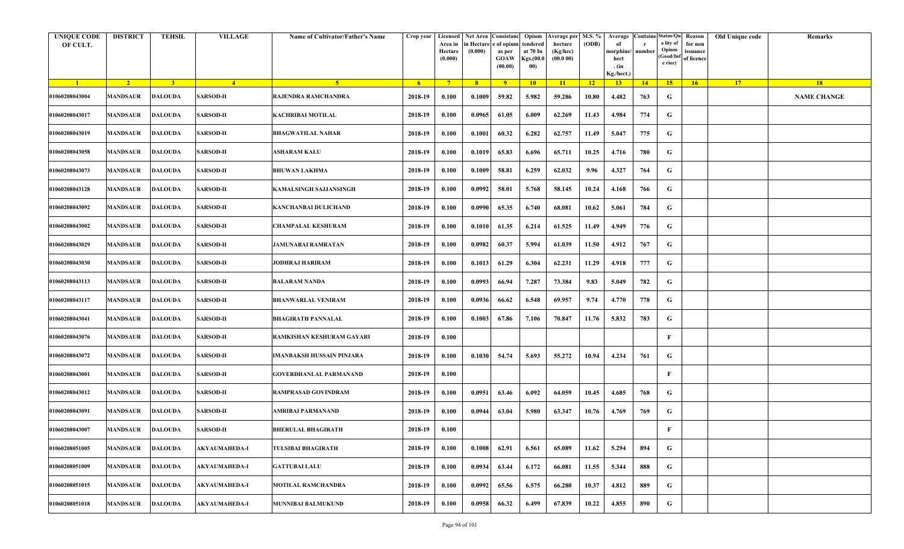| UNIQUE CODE OF CULT. | DISTRICT | TEHSIL | VILLAGE | Name of Cultivator/Father's Name | Crop year | Licensed Area in Hectare (0.000) | Net Area in Hectare (0.000) | Consistance of opium as per GOAW (00.00) | Opium tendered at 70 In Kgs.(00.000) | Average per hectare (Kg/hec) (00.00) | M.S. % (ODB) | Average of morphine/hect. (in Kg./hect.) | Container number | Status/Quality of Opium (Good/Inferior) | Reason for non issuance of licence | Old Unique code | Remarks |
|---|---|---|---|---|---|---|---|---|---|---|---|---|---|---|---|---|---|
| 1 | 2 | 3 | 4 | 5 | 6 | 7 | 8 | 9 | 10 | 11 | 12 | 13 | 14 | 15 | 16 | 17 | 18 |
| 01060208043004 | MANDSAUR | DALOUDA | SARSOD-II | RAJENDRA RAMCHANDRA | 2018-19 | 0.100 | 0.1009 | 59.82 | 5.982 | 59.286 | 10.80 | 4.482 | 763 | G | | | NAME CHANGE |
| 01060208043017 | MANDSAUR | DALOUDA | SARSOD-II | KACHRIBAI MOTILAL | 2018-19 | 0.100 | 0.0965 | 61.05 | 6.009 | 62.269 | 11.43 | 4.984 | 774 | G | | | |
| 01060208043019 | MANDSAUR | DALOUDA | SARSOD-II | BHAGWATILAL NAHAR | 2018-19 | 0.100 | 0.1001 | 60.32 | 6.282 | 62.757 | 11.49 | 5.047 | 775 | G | | | |
| 01060208043058 | MANDSAUR | DALOUDA | SARSOD-II | ASHARAM KALU | 2018-19 | 0.100 | 0.1019 | 65.83 | 6.696 | 65.711 | 10.25 | 4.716 | 780 | G | | | |
| 01060208043073 | MANDSAUR | DALOUDA | SARSOD-II | BHUWAN LAKHMA | 2018-19 | 0.100 | 0.1009 | 58.81 | 6.259 | 62.032 | 9.96 | 4.327 | 764 | G | | | |
| 01060208043128 | MANDSAUR | DALOUDA | SARSOD-II | KAMALSINGH SAJJANSINGH | 2018-19 | 0.100 | 0.0992 | 58.01 | 5.768 | 58.145 | 10.24 | 4.168 | 766 | G | | | |
| 01060208043092 | MANDSAUR | DALOUDA | SARSOD-II | KANCHANBAI DULICHAND | 2018-19 | 0.100 | 0.0990 | 65.35 | 6.740 | 68.081 | 10.62 | 5.061 | 784 | G | | | |
| 01060208043002 | MANDSAUR | DALOUDA | SARSOD-II | CHAMPALAL KESHURAM | 2018-19 | 0.100 | 0.1010 | 61.35 | 6.214 | 61.525 | 11.49 | 4.949 | 776 | G | | | |
| 01060208043029 | MANDSAUR | DALOUDA | SARSOD-II | JAMUNABAI RAMRATAN | 2018-19 | 0.100 | 0.0982 | 60.37 | 5.994 | 61.039 | 11.50 | 4.912 | 767 | G | | | |
| 01060208043030 | MANDSAUR | DALOUDA | SARSOD-II | JODHRAJ HARIRAM | 2018-19 | 0.100 | 0.1013 | 61.29 | 6.304 | 62.231 | 11.29 | 4.918 | 777 | G | | | |
| 01060208043113 | MANDSAUR | DALOUDA | SARSOD-II | BALARAM NANDA | 2018-19 | 0.100 | 0.0993 | 66.94 | 7.287 | 73.384 | 9.83 | 5.049 | 782 | G | | | |
| 01060208043117 | MANDSAUR | DALOUDA | SARSOD-II | BHANWARLAL VENIRAM | 2018-19 | 0.100 | 0.0936 | 66.62 | 6.548 | 69.957 | 9.74 | 4.770 | 778 | G | | | |
| 01060208043041 | MANDSAUR | DALOUDA | SARSOD-II | BHAGIRATH PANNALAL | 2018-19 | 0.100 | 0.1003 | 67.86 | 7.106 | 70.847 | 11.76 | 5.832 | 783 | G | | | |
| 01060208043076 | MANDSAUR | DALOUDA | SARSOD-II | RAMKISHAN KESHURAM GAYARI | 2018-19 | 0.100 | | | | | | | | F | | | |
| 01060208043072 | MANDSAUR | DALOUDA | SARSOD-II | IMANBAKSH HUSSAIN PINJARA | 2018-19 | 0.100 | 0.1030 | 54.74 | 5.693 | 55.272 | 10.94 | 4.234 | 761 | G | | | |
| 01060208043001 | MANDSAUR | DALOUDA | SARSOD-II | GOVERDHANLAL PARMANAND | 2018-19 | 0.100 | | | | | | | | F | | | |
| 01060208043012 | MANDSAUR | DALOUDA | SARSOD-II | RAMPRASAD GOVINDRAM | 2018-19 | 0.100 | 0.0951 | 63.46 | 6.092 | 64.059 | 10.45 | 4.685 | 768 | G | | | |
| 01060208043091 | MANDSAUR | DALOUDA | SARSOD-II | AMRIBAI PARMANAND | 2018-19 | 0.100 | 0.0944 | 63.04 | 5.980 | 63.347 | 10.76 | 4.769 | 769 | G | | | |
| 01060208043007 | MANDSAUR | DALOUDA | SARSOD-II | BHERULAL BHAGIRATH | 2018-19 | 0.100 | | | | | | | | F | | | |
| 01060208051005 | MANDSAUR | DALOUDA | AKYAUMAHEDA-I | TULSIBAI BHAGIRATH | 2018-19 | 0.100 | 0.1008 | 62.91 | 6.561 | 65.089 | 11.62 | 5.294 | 894 | G | | | |
| 01060208051009 | MANDSAUR | DALOUDA | AKYAUMAHEDA-I | GATTUBAI LALU | 2018-19 | 0.100 | 0.0934 | 63.44 | 6.172 | 66.081 | 11.55 | 5.344 | 888 | G | | | |
| 01060208051015 | MANDSAUR | DALOUDA | AKYAUMAHEDA-I | MOTILAL RAMCHANDRA | 2018-19 | 0.100 | 0.0992 | 65.56 | 6.575 | 66.280 | 10.37 | 4.812 | 889 | G | | | |
| 01060208051018 | MANDSAUR | DALOUDA | AKYAUMAHEDA-I | MUNNIBAI BALMUKUND | 2018-19 | 0.100 | 0.0958 | 66.32 | 6.499 | 67.839 | 10.22 | 4.855 | 890 | G | | | |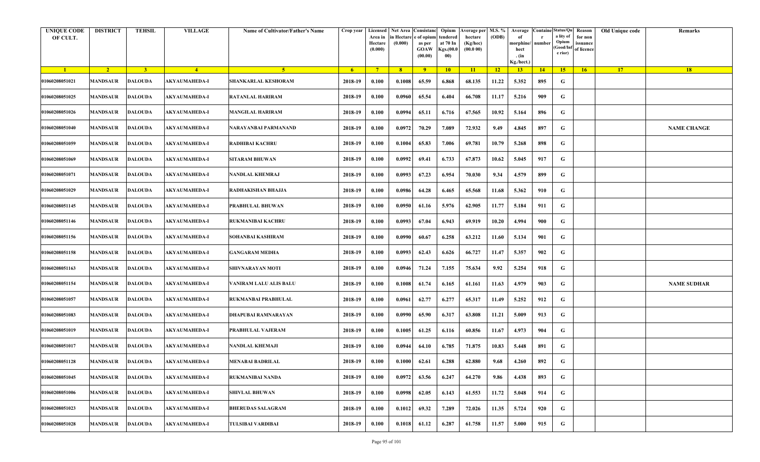| UNIQUE CODE OF CULT. | DISTRICT | TEHSIL | VILLAGE | Name of Cultivator/Father's Name | Crop year | Licensed Area in Hectare (0.000) | Net Area in Hectare (0.000) | Consistance of opium as per GOAW (00.00) | Opium tendered at 70 In Kgs.(00.000) | Average per hectare (Kg/hec) (00.00) | M.S. % (ODB) | Average of morphine/hect. (in Kg./hect.) | Container number | Status/Quality of Opium (Good/Inferior) | Reason for non issuance of licence | Old Unique code | Remarks |
|---|---|---|---|---|---|---|---|---|---|---|---|---|---|---|---|---|---|
| 1 | 2 | 3 | 4 | 5 | 6 | 7 | 8 | 9 | 10 | 11 | 12 | 13 | 14 | 15 | 16 | 17 | 18 |
| 01060208051021 | MANDSAUR | DALOUDA | AKYAUMAHEDA-I | SHANKARLAL KESHORAM | 2018-19 | 0.100 | 0.1008 | 65.59 | 6.868 | 68.135 | 11.22 | 5.352 | 895 | G | | | |
| 01060208051025 | MANDSAUR | DALOUDA | AKYAUMAHEDA-I | RATANLAL HARIRAM | 2018-19 | 0.100 | 0.0960 | 65.54 | 6.404 | 66.708 | 11.17 | 5.216 | 909 | G | | | |
| 01060208051026 | MANDSAUR | DALOUDA | AKYAUMAHEDA-I | MANGILAL HARIRAM | 2018-19 | 0.100 | 0.0994 | 65.11 | 6.716 | 67.565 | 10.92 | 5.164 | 896 | G | | | |
| 01060208051040 | MANDSAUR | DALOUDA | AKYAUMAHEDA-I | NARAYANBAI PARMANAND | 2018-19 | 0.100 | 0.0972 | 70.29 | 7.089 | 72.932 | 9.49 | 4.845 | 897 | G | | | NAME CHANGE |
| 01060208051059 | MANDSAUR | DALOUDA | AKYAUMAHEDA-I | RADHIBAI KACHRU | 2018-19 | 0.100 | 0.1004 | 65.83 | 7.006 | 69.781 | 10.79 | 5.268 | 898 | G | | | |
| 01060208051069 | MANDSAUR | DALOUDA | AKYAUMAHEDA-I | SITARAM BHUWAN | 2018-19 | 0.100 | 0.0992 | 69.41 | 6.733 | 67.873 | 10.62 | 5.045 | 917 | G | | | |
| 01060208051071 | MANDSAUR | DALOUDA | AKYAUMAHEDA-I | NANDLAL KHEMRAJ | 2018-19 | 0.100 | 0.0993 | 67.23 | 6.954 | 70.030 | 9.34 | 4.579 | 899 | G | | | |
| 01060208051029 | MANDSAUR | DALOUDA | AKYAUMAHEDA-I | RADHAKISHAN BHAJJA | 2018-19 | 0.100 | 0.0986 | 64.28 | 6.465 | 65.568 | 11.68 | 5.362 | 910 | G | | | |
| 01060208051145 | MANDSAUR | DALOUDA | AKYAUMAHEDA-I | PRABHULAL BHUWAN | 2018-19 | 0.100 | 0.0950 | 61.16 | 5.976 | 62.905 | 11.77 | 5.184 | 911 | G | | | |
| 01060208051146 | MANDSAUR | DALOUDA | AKYAUMAHEDA-I | RUKMANIBAI KACHRU | 2018-19 | 0.100 | 0.0993 | 67.04 | 6.943 | 69.919 | 10.20 | 4.994 | 900 | G | | | |
| 01060208051156 | MANDSAUR | DALOUDA | AKYAUMAHEDA-I | SOHANBAI KASHIRAM | 2018-19 | 0.100 | 0.0990 | 60.67 | 6.258 | 63.212 | 11.60 | 5.134 | 901 | G | | | |
| 01060208051158 | MANDSAUR | DALOUDA | AKYAUMAHEDA-I | GANGARAM MEDHA | 2018-19 | 0.100 | 0.0993 | 62.43 | 6.626 | 66.727 | 11.47 | 5.357 | 902 | G | | | |
| 01060208051163 | MANDSAUR | DALOUDA | AKYAUMAHEDA-I | SHIVNARAYAN MOTI | 2018-19 | 0.100 | 0.0946 | 71.24 | 7.155 | 75.634 | 9.92 | 5.254 | 918 | G | | | |
| 01060208051154 | MANDSAUR | DALOUDA | AKYAUMAHEDA-I | VANIRAM LALU ALIS BALU | 2018-19 | 0.100 | 0.1008 | 61.74 | 6.165 | 61.161 | 11.63 | 4.979 | 903 | G | | | NAME SUDHAR |
| 01060208051057 | MANDSAUR | DALOUDA | AKYAUMAHEDA-I | RUKMANBAI PRABHULAL | 2018-19 | 0.100 | 0.0961 | 62.77 | 6.277 | 65.317 | 11.49 | 5.252 | 912 | G | | | |
| 01060208051083 | MANDSAUR | DALOUDA | AKYAUMAHEDA-I | DHAPUBAI RAMNARAYAN | 2018-19 | 0.100 | 0.0990 | 65.90 | 6.317 | 63.808 | 11.21 | 5.009 | 913 | G | | | |
| 01060208051019 | MANDSAUR | DALOUDA | AKYAUMAHEDA-I | PRABHULAL VAJERAM | 2018-19 | 0.100 | 0.1005 | 61.25 | 6.116 | 60.856 | 11.67 | 4.973 | 904 | G | | | |
| 01060208051017 | MANDSAUR | DALOUDA | AKYAUMAHEDA-I | NANDLAL KHEMAJI | 2018-19 | 0.100 | 0.0944 | 64.10 | 6.785 | 71.875 | 10.83 | 5.448 | 891 | G | | | |
| 01060208051128 | MANDSAUR | DALOUDA | AKYAUMAHEDA-I | MENABAI BADRILAL | 2018-19 | 0.100 | 0.1000 | 62.61 | 6.288 | 62.880 | 9.68 | 4.260 | 892 | G | | | |
| 01060208051045 | MANDSAUR | DALOUDA | AKYAUMAHEDA-I | RUKMANIBAI NANDA | 2018-19 | 0.100 | 0.0972 | 63.56 | 6.247 | 64.270 | 9.86 | 4.438 | 893 | G | | | |
| 01060208051006 | MANDSAUR | DALOUDA | AKYAUMAHEDA-I | SHIVLAL BHUWAN | 2018-19 | 0.100 | 0.0998 | 62.05 | 6.143 | 61.553 | 11.72 | 5.048 | 914 | G | | | |
| 01060208051023 | MANDSAUR | DALOUDA | AKYAUMAHEDA-I | BHERUDAS SALAGRAM | 2018-19 | 0.100 | 0.1012 | 69.32 | 7.289 | 72.026 | 11.35 | 5.724 | 920 | G | | | |
| 01060208051028 | MANDSAUR | DALOUDA | AKYAUMAHEDA-I | TULSIBAI VARDIBAI | 2018-19 | 0.100 | 0.1018 | 61.12 | 6.287 | 61.758 | 11.57 | 5.000 | 915 | G | | | |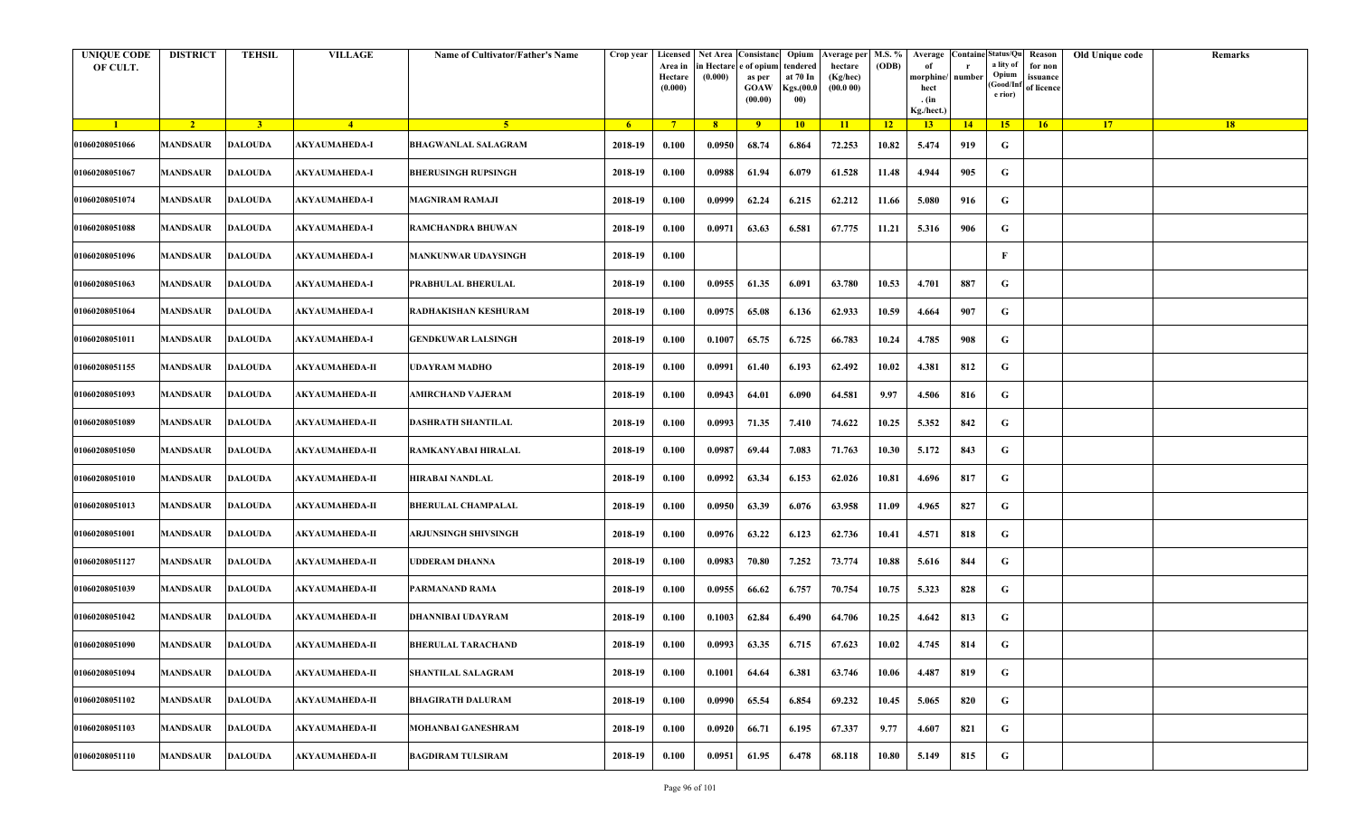| UNIQUE CODE OF CULT. | DISTRICT | TEHSIL | VILLAGE | Name of Cultivator/Father's Name | Crop year | Licensed Area in Hectare (0.000) | Net Area in Hectare (0.000) | Consistance of opium as per GOAW (00.00) | Opium tendered at 70 In Kgs.(00.000) | Average per hectare (Kg/hec) (00.0 00) | M.S. % (ODB) | Average of morphine/hect . (in Kg./hect.) | Container number | Status/Quality of Opium (Good/Inferior) | Reason for non issuance of licence | Old Unique code | Remarks |
|---|---|---|---|---|---|---|---|---|---|---|---|---|---|---|---|---|---|
| 1 | 2 | 3 | 4 | 5 | 6 | 7 | 8 | 9 | 10 | 11 | 12 | 13 | 14 | 15 | 16 | 17 | 18 |
| 01060208051066 | MANDSAUR | DALOUDA | AKYAUMAHEDA-I | BHAGWANLAL SALAGRAM | 2018-19 | 0.100 | 0.0950 | 68.74 | 6.864 | 72.253 | 10.82 | 5.474 | 919 | G | | | |
| 01060208051067 | MANDSAUR | DALOUDA | AKYAUMAHEDA-I | BHERUSINGH RUPSINGH | 2018-19 | 0.100 | 0.0988 | 61.94 | 6.079 | 61.528 | 11.48 | 4.944 | 905 | G | | | |
| 01060208051074 | MANDSAUR | DALOUDA | AKYAUMAHEDA-I | MAGNIRAM RAMAJI | 2018-19 | 0.100 | 0.0999 | 62.24 | 6.215 | 62.212 | 11.66 | 5.080 | 916 | G | | | |
| 01060208051088 | MANDSAUR | DALOUDA | AKYAUMAHEDA-I | RAMCHANDRA BHUWAN | 2018-19 | 0.100 | 0.0971 | 63.63 | 6.581 | 67.775 | 11.21 | 5.316 | 906 | G | | | |
| 01060208051096 | MANDSAUR | DALOUDA | AKYAUMAHEDA-I | MANKUNWAR UDAYSINGH | 2018-19 | 0.100 | | | | | | | | F | | | |
| 01060208051063 | MANDSAUR | DALOUDA | AKYAUMAHEDA-I | PRABHULAL BHERULAL | 2018-19 | 0.100 | 0.0955 | 61.35 | 6.091 | 63.780 | 10.53 | 4.701 | 887 | G | | | |
| 01060208051064 | MANDSAUR | DALOUDA | AKYAUMAHEDA-I | RADHAKISHAN KESHURAM | 2018-19 | 0.100 | 0.0975 | 65.08 | 6.136 | 62.933 | 10.59 | 4.664 | 907 | G | | | |
| 01060208051011 | MANDSAUR | DALOUDA | AKYAUMAHEDA-I | GENDKUWAR LALSINGH | 2018-19 | 0.100 | 0.1007 | 65.75 | 6.725 | 66.783 | 10.24 | 4.785 | 908 | G | | | |
| 01060208051155 | MANDSAUR | DALOUDA | AKYAUMAHEDA-II | UDAYRAM MADHO | 2018-19 | 0.100 | 0.0991 | 61.40 | 6.193 | 62.492 | 10.02 | 4.381 | 812 | G | | | |
| 01060208051093 | MANDSAUR | DALOUDA | AKYAUMAHEDA-II | AMIRCHAND VAJERAM | 2018-19 | 0.100 | 0.0943 | 64.01 | 6.090 | 64.581 | 9.97 | 4.506 | 816 | G | | | |
| 01060208051089 | MANDSAUR | DALOUDA | AKYAUMAHEDA-II | DASHRATH SHANTILAL | 2018-19 | 0.100 | 0.0993 | 71.35 | 7.410 | 74.622 | 10.25 | 5.352 | 842 | G | | | |
| 01060208051050 | MANDSAUR | DALOUDA | AKYAUMAHEDA-II | RAMKANYABAI HIRALAL | 2018-19 | 0.100 | 0.0987 | 69.44 | 7.083 | 71.763 | 10.30 | 5.172 | 843 | G | | | |
| 01060208051010 | MANDSAUR | DALOUDA | AKYAUMAHEDA-II | HIRABAI NANDLAL | 2018-19 | 0.100 | 0.0992 | 63.34 | 6.153 | 62.026 | 10.81 | 4.696 | 817 | G | | | |
| 01060208051013 | MANDSAUR | DALOUDA | AKYAUMAHEDA-II | BHERULAL CHAMPALAL | 2018-19 | 0.100 | 0.0950 | 63.39 | 6.076 | 63.958 | 11.09 | 4.965 | 827 | G | | | |
| 01060208051001 | MANDSAUR | DALOUDA | AKYAUMAHEDA-II | ARJUNSINGH SHIVSINGH | 2018-19 | 0.100 | 0.0976 | 63.22 | 6.123 | 62.736 | 10.41 | 4.571 | 818 | G | | | |
| 01060208051127 | MANDSAUR | DALOUDA | AKYAUMAHEDA-II | UDDERAM DHANNA | 2018-19 | 0.100 | 0.0983 | 70.80 | 7.252 | 73.774 | 10.88 | 5.616 | 844 | G | | | |
| 01060208051039 | MANDSAUR | DALOUDA | AKYAUMAHEDA-II | PARMANAND RAMA | 2018-19 | 0.100 | 0.0955 | 66.62 | 6.757 | 70.754 | 10.75 | 5.323 | 828 | G | | | |
| 01060208051042 | MANDSAUR | DALOUDA | AKYAUMAHEDA-II | DHANNIBAI UDAYRAM | 2018-19 | 0.100 | 0.1003 | 62.84 | 6.490 | 64.706 | 10.25 | 4.642 | 813 | G | | | |
| 01060208051090 | MANDSAUR | DALOUDA | AKYAUMAHEDA-II | BHERULAL TARACHAND | 2018-19 | 0.100 | 0.0993 | 63.35 | 6.715 | 67.623 | 10.02 | 4.745 | 814 | G | | | |
| 01060208051094 | MANDSAUR | DALOUDA | AKYAUMAHEDA-II | SHANTILAL SALAGRAM | 2018-19 | 0.100 | 0.1001 | 64.64 | 6.381 | 63.746 | 10.06 | 4.487 | 819 | G | | | |
| 01060208051102 | MANDSAUR | DALOUDA | AKYAUMAHEDA-II | BHAGIRATH DALURAM | 2018-19 | 0.100 | 0.0990 | 65.54 | 6.854 | 69.232 | 10.45 | 5.065 | 820 | G | | | |
| 01060208051103 | MANDSAUR | DALOUDA | AKYAUMAHEDA-II | MOHANBAI GANESHRAM | 2018-19 | 0.100 | 0.0920 | 66.71 | 6.195 | 67.337 | 9.77 | 4.607 | 821 | G | | | |
| 01060208051110 | MANDSAUR | DALOUDA | AKYAUMAHEDA-II | BAGDIRAM TULSIRAM | 2018-19 | 0.100 | 0.0951 | 61.95 | 6.478 | 68.118 | 10.80 | 5.149 | 815 | G | | | |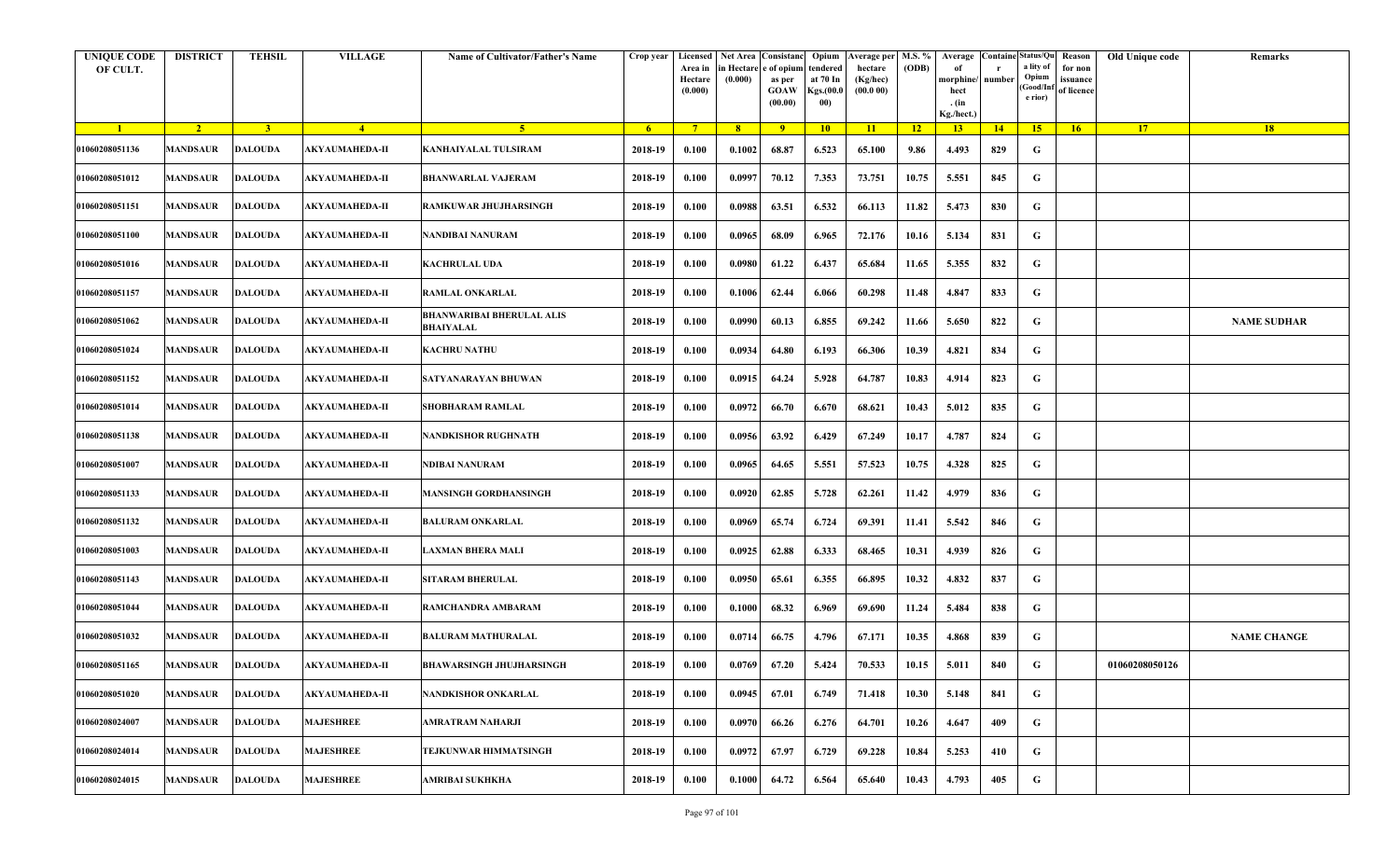| UNIQUE CODE OF CULT. | DISTRICT | TEHSIL | VILLAGE | Name of Cultivator/Father's Name | Crop year | Licensed Area in Hectare (0.000) | Net Area in Hectare (0.000) | Consistance of opium as per GOAW (00.00) | Opium tendered at 70 In Kgs.(00.000) | Average per hectare (Kg/hec) (00.00) | M.S. % (ODB) | Average of morphine/hect. (in Kg./hect.) | Container number | Status/Quality of Opium (Good/Inferior) | Reason for non issuance of licence | Old Unique code | Remarks |
|---|---|---|---|---|---|---|---|---|---|---|---|---|---|---|---|---|---|
| 1 | 2 | 3 | 4 | 5 | 6 | 7 | 8 | 9 | 10 | 11 | 12 | 13 | 14 | 15 | 16 | 17 | 18 |
| 01060208051136 | MANDSAUR | DALOUDA | AKYAUMAHEDA-II | KANHAIYALAL TULSIRAM | 2018-19 | 0.100 | 0.1002 | 68.87 | 6.523 | 65.100 | 9.86 | 4.493 | 829 | G | | | |
| 01060208051012 | MANDSAUR | DALOUDA | AKYAUMAHEDA-II | BHANWARLAL VAJERAM | 2018-19 | 0.100 | 0.0997 | 70.12 | 7.353 | 73.751 | 10.75 | 5.551 | 845 | G | | | |
| 01060208051151 | MANDSAUR | DALOUDA | AKYAUMAHEDA-II | RAMKUWAR JHUJHARSINGH | 2018-19 | 0.100 | 0.0988 | 63.51 | 6.532 | 66.113 | 11.82 | 5.473 | 830 | G | | | |
| 01060208051100 | MANDSAUR | DALOUDA | AKYAUMAHEDA-II | NANDIBAI NANURAM | 2018-19 | 0.100 | 0.0965 | 68.09 | 6.965 | 72.176 | 10.16 | 5.134 | 831 | G | | | |
| 01060208051016 | MANDSAUR | DALOUDA | AKYAUMAHEDA-II | KACHRULAL UDA | 2018-19 | 0.100 | 0.0980 | 61.22 | 6.437 | 65.684 | 11.65 | 5.355 | 832 | G | | | |
| 01060208051157 | MANDSAUR | DALOUDA | AKYAUMAHEDA-II | RAMLAL ONKARLAL | 2018-19 | 0.100 | 0.1006 | 62.44 | 6.066 | 60.298 | 11.48 | 4.847 | 833 | G | | | |
| 01060208051062 | MANDSAUR | DALOUDA | AKYAUMAHEDA-II | BHANWARIBAI BHERULAL ALIS BHAIYALAL | 2018-19 | 0.100 | 0.0990 | 60.13 | 6.855 | 69.242 | 11.66 | 5.650 | 822 | G | | | NAME SUDHAR |
| 01060208051024 | MANDSAUR | DALOUDA | AKYAUMAHEDA-II | KACHRU NATHU | 2018-19 | 0.100 | 0.0934 | 64.80 | 6.193 | 66.306 | 10.39 | 4.821 | 834 | G | | | |
| 01060208051152 | MANDSAUR | DALOUDA | AKYAUMAHEDA-II | SATYANARAYAN BHUWAN | 2018-19 | 0.100 | 0.0915 | 64.24 | 5.928 | 64.787 | 10.83 | 4.914 | 823 | G | | | |
| 01060208051014 | MANDSAUR | DALOUDA | AKYAUMAHEDA-II | SHOBHARAM RAMLAL | 2018-19 | 0.100 | 0.0972 | 66.70 | 6.670 | 68.621 | 10.43 | 5.012 | 835 | G | | | |
| 01060208051138 | MANDSAUR | DALOUDA | AKYAUMAHEDA-II | NANDKISHOR RUGHNATH | 2018-19 | 0.100 | 0.0956 | 63.92 | 6.429 | 67.249 | 10.17 | 4.787 | 824 | G | | | |
| 01060208051007 | MANDSAUR | DALOUDA | AKYAUMAHEDA-II | NDIBAI NANURAM | 2018-19 | 0.100 | 0.0965 | 64.65 | 5.551 | 57.523 | 10.75 | 4.328 | 825 | G | | | |
| 01060208051133 | MANDSAUR | DALOUDA | AKYAUMAHEDA-II | MANSINGH GORDHANSINGH | 2018-19 | 0.100 | 0.0920 | 62.85 | 5.728 | 62.261 | 11.42 | 4.979 | 836 | G | | | |
| 01060208051132 | MANDSAUR | DALOUDA | AKYAUMAHEDA-II | BALURAM ONKARLAL | 2018-19 | 0.100 | 0.0969 | 65.74 | 6.724 | 69.391 | 11.41 | 5.542 | 846 | G | | | |
| 01060208051003 | MANDSAUR | DALOUDA | AKYAUMAHEDA-II | LAXMAN BHERA MALI | 2018-19 | 0.100 | 0.0925 | 62.88 | 6.333 | 68.465 | 10.31 | 4.939 | 826 | G | | | |
| 01060208051143 | MANDSAUR | DALOUDA | AKYAUMAHEDA-II | SITARAM BHERULAL | 2018-19 | 0.100 | 0.0950 | 65.61 | 6.355 | 66.895 | 10.32 | 4.832 | 837 | G | | | |
| 01060208051044 | MANDSAUR | DALOUDA | AKYAUMAHEDA-II | RAMCHANDRA AMBARAM | 2018-19 | 0.100 | 0.1000 | 68.32 | 6.969 | 69.690 | 11.24 | 5.484 | 838 | G | | | |
| 01060208051032 | MANDSAUR | DALOUDA | AKYAUMAHEDA-II | BALURAM MATHURALAL | 2018-19 | 0.100 | 0.0714 | 66.75 | 4.796 | 67.171 | 10.35 | 4.868 | 839 | G | | | NAME CHANGE |
| 01060208051165 | MANDSAUR | DALOUDA | AKYAUMAHEDA-II | BHAWARSINGH JHUJHARSINGH | 2018-19 | 0.100 | 0.0769 | 67.20 | 5.424 | 70.533 | 10.15 | 5.011 | 840 | G | | 01060208050126 | |
| 01060208051020 | MANDSAUR | DALOUDA | AKYAUMAHEDA-II | NANDKISHOR ONKARLAL | 2018-19 | 0.100 | 0.0945 | 67.01 | 6.749 | 71.418 | 10.30 | 5.148 | 841 | G | | | |
| 01060208024007 | MANDSAUR | DALOUDA | MAJESHREE | AMRATRAM NAHARJI | 2018-19 | 0.100 | 0.0970 | 66.26 | 6.276 | 64.701 | 10.26 | 4.647 | 409 | G | | | |
| 01060208024014 | MANDSAUR | DALOUDA | MAJESHREE | TEJKUNWAR HIMMATSINGH | 2018-19 | 0.100 | 0.0972 | 67.97 | 6.729 | 69.228 | 10.84 | 5.253 | 410 | G | | | |
| 01060208024015 | MANDSAUR | DALOUDA | MAJESHREE | AMRIBAI SUKHKHA | 2018-19 | 0.100 | 0.1000 | 64.72 | 6.564 | 65.640 | 10.43 | 4.793 | 405 | G | | | |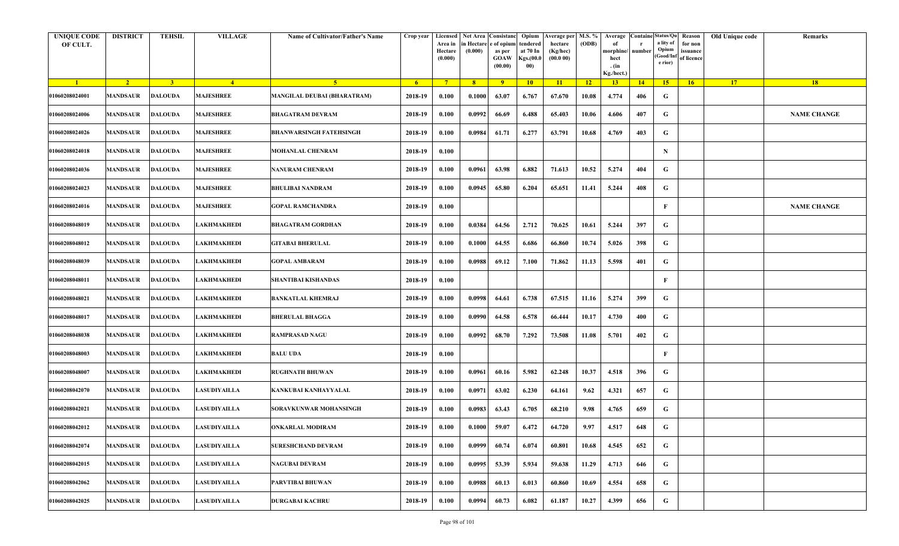| UNIQUE CODE OF CULT. | DISTRICT | TEHSIL | VILLAGE | Name of Cultivator/Father's Name | Crop year | Licensed Area in Hectare (0.000) | Net Area in Hectare (0.000) | Consistance of opium as per GOAW (00.00) | Opium tendered at 70 In Kgs.(00.000) | Average per hectare (Kg/hec) (00.0 00) | M.S. % (ODB) | Average of morphine/hect . (in Kg./hect.) | Container number | Status/Quality of Opium (Good/Inferior) | Reason for non issuance of licence | Old Unique code | Remarks |
|---|---|---|---|---|---|---|---|---|---|---|---|---|---|---|---|---|---|
| 1 | 2 | 3 | 4 | 5 | 6 | 7 | 8 | 9 | 10 | 11 | 12 | 13 | 14 | 15 | 16 | 17 | 18 |
| 01060208024001 | MANDSAUR | DALOUDA | MAJESHREE | MANGILAL DEUBAI (BHARATRAM) | 2018-19 | 0.100 | 0.1000 | 63.07 | 6.767 | 67.670 | 10.08 | 4.774 | 406 | G | | | |
| 01060208024006 | MANDSAUR | DALOUDA | MAJESHREE | BHAGATRAM DEVRAM | 2018-19 | 0.100 | 0.0992 | 66.69 | 6.488 | 65.403 | 10.06 | 4.606 | 407 | G | | | NAME CHANGE |
| 01060208024026 | MANDSAUR | DALOUDA | MAJESHREE | BHANWARSINGH FATEHSINGH | 2018-19 | 0.100 | 0.0984 | 61.71 | 6.277 | 63.791 | 10.68 | 4.769 | 403 | G | | | |
| 01060208024018 | MANDSAUR | DALOUDA | MAJESHREE | MOHANLAL CHENRAM | 2018-19 | 0.100 | | | | | | | | N | | | |
| 01060208024036 | MANDSAUR | DALOUDA | MAJESHREE | NANURAM CHENRAM | 2018-19 | 0.100 | 0.0961 | 63.98 | 6.882 | 71.613 | 10.52 | 5.274 | 404 | G | | | |
| 01060208024023 | MANDSAUR | DALOUDA | MAJESHREE | BHULIBAI NANDRAM | 2018-19 | 0.100 | 0.0945 | 65.80 | 6.204 | 65.651 | 11.41 | 5.244 | 408 | G | | | |
| 01060208024016 | MANDSAUR | DALOUDA | MAJESHREE | GOPAL RAMCHANDRA | 2018-19 | 0.100 | | | | | | | | F | | | NAME CHANGE |
| 01060208048019 | MANDSAUR | DALOUDA | LAKHMAKHEDI | BHAGATRAM GORDHAN | 2018-19 | 0.100 | 0.0384 | 64.56 | 2.712 | 70.625 | 10.61 | 5.244 | 397 | G | | | |
| 01060208048012 | MANDSAUR | DALOUDA | LAKHMAKHEDI | GITABAI BHERULAL | 2018-19 | 0.100 | 0.1000 | 64.55 | 6.686 | 66.860 | 10.74 | 5.026 | 398 | G | | | |
| 01060208048039 | MANDSAUR | DALOUDA | LAKHMAKHEDI | GOPAL AMBARAM | 2018-19 | 0.100 | 0.0988 | 69.12 | 7.100 | 71.862 | 11.13 | 5.598 | 401 | G | | | |
| 01060208048011 | MANDSAUR | DALOUDA | LAKHMAKHEDI | SHANTIBAI KISHANDAS | 2018-19 | 0.100 | | | | | | | | F | | | |
| 01060208048021 | MANDSAUR | DALOUDA | LAKHMAKHEDI | BANKATLAL KHEMRAJ | 2018-19 | 0.100 | 0.0998 | 64.61 | 6.738 | 67.515 | 11.16 | 5.274 | 399 | G | | | |
| 01060208048017 | MANDSAUR | DALOUDA | LAKHMAKHEDI | BHERULAL BHAGGA | 2018-19 | 0.100 | 0.0990 | 64.58 | 6.578 | 66.444 | 10.17 | 4.730 | 400 | G | | | |
| 01060208048038 | MANDSAUR | DALOUDA | LAKHMAKHEDI | RAMPRASAD NAGU | 2018-19 | 0.100 | 0.0992 | 68.70 | 7.292 | 73.508 | 11.08 | 5.701 | 402 | G | | | |
| 01060208048003 | MANDSAUR | DALOUDA | LAKHMAKHEDI | BALU UDA | 2018-19 | 0.100 | | | | | | | | F | | | |
| 01060208048007 | MANDSAUR | DALOUDA | LAKHMAKHEDI | RUGHNATH BHUWAN | 2018-19 | 0.100 | 0.0961 | 60.16 | 5.982 | 62.248 | 10.37 | 4.518 | 396 | G | | | |
| 01060208042070 | MANDSAUR | DALOUDA | LASUDIYAILLA | KANKUBAI KANHAYYALAL | 2018-19 | 0.100 | 0.0971 | 63.02 | 6.230 | 64.161 | 9.62 | 4.321 | 657 | G | | | |
| 01060208042021 | MANDSAUR | DALOUDA | LASUDIYAILLA | SORAVKUNWAR MOHANSINGH | 2018-19 | 0.100 | 0.0983 | 63.43 | 6.705 | 68.210 | 9.98 | 4.765 | 659 | G | | | |
| 01060208042012 | MANDSAUR | DALOUDA | LASUDIYAILLA | ONKARLAL MODIRAM | 2018-19 | 0.100 | 0.1000 | 59.07 | 6.472 | 64.720 | 9.97 | 4.517 | 648 | G | | | |
| 01060208042074 | MANDSAUR | DALOUDA | LASUDIYAILLA | SURESHCHAND DEVRAM | 2018-19 | 0.100 | 0.0999 | 60.74 | 6.074 | 60.801 | 10.68 | 4.545 | 652 | G | | | |
| 01060208042015 | MANDSAUR | DALOUDA | LASUDIYAILLA | NAGUBAI DEVRAM | 2018-19 | 0.100 | 0.0995 | 53.39 | 5.934 | 59.638 | 11.29 | 4.713 | 646 | G | | | |
| 01060208042062 | MANDSAUR | DALOUDA | LASUDIYAILLA | PARVTIBAI BHUWAN | 2018-19 | 0.100 | 0.0988 | 60.13 | 6.013 | 60.860 | 10.69 | 4.554 | 658 | G | | | |
| 01060208042025 | MANDSAUR | DALOUDA | LASUDIYAILLA | DURGABAI KACHRU | 2018-19 | 0.100 | 0.0994 | 60.73 | 6.082 | 61.187 | 10.27 | 4.399 | 656 | G | | | |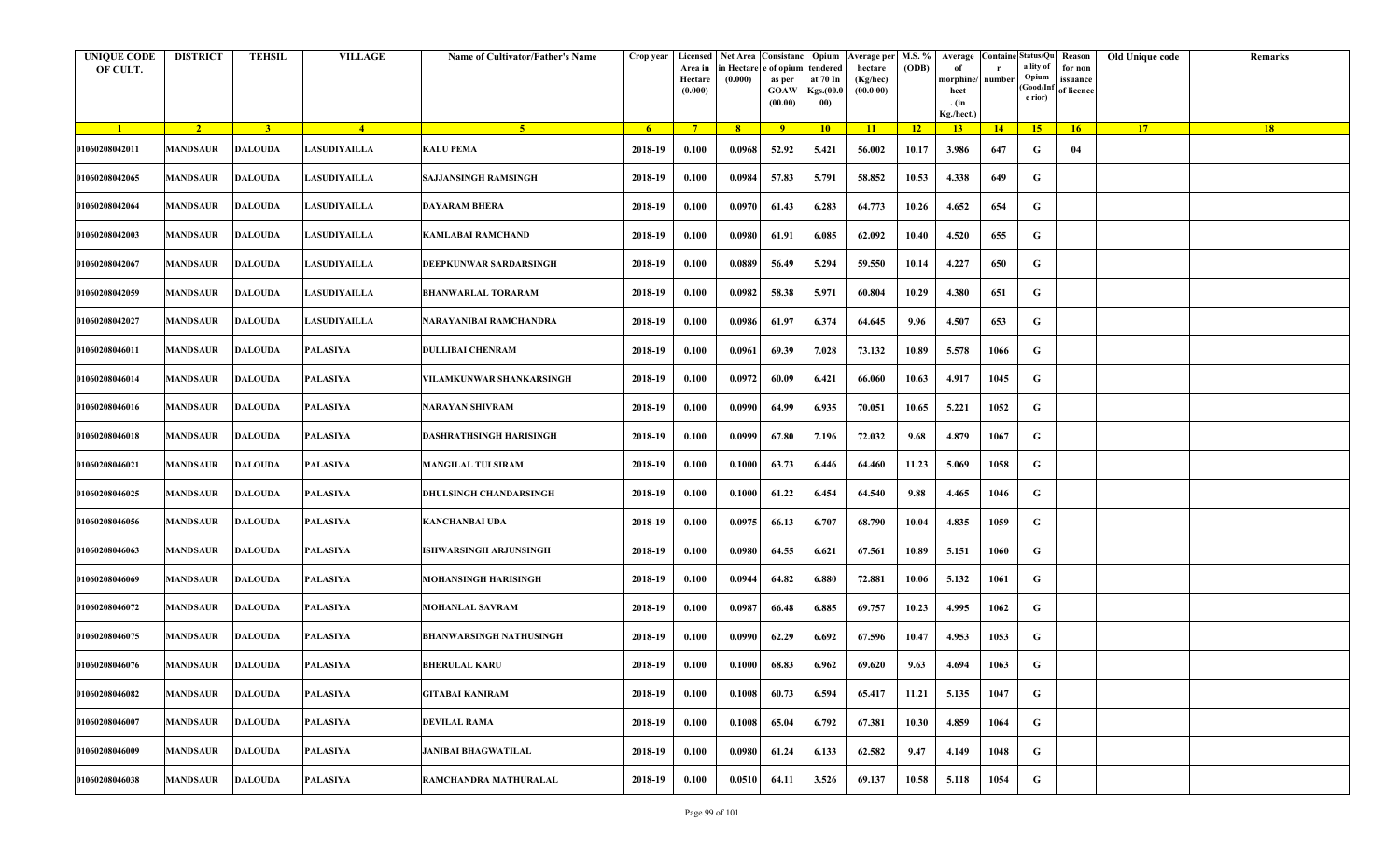| UNIQUE CODE OF CULT. | DISTRICT | TEHSIL | VILLAGE | Name of Cultivator/Father's Name | Crop year | Licensed Area in Hectare (0.000) | Net Area in Hectare (0.000) | Consistance of opium as per GOAW (00.00) | Opium tendered at 70 In Kgs.(00.000) | Average per hectare (Kg/hec) (00.00 00) | M.S. % (ODB) | Average of morphine/hect . (in Kg./hect.) | Container number | Status/Quality of Opium (Good/Inferior) | Reason for non issuance of licence | Old Unique code | Remarks |
|---|---|---|---|---|---|---|---|---|---|---|---|---|---|---|---|---|---|
| 1 | 2 | 3 | 4 | 5 | 6 | 7 | 8 | 9 | 10 | 11 | 12 | 13 | 14 | 15 | 16 | 17 | 18 |
| 01060208042011 | MANDSAUR | DALOUDA | LASUDIYAILLA | KALU PEMA | 2018-19 | 0.100 | 0.0968 | 52.92 | 5.421 | 56.002 | 10.17 | 3.986 | 647 | G | 04 | | |
| 01060208042065 | MANDSAUR | DALOUDA | LASUDIYAILLA | SAJJANSINGH RAMSINGH | 2018-19 | 0.100 | 0.0984 | 57.83 | 5.791 | 58.852 | 10.53 | 4.338 | 649 | G | | | |
| 01060208042064 | MANDSAUR | DALOUDA | LASUDIYAILLA | DAYARAM BHERA | 2018-19 | 0.100 | 0.0970 | 61.43 | 6.283 | 64.773 | 10.26 | 4.652 | 654 | G | | | |
| 01060208042003 | MANDSAUR | DALOUDA | LASUDIYAILLA | KAMLABAI RAMCHAND | 2018-19 | 0.100 | 0.0980 | 61.91 | 6.085 | 62.092 | 10.40 | 4.520 | 655 | G | | | |
| 01060208042067 | MANDSAUR | DALOUDA | LASUDIYAILLA | DEEPKUNWAR SARDARSINGH | 2018-19 | 0.100 | 0.0889 | 56.49 | 5.294 | 59.550 | 10.14 | 4.227 | 650 | G | | | |
| 01060208042059 | MANDSAUR | DALOUDA | LASUDIYAILLA | BHANWARLAL TORARAM | 2018-19 | 0.100 | 0.0982 | 58.38 | 5.971 | 60.804 | 10.29 | 4.380 | 651 | G | | | |
| 01060208042027 | MANDSAUR | DALOUDA | LASUDIYAILLA | NARAYANIBAI RAMCHANDRA | 2018-19 | 0.100 | 0.0986 | 61.97 | 6.374 | 64.645 | 9.96 | 4.507 | 653 | G | | | |
| 01060208046011 | MANDSAUR | DALOUDA | PALASIYA | DULLIBAI CHENRAM | 2018-19 | 0.100 | 0.0961 | 69.39 | 7.028 | 73.132 | 10.89 | 5.578 | 1066 | G | | | |
| 01060208046014 | MANDSAUR | DALOUDA | PALASIYA | VILAMKUNWAR SHANKARSINGH | 2018-19 | 0.100 | 0.0972 | 60.09 | 6.421 | 66.060 | 10.63 | 4.917 | 1045 | G | | | |
| 01060208046016 | MANDSAUR | DALOUDA | PALASIYA | NARAYAN SHIVRAM | 2018-19 | 0.100 | 0.0990 | 64.99 | 6.935 | 70.051 | 10.65 | 5.221 | 1052 | G | | | |
| 01060208046018 | MANDSAUR | DALOUDA | PALASIYA | DASHRATHSINGH HARISINGH | 2018-19 | 0.100 | 0.0999 | 67.80 | 7.196 | 72.032 | 9.68 | 4.879 | 1067 | G | | | |
| 01060208046021 | MANDSAUR | DALOUDA | PALASIYA | MANGILAL TULSIRAM | 2018-19 | 0.100 | 0.1000 | 63.73 | 6.446 | 64.460 | 11.23 | 5.069 | 1058 | G | | | |
| 01060208046025 | MANDSAUR | DALOUDA | PALASIYA | DHULSINGH CHANDARSINGH | 2018-19 | 0.100 | 0.1000 | 61.22 | 6.454 | 64.540 | 9.88 | 4.465 | 1046 | G | | | |
| 01060208046056 | MANDSAUR | DALOUDA | PALASIYA | KANCHANBAI UDA | 2018-19 | 0.100 | 0.0975 | 66.13 | 6.707 | 68.790 | 10.04 | 4.835 | 1059 | G | | | |
| 01060208046063 | MANDSAUR | DALOUDA | PALASIYA | ISHWARSINGH ARJUNSINGH | 2018-19 | 0.100 | 0.0980 | 64.55 | 6.621 | 67.561 | 10.89 | 5.151 | 1060 | G | | | |
| 01060208046069 | MANDSAUR | DALOUDA | PALASIYA | MOHANSINGH HARISINGH | 2018-19 | 0.100 | 0.0944 | 64.82 | 6.880 | 72.881 | 10.06 | 5.132 | 1061 | G | | | |
| 01060208046072 | MANDSAUR | DALOUDA | PALASIYA | MOHANLAL SAVRAM | 2018-19 | 0.100 | 0.0987 | 66.48 | 6.885 | 69.757 | 10.23 | 4.995 | 1062 | G | | | |
| 01060208046075 | MANDSAUR | DALOUDA | PALASIYA | BHANWARSINGH NATHUSINGH | 2018-19 | 0.100 | 0.0990 | 62.29 | 6.692 | 67.596 | 10.47 | 4.953 | 1053 | G | | | |
| 01060208046076 | MANDSAUR | DALOUDA | PALASIYA | BHERULAL KARU | 2018-19 | 0.100 | 0.1000 | 68.83 | 6.962 | 69.620 | 9.63 | 4.694 | 1063 | G | | | |
| 01060208046082 | MANDSAUR | DALOUDA | PALASIYA | GITABAI KANIRAM | 2018-19 | 0.100 | 0.1008 | 60.73 | 6.594 | 65.417 | 11.21 | 5.135 | 1047 | G | | | |
| 01060208046007 | MANDSAUR | DALOUDA | PALASIYA | DEVILAL RAMA | 2018-19 | 0.100 | 0.1008 | 65.04 | 6.792 | 67.381 | 10.30 | 4.859 | 1064 | G | | | |
| 01060208046009 | MANDSAUR | DALOUDA | PALASIYA | JANIBAI BHAGWATILAL | 2018-19 | 0.100 | 0.0980 | 61.24 | 6.133 | 62.582 | 9.47 | 4.149 | 1048 | G | | | |
| 01060208046038 | MANDSAUR | DALOUDA | PALASIYA | RAMCHANDRA MATHURALAL | 2018-19 | 0.100 | 0.0510 | 64.11 | 3.526 | 69.137 | 10.58 | 5.118 | 1054 | G | | | |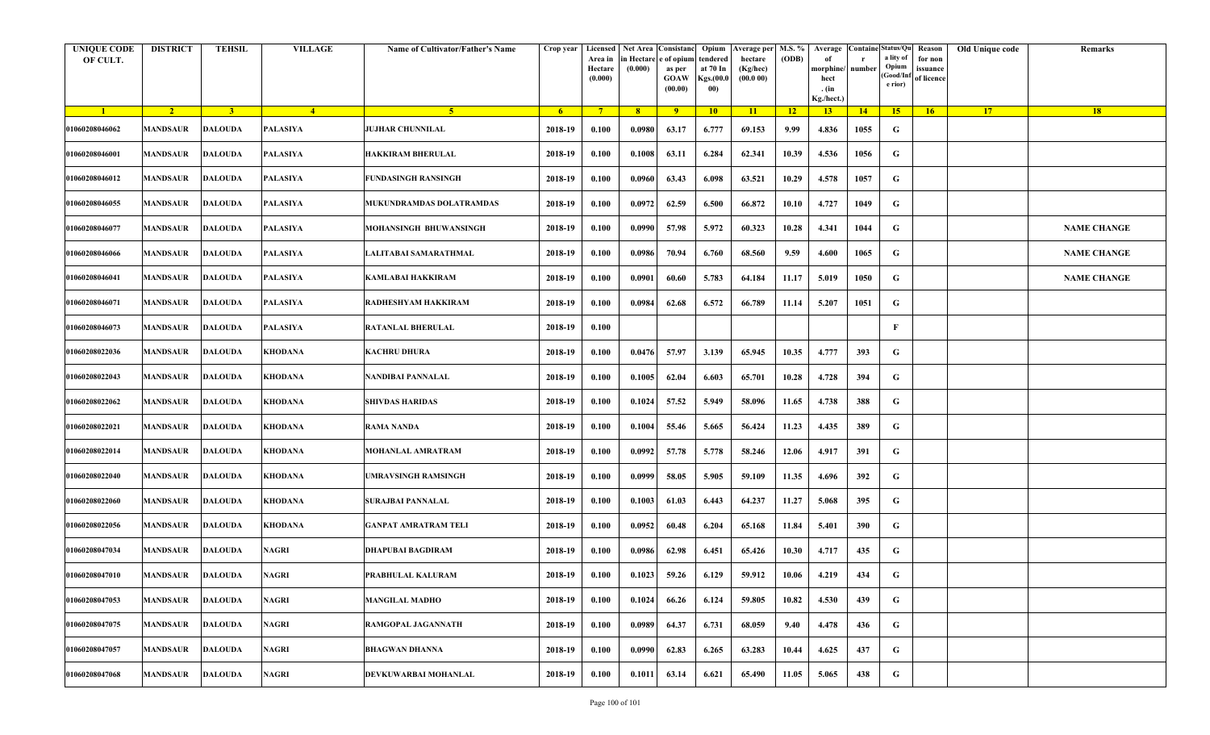| UNIQUE CODE OF CULT. | DISTRICT | TEHSIL | VILLAGE | Name of Cultivator/Father's Name | Crop year | Licensed Area in Hectare (0.000) | Net Area in Hectare (0.000) | Consistance of opium as per GOAW (00.00) | Opium tendered at 70 In Kgs.(00.000) | Average per hectare (Kg/hec) (00.00 00) | M.S. % (ODB) | Average of morphine/ hect . (in Kg./hect.) | Container number | Status/Quality of Opium (Good/Inferior) | Reason for non issuance of licence | Old Unique code | Remarks |
|---|---|---|---|---|---|---|---|---|---|---|---|---|---|---|---|---|---|
| 1 | 2 | 3 | 4 | 5 | 6 | 7 | 8 | 9 | 10 | 11 | 12 | 13 | 14 | 15 | 16 | 17 | 18 |
| 01060208046062 | MANDSAUR | DALOUDA | PALASIYA | JUJHAR CHUNNILAL | 2018-19 | 0.100 | 0.0980 | 63.17 | 6.777 | 69.153 | 9.99 | 4.836 | 1055 | G | | | |
| 01060208046001 | MANDSAUR | DALOUDA | PALASIYA | HAKKIRAM BHERULAL | 2018-19 | 0.100 | 0.1008 | 63.11 | 6.284 | 62.341 | 10.39 | 4.536 | 1056 | G | | | |
| 01060208046012 | MANDSAUR | DALOUDA | PALASIYA | FUNDASINGH RANSINGH | 2018-19 | 0.100 | 0.0960 | 63.43 | 6.098 | 63.521 | 10.29 | 4.578 | 1057 | G | | | |
| 01060208046055 | MANDSAUR | DALOUDA | PALASIYA | MUKUNDRAMDAS DOLATRAMDAS | 2018-19 | 0.100 | 0.0972 | 62.59 | 6.500 | 66.872 | 10.10 | 4.727 | 1049 | G | | | |
| 01060208046077 | MANDSAUR | DALOUDA | PALASIYA | MOHANSINGH BHUWANSINGH | 2018-19 | 0.100 | 0.0990 | 57.98 | 5.972 | 60.323 | 10.28 | 4.341 | 1044 | G | | | NAME CHANGE |
| 01060208046066 | MANDSAUR | DALOUDA | PALASIYA | LALITABAI SAMARATHMAL | 2018-19 | 0.100 | 0.0986 | 70.94 | 6.760 | 68.560 | 9.59 | 4.600 | 1065 | G | | | NAME CHANGE |
| 01060208046041 | MANDSAUR | DALOUDA | PALASIYA | KAMLABAI HAKKIRAM | 2018-19 | 0.100 | 0.0901 | 60.60 | 5.783 | 64.184 | 11.17 | 5.019 | 1050 | G | | | NAME CHANGE |
| 01060208046071 | MANDSAUR | DALOUDA | PALASIYA | RADHESHYAM HAKKIRAM | 2018-19 | 0.100 | 0.0984 | 62.68 | 6.572 | 66.789 | 11.14 | 5.207 | 1051 | G | | | |
| 01060208046073 | MANDSAUR | DALOUDA | PALASIYA | RATANLAL BHERULAL | 2018-19 | 0.100 | | | | | | | | F | | | |
| 01060208022036 | MANDSAUR | DALOUDA | KHODANA | KACHRU DHURA | 2018-19 | 0.100 | 0.0476 | 57.97 | 3.139 | 65.945 | 10.35 | 4.777 | 393 | G | | | |
| 01060208022043 | MANDSAUR | DALOUDA | KHODANA | NANDIBAI PANNALAL | 2018-19 | 0.100 | 0.1005 | 62.04 | 6.603 | 65.701 | 10.28 | 4.728 | 394 | G | | | |
| 01060208022062 | MANDSAUR | DALOUDA | KHODANA | SHIVDAS HARIDAS | 2018-19 | 0.100 | 0.1024 | 57.52 | 5.949 | 58.096 | 11.65 | 4.738 | 388 | G | | | |
| 01060208022021 | MANDSAUR | DALOUDA | KHODANA | RAMA NANDA | 2018-19 | 0.100 | 0.1004 | 55.46 | 5.665 | 56.424 | 11.23 | 4.435 | 389 | G | | | |
| 01060208022014 | MANDSAUR | DALOUDA | KHODANA | MOHANLAL AMRATRAM | 2018-19 | 0.100 | 0.0992 | 57.78 | 5.778 | 58.246 | 12.06 | 4.917 | 391 | G | | | |
| 01060208022040 | MANDSAUR | DALOUDA | KHODANA | UMRAVSINGH RAMSINGH | 2018-19 | 0.100 | 0.0999 | 58.05 | 5.905 | 59.109 | 11.35 | 4.696 | 392 | G | | | |
| 01060208022060 | MANDSAUR | DALOUDA | KHODANA | SURAJBAI PANNALAL | 2018-19 | 0.100 | 0.1003 | 61.03 | 6.443 | 64.237 | 11.27 | 5.068 | 395 | G | | | |
| 01060208022056 | MANDSAUR | DALOUDA | KHODANA | GANPAT AMRATRAM TELI | 2018-19 | 0.100 | 0.0952 | 60.48 | 6.204 | 65.168 | 11.84 | 5.401 | 390 | G | | | |
| 01060208047034 | MANDSAUR | DALOUDA | NAGRI | DHAPUBAI BAGDIRAM | 2018-19 | 0.100 | 0.0986 | 62.98 | 6.451 | 65.426 | 10.30 | 4.717 | 435 | G | | | |
| 01060208047010 | MANDSAUR | DALOUDA | NAGRI | PRABHULAL KALURAM | 2018-19 | 0.100 | 0.1023 | 59.26 | 6.129 | 59.912 | 10.06 | 4.219 | 434 | G | | | |
| 01060208047053 | MANDSAUR | DALOUDA | NAGRI | MANGILAL MADHO | 2018-19 | 0.100 | 0.1024 | 66.26 | 6.124 | 59.805 | 10.82 | 4.530 | 439 | G | | | |
| 01060208047075 | MANDSAUR | DALOUDA | NAGRI | RAMGOPAL JAGANNATH | 2018-19 | 0.100 | 0.0989 | 64.37 | 6.731 | 68.059 | 9.40 | 4.478 | 436 | G | | | |
| 01060208047057 | MANDSAUR | DALOUDA | NAGRI | BHAGWAN DHANNA | 2018-19 | 0.100 | 0.0990 | 62.83 | 6.265 | 63.283 | 10.44 | 4.625 | 437 | G | | | |
| 01060208047068 | MANDSAUR | DALOUDA | NAGRI | DEVKUWARBAI MOHANLAL | 2018-19 | 0.100 | 0.1011 | 63.14 | 6.621 | 65.490 | 11.05 | 5.065 | 438 | G | | | |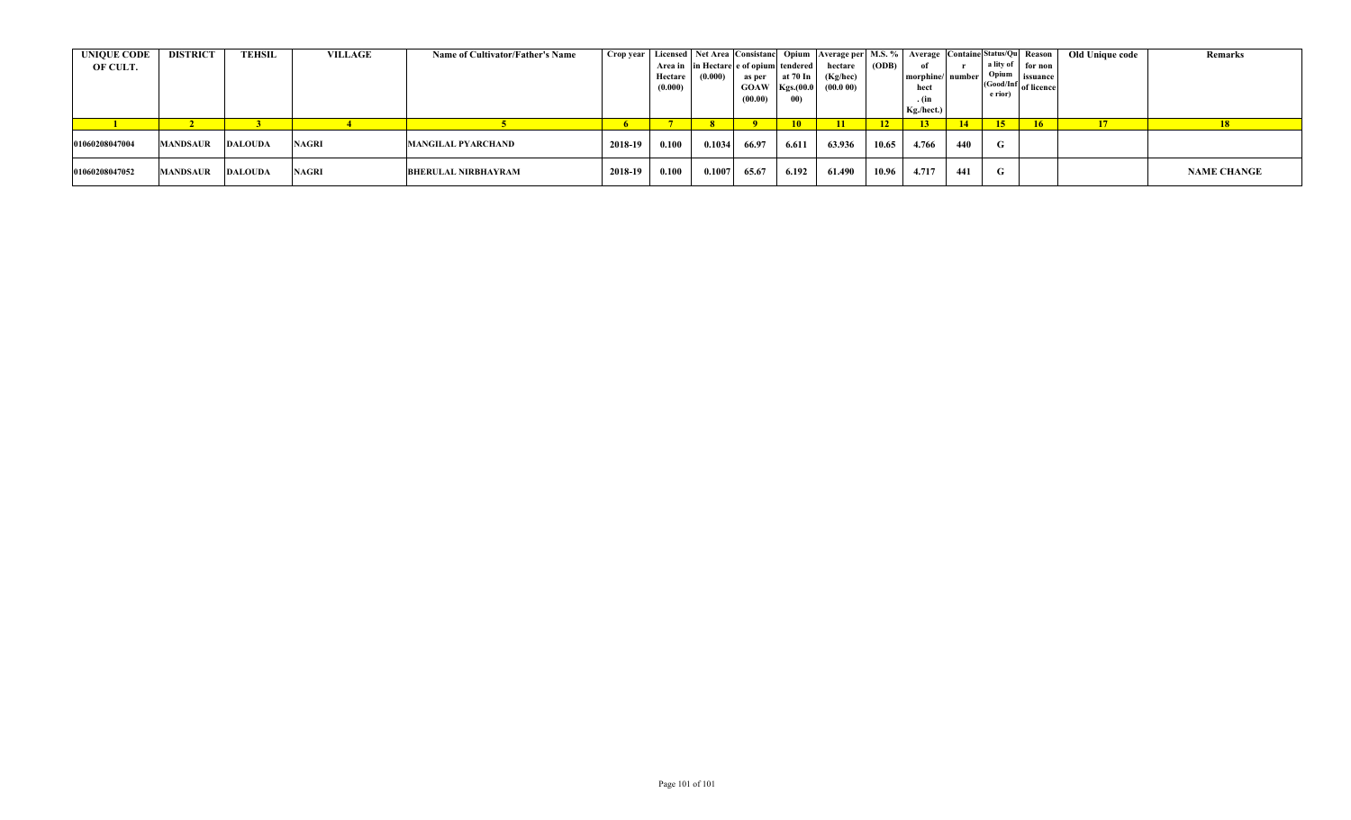| UNIQUE CODE OF CULT. | DISTRICT | TEHSIL | VILLAGE | Name of Cultivator/Father's Name | Crop year | Licensed Area in Hectare (0.000) | Net Area in Hectare (0.000) | Consistance of opium as per GOAW (00.00) | Opium tendered at 70 In Kgs.(00.000) | Average per hectare (Kg/hec) (00.0 00) | M.S. % (ODB) | Average of morphine/hect. (in Kg./hect.) | Container number | Status/Quality of Opium (Good/Inferior) | Reason for non issuance of licence | Old Unique code | Remarks |
|---|---|---|---|---|---|---|---|---|---|---|---|---|---|---|---|---|---|
| 1 | 2 | 3 | 4 | 5 | 6 | 7 | 8 | 9 | 10 | 11 | 12 | 13 | 14 | 15 | 16 | 17 | 18 |
| 01060208047004 | MANDSAUR | DALOUDA | NAGRI | MANGILAL PYARCHAND | 2018-19 | 0.100 | 0.1034 | 66.97 | 6.611 | 63.936 | 10.65 | 4.766 | 440 | G | | | |
| 01060208047052 | MANDSAUR | DALOUDA | NAGRI | BHERULAL NIRBHAYRAM | 2018-19 | 0.100 | 0.1007 | 65.67 | 6.192 | 61.490 | 10.96 | 4.717 | 441 | G | | | NAME CHANGE |